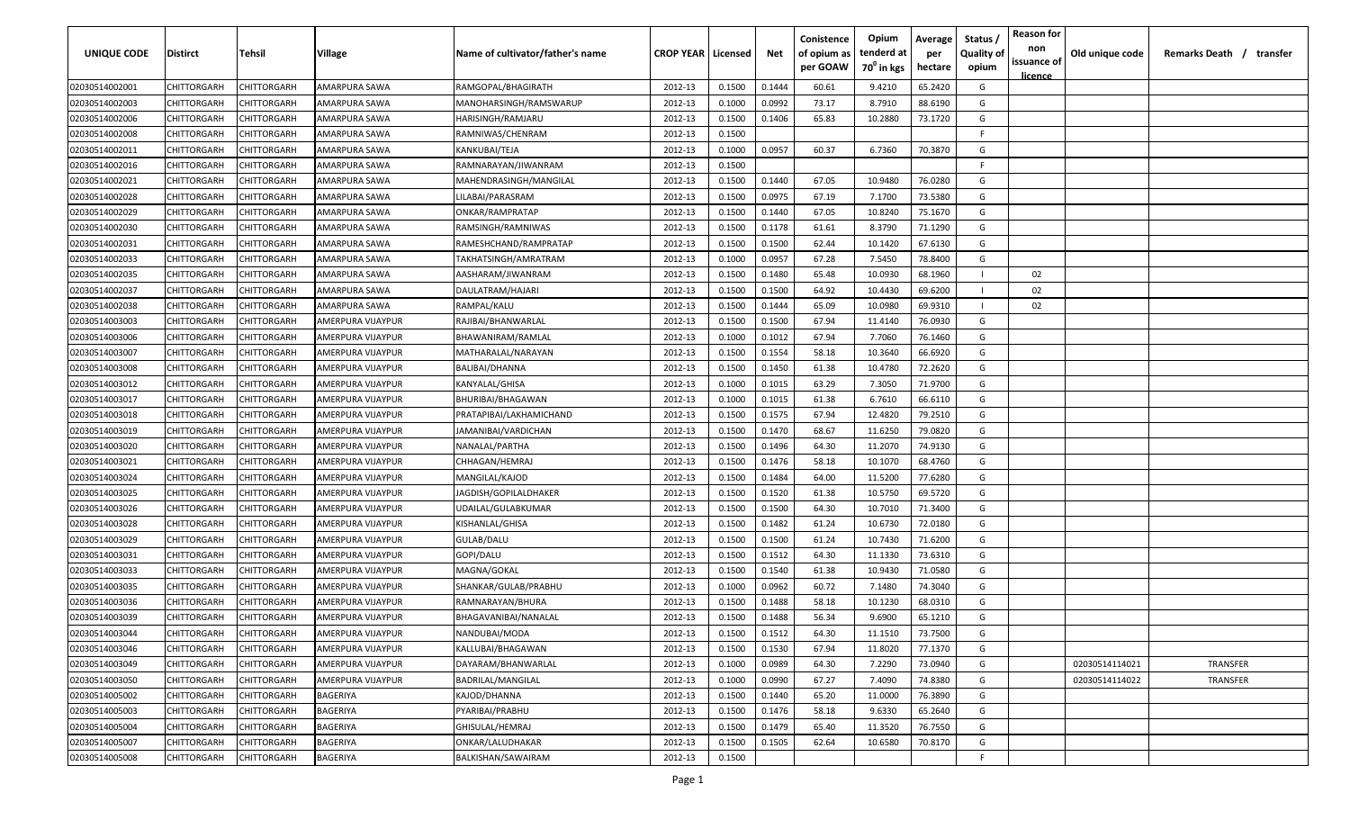| UNIQUE CODE | Distirct | Tehsil | Village | Name of cultivator/father's name | CROP YEAR | Licensed | Net | Consistence of opium as per GOAW | Opium tenderd at 70° in kgs | Average per hectare | Status / Quality of opium | Reason for non issuance of licence | Old unique code | Remarks Death / transfer |
|---|---|---|---|---|---|---|---|---|---|---|---|---|---|---|
| 02030514002001 | CHITTORGARH | CHITTORGARH | AMARPURA SAWA | RAMGOPAL/BHAGIRATH | 2012-13 | 0.1500 | 0.1444 | 60.61 | 9.4210 | 65.2420 | G | | | |
| 02030514002003 | CHITTORGARH | CHITTORGARH | AMARPURA SAWA | MANOHARSINGH/RAMSWARUP | 2012-13 | 0.1000 | 0.0992 | 73.17 | 8.7910 | 88.6190 | G | | | |
| 02030514002006 | CHITTORGARH | CHITTORGARH | AMARPURA SAWA | HARISINGH/RAMJARU | 2012-13 | 0.1500 | 0.1406 | 65.83 | 10.2880 | 73.1720 | G | | | |
| 02030514002008 | CHITTORGARH | CHITTORGARH | AMARPURA SAWA | RAMNIWAS/CHENRAM | 2012-13 | 0.1500 | | | | | F | | | |
| 02030514002011 | CHITTORGARH | CHITTORGARH | AMARPURA SAWA | KANKUBAI/TEJA | 2012-13 | 0.1000 | 0.0957 | 60.37 | 6.7360 | 70.3870 | G | | | |
| 02030514002016 | CHITTORGARH | CHITTORGARH | AMARPURA SAWA | RAMNARAYAN/JIWANRAM | 2012-13 | 0.1500 | | | | | F | | | |
| 02030514002021 | CHITTORGARH | CHITTORGARH | AMARPURA SAWA | MAHENDRASINGH/MANGILAL | 2012-13 | 0.1500 | 0.1440 | 67.05 | 10.9480 | 76.0280 | G | | | |
| 02030514002028 | CHITTORGARH | CHITTORGARH | AMARPURA SAWA | LILABAI/PARASRAM | 2012-13 | 0.1500 | 0.0975 | 67.19 | 7.1700 | 73.5380 | G | | | |
| 02030514002029 | CHITTORGARH | CHITTORGARH | AMARPURA SAWA | ONKAR/RAMPRATAP | 2012-13 | 0.1500 | 0.1440 | 67.05 | 10.8240 | 75.1670 | G | | | |
| 02030514002030 | CHITTORGARH | CHITTORGARH | AMARPURA SAWA | RAMSINGH/RAMNIWAS | 2012-13 | 0.1500 | 0.1178 | 61.61 | 8.3790 | 71.1290 | G | | | |
| 02030514002031 | CHITTORGARH | CHITTORGARH | AMARPURA SAWA | RAMESHCHAND/RAMPRATAP | 2012-13 | 0.1500 | 0.1500 | 62.44 | 10.1420 | 67.6130 | G | | | |
| 02030514002033 | CHITTORGARH | CHITTORGARH | AMARPURA SAWA | TAKHATSINGH/AMRATRAM | 2012-13 | 0.1000 | 0.0957 | 67.28 | 7.5450 | 78.8400 | G | | | |
| 02030514002035 | CHITTORGARH | CHITTORGARH | AMARPURA SAWA | AASHARAM/JIWANRAM | 2012-13 | 0.1500 | 0.1480 | 65.48 | 10.0930 | 68.1960 | I | 02 | | |
| 02030514002037 | CHITTORGARH | CHITTORGARH | AMARPURA SAWA | DAULATRAM/HAJARI | 2012-13 | 0.1500 | 0.1500 | 64.92 | 10.4430 | 69.6200 | I | 02 | | |
| 02030514002038 | CHITTORGARH | CHITTORGARH | AMARPURA SAWA | RAMPAL/KALU | 2012-13 | 0.1500 | 0.1444 | 65.09 | 10.0980 | 69.9310 | I | 02 | | |
| 02030514003003 | CHITTORGARH | CHITTORGARH | AMERPURA VIJAYPUR | RAJIBAI/BHANWARLAL | 2012-13 | 0.1500 | 0.1500 | 67.94 | 11.4140 | 76.0930 | G | | | |
| 02030514003006 | CHITTORGARH | CHITTORGARH | AMERPURA VIJAYPUR | BHAWANIRAM/RAMLAL | 2012-13 | 0.1000 | 0.1012 | 67.94 | 7.7060 | 76.1460 | G | | | |
| 02030514003007 | CHITTORGARH | CHITTORGARH | AMERPURA VIJAYPUR | MATHARALAL/NARAYAN | 2012-13 | 0.1500 | 0.1554 | 58.18 | 10.3640 | 66.6920 | G | | | |
| 02030514003008 | CHITTORGARH | CHITTORGARH | AMERPURA VIJAYPUR | BALIBAI/DHANNA | 2012-13 | 0.1500 | 0.1450 | 61.38 | 10.4780 | 72.2620 | G | | | |
| 02030514003012 | CHITTORGARH | CHITTORGARH | AMERPURA VIJAYPUR | KANYALAL/GHISA | 2012-13 | 0.1000 | 0.1015 | 63.29 | 7.3050 | 71.9700 | G | | | |
| 02030514003017 | CHITTORGARH | CHITTORGARH | AMERPURA VIJAYPUR | BHURIBAI/BHAGAWAN | 2012-13 | 0.1000 | 0.1015 | 61.38 | 6.7610 | 66.6110 | G | | | |
| 02030514003018 | CHITTORGARH | CHITTORGARH | AMERPURA VIJAYPUR | PRATAPIBAI/LAKHAMICHAND | 2012-13 | 0.1500 | 0.1575 | 67.94 | 12.4820 | 79.2510 | G | | | |
| 02030514003019 | CHITTORGARH | CHITTORGARH | AMERPURA VIJAYPUR | JAMANIBAI/VARDICHAN | 2012-13 | 0.1500 | 0.1470 | 68.67 | 11.6250 | 79.0820 | G | | | |
| 02030514003020 | CHITTORGARH | CHITTORGARH | AMERPURA VIJAYPUR | NANALAL/PARTHA | 2012-13 | 0.1500 | 0.1496 | 64.30 | 11.2070 | 74.9130 | G | | | |
| 02030514003021 | CHITTORGARH | CHITTORGARH | AMERPURA VIJAYPUR | CHHAGAN/HEMRAJ | 2012-13 | 0.1500 | 0.1476 | 58.18 | 10.1070 | 68.4760 | G | | | |
| 02030514003024 | CHITTORGARH | CHITTORGARH | AMERPURA VIJAYPUR | MANGILAL/KAJOD | 2012-13 | 0.1500 | 0.1484 | 64.00 | 11.5200 | 77.6280 | G | | | |
| 02030514003025 | CHITTORGARH | CHITTORGARH | AMERPURA VIJAYPUR | JAGDISH/GOPILALDHAKER | 2012-13 | 0.1500 | 0.1520 | 61.38 | 10.5750 | 69.5720 | G | | | |
| 02030514003026 | CHITTORGARH | CHITTORGARH | AMERPURA VIJAYPUR | UDAILAL/GULABKUMAR | 2012-13 | 0.1500 | 0.1500 | 64.30 | 10.7010 | 71.3400 | G | | | |
| 02030514003028 | CHITTORGARH | CHITTORGARH | AMERPURA VIJAYPUR | KISHANLAL/GHISA | 2012-13 | 0.1500 | 0.1482 | 61.24 | 10.6730 | 72.0180 | G | | | |
| 02030514003029 | CHITTORGARH | CHITTORGARH | AMERPURA VIJAYPUR | GULAB/DALU | 2012-13 | 0.1500 | 0.1500 | 61.24 | 10.7430 | 71.6200 | G | | | |
| 02030514003031 | CHITTORGARH | CHITTORGARH | AMERPURA VIJAYPUR | GOPI/DALU | 2012-13 | 0.1500 | 0.1512 | 64.30 | 11.1330 | 73.6310 | G | | | |
| 02030514003033 | CHITTORGARH | CHITTORGARH | AMERPURA VIJAYPUR | MAGNA/GOKAL | 2012-13 | 0.1500 | 0.1540 | 61.38 | 10.9430 | 71.0580 | G | | | |
| 02030514003035 | CHITTORGARH | CHITTORGARH | AMERPURA VIJAYPUR | SHANKAR/GULAB/PRABHU | 2012-13 | 0.1000 | 0.0962 | 60.72 | 7.1480 | 74.3040 | G | | | |
| 02030514003036 | CHITTORGARH | CHITTORGARH | AMERPURA VIJAYPUR | RAMNARAYAN/BHURA | 2012-13 | 0.1500 | 0.1488 | 58.18 | 10.1230 | 68.0310 | G | | | |
| 02030514003039 | CHITTORGARH | CHITTORGARH | AMERPURA VIJAYPUR | BHAGAVANIBAI/NANALAL | 2012-13 | 0.1500 | 0.1488 | 56.34 | 9.6900 | 65.1210 | G | | | |
| 02030514003044 | CHITTORGARH | CHITTORGARH | AMERPURA VIJAYPUR | NANDUBAI/MODA | 2012-13 | 0.1500 | 0.1512 | 64.30 | 11.1510 | 73.7500 | G | | | |
| 02030514003046 | CHITTORGARH | CHITTORGARH | AMERPURA VIJAYPUR | KALLUBAI/BHAGAWAN | 2012-13 | 0.1500 | 0.1530 | 67.94 | 11.8020 | 77.1370 | G | | | |
| 02030514003049 | CHITTORGARH | CHITTORGARH | AMERPURA VIJAYPUR | DAYARAM/BHANWARLAL | 2012-13 | 0.1000 | 0.0989 | 64.30 | 7.2290 | 73.0940 | G | | 02030514114021 | TRANSFER |
| 02030514003050 | CHITTORGARH | CHITTORGARH | AMERPURA VIJAYPUR | BADRILAL/MANGILAL | 2012-13 | 0.1000 | 0.0990 | 67.27 | 7.4090 | 74.8380 | G | | 02030514114022 | TRANSFER |
| 02030514005002 | CHITTORGARH | CHITTORGARH | BAGERIYA | KAJOD/DHANNA | 2012-13 | 0.1500 | 0.1440 | 65.20 | 11.0000 | 76.3890 | G | | | |
| 02030514005003 | CHITTORGARH | CHITTORGARH | BAGERIYA | PYARIBAI/PRABHU | 2012-13 | 0.1500 | 0.1476 | 58.18 | 9.6330 | 65.2640 | G | | | |
| 02030514005004 | CHITTORGARH | CHITTORGARH | BAGERIYA | GHISULAL/HEMRAJ | 2012-13 | 0.1500 | 0.1479 | 65.40 | 11.3520 | 76.7550 | G | | | |
| 02030514005007 | CHITTORGARH | CHITTORGARH | BAGERIYA | ONKAR/LALUDHAKAR | 2012-13 | 0.1500 | 0.1505 | 62.64 | 10.6580 | 70.8170 | G | | | |
| 02030514005008 | CHITTORGARH | CHITTORGARH | BAGERIYA | BALKISHAN/SAWAIRAM | 2012-13 | 0.1500 | | | | | F | | | |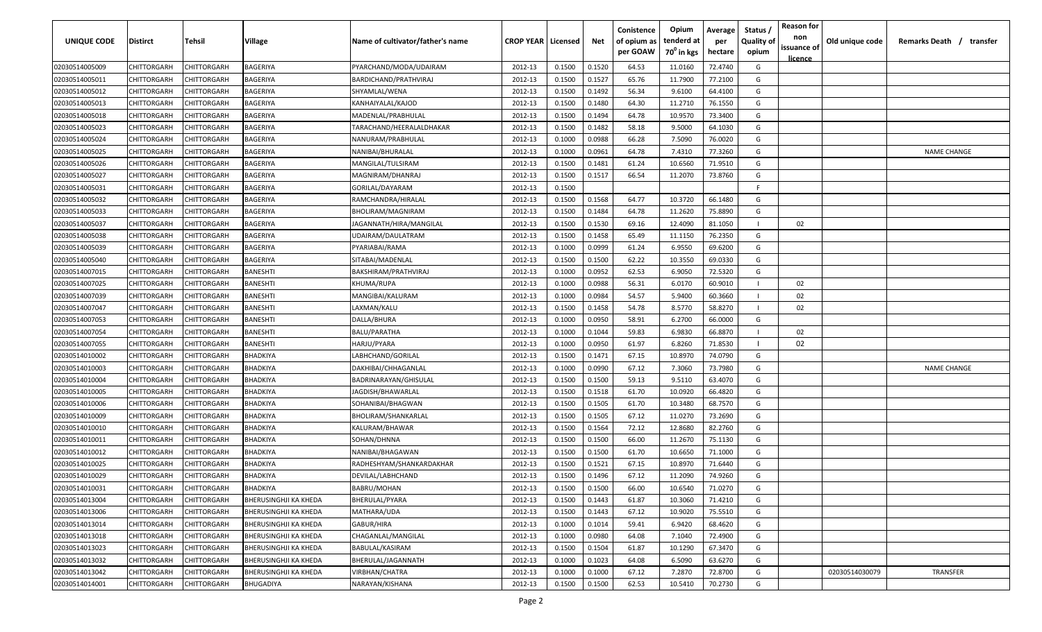| UNIQUE CODE | Distirct | Tehsil | Village | Name of cultivator/father's name | CROP YEAR | Licensed | Net | Conistence of opium as per GOAW | Opium tenderd at 70° in kgs | Average per hectare | Status / Quality of opium | Reason for non issuance of licence | Old unique code | Remarks Death / transfer |
|---|---|---|---|---|---|---|---|---|---|---|---|---|---|---|
| 02030514005009 | CHITTORGARH | CHITTORGARH | BAGERIYA | PYARCHAND/MODA/UDAIRAM | 2012-13 | 0.1500 | 0.1520 | 64.53 | 11.0160 | 72.4740 | G | | | |
| 02030514005011 | CHITTORGARH | CHITTORGARH | BAGERIYA | BARDICHAND/PRATHVIRAJ | 2012-13 | 0.1500 | 0.1527 | 65.76 | 11.7900 | 77.2100 | G | | | |
| 02030514005012 | CHITTORGARH | CHITTORGARH | BAGERIYA | SHYAMLAL/WENA | 2012-13 | 0.1500 | 0.1492 | 56.34 | 9.6100 | 64.4100 | G | | | |
| 02030514005013 | CHITTORGARH | CHITTORGARH | BAGERIYA | KANHAIYALAL/KAJOD | 2012-13 | 0.1500 | 0.1480 | 64.30 | 11.2710 | 76.1550 | G | | | |
| 02030514005018 | CHITTORGARH | CHITTORGARH | BAGERIYA | MADENLAL/PRABHULAL | 2012-13 | 0.1500 | 0.1494 | 64.78 | 10.9570 | 73.3400 | G | | | |
| 02030514005023 | CHITTORGARH | CHITTORGARH | BAGERIYA | TARACHAND/HEERALALDHAKAR | 2012-13 | 0.1500 | 0.1482 | 58.18 | 9.5000 | 64.1030 | G | | | |
| 02030514005024 | CHITTORGARH | CHITTORGARH | BAGERIYA | NANURAM/PRABHULAL | 2012-13 | 0.1000 | 0.0988 | 66.28 | 7.5090 | 76.0020 | G | | | |
| 02030514005025 | CHITTORGARH | CHITTORGARH | BAGERIYA | NANIBAI/BHURALAL | 2012-13 | 0.1000 | 0.0961 | 64.78 | 7.4310 | 77.3260 | G | | | NAME CHANGE |
| 02030514005026 | CHITTORGARH | CHITTORGARH | BAGERIYA | MANGILAL/TULSIRAM | 2012-13 | 0.1500 | 0.1481 | 61.24 | 10.6560 | 71.9510 | G | | | |
| 02030514005027 | CHITTORGARH | CHITTORGARH | BAGERIYA | MAGNIRAM/DHANRAJ | 2012-13 | 0.1500 | 0.1517 | 66.54 | 11.2070 | 73.8760 | G | | | |
| 02030514005031 | CHITTORGARH | CHITTORGARH | BAGERIYA | GORILAL/DAYARAM | 2012-13 | 0.1500 | | | | | F | | | |
| 02030514005032 | CHITTORGARH | CHITTORGARH | BAGERIYA | RAMCHANDRA/HIRALAL | 2012-13 | 0.1500 | 0.1568 | 64.77 | 10.3720 | 66.1480 | G | | | |
| 02030514005033 | CHITTORGARH | CHITTORGARH | BAGERIYA | BHOLIRAM/MAGNIRAM | 2012-13 | 0.1500 | 0.1484 | 64.78 | 11.2620 | 75.8890 | G | | | |
| 02030514005037 | CHITTORGARH | CHITTORGARH | BAGERIYA | JAGANNATH/HIRA/MANGILAL | 2012-13 | 0.1500 | 0.1530 | 69.16 | 12.4090 | 81.1050 | I | 02 | | |
| 02030514005038 | CHITTORGARH | CHITTORGARH | BAGERIYA | UDAIRAM/DAULATRAM | 2012-13 | 0.1500 | 0.1458 | 65.49 | 11.1150 | 76.2350 | G | | | |
| 02030514005039 | CHITTORGARH | CHITTORGARH | BAGERIYA | PYARIABAI/RAMA | 2012-13 | 0.1000 | 0.0999 | 61.24 | 6.9550 | 69.6200 | G | | | |
| 02030514005040 | CHITTORGARH | CHITTORGARH | BAGERIYA | SITABAI/MADENLAL | 2012-13 | 0.1500 | 0.1500 | 62.22 | 10.3550 | 69.0330 | G | | | |
| 02030514007015 | CHITTORGARH | CHITTORGARH | BANESHTI | BAKSHIRAM/PRATHVIRAJ | 2012-13 | 0.1000 | 0.0952 | 62.53 | 6.9050 | 72.5320 | G | | | |
| 02030514007025 | CHITTORGARH | CHITTORGARH | BANESHTI | KHUMA/RUPA | 2012-13 | 0.1000 | 0.0988 | 56.31 | 6.0170 | 60.9010 | I | 02 | | |
| 02030514007039 | CHITTORGARH | CHITTORGARH | BANESHTI | MANGIBAI/KALURAM | 2012-13 | 0.1000 | 0.0984 | 54.57 | 5.9400 | 60.3660 | I | 02 | | |
| 02030514007047 | CHITTORGARH | CHITTORGARH | BANESHTI | LAXMAN/KALU | 2012-13 | 0.1500 | 0.1458 | 54.78 | 8.5770 | 58.8270 | I | 02 | | |
| 02030514007053 | CHITTORGARH | CHITTORGARH | BANESHTI | DALLA/BHURA | 2012-13 | 0.1000 | 0.0950 | 58.91 | 6.2700 | 66.0000 | G | | | |
| 02030514007054 | CHITTORGARH | CHITTORGARH | BANESHTI | BALU/PARATHA | 2012-13 | 0.1000 | 0.1044 | 59.83 | 6.9830 | 66.8870 | I | 02 | | |
| 02030514007055 | CHITTORGARH | CHITTORGARH | BANESHTI | HARJU/PYARA | 2012-13 | 0.1000 | 0.0950 | 61.97 | 6.8260 | 71.8530 | I | 02 | | |
| 02030514010002 | CHITTORGARH | CHITTORGARH | BHADKIYA | LABHCHAND/GORILAL | 2012-13 | 0.1500 | 0.1471 | 67.15 | 10.8970 | 74.0790 | G | | | |
| 02030514010003 | CHITTORGARH | CHITTORGARH | BHADKIYA | DAKHIBAI/CHHAGANLAL | 2012-13 | 0.1000 | 0.0990 | 67.12 | 7.3060 | 73.7980 | G | | | NAME CHANGE |
| 02030514010004 | CHITTORGARH | CHITTORGARH | BHADKIYA | BADRINARAYAN/GHISULAL | 2012-13 | 0.1500 | 0.1500 | 59.13 | 9.5110 | 63.4070 | G | | | |
| 02030514010005 | CHITTORGARH | CHITTORGARH | BHADKIYA | JAGDISH/BHAWARLAL | 2012-13 | 0.1500 | 0.1518 | 61.70 | 10.0920 | 66.4820 | G | | | |
| 02030514010006 | CHITTORGARH | CHITTORGARH | BHADKIYA | SOHANIBAI/BHAGWAN | 2012-13 | 0.1500 | 0.1505 | 61.70 | 10.3480 | 68.7570 | G | | | |
| 02030514010009 | CHITTORGARH | CHITTORGARH | BHADKIYA | BHOLIRAM/SHANKARLAL | 2012-13 | 0.1500 | 0.1505 | 67.12 | 11.0270 | 73.2690 | G | | | |
| 02030514010010 | CHITTORGARH | CHITTORGARH | BHADKIYA | KALURAM/BHAWAR | 2012-13 | 0.1500 | 0.1564 | 72.12 | 12.8680 | 82.2760 | G | | | |
| 02030514010011 | CHITTORGARH | CHITTORGARH | BHADKIYA | SOHAN/DHNNA | 2012-13 | 0.1500 | 0.1500 | 66.00 | 11.2670 | 75.1130 | G | | | |
| 02030514010012 | CHITTORGARH | CHITTORGARH | BHADKIYA | NANIBAI/BHAGAWAN | 2012-13 | 0.1500 | 0.1500 | 61.70 | 10.6650 | 71.1000 | G | | | |
| 02030514010025 | CHITTORGARH | CHITTORGARH | BHADKIYA | RADHESHYAM/SHANKARDAKHAR | 2012-13 | 0.1500 | 0.1521 | 67.15 | 10.8970 | 71.6440 | G | | | |
| 02030514010029 | CHITTORGARH | CHITTORGARH | BHADKIYA | DEVILAL/LABHCHAND | 2012-13 | 0.1500 | 0.1496 | 67.12 | 11.2090 | 74.9260 | G | | | |
| 02030514010031 | CHITTORGARH | CHITTORGARH | BHADKIYA | BABRU/MOHAN | 2012-13 | 0.1500 | 0.1500 | 66.00 | 10.6540 | 71.0270 | G | | | |
| 02030514013004 | CHITTORGARH | CHITTORGARH | BHERUSINGHJI KA KHEDA | BHERULAL/PYARA | 2012-13 | 0.1500 | 0.1443 | 61.87 | 10.3060 | 71.4210 | G | | | |
| 02030514013006 | CHITTORGARH | CHITTORGARH | BHERUSINGHJI KA KHEDA | MATHARA/UDA | 2012-13 | 0.1500 | 0.1443 | 67.12 | 10.9020 | 75.5510 | G | | | |
| 02030514013014 | CHITTORGARH | CHITTORGARH | BHERUSINGHJI KA KHEDA | GABUR/HIRA | 2012-13 | 0.1000 | 0.1014 | 59.41 | 6.9420 | 68.4620 | G | | | |
| 02030514013018 | CHITTORGARH | CHITTORGARH | BHERUSINGHJI KA KHEDA | CHAGANLAL/MANGILAL | 2012-13 | 0.1000 | 0.0980 | 64.08 | 7.1040 | 72.4900 | G | | | |
| 02030514013023 | CHITTORGARH | CHITTORGARH | BHERUSINGHJI KA KHEDA | BABULAL/KASIRAM | 2012-13 | 0.1500 | 0.1504 | 61.87 | 10.1290 | 67.3470 | G | | | |
| 02030514013032 | CHITTORGARH | CHITTORGARH | BHERUSINGHJI KA KHEDA | BHERULAL/JAGANNATH | 2012-13 | 0.1000 | 0.1023 | 64.08 | 6.5090 | 63.6270 | G | | | |
| 02030514013042 | CHITTORGARH | CHITTORGARH | BHERUSINGHJI KA KHEDA | VIRBHAN/CHATRA | 2012-13 | 0.1000 | 0.1000 | 67.12 | 7.2870 | 72.8700 | G | | 02030514030079 | TRANSFER |
| 02030514014001 | CHITTORGARH | CHITTORGARH | BHUGADIYA | NARAYAN/KISHANA | 2012-13 | 0.1500 | 0.1500 | 62.53 | 10.5410 | 70.2730 | G | | | |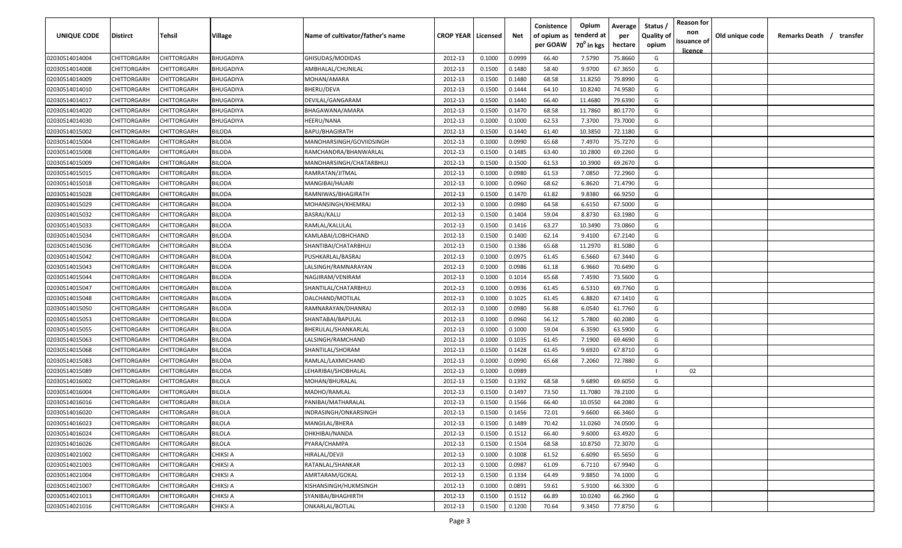| UNIQUE CODE | Distirct | Tehsil | Village | Name of cultivator/father's name | CROP YEAR | Licensed | Net | Conistence of opium as per GOAW | Opium tenderd at $70^0$ in kgs | Average per hectare | Status / Quality of opium | Reason for non issuance of licence | Old unique code | Remarks Death / transfer |
|---|---|---|---|---|---|---|---|---|---|---|---|---|---|---|
| 02030514014004 | CHITTORGARH | CHITTORGARH | BHUGADIYA | GHISUDAS/MODIDAS | 2012-13 | 0.1000 | 0.0999 | 66.40 | 7.5790 | 75.8660 | G | | | |
| 02030514014008 | CHITTORGARH | CHITTORGARH | BHUGADIYA | AMBHALAL/CHUNILAL | 2012-13 | 0.1500 | 0.1480 | 58.40 | 9.9700 | 67.3650 | G | | | |
| 02030514014009 | CHITTORGARH | CHITTORGARH | BHUGADIYA | MOHAN/AMARA | 2012-13 | 0.1500 | 0.1480 | 68.58 | 11.8250 | 79.8990 | G | | | |
| 02030514014010 | CHITTORGARH | CHITTORGARH | BHUGADIYA | BHERU/DEVA | 2012-13 | 0.1500 | 0.1444 | 64.10 | 10.8240 | 74.9580 | G | | | |
| 02030514014017 | CHITTORGARH | CHITTORGARH | BHUGADIYA | DEVILAL/GANGARAM | 2012-13 | 0.1500 | 0.1440 | 66.40 | 11.4680 | 79.6390 | G | | | |
| 02030514014020 | CHITTORGARH | CHITTORGARH | BHUGADIYA | BHAGAWANA/AMARA | 2012-13 | 0.1500 | 0.1470 | 68.58 | 11.7860 | 80.1770 | G | | | |
| 02030514014030 | CHITTORGARH | CHITTORGARH | BHUGADIYA | HEERU/NANA | 2012-13 | 0.1000 | 0.1000 | 62.53 | 7.3700 | 73.7000 | G | | | |
| 02030514015002 | CHITTORGARH | CHITTORGARH | BILODA | BAPU/BHAGIRATH | 2012-13 | 0.1500 | 0.1440 | 61.40 | 10.3850 | 72.1180 | G | | | |
| 02030514015004 | CHITTORGARH | CHITTORGARH | BILODA | MANOHARSINGH/GOVIIDSINGH | 2012-13 | 0.1000 | 0.0990 | 65.68 | 7.4970 | 75.7270 | G | | | |
| 02030514015008 | CHITTORGARH | CHITTORGARH | BILODA | RAMCHANDRA/BHANWARLAL | 2012-13 | 0.1500 | 0.1485 | 63.40 | 10.2800 | 69.2260 | G | | | |
| 02030514015009 | CHITTORGARH | CHITTORGARH | BILODA | MANOHARSINGH/CHATARBHUJ | 2012-13 | 0.1500 | 0.1500 | 61.53 | 10.3900 | 69.2670 | G | | | |
| 02030514015015 | CHITTORGARH | CHITTORGARH | BILODA | RAMRATAN/JITMAL | 2012-13 | 0.1000 | 0.0980 | 61.53 | 7.0850 | 72.2960 | G | | | |
| 02030514015018 | CHITTORGARH | CHITTORGARH | BILODA | MANGIBAI/HAJARI | 2012-13 | 0.1000 | 0.0960 | 68.62 | 6.8620 | 71.4790 | G | | | |
| 02030514015028 | CHITTORGARH | CHITTORGARH | BILODA | RAMNIWAS/BHAGIRATH | 2012-13 | 0.1500 | 0.1470 | 61.82 | 9.8380 | 66.9250 | G | | | |
| 02030514015029 | CHITTORGARH | CHITTORGARH | BILODA | MOHANSINGH/KHEMRAJ | 2012-13 | 0.1000 | 0.0980 | 64.58 | 6.6150 | 67.5000 | G | | | |
| 02030514015032 | CHITTORGARH | CHITTORGARH | BILODA | BASRAJ/KALU | 2012-13 | 0.1500 | 0.1404 | 59.04 | 8.8730 | 63.1980 | G | | | |
| 02030514015033 | CHITTORGARH | CHITTORGARH | BILODA | RAMLAL/KALULAL | 2012-13 | 0.1500 | 0.1416 | 63.27 | 10.3490 | 73.0860 | G | | | |
| 02030514015034 | CHITTORGARH | CHITTORGARH | BILODA | KAMLABAI/LOBHCHAND | 2012-13 | 0.1500 | 0.1400 | 62.14 | 9.4100 | 67.2140 | G | | | |
| 02030514015036 | CHITTORGARH | CHITTORGARH | BILODA | SHANTIBAI/CHATARBHUJ | 2012-13 | 0.1500 | 0.1386 | 65.68 | 11.2970 | 81.5080 | G | | | |
| 02030514015042 | CHITTORGARH | CHITTORGARH | BILODA | PUSHKARLAL/BASRAJ | 2012-13 | 0.1000 | 0.0975 | 61.45 | 6.5660 | 67.3440 | G | | | |
| 02030514015043 | CHITTORGARH | CHITTORGARH | BILODA | LALSINGH/RAMNARAYAN | 2012-13 | 0.1000 | 0.0986 | 61.18 | 6.9660 | 70.6490 | G | | | |
| 02030514015044 | CHITTORGARH | CHITTORGARH | BILODA | NAGJIRAM/VENIRAM | 2012-13 | 0.1000 | 0.1014 | 65.68 | 7.4590 | 73.5600 | G | | | |
| 02030514015047 | CHITTORGARH | CHITTORGARH | BILODA | SHANTILAL/CHATARBHUJ | 2012-13 | 0.1000 | 0.0936 | 61.45 | 6.5310 | 69.7760 | G | | | |
| 02030514015048 | CHITTORGARH | CHITTORGARH | BILODA | DALCHAND/MOTILAL | 2012-13 | 0.1000 | 0.1025 | 61.45 | 6.8820 | 67.1410 | G | | | |
| 02030514015050 | CHITTORGARH | CHITTORGARH | BILODA | RAMNARAYAN/DHANRAJ | 2012-13 | 0.1000 | 0.0980 | 56.88 | 6.0540 | 61.7760 | G | | | |
| 02030514015053 | CHITTORGARH | CHITTORGARH | BILODA | SHANTABAI/BAPULAL | 2012-13 | 0.1000 | 0.0960 | 56.12 | 5.7800 | 60.2080 | G | | | |
| 02030514015055 | CHITTORGARH | CHITTORGARH | BILODA | BHERULAL/SHANKARLAL | 2012-13 | 0.1000 | 0.1000 | 59.04 | 6.3590 | 63.5900 | G | | | |
| 02030514015063 | CHITTORGARH | CHITTORGARH | BILODA | LALSINGH/RAMCHAND | 2012-13 | 0.1000 | 0.1035 | 61.45 | 7.1900 | 69.4690 | G | | | |
| 02030514015068 | CHITTORGARH | CHITTORGARH | BILODA | SHANTILAL/SHORAM | 2012-13 | 0.1500 | 0.1428 | 61.45 | 9.6920 | 67.8710 | G | | | |
| 02030514015083 | CHITTORGARH | CHITTORGARH | BILODA | RAMLAL/LAXMICHAND | 2012-13 | 0.1000 | 0.0990 | 65.68 | 7.2060 | 72.7880 | G | | | |
| 02030514015089 | CHITTORGARH | CHITTORGARH | BILODA | LEHARIBAI/SHOBHALAL | 2012-13 | 0.1000 | 0.0989 | | | | I | 02 | | |
| 02030514016002 | CHITTORGARH | CHITTORGARH | BILOLA | MOHAN/BHURALAL | 2012-13 | 0.1500 | 0.1392 | 68.58 | 9.6890 | 69.6050 | G | | | |
| 02030514016004 | CHITTORGARH | CHITTORGARH | BILOLA | MADHO/RAMLAL | 2012-13 | 0.1500 | 0.1497 | 73.50 | 11.7080 | 78.2100 | G | | | |
| 02030514016016 | CHITTORGARH | CHITTORGARH | BILOLA | PANIBAI/MATHARALAL | 2012-13 | 0.1500 | 0.1566 | 66.40 | 10.0550 | 64.2080 | G | | | |
| 02030514016020 | CHITTORGARH | CHITTORGARH | BILOLA | INDRASINGH/ONKARSINGH | 2012-13 | 0.1500 | 0.1456 | 72.01 | 9.6600 | 66.3460 | G | | | |
| 02030514016023 | CHITTORGARH | CHITTORGARH | BILOLA | MANGILAL/BHERA | 2012-13 | 0.1500 | 0.1489 | 70.42 | 11.0260 | 74.0500 | G | | | |
| 02030514016024 | CHITTORGARH | CHITTORGARH | BILOLA | DHKHIBAI/NANDA | 2012-13 | 0.1500 | 0.1512 | 66.40 | 9.6000 | 63.4920 | G | | | |
| 02030514016026 | CHITTORGARH | CHITTORGARH | BILOLA | PYARA/CHAMPA | 2012-13 | 0.1500 | 0.1504 | 68.58 | 10.8750 | 72.3070 | G | | | |
| 02030514021002 | CHITTORGARH | CHITTORGARH | CHIKSI A | HIRALAL/DEVJI | 2012-13 | 0.1000 | 0.1008 | 61.52 | 6.6090 | 65.5650 | G | | | |
| 02030514021003 | CHITTORGARH | CHITTORGARH | CHIKSI A | RATANLAL/SHANKAR | 2012-13 | 0.1000 | 0.0987 | 61.09 | 6.7110 | 67.9940 | G | | | |
| 02030514021004 | CHITTORGARH | CHITTORGARH | CHIKSI A | AMRTARAM/GOKAL | 2012-13 | 0.1500 | 0.1334 | 64.49 | 9.8850 | 74.1000 | G | | | |
| 02030514021007 | CHITTORGARH | CHITTORGARH | CHIKSI A | KISHANSINGH/HUKMSINGH | 2012-13 | 0.1000 | 0.0891 | 59.61 | 5.9100 | 66.3300 | G | | | |
| 02030514021013 | CHITTORGARH | CHITTORGARH | CHIKSI A | SYANIBAI/BHAGHIRTH | 2012-13 | 0.1500 | 0.1512 | 66.89 | 10.0240 | 66.2960 | G | | | |
| 02030514021016 | CHITTORGARH | CHITTORGARH | CHIKSI A | ONKARLAL/BOTLAL | 2012-13 | 0.1500 | 0.1200 | 70.64 | 9.3450 | 77.8750 | G | | | |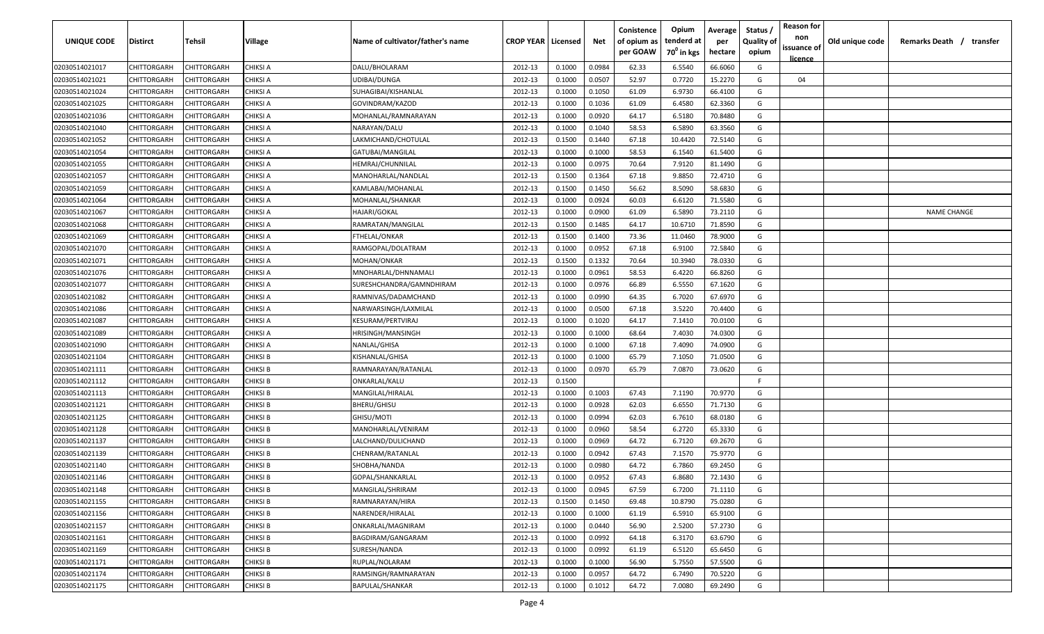| UNIQUE CODE | Distirct | Tehsil | Village | Name of cultivator/father's name | CROP YEAR | Licensed | Net | Conistence of opium as per GOAW | Opium tenderd at 70° in kgs | Average per hectare | Status / Quality of opium | Reason for non issuance of licence | Old unique code | Remarks Death / transfer |
|---|---|---|---|---|---|---|---|---|---|---|---|---|---|---|
| 02030514021017 | CHITTORGARH | CHITTORGARH | CHIKSI A | DALU/BHOLARAM | 2012-13 | 0.1000 | 0.0984 | 62.33 | 6.5540 | 66.6060 | G | | | |
| 02030514021021 | CHITTORGARH | CHITTORGARH | CHIKSI A | UDIBAI/DUNGA | 2012-13 | 0.1000 | 0.0507 | 52.97 | 0.7720 | 15.2270 | G | 04 | | |
| 02030514021024 | CHITTORGARH | CHITTORGARH | CHIKSI A | SUHAGIBAI/KISHANLAL | 2012-13 | 0.1000 | 0.1050 | 61.09 | 6.9730 | 66.4100 | G | | | |
| 02030514021025 | CHITTORGARH | CHITTORGARH | CHIKSI A | GOVINDRAM/KAZOD | 2012-13 | 0.1000 | 0.1036 | 61.09 | 6.4580 | 62.3360 | G | | | |
| 02030514021036 | CHITTORGARH | CHITTORGARH | CHIKSI A | MOHANLAL/RAMNARAYAN | 2012-13 | 0.1000 | 0.0920 | 64.17 | 6.5180 | 70.8480 | G | | | |
| 02030514021040 | CHITTORGARH | CHITTORGARH | CHIKSI A | NARAYAN/DALU | 2012-13 | 0.1000 | 0.1040 | 58.53 | 6.5890 | 63.3560 | G | | | |
| 02030514021052 | CHITTORGARH | CHITTORGARH | CHIKSI A | LAKMICHAND/CHOTULAL | 2012-13 | 0.1500 | 0.1440 | 67.18 | 10.4420 | 72.5140 | G | | | |
| 02030514021054 | CHITTORGARH | CHITTORGARH | CHIKSI A | GATUBAI/MANGILAL | 2012-13 | 0.1000 | 0.1000 | 58.53 | 6.1540 | 61.5400 | G | | | |
| 02030514021055 | CHITTORGARH | CHITTORGARH | CHIKSI A | HEMRAJ/CHUNNILAL | 2012-13 | 0.1000 | 0.0975 | 70.64 | 7.9120 | 81.1490 | G | | | |
| 02030514021057 | CHITTORGARH | CHITTORGARH | CHIKSI A | MANOHARLAL/NANDLAL | 2012-13 | 0.1500 | 0.1364 | 67.18 | 9.8850 | 72.4710 | G | | | |
| 02030514021059 | CHITTORGARH | CHITTORGARH | CHIKSI A | KAMLABAI/MOHANLAL | 2012-13 | 0.1500 | 0.1450 | 56.62 | 8.5090 | 58.6830 | G | | | |
| 02030514021064 | CHITTORGARH | CHITTORGARH | CHIKSI A | MOHANLAL/SHANKAR | 2012-13 | 0.1000 | 0.0924 | 60.03 | 6.6120 | 71.5580 | G | | | |
| 02030514021067 | CHITTORGARH | CHITTORGARH | CHIKSI A | HAJARI/GOKAL | 2012-13 | 0.1000 | 0.0900 | 61.09 | 6.5890 | 73.2110 | G | | | NAME CHANGE |
| 02030514021068 | CHITTORGARH | CHITTORGARH | CHIKSI A | RAMRATAN/MANGILAL | 2012-13 | 0.1500 | 0.1485 | 64.17 | 10.6710 | 71.8590 | G | | | |
| 02030514021069 | CHITTORGARH | CHITTORGARH | CHIKSI A | FTHELAL/ONKAR | 2012-13 | 0.1500 | 0.1400 | 73.36 | 11.0460 | 78.9000 | G | | | |
| 02030514021070 | CHITTORGARH | CHITTORGARH | CHIKSI A | RAMGOPAL/DOLATRAM | 2012-13 | 0.1000 | 0.0952 | 67.18 | 6.9100 | 72.5840 | G | | | |
| 02030514021071 | CHITTORGARH | CHITTORGARH | CHIKSI A | MOHAN/ONKAR | 2012-13 | 0.1500 | 0.1332 | 70.64 | 10.3940 | 78.0330 | G | | | |
| 02030514021076 | CHITTORGARH | CHITTORGARH | CHIKSI A | MNOHARLAL/DHNNAMALI | 2012-13 | 0.1000 | 0.0961 | 58.53 | 6.4220 | 66.8260 | G | | | |
| 02030514021077 | CHITTORGARH | CHITTORGARH | CHIKSI A | SURESHCHANDRA/GAMNDHIRAM | 2012-13 | 0.1000 | 0.0976 | 66.89 | 6.5550 | 67.1620 | G | | | |
| 02030514021082 | CHITTORGARH | CHITTORGARH | CHIKSI A | RAMNIVAS/DADAMCHAND | 2012-13 | 0.1000 | 0.0990 | 64.35 | 6.7020 | 67.6970 | G | | | |
| 02030514021086 | CHITTORGARH | CHITTORGARH | CHIKSI A | NARWARSINGH/LAXMILAL | 2012-13 | 0.1000 | 0.0500 | 67.18 | 3.5220 | 70.4400 | G | | | |
| 02030514021087 | CHITTORGARH | CHITTORGARH | CHIKSI A | KESURAM/PERTVIRAJ | 2012-13 | 0.1000 | 0.1020 | 64.17 | 7.1410 | 70.0100 | G | | | |
| 02030514021089 | CHITTORGARH | CHITTORGARH | CHIKSI A | HRISINGH/MANSINGH | 2012-13 | 0.1000 | 0.1000 | 68.64 | 7.4030 | 74.0300 | G | | | |
| 02030514021090 | CHITTORGARH | CHITTORGARH | CHIKSI A | NANLAL/GHISA | 2012-13 | 0.1000 | 0.1000 | 67.18 | 7.4090 | 74.0900 | G | | | |
| 02030514021104 | CHITTORGARH | CHITTORGARH | CHIKSI B | KISHANLAL/GHISA | 2012-13 | 0.1000 | 0.1000 | 65.79 | 7.1050 | 71.0500 | G | | | |
| 02030514021111 | CHITTORGARH | CHITTORGARH | CHIKSI B | RAMNARAYAN/RATANLAL | 2012-13 | 0.1000 | 0.0970 | 65.79 | 7.0870 | 73.0620 | G | | | |
| 02030514021112 | CHITTORGARH | CHITTORGARH | CHIKSI B | ONKARLAL/KALU | 2012-13 | 0.1500 | | | | | F | | | |
| 02030514021113 | CHITTORGARH | CHITTORGARH | CHIKSI B | MANGILAL/HIRALAL | 2012-13 | 0.1000 | 0.1003 | 67.43 | 7.1190 | 70.9770 | G | | | |
| 02030514021121 | CHITTORGARH | CHITTORGARH | CHIKSI B | BHERU/GHISU | 2012-13 | 0.1000 | 0.0928 | 62.03 | 6.6550 | 71.7130 | G | | | |
| 02030514021125 | CHITTORGARH | CHITTORGARH | CHIKSI B | GHISU/MOTI | 2012-13 | 0.1000 | 0.0994 | 62.03 | 6.7610 | 68.0180 | G | | | |
| 02030514021128 | CHITTORGARH | CHITTORGARH | CHIKSI B | MANOHARLAL/VENIRAM | 2012-13 | 0.1000 | 0.0960 | 58.54 | 6.2720 | 65.3330 | G | | | |
| 02030514021137 | CHITTORGARH | CHITTORGARH | CHIKSI B | LALCHAND/DULICHAND | 2012-13 | 0.1000 | 0.0969 | 64.72 | 6.7120 | 69.2670 | G | | | |
| 02030514021139 | CHITTORGARH | CHITTORGARH | CHIKSI B | CHENRAM/RATANLAL | 2012-13 | 0.1000 | 0.0942 | 67.43 | 7.1570 | 75.9770 | G | | | |
| 02030514021140 | CHITTORGARH | CHITTORGARH | CHIKSI B | SHOBHA/NANDA | 2012-13 | 0.1000 | 0.0980 | 64.72 | 6.7860 | 69.2450 | G | | | |
| 02030514021146 | CHITTORGARH | CHITTORGARH | CHIKSI B | GOPAL/SHANKARLAL | 2012-13 | 0.1000 | 0.0952 | 67.43 | 6.8680 | 72.1430 | G | | | |
| 02030514021148 | CHITTORGARH | CHITTORGARH | CHIKSI B | MANGILAL/SHRIRAM | 2012-13 | 0.1000 | 0.0945 | 67.59 | 6.7200 | 71.1110 | G | | | |
| 02030514021155 | CHITTORGARH | CHITTORGARH | CHIKSI B | RAMNARAYAN/HIRA | 2012-13 | 0.1500 | 0.1450 | 69.48 | 10.8790 | 75.0280 | G | | | |
| 02030514021156 | CHITTORGARH | CHITTORGARH | CHIKSI B | NARENDER/HIRALAL | 2012-13 | 0.1000 | 0.1000 | 61.19 | 6.5910 | 65.9100 | G | | | |
| 02030514021157 | CHITTORGARH | CHITTORGARH | CHIKSI B | ONKARLAL/MAGNIRAM | 2012-13 | 0.1000 | 0.0440 | 56.90 | 2.5200 | 57.2730 | G | | | |
| 02030514021161 | CHITTORGARH | CHITTORGARH | CHIKSI B | BAGDIRAM/GANGARAM | 2012-13 | 0.1000 | 0.0992 | 64.18 | 6.3170 | 63.6790 | G | | | |
| 02030514021169 | CHITTORGARH | CHITTORGARH | CHIKSI B | SURESH/NANDA | 2012-13 | 0.1000 | 0.0992 | 61.19 | 6.5120 | 65.6450 | G | | | |
| 02030514021171 | CHITTORGARH | CHITTORGARH | CHIKSI B | RUPLAL/NOLARAM | 2012-13 | 0.1000 | 0.1000 | 56.90 | 5.7550 | 57.5500 | G | | | |
| 02030514021174 | CHITTORGARH | CHITTORGARH | CHIKSI B | RAMSINGH/RAMNARAYAN | 2012-13 | 0.1000 | 0.0957 | 64.72 | 6.7490 | 70.5220 | G | | | |
| 02030514021175 | CHITTORGARH | CHITTORGARH | CHIKSI B | BAPULAL/SHANKAR | 2012-13 | 0.1000 | 0.1012 | 64.72 | 7.0080 | 69.2490 | G | | | |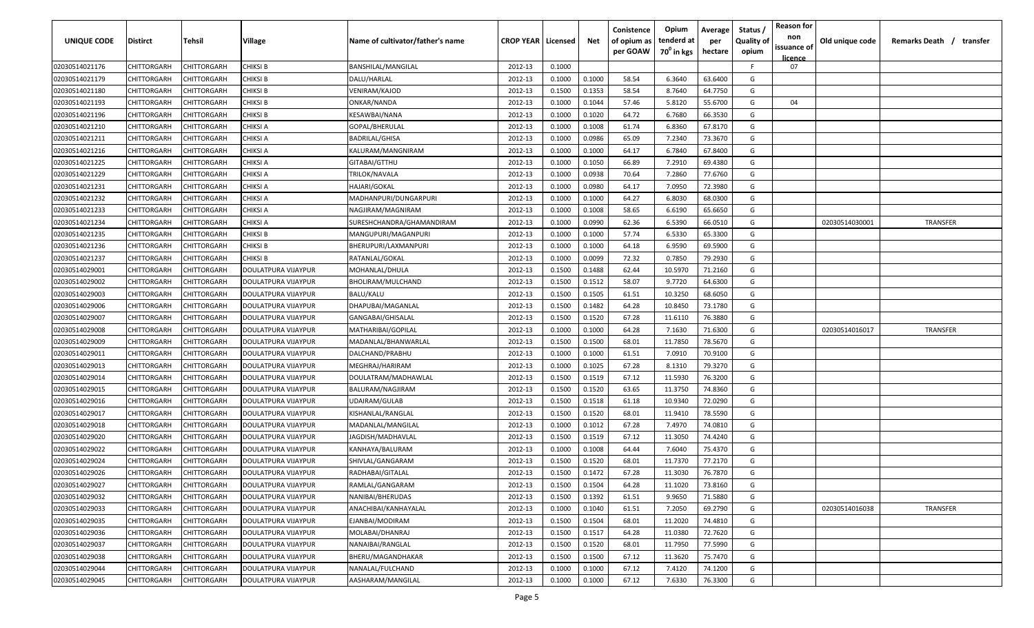| UNIQUE CODE | Distirct | Tehsil | Village | Name of cultivator/father's name | CROP YEAR | Licensed | Net | Conistence of opium as per GOAW | Opium tenderd at 70° in kgs | Average per hectare | Status / Quality of opium | Reason for non issuance of licence | Old unique code | Remarks Death / transfer |
|---|---|---|---|---|---|---|---|---|---|---|---|---|---|---|
| 02030514021176 | CHITTORGARH | CHITTORGARH | CHIKSI B | BANSHILAL/MANGILAL | 2012-13 | 0.1000 | | | | | F | 07 | | |
| 02030514021179 | CHITTORGARH | CHITTORGARH | CHIKSI B | DALU/HARLAL | 2012-13 | 0.1000 | 0.1000 | 58.54 | 6.3640 | 63.6400 | G | | | |
| 02030514021180 | CHITTORGARH | CHITTORGARH | CHIKSI B | VENIRAM/KAJOD | 2012-13 | 0.1500 | 0.1353 | 58.54 | 8.7640 | 64.7750 | G | | | |
| 02030514021193 | CHITTORGARH | CHITTORGARH | CHIKSI B | ONKAR/NANDA | 2012-13 | 0.1000 | 0.1044 | 57.46 | 5.8120 | 55.6700 | G | 04 | | |
| 02030514021196 | CHITTORGARH | CHITTORGARH | CHIKSI B | KESAWBAI/NANA | 2012-13 | 0.1000 | 0.1020 | 64.72 | 6.7680 | 66.3530 | G | | | |
| 02030514021210 | CHITTORGARH | CHITTORGARH | CHIKSI A | GOPAL/BHERULAL | 2012-13 | 0.1000 | 0.1008 | 61.74 | 6.8360 | 67.8170 | G | | | |
| 02030514021211 | CHITTORGARH | CHITTORGARH | CHIKSI A | BADRILAL/GHISA | 2012-13 | 0.1000 | 0.0986 | 65.09 | 7.2340 | 73.3670 | G | | | |
| 02030514021216 | CHITTORGARH | CHITTORGARH | CHIKSI A | KALURAM/MANGNIRAM | 2012-13 | 0.1000 | 0.1000 | 64.17 | 6.7840 | 67.8400 | G | | | |
| 02030514021225 | CHITTORGARH | CHITTORGARH | CHIKSI A | GITABAI/GTTHU | 2012-13 | 0.1000 | 0.1050 | 66.89 | 7.2910 | 69.4380 | G | | | |
| 02030514021229 | CHITTORGARH | CHITTORGARH | CHIKSI A | TRILOK/NAVALA | 2012-13 | 0.1000 | 0.0938 | 70.64 | 7.2860 | 77.6760 | G | | | |
| 02030514021231 | CHITTORGARH | CHITTORGARH | CHIKSI A | HAJARI/GOKAL | 2012-13 | 0.1000 | 0.0980 | 64.17 | 7.0950 | 72.3980 | G | | | |
| 02030514021232 | CHITTORGARH | CHITTORGARH | CHIKSI A | MADHANPURI/DUNGARPURI | 2012-13 | 0.1000 | 0.1000 | 64.27 | 6.8030 | 68.0300 | G | | | |
| 02030514021233 | CHITTORGARH | CHITTORGARH | CHIKSI A | NAGJIRAM/MAGNIRAM | 2012-13 | 0.1000 | 0.1008 | 58.65 | 6.6190 | 65.6650 | G | | | |
| 02030514021234 | CHITTORGARH | CHITTORGARH | CHIKSI A | SURESHCHANDRA/GHAMANDIRAM | 2012-13 | 0.1000 | 0.0990 | 62.36 | 6.5390 | 66.0510 | G | | 02030514030001 | TRANSFER |
| 02030514021235 | CHITTORGARH | CHITTORGARH | CHIKSI B | MANGUPURI/MAGANPURI | 2012-13 | 0.1000 | 0.1000 | 57.74 | 6.5330 | 65.3300 | G | | | |
| 02030514021236 | CHITTORGARH | CHITTORGARH | CHIKSI B | BHERUPURI/LAXMANPURI | 2012-13 | 0.1000 | 0.1000 | 64.18 | 6.9590 | 69.5900 | G | | | |
| 02030514021237 | CHITTORGARH | CHITTORGARH | CHIKSI B | RATANLAL/GOKAL | 2012-13 | 0.1000 | 0.0099 | 72.32 | 0.7850 | 79.2930 | G | | | |
| 02030514029001 | CHITTORGARH | CHITTORGARH | DOULATPURA VIJAYPUR | MOHANLAL/DHULA | 2012-13 | 0.1500 | 0.1488 | 62.44 | 10.5970 | 71.2160 | G | | | |
| 02030514029002 | CHITTORGARH | CHITTORGARH | DOULATPURA VIJAYPUR | BHOLIRAM/MULCHAND | 2012-13 | 0.1500 | 0.1512 | 58.07 | 9.7720 | 64.6300 | G | | | |
| 02030514029003 | CHITTORGARH | CHITTORGARH | DOULATPURA VIJAYPUR | BALU/KALU | 2012-13 | 0.1500 | 0.1505 | 61.51 | 10.3250 | 68.6050 | G | | | |
| 02030514029006 | CHITTORGARH | CHITTORGARH | DOULATPURA VIJAYPUR | DHAPUBAI/MAGANLAL | 2012-13 | 0.1500 | 0.1482 | 64.28 | 10.8450 | 73.1780 | G | | | |
| 02030514029007 | CHITTORGARH | CHITTORGARH | DOULATPURA VIJAYPUR | GANGABAI/GHISALAL | 2012-13 | 0.1500 | 0.1520 | 67.28 | 11.6110 | 76.3880 | G | | | |
| 02030514029008 | CHITTORGARH | CHITTORGARH | DOULATPURA VIJAYPUR | MATHARIBAI/GOPILAL | 2012-13 | 0.1000 | 0.1000 | 64.28 | 7.1630 | 71.6300 | G | | 02030514016017 | TRANSFER |
| 02030514029009 | CHITTORGARH | CHITTORGARH | DOULATPURA VIJAYPUR | MADANLAL/BHANWARLAL | 2012-13 | 0.1500 | 0.1500 | 68.01 | 11.7850 | 78.5670 | G | | | |
| 02030514029011 | CHITTORGARH | CHITTORGARH | DOULATPURA VIJAYPUR | DALCHAND/PRABHU | 2012-13 | 0.1000 | 0.1000 | 61.51 | 7.0910 | 70.9100 | G | | | |
| 02030514029013 | CHITTORGARH | CHITTORGARH | DOULATPURA VIJAYPUR | MEGHRAJ/HARIRAM | 2012-13 | 0.1000 | 0.1025 | 67.28 | 8.1310 | 79.3270 | G | | | |
| 02030514029014 | CHITTORGARH | CHITTORGARH | DOULATPURA VIJAYPUR | DOULATRAM/MADHAWLAL | 2012-13 | 0.1500 | 0.1519 | 67.12 | 11.5930 | 76.3200 | G | | | |
| 02030514029015 | CHITTORGARH | CHITTORGARH | DOULATPURA VIJAYPUR | BALURAM/NAGJIRAM | 2012-13 | 0.1500 | 0.1520 | 63.65 | 11.3750 | 74.8360 | G | | | |
| 02030514029016 | CHITTORGARH | CHITTORGARH | DOULATPURA VIJAYPUR | UDAIRAM/GULAB | 2012-13 | 0.1500 | 0.1518 | 61.18 | 10.9340 | 72.0290 | G | | | |
| 02030514029017 | CHITTORGARH | CHITTORGARH | DOULATPURA VIJAYPUR | KISHANLAL/RANGLAL | 2012-13 | 0.1500 | 0.1520 | 68.01 | 11.9410 | 78.5590 | G | | | |
| 02030514029018 | CHITTORGARH | CHITTORGARH | DOULATPURA VIJAYPUR | MADANLAL/MANGILAL | 2012-13 | 0.1000 | 0.1012 | 67.28 | 7.4970 | 74.0810 | G | | | |
| 02030514029020 | CHITTORGARH | CHITTORGARH | DOULATPURA VIJAYPUR | JAGDISH/MADHAVLAL | 2012-13 | 0.1500 | 0.1519 | 67.12 | 11.3050 | 74.4240 | G | | | |
| 02030514029022 | CHITTORGARH | CHITTORGARH | DOULATPURA VIJAYPUR | KANHAYA/BALURAM | 2012-13 | 0.1000 | 0.1008 | 64.44 | 7.6040 | 75.4370 | G | | | |
| 02030514029024 | CHITTORGARH | CHITTORGARH | DOULATPURA VIJAYPUR | SHIVLAL/GANGARAM | 2012-13 | 0.1500 | 0.1520 | 68.01 | 11.7370 | 77.2170 | G | | | |
| 02030514029026 | CHITTORGARH | CHITTORGARH | DOULATPURA VIJAYPUR | RADHABAI/GITALAL | 2012-13 | 0.1500 | 0.1472 | 67.28 | 11.3030 | 76.7870 | G | | | |
| 02030514029027 | CHITTORGARH | CHITTORGARH | DOULATPURA VIJAYPUR | RAMLAL/GANGARAM | 2012-13 | 0.1500 | 0.1504 | 64.28 | 11.1020 | 73.8160 | G | | | |
| 02030514029032 | CHITTORGARH | CHITTORGARH | DOULATPURA VIJAYPUR | NANIBAI/BHERUDAS | 2012-13 | 0.1500 | 0.1392 | 61.51 | 9.9650 | 71.5880 | G | | | |
| 02030514029033 | CHITTORGARH | CHITTORGARH | DOULATPURA VIJAYPUR | ANACHIBAI/KANHAYALAL | 2012-13 | 0.1000 | 0.1040 | 61.51 | 7.2050 | 69.2790 | G | | 02030514016038 | TRANSFER |
| 02030514029035 | CHITTORGARH | CHITTORGARH | DOULATPURA VIJAYPUR | EJANBAI/MODIRAM | 2012-13 | 0.1500 | 0.1504 | 68.01 | 11.2020 | 74.4810 | G | | | |
| 02030514029036 | CHITTORGARH | CHITTORGARH | DOULATPURA VIJAYPUR | MOLABAI/DHANRAJ | 2012-13 | 0.1500 | 0.1517 | 64.28 | 11.0380 | 72.7620 | G | | | |
| 02030514029037 | CHITTORGARH | CHITTORGARH | DOULATPURA VIJAYPUR | NANAIBAI/RANGLAL | 2012-13 | 0.1500 | 0.1520 | 68.01 | 11.7950 | 77.5990 | G | | | |
| 02030514029038 | CHITTORGARH | CHITTORGARH | DOULATPURA VIJAYPUR | BHERU/MAGANDHAKAR | 2012-13 | 0.1500 | 0.1500 | 67.12 | 11.3620 | 75.7470 | G | | | |
| 02030514029044 | CHITTORGARH | CHITTORGARH | DOULATPURA VIJAYPUR | NANALAL/FULCHAND | 2012-13 | 0.1000 | 0.1000 | 67.12 | 7.4120 | 74.1200 | G | | | |
| 02030514029045 | CHITTORGARH | CHITTORGARH | DOULATPURA VIJAYPUR | AASHARAM/MANGILAL | 2012-13 | 0.1000 | 0.1000 | 67.12 | 7.6330 | 76.3300 | G | | | |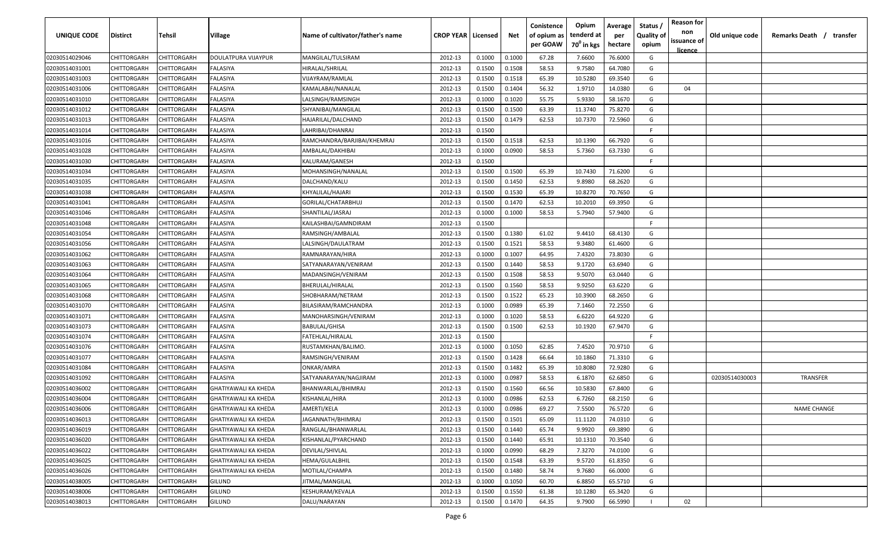| UNIQUE CODE | Distirct | Tehsil | Village | Name of cultivator/father's name | CROP YEAR | Licensed | Net | Conistence of opium as per GOAW | Opium tenderd at $70^0$ in kgs | Average per hectare | Status / Quality of opium | Reason for non issuance of licence | Old unique code | Remarks Death / transfer |
|---|---|---|---|---|---|---|---|---|---|---|---|---|---|---|
| 02030514029046 | CHITTORGARH | CHITTORGARH | DOULATPURA VIJAYPUR | MANGILAL/TULSIRAM | 2012-13 | 0.1000 | 0.1000 | 67.28 | 7.6600 | 76.6000 | G | | | |
| 02030514031001 | CHITTORGARH | CHITTORGARH | FALASIYA | HIRALAL/SHRILAL | 2012-13 | 0.1500 | 0.1508 | 58.53 | 9.7580 | 64.7080 | G | | | |
| 02030514031003 | CHITTORGARH | CHITTORGARH | FALASIYA | VIJAYRAM/RAMLAL | 2012-13 | 0.1500 | 0.1518 | 65.39 | 10.5280 | 69.3540 | G | | | |
| 02030514031006 | CHITTORGARH | CHITTORGARH | FALASIYA | KAMALABAI/NANALAL | 2012-13 | 0.1500 | 0.1404 | 56.32 | 1.9710 | 14.0380 | G | 04 | | |
| 02030514031010 | CHITTORGARH | CHITTORGARH | FALASIYA | LALSINGH/RAMSINGH | 2012-13 | 0.1000 | 0.1020 | 55.75 | 5.9330 | 58.1670 | G | | | |
| 02030514031012 | CHITTORGARH | CHITTORGARH | FALASIYA | SHYANIBAI/MANGILAL | 2012-13 | 0.1500 | 0.1500 | 63.39 | 11.3740 | 75.8270 | G | | | |
| 02030514031013 | CHITTORGARH | CHITTORGARH | FALASIYA | HAJARILAL/DALCHAND | 2012-13 | 0.1500 | 0.1479 | 62.53 | 10.7370 | 72.5960 | G | | | |
| 02030514031014 | CHITTORGARH | CHITTORGARH | FALASIYA | LAHRIBAI/DHANRAJ | 2012-13 | 0.1500 | | | | | F | | | |
| 02030514031016 | CHITTORGARH | CHITTORGARH | FALASIYA | RAMCHANDRA/BARJIBAI/KHEMRAJ | 2012-13 | 0.1500 | 0.1518 | 62.53 | 10.1390 | 66.7920 | G | | | |
| 02030514031028 | CHITTORGARH | CHITTORGARH | FALASIYA | AMBALAL/DAKHIBAI | 2012-13 | 0.1000 | 0.0900 | 58.53 | 5.7360 | 63.7330 | G | | | |
| 02030514031030 | CHITTORGARH | CHITTORGARH | FALASIYA | KALURAM/GANESH | 2012-13 | 0.1500 | | | | | F | | | |
| 02030514031034 | CHITTORGARH | CHITTORGARH | FALASIYA | MOHANSINGH/NANALAL | 2012-13 | 0.1500 | 0.1500 | 65.39 | 10.7430 | 71.6200 | G | | | |
| 02030514031035 | CHITTORGARH | CHITTORGARH | FALASIYA | DALCHAND/KALU | 2012-13 | 0.1500 | 0.1450 | 62.53 | 9.8980 | 68.2620 | G | | | |
| 02030514031038 | CHITTORGARH | CHITTORGARH | FALASIYA | KHYALILAL/HAJARI | 2012-13 | 0.1500 | 0.1530 | 65.39 | 10.8270 | 70.7650 | G | | | |
| 02030514031041 | CHITTORGARH | CHITTORGARH | FALASIYA | GORILAL/CHATARBHUJ | 2012-13 | 0.1500 | 0.1470 | 62.53 | 10.2010 | 69.3950 | G | | | |
| 02030514031046 | CHITTORGARH | CHITTORGARH | FALASIYA | SHANTILAL/JASRAJ | 2012-13 | 0.1000 | 0.1000 | 58.53 | 5.7940 | 57.9400 | G | | | |
| 02030514031048 | CHITTORGARH | CHITTORGARH | FALASIYA | KAILASHBAI/GAMNDIRAM | 2012-13 | 0.1500 | | | | | F | | | |
| 02030514031054 | CHITTORGARH | CHITTORGARH | FALASIYA | RAMSINGH/AMBALAL | 2012-13 | 0.1500 | 0.1380 | 61.02 | 9.4410 | 68.4130 | G | | | |
| 02030514031056 | CHITTORGARH | CHITTORGARH | FALASIYA | LALSINGH/DAULATRAM | 2012-13 | 0.1500 | 0.1521 | 58.53 | 9.3480 | 61.4600 | G | | | |
| 02030514031062 | CHITTORGARH | CHITTORGARH | FALASIYA | RAMNARAYAN/HIRA | 2012-13 | 0.1000 | 0.1007 | 64.95 | 7.4320 | 73.8030 | G | | | |
| 02030514031063 | CHITTORGARH | CHITTORGARH | FALASIYA | SATYANARAYAN/VENIRAM | 2012-13 | 0.1500 | 0.1440 | 58.53 | 9.1720 | 63.6940 | G | | | |
| 02030514031064 | CHITTORGARH | CHITTORGARH | FALASIYA | MADANSINGH/VENIRAM | 2012-13 | 0.1500 | 0.1508 | 58.53 | 9.5070 | 63.0440 | G | | | |
| 02030514031065 | CHITTORGARH | CHITTORGARH | FALASIYA | BHERULAL/HIRALAL | 2012-13 | 0.1500 | 0.1560 | 58.53 | 9.9250 | 63.6220 | G | | | |
| 02030514031068 | CHITTORGARH | CHITTORGARH | FALASIYA | SHOBHARAM/NETRAM | 2012-13 | 0.1500 | 0.1522 | 65.23 | 10.3900 | 68.2650 | G | | | |
| 02030514031070 | CHITTORGARH | CHITTORGARH | FALASIYA | BILASIRAM/RAMCHANDRA | 2012-13 | 0.1000 | 0.0989 | 65.39 | 7.1460 | 72.2550 | G | | | |
| 02030514031071 | CHITTORGARH | CHITTORGARH | FALASIYA | MANOHARSINGH/VENIRAM | 2012-13 | 0.1000 | 0.1020 | 58.53 | 6.6220 | 64.9220 | G | | | |
| 02030514031073 | CHITTORGARH | CHITTORGARH | FALASIYA | BABULAL/GHISA | 2012-13 | 0.1500 | 0.1500 | 62.53 | 10.1920 | 67.9470 | G | | | |
| 02030514031074 | CHITTORGARH | CHITTORGARH | FALASIYA | FATEHLAL/HIRALAL | 2012-13 | 0.1500 | | | | | F | | | |
| 02030514031076 | CHITTORGARH | CHITTORGARH | FALASIYA | RUSTAMKHAN/BALIMO. | 2012-13 | 0.1000 | 0.1050 | 62.85 | 7.4520 | 70.9710 | G | | | |
| 02030514031077 | CHITTORGARH | CHITTORGARH | FALASIYA | RAMSINGH/VENIRAM | 2012-13 | 0.1500 | 0.1428 | 66.64 | 10.1860 | 71.3310 | G | | | |
| 02030514031084 | CHITTORGARH | CHITTORGARH | FALASIYA | ONKAR/AMRA | 2012-13 | 0.1500 | 0.1482 | 65.39 | 10.8080 | 72.9280 | G | | | |
| 02030514031092 | CHITTORGARH | CHITTORGARH | FALASIYA | SATYANARAYAN/NAGJIRAM | 2012-13 | 0.1000 | 0.0987 | 58.53 | 6.1870 | 62.6850 | G | | 02030514030003 | TRANSFER |
| 02030514036002 | CHITTORGARH | CHITTORGARH | GHATIYAWALI KA KHEDA | BHANWARLAL/BHIMRAJ | 2012-13 | 0.1500 | 0.1560 | 66.56 | 10.5830 | 67.8400 | G | | | |
| 02030514036004 | CHITTORGARH | CHITTORGARH | GHATIYAWALI KA KHEDA | KISHANLAL/HIRA | 2012-13 | 0.1000 | 0.0986 | 62.53 | 6.7260 | 68.2150 | G | | | |
| 02030514036006 | CHITTORGARH | CHITTORGARH | GHATIYAWALI KA KHEDA | AMERTI/KELA | 2012-13 | 0.1000 | 0.0986 | 69.27 | 7.5500 | 76.5720 | G | | | NAME CHANGE |
| 02030514036013 | CHITTORGARH | CHITTORGARH | GHATIYAWALI KA KHEDA | JAGANNATH/BHIMRAJ | 2012-13 | 0.1500 | 0.1501 | 65.09 | 11.1120 | 74.0310 | G | | | |
| 02030514036019 | CHITTORGARH | CHITTORGARH | GHATIYAWALI KA KHEDA | RANGLAL/BHANWARLAL | 2012-13 | 0.1500 | 0.1440 | 65.74 | 9.9920 | 69.3890 | G | | | |
| 02030514036020 | CHITTORGARH | CHITTORGARH | GHATIYAWALI KA KHEDA | KISHANLAL/PYARCHAND | 2012-13 | 0.1500 | 0.1440 | 65.91 | 10.1310 | 70.3540 | G | | | |
| 02030514036022 | CHITTORGARH | CHITTORGARH | GHATIYAWALI KA KHEDA | DEVILAL/SHIVLAL | 2012-13 | 0.1000 | 0.0990 | 68.29 | 7.3270 | 74.0100 | G | | | |
| 02030514036025 | CHITTORGARH | CHITTORGARH | GHATIYAWALI KA KHEDA | HEMA/GULALBHIL | 2012-13 | 0.1500 | 0.1548 | 63.39 | 9.5720 | 61.8350 | G | | | |
| 02030514036026 | CHITTORGARH | CHITTORGARH | GHATIYAWALI KA KHEDA | MOTILAL/CHAMPA | 2012-13 | 0.1500 | 0.1480 | 58.74 | 9.7680 | 66.0000 | G | | | |
| 02030514038005 | CHITTORGARH | CHITTORGARH | GILUND | JITMAL/MANGILAL | 2012-13 | 0.1000 | 0.1050 | 60.70 | 6.8850 | 65.5710 | G | | | |
| 02030514038006 | CHITTORGARH | CHITTORGARH | GILUND | KESHURAM/KEVALA | 2012-13 | 0.1500 | 0.1550 | 61.38 | 10.1280 | 65.3420 | G | | | |
| 02030514038013 | CHITTORGARH | CHITTORGARH | GILUND | DALU/NARAYAN | 2012-13 | 0.1500 | 0.1470 | 64.35 | 9.7900 | 66.5990 | I | 02 | | |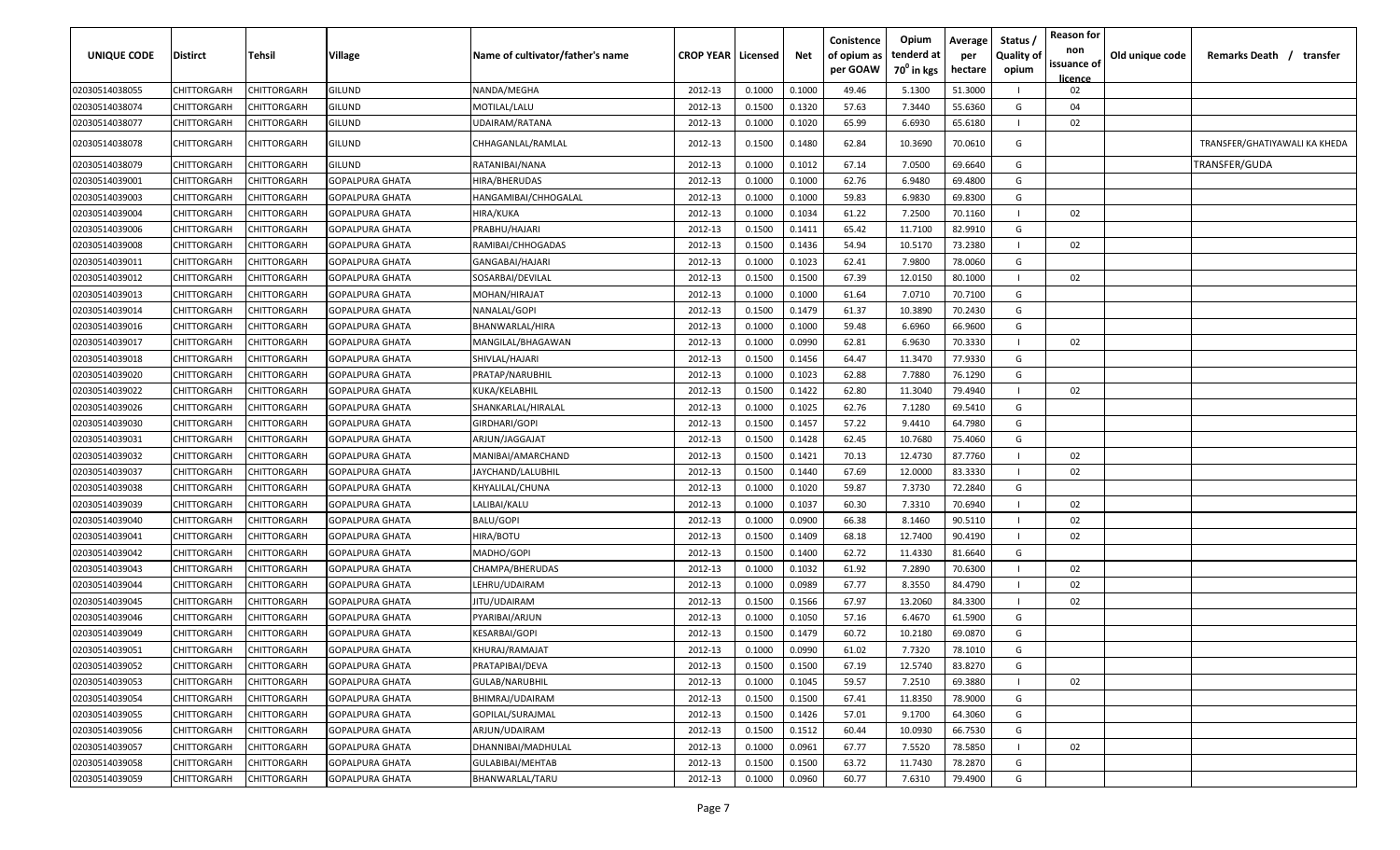| UNIQUE CODE | Distirct | Tehsil | Village | Name of cultivator/father's name | CROP YEAR | Licensed | Net | Conistence of opium as per GOAW | Opium tenderd at $70^0$ in kgs | Average per hectare | Status / Quality of opium | Reason for non issuance of licence | Old unique code | Remarks Death / transfer |
|---|---|---|---|---|---|---|---|---|---|---|---|---|---|---|
| 02030514038055 | CHITTORGARH | CHITTORGARH | GILUND | NANDA/MEGHA | 2012-13 | 0.1000 | 0.1000 | 49.46 | 5.1300 | 51.3000 | I | 02 | | |
| 02030514038074 | CHITTORGARH | CHITTORGARH | GILUND | MOTILAL/LALU | 2012-13 | 0.1500 | 0.1320 | 57.63 | 7.3440 | 55.6360 | G | 04 | | |
| 02030514038077 | CHITTORGARH | CHITTORGARH | GILUND | UDAIRAM/RATANA | 2012-13 | 0.1000 | 0.1020 | 65.99 | 6.6930 | 65.6180 | I | 02 | | |
| 02030514038078 | CHITTORGARH | CHITTORGARH | GILUND | CHHAGANLAL/RAMLAL | 2012-13 | 0.1500 | 0.1480 | 62.84 | 10.3690 | 70.0610 | G | | | TRANSFER/GHATIYAWALI KA KHEDA |
| 02030514038079 | CHITTORGARH | CHITTORGARH | GILUND | RATANIBAI/NANA | 2012-13 | 0.1000 | 0.1012 | 67.14 | 7.0500 | 69.6640 | G | | | TRANSFER/GUDA |
| 02030514039001 | CHITTORGARH | CHITTORGARH | GOPALPURA GHATA | HIRA/BHERUDAS | 2012-13 | 0.1000 | 0.1000 | 62.76 | 6.9480 | 69.4800 | G | | | |
| 02030514039003 | CHITTORGARH | CHITTORGARH | GOPALPURA GHATA | HANGAMIBAI/CHHOGALAL | 2012-13 | 0.1000 | 0.1000 | 59.83 | 6.9830 | 69.8300 | G | | | |
| 02030514039004 | CHITTORGARH | CHITTORGARH | GOPALPURA GHATA | HIRA/KUKA | 2012-13 | 0.1000 | 0.1034 | 61.22 | 7.2500 | 70.1160 | I | 02 | | |
| 02030514039006 | CHITTORGARH | CHITTORGARH | GOPALPURA GHATA | PRABHU/HAJARI | 2012-13 | 0.1500 | 0.1411 | 65.42 | 11.7100 | 82.9910 | G | | | |
| 02030514039008 | CHITTORGARH | CHITTORGARH | GOPALPURA GHATA | RAMIBAI/CHHOGADAS | 2012-13 | 0.1500 | 0.1436 | 54.94 | 10.5170 | 73.2380 | I | 02 | | |
| 02030514039011 | CHITTORGARH | CHITTORGARH | GOPALPURA GHATA | GANGABAI/HAJARI | 2012-13 | 0.1000 | 0.1023 | 62.41 | 7.9800 | 78.0060 | G | | | |
| 02030514039012 | CHITTORGARH | CHITTORGARH | GOPALPURA GHATA | SOSARBAI/DEVILAL | 2012-13 | 0.1500 | 0.1500 | 67.39 | 12.0150 | 80.1000 | I | 02 | | |
| 02030514039013 | CHITTORGARH | CHITTORGARH | GOPALPURA GHATA | MOHAN/HIRAJAT | 2012-13 | 0.1000 | 0.1000 | 61.64 | 7.0710 | 70.7100 | G | | | |
| 02030514039014 | CHITTORGARH | CHITTORGARH | GOPALPURA GHATA | NANALAL/GOPI | 2012-13 | 0.1500 | 0.1479 | 61.37 | 10.3890 | 70.2430 | G | | | |
| 02030514039016 | CHITTORGARH | CHITTORGARH | GOPALPURA GHATA | BHANWARLAL/HIRA | 2012-13 | 0.1000 | 0.1000 | 59.48 | 6.6960 | 66.9600 | G | | | |
| 02030514039017 | CHITTORGARH | CHITTORGARH | GOPALPURA GHATA | MANGILAL/BHAGAWAN | 2012-13 | 0.1000 | 0.0990 | 62.81 | 6.9630 | 70.3330 | I | 02 | | |
| 02030514039018 | CHITTORGARH | CHITTORGARH | GOPALPURA GHATA | SHIVLAL/HAJARI | 2012-13 | 0.1500 | 0.1456 | 64.47 | 11.3470 | 77.9330 | G | | | |
| 02030514039020 | CHITTORGARH | CHITTORGARH | GOPALPURA GHATA | PRATAP/NARUBHIL | 2012-13 | 0.1000 | 0.1023 | 62.88 | 7.7880 | 76.1290 | G | | | |
| 02030514039022 | CHITTORGARH | CHITTORGARH | GOPALPURA GHATA | KUKA/KELABHIL | 2012-13 | 0.1500 | 0.1422 | 62.80 | 11.3040 | 79.4940 | I | 02 | | |
| 02030514039026 | CHITTORGARH | CHITTORGARH | GOPALPURA GHATA | SHANKARLAL/HIRALAL | 2012-13 | 0.1000 | 0.1025 | 62.76 | 7.1280 | 69.5410 | G | | | |
| 02030514039030 | CHITTORGARH | CHITTORGARH | GOPALPURA GHATA | GIRDHARI/GOPI | 2012-13 | 0.1500 | 0.1457 | 57.22 | 9.4410 | 64.7980 | G | | | |
| 02030514039031 | CHITTORGARH | CHITTORGARH | GOPALPURA GHATA | ARJUN/JAGGAJAT | 2012-13 | 0.1500 | 0.1428 | 62.45 | 10.7680 | 75.4060 | G | | | |
| 02030514039032 | CHITTORGARH | CHITTORGARH | GOPALPURA GHATA | MANIBAI/AMARCHAND | 2012-13 | 0.1500 | 0.1421 | 70.13 | 12.4730 | 87.7760 | I | 02 | | |
| 02030514039037 | CHITTORGARH | CHITTORGARH | GOPALPURA GHATA | JAYCHAND/LALUBHIL | 2012-13 | 0.1500 | 0.1440 | 67.69 | 12.0000 | 83.3330 | I | 02 | | |
| 02030514039038 | CHITTORGARH | CHITTORGARH | GOPALPURA GHATA | KHYALILAL/CHUNA | 2012-13 | 0.1000 | 0.1020 | 59.87 | 7.3730 | 72.2840 | G | | | |
| 02030514039039 | CHITTORGARH | CHITTORGARH | GOPALPURA GHATA | LALIBAI/KALU | 2012-13 | 0.1000 | 0.1037 | 60.30 | 7.3310 | 70.6940 | I | 02 | | |
| 02030514039040 | CHITTORGARH | CHITTORGARH | GOPALPURA GHATA | BALU/GOPI | 2012-13 | 0.1000 | 0.0900 | 66.38 | 8.1460 | 90.5110 | I | 02 | | |
| 02030514039041 | CHITTORGARH | CHITTORGARH | GOPALPURA GHATA | HIRA/BOTU | 2012-13 | 0.1500 | 0.1409 | 68.18 | 12.7400 | 90.4190 | I | 02 | | |
| 02030514039042 | CHITTORGARH | CHITTORGARH | GOPALPURA GHATA | MADHO/GOPI | 2012-13 | 0.1500 | 0.1400 | 62.72 | 11.4330 | 81.6640 | G | | | |
| 02030514039043 | CHITTORGARH | CHITTORGARH | GOPALPURA GHATA | CHAMPA/BHERUDAS | 2012-13 | 0.1000 | 0.1032 | 61.92 | 7.2890 | 70.6300 | I | 02 | | |
| 02030514039044 | CHITTORGARH | CHITTORGARH | GOPALPURA GHATA | LEHRU/UDAIRAM | 2012-13 | 0.1000 | 0.0989 | 67.77 | 8.3550 | 84.4790 | I | 02 | | |
| 02030514039045 | CHITTORGARH | CHITTORGARH | GOPALPURA GHATA | JITU/UDAIRAM | 2012-13 | 0.1500 | 0.1566 | 67.97 | 13.2060 | 84.3300 | I | 02 | | |
| 02030514039046 | CHITTORGARH | CHITTORGARH | GOPALPURA GHATA | PYARIBAI/ARJUN | 2012-13 | 0.1000 | 0.1050 | 57.16 | 6.4670 | 61.5900 | G | | | |
| 02030514039049 | CHITTORGARH | CHITTORGARH | GOPALPURA GHATA | KESARBAI/GOPI | 2012-13 | 0.1500 | 0.1479 | 60.72 | 10.2180 | 69.0870 | G | | | |
| 02030514039051 | CHITTORGARH | CHITTORGARH | GOPALPURA GHATA | KHURAJ/RAMAJAT | 2012-13 | 0.1000 | 0.0990 | 61.02 | 7.7320 | 78.1010 | G | | | |
| 02030514039052 | CHITTORGARH | CHITTORGARH | GOPALPURA GHATA | PRATAPIBAI/DEVA | 2012-13 | 0.1500 | 0.1500 | 67.19 | 12.5740 | 83.8270 | G | | | |
| 02030514039053 | CHITTORGARH | CHITTORGARH | GOPALPURA GHATA | GULAB/NARUBHIL | 2012-13 | 0.1000 | 0.1045 | 59.57 | 7.2510 | 69.3880 | I | 02 | | |
| 02030514039054 | CHITTORGARH | CHITTORGARH | GOPALPURA GHATA | BHIMRAJ/UDAIRAM | 2012-13 | 0.1500 | 0.1500 | 67.41 | 11.8350 | 78.9000 | G | | | |
| 02030514039055 | CHITTORGARH | CHITTORGARH | GOPALPURA GHATA | GOPILAL/SURAJMAL | 2012-13 | 0.1500 | 0.1426 | 57.01 | 9.1700 | 64.3060 | G | | | |
| 02030514039056 | CHITTORGARH | CHITTORGARH | GOPALPURA GHATA | ARJUN/UDAIRAM | 2012-13 | 0.1500 | 0.1512 | 60.44 | 10.0930 | 66.7530 | G | | | |
| 02030514039057 | CHITTORGARH | CHITTORGARH | GOPALPURA GHATA | DHANNIBAI/MADHULAL | 2012-13 | 0.1000 | 0.0961 | 67.77 | 7.5520 | 78.5850 | I | 02 | | |
| 02030514039058 | CHITTORGARH | CHITTORGARH | GOPALPURA GHATA | GULABIBAI/MEHTAB | 2012-13 | 0.1500 | 0.1500 | 63.72 | 11.7430 | 78.2870 | G | | | |
| 02030514039059 | CHITTORGARH | CHITTORGARH | GOPALPURA GHATA | BHANWARLAL/TARU | 2012-13 | 0.1000 | 0.0960 | 60.77 | 7.6310 | 79.4900 | G | | | |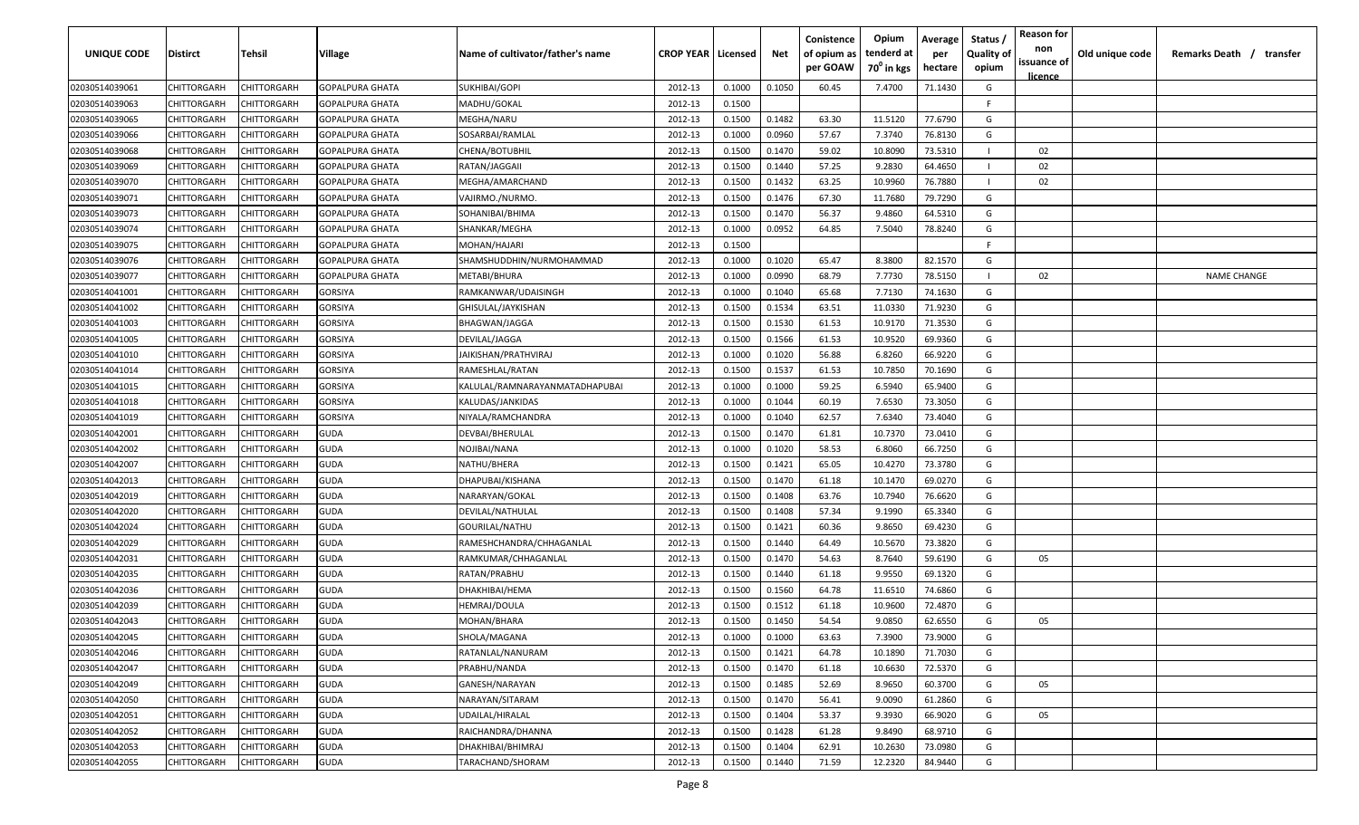| UNIQUE CODE | Distirct | Tehsil | Village | Name of cultivator/father's name | CROP YEAR | Licensed | Net | Conistence of opium as per GOAW | Opium tenderd at 70⁰ in kgs | Average per hectare | Status / Quality of opium | Reason for non issuance of licence | Old unique code | Remarks Death / transfer |
|---|---|---|---|---|---|---|---|---|---|---|---|---|---|---|
| 02030514039061 | CHITTORGARH | CHITTORGARH | GOPALPURA GHATA | SUKHIBAI/GOPI | 2012-13 | 0.1000 | 0.1050 | 60.45 | 7.4700 | 71.1430 | G | | | |
| 02030514039063 | CHITTORGARH | CHITTORGARH | GOPALPURA GHATA | MADHU/GOKAL | 2012-13 | 0.1500 | | | | | F | | | |
| 02030514039065 | CHITTORGARH | CHITTORGARH | GOPALPURA GHATA | MEGHA/NARU | 2012-13 | 0.1500 | 0.1482 | 63.30 | 11.5120 | 77.6790 | G | | | |
| 02030514039066 | CHITTORGARH | CHITTORGARH | GOPALPURA GHATA | SOSARBAI/RAMLAL | 2012-13 | 0.1000 | 0.0960 | 57.67 | 7.3740 | 76.8130 | G | | | |
| 02030514039068 | CHITTORGARH | CHITTORGARH | GOPALPURA GHATA | CHENA/BOTUBHIL | 2012-13 | 0.1500 | 0.1470 | 59.02 | 10.8090 | 73.5310 | I | 02 | | |
| 02030514039069 | CHITTORGARH | CHITTORGARH | GOPALPURA GHATA | RATAN/JAGGAII | 2012-13 | 0.1500 | 0.1440 | 57.25 | 9.2830 | 64.4650 | I | 02 | | |
| 02030514039070 | CHITTORGARH | CHITTORGARH | GOPALPURA GHATA | MEGHA/AMARCHAND | 2012-13 | 0.1500 | 0.1432 | 63.25 | 10.9960 | 76.7880 | I | 02 | | |
| 02030514039071 | CHITTORGARH | CHITTORGARH | GOPALPURA GHATA | VAJIRMO./NURMO. | 2012-13 | 0.1500 | 0.1476 | 67.30 | 11.7680 | 79.7290 | G | | | |
| 02030514039073 | CHITTORGARH | CHITTORGARH | GOPALPURA GHATA | SOHANIBAI/BHIMA | 2012-13 | 0.1500 | 0.1470 | 56.37 | 9.4860 | 64.5310 | G | | | |
| 02030514039074 | CHITTORGARH | CHITTORGARH | GOPALPURA GHATA | SHANKAR/MEGHA | 2012-13 | 0.1000 | 0.0952 | 64.85 | 7.5040 | 78.8240 | G | | | |
| 02030514039075 | CHITTORGARH | CHITTORGARH | GOPALPURA GHATA | MOHAN/HAJARI | 2012-13 | 0.1500 | | | | | F | | | |
| 02030514039076 | CHITTORGARH | CHITTORGARH | GOPALPURA GHATA | SHAMSHUDDHIN/NURMOHAMMAD | 2012-13 | 0.1000 | 0.1020 | 65.47 | 8.3800 | 82.1570 | G | | | |
| 02030514039077 | CHITTORGARH | CHITTORGARH | GOPALPURA GHATA | METABI/BHURA | 2012-13 | 0.1000 | 0.0990 | 68.79 | 7.7730 | 78.5150 | I | 02 | | NAME CHANGE |
| 02030514041001 | CHITTORGARH | CHITTORGARH | GORSIYA | RAMKANWAR/UDAISINGH | 2012-13 | 0.1000 | 0.1040 | 65.68 | 7.7130 | 74.1630 | G | | | |
| 02030514041002 | CHITTORGARH | CHITTORGARH | GORSIYA | GHISULAL/JAYKISHAN | 2012-13 | 0.1500 | 0.1534 | 63.51 | 11.0330 | 71.9230 | G | | | |
| 02030514041003 | CHITTORGARH | CHITTORGARH | GORSIYA | BHAGWAN/JAGGA | 2012-13 | 0.1500 | 0.1530 | 61.53 | 10.9170 | 71.3530 | G | | | |
| 02030514041005 | CHITTORGARH | CHITTORGARH | GORSIYA | DEVILAL/JAGGA | 2012-13 | 0.1500 | 0.1566 | 61.53 | 10.9520 | 69.9360 | G | | | |
| 02030514041010 | CHITTORGARH | CHITTORGARH | GORSIYA | JAIKISHAN/PRATHVIRAJ | 2012-13 | 0.1000 | 0.1020 | 56.88 | 6.8260 | 66.9220 | G | | | |
| 02030514041014 | CHITTORGARH | CHITTORGARH | GORSIYA | RAMESHLAL/RATAN | 2012-13 | 0.1500 | 0.1537 | 61.53 | 10.7850 | 70.1690 | G | | | |
| 02030514041015 | CHITTORGARH | CHITTORGARH | GORSIYA | KALULAL/RAMNARAYANMATADHAPUBAI | 2012-13 | 0.1000 | 0.1000 | 59.25 | 6.5940 | 65.9400 | G | | | |
| 02030514041018 | CHITTORGARH | CHITTORGARH | GORSIYA | KALUDAS/JANKIDAS | 2012-13 | 0.1000 | 0.1044 | 60.19 | 7.6530 | 73.3050 | G | | | |
| 02030514041019 | CHITTORGARH | CHITTORGARH | GORSIYA | NIYALA/RAMCHANDRA | 2012-13 | 0.1000 | 0.1040 | 62.57 | 7.6340 | 73.4040 | G | | | |
| 02030514042001 | CHITTORGARH | CHITTORGARH | GUDA | DEVBAI/BHERULAL | 2012-13 | 0.1500 | 0.1470 | 61.81 | 10.7370 | 73.0410 | G | | | |
| 02030514042002 | CHITTORGARH | CHITTORGARH | GUDA | NOJIBAI/NANA | 2012-13 | 0.1000 | 0.1020 | 58.53 | 6.8060 | 66.7250 | G | | | |
| 02030514042007 | CHITTORGARH | CHITTORGARH | GUDA | NATHU/BHERA | 2012-13 | 0.1500 | 0.1421 | 65.05 | 10.4270 | 73.3780 | G | | | |
| 02030514042013 | CHITTORGARH | CHITTORGARH | GUDA | DHAPUBAI/KISHANA | 2012-13 | 0.1500 | 0.1470 | 61.18 | 10.1470 | 69.0270 | G | | | |
| 02030514042019 | CHITTORGARH | CHITTORGARH | GUDA | NARARYAN/GOKAL | 2012-13 | 0.1500 | 0.1408 | 63.76 | 10.7940 | 76.6620 | G | | | |
| 02030514042020 | CHITTORGARH | CHITTORGARH | GUDA | DEVILAL/NATHULAL | 2012-13 | 0.1500 | 0.1408 | 57.34 | 9.1990 | 65.3340 | G | | | |
| 02030514042024 | CHITTORGARH | CHITTORGARH | GUDA | GOURILAL/NATHU | 2012-13 | 0.1500 | 0.1421 | 60.36 | 9.8650 | 69.4230 | G | | | |
| 02030514042029 | CHITTORGARH | CHITTORGARH | GUDA | RAMESHCHANDRA/CHHAGANLAL | 2012-13 | 0.1500 | 0.1440 | 64.49 | 10.5670 | 73.3820 | G | | | |
| 02030514042031 | CHITTORGARH | CHITTORGARH | GUDA | RAMKUMAR/CHHAGANLAL | 2012-13 | 0.1500 | 0.1470 | 54.63 | 8.7640 | 59.6190 | G | 05 | | |
| 02030514042035 | CHITTORGARH | CHITTORGARH | GUDA | RATAN/PRABHU | 2012-13 | 0.1500 | 0.1440 | 61.18 | 9.9550 | 69.1320 | G | | | |
| 02030514042036 | CHITTORGARH | CHITTORGARH | GUDA | DHAKHIBAI/HEMA | 2012-13 | 0.1500 | 0.1560 | 64.78 | 11.6510 | 74.6860 | G | | | |
| 02030514042039 | CHITTORGARH | CHITTORGARH | GUDA | HEMRAJ/DOULA | 2012-13 | 0.1500 | 0.1512 | 61.18 | 10.9600 | 72.4870 | G | | | |
| 02030514042043 | CHITTORGARH | CHITTORGARH | GUDA | MOHAN/BHARA | 2012-13 | 0.1500 | 0.1450 | 54.54 | 9.0850 | 62.6550 | G | 05 | | |
| 02030514042045 | CHITTORGARH | CHITTORGARH | GUDA | SHOLA/MAGANA | 2012-13 | 0.1000 | 0.1000 | 63.63 | 7.3900 | 73.9000 | G | | | |
| 02030514042046 | CHITTORGARH | CHITTORGARH | GUDA | RATANLAL/NANURAM | 2012-13 | 0.1500 | 0.1421 | 64.78 | 10.1890 | 71.7030 | G | | | |
| 02030514042047 | CHITTORGARH | CHITTORGARH | GUDA | PRABHU/NANDA | 2012-13 | 0.1500 | 0.1470 | 61.18 | 10.6630 | 72.5370 | G | | | |
| 02030514042049 | CHITTORGARH | CHITTORGARH | GUDA | GANESH/NARAYAN | 2012-13 | 0.1500 | 0.1485 | 52.69 | 8.9650 | 60.3700 | G | 05 | | |
| 02030514042050 | CHITTORGARH | CHITTORGARH | GUDA | NARAYAN/SITARAM | 2012-13 | 0.1500 | 0.1470 | 56.41 | 9.0090 | 61.2860 | G | | | |
| 02030514042051 | CHITTORGARH | CHITTORGARH | GUDA | UDAILAL/HIRALAL | 2012-13 | 0.1500 | 0.1404 | 53.37 | 9.3930 | 66.9020 | G | 05 | | |
| 02030514042052 | CHITTORGARH | CHITTORGARH | GUDA | RAICHANDRA/DHANNA | 2012-13 | 0.1500 | 0.1428 | 61.28 | 9.8490 | 68.9710 | G | | | |
| 02030514042053 | CHITTORGARH | CHITTORGARH | GUDA | DHAKHIBAI/BHIMRAJ | 2012-13 | 0.1500 | 0.1404 | 62.91 | 10.2630 | 73.0980 | G | | | |
| 02030514042055 | CHITTORGARH | CHITTORGARH | GUDA | TARACHAND/SHORAM | 2012-13 | 0.1500 | 0.1440 | 71.59 | 12.2320 | 84.9440 | G | | | |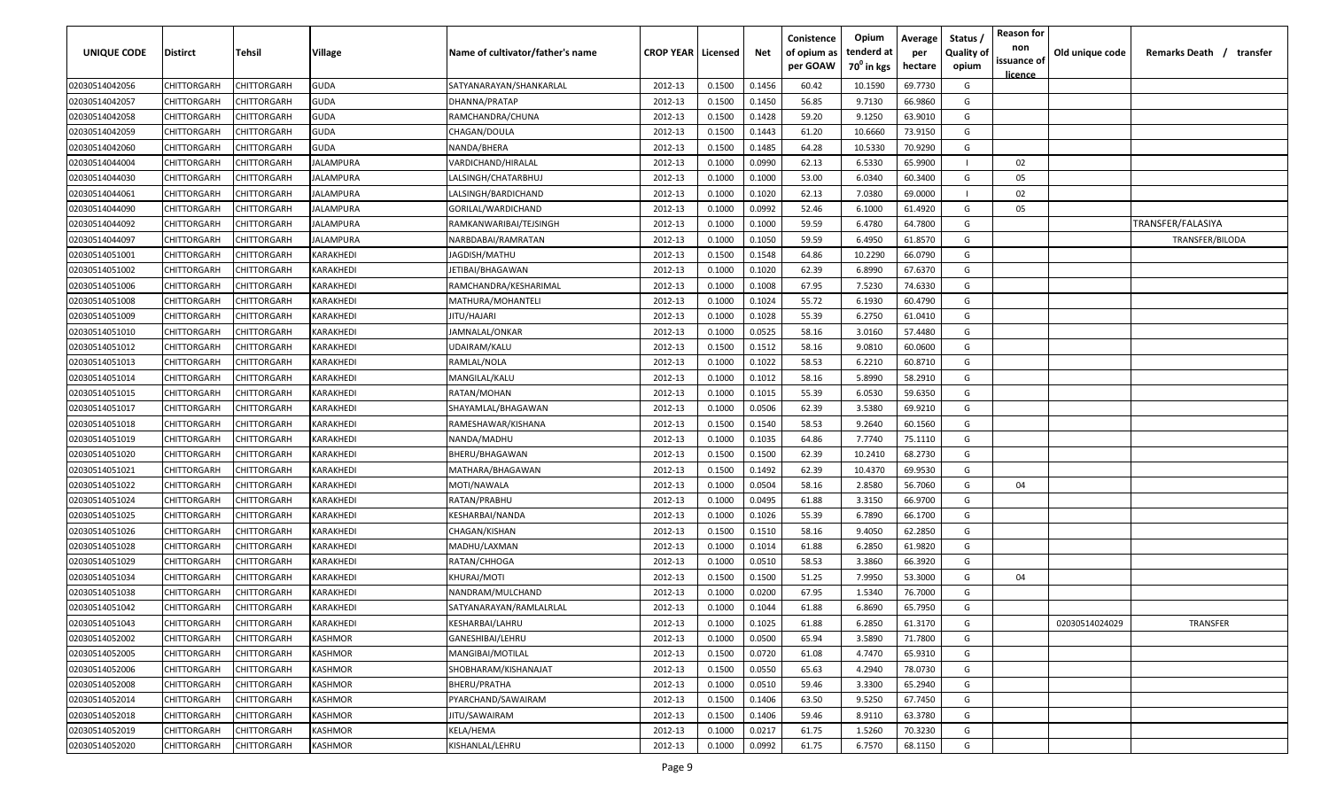| UNIQUE CODE | Distirct | Tehsil | Village | Name of cultivator/father's name | CROP YEAR | Licensed | Net | Conistence of opium as per GOAW | Opium tenderd at 70° in kgs | Average per hectare | Status / Quality of opium | Reason for non issuance of licence | Old unique code | Remarks Death / transfer |
|---|---|---|---|---|---|---|---|---|---|---|---|---|---|---|
| 02030514042056 | CHITTORGARH | CHITTORGARH | GUDA | SATYANARAYAN/SHANKARLAL | 2012-13 | 0.1500 | 0.1456 | 60.42 | 10.1590 | 69.7730 | G | | | |
| 02030514042057 | CHITTORGARH | CHITTORGARH | GUDA | DHANNA/PRATAP | 2012-13 | 0.1500 | 0.1450 | 56.85 | 9.7130 | 66.9860 | G | | | |
| 02030514042058 | CHITTORGARH | CHITTORGARH | GUDA | RAMCHANDRA/CHUNA | 2012-13 | 0.1500 | 0.1428 | 59.20 | 9.1250 | 63.9010 | G | | | |
| 02030514042059 | CHITTORGARH | CHITTORGARH | GUDA | CHAGAN/DOULA | 2012-13 | 0.1500 | 0.1443 | 61.20 | 10.6660 | 73.9150 | G | | | |
| 02030514042060 | CHITTORGARH | CHITTORGARH | GUDA | NANDA/BHERA | 2012-13 | 0.1500 | 0.1485 | 64.28 | 10.5330 | 70.9290 | G | | | |
| 02030514044004 | CHITTORGARH | CHITTORGARH | JALAMPURA | VARDICHAND/HIRALAL | 2012-13 | 0.1000 | 0.0990 | 62.13 | 6.5330 | 65.9900 | I | 02 | | |
| 02030514044030 | CHITTORGARH | CHITTORGARH | JALAMPURA | LALSINGH/CHATARBHUJ | 2012-13 | 0.1000 | 0.1000 | 53.00 | 6.0340 | 60.3400 | G | 05 | | |
| 02030514044061 | CHITTORGARH | CHITTORGARH | JALAMPURA | LALSINGH/BARDICHAND | 2012-13 | 0.1000 | 0.1020 | 62.13 | 7.0380 | 69.0000 | I | 02 | | |
| 02030514044090 | CHITTORGARH | CHITTORGARH | JALAMPURA | GORILAL/WARDICHAND | 2012-13 | 0.1000 | 0.0992 | 52.46 | 6.1000 | 61.4920 | G | 05 | | |
| 02030514044092 | CHITTORGARH | CHITTORGARH | JALAMPURA | RAMKANWARIBAI/TEJSINGH | 2012-13 | 0.1000 | 0.1000 | 59.59 | 6.4780 | 64.7800 | G | | | TRANSFER/FALASIYA |
| 02030514044097 | CHITTORGARH | CHITTORGARH | JALAMPURA | NARBDABAI/RAMRATAN | 2012-13 | 0.1000 | 0.1050 | 59.59 | 6.4950 | 61.8570 | G | | | TRANSFER/BILODA |
| 02030514051001 | CHITTORGARH | CHITTORGARH | KARAKHEDI | JAGDISH/MATHU | 2012-13 | 0.1500 | 0.1548 | 64.86 | 10.2290 | 66.0790 | G | | | |
| 02030514051002 | CHITTORGARH | CHITTORGARH | KARAKHEDI | JETIBAI/BHAGAWAN | 2012-13 | 0.1000 | 0.1020 | 62.39 | 6.8990 | 67.6370 | G | | | |
| 02030514051006 | CHITTORGARH | CHITTORGARH | KARAKHEDI | RAMCHANDRA/KESHARIMAL | 2012-13 | 0.1000 | 0.1008 | 67.95 | 7.5230 | 74.6330 | G | | | |
| 02030514051008 | CHITTORGARH | CHITTORGARH | KARAKHEDI | MATHURA/MOHANTELI | 2012-13 | 0.1000 | 0.1024 | 55.72 | 6.1930 | 60.4790 | G | | | |
| 02030514051009 | CHITTORGARH | CHITTORGARH | KARAKHEDI | JITU/HAJARI | 2012-13 | 0.1000 | 0.1028 | 55.39 | 6.2750 | 61.0410 | G | | | |
| 02030514051010 | CHITTORGARH | CHITTORGARH | KARAKHEDI | JAMNALAL/ONKAR | 2012-13 | 0.1000 | 0.0525 | 58.16 | 3.0160 | 57.4480 | G | | | |
| 02030514051012 | CHITTORGARH | CHITTORGARH | KARAKHEDI | UDAIRAM/KALU | 2012-13 | 0.1500 | 0.1512 | 58.16 | 9.0810 | 60.0600 | G | | | |
| 02030514051013 | CHITTORGARH | CHITTORGARH | KARAKHEDI | RAMLAL/NOLA | 2012-13 | 0.1000 | 0.1022 | 58.53 | 6.2210 | 60.8710 | G | | | |
| 02030514051014 | CHITTORGARH | CHITTORGARH | KARAKHEDI | MANGILAL/KALU | 2012-13 | 0.1000 | 0.1012 | 58.16 | 5.8990 | 58.2910 | G | | | |
| 02030514051015 | CHITTORGARH | CHITTORGARH | KARAKHEDI | RATAN/MOHAN | 2012-13 | 0.1000 | 0.1015 | 55.39 | 6.0530 | 59.6350 | G | | | |
| 02030514051017 | CHITTORGARH | CHITTORGARH | KARAKHEDI | SHAYAMLAL/BHAGAWAN | 2012-13 | 0.1000 | 0.0506 | 62.39 | 3.5380 | 69.9210 | G | | | |
| 02030514051018 | CHITTORGARH | CHITTORGARH | KARAKHEDI | RAMESHAWAR/KISHANA | 2012-13 | 0.1500 | 0.1540 | 58.53 | 9.2640 | 60.1560 | G | | | |
| 02030514051019 | CHITTORGARH | CHITTORGARH | KARAKHEDI | NANDA/MADHU | 2012-13 | 0.1000 | 0.1035 | 64.86 | 7.7740 | 75.1110 | G | | | |
| 02030514051020 | CHITTORGARH | CHITTORGARH | KARAKHEDI | BHERU/BHAGAWAN | 2012-13 | 0.1500 | 0.1500 | 62.39 | 10.2410 | 68.2730 | G | | | |
| 02030514051021 | CHITTORGARH | CHITTORGARH | KARAKHEDI | MATHARA/BHAGAWAN | 2012-13 | 0.1500 | 0.1492 | 62.39 | 10.4370 | 69.9530 | G | | | |
| 02030514051022 | CHITTORGARH | CHITTORGARH | KARAKHEDI | MOTI/NAWALA | 2012-13 | 0.1000 | 0.0504 | 58.16 | 2.8580 | 56.7060 | G | 04 | | |
| 02030514051024 | CHITTORGARH | CHITTORGARH | KARAKHEDI | RATAN/PRABHU | 2012-13 | 0.1000 | 0.0495 | 61.88 | 3.3150 | 66.9700 | G | | | |
| 02030514051025 | CHITTORGARH | CHITTORGARH | KARAKHEDI | KESHARBAI/NANDA | 2012-13 | 0.1000 | 0.1026 | 55.39 | 6.7890 | 66.1700 | G | | | |
| 02030514051026 | CHITTORGARH | CHITTORGARH | KARAKHEDI | CHAGAN/KISHAN | 2012-13 | 0.1500 | 0.1510 | 58.16 | 9.4050 | 62.2850 | G | | | |
| 02030514051028 | CHITTORGARH | CHITTORGARH | KARAKHEDI | MADHU/LAXMAN | 2012-13 | 0.1000 | 0.1014 | 61.88 | 6.2850 | 61.9820 | G | | | |
| 02030514051029 | CHITTORGARH | CHITTORGARH | KARAKHEDI | RATAN/CHHOGA | 2012-13 | 0.1000 | 0.0510 | 58.53 | 3.3860 | 66.3920 | G | | | |
| 02030514051034 | CHITTORGARH | CHITTORGARH | KARAKHEDI | KHURAJ/MOTI | 2012-13 | 0.1500 | 0.1500 | 51.25 | 7.9950 | 53.3000 | G | 04 | | |
| 02030514051038 | CHITTORGARH | CHITTORGARH | KARAKHEDI | NANDRAM/MULCHAND | 2012-13 | 0.1000 | 0.0200 | 67.95 | 1.5340 | 76.7000 | G | | | |
| 02030514051042 | CHITTORGARH | CHITTORGARH | KARAKHEDI | SATYANARAYAN/RAMLALRLAL | 2012-13 | 0.1000 | 0.1044 | 61.88 | 6.8690 | 65.7950 | G | | | |
| 02030514051043 | CHITTORGARH | CHITTORGARH | KARAKHEDI | KESHARBAI/LAHRU | 2012-13 | 0.1000 | 0.1025 | 61.88 | 6.2850 | 61.3170 | G | | 02030514024029 | TRANSFER |
| 02030514052002 | CHITTORGARH | CHITTORGARH | KASHMOR | GANESHIBAI/LEHRU | 2012-13 | 0.1000 | 0.0500 | 65.94 | 3.5890 | 71.7800 | G | | | |
| 02030514052005 | CHITTORGARH | CHITTORGARH | KASHMOR | MANGIBAI/MOTILAL | 2012-13 | 0.1500 | 0.0720 | 61.08 | 4.7470 | 65.9310 | G | | | |
| 02030514052006 | CHITTORGARH | CHITTORGARH | KASHMOR | SHOBHARAM/KISHANAJAT | 2012-13 | 0.1500 | 0.0550 | 65.63 | 4.2940 | 78.0730 | G | | | |
| 02030514052008 | CHITTORGARH | CHITTORGARH | KASHMOR | BHERU/PRATHA | 2012-13 | 0.1000 | 0.0510 | 59.46 | 3.3300 | 65.2940 | G | | | |
| 02030514052014 | CHITTORGARH | CHITTORGARH | KASHMOR | PYARCHAND/SAWAIRAM | 2012-13 | 0.1500 | 0.1406 | 63.50 | 9.5250 | 67.7450 | G | | | |
| 02030514052018 | CHITTORGARH | CHITTORGARH | KASHMOR | JITU/SAWAIRAM | 2012-13 | 0.1500 | 0.1406 | 59.46 | 8.9110 | 63.3780 | G | | | |
| 02030514052019 | CHITTORGARH | CHITTORGARH | KASHMOR | KELA/HEMA | 2012-13 | 0.1000 | 0.0217 | 61.75 | 1.5260 | 70.3230 | G | | | |
| 02030514052020 | CHITTORGARH | CHITTORGARH | KASHMOR | KISHANLAL/LEHRU | 2012-13 | 0.1000 | 0.0992 | 61.75 | 6.7570 | 68.1150 | G | | | |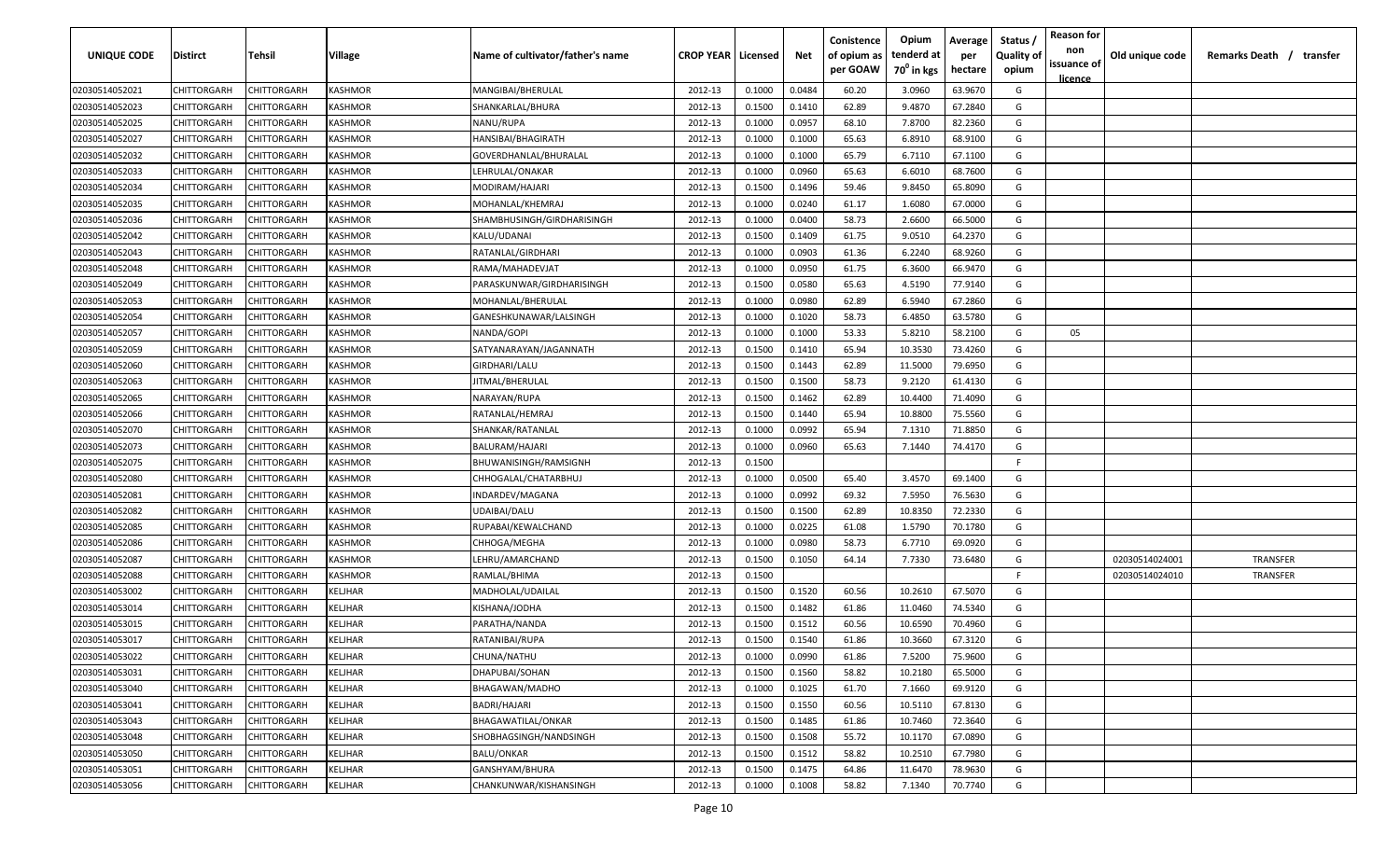| UNIQUE CODE | Distirct | Tehsil | Village | Name of cultivator/father's name | CROP YEAR | Licensed | Net | Conistence of opium as per GOAW | Opium tenderd at 70° in kgs | Average per hectare | Status / Quality of opium | Reason for non issuance of licence | Old unique code | Remarks Death / transfer |
|---|---|---|---|---|---|---|---|---|---|---|---|---|---|---|
| 02030514052021 | CHITTORGARH | CHITTORGARH | KASHMOR | MANGIBAI/BHERULAL | 2012-13 | 0.1000 | 0.0484 | 60.20 | 3.0960 | 63.9670 | G | | | |
| 02030514052023 | CHITTORGARH | CHITTORGARH | KASHMOR | SHANKARLAL/BHURA | 2012-13 | 0.1500 | 0.1410 | 62.89 | 9.4870 | 67.2840 | G | | | |
| 02030514052025 | CHITTORGARH | CHITTORGARH | KASHMOR | NANU/RUPA | 2012-13 | 0.1000 | 0.0957 | 68.10 | 7.8700 | 82.2360 | G | | | |
| 02030514052027 | CHITTORGARH | CHITTORGARH | KASHMOR | HANSIBAI/BHAGIRATH | 2012-13 | 0.1000 | 0.1000 | 65.63 | 6.8910 | 68.9100 | G | | | |
| 02030514052032 | CHITTORGARH | CHITTORGARH | KASHMOR | GOVERDHANLAL/BHURALAL | 2012-13 | 0.1000 | 0.1000 | 65.79 | 6.7110 | 67.1100 | G | | | |
| 02030514052033 | CHITTORGARH | CHITTORGARH | KASHMOR | LEHRULAL/ONAKAR | 2012-13 | 0.1000 | 0.0960 | 65.63 | 6.6010 | 68.7600 | G | | | |
| 02030514052034 | CHITTORGARH | CHITTORGARH | KASHMOR | MODIRAM/HAJARI | 2012-13 | 0.1500 | 0.1496 | 59.46 | 9.8450 | 65.8090 | G | | | |
| 02030514052035 | CHITTORGARH | CHITTORGARH | KASHMOR | MOHANLAL/KHEMRAJ | 2012-13 | 0.1000 | 0.0240 | 61.17 | 1.6080 | 67.0000 | G | | | |
| 02030514052036 | CHITTORGARH | CHITTORGARH | KASHMOR | SHAMBHUSINGH/GIRDHARISINGH | 2012-13 | 0.1000 | 0.0400 | 58.73 | 2.6600 | 66.5000 | G | | | |
| 02030514052042 | CHITTORGARH | CHITTORGARH | KASHMOR | KALU/UDANAI | 2012-13 | 0.1500 | 0.1409 | 61.75 | 9.0510 | 64.2370 | G | | | |
| 02030514052043 | CHITTORGARH | CHITTORGARH | KASHMOR | RATANLAL/GIRDHARI | 2012-13 | 0.1000 | 0.0903 | 61.36 | 6.2240 | 68.9260 | G | | | |
| 02030514052048 | CHITTORGARH | CHITTORGARH | KASHMOR | RAMA/MAHADEVJAT | 2012-13 | 0.1000 | 0.0950 | 61.75 | 6.3600 | 66.9470 | G | | | |
| 02030514052049 | CHITTORGARH | CHITTORGARH | KASHMOR | PARASKUNWAR/GIRDHARISINGH | 2012-13 | 0.1500 | 0.0580 | 65.63 | 4.5190 | 77.9140 | G | | | |
| 02030514052053 | CHITTORGARH | CHITTORGARH | KASHMOR | MOHANLAL/BHERULAL | 2012-13 | 0.1000 | 0.0980 | 62.89 | 6.5940 | 67.2860 | G | | | |
| 02030514052054 | CHITTORGARH | CHITTORGARH | KASHMOR | GANESHKUNAWAR/LALSINGH | 2012-13 | 0.1000 | 0.1020 | 58.73 | 6.4850 | 63.5780 | G | | | |
| 02030514052057 | CHITTORGARH | CHITTORGARH | KASHMOR | NANDA/GOPI | 2012-13 | 0.1000 | 0.1000 | 53.33 | 5.8210 | 58.2100 | G | 05 | | |
| 02030514052059 | CHITTORGARH | CHITTORGARH | KASHMOR | SATYANARAYAN/JAGANNATH | 2012-13 | 0.1500 | 0.1410 | 65.94 | 10.3530 | 73.4260 | G | | | |
| 02030514052060 | CHITTORGARH | CHITTORGARH | KASHMOR | GIRDHARI/LALU | 2012-13 | 0.1500 | 0.1443 | 62.89 | 11.5000 | 79.6950 | G | | | |
| 02030514052063 | CHITTORGARH | CHITTORGARH | KASHMOR | JITMAL/BHERULAL | 2012-13 | 0.1500 | 0.1500 | 58.73 | 9.2120 | 61.4130 | G | | | |
| 02030514052065 | CHITTORGARH | CHITTORGARH | KASHMOR | NARAYAN/RUPA | 2012-13 | 0.1500 | 0.1462 | 62.89 | 10.4400 | 71.4090 | G | | | |
| 02030514052066 | CHITTORGARH | CHITTORGARH | KASHMOR | RATANLAL/HEMRAJ | 2012-13 | 0.1500 | 0.1440 | 65.94 | 10.8800 | 75.5560 | G | | | |
| 02030514052070 | CHITTORGARH | CHITTORGARH | KASHMOR | SHANKAR/RATANLAL | 2012-13 | 0.1000 | 0.0992 | 65.94 | 7.1310 | 71.8850 | G | | | |
| 02030514052073 | CHITTORGARH | CHITTORGARH | KASHMOR | BALURAM/HAJARI | 2012-13 | 0.1000 | 0.0960 | 65.63 | 7.1440 | 74.4170 | G | | | |
| 02030514052075 | CHITTORGARH | CHITTORGARH | KASHMOR | BHUWANISINGH/RAMSIGNH | 2012-13 | 0.1500 | | | | | F | | | |
| 02030514052080 | CHITTORGARH | CHITTORGARH | KASHMOR | CHHOGALAL/CHATARBHUJ | 2012-13 | 0.1000 | 0.0500 | 65.40 | 3.4570 | 69.1400 | G | | | |
| 02030514052081 | CHITTORGARH | CHITTORGARH | KASHMOR | INDARDEV/MAGANA | 2012-13 | 0.1000 | 0.0992 | 69.32 | 7.5950 | 76.5630 | G | | | |
| 02030514052082 | CHITTORGARH | CHITTORGARH | KASHMOR | UDAIBAI/DALU | 2012-13 | 0.1500 | 0.1500 | 62.89 | 10.8350 | 72.2330 | G | | | |
| 02030514052085 | CHITTORGARH | CHITTORGARH | KASHMOR | RUPABAI/KEWALCHAND | 2012-13 | 0.1000 | 0.0225 | 61.08 | 1.5790 | 70.1780 | G | | | |
| 02030514052086 | CHITTORGARH | CHITTORGARH | KASHMOR | CHHOGA/MEGHA | 2012-13 | 0.1000 | 0.0980 | 58.73 | 6.7710 | 69.0920 | G | | | |
| 02030514052087 | CHITTORGARH | CHITTORGARH | KASHMOR | LEHRU/AMARCHAND | 2012-13 | 0.1500 | 0.1050 | 64.14 | 7.7330 | 73.6480 | G | | 02030514024001 | TRANSFER |
| 02030514052088 | CHITTORGARH | CHITTORGARH | KASHMOR | RAMLAL/BHIMA | 2012-13 | 0.1500 | | | | | F | | 02030514024010 | TRANSFER |
| 02030514053002 | CHITTORGARH | CHITTORGARH | KELJHAR | MADHOLAL/UDAILAL | 2012-13 | 0.1500 | 0.1520 | 60.56 | 10.2610 | 67.5070 | G | | | |
| 02030514053014 | CHITTORGARH | CHITTORGARH | KELJHAR | KISHANA/JODHA | 2012-13 | 0.1500 | 0.1482 | 61.86 | 11.0460 | 74.5340 | G | | | |
| 02030514053015 | CHITTORGARH | CHITTORGARH | KELJHAR | PARATHA/NANDA | 2012-13 | 0.1500 | 0.1512 | 60.56 | 10.6590 | 70.4960 | G | | | |
| 02030514053017 | CHITTORGARH | CHITTORGARH | KELJHAR | RATANIBAI/RUPA | 2012-13 | 0.1500 | 0.1540 | 61.86 | 10.3660 | 67.3120 | G | | | |
| 02030514053022 | CHITTORGARH | CHITTORGARH | KELJHAR | CHUNA/NATHU | 2012-13 | 0.1000 | 0.0990 | 61.86 | 7.5200 | 75.9600 | G | | | |
| 02030514053031 | CHITTORGARH | CHITTORGARH | KELJHAR | DHAPUBAI/SOHAN | 2012-13 | 0.1500 | 0.1560 | 58.82 | 10.2180 | 65.5000 | G | | | |
| 02030514053040 | CHITTORGARH | CHITTORGARH | KELJHAR | BHAGAWAN/MADHO | 2012-13 | 0.1000 | 0.1025 | 61.70 | 7.1660 | 69.9120 | G | | | |
| 02030514053041 | CHITTORGARH | CHITTORGARH | KELJHAR | BADRI/HAJARI | 2012-13 | 0.1500 | 0.1550 | 60.56 | 10.5110 | 67.8130 | G | | | |
| 02030514053043 | CHITTORGARH | CHITTORGARH | KELJHAR | BHAGAWATILAL/ONKAR | 2012-13 | 0.1500 | 0.1485 | 61.86 | 10.7460 | 72.3640 | G | | | |
| 02030514053048 | CHITTORGARH | CHITTORGARH | KELJHAR | SHOBHAGSINGH/NANDSINGH | 2012-13 | 0.1500 | 0.1508 | 55.72 | 10.1170 | 67.0890 | G | | | |
| 02030514053050 | CHITTORGARH | CHITTORGARH | KELJHAR | BALU/ONKAR | 2012-13 | 0.1500 | 0.1512 | 58.82 | 10.2510 | 67.7980 | G | | | |
| 02030514053051 | CHITTORGARH | CHITTORGARH | KELJHAR | GANSHYAM/BHURA | 2012-13 | 0.1500 | 0.1475 | 64.86 | 11.6470 | 78.9630 | G | | | |
| 02030514053056 | CHITTORGARH | CHITTORGARH | KELJHAR | CHANKUNWAR/KISHANSINGH | 2012-13 | 0.1000 | 0.1008 | 58.82 | 7.1340 | 70.7740 | G | | | |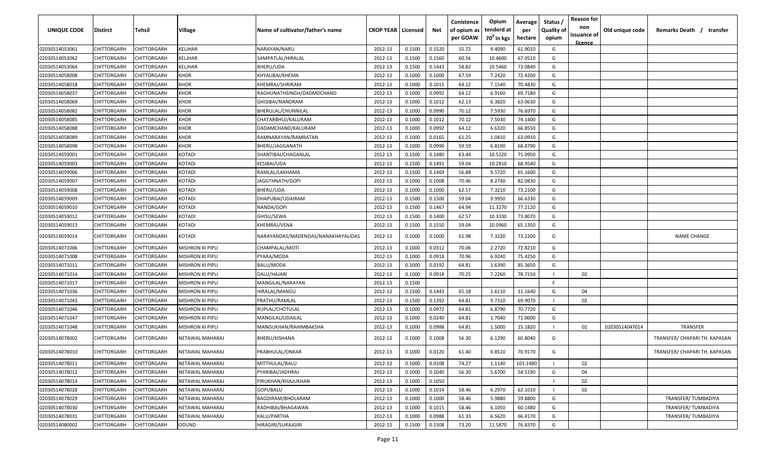| UNIQUE CODE | Distirct | Tehsil | Village | Name of cultivator/father's name | CROP YEAR | Licensed | Net | Conistence of opium as per GOAW | Opium tenderd at 70° in kgs | Average per hectare | Status / Quality of opium | Reason for non issuance of licence | Old unique code | Remarks Death / transfer |
|---|---|---|---|---|---|---|---|---|---|---|---|---|---|---|
| 02030514053061 | CHITTORGARH | CHITTORGARH | KELJHAR | NARAYAN/NARU | 2012-13 | 0.1500 | 0.1520 | 55.72 | 9.4090 | 61.9010 | G | | | |
| 02030514053062 | CHITTORGARH | CHITTORGARH | KELJHAR | SAMPATLAL/HIRALAL | 2012-13 | 0.1500 | 0.1560 | 60.56 | 10.4600 | 67.0510 | G | | | |
| 02030514053064 | CHITTORGARH | CHITTORGARH | KELJHAR | BHERU/UDA | 2012-13 | 0.1500 | 0.1443 | 58.82 | 10.5460 | 73.0840 | G | | | |
| 02030514058008 | CHITTORGARH | CHITTORGARH | KHOR | KHYALIBAI/KHEMA | 2012-13 | 0.1000 | 0.1000 | 67.59 | 7.2420 | 72.4200 | G | | | |
| 02030514058018 | CHITTORGARH | CHITTORGARH | KHOR | KHEMRAJ/SHRIRAM | 2012-13 | 0.1000 | 0.1015 | 64.12 | 7.1540 | 70.4830 | G | | | |
| 02030514058037 | CHITTORGARH | CHITTORGARH | KHOR | RAGHUNATHSINGH/DADMDCHAND | 2012-13 | 0.1000 | 0.0992 | 64.12 | 6.9160 | 69.7180 | G | | | |
| 02030514058069 | CHITTORGARH | CHITTORGARH | KHOR | GHISIBAI/NANDRAM | 2012-13 | 0.1000 | 0.1012 | 62.13 | 6.3820 | 63.0630 | G | | | |
| 02030514058082 | CHITTORGARH | CHITTORGARH | KHOR | BHERULAL/CHUNNILAL | 2012-13 | 0.1000 | 0.0990 | 70.12 | 7.5930 | 76.6970 | G | | | |
| 02030514058085 | CHITTORGARH | CHITTORGARH | KHOR | CHATARBHUJ/KALURAM | 2012-13 | 0.1000 | 0.1012 | 70.12 | 7.5030 | 74.1400 | G | | | |
| 02030514058088 | CHITTORGARH | CHITTORGARH | KHOR | DADAMCHAND/KALURAM | 2012-13 | 0.1000 | 0.0992 | 64.12 | 6.6320 | 66.8550 | G | | | |
| 02030514058089 | CHITTORGARH | CHITTORGARH | KHOR | RAMNARAYAN/RAMRATAN | 2012-13 | 0.1000 | 0.0165 | 61.25 | 1.0410 | 63.0910 | G | | | |
| 02030514058098 | CHITTORGARH | CHITTORGARH | KHOR | BHERU/JAGGANATH | 2012-13 | 0.1000 | 0.0990 | 59.59 | 6.8190 | 68.8790 | G | | | |
| 02030514059001 | CHITTORGARH | CHITTORGARH | KOTADI | SHANTIBAI/CHAGANLAL | 2012-13 | 0.1500 | 0.1480 | 63.44 | 10.5220 | 71.0950 | G | | | |
| 02030514059003 | CHITTORGARH | CHITTORGARH | KOTADI | KESIBAI/UDA | 2012-13 | 0.1500 | 0.1491 | 59.04 | 10.2810 | 68.9540 | G | | | |
| 02030514059006 | CHITTORGARH | CHITTORGARH | KOTADI | RAMLAL/LAKHAMA | 2012-13 | 0.1500 | 0.1469 | 56.88 | 9.5720 | 65.1600 | G | | | |
| 02030514059007 | CHITTORGARH | CHITTORGARH | KOTADI | JAGGTHNATH/GOPI | 2012-13 | 0.1000 | 0.1008 | 70.46 | 8.2740 | 82.0830 | G | | | |
| 02030514059008 | CHITTORGARH | CHITTORGARH | KOTADI | BHERU/UDA | 2012-13 | 0.1000 | 0.1000 | 62.57 | 7.3210 | 73.2100 | G | | | |
| 02030514059009 | CHITTORGARH | CHITTORGARH | KOTADI | DHAPUBAI/UDAIRAM | 2012-13 | 0.1500 | 0.1500 | 59.04 | 9.9950 | 66.6330 | G | | | |
| 02030514059010 | CHITTORGARH | CHITTORGARH | KOTADI | NANDA/GOPI | 2012-13 | 0.1500 | 0.1467 | 64.94 | 11.3270 | 77.2120 | G | | | |
| 02030514059012 | CHITTORGARH | CHITTORGARH | KOTADI | GHISU/SEWA | 2012-13 | 0.1500 | 0.1400 | 62.57 | 10.3330 | 73.8070 | G | | | |
| 02030514059013 | CHITTORGARH | CHITTORGARH | KOTADI | KHEMRAJ/VENA | 2012-13 | 0.1500 | 0.1550 | 59.04 | 10.0960 | 65.1350 | G | | | |
| 02030514059014 | CHITTORGARH | CHITTORGARH | KOTADI | NARAYANDAS/MADENDAS/NANAKHAYALIDAS | 2012-13 | 0.1000 | 0.1000 | 61.98 | 7.3220 | 73.2200 | G | | | NAME CHANGE |
| 02030514071006 | CHITTORGARH | CHITTORGARH | MISHRON KI PIPLI | CHAMPALAL/MOTI | 2012-13 | 0.1000 | 0.0312 | 70.06 | 2.2720 | 72.8210 | G | | | |
| 02030514071008 | CHITTORGARH | CHITTORGARH | MISHRON KI PIPLI | PYARA/MODA | 2012-13 | 0.1000 | 0.0918 | 70.96 | 6.9240 | 75.4250 | G | | | |
| 02030514071011 | CHITTORGARH | CHITTORGARH | MISHRON KI PIPLI | BALU/MODA | 2012-13 | 0.1000 | 0.0192 | 64.81 | 1.6390 | 85.3650 | G | | | |
| 02030514071014 | CHITTORGARH | CHITTORGARH | MISHRON KI PIPLI | DALU/HAJARI | 2012-13 | 0.1000 | 0.0918 | 70.25 | 7.2260 | 78.7150 | I | 02 | | |
| 02030514071017 | CHITTORGARH | CHITTORGARH | MISHRON KI PIPLI | MANGILAL/NARAYAN | 2012-13 | 0.1500 | | | | | F | | | |
| 02030514071036 | CHITTORGARH | CHITTORGARH | MISHRON KI PIPLI | HIRALAL/MANGU | 2012-13 | 0.1500 | 0.1443 | 65.18 | 1.6110 | 11.1640 | G | 04 | | |
| 02030514071043 | CHITTORGARH | CHITTORGARH | MISHRON KI PIPLI | PRATHU/RAMLAL | 2012-13 | 0.1500 | 0.1392 | 64.81 | 9.7310 | 69.9070 | I | 02 | | |
| 02030514071046 | CHITTORGARH | CHITTORGARH | MISHRON KI PIPLI | RUPLAL/CHOTULAL | 2012-13 | 0.1000 | 0.0972 | 64.81 | 6.8790 | 70.7720 | G | | | |
| 02030514071047 | CHITTORGARH | CHITTORGARH | MISHRON KI PIPLI | MANGILAL/UDAILAL | 2012-13 | 0.1000 | 0.0240 | 64.81 | 1.7040 | 71.0000 | G | | | |
| 02030514071048 | CHITTORGARH | CHITTORGARH | MISHRON KI PIPLI | MANGUKHAN/RAHIMBAKSHA | 2012-13 | 0.1000 | 0.0988 | 64.81 | 1.5000 | 15.1820 | I | 02 | 02030514047014 | TRANSFER |
| 02030514078002 | CHITTORGARH | CHITTORGARH | NETAWAL MAHARAJ | BHERU/KISHANA | 2012-13 | 0.1000 | 0.1008 | 56.30 | 6.1290 | 60.8040 | G | | | TRANSFER/ CHAPARI TH. KAPASAN |
| 02030514078010 | CHITTORGARH | CHITTORGARH | NETAWAL MAHARAJ | PRABHULAL/ONKAR | 2012-13 | 0.1000 | 0.0120 | 61.40 | 0.8510 | 70.9170 | G | | | TRANSFER/ CHAPARI TH. KAPASAN |
| 02030514078011 | CHITTORGARH | CHITTORGARH | NETAWAL MAHARAJ | MITTHULAL/BALU | 2012-13 | 0.1000 | 0.0108 | 74.27 | 1.1140 | 103.1480 | I | 02 | | |
| 02030514078012 | CHITTORGARH | CHITTORGARH | NETAWAL MAHARAJ | PYARIBAI/JADHRAJ | 2012-13 | 0.1000 | 0.1040 | 56.30 | 5.6700 | 54.5190 | G | 04 | | |
| 02030514078014 | CHITTORGARH | CHITTORGARH | NETAWAL MAHARAJ | PIRUKHAN/KHAJUKHAN | 2012-13 | 0.1000 | 0.1050 | | | | I | 02 | | |
| 02030514078028 | CHITTORGARH | CHITTORGARH | NETAWAL MAHARAJ | GOPI/BALU | 2012-13 | 0.1000 | 0.1014 | 58.46 | 6.2970 | 62.1010 | I | 02 | | |
| 02030514078029 | CHITTORGARH | CHITTORGARH | NETAWAL MAHARAJ | BAGDIRAM/BHOLARAM | 2012-13 | 0.1000 | 0.1000 | 58.46 | 5.9880 | 59.8800 | G | | | TRANSFER/ TUMBADIYA |
| 02030514078030 | CHITTORGARH | CHITTORGARH | NETAWAL MAHARAJ | RADHIBAI/BHAGAWAN | 2012-13 | 0.1000 | 0.1015 | 58.46 | 6.1050 | 60.1480 | G | | | TRANSFER/ TUMBADIYA |
| 02030514078031 | CHITTORGARH | CHITTORGARH | NETAWAL MAHARAJ | KALU/PARTHA | 2012-13 | 0.1000 | 0.0988 | 61.33 | 6.5620 | 66.4170 | G | | | TRANSFER/ TUMBADIYA |
| 02030514080002 | CHITTORGARH | CHITTORGARH | ODUND | HIRAGIRI/SURAJGIRI | 2012-13 | 0.1500 | 0.1508 | 73.20 | 11.5870 | 76.8370 | G | | | |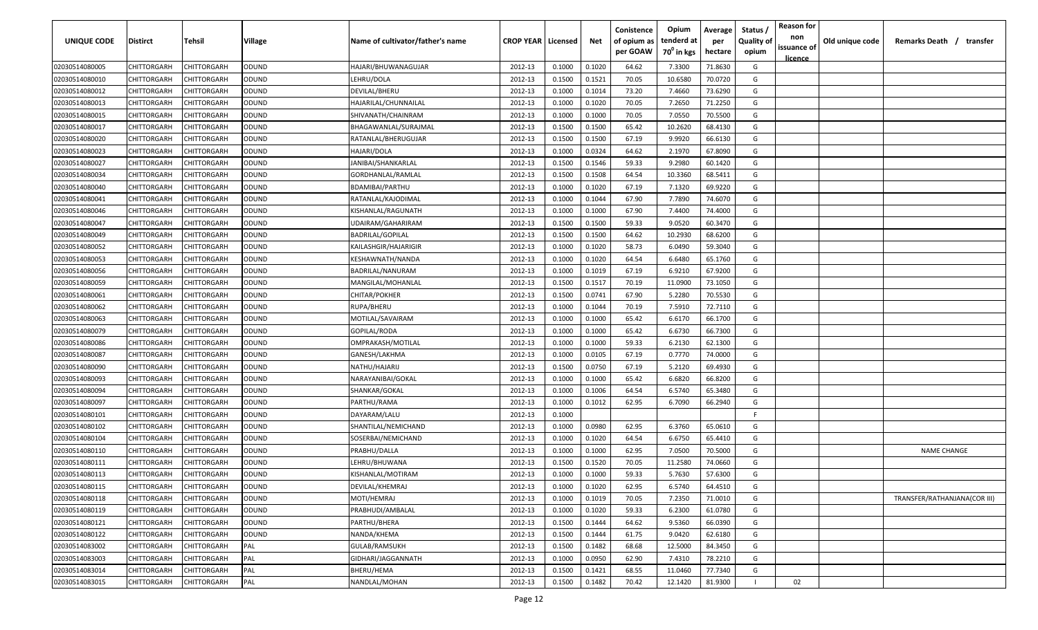| UNIQUE CODE | Distirct | Tehsil | Village | Name of cultivator/father's name | CROP YEAR | Licensed | Net | Conistence of opium as per GOAW | Opium tenderd at $70^0$ in kgs | Average per hectare | Status / Quality of opium | Reason for non issuance of licence | Old unique code | Remarks Death / transfer |
|---|---|---|---|---|---|---|---|---|---|---|---|---|---|---|
| 02030514080005 | CHITTORGARH | CHITTORGARH | ODUND | HAJARI/BHUWANAGUJAR | 2012-13 | 0.1000 | 0.1020 | 64.62 | 7.3300 | 71.8630 | G | | | |
| 02030514080010 | CHITTORGARH | CHITTORGARH | ODUND | LEHRU/DOLA | 2012-13 | 0.1500 | 0.1521 | 70.05 | 10.6580 | 70.0720 | G | | | |
| 02030514080012 | CHITTORGARH | CHITTORGARH | ODUND | DEVILAL/BHERU | 2012-13 | 0.1000 | 0.1014 | 73.20 | 7.4660 | 73.6290 | G | | | |
| 02030514080013 | CHITTORGARH | CHITTORGARH | ODUND | HAJARILAL/CHUNNAILAL | 2012-13 | 0.1000 | 0.1020 | 70.05 | 7.2650 | 71.2250 | G | | | |
| 02030514080015 | CHITTORGARH | CHITTORGARH | ODUND | SHIVANATH/CHAINRAM | 2012-13 | 0.1000 | 0.1000 | 70.05 | 7.0550 | 70.5500 | G | | | |
| 02030514080017 | CHITTORGARH | CHITTORGARH | ODUND | BHAGAWANLAL/SURAJMAL | 2012-13 | 0.1500 | 0.1500 | 65.42 | 10.2620 | 68.4130 | G | | | |
| 02030514080020 | CHITTORGARH | CHITTORGARH | ODUND | RATANLAL/BHERUGUJAR | 2012-13 | 0.1500 | 0.1500 | 67.19 | 9.9920 | 66.6130 | G | | | |
| 02030514080023 | CHITTORGARH | CHITTORGARH | ODUND | HAJARI/DOLA | 2012-13 | 0.1000 | 0.0324 | 64.62 | 2.1970 | 67.8090 | G | | | |
| 02030514080027 | CHITTORGARH | CHITTORGARH | ODUND | JANIBAI/SHANKARLAL | 2012-13 | 0.1500 | 0.1546 | 59.33 | 9.2980 | 60.1420 | G | | | |
| 02030514080034 | CHITTORGARH | CHITTORGARH | ODUND | GORDHANLAL/RAMLAL | 2012-13 | 0.1500 | 0.1508 | 64.54 | 10.3360 | 68.5411 | G | | | |
| 02030514080040 | CHITTORGARH | CHITTORGARH | ODUND | BDAMIBAI/PARTHU | 2012-13 | 0.1000 | 0.1020 | 67.19 | 7.1320 | 69.9220 | G | | | |
| 02030514080041 | CHITTORGARH | CHITTORGARH | ODUND | RATANLAL/KAJODIMAL | 2012-13 | 0.1000 | 0.1044 | 67.90 | 7.7890 | 74.6070 | G | | | |
| 02030514080046 | CHITTORGARH | CHITTORGARH | ODUND | KISHANLAL/RAGUNATH | 2012-13 | 0.1000 | 0.1000 | 67.90 | 7.4400 | 74.4000 | G | | | |
| 02030514080047 | CHITTORGARH | CHITTORGARH | ODUND | UDAIRAM/GAHARIRAM | 2012-13 | 0.1500 | 0.1500 | 59.33 | 9.0520 | 60.3470 | G | | | |
| 02030514080049 | CHITTORGARH | CHITTORGARH | ODUND | BADRILAL/GOPILAL | 2012-13 | 0.1500 | 0.1500 | 64.62 | 10.2930 | 68.6200 | G | | | |
| 02030514080052 | CHITTORGARH | CHITTORGARH | ODUND | KAILASHGIR/HAJARIGIR | 2012-13 | 0.1000 | 0.1020 | 58.73 | 6.0490 | 59.3040 | G | | | |
| 02030514080053 | CHITTORGARH | CHITTORGARH | ODUND | KESHAWNATH/NANDA | 2012-13 | 0.1000 | 0.1020 | 64.54 | 6.6480 | 65.1760 | G | | | |
| 02030514080056 | CHITTORGARH | CHITTORGARH | ODUND | BADRILAL/NANURAM | 2012-13 | 0.1000 | 0.1019 | 67.19 | 6.9210 | 67.9200 | G | | | |
| 02030514080059 | CHITTORGARH | CHITTORGARH | ODUND | MANGILAL/MOHANLAL | 2012-13 | 0.1500 | 0.1517 | 70.19 | 11.0900 | 73.1050 | G | | | |
| 02030514080061 | CHITTORGARH | CHITTORGARH | ODUND | CHITAR/POKHER | 2012-13 | 0.1500 | 0.0741 | 67.90 | 5.2280 | 70.5530 | G | | | |
| 02030514080062 | CHITTORGARH | CHITTORGARH | ODUND | RUPA/BHERU | 2012-13 | 0.1000 | 0.1044 | 70.19 | 7.5910 | 72.7110 | G | | | |
| 02030514080063 | CHITTORGARH | CHITTORGARH | ODUND | MOTILAL/SAVAIRAM | 2012-13 | 0.1000 | 0.1000 | 65.42 | 6.6170 | 66.1700 | G | | | |
| 02030514080079 | CHITTORGARH | CHITTORGARH | ODUND | GOPILAL/RODA | 2012-13 | 0.1000 | 0.1000 | 65.42 | 6.6730 | 66.7300 | G | | | |
| 02030514080086 | CHITTORGARH | CHITTORGARH | ODUND | OMPRAKASH/MOTILAL | 2012-13 | 0.1000 | 0.1000 | 59.33 | 6.2130 | 62.1300 | G | | | |
| 02030514080087 | CHITTORGARH | CHITTORGARH | ODUND | GANESH/LAKHMA | 2012-13 | 0.1000 | 0.0105 | 67.19 | 0.7770 | 74.0000 | G | | | |
| 02030514080090 | CHITTORGARH | CHITTORGARH | ODUND | NATHU/HAJARIJ | 2012-13 | 0.1500 | 0.0750 | 67.19 | 5.2120 | 69.4930 | G | | | |
| 02030514080093 | CHITTORGARH | CHITTORGARH | ODUND | NARAYANIBAI/GOKAL | 2012-13 | 0.1000 | 0.1000 | 65.42 | 6.6820 | 66.8200 | G | | | |
| 02030514080094 | CHITTORGARH | CHITTORGARH | ODUND | SHANKAR/GOKAL | 2012-13 | 0.1000 | 0.1006 | 64.54 | 6.5740 | 65.3480 | G | | | |
| 02030514080097 | CHITTORGARH | CHITTORGARH | ODUND | PARTHU/RAMA | 2012-13 | 0.1000 | 0.1012 | 62.95 | 6.7090 | 66.2940 | G | | | |
| 02030514080101 | CHITTORGARH | CHITTORGARH | ODUND | DAYARAM/LALU | 2012-13 | 0.1000 | | | | | F | | | |
| 02030514080102 | CHITTORGARH | CHITTORGARH | ODUND | SHANTILAL/NEMICHAND | 2012-13 | 0.1000 | 0.0980 | 62.95 | 6.3760 | 65.0610 | G | | | |
| 02030514080104 | CHITTORGARH | CHITTORGARH | ODUND | SOSERBAI/NEMICHAND | 2012-13 | 0.1000 | 0.1020 | 64.54 | 6.6750 | 65.4410 | G | | | |
| 02030514080110 | CHITTORGARH | CHITTORGARH | ODUND | PRABHU/DALLA | 2012-13 | 0.1000 | 0.1000 | 62.95 | 7.0500 | 70.5000 | G | | | NAME CHANGE |
| 02030514080111 | CHITTORGARH | CHITTORGARH | ODUND | LEHRU/BHUWANA | 2012-13 | 0.1500 | 0.1520 | 70.05 | 11.2580 | 74.0660 | G | | | |
| 02030514080113 | CHITTORGARH | CHITTORGARH | ODUND | KISHANLAL/MOTIRAM | 2012-13 | 0.1000 | 0.1000 | 59.33 | 5.7630 | 57.6300 | G | | | |
| 02030514080115 | CHITTORGARH | CHITTORGARH | ODUND | DEVILAL/KHEMRAJ | 2012-13 | 0.1000 | 0.1020 | 62.95 | 6.5740 | 64.4510 | G | | | |
| 02030514080118 | CHITTORGARH | CHITTORGARH | ODUND | MOTI/HEMRAJ | 2012-13 | 0.1000 | 0.1019 | 70.05 | 7.2350 | 71.0010 | G | | | TRANSFER/RATHANJANA(COR III) |
| 02030514080119 | CHITTORGARH | CHITTORGARH | ODUND | PRABHUDI/AMBALAL | 2012-13 | 0.1000 | 0.1020 | 59.33 | 6.2300 | 61.0780 | G | | | |
| 02030514080121 | CHITTORGARH | CHITTORGARH | ODUND | PARTHU/BHERA | 2012-13 | 0.1500 | 0.1444 | 64.62 | 9.5360 | 66.0390 | G | | | |
| 02030514080122 | CHITTORGARH | CHITTORGARH | ODUND | NANDA/KHEMA | 2012-13 | 0.1500 | 0.1444 | 61.75 | 9.0420 | 62.6180 | G | | | |
| 02030514083002 | CHITTORGARH | CHITTORGARH | PAL | GULAB/RAMSUKH | 2012-13 | 0.1500 | 0.1482 | 68.68 | 12.5000 | 84.3450 | G | | | |
| 02030514083003 | CHITTORGARH | CHITTORGARH | PAL | GIDHARI/JAGGANNATH | 2012-13 | 0.1000 | 0.0950 | 62.90 | 7.4310 | 78.2210 | G | | | |
| 02030514083014 | CHITTORGARH | CHITTORGARH | PAL | BHERU/HEMA | 2012-13 | 0.1500 | 0.1421 | 68.55 | 11.0460 | 77.7340 | G | | | |
| 02030514083015 | CHITTORGARH | CHITTORGARH | PAL | NANDLAL/MOHAN | 2012-13 | 0.1500 | 0.1482 | 70.42 | 12.1420 | 81.9300 | I | 02 | | |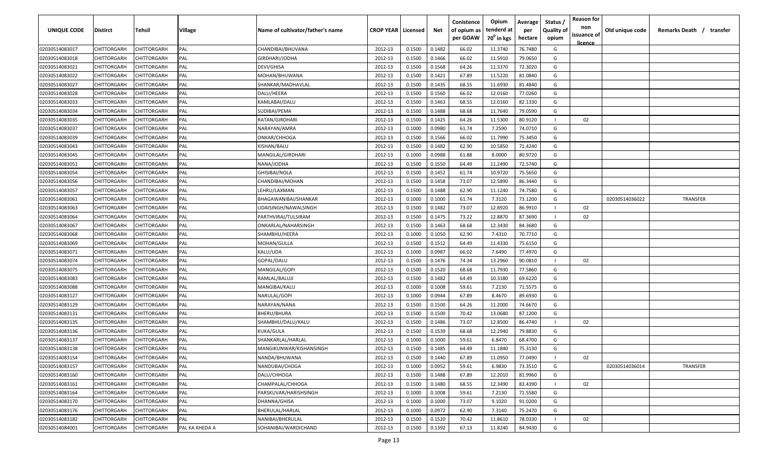| UNIQUE CODE | Distirct | Tehsil | Village | Name of cultivator/father's name | CROP YEAR | Licensed | Net | Conistence of opium as per GOAW | Opium tenderd at 70° in kgs | Average per hectare | Status / Quality of opium | Reason for non issuance of licence | Old unique code | Remarks Death / transfer |
|---|---|---|---|---|---|---|---|---|---|---|---|---|---|---|
| 02030514083017 | CHITTORGARH | CHITTORGARH | PAL | CHANDIBAI/BHUVANA | 2012-13 | 0.1500 | 0.1482 | 66.02 | 11.3740 | 76.7480 | G | | | |
| 02030514083018 | CHITTORGARH | CHITTORGARH | PAL | GIRDHARI/JODHA | 2012-13 | 0.1500 | 0.1466 | 66.02 | 11.5910 | 79.0650 | G | | | |
| 02030514083021 | CHITTORGARH | CHITTORGARH | PAL | DEVI/GHISA | 2012-13 | 0.1500 | 0.1568 | 64.26 | 11.3370 | 72.3020 | G | | | |
| 02030514083022 | CHITTORGARH | CHITTORGARH | PAL | MOHAN/BHUWANA | 2012-13 | 0.1500 | 0.1421 | 67.89 | 11.5220 | 81.0840 | G | | | |
| 02030514083027 | CHITTORGARH | CHITTORGARH | PAL | SHANKAR/MADHAVLAL | 2012-13 | 0.1500 | 0.1435 | 68.55 | 11.6930 | 81.4840 | G | | | |
| 02030514083028 | CHITTORGARH | CHITTORGARH | PAL | DALU/HEERA | 2012-13 | 0.1500 | 0.1560 | 66.02 | 12.0160 | 77.0260 | G | | | |
| 02030514083033 | CHITTORGARH | CHITTORGARH | PAL | KAMLABAI/DALU | 2012-13 | 0.1500 | 0.1463 | 68.55 | 12.0160 | 82.1330 | G | | | |
| 02030514083034 | CHITTORGARH | CHITTORGARH | PAL | SUDIBAI/PEMA | 2012-13 | 0.1500 | 0.1488 | 68.68 | 11.7640 | 79.0590 | G | | | |
| 02030514083035 | CHITTORGARH | CHITTORGARH | PAL | RATAN/GIRDHARI | 2012-13 | 0.1500 | 0.1425 | 64.26 | 11.5300 | 80.9120 | I | 02 | | |
| 02030514083037 | CHITTORGARH | CHITTORGARH | PAL | NARAYAN/AMRA | 2012-13 | 0.1000 | 0.0980 | 61.74 | 7.2590 | 74.0710 | G | | | |
| 02030514083039 | CHITTORGARH | CHITTORGARH | PAL | ONKAR/CHHOGA | 2012-13 | 0.1500 | 0.1566 | 66.02 | 11.7990 | 75.3450 | G | | | |
| 02030514083043 | CHITTORGARH | CHITTORGARH | PAL | KISHAN/BALU | 2012-13 | 0.1500 | 0.1482 | 62.90 | 10.5850 | 71.4240 | G | | | |
| 02030514083045 | CHITTORGARH | CHITTORGARH | PAL | MANGILAL/GIRDHARI | 2012-13 | 0.1000 | 0.0988 | 61.88 | 8.0000 | 80.9720 | G | | | |
| 02030514083051 | CHITTORGARH | CHITTORGARH | PAL | NANA/JODHA | 2012-13 | 0.1500 | 0.1550 | 64.49 | 11.2490 | 72.5740 | G | | | |
| 02030514083054 | CHITTORGARH | CHITTORGARH | PAL | GHISIBAI/NOLA | 2012-13 | 0.1500 | 0.1452 | 61.74 | 10.9720 | 75.5650 | G | | | |
| 02030514083056 | CHITTORGARH | CHITTORGARH | PAL | CHANDIBAI/MOHAN | 2012-13 | 0.1500 | 0.1458 | 73.07 | 12.5890 | 86.3440 | G | | | |
| 02030514083057 | CHITTORGARH | CHITTORGARH | PAL | LEHRU/LAXMAN | 2012-13 | 0.1500 | 0.1488 | 62.90 | 11.1240 | 74.7580 | G | | | |
| 02030514083061 | CHITTORGARH | CHITTORGARH | PAL | BHAGAWANIBAI/SHANKAR | 2012-13 | 0.1000 | 0.1000 | 61.74 | 7.3120 | 73.1200 | G | | 02030514036022 | TRANSFER |
| 02030514083063 | CHITTORGARH | CHITTORGARH | PAL | UDAISINGH/NAWALSINGH | 2012-13 | 0.1500 | 0.1482 | 73.07 | 12.8920 | 86.9910 | I | 02 | | |
| 02030514083064 | CHITTORGARH | CHITTORGARH | PAL | PARTHVIRAJ/TULSIRAM | 2012-13 | 0.1500 | 0.1475 | 73.22 | 12.8870 | 87.3690 | I | 02 | | |
| 02030514083067 | CHITTORGARH | CHITTORGARH | PAL | ONKARLAL/NAHARSINGH | 2012-13 | 0.1500 | 0.1463 | 68.68 | 12.3430 | 84.3680 | G | | | |
| 02030514083068 | CHITTORGARH | CHITTORGARH | PAL | SHAMBHU/HEERA | 2012-13 | 0.1000 | 0.1050 | 62.90 | 7.4310 | 70.7710 | G | | | |
| 02030514083069 | CHITTORGARH | CHITTORGARH | PAL | MOHAN/GULLA | 2012-13 | 0.1500 | 0.1512 | 64.49 | 11.4330 | 75.6150 | G | | | |
| 02030514083071 | CHITTORGARH | CHITTORGARH | PAL | KALU/UDA | 2012-13 | 0.1000 | 0.0987 | 66.02 | 7.6490 | 77.4970 | G | | | |
| 02030514083074 | CHITTORGARH | CHITTORGARH | PAL | GOPAL/DALU | 2012-13 | 0.1500 | 0.1476 | 74.34 | 13.2960 | 90.0810 | I | 02 | | |
| 02030514083075 | CHITTORGARH | CHITTORGARH | PAL | MANGILAL/GOPI | 2012-13 | 0.1500 | 0.1520 | 68.68 | 11.7930 | 77.5860 | G | | | |
| 02030514083083 | CHITTORGARH | CHITTORGARH | PAL | RAMLAL/BALUJI | 2012-13 | 0.1500 | 0.1482 | 64.49 | 10.3180 | 69.6220 | G | | | |
| 02030514083088 | CHITTORGARH | CHITTORGARH | PAL | MANGIBAI/KALU | 2012-13 | 0.1000 | 0.1008 | 59.61 | 7.2130 | 71.5575 | G | | | |
| 02030514083127 | CHITTORGARH | CHITTORGARH | PAL | NARULAL/GOPI | 2012-13 | 0.1000 | 0.0944 | 67.89 | 8.4670 | 89.6930 | G | | | |
| 02030514083129 | CHITTORGARH | CHITTORGARH | PAL | NARAYAN/NANA | 2012-13 | 0.1500 | 0.1500 | 64.26 | 11.2000 | 74.6670 | G | | | |
| 02030514083131 | CHITTORGARH | CHITTORGARH | PAL | BHERU/BHURA | 2012-13 | 0.1500 | 0.1500 | 70.42 | 13.0680 | 87.1200 | G | | | |
| 02030514083135 | CHITTORGARH | CHITTORGARH | PAL | SHAMBHU/DALU/KALU | 2012-13 | 0.1500 | 0.1486 | 73.07 | 12.8500 | 86.4740 | I | 02 | | |
| 02030514083136 | CHITTORGARH | CHITTORGARH | PAL | KUKA/GULA | 2012-13 | 0.1500 | 0.1539 | 68.68 | 12.2940 | 79.8830 | G | | | |
| 02030514083137 | CHITTORGARH | CHITTORGARH | PAL | SHANKARLAL/HARLAL | 2012-13 | 0.1000 | 0.1000 | 59.61 | 6.8470 | 68.4700 | G | | | |
| 02030514083138 | CHITTORGARH | CHITTORGARH | PAL | MANGIKUNWAR/KISHANSINGH | 2012-13 | 0.1500 | 0.1485 | 64.49 | 11.1840 | 75.3130 | G | | | |
| 02030514083154 | CHITTORGARH | CHITTORGARH | PAL | NANDA/BHUWANA | 2012-13 | 0.1500 | 0.1440 | 67.89 | 11.0950 | 77.0490 | I | 02 | | |
| 02030514083157 | CHITTORGARH | CHITTORGARH | PAL | NANDUBAI/CHOGA | 2012-13 | 0.1000 | 0.0952 | 59.61 | 6.9830 | 73.3510 | G | | 02030514036014 | TRANSFER |
| 02030514083160 | CHITTORGARH | CHITTORGARH | PAL | DALU/CHHOGA | 2012-13 | 0.1500 | 0.1488 | 67.89 | 12.2010 | 81.9960 | G | | | |
| 02030514083161 | CHITTORGARH | CHITTORGARH | PAL | CHAMPALAL/CHHOGA | 2012-13 | 0.1500 | 0.1480 | 68.55 | 12.3490 | 83.4390 | I | 02 | | |
| 02030514083164 | CHITTORGARH | CHITTORGARH | PAL | PARSKUVAR/HARISHSINGH | 2012-13 | 0.1000 | 0.1008 | 59.61 | 7.2130 | 71.5580 | G | | | |
| 02030514083170 | CHITTORGARH | CHITTORGARH | PAL | DHANNA/GHISA | 2012-13 | 0.1000 | 0.1000 | 73.07 | 9.1020 | 91.0200 | G | | | |
| 02030514083176 | CHITTORGARH | CHITTORGARH | PAL | BHERULAL/HARLAL | 2012-13 | 0.1000 | 0.0972 | 62.90 | 7.3140 | 75.2470 | G | | | |
| 02030514083182 | CHITTORGARH | CHITTORGARH | PAL | NANIBAI/BHERULAL | 2012-13 | 0.1500 | 0.1520 | 70.42 | 11.8610 | 78.0330 | I | 02 | | |
| 02030514084001 | CHITTORGARH | CHITTORGARH | PAL KA KHEDA A | SOHANIBAI/WARDICHAND | 2012-13 | 0.1500 | 0.1392 | 67.13 | 11.8240 | 84.9430 | G | | | |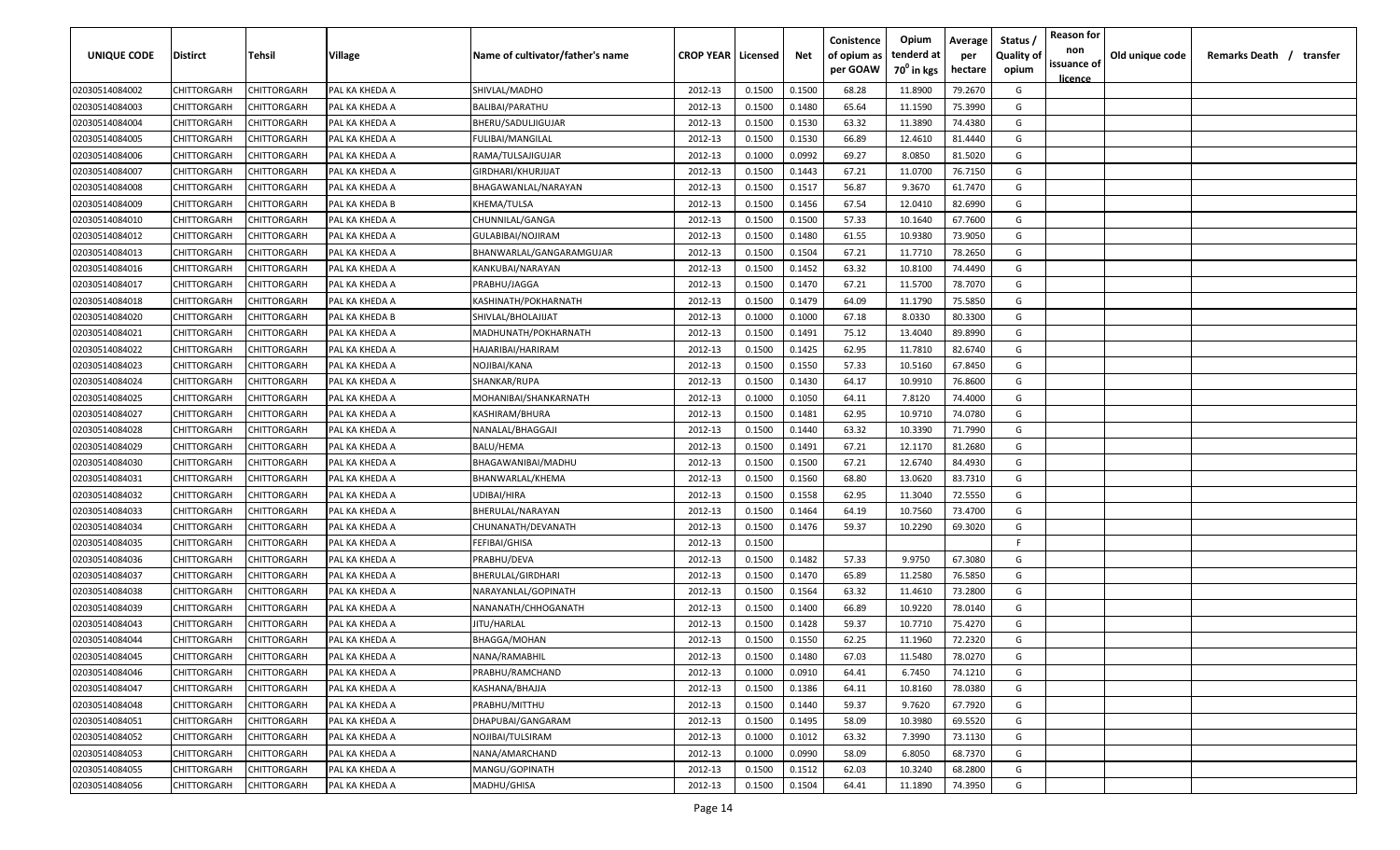| UNIQUE CODE | Distirct | Tehsil | Village | Name of cultivator/father's name | CROP YEAR | Licensed | Net | Conistence of opium as per GOAW | Opium tenderd at $70^0$ in kgs | Average per hectare | Status / Quality of opium | Reason for non issuance of licence | Old unique code | Remarks Death / transfer |
|---|---|---|---|---|---|---|---|---|---|---|---|---|---|---|
| 02030514084002 | CHITTORGARH | CHITTORGARH | PAL KA KHEDA A | SHIVLAL/MADHO | 2012-13 | 0.1500 | 0.1500 | 68.28 | 11.8900 | 79.2670 | G | | | |
| 02030514084003 | CHITTORGARH | CHITTORGARH | PAL KA KHEDA A | BALIBAI/PARATHU | 2012-13 | 0.1500 | 0.1480 | 65.64 | 11.1590 | 75.3990 | G | | | |
| 02030514084004 | CHITTORGARH | CHITTORGARH | PAL KA KHEDA A | BHERU/SADULJIGUJAR | 2012-13 | 0.1500 | 0.1530 | 63.32 | 11.3890 | 74.4380 | G | | | |
| 02030514084005 | CHITTORGARH | CHITTORGARH | PAL KA KHEDA A | FULIBAI/MANGILAL | 2012-13 | 0.1500 | 0.1530 | 66.89 | 12.4610 | 81.4440 | G | | | |
| 02030514084006 | CHITTORGARH | CHITTORGARH | PAL KA KHEDA A | RAMA/TULSAJIGUJAR | 2012-13 | 0.1000 | 0.0992 | 69.27 | 8.0850 | 81.5020 | G | | | |
| 02030514084007 | CHITTORGARH | CHITTORGARH | PAL KA KHEDA A | GIRDHARI/KHURJIJAT | 2012-13 | 0.1500 | 0.1443 | 67.21 | 11.0700 | 76.7150 | G | | | |
| 02030514084008 | CHITTORGARH | CHITTORGARH | PAL KA KHEDA A | BHAGAWANLAL/NARAYAN | 2012-13 | 0.1500 | 0.1517 | 56.87 | 9.3670 | 61.7470 | G | | | |
| 02030514084009 | CHITTORGARH | CHITTORGARH | PAL KA KHEDA B | KHEMA/TULSA | 2012-13 | 0.1500 | 0.1456 | 67.54 | 12.0410 | 82.6990 | G | | | |
| 02030514084010 | CHITTORGARH | CHITTORGARH | PAL KA KHEDA A | CHUNNILAL/GANGA | 2012-13 | 0.1500 | 0.1500 | 57.33 | 10.1640 | 67.7600 | G | | | |
| 02030514084012 | CHITTORGARH | CHITTORGARH | PAL KA KHEDA A | GULABIBAI/NOJIRAM | 2012-13 | 0.1500 | 0.1480 | 61.55 | 10.9380 | 73.9050 | G | | | |
| 02030514084013 | CHITTORGARH | CHITTORGARH | PAL KA KHEDA A | BHANWARLAL/GANGARAMGUJAR | 2012-13 | 0.1500 | 0.1504 | 67.21 | 11.7710 | 78.2650 | G | | | |
| 02030514084016 | CHITTORGARH | CHITTORGARH | PAL KA KHEDA A | KANKUBAI/NARAYAN | 2012-13 | 0.1500 | 0.1452 | 63.32 | 10.8100 | 74.4490 | G | | | |
| 02030514084017 | CHITTORGARH | CHITTORGARH | PAL KA KHEDA A | PRABHU/JAGGA | 2012-13 | 0.1500 | 0.1470 | 67.21 | 11.5700 | 78.7070 | G | | | |
| 02030514084018 | CHITTORGARH | CHITTORGARH | PAL KA KHEDA A | KASHINATH/POKHARNATH | 2012-13 | 0.1500 | 0.1479 | 64.09 | 11.1790 | 75.5850 | G | | | |
| 02030514084020 | CHITTORGARH | CHITTORGARH | PAL KA KHEDA B | SHIVLAL/BHOLAJIJAT | 2012-13 | 0.1000 | 0.1000 | 67.18 | 8.0330 | 80.3300 | G | | | |
| 02030514084021 | CHITTORGARH | CHITTORGARH | PAL KA KHEDA A | MADHUNATH/POKHARNATH | 2012-13 | 0.1500 | 0.1491 | 75.12 | 13.4040 | 89.8990 | G | | | |
| 02030514084022 | CHITTORGARH | CHITTORGARH | PAL KA KHEDA A | HAJARIBAI/HARIRAM | 2012-13 | 0.1500 | 0.1425 | 62.95 | 11.7810 | 82.6740 | G | | | |
| 02030514084023 | CHITTORGARH | CHITTORGARH | PAL KA KHEDA A | NOJIBAI/KANA | 2012-13 | 0.1500 | 0.1550 | 57.33 | 10.5160 | 67.8450 | G | | | |
| 02030514084024 | CHITTORGARH | CHITTORGARH | PAL KA KHEDA A | SHANKAR/RUPA | 2012-13 | 0.1500 | 0.1430 | 64.17 | 10.9910 | 76.8600 | G | | | |
| 02030514084025 | CHITTORGARH | CHITTORGARH | PAL KA KHEDA A | MOHANIBAI/SHANKARNATH | 2012-13 | 0.1000 | 0.1050 | 64.11 | 7.8120 | 74.4000 | G | | | |
| 02030514084027 | CHITTORGARH | CHITTORGARH | PAL KA KHEDA A | KASHIRAM/BHURA | 2012-13 | 0.1500 | 0.1481 | 62.95 | 10.9710 | 74.0780 | G | | | |
| 02030514084028 | CHITTORGARH | CHITTORGARH | PAL KA KHEDA A | NANALAL/BHAGGAJI | 2012-13 | 0.1500 | 0.1440 | 63.32 | 10.3390 | 71.7990 | G | | | |
| 02030514084029 | CHITTORGARH | CHITTORGARH | PAL KA KHEDA A | BALU/HEMA | 2012-13 | 0.1500 | 0.1491 | 67.21 | 12.1170 | 81.2680 | G | | | |
| 02030514084030 | CHITTORGARH | CHITTORGARH | PAL KA KHEDA A | BHAGAWANIBAI/MADHU | 2012-13 | 0.1500 | 0.1500 | 67.21 | 12.6740 | 84.4930 | G | | | |
| 02030514084031 | CHITTORGARH | CHITTORGARH | PAL KA KHEDA A | BHANWARLAL/KHEMA | 2012-13 | 0.1500 | 0.1560 | 68.80 | 13.0620 | 83.7310 | G | | | |
| 02030514084032 | CHITTORGARH | CHITTORGARH | PAL KA KHEDA A | UDIBAI/HIRA | 2012-13 | 0.1500 | 0.1558 | 62.95 | 11.3040 | 72.5550 | G | | | |
| 02030514084033 | CHITTORGARH | CHITTORGARH | PAL KA KHEDA A | BHERULAL/NARAYAN | 2012-13 | 0.1500 | 0.1464 | 64.19 | 10.7560 | 73.4700 | G | | | |
| 02030514084034 | CHITTORGARH | CHITTORGARH | PAL KA KHEDA A | CHUNANATH/DEVANATH | 2012-13 | 0.1500 | 0.1476 | 59.37 | 10.2290 | 69.3020 | G | | | |
| 02030514084035 | CHITTORGARH | CHITTORGARH | PAL KA KHEDA A | FEFIBAI/GHISA | 2012-13 | 0.1500 | | | | | F | | | |
| 02030514084036 | CHITTORGARH | CHITTORGARH | PAL KA KHEDA A | PRABHU/DEVA | 2012-13 | 0.1500 | 0.1482 | 57.33 | 9.9750 | 67.3080 | G | | | |
| 02030514084037 | CHITTORGARH | CHITTORGARH | PAL KA KHEDA A | BHERULAL/GIRDHARI | 2012-13 | 0.1500 | 0.1470 | 65.89 | 11.2580 | 76.5850 | G | | | |
| 02030514084038 | CHITTORGARH | CHITTORGARH | PAL KA KHEDA A | NARAYANLAL/GOPINATH | 2012-13 | 0.1500 | 0.1564 | 63.32 | 11.4610 | 73.2800 | G | | | |
| 02030514084039 | CHITTORGARH | CHITTORGARH | PAL KA KHEDA A | NANANATH/CHHOGANATH | 2012-13 | 0.1500 | 0.1400 | 66.89 | 10.9220 | 78.0140 | G | | | |
| 02030514084043 | CHITTORGARH | CHITTORGARH | PAL KA KHEDA A | JITU/HARLAL | 2012-13 | 0.1500 | 0.1428 | 59.37 | 10.7710 | 75.4270 | G | | | |
| 02030514084044 | CHITTORGARH | CHITTORGARH | PAL KA KHEDA A | BHAGGA/MOHAN | 2012-13 | 0.1500 | 0.1550 | 62.25 | 11.1960 | 72.2320 | G | | | |
| 02030514084045 | CHITTORGARH | CHITTORGARH | PAL KA KHEDA A | NANA/RAMABHIL | 2012-13 | 0.1500 | 0.1480 | 67.03 | 11.5480 | 78.0270 | G | | | |
| 02030514084046 | CHITTORGARH | CHITTORGARH | PAL KA KHEDA A | PRABHU/RAMCHAND | 2012-13 | 0.1000 | 0.0910 | 64.41 | 6.7450 | 74.1210 | G | | | |
| 02030514084047 | CHITTORGARH | CHITTORGARH | PAL KA KHEDA A | KASHANA/BHAJJA | 2012-13 | 0.1500 | 0.1386 | 64.11 | 10.8160 | 78.0380 | G | | | |
| 02030514084048 | CHITTORGARH | CHITTORGARH | PAL KA KHEDA A | PRABHU/MITTHU | 2012-13 | 0.1500 | 0.1440 | 59.37 | 9.7620 | 67.7920 | G | | | |
| 02030514084051 | CHITTORGARH | CHITTORGARH | PAL KA KHEDA A | DHAPUBAI/GANGARAM | 2012-13 | 0.1500 | 0.1495 | 58.09 | 10.3980 | 69.5520 | G | | | |
| 02030514084052 | CHITTORGARH | CHITTORGARH | PAL KA KHEDA A | NOJIBAI/TULSIRAM | 2012-13 | 0.1000 | 0.1012 | 63.32 | 7.3990 | 73.1130 | G | | | |
| 02030514084053 | CHITTORGARH | CHITTORGARH | PAL KA KHEDA A | NANA/AMARCHAND | 2012-13 | 0.1000 | 0.0990 | 58.09 | 6.8050 | 68.7370 | G | | | |
| 02030514084055 | CHITTORGARH | CHITTORGARH | PAL KA KHEDA A | MANGU/GOPINATH | 2012-13 | 0.1500 | 0.1512 | 62.03 | 10.3240 | 68.2800 | G | | | |
| 02030514084056 | CHITTORGARH | CHITTORGARH | PAL KA KHEDA A | MADHU/GHISA | 2012-13 | 0.1500 | 0.1504 | 64.41 | 11.1890 | 74.3950 | G | | | |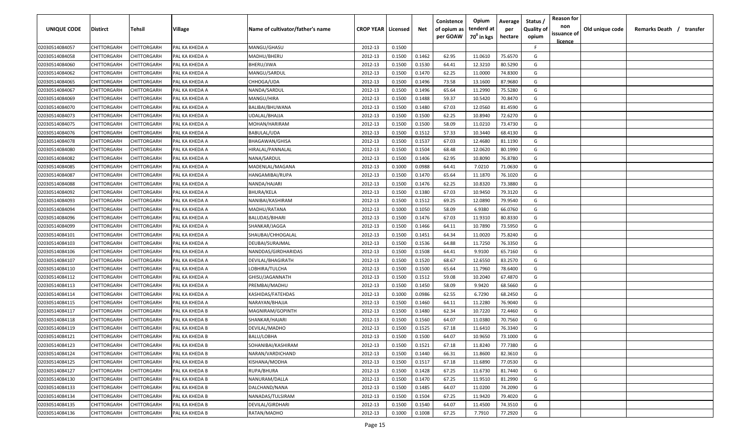| UNIQUE CODE | Distirct | Tehsil | Village | Name of cultivator/father's name | CROP YEAR | Licensed | Net | Conistence of opium as per GOAW | Opium tenderd at 70° in kgs | Average per hectare | Status / Quality of opium | Reason for non issuance of licence | Old unique code | Remarks Death / transfer |
|---|---|---|---|---|---|---|---|---|---|---|---|---|---|---|
| 02030514084057 | CHITTORGARH | CHITTORGARH | PAL KA KHEDA A | MANGU/GHASU | 2012-13 | 0.1500 | | | | | F | | | |
| 02030514084058 | CHITTORGARH | CHITTORGARH | PAL KA KHEDA A | MADHU/BHERU | 2012-13 | 0.1500 | 0.1462 | 62.95 | 11.0610 | 75.6570 | G | | | |
| 02030514084060 | CHITTORGARH | CHITTORGARH | PAL KA KHEDA A | BHERU/JIWA | 2012-13 | 0.1500 | 0.1530 | 64.41 | 12.3210 | 80.5290 | G | | | |
| 02030514084062 | CHITTORGARH | CHITTORGARH | PAL KA KHEDA A | MANGU/SARDUL | 2012-13 | 0.1500 | 0.1470 | 62.25 | 11.0000 | 74.8300 | G | | | |
| 02030514084065 | CHITTORGARH | CHITTORGARH | PAL KA KHEDA A | CHHOGA/UDA | 2012-13 | 0.1500 | 0.1496 | 73.58 | 13.1600 | 87.9680 | G | | | |
| 02030514084067 | CHITTORGARH | CHITTORGARH | PAL KA KHEDA A | NANDA/SARDUL | 2012-13 | 0.1500 | 0.1496 | 65.64 | 11.2990 | 75.5280 | G | | | |
| 02030514084069 | CHITTORGARH | CHITTORGARH | PAL KA KHEDA A | MANGU/HIRA | 2012-13 | 0.1500 | 0.1488 | 59.37 | 10.5420 | 70.8470 | G | | | |
| 02030514084070 | CHITTORGARH | CHITTORGARH | PAL KA KHEDA A | BALIBAI/BHUWANA | 2012-13 | 0.1500 | 0.1480 | 67.03 | 12.0560 | 81.4590 | G | | | |
| 02030514084073 | CHITTORGARH | CHITTORGARH | PAL KA KHEDA A | UDALAL/BHAJJA | 2012-13 | 0.1500 | 0.1500 | 62.25 | 10.8940 | 72.6270 | G | | | |
| 02030514084075 | CHITTORGARH | CHITTORGARH | PAL KA KHEDA A | MOHAN/HARIRAM | 2012-13 | 0.1500 | 0.1500 | 58.09 | 11.0210 | 73.4730 | G | | | |
| 02030514084076 | CHITTORGARH | CHITTORGARH | PAL KA KHEDA A | BABULAL/UDA | 2012-13 | 0.1500 | 0.1512 | 57.33 | 10.3440 | 68.4130 | G | | | |
| 02030514084078 | CHITTORGARH | CHITTORGARH | PAL KA KHEDA A | BHAGAWAN/GHISA | 2012-13 | 0.1500 | 0.1537 | 67.03 | 12.4680 | 81.1190 | G | | | |
| 02030514084080 | CHITTORGARH | CHITTORGARH | PAL KA KHEDA A | HIRALAL/PANNALAL | 2012-13 | 0.1500 | 0.1504 | 68.48 | 12.0620 | 80.1990 | G | | | |
| 02030514084082 | CHITTORGARH | CHITTORGARH | PAL KA KHEDA A | NANA/SARDUL | 2012-13 | 0.1500 | 0.1406 | 62.95 | 10.8090 | 76.8780 | G | | | |
| 02030514084085 | CHITTORGARH | CHITTORGARH | PAL KA KHEDA A | MADENLAL/MAGANA | 2012-13 | 0.1000 | 0.0988 | 64.41 | 7.0210 | 71.0630 | G | | | |
| 02030514084087 | CHITTORGARH | CHITTORGARH | PAL KA KHEDA A | HANGAMIBAI/RUPA | 2012-13 | 0.1500 | 0.1470 | 65.64 | 11.1870 | 76.1020 | G | | | |
| 02030514084088 | CHITTORGARH | CHITTORGARH | PAL KA KHEDA A | NANDA/HAJARI | 2012-13 | 0.1500 | 0.1476 | 62.25 | 10.8320 | 73.3880 | G | | | |
| 02030514084092 | CHITTORGARH | CHITTORGARH | PAL KA KHEDA A | BHURA/KELA | 2012-13 | 0.1500 | 0.1380 | 67.03 | 10.9450 | 79.3120 | G | | | |
| 02030514084093 | CHITTORGARH | CHITTORGARH | PAL KA KHEDA A | NANIBAI/KASHIRAM | 2012-13 | 0.1500 | 0.1512 | 69.25 | 12.0890 | 79.9540 | G | | | |
| 02030514084094 | CHITTORGARH | CHITTORGARH | PAL KA KHEDA A | MADHU/RATANA | 2012-13 | 0.1000 | 0.1050 | 58.09 | 6.9380 | 66.0760 | G | | | |
| 02030514084096 | CHITTORGARH | CHITTORGARH | PAL KA KHEDA A | BALUDAS/BIHARI | 2012-13 | 0.1500 | 0.1476 | 67.03 | 11.9310 | 80.8330 | G | | | |
| 02030514084099 | CHITTORGARH | CHITTORGARH | PAL KA KHEDA A | SHANKAR/JAGGA | 2012-13 | 0.1500 | 0.1466 | 64.11 | 10.7890 | 73.5950 | G | | | |
| 02030514084101 | CHITTORGARH | CHITTORGARH | PAL KA KHEDA A | SHAUBAI/CHHOGALAL | 2012-13 | 0.1500 | 0.1451 | 64.34 | 11.0020 | 75.8240 | G | | | |
| 02030514084103 | CHITTORGARH | CHITTORGARH | PAL KA KHEDA A | DEUBAI/SURAJMAL | 2012-13 | 0.1500 | 0.1536 | 64.88 | 11.7250 | 76.3350 | G | | | |
| 02030514084106 | CHITTORGARH | CHITTORGARH | PAL KA KHEDA A | NANDDAS/GIRDHARIDAS | 2012-13 | 0.1500 | 0.1508 | 64.41 | 9.9100 | 65.7160 | G | | | |
| 02030514084107 | CHITTORGARH | CHITTORGARH | PAL KA KHEDA A | DEVILAL/BHAGIRATH | 2012-13 | 0.1500 | 0.1520 | 68.67 | 12.6550 | 83.2570 | G | | | |
| 02030514084110 | CHITTORGARH | CHITTORGARH | PAL KA KHEDA A | LOBHIRA/TULCHA | 2012-13 | 0.1500 | 0.1500 | 65.64 | 11.7960 | 78.6400 | G | | | |
| 02030514084112 | CHITTORGARH | CHITTORGARH | PAL KA KHEDA A | GHISU/JAGANNATH | 2012-13 | 0.1500 | 0.1512 | 59.08 | 10.2040 | 67.4870 | G | | | |
| 02030514084113 | CHITTORGARH | CHITTORGARH | PAL KA KHEDA A | PREMBAI/MADHU | 2012-13 | 0.1500 | 0.1450 | 58.09 | 9.9420 | 68.5660 | G | | | |
| 02030514084114 | CHITTORGARH | CHITTORGARH | PAL KA KHEDA A | KASHIDAS/FATEHDAS | 2012-13 | 0.1000 | 0.0986 | 62.55 | 6.7290 | 68.2450 | G | | | |
| 02030514084115 | CHITTORGARH | CHITTORGARH | PAL KA KHEDA A | NARAYAN/BHAJJA | 2012-13 | 0.1500 | 0.1460 | 64.11 | 11.2280 | 76.9040 | G | | | |
| 02030514084117 | CHITTORGARH | CHITTORGARH | PAL KA KHEDA B | MAGNIRAM/GOPINTH | 2012-13 | 0.1500 | 0.1480 | 62.34 | 10.7220 | 72.4460 | G | | | |
| 02030514084118 | CHITTORGARH | CHITTORGARH | PAL KA KHEDA B | SHANKAR/HAJARI | 2012-13 | 0.1500 | 0.1560 | 64.07 | 11.0380 | 70.7560 | G | | | |
| 02030514084119 | CHITTORGARH | CHITTORGARH | PAL KA KHEDA B | DEVILAL/MADHO | 2012-13 | 0.1500 | 0.1525 | 67.18 | 11.6410 | 76.3340 | G | | | |
| 02030514084121 | CHITTORGARH | CHITTORGARH | PAL KA KHEDA B | BALU/LOBHA | 2012-13 | 0.1500 | 0.1500 | 64.07 | 10.9650 | 73.1000 | G | | | |
| 02030514084123 | CHITTORGARH | CHITTORGARH | PAL KA KHEDA B | SOHANIBAI/KASHIRAM | 2012-13 | 0.1500 | 0.1521 | 67.18 | 11.8240 | 77.7380 | G | | | |
| 02030514084124 | CHITTORGARH | CHITTORGARH | PAL KA KHEDA B | NARAN/VARDICHAND | 2012-13 | 0.1500 | 0.1440 | 66.31 | 11.8600 | 82.3610 | G | | | |
| 02030514084125 | CHITTORGARH | CHITTORGARH | PAL KA KHEDA B | KISHANA/MODHA | 2012-13 | 0.1500 | 0.1517 | 67.18 | 11.6890 | 77.0530 | G | | | |
| 02030514084127 | CHITTORGARH | CHITTORGARH | PAL KA KHEDA B | RUPA/BHURA | 2012-13 | 0.1500 | 0.1428 | 67.25 | 11.6730 | 81.7440 | G | | | |
| 02030514084130 | CHITTORGARH | CHITTORGARH | PAL KA KHEDA B | NANURAM/DALLA | 2012-13 | 0.1500 | 0.1470 | 67.25 | 11.9510 | 81.2990 | G | | | |
| 02030514084133 | CHITTORGARH | CHITTORGARH | PAL KA KHEDA B | DALCHAND/NANA | 2012-13 | 0.1500 | 0.1485 | 64.07 | 11.0200 | 74.2090 | G | | | |
| 02030514084134 | CHITTORGARH | CHITTORGARH | PAL KA KHEDA B | NANADAS/TULSIRAM | 2012-13 | 0.1500 | 0.1504 | 67.25 | 11.9420 | 79.4020 | G | | | |
| 02030514084135 | CHITTORGARH | CHITTORGARH | PAL KA KHEDA B | DEVILAL/GIRDHARI | 2012-13 | 0.1500 | 0.1540 | 64.07 | 11.4500 | 74.3510 | G | | | |
| 02030514084136 | CHITTORGARH | CHITTORGARH | PAL KA KHEDA B | RATAN/MADHO | 2012-13 | 0.1000 | 0.1008 | 67.25 | 7.7910 | 77.2920 | G | | | |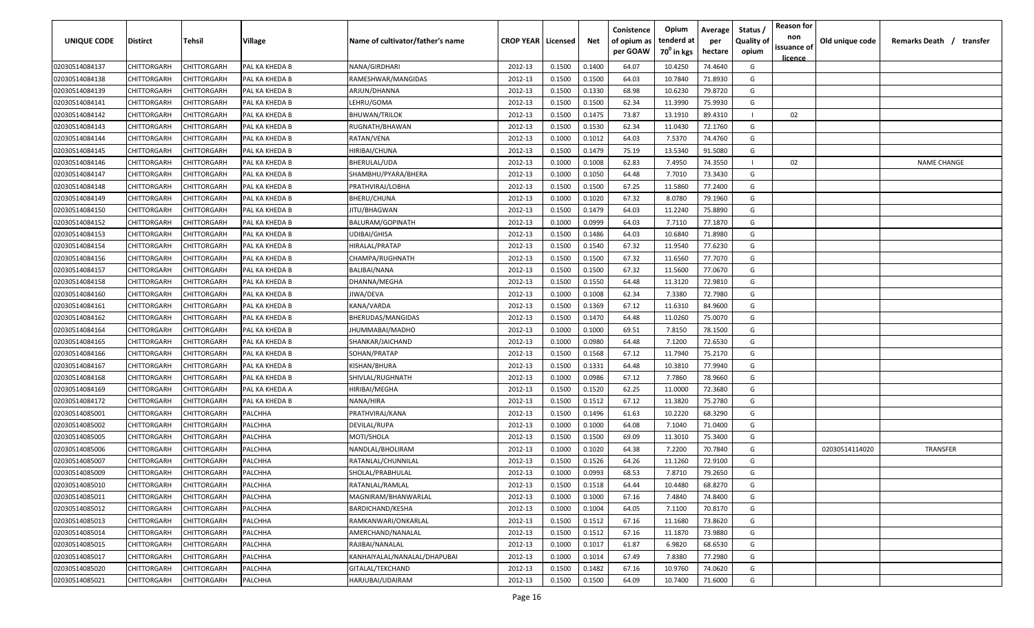| UNIQUE CODE | Distirct | Tehsil | Village | Name of cultivator/father's name | CROP YEAR | Licensed | Net | Conistence of opium as per GOAW | Opium tenderd at $70^0$ in kgs | Average per hectare | Status / Quality of opium | Reason for non issuance of licence | Old unique code | Remarks Death / transfer |
|---|---|---|---|---|---|---|---|---|---|---|---|---|---|---|
| 02030514084137 | CHITTORGARH | CHITTORGARH | PAL KA KHEDA B | NANA/GIRDHARI | 2012-13 | 0.1500 | 0.1400 | 64.07 | 10.4250 | 74.4640 | G | | | |
| 02030514084138 | CHITTORGARH | CHITTORGARH | PAL KA KHEDA B | RAMESHWAR/MANGIDAS | 2012-13 | 0.1500 | 0.1500 | 64.03 | 10.7840 | 71.8930 | G | | | |
| 02030514084139 | CHITTORGARH | CHITTORGARH | PAL KA KHEDA B | ARJUN/DHANNA | 2012-13 | 0.1500 | 0.1330 | 68.98 | 10.6230 | 79.8720 | G | | | |
| 02030514084141 | CHITTORGARH | CHITTORGARH | PAL KA KHEDA B | LEHRU/GOMA | 2012-13 | 0.1500 | 0.1500 | 62.34 | 11.3990 | 75.9930 | G | | | |
| 02030514084142 | CHITTORGARH | CHITTORGARH | PAL KA KHEDA B | BHUWAN/TRILOK | 2012-13 | 0.1500 | 0.1475 | 73.87 | 13.1910 | 89.4310 | I | 02 | | |
| 02030514084143 | CHITTORGARH | CHITTORGARH | PAL KA KHEDA B | RUGNATH/BHAWAN | 2012-13 | 0.1500 | 0.1530 | 62.34 | 11.0430 | 72.1760 | G | | | |
| 02030514084144 | CHITTORGARH | CHITTORGARH | PAL KA KHEDA B | RATAN/VENA | 2012-13 | 0.1000 | 0.1012 | 64.03 | 7.5370 | 74.4760 | G | | | |
| 02030514084145 | CHITTORGARH | CHITTORGARH | PAL KA KHEDA B | HIRIBAI/CHUNA | 2012-13 | 0.1500 | 0.1479 | 75.19 | 13.5340 | 91.5080 | G | | | |
| 02030514084146 | CHITTORGARH | CHITTORGARH | PAL KA KHEDA B | BHERULAL/UDA | 2012-13 | 0.1000 | 0.1008 | 62.83 | 7.4950 | 74.3550 | I | 02 | | NAME CHANGE |
| 02030514084147 | CHITTORGARH | CHITTORGARH | PAL KA KHEDA B | SHAMBHU/PYARA/BHERA | 2012-13 | 0.1000 | 0.1050 | 64.48 | 7.7010 | 73.3430 | G | | | |
| 02030514084148 | CHITTORGARH | CHITTORGARH | PAL KA KHEDA B | PRATHVIRAJ/LOBHA | 2012-13 | 0.1500 | 0.1500 | 67.25 | 11.5860 | 77.2400 | G | | | |
| 02030514084149 | CHITTORGARH | CHITTORGARH | PAL KA KHEDA B | BHERU/CHUNA | 2012-13 | 0.1000 | 0.1020 | 67.32 | 8.0780 | 79.1960 | G | | | |
| 02030514084150 | CHITTORGARH | CHITTORGARH | PAL KA KHEDA B | JITU/BHAGWAN | 2012-13 | 0.1500 | 0.1479 | 64.03 | 11.2240 | 75.8890 | G | | | |
| 02030514084152 | CHITTORGARH | CHITTORGARH | PAL KA KHEDA B | BALURAM/GOPINATH | 2012-13 | 0.1000 | 0.0999 | 64.03 | 7.7110 | 77.1870 | G | | | |
| 02030514084153 | CHITTORGARH | CHITTORGARH | PAL KA KHEDA B | UDIBAI/GHISA | 2012-13 | 0.1500 | 0.1486 | 64.03 | 10.6840 | 71.8980 | G | | | |
| 02030514084154 | CHITTORGARH | CHITTORGARH | PAL KA KHEDA B | HIRALAL/PRATAP | 2012-13 | 0.1500 | 0.1540 | 67.32 | 11.9540 | 77.6230 | G | | | |
| 02030514084156 | CHITTORGARH | CHITTORGARH | PAL KA KHEDA B | CHAMPA/RUGHNATH | 2012-13 | 0.1500 | 0.1500 | 67.32 | 11.6560 | 77.7070 | G | | | |
| 02030514084157 | CHITTORGARH | CHITTORGARH | PAL KA KHEDA B | BALIBAI/NANA | 2012-13 | 0.1500 | 0.1500 | 67.32 | 11.5600 | 77.0670 | G | | | |
| 02030514084158 | CHITTORGARH | CHITTORGARH | PAL KA KHEDA B | DHANNA/MEGHA | 2012-13 | 0.1500 | 0.1550 | 64.48 | 11.3120 | 72.9810 | G | | | |
| 02030514084160 | CHITTORGARH | CHITTORGARH | PAL KA KHEDA B | JIWA/DEVA | 2012-13 | 0.1000 | 0.1008 | 62.34 | 7.3380 | 72.7980 | G | | | |
| 02030514084161 | CHITTORGARH | CHITTORGARH | PAL KA KHEDA B | KANA/VARDA | 2012-13 | 0.1500 | 0.1369 | 67.12 | 11.6310 | 84.9600 | G | | | |
| 02030514084162 | CHITTORGARH | CHITTORGARH | PAL KA KHEDA B | BHERUDAS/MANGIDAS | 2012-13 | 0.1500 | 0.1470 | 64.48 | 11.0260 | 75.0070 | G | | | |
| 02030514084164 | CHITTORGARH | CHITTORGARH | PAL KA KHEDA B | JHUMMABAI/MADHO | 2012-13 | 0.1000 | 0.1000 | 69.51 | 7.8150 | 78.1500 | G | | | |
| 02030514084165 | CHITTORGARH | CHITTORGARH | PAL KA KHEDA B | SHANKAR/JAICHAND | 2012-13 | 0.1000 | 0.0980 | 64.48 | 7.1200 | 72.6530 | G | | | |
| 02030514084166 | CHITTORGARH | CHITTORGARH | PAL KA KHEDA B | SOHAN/PRATAP | 2012-13 | 0.1500 | 0.1568 | 67.12 | 11.7940 | 75.2170 | G | | | |
| 02030514084167 | CHITTORGARH | CHITTORGARH | PAL KA KHEDA B | KISHAN/BHURA | 2012-13 | 0.1500 | 0.1331 | 64.48 | 10.3810 | 77.9940 | G | | | |
| 02030514084168 | CHITTORGARH | CHITTORGARH | PAL KA KHEDA B | SHIVLAL/RUGHNATH | 2012-13 | 0.1000 | 0.0986 | 67.12 | 7.7860 | 78.9660 | G | | | |
| 02030514084169 | CHITTORGARH | CHITTORGARH | PAL KA KHEDA A | HIRIBAI/MEGHA | 2012-13 | 0.1500 | 0.1520 | 62.25 | 11.0000 | 72.3680 | G | | | |
| 02030514084172 | CHITTORGARH | CHITTORGARH | PAL KA KHEDA B | NANA/HIRA | 2012-13 | 0.1500 | 0.1512 | 67.12 | 11.3820 | 75.2780 | G | | | |
| 02030514085001 | CHITTORGARH | CHITTORGARH | PALCHHA | PRATHVIRAJ/KANA | 2012-13 | 0.1500 | 0.1496 | 61.63 | 10.2220 | 68.3290 | G | | | |
| 02030514085002 | CHITTORGARH | CHITTORGARH | PALCHHA | DEVILAL/RUPA | 2012-13 | 0.1000 | 0.1000 | 64.08 | 7.1040 | 71.0400 | G | | | |
| 02030514085005 | CHITTORGARH | CHITTORGARH | PALCHHA | MOTI/SHOLA | 2012-13 | 0.1500 | 0.1500 | 69.09 | 11.3010 | 75.3400 | G | | | |
| 02030514085006 | CHITTORGARH | CHITTORGARH | PALCHHA | NANDLAL/BHOLIRAM | 2012-13 | 0.1000 | 0.1020 | 64.38 | 7.2200 | 70.7840 | G | | 02030514114020 | TRANSFER |
| 02030514085007 | CHITTORGARH | CHITTORGARH | PALCHHA | RATANLAL/CHUNNILAL | 2012-13 | 0.1500 | 0.1526 | 64.26 | 11.1260 | 72.9100 | G | | | |
| 02030514085009 | CHITTORGARH | CHITTORGARH | PALCHHA | SHOLAL/PRABHULAL | 2012-13 | 0.1000 | 0.0993 | 68.53 | 7.8710 | 79.2650 | G | | | |
| 02030514085010 | CHITTORGARH | CHITTORGARH | PALCHHA | RATANLAL/RAMLAL | 2012-13 | 0.1500 | 0.1518 | 64.44 | 10.4480 | 68.8270 | G | | | |
| 02030514085011 | CHITTORGARH | CHITTORGARH | PALCHHA | MAGNIRAM/BHANWARLAL | 2012-13 | 0.1000 | 0.1000 | 67.16 | 7.4840 | 74.8400 | G | | | |
| 02030514085012 | CHITTORGARH | CHITTORGARH | PALCHHA | BARDICHAND/KESHA | 2012-13 | 0.1000 | 0.1004 | 64.05 | 7.1100 | 70.8170 | G | | | |
| 02030514085013 | CHITTORGARH | CHITTORGARH | PALCHHA | RAMKANWARI/ONKARLAL | 2012-13 | 0.1500 | 0.1512 | 67.16 | 11.1680 | 73.8620 | G | | | |
| 02030514085014 | CHITTORGARH | CHITTORGARH | PALCHHA | AMERCHAND/NANALAL | 2012-13 | 0.1500 | 0.1512 | 67.16 | 11.1870 | 73.9880 | G | | | |
| 02030514085015 | CHITTORGARH | CHITTORGARH | PALCHHA | RAJIBAI/NANALAL | 2012-13 | 0.1000 | 0.1017 | 61.87 | 6.9820 | 68.6530 | G | | | |
| 02030514085017 | CHITTORGARH | CHITTORGARH | PALCHHA | KANHAIYALAL/NANALAL/DHAPUBAI | 2012-13 | 0.1000 | 0.1014 | 67.49 | 7.8380 | 77.2980 | G | | | |
| 02030514085020 | CHITTORGARH | CHITTORGARH | PALCHHA | GITALAL/TEKCHAND | 2012-13 | 0.1500 | 0.1482 | 67.16 | 10.9760 | 74.0620 | G | | | |
| 02030514085021 | CHITTORGARH | CHITTORGARH | PALCHHA | HARJUBAI/UDAIRAM | 2012-13 | 0.1500 | 0.1500 | 64.09 | 10.7400 | 71.6000 | G | | | |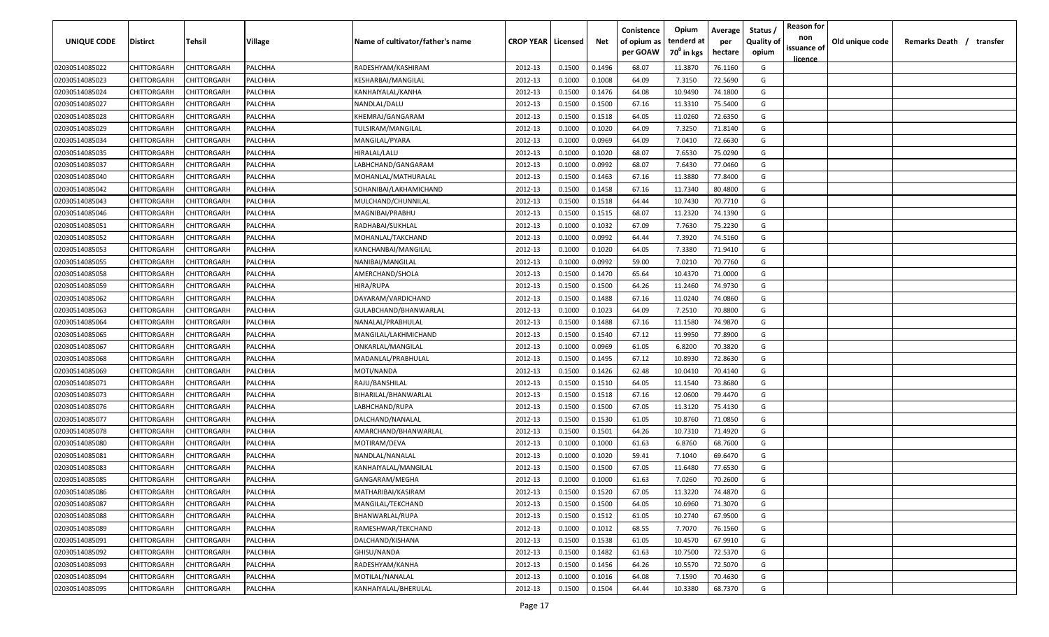| UNIQUE CODE | Distirct | Tehsil | Village | Name of cultivator/father's name | CROP YEAR | Licensed | Net | Conistence of opium as per GOAW | Opium tenderd at 70⁰ in kgs | Average per hectare | Status / Quality of opium | Reason for non issuance of licence | Old unique code | Remarks Death / transfer |
|---|---|---|---|---|---|---|---|---|---|---|---|---|---|---|
| 02030514085022 | CHITTORGARH | CHITTORGARH | PALCHHA | RADESHYAM/KASHIRAM | 2012-13 | 0.1500 | 0.1496 | 68.07 | 11.3870 | 76.1160 | G | | | |
| 02030514085023 | CHITTORGARH | CHITTORGARH | PALCHHA | KESHARBAI/MANGILAL | 2012-13 | 0.1000 | 0.1008 | 64.09 | 7.3150 | 72.5690 | G | | | |
| 02030514085024 | CHITTORGARH | CHITTORGARH | PALCHHA | KANHAIYALAL/KANHA | 2012-13 | 0.1500 | 0.1476 | 64.08 | 10.9490 | 74.1800 | G | | | |
| 02030514085027 | CHITTORGARH | CHITTORGARH | PALCHHA | NANDLAL/DALU | 2012-13 | 0.1500 | 0.1500 | 67.16 | 11.3310 | 75.5400 | G | | | |
| 02030514085028 | CHITTORGARH | CHITTORGARH | PALCHHA | KHEMRAJ/GANGARAM | 2012-13 | 0.1500 | 0.1518 | 64.05 | 11.0260 | 72.6350 | G | | | |
| 02030514085029 | CHITTORGARH | CHITTORGARH | PALCHHA | TULSIRAM/MANGILAL | 2012-13 | 0.1000 | 0.1020 | 64.09 | 7.3250 | 71.8140 | G | | | |
| 02030514085034 | CHITTORGARH | CHITTORGARH | PALCHHA | MANGILAL/PYARA | 2012-13 | 0.1000 | 0.0969 | 64.09 | 7.0410 | 72.6630 | G | | | |
| 02030514085035 | CHITTORGARH | CHITTORGARH | PALCHHA | HIRALAL/LALU | 2012-13 | 0.1000 | 0.1020 | 68.07 | 7.6530 | 75.0290 | G | | | |
| 02030514085037 | CHITTORGARH | CHITTORGARH | PALCHHA | LABHCHAND/GANGARAM | 2012-13 | 0.1000 | 0.0992 | 68.07 | 7.6430 | 77.0460 | G | | | |
| 02030514085040 | CHITTORGARH | CHITTORGARH | PALCHHA | MOHANLAL/MATHURALAL | 2012-13 | 0.1500 | 0.1463 | 67.16 | 11.3880 | 77.8400 | G | | | |
| 02030514085042 | CHITTORGARH | CHITTORGARH | PALCHHA | SOHANIBAI/LAKHAMICHAND | 2012-13 | 0.1500 | 0.1458 | 67.16 | 11.7340 | 80.4800 | G | | | |
| 02030514085043 | CHITTORGARH | CHITTORGARH | PALCHHA | MULCHAND/CHUNNILAL | 2012-13 | 0.1500 | 0.1518 | 64.44 | 10.7430 | 70.7710 | G | | | |
| 02030514085046 | CHITTORGARH | CHITTORGARH | PALCHHA | MAGNIBAI/PRABHU | 2012-13 | 0.1500 | 0.1515 | 68.07 | 11.2320 | 74.1390 | G | | | |
| 02030514085051 | CHITTORGARH | CHITTORGARH | PALCHHA | RADHABAI/SUKHLAL | 2012-13 | 0.1000 | 0.1032 | 67.09 | 7.7630 | 75.2230 | G | | | |
| 02030514085052 | CHITTORGARH | CHITTORGARH | PALCHHA | MOHANLAL/TAKCHAND | 2012-13 | 0.1000 | 0.0992 | 64.44 | 7.3920 | 74.5160 | G | | | |
| 02030514085053 | CHITTORGARH | CHITTORGARH | PALCHHA | KANCHANBAI/MANGILAL | 2012-13 | 0.1000 | 0.1020 | 64.05 | 7.3380 | 71.9410 | G | | | |
| 02030514085055 | CHITTORGARH | CHITTORGARH | PALCHHA | NANIBAI/MANGILAL | 2012-13 | 0.1000 | 0.0992 | 59.00 | 7.0210 | 70.7760 | G | | | |
| 02030514085058 | CHITTORGARH | CHITTORGARH | PALCHHA | AMERCHAND/SHOLA | 2012-13 | 0.1500 | 0.1470 | 65.64 | 10.4370 | 71.0000 | G | | | |
| 02030514085059 | CHITTORGARH | CHITTORGARH | PALCHHA | HIRA/RUPA | 2012-13 | 0.1500 | 0.1500 | 64.26 | 11.2460 | 74.9730 | G | | | |
| 02030514085062 | CHITTORGARH | CHITTORGARH | PALCHHA | DAYARAM/VARDICHAND | 2012-13 | 0.1500 | 0.1488 | 67.16 | 11.0240 | 74.0860 | G | | | |
| 02030514085063 | CHITTORGARH | CHITTORGARH | PALCHHA | GULABCHAND/BHANWARLAL | 2012-13 | 0.1000 | 0.1023 | 64.09 | 7.2510 | 70.8800 | G | | | |
| 02030514085064 | CHITTORGARH | CHITTORGARH | PALCHHA | NANALAL/PRABHULAL | 2012-13 | 0.1500 | 0.1488 | 67.16 | 11.1580 | 74.9870 | G | | | |
| 02030514085065 | CHITTORGARH | CHITTORGARH | PALCHHA | MANGILAL/LAKHMICHAND | 2012-13 | 0.1500 | 0.1540 | 67.12 | 11.9950 | 77.8900 | G | | | |
| 02030514085067 | CHITTORGARH | CHITTORGARH | PALCHHA | ONKARLAL/MANGILAL | 2012-13 | 0.1000 | 0.0969 | 61.05 | 6.8200 | 70.3820 | G | | | |
| 02030514085068 | CHITTORGARH | CHITTORGARH | PALCHHA | MADANLAL/PRABHULAL | 2012-13 | 0.1500 | 0.1495 | 67.12 | 10.8930 | 72.8630 | G | | | |
| 02030514085069 | CHITTORGARH | CHITTORGARH | PALCHHA | MOTI/NANDA | 2012-13 | 0.1500 | 0.1426 | 62.48 | 10.0410 | 70.4140 | G | | | |
| 02030514085071 | CHITTORGARH | CHITTORGARH | PALCHHA | RAJU/BANSHILAL | 2012-13 | 0.1500 | 0.1510 | 64.05 | 11.1540 | 73.8680 | G | | | |
| 02030514085073 | CHITTORGARH | CHITTORGARH | PALCHHA | BIHARILAL/BHANWARLAL | 2012-13 | 0.1500 | 0.1518 | 67.16 | 12.0600 | 79.4470 | G | | | |
| 02030514085076 | CHITTORGARH | CHITTORGARH | PALCHHA | LABHCHAND/RUPA | 2012-13 | 0.1500 | 0.1500 | 67.05 | 11.3120 | 75.4130 | G | | | |
| 02030514085077 | CHITTORGARH | CHITTORGARH | PALCHHA | DALCHAND/NANALAL | 2012-13 | 0.1500 | 0.1530 | 61.05 | 10.8760 | 71.0850 | G | | | |
| 02030514085078 | CHITTORGARH | CHITTORGARH | PALCHHA | AMARCHAND/BHANWARLAL | 2012-13 | 0.1500 | 0.1501 | 64.26 | 10.7310 | 71.4920 | G | | | |
| 02030514085080 | CHITTORGARH | CHITTORGARH | PALCHHA | MOTIRAM/DEVA | 2012-13 | 0.1000 | 0.1000 | 61.63 | 6.8760 | 68.7600 | G | | | |
| 02030514085081 | CHITTORGARH | CHITTORGARH | PALCHHA | NANDLAL/NANALAL | 2012-13 | 0.1000 | 0.1020 | 59.41 | 7.1040 | 69.6470 | G | | | |
| 02030514085083 | CHITTORGARH | CHITTORGARH | PALCHHA | KANHAIYALAL/MANGILAL | 2012-13 | 0.1500 | 0.1500 | 67.05 | 11.6480 | 77.6530 | G | | | |
| 02030514085085 | CHITTORGARH | CHITTORGARH | PALCHHA | GANGARAM/MEGHA | 2012-13 | 0.1000 | 0.1000 | 61.63 | 7.0260 | 70.2600 | G | | | |
| 02030514085086 | CHITTORGARH | CHITTORGARH | PALCHHA | MATHARIBAI/KASIRAM | 2012-13 | 0.1500 | 0.1520 | 67.05 | 11.3220 | 74.4870 | G | | | |
| 02030514085087 | CHITTORGARH | CHITTORGARH | PALCHHA | MANGILAL/TEKCHAND | 2012-13 | 0.1500 | 0.1500 | 64.05 | 10.6960 | 71.3070 | G | | | |
| 02030514085088 | CHITTORGARH | CHITTORGARH | PALCHHA | BHANWARLAL/RUPA | 2012-13 | 0.1500 | 0.1512 | 61.05 | 10.2740 | 67.9500 | G | | | |
| 02030514085089 | CHITTORGARH | CHITTORGARH | PALCHHA | RAMESHWAR/TEKCHAND | 2012-13 | 0.1000 | 0.1012 | 68.55 | 7.7070 | 76.1560 | G | | | |
| 02030514085091 | CHITTORGARH | CHITTORGARH | PALCHHA | DALCHAND/KISHANA | 2012-13 | 0.1500 | 0.1538 | 61.05 | 10.4570 | 67.9910 | G | | | |
| 02030514085092 | CHITTORGARH | CHITTORGARH | PALCHHA | GHISU/NANDA | 2012-13 | 0.1500 | 0.1482 | 61.63 | 10.7500 | 72.5370 | G | | | |
| 02030514085093 | CHITTORGARH | CHITTORGARH | PALCHHA | RADESHYAM/KANHA | 2012-13 | 0.1500 | 0.1456 | 64.26 | 10.5570 | 72.5070 | G | | | |
| 02030514085094 | CHITTORGARH | CHITTORGARH | PALCHHA | MOTILAL/NANALAL | 2012-13 | 0.1000 | 0.1016 | 64.08 | 7.1590 | 70.4630 | G | | | |
| 02030514085095 | CHITTORGARH | CHITTORGARH | PALCHHA | KANHAIYALAL/BHERULAL | 2012-13 | 0.1500 | 0.1504 | 64.44 | 10.3380 | 68.7370 | G | | | |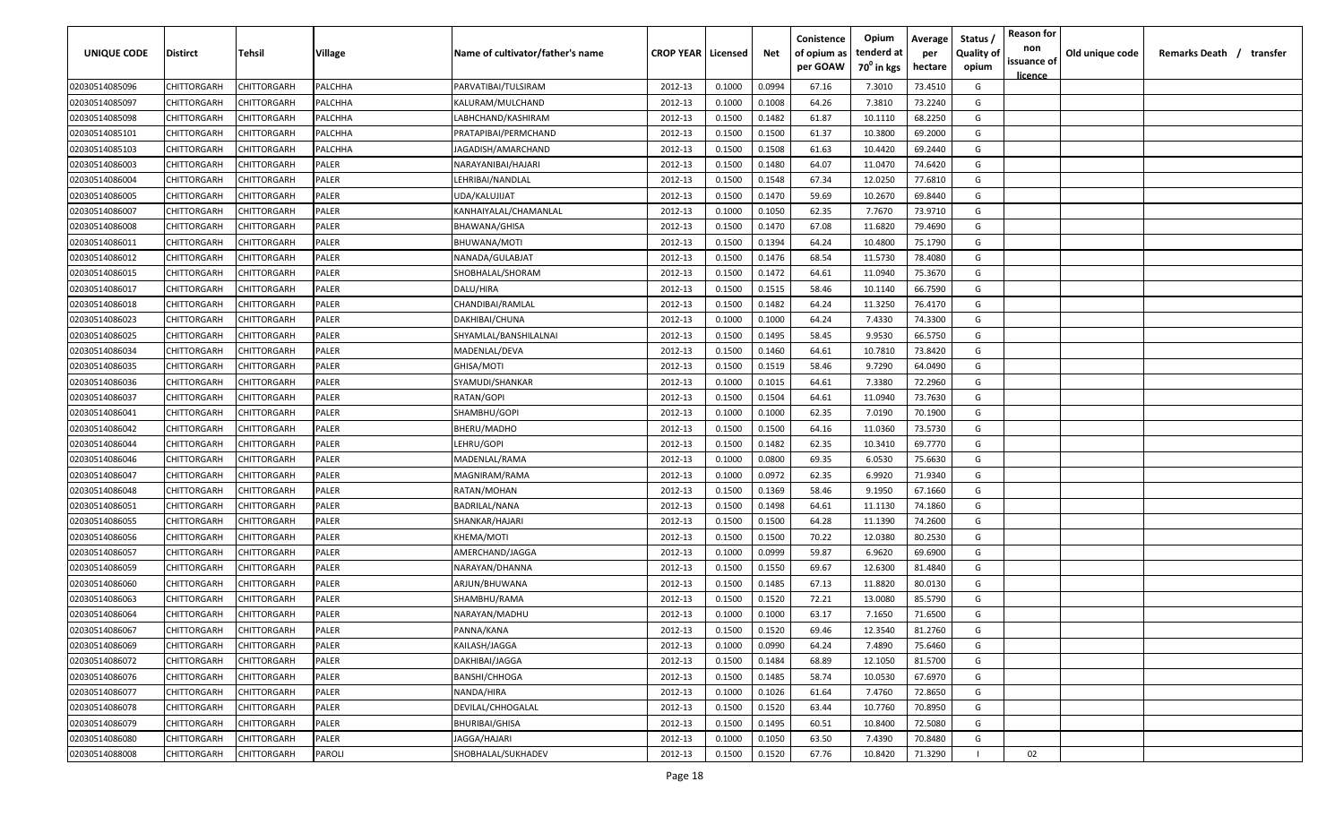| UNIQUE CODE | Distirct | Tehsil | Village | Name of cultivator/father's name | CROP YEAR | Licensed | Net | Conistence of opium as per GOAW | Opium tenderd at $70^0$ in kgs | Average per hectare | Status / Quality of opium | Reason for non issuance of licence | Old unique code | Remarks Death / transfer |
|---|---|---|---|---|---|---|---|---|---|---|---|---|---|---|
| 02030514085096 | CHITTORGARH | CHITTORGARH | PALCHHA | PARVATIBAI/TULSIRAM | 2012-13 | 0.1000 | 0.0994 | 67.16 | 7.3010 | 73.4510 | G | | | |
| 02030514085097 | CHITTORGARH | CHITTORGARH | PALCHHA | KALURAM/MULCHAND | 2012-13 | 0.1000 | 0.1008 | 64.26 | 7.3810 | 73.2240 | G | | | |
| 02030514085098 | CHITTORGARH | CHITTORGARH | PALCHHA | LABHCHAND/KASHIRAM | 2012-13 | 0.1500 | 0.1482 | 61.87 | 10.1110 | 68.2250 | G | | | |
| 02030514085101 | CHITTORGARH | CHITTORGARH | PALCHHA | PRATAPIBAI/PERMCHAND | 2012-13 | 0.1500 | 0.1500 | 61.37 | 10.3800 | 69.2000 | G | | | |
| 02030514085103 | CHITTORGARH | CHITTORGARH | PALCHHA | JAGADISH/AMARCHAND | 2012-13 | 0.1500 | 0.1508 | 61.63 | 10.4420 | 69.2440 | G | | | |
| 02030514086003 | CHITTORGARH | CHITTORGARH | PALER | NARAYANIBAI/HAJARI | 2012-13 | 0.1500 | 0.1480 | 64.07 | 11.0470 | 74.6420 | G | | | |
| 02030514086004 | CHITTORGARH | CHITTORGARH | PALER | LEHRIBAI/NANDLAL | 2012-13 | 0.1500 | 0.1548 | 67.34 | 12.0250 | 77.6810 | G | | | |
| 02030514086005 | CHITTORGARH | CHITTORGARH | PALER | UDA/KALUJIJAT | 2012-13 | 0.1500 | 0.1470 | 59.69 | 10.2670 | 69.8440 | G | | | |
| 02030514086007 | CHITTORGARH | CHITTORGARH | PALER | KANHAIYALAL/CHAMANLAL | 2012-13 | 0.1000 | 0.1050 | 62.35 | 7.7670 | 73.9710 | G | | | |
| 02030514086008 | CHITTORGARH | CHITTORGARH | PALER | BHAWANA/GHISA | 2012-13 | 0.1500 | 0.1470 | 67.08 | 11.6820 | 79.4690 | G | | | |
| 02030514086011 | CHITTORGARH | CHITTORGARH | PALER | BHUWANA/MOTI | 2012-13 | 0.1500 | 0.1394 | 64.24 | 10.4800 | 75.1790 | G | | | |
| 02030514086012 | CHITTORGARH | CHITTORGARH | PALER | NANADA/GULABJAT | 2012-13 | 0.1500 | 0.1476 | 68.54 | 11.5730 | 78.4080 | G | | | |
| 02030514086015 | CHITTORGARH | CHITTORGARH | PALER | SHOBHALAL/SHORAM | 2012-13 | 0.1500 | 0.1472 | 64.61 | 11.0940 | 75.3670 | G | | | |
| 02030514086017 | CHITTORGARH | CHITTORGARH | PALER | DALU/HIRA | 2012-13 | 0.1500 | 0.1515 | 58.46 | 10.1140 | 66.7590 | G | | | |
| 02030514086018 | CHITTORGARH | CHITTORGARH | PALER | CHANDIBAI/RAMLAL | 2012-13 | 0.1500 | 0.1482 | 64.24 | 11.3250 | 76.4170 | G | | | |
| 02030514086023 | CHITTORGARH | CHITTORGARH | PALER | DAKHIBAI/CHUNA | 2012-13 | 0.1000 | 0.1000 | 64.24 | 7.4330 | 74.3300 | G | | | |
| 02030514086025 | CHITTORGARH | CHITTORGARH | PALER | SHYAMLAL/BANSHILALNAI | 2012-13 | 0.1500 | 0.1495 | 58.45 | 9.9530 | 66.5750 | G | | | |
| 02030514086034 | CHITTORGARH | CHITTORGARH | PALER | MADENLAL/DEVA | 2012-13 | 0.1500 | 0.1460 | 64.61 | 10.7810 | 73.8420 | G | | | |
| 02030514086035 | CHITTORGARH | CHITTORGARH | PALER | GHISA/MOTI | 2012-13 | 0.1500 | 0.1519 | 58.46 | 9.7290 | 64.0490 | G | | | |
| 02030514086036 | CHITTORGARH | CHITTORGARH | PALER | SYAMUDI/SHANKAR | 2012-13 | 0.1000 | 0.1015 | 64.61 | 7.3380 | 72.2960 | G | | | |
| 02030514086037 | CHITTORGARH | CHITTORGARH | PALER | RATAN/GOPI | 2012-13 | 0.1500 | 0.1504 | 64.61 | 11.0940 | 73.7630 | G | | | |
| 02030514086041 | CHITTORGARH | CHITTORGARH | PALER | SHAMBHU/GOPI | 2012-13 | 0.1000 | 0.1000 | 62.35 | 7.0190 | 70.1900 | G | | | |
| 02030514086042 | CHITTORGARH | CHITTORGARH | PALER | BHERU/MADHO | 2012-13 | 0.1500 | 0.1500 | 64.16 | 11.0360 | 73.5730 | G | | | |
| 02030514086044 | CHITTORGARH | CHITTORGARH | PALER | LEHRU/GOPI | 2012-13 | 0.1500 | 0.1482 | 62.35 | 10.3410 | 69.7770 | G | | | |
| 02030514086046 | CHITTORGARH | CHITTORGARH | PALER | MADENLAL/RAMA | 2012-13 | 0.1000 | 0.0800 | 69.35 | 6.0530 | 75.6630 | G | | | |
| 02030514086047 | CHITTORGARH | CHITTORGARH | PALER | MAGNIRAM/RAMA | 2012-13 | 0.1000 | 0.0972 | 62.35 | 6.9920 | 71.9340 | G | | | |
| 02030514086048 | CHITTORGARH | CHITTORGARH | PALER | RATAN/MOHAN | 2012-13 | 0.1500 | 0.1369 | 58.46 | 9.1950 | 67.1660 | G | | | |
| 02030514086051 | CHITTORGARH | CHITTORGARH | PALER | BADRILAL/NANA | 2012-13 | 0.1500 | 0.1498 | 64.61 | 11.1130 | 74.1860 | G | | | |
| 02030514086055 | CHITTORGARH | CHITTORGARH | PALER | SHANKAR/HAJARI | 2012-13 | 0.1500 | 0.1500 | 64.28 | 11.1390 | 74.2600 | G | | | |
| 02030514086056 | CHITTORGARH | CHITTORGARH | PALER | KHEMA/MOTI | 2012-13 | 0.1500 | 0.1500 | 70.22 | 12.0380 | 80.2530 | G | | | |
| 02030514086057 | CHITTORGARH | CHITTORGARH | PALER | AMERCHAND/JAGGA | 2012-13 | 0.1000 | 0.0999 | 59.87 | 6.9620 | 69.6900 | G | | | |
| 02030514086059 | CHITTORGARH | CHITTORGARH | PALER | NARAYAN/DHANNA | 2012-13 | 0.1500 | 0.1550 | 69.67 | 12.6300 | 81.4840 | G | | | |
| 02030514086060 | CHITTORGARH | CHITTORGARH | PALER | ARJUN/BHUWANA | 2012-13 | 0.1500 | 0.1485 | 67.13 | 11.8820 | 80.0130 | G | | | |
| 02030514086063 | CHITTORGARH | CHITTORGARH | PALER | SHAMBHU/RAMA | 2012-13 | 0.1500 | 0.1520 | 72.21 | 13.0080 | 85.5790 | G | | | |
| 02030514086064 | CHITTORGARH | CHITTORGARH | PALER | NARAYAN/MADHU | 2012-13 | 0.1000 | 0.1000 | 63.17 | 7.1650 | 71.6500 | G | | | |
| 02030514086067 | CHITTORGARH | CHITTORGARH | PALER | PANNA/KANA | 2012-13 | 0.1500 | 0.1520 | 69.46 | 12.3540 | 81.2760 | G | | | |
| 02030514086069 | CHITTORGARH | CHITTORGARH | PALER | KAILASH/JAGGA | 2012-13 | 0.1000 | 0.0990 | 64.24 | 7.4890 | 75.6460 | G | | | |
| 02030514086072 | CHITTORGARH | CHITTORGARH | PALER | DAKHIBAI/JAGGA | 2012-13 | 0.1500 | 0.1484 | 68.89 | 12.1050 | 81.5700 | G | | | |
| 02030514086076 | CHITTORGARH | CHITTORGARH | PALER | BANSHI/CHHOGA | 2012-13 | 0.1500 | 0.1485 | 58.74 | 10.0530 | 67.6970 | G | | | |
| 02030514086077 | CHITTORGARH | CHITTORGARH | PALER | NANDA/HIRA | 2012-13 | 0.1000 | 0.1026 | 61.64 | 7.4760 | 72.8650 | G | | | |
| 02030514086078 | CHITTORGARH | CHITTORGARH | PALER | DEVILAL/CHHOGALAL | 2012-13 | 0.1500 | 0.1520 | 63.44 | 10.7760 | 70.8950 | G | | | |
| 02030514086079 | CHITTORGARH | CHITTORGARH | PALER | BHURIBAI/GHISA | 2012-13 | 0.1500 | 0.1495 | 60.51 | 10.8400 | 72.5080 | G | | | |
| 02030514086080 | CHITTORGARH | CHITTORGARH | PALER | JAGGA/HAJARI | 2012-13 | 0.1000 | 0.1050 | 63.50 | 7.4390 | 70.8480 | G | | | |
| 02030514088008 | CHITTORGARH | CHITTORGARH | PAROLI | SHOBHALAL/SUKHADEV | 2012-13 | 0.1500 | 0.1520 | 67.76 | 10.8420 | 71.3290 | I | 02 | | |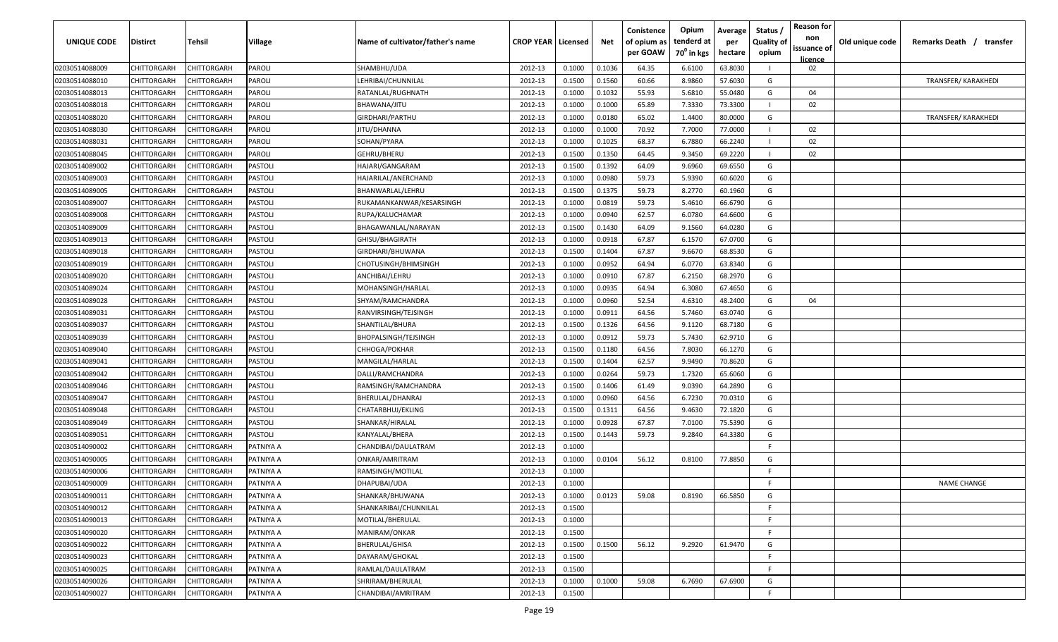| UNIQUE CODE | Distirct | Tehsil | Village | Name of cultivator/father's name | CROP YEAR | Licensed | Net | Conistence of opium as per GOAW | Opium tenderd at 70⁰ in kgs | Average per hectare | Status / Quality of opium | Reason for non issuance of licence | Old unique code | Remarks Death / transfer |
|---|---|---|---|---|---|---|---|---|---|---|---|---|---|---|
| 02030514088009 | CHITTORGARH | CHITTORGARH | PAROLI | SHAMBHU/UDA | 2012-13 | 0.1000 | 0.1036 | 64.35 | 6.6100 | 63.8030 | I | 02 | | |
| 02030514088010 | CHITTORGARH | CHITTORGARH | PAROLI | LEHRIBAI/CHUNNILAL | 2012-13 | 0.1500 | 0.1560 | 60.66 | 8.9860 | 57.6030 | G | | | TRANSFER/ KARAKHEDI |
| 02030514088013 | CHITTORGARH | CHITTORGARH | PAROLI | RATANLAL/RUGHNATH | 2012-13 | 0.1000 | 0.1032 | 55.93 | 5.6810 | 55.0480 | G | 04 | | |
| 02030514088018 | CHITTORGARH | CHITTORGARH | PAROLI | BHAWANA/JITU | 2012-13 | 0.1000 | 0.1000 | 65.89 | 7.3330 | 73.3300 | I | 02 | | |
| 02030514088020 | CHITTORGARH | CHITTORGARH | PAROLI | GIRDHARI/PARTHU | 2012-13 | 0.1000 | 0.0180 | 65.02 | 1.4400 | 80.0000 | G | | | TRANSFER/ KARAKHEDI |
| 02030514088030 | CHITTORGARH | CHITTORGARH | PAROLI | JITU/DHANNA | 2012-13 | 0.1000 | 0.1000 | 70.92 | 7.7000 | 77.0000 | I | 02 | | |
| 02030514088031 | CHITTORGARH | CHITTORGARH | PAROLI | SOHAN/PYARA | 2012-13 | 0.1000 | 0.1025 | 68.37 | 6.7880 | 66.2240 | I | 02 | | |
| 02030514088045 | CHITTORGARH | CHITTORGARH | PAROLI | GEHRU/BHERU | 2012-13 | 0.1500 | 0.1350 | 64.45 | 9.3450 | 69.2220 | I | 02 | | |
| 02030514089002 | CHITTORGARH | CHITTORGARH | PASTOLI | HAJARI/GANGARAM | 2012-13 | 0.1500 | 0.1392 | 64.09 | 9.6960 | 69.6550 | G | | | |
| 02030514089003 | CHITTORGARH | CHITTORGARH | PASTOLI | HAJARILAL/ANERCHAND | 2012-13 | 0.1000 | 0.0980 | 59.73 | 5.9390 | 60.6020 | G | | | |
| 02030514089005 | CHITTORGARH | CHITTORGARH | PASTOLI | BHANWARLAL/LEHRU | 2012-13 | 0.1500 | 0.1375 | 59.73 | 8.2770 | 60.1960 | G | | | |
| 02030514089007 | CHITTORGARH | CHITTORGARH | PASTOLI | RUKAMANKANWAR/KESARSINGH | 2012-13 | 0.1000 | 0.0819 | 59.73 | 5.4610 | 66.6790 | G | | | |
| 02030514089008 | CHITTORGARH | CHITTORGARH | PASTOLI | RUPA/KALUCHAMAR | 2012-13 | 0.1000 | 0.0940 | 62.57 | 6.0780 | 64.6600 | G | | | |
| 02030514089009 | CHITTORGARH | CHITTORGARH | PASTOLI | BHAGAWANLAL/NARAYAN | 2012-13 | 0.1500 | 0.1430 | 64.09 | 9.1560 | 64.0280 | G | | | |
| 02030514089013 | CHITTORGARH | CHITTORGARH | PASTOLI | GHISU/BHAGIRATH | 2012-13 | 0.1000 | 0.0918 | 67.87 | 6.1570 | 67.0700 | G | | | |
| 02030514089018 | CHITTORGARH | CHITTORGARH | PASTOLI | GIRDHARI/BHUWANA | 2012-13 | 0.1500 | 0.1404 | 67.87 | 9.6670 | 68.8530 | G | | | |
| 02030514089019 | CHITTORGARH | CHITTORGARH | PASTOLI | CHOTUSINGH/BHIMSINGH | 2012-13 | 0.1000 | 0.0952 | 64.94 | 6.0770 | 63.8340 | G | | | |
| 02030514089020 | CHITTORGARH | CHITTORGARH | PASTOLI | ANCHIBAI/LEHRU | 2012-13 | 0.1000 | 0.0910 | 67.87 | 6.2150 | 68.2970 | G | | | |
| 02030514089024 | CHITTORGARH | CHITTORGARH | PASTOLI | MOHANSINGH/HARLAL | 2012-13 | 0.1000 | 0.0935 | 64.94 | 6.3080 | 67.4650 | G | | | |
| 02030514089028 | CHITTORGARH | CHITTORGARH | PASTOLI | SHYAM/RAMCHANDRA | 2012-13 | 0.1000 | 0.0960 | 52.54 | 4.6310 | 48.2400 | G | 04 | | |
| 02030514089031 | CHITTORGARH | CHITTORGARH | PASTOLI | RANVIRSINGH/TEJSINGH | 2012-13 | 0.1000 | 0.0911 | 64.56 | 5.7460 | 63.0740 | G | | | |
| 02030514089037 | CHITTORGARH | CHITTORGARH | PASTOLI | SHANTILAL/BHURA | 2012-13 | 0.1500 | 0.1326 | 64.56 | 9.1120 | 68.7180 | G | | | |
| 02030514089039 | CHITTORGARH | CHITTORGARH | PASTOLI | BHOPALSINGH/TEJSINGH | 2012-13 | 0.1000 | 0.0912 | 59.73 | 5.7430 | 62.9710 | G | | | |
| 02030514089040 | CHITTORGARH | CHITTORGARH | PASTOLI | CHHOGA/POKHAR | 2012-13 | 0.1500 | 0.1180 | 64.56 | 7.8030 | 66.1270 | G | | | |
| 02030514089041 | CHITTORGARH | CHITTORGARH | PASTOLI | MANGILAL/HARLAL | 2012-13 | 0.1500 | 0.1404 | 62.57 | 9.9490 | 70.8620 | G | | | |
| 02030514089042 | CHITTORGARH | CHITTORGARH | PASTOLI | DALLI/RAMCHANDRA | 2012-13 | 0.1000 | 0.0264 | 59.73 | 1.7320 | 65.6060 | G | | | |
| 02030514089046 | CHITTORGARH | CHITTORGARH | PASTOLI | RAMSINGH/RAMCHANDRA | 2012-13 | 0.1500 | 0.1406 | 61.49 | 9.0390 | 64.2890 | G | | | |
| 02030514089047 | CHITTORGARH | CHITTORGARH | PASTOLI | BHERULAL/DHANRAJ | 2012-13 | 0.1000 | 0.0960 | 64.56 | 6.7230 | 70.0310 | G | | | |
| 02030514089048 | CHITTORGARH | CHITTORGARH | PASTOLI | CHATARBHUJ/EKLING | 2012-13 | 0.1500 | 0.1311 | 64.56 | 9.4630 | 72.1820 | G | | | |
| 02030514089049 | CHITTORGARH | CHITTORGARH | PASTOLI | SHANKAR/HIRALAL | 2012-13 | 0.1000 | 0.0928 | 67.87 | 7.0100 | 75.5390 | G | | | |
| 02030514089051 | CHITTORGARH | CHITTORGARH | PASTOLI | KANYALAL/BHERA | 2012-13 | 0.1500 | 0.1443 | 59.73 | 9.2840 | 64.3380 | G | | | |
| 02030514090002 | CHITTORGARH | CHITTORGARH | PATNIYA A | CHANDIBAI/DAULATRAM | 2012-13 | 0.1000 | | | | | F | | | |
| 02030514090005 | CHITTORGARH | CHITTORGARH | PATNIYA A | ONKAR/AMRITRAM | 2012-13 | 0.1000 | 0.0104 | 56.12 | 0.8100 | 77.8850 | G | | | |
| 02030514090006 | CHITTORGARH | CHITTORGARH | PATNIYA A | RAMSINGH/MOTILAL | 2012-13 | 0.1000 | | | | | F | | | |
| 02030514090009 | CHITTORGARH | CHITTORGARH | PATNIYA A | DHAPUBAI/UDA | 2012-13 | 0.1000 | | | | | F | | | NAME CHANGE |
| 02030514090011 | CHITTORGARH | CHITTORGARH | PATNIYA A | SHANKAR/BHUWANA | 2012-13 | 0.1000 | 0.0123 | 59.08 | 0.8190 | 66.5850 | G | | | |
| 02030514090012 | CHITTORGARH | CHITTORGARH | PATNIYA A | SHANKARIBAI/CHUNNILAL | 2012-13 | 0.1500 | | | | | F | | | |
| 02030514090013 | CHITTORGARH | CHITTORGARH | PATNIYA A | MOTILAL/BHERULAL | 2012-13 | 0.1000 | | | | | F | | | |
| 02030514090020 | CHITTORGARH | CHITTORGARH | PATNIYA A | MANIRAM/ONKAR | 2012-13 | 0.1500 | | | | | F | | | |
| 02030514090022 | CHITTORGARH | CHITTORGARH | PATNIYA A | BHERULAL/GHISA | 2012-13 | 0.1500 | 0.1500 | 56.12 | 9.2920 | 61.9470 | G | | | |
| 02030514090023 | CHITTORGARH | CHITTORGARH | PATNIYA A | DAYARAM/GHOKAL | 2012-13 | 0.1500 | | | | | F | | | |
| 02030514090025 | CHITTORGARH | CHITTORGARH | PATNIYA A | RAMLAL/DAULATRAM | 2012-13 | 0.1500 | | | | | F | | | |
| 02030514090026 | CHITTORGARH | CHITTORGARH | PATNIYA A | SHRIRAM/BHERULAL | 2012-13 | 0.1000 | 0.1000 | 59.08 | 6.7690 | 67.6900 | G | | | |
| 02030514090027 | CHITTORGARH | CHITTORGARH | PATNIYA A | CHANDIBAI/AMRITRAM | 2012-13 | 0.1500 | | | | | F | | | |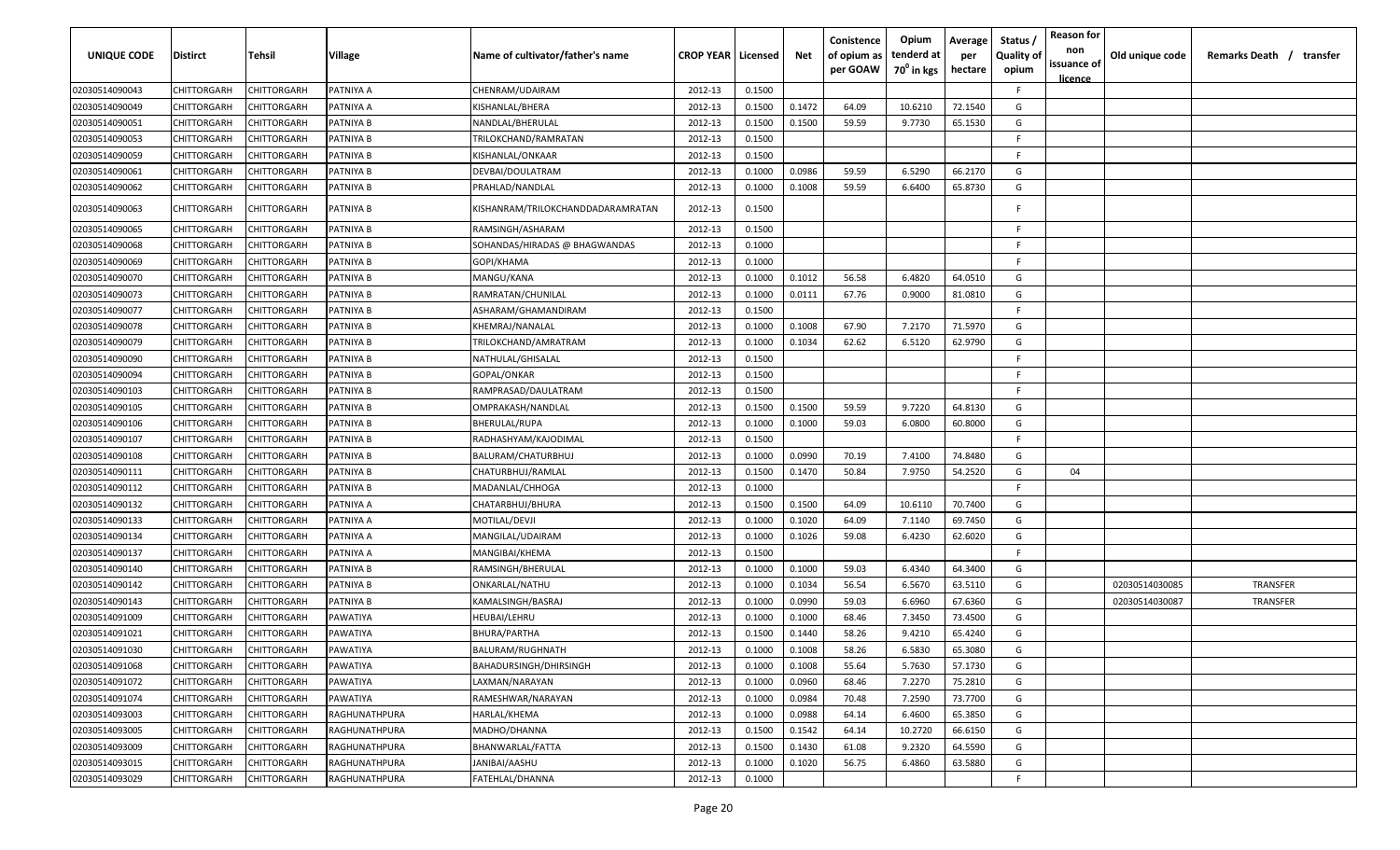| UNIQUE CODE | Distirct | Tehsil | Village | Name of cultivator/father's name | CROP YEAR | Licensed | Net | Conistence of opium as per GOAW | Opium tenderd at $70^0$ in kgs | Average per hectare | Status / Quality of opium | Reason for non issuance of licence | Old unique code | Remarks Death / transfer |
|---|---|---|---|---|---|---|---|---|---|---|---|---|---|---|
| 02030514090043 | CHITTORGARH | CHITTORGARH | PATNIYA A | CHENRAM/UDAIRAM | 2012-13 | 0.1500 | | | | | F | | | |
| 02030514090049 | CHITTORGARH | CHITTORGARH | PATNIYA A | KISHANLAL/BHERA | 2012-13 | 0.1500 | 0.1472 | 64.09 | 10.6210 | 72.1540 | G | | | |
| 02030514090051 | CHITTORGARH | CHITTORGARH | PATNIYA B | NANDLAL/BHERULAL | 2012-13 | 0.1500 | 0.1500 | 59.59 | 9.7730 | 65.1530 | G | | | |
| 02030514090053 | CHITTORGARH | CHITTORGARH | PATNIYA B | TRILOKCHAND/RAMRATAN | 2012-13 | 0.1500 | | | | | F | | | |
| 02030514090059 | CHITTORGARH | CHITTORGARH | PATNIYA B | KISHANLAL/ONKAAR | 2012-13 | 0.1500 | | | | | F | | | |
| 02030514090061 | CHITTORGARH | CHITTORGARH | PATNIYA B | DEVBAI/DOULATRAM | 2012-13 | 0.1000 | 0.0986 | 59.59 | 6.5290 | 66.2170 | G | | | |
| 02030514090062 | CHITTORGARH | CHITTORGARH | PATNIYA B | PRAHLAD/NANDLAL | 2012-13 | 0.1000 | 0.1008 | 59.59 | 6.6400 | 65.8730 | G | | | |
| 02030514090063 | CHITTORGARH | CHITTORGARH | PATNIYA B | KISHANRAM/TRILOKCHANDDADARAMRATAN | 2012-13 | 0.1500 | | | | | F | | | |
| 02030514090065 | CHITTORGARH | CHITTORGARH | PATNIYA B | RAMSINGH/ASHARAM | 2012-13 | 0.1500 | | | | | F | | | |
| 02030514090068 | CHITTORGARH | CHITTORGARH | PATNIYA B | SOHANDAS/HIRADAS @ BHAGWANDAS | 2012-13 | 0.1000 | | | | | F | | | |
| 02030514090069 | CHITTORGARH | CHITTORGARH | PATNIYA B | GOPI/KHAMA | 2012-13 | 0.1000 | | | | | F | | | |
| 02030514090070 | CHITTORGARH | CHITTORGARH | PATNIYA B | MANGU/KANA | 2012-13 | 0.1000 | 0.1012 | 56.58 | 6.4820 | 64.0510 | G | | | |
| 02030514090073 | CHITTORGARH | CHITTORGARH | PATNIYA B | RAMRATAN/CHUNILAL | 2012-13 | 0.1000 | 0.0111 | 67.76 | 0.9000 | 81.0810 | G | | | |
| 02030514090077 | CHITTORGARH | CHITTORGARH | PATNIYA B | ASHARAM/GHAMANDIRAM | 2012-13 | 0.1500 | | | | | F | | | |
| 02030514090078 | CHITTORGARH | CHITTORGARH | PATNIYA B | KHEMRAJ/NANALAL | 2012-13 | 0.1000 | 0.1008 | 67.90 | 7.2170 | 71.5970 | G | | | |
| 02030514090079 | CHITTORGARH | CHITTORGARH | PATNIYA B | TRILOKCHAND/AMRATRAM | 2012-13 | 0.1000 | 0.1034 | 62.62 | 6.5120 | 62.9790 | G | | | |
| 02030514090090 | CHITTORGARH | CHITTORGARH | PATNIYA B | NATHULAL/GHISALAL | 2012-13 | 0.1500 | | | | | F | | | |
| 02030514090094 | CHITTORGARH | CHITTORGARH | PATNIYA B | GOPAL/ONKAR | 2012-13 | 0.1500 | | | | | F | | | |
| 02030514090103 | CHITTORGARH | CHITTORGARH | PATNIYA B | RAMPRASAD/DAULATRAM | 2012-13 | 0.1500 | | | | | F | | | |
| 02030514090105 | CHITTORGARH | CHITTORGARH | PATNIYA B | OMPRAKASH/NANDLAL | 2012-13 | 0.1500 | 0.1500 | 59.59 | 9.7220 | 64.8130 | G | | | |
| 02030514090106 | CHITTORGARH | CHITTORGARH | PATNIYA B | BHERULAL/RUPA | 2012-13 | 0.1000 | 0.1000 | 59.03 | 6.0800 | 60.8000 | G | | | |
| 02030514090107 | CHITTORGARH | CHITTORGARH | PATNIYA B | RADHASHYAM/KAJODIMAL | 2012-13 | 0.1500 | | | | | F | | | |
| 02030514090108 | CHITTORGARH | CHITTORGARH | PATNIYA B | BALURAM/CHATURBHUJ | 2012-13 | 0.1000 | 0.0990 | 70.19 | 7.4100 | 74.8480 | G | | | |
| 02030514090111 | CHITTORGARH | CHITTORGARH | PATNIYA B | CHATURBHUJ/RAMLAL | 2012-13 | 0.1500 | 0.1470 | 50.84 | 7.9750 | 54.2520 | G | 04 | | |
| 02030514090112 | CHITTORGARH | CHITTORGARH | PATNIYA B | MADANLAL/CHHOGA | 2012-13 | 0.1000 | | | | | F | | | |
| 02030514090132 | CHITTORGARH | CHITTORGARH | PATNIYA A | CHATARBHUJ/BHURA | 2012-13 | 0.1500 | 0.1500 | 64.09 | 10.6110 | 70.7400 | G | | | |
| 02030514090133 | CHITTORGARH | CHITTORGARH | PATNIYA A | MOTILAL/DEVJI | 2012-13 | 0.1000 | 0.1020 | 64.09 | 7.1140 | 69.7450 | G | | | |
| 02030514090134 | CHITTORGARH | CHITTORGARH | PATNIYA A | MANGILAL/UDAIRAM | 2012-13 | 0.1000 | 0.1026 | 59.08 | 6.4230 | 62.6020 | G | | | |
| 02030514090137 | CHITTORGARH | CHITTORGARH | PATNIYA A | MANGIBAI/KHEMA | 2012-13 | 0.1500 | | | | | F | | | |
| 02030514090140 | CHITTORGARH | CHITTORGARH | PATNIYA B | RAMSINGH/BHERULAL | 2012-13 | 0.1000 | 0.1000 | 59.03 | 6.4340 | 64.3400 | G | | | |
| 02030514090142 | CHITTORGARH | CHITTORGARH | PATNIYA B | ONKARLAL/NATHU | 2012-13 | 0.1000 | 0.1034 | 56.54 | 6.5670 | 63.5110 | G | | 02030514030085 | TRANSFER |
| 02030514090143 | CHITTORGARH | CHITTORGARH | PATNIYA B | KAMALSINGH/BASRAJ | 2012-13 | 0.1000 | 0.0990 | 59.03 | 6.6960 | 67.6360 | G | | 02030514030087 | TRANSFER |
| 02030514091009 | CHITTORGARH | CHITTORGARH | PAWATIYA | HEUBAI/LEHRU | 2012-13 | 0.1000 | 0.1000 | 68.46 | 7.3450 | 73.4500 | G | | | |
| 02030514091021 | CHITTORGARH | CHITTORGARH | PAWATIYA | BHURA/PARTHA | 2012-13 | 0.1500 | 0.1440 | 58.26 | 9.4210 | 65.4240 | G | | | |
| 02030514091030 | CHITTORGARH | CHITTORGARH | PAWATIYA | BALURAM/RUGHNATH | 2012-13 | 0.1000 | 0.1008 | 58.26 | 6.5830 | 65.3080 | G | | | |
| 02030514091068 | CHITTORGARH | CHITTORGARH | PAWATIYA | BAHADURSINGH/DHIRSINGH | 2012-13 | 0.1000 | 0.1008 | 55.64 | 5.7630 | 57.1730 | G | | | |
| 02030514091072 | CHITTORGARH | CHITTORGARH | PAWATIYA | LAXMAN/NARAYAN | 2012-13 | 0.1000 | 0.0960 | 68.46 | 7.2270 | 75.2810 | G | | | |
| 02030514091074 | CHITTORGARH | CHITTORGARH | PAWATIYA | RAMESHWAR/NARAYAN | 2012-13 | 0.1000 | 0.0984 | 70.48 | 7.2590 | 73.7700 | G | | | |
| 02030514093003 | CHITTORGARH | CHITTORGARH | RAGHUNATHPURA | HARLAL/KHEMA | 2012-13 | 0.1000 | 0.0988 | 64.14 | 6.4600 | 65.3850 | G | | | |
| 02030514093005 | CHITTORGARH | CHITTORGARH | RAGHUNATHPURA | MADHO/DHANNA | 2012-13 | 0.1500 | 0.1542 | 64.14 | 10.2720 | 66.6150 | G | | | |
| 02030514093009 | CHITTORGARH | CHITTORGARH | RAGHUNATHPURA | BHANWARLAL/FATTA | 2012-13 | 0.1500 | 0.1430 | 61.08 | 9.2320 | 64.5590 | G | | | |
| 02030514093015 | CHITTORGARH | CHITTORGARH | RAGHUNATHPURA | JANIBAI/AASHU | 2012-13 | 0.1000 | 0.1020 | 56.75 | 6.4860 | 63.5880 | G | | | |
| 02030514093029 | CHITTORGARH | CHITTORGARH | RAGHUNATHPURA | FATEHLAL/DHANNA | 2012-13 | 0.1000 | | | | | F | | | |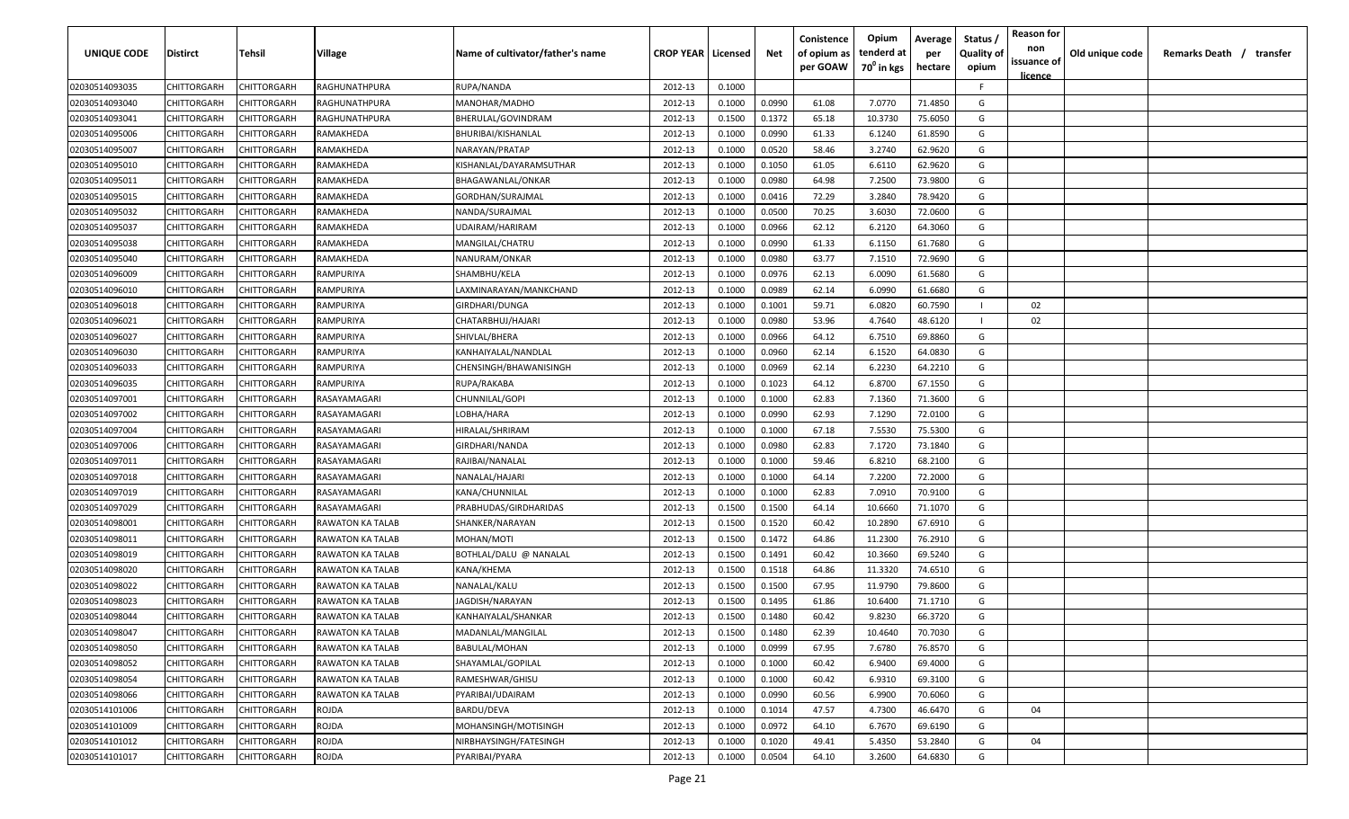| UNIQUE CODE | Distirct | Tehsil | Village | Name of cultivator/father's name | CROP YEAR | Licensed | Net | Conistence of opium as per GOAW | Opium tenderd at $70^0$ in kgs | Average per hectare | Status / Quality of opium | Reason for non issuance of licence | Old unique code | Remarks Death / transfer |
|---|---|---|---|---|---|---|---|---|---|---|---|---|---|---|
| 02030514093035 | CHITTORGARH | CHITTORGARH | RAGHUNATHPURA | RUPA/NANDA | 2012-13 | 0.1000 | | | | | F | | | |
| 02030514093040 | CHITTORGARH | CHITTORGARH | RAGHUNATHPURA | MANOHAR/MADHO | 2012-13 | 0.1000 | 0.0990 | 61.08 | 7.0770 | 71.4850 | G | | | |
| 02030514093041 | CHITTORGARH | CHITTORGARH | RAGHUNATHPURA | BHERULAL/GOVINDRAM | 2012-13 | 0.1500 | 0.1372 | 65.18 | 10.3730 | 75.6050 | G | | | |
| 02030514095006 | CHITTORGARH | CHITTORGARH | RAMAKHEDA | BHURIBAI/KISHANLAL | 2012-13 | 0.1000 | 0.0990 | 61.33 | 6.1240 | 61.8590 | G | | | |
| 02030514095007 | CHITTORGARH | CHITTORGARH | RAMAKHEDA | NARAYAN/PRATAP | 2012-13 | 0.1000 | 0.0520 | 58.46 | 3.2740 | 62.9620 | G | | | |
| 02030514095010 | CHITTORGARH | CHITTORGARH | RAMAKHEDA | KISHANLAL/DAYARAMSUTHAR | 2012-13 | 0.1000 | 0.1050 | 61.05 | 6.6110 | 62.9620 | G | | | |
| 02030514095011 | CHITTORGARH | CHITTORGARH | RAMAKHEDA | BHAGAWANLAL/ONKAR | 2012-13 | 0.1000 | 0.0980 | 64.98 | 7.2500 | 73.9800 | G | | | |
| 02030514095015 | CHITTORGARH | CHITTORGARH | RAMAKHEDA | GORDHAN/SURAJMAL | 2012-13 | 0.1000 | 0.0416 | 72.29 | 3.2840 | 78.9420 | G | | | |
| 02030514095032 | CHITTORGARH | CHITTORGARH | RAMAKHEDA | NANDA/SURAJMAL | 2012-13 | 0.1000 | 0.0500 | 70.25 | 3.6030 | 72.0600 | G | | | |
| 02030514095037 | CHITTORGARH | CHITTORGARH | RAMAKHEDA | UDAIRAM/HARIRAM | 2012-13 | 0.1000 | 0.0966 | 62.12 | 6.2120 | 64.3060 | G | | | |
| 02030514095038 | CHITTORGARH | CHITTORGARH | RAMAKHEDA | MANGILAL/CHATRU | 2012-13 | 0.1000 | 0.0990 | 61.33 | 6.1150 | 61.7680 | G | | | |
| 02030514095040 | CHITTORGARH | CHITTORGARH | RAMAKHEDA | NANURAM/ONKAR | 2012-13 | 0.1000 | 0.0980 | 63.77 | 7.1510 | 72.9690 | G | | | |
| 02030514096009 | CHITTORGARH | CHITTORGARH | RAMPURIYA | SHAMBHU/KELA | 2012-13 | 0.1000 | 0.0976 | 62.13 | 6.0090 | 61.5680 | G | | | |
| 02030514096010 | CHITTORGARH | CHITTORGARH | RAMPURIYA | LAXMINARAYAN/MANKCHAND | 2012-13 | 0.1000 | 0.0989 | 62.14 | 6.0990 | 61.6680 | G | | | |
| 02030514096018 | CHITTORGARH | CHITTORGARH | RAMPURIYA | GIRDHARI/DUNGA | 2012-13 | 0.1000 | 0.1001 | 59.71 | 6.0820 | 60.7590 | I | 02 | | |
| 02030514096021 | CHITTORGARH | CHITTORGARH | RAMPURIYA | CHATARBHUJ/HAJARI | 2012-13 | 0.1000 | 0.0980 | 53.96 | 4.7640 | 48.6120 | I | 02 | | |
| 02030514096027 | CHITTORGARH | CHITTORGARH | RAMPURIYA | SHIVLAL/BHERA | 2012-13 | 0.1000 | 0.0966 | 64.12 | 6.7510 | 69.8860 | G | | | |
| 02030514096030 | CHITTORGARH | CHITTORGARH | RAMPURIYA | KANHAIYALAL/NANDLAL | 2012-13 | 0.1000 | 0.0960 | 62.14 | 6.1520 | 64.0830 | G | | | |
| 02030514096033 | CHITTORGARH | CHITTORGARH | RAMPURIYA | CHENSINGH/BHAWANISINGH | 2012-13 | 0.1000 | 0.0969 | 62.14 | 6.2230 | 64.2210 | G | | | |
| 02030514096035 | CHITTORGARH | CHITTORGARH | RAMPURIYA | RUPA/RAKABA | 2012-13 | 0.1000 | 0.1023 | 64.12 | 6.8700 | 67.1550 | G | | | |
| 02030514097001 | CHITTORGARH | CHITTORGARH | RASAYAMAGARI | CHUNNILAL/GOPI | 2012-13 | 0.1000 | 0.1000 | 62.83 | 7.1360 | 71.3600 | G | | | |
| 02030514097002 | CHITTORGARH | CHITTORGARH | RASAYAMAGARI | LOBHA/HARA | 2012-13 | 0.1000 | 0.0990 | 62.93 | 7.1290 | 72.0100 | G | | | |
| 02030514097004 | CHITTORGARH | CHITTORGARH | RASAYAMAGARI | HIRALAL/SHRIRAM | 2012-13 | 0.1000 | 0.1000 | 67.18 | 7.5530 | 75.5300 | G | | | |
| 02030514097006 | CHITTORGARH | CHITTORGARH | RASAYAMAGARI | GIRDHARI/NANDA | 2012-13 | 0.1000 | 0.0980 | 62.83 | 7.1720 | 73.1840 | G | | | |
| 02030514097011 | CHITTORGARH | CHITTORGARH | RASAYAMAGARI | RAJIBAI/NANALAL | 2012-13 | 0.1000 | 0.1000 | 59.46 | 6.8210 | 68.2100 | G | | | |
| 02030514097018 | CHITTORGARH | CHITTORGARH | RASAYAMAGARI | NANALAL/HAJARI | 2012-13 | 0.1000 | 0.1000 | 64.14 | 7.2200 | 72.2000 | G | | | |
| 02030514097019 | CHITTORGARH | CHITTORGARH | RASAYAMAGARI | KANA/CHUNNILAL | 2012-13 | 0.1000 | 0.1000 | 62.83 | 7.0910 | 70.9100 | G | | | |
| 02030514097029 | CHITTORGARH | CHITTORGARH | RASAYAMAGARI | PRABHUDAS/GIRDHARIDAS | 2012-13 | 0.1500 | 0.1500 | 64.14 | 10.6660 | 71.1070 | G | | | |
| 02030514098001 | CHITTORGARH | CHITTORGARH | RAWATON KA TALAB | SHANKER/NARAYAN | 2012-13 | 0.1500 | 0.1520 | 60.42 | 10.2890 | 67.6910 | G | | | |
| 02030514098011 | CHITTORGARH | CHITTORGARH | RAWATON KA TALAB | MOHAN/MOTI | 2012-13 | 0.1500 | 0.1472 | 64.86 | 11.2300 | 76.2910 | G | | | |
| 02030514098019 | CHITTORGARH | CHITTORGARH | RAWATON KA TALAB | BOTHLAL/DALU @ NANALAL | 2012-13 | 0.1500 | 0.1491 | 60.42 | 10.3660 | 69.5240 | G | | | |
| 02030514098020 | CHITTORGARH | CHITTORGARH | RAWATON KA TALAB | KANA/KHEMA | 2012-13 | 0.1500 | 0.1518 | 64.86 | 11.3320 | 74.6510 | G | | | |
| 02030514098022 | CHITTORGARH | CHITTORGARH | RAWATON KA TALAB | NANALAL/KALU | 2012-13 | 0.1500 | 0.1500 | 67.95 | 11.9790 | 79.8600 | G | | | |
| 02030514098023 | CHITTORGARH | CHITTORGARH | RAWATON KA TALAB | JAGDISH/NARAYAN | 2012-13 | 0.1500 | 0.1495 | 61.86 | 10.6400 | 71.1710 | G | | | |
| 02030514098044 | CHITTORGARH | CHITTORGARH | RAWATON KA TALAB | KANHAIYALAL/SHANKAR | 2012-13 | 0.1500 | 0.1480 | 60.42 | 9.8230 | 66.3720 | G | | | |
| 02030514098047 | CHITTORGARH | CHITTORGARH | RAWATON KA TALAB | MADANLAL/MANGILAL | 2012-13 | 0.1500 | 0.1480 | 62.39 | 10.4640 | 70.7030 | G | | | |
| 02030514098050 | CHITTORGARH | CHITTORGARH | RAWATON KA TALAB | BABULAL/MOHAN | 2012-13 | 0.1000 | 0.0999 | 67.95 | 7.6780 | 76.8570 | G | | | |
| 02030514098052 | CHITTORGARH | CHITTORGARH | RAWATON KA TALAB | SHAYAMLAL/GOPILAL | 2012-13 | 0.1000 | 0.1000 | 60.42 | 6.9400 | 69.4000 | G | | | |
| 02030514098054 | CHITTORGARH | CHITTORGARH | RAWATON KA TALAB | RAMESHWAR/GHISU | 2012-13 | 0.1000 | 0.1000 | 60.42 | 6.9310 | 69.3100 | G | | | |
| 02030514098066 | CHITTORGARH | CHITTORGARH | RAWATON KA TALAB | PYARIBAI/UDAIRAM | 2012-13 | 0.1000 | 0.0990 | 60.56 | 6.9900 | 70.6060 | G | | | |
| 02030514101006 | CHITTORGARH | CHITTORGARH | ROJDA | BARDU/DEVA | 2012-13 | 0.1000 | 0.1014 | 47.57 | 4.7300 | 46.6470 | G | 04 | | |
| 02030514101009 | CHITTORGARH | CHITTORGARH | ROJDA | MOHANSINGH/MOTISINGH | 2012-13 | 0.1000 | 0.0972 | 64.10 | 6.7670 | 69.6190 | G | | | |
| 02030514101012 | CHITTORGARH | CHITTORGARH | ROJDA | NIRBHAYSINGH/FATESINGH | 2012-13 | 0.1000 | 0.1020 | 49.41 | 5.4350 | 53.2840 | G | 04 | | |
| 02030514101017 | CHITTORGARH | CHITTORGARH | ROJDA | PYARIBAI/PYARA | 2012-13 | 0.1000 | 0.0504 | 64.10 | 3.2600 | 64.6830 | G | | | |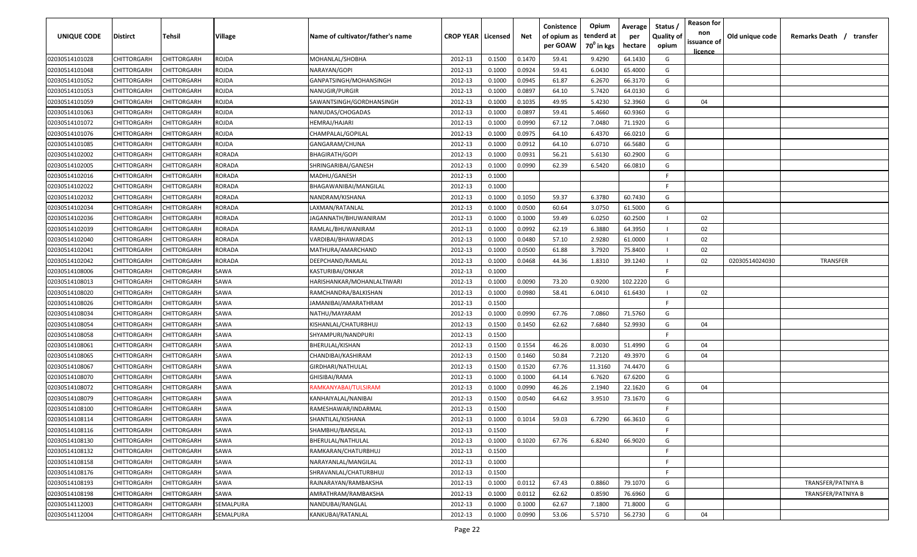| UNIQUE CODE | Distirct | Tehsil | Village | Name of cultivator/father's name | CROP YEAR | Licensed | Net | Conistence of opium as per GOAW | Opium tenderd at $70^0$ in kgs | Average per hectare | Status / Quality of opium | Reason for non issuance of licence | Old unique code | Remarks Death / transfer |
|---|---|---|---|---|---|---|---|---|---|---|---|---|---|---|
| 02030514101028 | CHITTORGARH | CHITTORGARH | ROJDA | MOHANLAL/SHOBHA | 2012-13 | 0.1500 | 0.1470 | 59.41 | 9.4290 | 64.1430 | G | | | |
| 02030514101048 | CHITTORGARH | CHITTORGARH | ROJDA | NARAYAN/GOPI | 2012-13 | 0.1000 | 0.0924 | 59.41 | 6.0430 | 65.4000 | G | | | |
| 02030514101052 | CHITTORGARH | CHITTORGARH | ROJDA | GANPATSINGH/MOHANSINGH | 2012-13 | 0.1000 | 0.0945 | 61.87 | 6.2670 | 66.3170 | G | | | |
| 02030514101053 | CHITTORGARH | CHITTORGARH | ROJDA | NANUGIR/PURGIR | 2012-13 | 0.1000 | 0.0897 | 64.10 | 5.7420 | 64.0130 | G | | | |
| 02030514101059 | CHITTORGARH | CHITTORGARH | ROJDA | SAWANTSINGH/GORDHANSINGH | 2012-13 | 0.1000 | 0.1035 | 49.95 | 5.4230 | 52.3960 | G | 04 | | |
| 02030514101063 | CHITTORGARH | CHITTORGARH | ROJDA | NANUDAS/CHOGADAS | 2012-13 | 0.1000 | 0.0897 | 59.41 | 5.4660 | 60.9360 | G | | | |
| 02030514101072 | CHITTORGARH | CHITTORGARH | ROJDA | HEMRAJ/HAJARI | 2012-13 | 0.1000 | 0.0990 | 67.12 | 7.0480 | 71.1920 | G | | | |
| 02030514101076 | CHITTORGARH | CHITTORGARH | ROJDA | CHAMPALAL/GOPILAL | 2012-13 | 0.1000 | 0.0975 | 64.10 | 6.4370 | 66.0210 | G | | | |
| 02030514101085 | CHITTORGARH | CHITTORGARH | ROJDA | GANGARAM/CHUNA | 2012-13 | 0.1000 | 0.0912 | 64.10 | 6.0710 | 66.5680 | G | | | |
| 02030514102002 | CHITTORGARH | CHITTORGARH | RORADA | BHAGIRATH/GOPI | 2012-13 | 0.1000 | 0.0931 | 56.21 | 5.6130 | 60.2900 | G | | | |
| 02030514102005 | CHITTORGARH | CHITTORGARH | RORADA | SHRINGARIBAI/GANESH | 2012-13 | 0.1000 | 0.0990 | 62.39 | 6.5420 | 66.0810 | G | | | |
| 02030514102016 | CHITTORGARH | CHITTORGARH | RORADA | MADHU/GANESH | 2012-13 | 0.1000 | | | | | F | | | |
| 02030514102022 | CHITTORGARH | CHITTORGARH | RORADA | BHAGAWANIBAI/MANGILAL | 2012-13 | 0.1000 | | | | | F | | | |
| 02030514102032 | CHITTORGARH | CHITTORGARH | RORADA | NANDRAM/KISHANA | 2012-13 | 0.1000 | 0.1050 | 59.37 | 6.3780 | 60.7430 | G | | | |
| 02030514102034 | CHITTORGARH | CHITTORGARH | RORADA | LAXMAN/RATANLAL | 2012-13 | 0.1000 | 0.0500 | 60.64 | 3.0750 | 61.5000 | G | | | |
| 02030514102036 | CHITTORGARH | CHITTORGARH | RORADA | JAGANNATH/BHUWANIRAM | 2012-13 | 0.1000 | 0.1000 | 59.49 | 6.0250 | 60.2500 | I | 02 | | |
| 02030514102039 | CHITTORGARH | CHITTORGARH | RORADA | RAMLAL/BHUWANIRAM | 2012-13 | 0.1000 | 0.0992 | 62.19 | 6.3880 | 64.3950 | I | 02 | | |
| 02030514102040 | CHITTORGARH | CHITTORGARH | RORADA | VARDIBAI/BHAWARDAS | 2012-13 | 0.1000 | 0.0480 | 57.10 | 2.9280 | 61.0000 | I | 02 | | |
| 02030514102041 | CHITTORGARH | CHITTORGARH | RORADA | MATHURA/AMARCHAND | 2012-13 | 0.1000 | 0.0500 | 61.88 | 3.7920 | 75.8400 | I | 02 | | |
| 02030514102042 | CHITTORGARH | CHITTORGARH | RORADA | DEEPCHAND/RAMLAL | 2012-13 | 0.1000 | 0.0468 | 44.36 | 1.8310 | 39.1240 | I | 02 | 02030514024030 | TRANSFER |
| 02030514108006 | CHITTORGARH | CHITTORGARH | SAWA | KASTURIBAI/ONKAR | 2012-13 | 0.1000 | | | | | F | | | |
| 02030514108013 | CHITTORGARH | CHITTORGARH | SAWA | HARISHANKAR/MOHANLALTIWARI | 2012-13 | 0.1000 | 0.0090 | 73.20 | 0.9200 | 102.2220 | G | | | |
| 02030514108020 | CHITTORGARH | CHITTORGARH | SAWA | RAMCHANDRA/BALKISHAN | 2012-13 | 0.1000 | 0.0980 | 58.41 | 6.0410 | 61.6430 | I | 02 | | |
| 02030514108026 | CHITTORGARH | CHITTORGARH | SAWA | JAMANIBAI/AMARATHRAM | 2012-13 | 0.1500 | | | | | F | | | |
| 02030514108034 | CHITTORGARH | CHITTORGARH | SAWA | NATHU/MAYARAM | 2012-13 | 0.1000 | 0.0990 | 67.76 | 7.0860 | 71.5760 | G | | | |
| 02030514108054 | CHITTORGARH | CHITTORGARH | SAWA | KISHANLAL/CHATURBHUJ | 2012-13 | 0.1500 | 0.1450 | 62.62 | 7.6840 | 52.9930 | G | 04 | | |
| 02030514108058 | CHITTORGARH | CHITTORGARH | SAWA | SHYAMPURI/NANDPURI | 2012-13 | 0.1500 | | | | | F | | | |
| 02030514108061 | CHITTORGARH | CHITTORGARH | SAWA | BHERULAL/KISHAN | 2012-13 | 0.1500 | 0.1554 | 46.26 | 8.0030 | 51.4990 | G | 04 | | |
| 02030514108065 | CHITTORGARH | CHITTORGARH | SAWA | CHANDIBAI/KASHIRAM | 2012-13 | 0.1500 | 0.1460 | 50.84 | 7.2120 | 49.3970 | G | 04 | | |
| 02030514108067 | CHITTORGARH | CHITTORGARH | SAWA | GIRDHARI/NATHULAL | 2012-13 | 0.1500 | 0.1520 | 67.76 | 11.3160 | 74.4470 | G | | | |
| 02030514108070 | CHITTORGARH | CHITTORGARH | SAWA | GHISIBAI/RAMA | 2012-13 | 0.1000 | 0.1000 | 64.14 | 6.7620 | 67.6200 | G | | | |
| 02030514108072 | CHITTORGARH | CHITTORGARH | SAWA | RAMKANYABAI/TULSIRAM | 2012-13 | 0.1000 | 0.0990 | 46.26 | 2.1940 | 22.1620 | G | 04 | | |
| 02030514108079 | CHITTORGARH | CHITTORGARH | SAWA | KANHAIYALAL/NANIBAI | 2012-13 | 0.1500 | 0.0540 | 64.62 | 3.9510 | 73.1670 | G | | | |
| 02030514108100 | CHITTORGARH | CHITTORGARH | SAWA | RAMESHAWAR/INDARMAL | 2012-13 | 0.1500 | | | | | F | | | |
| 02030514108114 | CHITTORGARH | CHITTORGARH | SAWA | SHANTILAL/KISHANA | 2012-13 | 0.1000 | 0.1014 | 59.03 | 6.7290 | 66.3610 | G | | | |
| 02030514108116 | CHITTORGARH | CHITTORGARH | SAWA | SHAMBHU/BANSILAL | 2012-13 | 0.1500 | | | | | F | | | |
| 02030514108130 | CHITTORGARH | CHITTORGARH | SAWA | BHERULAL/NATHULAL | 2012-13 | 0.1000 | 0.1020 | 67.76 | 6.8240 | 66.9020 | G | | | |
| 02030514108132 | CHITTORGARH | CHITTORGARH | SAWA | RAMKARAN/CHATURBHUJ | 2012-13 | 0.1500 | | | | | F | | | |
| 02030514108158 | CHITTORGARH | CHITTORGARH | SAWA | NARAYANLAL/MANGILAL | 2012-13 | 0.1000 | | | | | F | | | |
| 02030514108176 | CHITTORGARH | CHITTORGARH | SAWA | SHRAVANLAL/CHATURBHUJ | 2012-13 | 0.1500 | | | | | F | | | |
| 02030514108193 | CHITTORGARH | CHITTORGARH | SAWA | RAJNARAYAN/RAMBAKSHA | 2012-13 | 0.1000 | 0.0112 | 67.43 | 0.8860 | 79.1070 | G | | | TRANSFER/PATNIYA B |
| 02030514108198 | CHITTORGARH | CHITTORGARH | SAWA | AMRATHRAM/RAMBAKSHA | 2012-13 | 0.1000 | 0.0112 | 62.62 | 0.8590 | 76.6960 | G | | | TRANSFER/PATNIYA B |
| 02030514112003 | CHITTORGARH | CHITTORGARH | SEMALPURA | NANDUBAI/RANGLAL | 2012-13 | 0.1000 | 0.1000 | 62.67 | 7.1800 | 71.8000 | G | | | |
| 02030514112004 | CHITTORGARH | CHITTORGARH | SEMALPURA | KANKUBAI/RATANLAL | 2012-13 | 0.1000 | 0.0990 | 53.06 | 5.5710 | 56.2730 | G | 04 | | |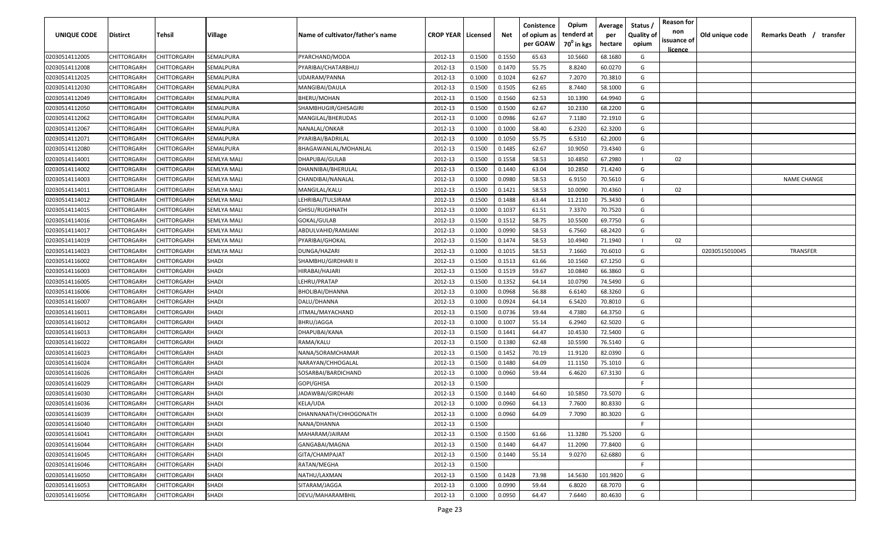| UNIQUE CODE | Distirct | Tehsil | Village | Name of cultivator/father's name | CROP YEAR | Licensed | Net | Conistence of opium as per GOAW | Opium tenderd at 70° in kgs | Average per hectare | Status / Quality of opium | Reason for non issuance of licence | Old unique code | Remarks Death / transfer |
|---|---|---|---|---|---|---|---|---|---|---|---|---|---|---|
| 02030514112005 | CHITTORGARH | CHITTORGARH | SEMALPURA | PYARCHAND/MODA | 2012-13 | 0.1500 | 0.1550 | 65.63 | 10.5660 | 68.1680 | G | | | |
| 02030514112008 | CHITTORGARH | CHITTORGARH | SEMALPURA | PYARIBAI/CHATARBHUJ | 2012-13 | 0.1500 | 0.1470 | 55.75 | 8.8240 | 60.0270 | G | | | |
| 02030514112025 | CHITTORGARH | CHITTORGARH | SEMALPURA | UDAIRAM/PANNA | 2012-13 | 0.1000 | 0.1024 | 62.67 | 7.2070 | 70.3810 | G | | | |
| 02030514112030 | CHITTORGARH | CHITTORGARH | SEMALPURA | MANGIBAI/DAULA | 2012-13 | 0.1500 | 0.1505 | 62.65 | 8.7440 | 58.1000 | G | | | |
| 02030514112049 | CHITTORGARH | CHITTORGARH | SEMALPURA | BHERU/MOHAN | 2012-13 | 0.1500 | 0.1560 | 62.53 | 10.1390 | 64.9940 | G | | | |
| 02030514112050 | CHITTORGARH | CHITTORGARH | SEMALPURA | SHAMBHUGIR/GHISAGIRI | 2012-13 | 0.1500 | 0.1500 | 62.67 | 10.2330 | 68.2200 | G | | | |
| 02030514112062 | CHITTORGARH | CHITTORGARH | SEMALPURA | MANGILAL/BHERUDAS | 2012-13 | 0.1000 | 0.0986 | 62.67 | 7.1180 | 72.1910 | G | | | |
| 02030514112067 | CHITTORGARH | CHITTORGARH | SEMALPURA | NANALAL/ONKAR | 2012-13 | 0.1000 | 0.1000 | 58.40 | 6.2320 | 62.3200 | G | | | |
| 02030514112071 | CHITTORGARH | CHITTORGARH | SEMALPURA | PYARIBAI/BADRILAL | 2012-13 | 0.1000 | 0.1050 | 55.75 | 6.5310 | 62.2000 | G | | | |
| 02030514112080 | CHITTORGARH | CHITTORGARH | SEMALPURA | BHAGAWANLAL/MOHANLAL | 2012-13 | 0.1500 | 0.1485 | 62.67 | 10.9050 | 73.4340 | G | | | |
| 02030514114001 | CHITTORGARH | CHITTORGARH | SEMLYA MALI | DHAPUBAI/GULAB | 2012-13 | 0.1500 | 0.1558 | 58.53 | 10.4850 | 67.2980 | I | 02 | | |
| 02030514114002 | CHITTORGARH | CHITTORGARH | SEMLYA MALI | DHANNIBAI/BHERULAL | 2012-13 | 0.1500 | 0.1440 | 63.04 | 10.2850 | 71.4240 | G | | | |
| 02030514114003 | CHITTORGARH | CHITTORGARH | SEMLYA MALI | CHANDIBAI/NANALAL | 2012-13 | 0.1000 | 0.0980 | 58.53 | 6.9150 | 70.5610 | G | | | NAME CHANGE |
| 02030514114011 | CHITTORGARH | CHITTORGARH | SEMLYA MALI | MANGILAL/KALU | 2012-13 | 0.1500 | 0.1421 | 58.53 | 10.0090 | 70.4360 | I | 02 | | |
| 02030514114012 | CHITTORGARH | CHITTORGARH | SEMLYA MALI | LEHRIBAI/TULSIRAM | 2012-13 | 0.1500 | 0.1488 | 63.44 | 11.2110 | 75.3430 | G | | | |
| 02030514114015 | CHITTORGARH | CHITTORGARH | SEMLYA MALI | GHISU/RUGHNATH | 2012-13 | 0.1000 | 0.1037 | 61.51 | 7.3370 | 70.7520 | G | | | |
| 02030514114016 | CHITTORGARH | CHITTORGARH | SEMLYA MALI | GOKAL/GULAB | 2012-13 | 0.1500 | 0.1512 | 58.75 | 10.5500 | 69.7750 | G | | | |
| 02030514114017 | CHITTORGARH | CHITTORGARH | SEMLYA MALI | ABDULVAHID/RAMJANI | 2012-13 | 0.1000 | 0.0990 | 58.53 | 6.7560 | 68.2420 | G | | | |
| 02030514114019 | CHITTORGARH | CHITTORGARH | SEMLYA MALI | PYARIBAI/GHOKAL | 2012-13 | 0.1500 | 0.1474 | 58.53 | 10.4940 | 71.1940 | I | 02 | | |
| 02030514114023 | CHITTORGARH | CHITTORGARH | SEMLYA MALI | DUNGA/HAZARI | 2012-13 | 0.1000 | 0.1015 | 58.53 | 7.1660 | 70.6010 | G | | 02030515010045 | TRANSFER |
| 02030514116002 | CHITTORGARH | CHITTORGARH | SHADI | SHAMBHU/GIRDHARI II | 2012-13 | 0.1500 | 0.1513 | 61.66 | 10.1560 | 67.1250 | G | | | |
| 02030514116003 | CHITTORGARH | CHITTORGARH | SHADI | HIRABAI/HAJARI | 2012-13 | 0.1500 | 0.1519 | 59.67 | 10.0840 | 66.3860 | G | | | |
| 02030514116005 | CHITTORGARH | CHITTORGARH | SHADI | LEHRU/PRATAP | 2012-13 | 0.1500 | 0.1352 | 64.14 | 10.0790 | 74.5490 | G | | | |
| 02030514116006 | CHITTORGARH | CHITTORGARH | SHADI | BHOLIBAI/DHANNA | 2012-13 | 0.1000 | 0.0968 | 56.88 | 6.6140 | 68.3260 | G | | | |
| 02030514116007 | CHITTORGARH | CHITTORGARH | SHADI | DALU/DHANNA | 2012-13 | 0.1000 | 0.0924 | 64.14 | 6.5420 | 70.8010 | G | | | |
| 02030514116011 | CHITTORGARH | CHITTORGARH | SHADI | JITMAL/MAYACHAND | 2012-13 | 0.1500 | 0.0736 | 59.44 | 4.7380 | 64.3750 | G | | | |
| 02030514116012 | CHITTORGARH | CHITTORGARH | SHADI | BHRU/JAGGA | 2012-13 | 0.1000 | 0.1007 | 55.14 | 6.2940 | 62.5020 | G | | | |
| 02030514116013 | CHITTORGARH | CHITTORGARH | SHADI | DHAPUBAI/KANA | 2012-13 | 0.1500 | 0.1441 | 64.47 | 10.4530 | 72.5400 | G | | | |
| 02030514116022 | CHITTORGARH | CHITTORGARH | SHADI | RAMA/KALU | 2012-13 | 0.1500 | 0.1380 | 62.48 | 10.5590 | 76.5140 | G | | | |
| 02030514116023 | CHITTORGARH | CHITTORGARH | SHADI | NANA/SORAMCHAMAR | 2012-13 | 0.1500 | 0.1452 | 70.19 | 11.9120 | 82.0390 | G | | | |
| 02030514116024 | CHITTORGARH | CHITTORGARH | SHADI | NARAYAN/CHHOGALAL | 2012-13 | 0.1500 | 0.1480 | 64.09 | 11.1150 | 75.1010 | G | | | |
| 02030514116026 | CHITTORGARH | CHITTORGARH | SHADI | SOSARBAI/BARDICHAND | 2012-13 | 0.1000 | 0.0960 | 59.44 | 6.4620 | 67.3130 | G | | | |
| 02030514116029 | CHITTORGARH | CHITTORGARH | SHADI | GOPI/GHISA | 2012-13 | 0.1500 | | | | | F | | | |
| 02030514116030 | CHITTORGARH | CHITTORGARH | SHADI | JADAWBAI/GIRDHARI | 2012-13 | 0.1500 | 0.1440 | 64.60 | 10.5850 | 73.5070 | G | | | |
| 02030514116036 | CHITTORGARH | CHITTORGARH | SHADI | KELA/UDA | 2012-13 | 0.1000 | 0.0960 | 64.13 | 7.7600 | 80.8330 | G | | | |
| 02030514116039 | CHITTORGARH | CHITTORGARH | SHADI | DHANNANATH/CHHOGONATH | 2012-13 | 0.1000 | 0.0960 | 64.09 | 7.7090 | 80.3020 | G | | | |
| 02030514116040 | CHITTORGARH | CHITTORGARH | SHADI | NANA/DHANNA | 2012-13 | 0.1500 | | | | | F | | | |
| 02030514116041 | CHITTORGARH | CHITTORGARH | SHADI | MAHARAM/JAIRAM | 2012-13 | 0.1500 | 0.1500 | 61.66 | 11.3280 | 75.5200 | G | | | |
| 02030514116044 | CHITTORGARH | CHITTORGARH | SHADI | GANGABAI/MAGNA | 2012-13 | 0.1500 | 0.1440 | 64.47 | 11.2090 | 77.8400 | G | | | |
| 02030514116045 | CHITTORGARH | CHITTORGARH | SHADI | GITA/CHAMPAJAT | 2012-13 | 0.1500 | 0.1440 | 55.14 | 9.0270 | 62.6880 | G | | | |
| 02030514116046 | CHITTORGARH | CHITTORGARH | SHADI | RATAN/MEGHA | 2012-13 | 0.1500 | | | | | F | | | |
| 02030514116050 | CHITTORGARH | CHITTORGARH | SHADI | NATHU/LAXMAN | 2012-13 | 0.1500 | 0.1428 | 73.98 | 14.5630 | 101.9820 | G | | | |
| 02030514116053 | CHITTORGARH | CHITTORGARH | SHADI | SITARAM/JAGGA | 2012-13 | 0.1000 | 0.0990 | 59.44 | 6.8020 | 68.7070 | G | | | |
| 02030514116056 | CHITTORGARH | CHITTORGARH | SHADI | DEVU/MAHARAMBHIL | 2012-13 | 0.1000 | 0.0950 | 64.47 | 7.6440 | 80.4630 | G | | | |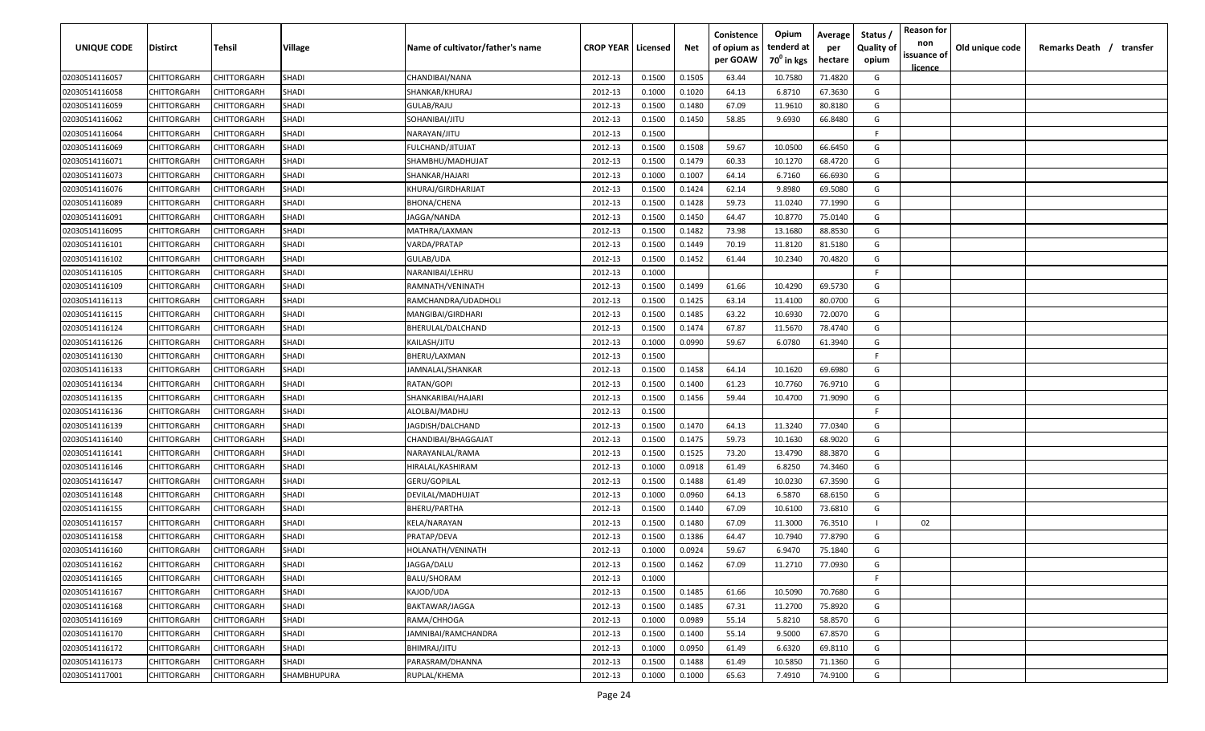| UNIQUE CODE | Distirct | Tehsil | Village | Name of cultivator/father's name | CROP YEAR | Licensed | Net | Conistence of opium as per GOAW | Opium tenderd at $70^0$ in kgs | Average per hectare | Status / Quality of opium | Reason for non issuance of licence | Old unique code | Remarks Death / transfer |
|---|---|---|---|---|---|---|---|---|---|---|---|---|---|---|
| 02030514116057 | CHITTORGARH | CHITTORGARH | SHADI | CHANDIBAI/NANA | 2012-13 | 0.1500 | 0.1505 | 63.44 | 10.7580 | 71.4820 | G | | | |
| 02030514116058 | CHITTORGARH | CHITTORGARH | SHADI | SHANKAR/KHURAJ | 2012-13 | 0.1000 | 0.1020 | 64.13 | 6.8710 | 67.3630 | G | | | |
| 02030514116059 | CHITTORGARH | CHITTORGARH | SHADI | GULAB/RAJU | 2012-13 | 0.1500 | 0.1480 | 67.09 | 11.9610 | 80.8180 | G | | | |
| 02030514116062 | CHITTORGARH | CHITTORGARH | SHADI | SOHANIBAI/JITU | 2012-13 | 0.1500 | 0.1450 | 58.85 | 9.6930 | 66.8480 | G | | | |
| 02030514116064 | CHITTORGARH | CHITTORGARH | SHADI | NARAYAN/JITU | 2012-13 | 0.1500 | | | | | F | | | |
| 02030514116069 | CHITTORGARH | CHITTORGARH | SHADI | FULCHAND/JITUJAT | 2012-13 | 0.1500 | 0.1508 | 59.67 | 10.0500 | 66.6450 | G | | | |
| 02030514116071 | CHITTORGARH | CHITTORGARH | SHADI | SHAMBHU/MADHUJAT | 2012-13 | 0.1500 | 0.1479 | 60.33 | 10.1270 | 68.4720 | G | | | |
| 02030514116073 | CHITTORGARH | CHITTORGARH | SHADI | SHANKAR/HAJARI | 2012-13 | 0.1000 | 0.1007 | 64.14 | 6.7160 | 66.6930 | G | | | |
| 02030514116076 | CHITTORGARH | CHITTORGARH | SHADI | KHURAJ/GIRDHARIJAT | 2012-13 | 0.1500 | 0.1424 | 62.14 | 9.8980 | 69.5080 | G | | | |
| 02030514116089 | CHITTORGARH | CHITTORGARH | SHADI | BHONA/CHENA | 2012-13 | 0.1500 | 0.1428 | 59.73 | 11.0240 | 77.1990 | G | | | |
| 02030514116091 | CHITTORGARH | CHITTORGARH | SHADI | JAGGA/NANDA | 2012-13 | 0.1500 | 0.1450 | 64.47 | 10.8770 | 75.0140 | G | | | |
| 02030514116095 | CHITTORGARH | CHITTORGARH | SHADI | MATHRA/LAXMAN | 2012-13 | 0.1500 | 0.1482 | 73.98 | 13.1680 | 88.8530 | G | | | |
| 02030514116101 | CHITTORGARH | CHITTORGARH | SHADI | VARDA/PRATAP | 2012-13 | 0.1500 | 0.1449 | 70.19 | 11.8120 | 81.5180 | G | | | |
| 02030514116102 | CHITTORGARH | CHITTORGARH | SHADI | GULAB/UDA | 2012-13 | 0.1500 | 0.1452 | 61.44 | 10.2340 | 70.4820 | G | | | |
| 02030514116105 | CHITTORGARH | CHITTORGARH | SHADI | NARANIBAI/LEHRU | 2012-13 | 0.1000 | | | | | F | | | |
| 02030514116109 | CHITTORGARH | CHITTORGARH | SHADI | RAMNATH/VENINATH | 2012-13 | 0.1500 | 0.1499 | 61.66 | 10.4290 | 69.5730 | G | | | |
| 02030514116113 | CHITTORGARH | CHITTORGARH | SHADI | RAMCHANDRA/UDADHOLI | 2012-13 | 0.1500 | 0.1425 | 63.14 | 11.4100 | 80.0700 | G | | | |
| 02030514116115 | CHITTORGARH | CHITTORGARH | SHADI | MANGIBAI/GIRDHARI | 2012-13 | 0.1500 | 0.1485 | 63.22 | 10.6930 | 72.0070 | G | | | |
| 02030514116124 | CHITTORGARH | CHITTORGARH | SHADI | BHERULAL/DALCHAND | 2012-13 | 0.1500 | 0.1474 | 67.87 | 11.5670 | 78.4740 | G | | | |
| 02030514116126 | CHITTORGARH | CHITTORGARH | SHADI | KAILASH/JITU | 2012-13 | 0.1000 | 0.0990 | 59.67 | 6.0780 | 61.3940 | G | | | |
| 02030514116130 | CHITTORGARH | CHITTORGARH | SHADI | BHERU/LAXMAN | 2012-13 | 0.1500 | | | | | F | | | |
| 02030514116133 | CHITTORGARH | CHITTORGARH | SHADI | JAMNALAL/SHANKAR | 2012-13 | 0.1500 | 0.1458 | 64.14 | 10.1620 | 69.6980 | G | | | |
| 02030514116134 | CHITTORGARH | CHITTORGARH | SHADI | RATAN/GOPI | 2012-13 | 0.1500 | 0.1400 | 61.23 | 10.7760 | 76.9710 | G | | | |
| 02030514116135 | CHITTORGARH | CHITTORGARH | SHADI | SHANKARIBAI/HAJARI | 2012-13 | 0.1500 | 0.1456 | 59.44 | 10.4700 | 71.9090 | G | | | |
| 02030514116136 | CHITTORGARH | CHITTORGARH | SHADI | ALOLBAI/MADHU | 2012-13 | 0.1500 | | | | | F | | | |
| 02030514116139 | CHITTORGARH | CHITTORGARH | SHADI | JAGDISH/DALCHAND | 2012-13 | 0.1500 | 0.1470 | 64.13 | 11.3240 | 77.0340 | G | | | |
| 02030514116140 | CHITTORGARH | CHITTORGARH | SHADI | CHANDIBAI/BHAGGAJAT | 2012-13 | 0.1500 | 0.1475 | 59.73 | 10.1630 | 68.9020 | G | | | |
| 02030514116141 | CHITTORGARH | CHITTORGARH | SHADI | NARAYANLAL/RAMA | 2012-13 | 0.1500 | 0.1525 | 73.20 | 13.4790 | 88.3870 | G | | | |
| 02030514116146 | CHITTORGARH | CHITTORGARH | SHADI | HIRALAL/KASHIRAM | 2012-13 | 0.1000 | 0.0918 | 61.49 | 6.8250 | 74.3460 | G | | | |
| 02030514116147 | CHITTORGARH | CHITTORGARH | SHADI | GERU/GOPILAL | 2012-13 | 0.1500 | 0.1488 | 61.49 | 10.0230 | 67.3590 | G | | | |
| 02030514116148 | CHITTORGARH | CHITTORGARH | SHADI | DEVILAL/MADHUJAT | 2012-13 | 0.1000 | 0.0960 | 64.13 | 6.5870 | 68.6150 | G | | | |
| 02030514116155 | CHITTORGARH | CHITTORGARH | SHADI | BHERU/PARTHA | 2012-13 | 0.1500 | 0.1440 | 67.09 | 10.6100 | 73.6810 | G | | | |
| 02030514116157 | CHITTORGARH | CHITTORGARH | SHADI | KELA/NARAYAN | 2012-13 | 0.1500 | 0.1480 | 67.09 | 11.3000 | 76.3510 | I | 02 | | |
| 02030514116158 | CHITTORGARH | CHITTORGARH | SHADI | PRATAP/DEVA | 2012-13 | 0.1500 | 0.1386 | 64.47 | 10.7940 | 77.8790 | G | | | |
| 02030514116160 | CHITTORGARH | CHITTORGARH | SHADI | HOLANATH/VENINATH | 2012-13 | 0.1000 | 0.0924 | 59.67 | 6.9470 | 75.1840 | G | | | |
| 02030514116162 | CHITTORGARH | CHITTORGARH | SHADI | JAGGA/DALU | 2012-13 | 0.1500 | 0.1462 | 67.09 | 11.2710 | 77.0930 | G | | | |
| 02030514116165 | CHITTORGARH | CHITTORGARH | SHADI | BALU/SHORAM | 2012-13 | 0.1000 | | | | | F | | | |
| 02030514116167 | CHITTORGARH | CHITTORGARH | SHADI | KAJOD/UDA | 2012-13 | 0.1500 | 0.1485 | 61.66 | 10.5090 | 70.7680 | G | | | |
| 02030514116168 | CHITTORGARH | CHITTORGARH | SHADI | BAKTAWAR/JAGGA | 2012-13 | 0.1500 | 0.1485 | 67.31 | 11.2700 | 75.8920 | G | | | |
| 02030514116169 | CHITTORGARH | CHITTORGARH | SHADI | RAMA/CHHOGA | 2012-13 | 0.1000 | 0.0989 | 55.14 | 5.8210 | 58.8570 | G | | | |
| 02030514116170 | CHITTORGARH | CHITTORGARH | SHADI | JAMNIBAI/RAMCHANDRA | 2012-13 | 0.1500 | 0.1400 | 55.14 | 9.5000 | 67.8570 | G | | | |
| 02030514116172 | CHITTORGARH | CHITTORGARH | SHADI | BHIMRAJ/JITU | 2012-13 | 0.1000 | 0.0950 | 61.49 | 6.6320 | 69.8110 | G | | | |
| 02030514116173 | CHITTORGARH | CHITTORGARH | SHADI | PARASRAM/DHANNA | 2012-13 | 0.1500 | 0.1488 | 61.49 | 10.5850 | 71.1360 | G | | | |
| 02030514117001 | CHITTORGARH | CHITTORGARH | SHAMBHUPURA | RUPLAL/KHEMA | 2012-13 | 0.1000 | 0.1000 | 65.63 | 7.4910 | 74.9100 | G | | | |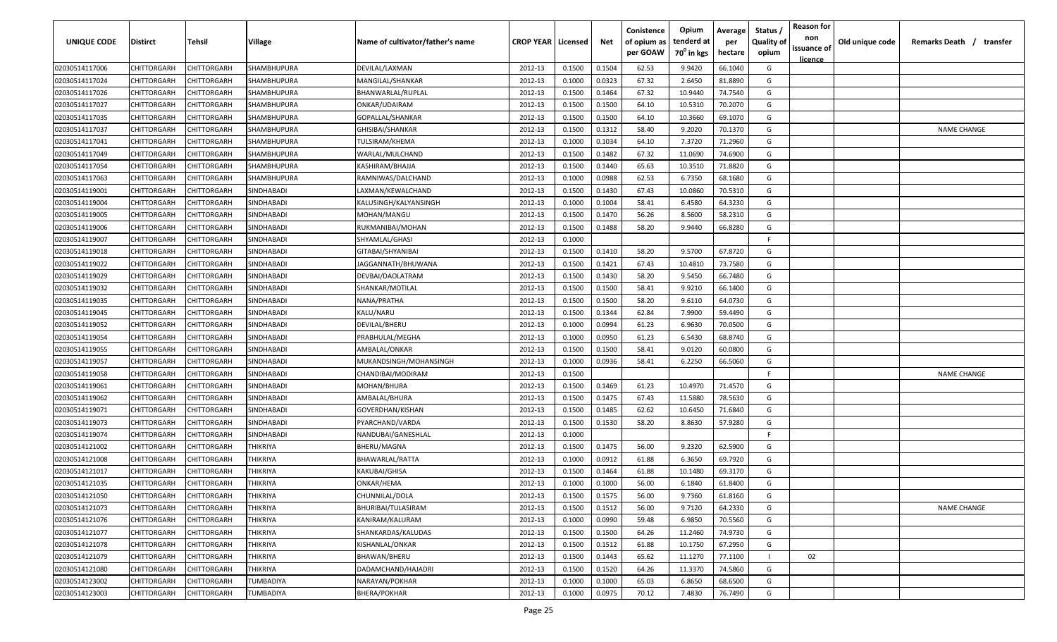| UNIQUE CODE | Distirct | Tehsil | Village | Name of cultivator/father's name | CROP YEAR | Licensed | Net | Conistence of opium as per GOAW | Opium tenderd at $70^0$ in kgs | Average per hectare | Status / Quality of opium | Reason for non issuance of licence | Old unique code | Remarks Death / transfer |
|---|---|---|---|---|---|---|---|---|---|---|---|---|---|---|
| 02030514117006 | CHITTORGARH | CHITTORGARH | SHAMBHUPURA | DEVILAL/LAXMAN | 2012-13 | 0.1500 | 0.1504 | 62.53 | 9.9420 | 66.1040 | G | | | |
| 02030514117024 | CHITTORGARH | CHITTORGARH | SHAMBHUPURA | MANGILAL/SHANKAR | 2012-13 | 0.1000 | 0.0323 | 67.32 | 2.6450 | 81.8890 | G | | | |
| 02030514117026 | CHITTORGARH | CHITTORGARH | SHAMBHUPURA | BHANWARLAL/RUPLAL | 2012-13 | 0.1500 | 0.1464 | 67.32 | 10.9440 | 74.7540 | G | | | |
| 02030514117027 | CHITTORGARH | CHITTORGARH | SHAMBHUPURA | ONKAR/UDAIRAM | 2012-13 | 0.1500 | 0.1500 | 64.10 | 10.5310 | 70.2070 | G | | | |
| 02030514117035 | CHITTORGARH | CHITTORGARH | SHAMBHUPURA | GOPALLAL/SHANKAR | 2012-13 | 0.1500 | 0.1500 | 64.10 | 10.3660 | 69.1070 | G | | | |
| 02030514117037 | CHITTORGARH | CHITTORGARH | SHAMBHUPURA | GHISIBAI/SHANKAR | 2012-13 | 0.1500 | 0.1312 | 58.40 | 9.2020 | 70.1370 | G | | | NAME CHANGE |
| 02030514117041 | CHITTORGARH | CHITTORGARH | SHAMBHUPURA | TULSIRAM/KHEMA | 2012-13 | 0.1000 | 0.1034 | 64.10 | 7.3720 | 71.2960 | G | | | |
| 02030514117049 | CHITTORGARH | CHITTORGARH | SHAMBHUPURA | WARLAL/MULCHAND | 2012-13 | 0.1500 | 0.1482 | 67.32 | 11.0690 | 74.6900 | G | | | |
| 02030514117054 | CHITTORGARH | CHITTORGARH | SHAMBHUPURA | KASHIRAM/BHAJJA | 2012-13 | 0.1500 | 0.1440 | 65.63 | 10.3510 | 71.8820 | G | | | |
| 02030514117063 | CHITTORGARH | CHITTORGARH | SHAMBHUPURA | RAMNIWAS/DALCHAND | 2012-13 | 0.1000 | 0.0988 | 62.53 | 6.7350 | 68.1680 | G | | | |
| 02030514119001 | CHITTORGARH | CHITTORGARH | SINDHABADI | LAXMAN/KEWALCHAND | 2012-13 | 0.1500 | 0.1430 | 67.43 | 10.0860 | 70.5310 | G | | | |
| 02030514119004 | CHITTORGARH | CHITTORGARH | SINDHABADI | KALUSINGH/KALYANSINGH | 2012-13 | 0.1000 | 0.1004 | 58.41 | 6.4580 | 64.3230 | G | | | |
| 02030514119005 | CHITTORGARH | CHITTORGARH | SINDHABADI | MOHAN/MANGU | 2012-13 | 0.1500 | 0.1470 | 56.26 | 8.5600 | 58.2310 | G | | | |
| 02030514119006 | CHITTORGARH | CHITTORGARH | SINDHABADI | RUKMANIBAI/MOHAN | 2012-13 | 0.1500 | 0.1488 | 58.20 | 9.9440 | 66.8280 | G | | | |
| 02030514119007 | CHITTORGARH | CHITTORGARH | SINDHABADI | SHYAMLAL/GHASI | 2012-13 | 0.1000 | | | | | F | | | |
| 02030514119018 | CHITTORGARH | CHITTORGARH | SINDHABADI | GITABAI/SHYANIBAI | 2012-13 | 0.1500 | 0.1410 | 58.20 | 9.5700 | 67.8720 | G | | | |
| 02030514119022 | CHITTORGARH | CHITTORGARH | SINDHABADI | JAGGANNATH/BHUWANA | 2012-13 | 0.1500 | 0.1421 | 67.43 | 10.4810 | 73.7580 | G | | | |
| 02030514119029 | CHITTORGARH | CHITTORGARH | SINDHABADI | DEVBAI/DAOLATRAM | 2012-13 | 0.1500 | 0.1430 | 58.20 | 9.5450 | 66.7480 | G | | | |
| 02030514119032 | CHITTORGARH | CHITTORGARH | SINDHABADI | SHANKAR/MOTILAL | 2012-13 | 0.1500 | 0.1500 | 58.41 | 9.9210 | 66.1400 | G | | | |
| 02030514119035 | CHITTORGARH | CHITTORGARH | SINDHABADI | NANA/PRATHA | 2012-13 | 0.1500 | 0.1500 | 58.20 | 9.6110 | 64.0730 | G | | | |
| 02030514119045 | CHITTORGARH | CHITTORGARH | SINDHABADI | KALU/NARU | 2012-13 | 0.1500 | 0.1344 | 62.84 | 7.9900 | 59.4490 | G | | | |
| 02030514119052 | CHITTORGARH | CHITTORGARH | SINDHABADI | DEVILAL/BHERU | 2012-13 | 0.1000 | 0.0994 | 61.23 | 6.9630 | 70.0500 | G | | | |
| 02030514119054 | CHITTORGARH | CHITTORGARH | SINDHABADI | PRABHULAL/MEGHA | 2012-13 | 0.1000 | 0.0950 | 61.23 | 6.5430 | 68.8740 | G | | | |
| 02030514119055 | CHITTORGARH | CHITTORGARH | SINDHABADI | AMBALAL/ONKAR | 2012-13 | 0.1500 | 0.1500 | 58.41 | 9.0120 | 60.0800 | G | | | |
| 02030514119057 | CHITTORGARH | CHITTORGARH | SINDHABADI | MUKANDSINGH/MOHANSINGH | 2012-13 | 0.1000 | 0.0936 | 58.41 | 6.2250 | 66.5060 | G | | | |
| 02030514119058 | CHITTORGARH | CHITTORGARH | SINDHABADI | CHANDIBAI/MODIRAM | 2012-13 | 0.1500 | | | | | F | | | NAME CHANGE |
| 02030514119061 | CHITTORGARH | CHITTORGARH | SINDHABADI | MOHAN/BHURA | 2012-13 | 0.1500 | 0.1469 | 61.23 | 10.4970 | 71.4570 | G | | | |
| 02030514119062 | CHITTORGARH | CHITTORGARH | SINDHABADI | AMBALAL/BHURA | 2012-13 | 0.1500 | 0.1475 | 67.43 | 11.5880 | 78.5630 | G | | | |
| 02030514119071 | CHITTORGARH | CHITTORGARH | SINDHABADI | GOVERDHAN/KISHAN | 2012-13 | 0.1500 | 0.1485 | 62.62 | 10.6450 | 71.6840 | G | | | |
| 02030514119073 | CHITTORGARH | CHITTORGARH | SINDHABADI | PYARCHAND/VARDA | 2012-13 | 0.1500 | 0.1530 | 58.20 | 8.8630 | 57.9280 | G | | | |
| 02030514119074 | CHITTORGARH | CHITTORGARH | SINDHABADI | NANDUBAI/GANESHLAL | 2012-13 | 0.1000 | | | | | F | | | |
| 02030514121002 | CHITTORGARH | CHITTORGARH | THIKRIYA | BHERU/MAGNA | 2012-13 | 0.1500 | 0.1475 | 56.00 | 9.2320 | 62.5900 | G | | | |
| 02030514121008 | CHITTORGARH | CHITTORGARH | THIKRIYA | BHAWARLAL/RATTA | 2012-13 | 0.1000 | 0.0912 | 61.88 | 6.3650 | 69.7920 | G | | | |
| 02030514121017 | CHITTORGARH | CHITTORGARH | THIKRIYA | KAKUBAI/GHISA | 2012-13 | 0.1500 | 0.1464 | 61.88 | 10.1480 | 69.3170 | G | | | |
| 02030514121035 | CHITTORGARH | CHITTORGARH | THIKRIYA | ONKAR/HEMA | 2012-13 | 0.1000 | 0.1000 | 56.00 | 6.1840 | 61.8400 | G | | | |
| 02030514121050 | CHITTORGARH | CHITTORGARH | THIKRIYA | CHUNNILAL/DOLA | 2012-13 | 0.1500 | 0.1575 | 56.00 | 9.7360 | 61.8160 | G | | | |
| 02030514121073 | CHITTORGARH | CHITTORGARH | THIKRIYA | BHURIBAI/TULASIRAM | 2012-13 | 0.1500 | 0.1512 | 56.00 | 9.7120 | 64.2330 | G | | | NAME CHANGE |
| 02030514121076 | CHITTORGARH | CHITTORGARH | THIKRIYA | KANIRAM/KALURAM | 2012-13 | 0.1000 | 0.0990 | 59.48 | 6.9850 | 70.5560 | G | | | |
| 02030514121077 | CHITTORGARH | CHITTORGARH | THIKRIYA | SHANKARDAS/KALUDAS | 2012-13 | 0.1500 | 0.1500 | 64.26 | 11.2460 | 74.9730 | G | | | |
| 02030514121078 | CHITTORGARH | CHITTORGARH | THIKRIYA | KISHANLAL/ONKAR | 2012-13 | 0.1500 | 0.1512 | 61.88 | 10.1750 | 67.2950 | G | | | |
| 02030514121079 | CHITTORGARH | CHITTORGARH | THIKRIYA | BHAWAN/BHERU | 2012-13 | 0.1500 | 0.1443 | 65.62 | 11.1270 | 77.1100 | I | 02 | | |
| 02030514121080 | CHITTORGARH | CHITTORGARH | THIKRIYA | DADAMCHAND/HAJADRI | 2012-13 | 0.1500 | 0.1520 | 64.26 | 11.3370 | 74.5860 | G | | | |
| 02030514123002 | CHITTORGARH | CHITTORGARH | TUMBADIYA | NARAYAN/POKHAR | 2012-13 | 0.1000 | 0.1000 | 65.03 | 6.8650 | 68.6500 | G | | | |
| 02030514123003 | CHITTORGARH | CHITTORGARH | TUMBADIYA | BHERA/POKHAR | 2012-13 | 0.1000 | 0.0975 | 70.12 | 7.4830 | 76.7490 | G | | | |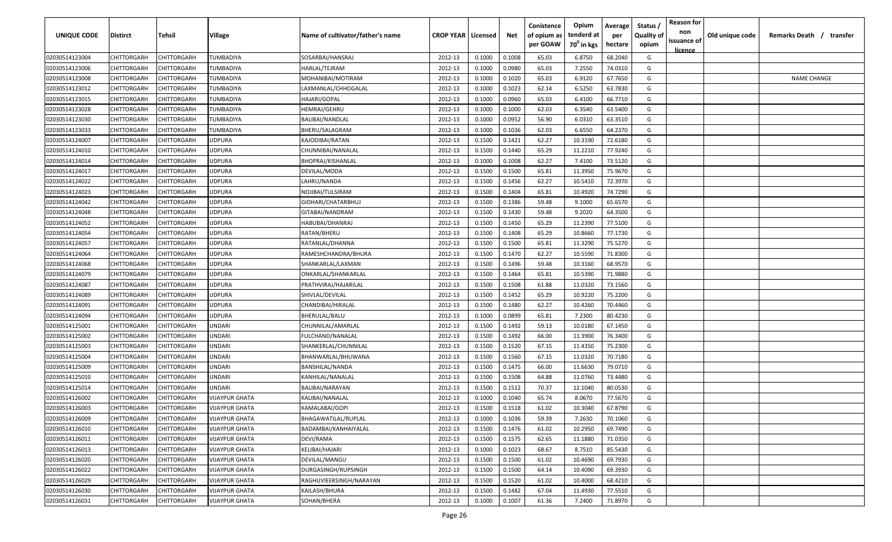| UNIQUE CODE | Distirct | Tehsil | Village | Name of cultivator/father's name | CROP YEAR | Licensed | Net | Conistence of opium as per GOAW | Opium tenderd at 70° in kgs | Average per hectare | Status / Quality of opium | Reason for non issuance of licence | Old unique code | Remarks Death / transfer |
|---|---|---|---|---|---|---|---|---|---|---|---|---|---|---|
| 02030514123004 | CHITTORGARH | CHITTORGARH | TUMBADIYA | SOSARBAI/HANSRAJ | 2012-13 | 0.1000 | 0.1008 | 65.03 | 6.8750 | 68.2040 | G | | | |
| 02030514123006 | CHITTORGARH | CHITTORGARH | TUMBADIYA | HARLAL/TEJRAM | 2012-13 | 0.1000 | 0.0980 | 65.03 | 7.2550 | 74.0310 | G | | | |
| 02030514123008 | CHITTORGARH | CHITTORGARH | TUMBADIYA | MOHANIBAI/MOTIRAM | 2012-13 | 0.1000 | 0.1020 | 65.03 | 6.9120 | 67.7650 | G | | | NAME CHANGE |
| 02030514123012 | CHITTORGARH | CHITTORGARH | TUMBADIYA | LAXMANLAL/CHHOGALAL | 2012-13 | 0.1000 | 0.1023 | 62.14 | 6.5250 | 63.7830 | G | | | |
| 02030514123015 | CHITTORGARH | CHITTORGARH | TUMBADIYA | HAJARI/GOPAL | 2012-13 | 0.1000 | 0.0960 | 65.03 | 6.4100 | 66.7710 | G | | | |
| 02030514123028 | CHITTORGARH | CHITTORGARH | TUMBADIYA | HEMRAJ/GEHRU | 2012-13 | 0.1000 | 0.1000 | 62.03 | 6.3540 | 63.5400 | G | | | |
| 02030514123030 | CHITTORGARH | CHITTORGARH | TUMBADIYA | BALIBAI/NANDLAL | 2012-13 | 0.1000 | 0.0952 | 56.90 | 6.0310 | 63.3510 | G | | | |
| 02030514123033 | CHITTORGARH | CHITTORGARH | TUMBADIYA | BHERU/SALAGRAM | 2012-13 | 0.1000 | 0.1036 | 62.03 | 6.6550 | 64.2370 | G | | | |
| 02030514124007 | CHITTORGARH | CHITTORGARH | UDPURA | KAJODIBAI/RATAN | 2012-13 | 0.1500 | 0.1421 | 62.27 | 10.3190 | 72.6180 | G | | | |
| 02030514124010 | CHITTORGARH | CHITTORGARH | UDPURA | CHUNNIBAI/NANALAL | 2012-13 | 0.1500 | 0.1440 | 65.29 | 11.2210 | 77.9240 | G | | | |
| 02030514124014 | CHITTORGARH | CHITTORGARH | UDPURA | BHOPRAJ/KISHANLAL | 2012-13 | 0.1000 | 0.1008 | 62.27 | 7.4100 | 73.5120 | G | | | |
| 02030514124017 | CHITTORGARH | CHITTORGARH | UDPURA | DEVILAL/MODA | 2012-13 | 0.1500 | 0.1500 | 65.81 | 11.3950 | 75.9670 | G | | | |
| 02030514124022 | CHITTORGARH | CHITTORGARH | UDPURA | LAHRU/NANDA | 2012-13 | 0.1500 | 0.1456 | 62.27 | 10.5410 | 72.3970 | G | | | |
| 02030514124023 | CHITTORGARH | CHITTORGARH | UDPURA | NOJIBAI/TULSIRAM | 2012-13 | 0.1500 | 0.1404 | 65.81 | 10.4920 | 74.7290 | G | | | |
| 02030514124042 | CHITTORGARH | CHITTORGARH | UDPURA | GIDHARI/CHATARBHUJ | 2012-13 | 0.1500 | 0.1386 | 59.48 | 9.1000 | 65.6570 | G | | | |
| 02030514124048 | CHITTORGARH | CHITTORGARH | UDPURA | GITABAI/NANDRAM | 2012-13 | 0.1500 | 0.1430 | 59.48 | 9.2020 | 64.3500 | G | | | |
| 02030514124052 | CHITTORGARH | CHITTORGARH | UDPURA | HABUBAI/DHANRAJ | 2012-13 | 0.1500 | 0.1450 | 65.29 | 11.2390 | 77.5100 | G | | | |
| 02030514124054 | CHITTORGARH | CHITTORGARH | UDPURA | RATAN/BHERU | 2012-13 | 0.1500 | 0.1408 | 65.29 | 10.8660 | 77.1730 | G | | | |
| 02030514124057 | CHITTORGARH | CHITTORGARH | UDPURA | RATANLAL/DHANNA | 2012-13 | 0.1500 | 0.1500 | 65.81 | 11.3290 | 75.5270 | G | | | |
| 02030514124064 | CHITTORGARH | CHITTORGARH | UDPURA | RAMESHCHANDRA/BHURA | 2012-13 | 0.1500 | 0.1470 | 62.27 | 10.5590 | 71.8300 | G | | | |
| 02030514124068 | CHITTORGARH | CHITTORGARH | UDPURA | SHANKARLAL/LAXMAN | 2012-13 | 0.1500 | 0.1496 | 59.48 | 10.3160 | 68.9570 | G | | | |
| 02030514124079 | CHITTORGARH | CHITTORGARH | UDPURA | ONKARLAL/SHANKARLAL | 2012-13 | 0.1500 | 0.1464 | 65.81 | 10.5390 | 71.9880 | G | | | |
| 02030514124087 | CHITTORGARH | CHITTORGARH | UDPURA | PRATHVIRAJ/HAJARILAL | 2012-13 | 0.1500 | 0.1508 | 61.88 | 11.0320 | 73.1560 | G | | | |
| 02030514124089 | CHITTORGARH | CHITTORGARH | UDPURA | SHIVLAL/DEVILAL | 2012-13 | 0.1500 | 0.1452 | 65.29 | 10.9220 | 75.2200 | G | | | |
| 02030514124091 | CHITTORGARH | CHITTORGARH | UDPURA | CHANDIBAI/HIRALAL | 2012-13 | 0.1500 | 0.1480 | 62.27 | 10.4260 | 70.4460 | G | | | |
| 02030514124094 | CHITTORGARH | CHITTORGARH | UDPURA | BHERULAL/BALU | 2012-13 | 0.1000 | 0.0899 | 65.81 | 7.2300 | 80.4230 | G | | | |
| 02030514125001 | CHITTORGARH | CHITTORGARH | UNDARI | CHUNNILAL/AMARLAL | 2012-13 | 0.1500 | 0.1492 | 59.13 | 10.0180 | 67.1450 | G | | | |
| 02030514125002 | CHITTORGARH | CHITTORGARH | UNDARI | FULCHAND/NANALAL | 2012-13 | 0.1500 | 0.1492 | 66.00 | 11.3900 | 76.3400 | G | | | |
| 02030514125003 | CHITTORGARH | CHITTORGARH | UNDARI | SHANKERLAL/CHUNNILAL | 2012-13 | 0.1500 | 0.1520 | 67.15 | 11.4350 | 75.2300 | G | | | |
| 02030514125004 | CHITTORGARH | CHITTORGARH | UNDARI | BHANWARLAL/BHUWANA | 2012-13 | 0.1500 | 0.1560 | 67.15 | 11.0320 | 70.7180 | G | | | |
| 02030514125009 | CHITTORGARH | CHITTORGARH | UNDARI | BANSHILAL/NANDA | 2012-13 | 0.1500 | 0.1475 | 66.00 | 11.6630 | 79.0710 | G | | | |
| 02030514125010 | CHITTORGARH | CHITTORGARH | UNDARI | KANHILAL/NANALAL | 2012-13 | 0.1500 | 0.1508 | 64.88 | 11.0760 | 73.4480 | G | | | |
| 02030514125014 | CHITTORGARH | CHITTORGARH | UNDARI | BALIBAI/NARAYAN | 2012-13 | 0.1500 | 0.1512 | 70.37 | 12.1040 | 80.0530 | G | | | |
| 02030514126002 | CHITTORGARH | CHITTORGARH | VIJAYPUR GHATA | KALIBAI/NANALAL | 2012-13 | 0.1000 | 0.1040 | 65.74 | 8.0670 | 77.5670 | G | | | |
| 02030514126003 | CHITTORGARH | CHITTORGARH | VIJAYPUR GHATA | KAMALABAI/GOPI | 2012-13 | 0.1500 | 0.1518 | 61.02 | 10.3040 | 67.8790 | G | | | |
| 02030514126009 | CHITTORGARH | CHITTORGARH | VIJAYPUR GHATA | BHAGAWATILAL/RUPLAL | 2012-13 | 0.1000 | 0.1036 | 59.39 | 7.2630 | 70.1060 | G | | | |
| 02030514126010 | CHITTORGARH | CHITTORGARH | VIJAYPUR GHATA | BADAMBAI/KANHAIYALAL | 2012-13 | 0.1500 | 0.1476 | 61.02 | 10.2950 | 69.7490 | G | | | |
| 02030514126011 | CHITTORGARH | CHITTORGARH | VIJAYPUR GHATA | DEVI/RAMA | 2012-13 | 0.1500 | 0.1575 | 62.65 | 11.1880 | 71.0350 | G | | | |
| 02030514126013 | CHITTORGARH | CHITTORGARH | VIJAYPUR GHATA | KELIBAI/HAJARI | 2012-13 | 0.1000 | 0.1023 | 68.67 | 8.7510 | 85.5430 | G | | | |
| 02030514126020 | CHITTORGARH | CHITTORGARH | VIJAYPUR GHATA | DEVILAL/MANGU | 2012-13 | 0.1500 | 0.1500 | 61.02 | 10.4690 | 69.7930 | G | | | |
| 02030514126022 | CHITTORGARH | CHITTORGARH | VIJAYPUR GHATA | DURGASINGH/RUPSINGH | 2012-13 | 0.1500 | 0.1500 | 64.14 | 10.4090 | 69.3930 | G | | | |
| 02030514126029 | CHITTORGARH | CHITTORGARH | VIJAYPUR GHATA | RAGHUVIEERSINGH/NARAYAN | 2012-13 | 0.1500 | 0.1520 | 61.02 | 10.4000 | 68.4210 | G | | | |
| 02030514126030 | CHITTORGARH | CHITTORGARH | VIJAYPUR GHATA | KAILASH/BHURA | 2012-13 | 0.1500 | 0.1482 | 67.04 | 11.4930 | 77.5510 | G | | | |
| 02030514126031 | CHITTORGARH | CHITTORGARH | VIJAYPUR GHATA | SOHAN/BHERA | 2012-13 | 0.1000 | 0.1007 | 61.36 | 7.2400 | 71.8970 | G | | | |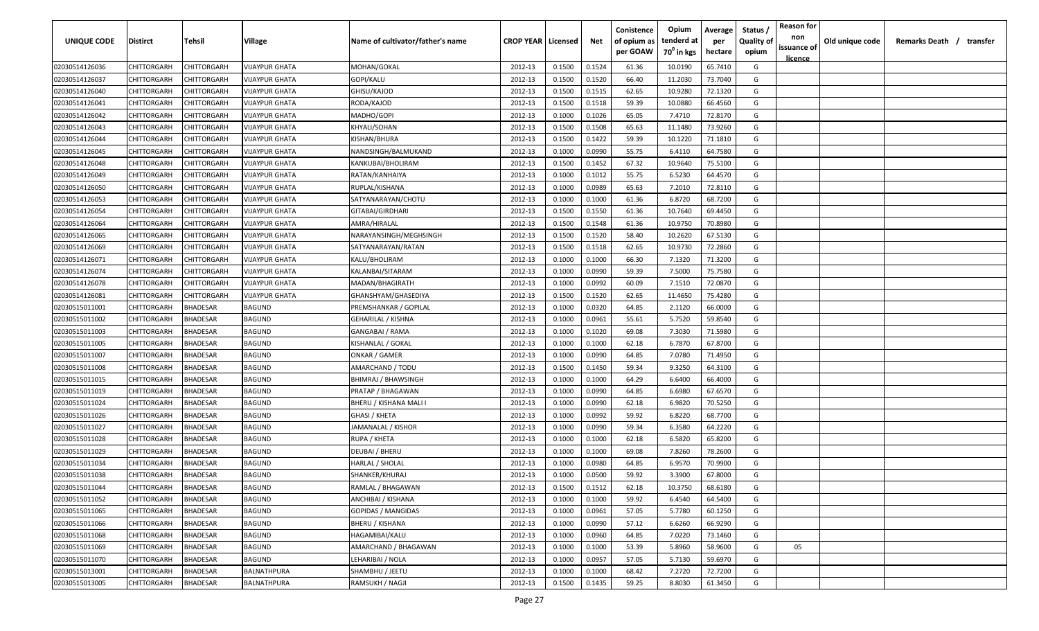| UNIQUE CODE | Distirct | Tehsil | Village | Name of cultivator/father's name | CROP YEAR | Licensed | Net | Conistence of opium as per GOAW | Opium tenderd at $70^0$ in kgs | Average per hectare | Status / Quality of opium | Reason for non issuance of licence | Old unique code | Remarks Death / transfer |
|---|---|---|---|---|---|---|---|---|---|---|---|---|---|---|
| 02030514126036 | CHITTORGARH | CHITTORGARH | VIJAYPUR GHATA | MOHAN/GOKAL | 2012-13 | 0.1500 | 0.1524 | 61.36 | 10.0190 | 65.7410 | G | | | |
| 02030514126037 | CHITTORGARH | CHITTORGARH | VIJAYPUR GHATA | GOPI/KALU | 2012-13 | 0.1500 | 0.1520 | 66.40 | 11.2030 | 73.7040 | G | | | |
| 02030514126040 | CHITTORGARH | CHITTORGARH | VIJAYPUR GHATA | GHISU/KAJOD | 2012-13 | 0.1500 | 0.1515 | 62.65 | 10.9280 | 72.1320 | G | | | |
| 02030514126041 | CHITTORGARH | CHITTORGARH | VIJAYPUR GHATA | RODA/KAJOD | 2012-13 | 0.1500 | 0.1518 | 59.39 | 10.0880 | 66.4560 | G | | | |
| 02030514126042 | CHITTORGARH | CHITTORGARH | VIJAYPUR GHATA | MADHO/GOPI | 2012-13 | 0.1000 | 0.1026 | 65.05 | 7.4710 | 72.8170 | G | | | |
| 02030514126043 | CHITTORGARH | CHITTORGARH | VIJAYPUR GHATA | KHYALI/SOHAN | 2012-13 | 0.1500 | 0.1508 | 65.63 | 11.1480 | 73.9260 | G | | | |
| 02030514126044 | CHITTORGARH | CHITTORGARH | VIJAYPUR GHATA | KISHAN/BHURA | 2012-13 | 0.1500 | 0.1422 | 59.39 | 10.1220 | 71.1810 | G | | | |
| 02030514126045 | CHITTORGARH | CHITTORGARH | VIJAYPUR GHATA | NANDSINGH/BALMUKAND | 2012-13 | 0.1000 | 0.0990 | 55.75 | 6.4110 | 64.7580 | G | | | |
| 02030514126048 | CHITTORGARH | CHITTORGARH | VIJAYPUR GHATA | KANKUBAI/BHOLIRAM | 2012-13 | 0.1500 | 0.1452 | 67.32 | 10.9640 | 75.5100 | G | | | |
| 02030514126049 | CHITTORGARH | CHITTORGARH | VIJAYPUR GHATA | RATAN/KANHAIYA | 2012-13 | 0.1000 | 0.1012 | 55.75 | 6.5230 | 64.4570 | G | | | |
| 02030514126050 | CHITTORGARH | CHITTORGARH | VIJAYPUR GHATA | RUPLAL/KISHANA | 2012-13 | 0.1000 | 0.0989 | 65.63 | 7.2010 | 72.8110 | G | | | |
| 02030514126053 | CHITTORGARH | CHITTORGARH | VIJAYPUR GHATA | SATYANARAYAN/CHOTU | 2012-13 | 0.1000 | 0.1000 | 61.36 | 6.8720 | 68.7200 | G | | | |
| 02030514126054 | CHITTORGARH | CHITTORGARH | VIJAYPUR GHATA | GITABAI/GIRDHARI | 2012-13 | 0.1500 | 0.1550 | 61.36 | 10.7640 | 69.4450 | G | | | |
| 02030514126064 | CHITTORGARH | CHITTORGARH | VIJAYPUR GHATA | AMRA/HIRALAL | 2012-13 | 0.1500 | 0.1548 | 61.36 | 10.9750 | 70.8980 | G | | | |
| 02030514126065 | CHITTORGARH | CHITTORGARH | VIJAYPUR GHATA | NARAYANSINGH/MEGHSINGH | 2012-13 | 0.1500 | 0.1520 | 58.40 | 10.2620 | 67.5130 | G | | | |
| 02030514126069 | CHITTORGARH | CHITTORGARH | VIJAYPUR GHATA | SATYANARAYAN/RATAN | 2012-13 | 0.1500 | 0.1518 | 62.65 | 10.9730 | 72.2860 | G | | | |
| 02030514126071 | CHITTORGARH | CHITTORGARH | VIJAYPUR GHATA | KALU/BHOLIRAM | 2012-13 | 0.1000 | 0.1000 | 66.30 | 7.1320 | 71.3200 | G | | | |
| 02030514126074 | CHITTORGARH | CHITTORGARH | VIJAYPUR GHATA | KALANBAI/SITARAM | 2012-13 | 0.1000 | 0.0990 | 59.39 | 7.5000 | 75.7580 | G | | | |
| 02030514126078 | CHITTORGARH | CHITTORGARH | VIJAYPUR GHATA | MADAN/BHAGIRATH | 2012-13 | 0.1000 | 0.0992 | 60.09 | 7.1510 | 72.0870 | G | | | |
| 02030514126081 | CHITTORGARH | CHITTORGARH | VIJAYPUR GHATA | GHANSHYAM/GHASEDIYA | 2012-13 | 0.1500 | 0.1520 | 62.65 | 11.4650 | 75.4280 | G | | | |
| 02030515011001 | CHITTORGARH | BHADESAR | BAGUND | PREMSHANKAR / GOPILAL | 2012-13 | 0.1000 | 0.0320 | 64.85 | 2.1120 | 66.0000 | G | | | |
| 02030515011002 | CHITTORGARH | BHADESAR | BAGUND | GEHARILAL / KISHNA | 2012-13 | 0.1000 | 0.0961 | 55.61 | 5.7520 | 59.8540 | G | | | |
| 02030515011003 | CHITTORGARH | BHADESAR | BAGUND | GANGABAI / RAMA | 2012-13 | 0.1000 | 0.1020 | 69.08 | 7.3030 | 71.5980 | G | | | |
| 02030515011005 | CHITTORGARH | BHADESAR | BAGUND | KISHANLAL / GOKAL | 2012-13 | 0.1000 | 0.1000 | 62.18 | 6.7870 | 67.8700 | G | | | |
| 02030515011007 | CHITTORGARH | BHADESAR | BAGUND | ONKAR / GAMER | 2012-13 | 0.1000 | 0.0990 | 64.85 | 7.0780 | 71.4950 | G | | | |
| 02030515011008 | CHITTORGARH | BHADESAR | BAGUND | AMARCHAND / TODU | 2012-13 | 0.1500 | 0.1450 | 59.34 | 9.3250 | 64.3100 | G | | | |
| 02030515011015 | CHITTORGARH | BHADESAR | BAGUND | BHIMRAJ / BHAWSINGH | 2012-13 | 0.1000 | 0.1000 | 64.29 | 6.6400 | 66.4000 | G | | | |
| 02030515011019 | CHITTORGARH | BHADESAR | BAGUND | PRATAP / BHAGAWAN | 2012-13 | 0.1000 | 0.0990 | 64.85 | 6.6980 | 67.6570 | G | | | |
| 02030515011024 | CHITTORGARH | BHADESAR | BAGUND | BHERU / KISHANA MALI I | 2012-13 | 0.1000 | 0.0990 | 62.18 | 6.9820 | 70.5250 | G | | | |
| 02030515011026 | CHITTORGARH | BHADESAR | BAGUND | GHASI / KHETA | 2012-13 | 0.1000 | 0.0992 | 59.92 | 6.8220 | 68.7700 | G | | | |
| 02030515011027 | CHITTORGARH | BHADESAR | BAGUND | JAMANALAL / KISHOR | 2012-13 | 0.1000 | 0.0990 | 59.34 | 6.3580 | 64.2220 | G | | | |
| 02030515011028 | CHITTORGARH | BHADESAR | BAGUND | RUPA / KHETA | 2012-13 | 0.1000 | 0.1000 | 62.18 | 6.5820 | 65.8200 | G | | | |
| 02030515011029 | CHITTORGARH | BHADESAR | BAGUND | DEUBAI / BHERU | 2012-13 | 0.1000 | 0.1000 | 69.08 | 7.8260 | 78.2600 | G | | | |
| 02030515011034 | CHITTORGARH | BHADESAR | BAGUND | HARLAL / SHOLAL | 2012-13 | 0.1000 | 0.0980 | 64.85 | 6.9570 | 70.9900 | G | | | |
| 02030515011038 | CHITTORGARH | BHADESAR | BAGUND | SHANKER/KHURAJ | 2012-13 | 0.1000 | 0.0500 | 59.92 | 3.3900 | 67.8000 | G | | | |
| 02030515011044 | CHITTORGARH | BHADESAR | BAGUND | RAMLAL / BHAGAWAN | 2012-13 | 0.1500 | 0.1512 | 62.18 | 10.3750 | 68.6180 | G | | | |
| 02030515011052 | CHITTORGARH | BHADESAR | BAGUND | ANCHIBAI / KISHANA | 2012-13 | 0.1000 | 0.1000 | 59.92 | 6.4540 | 64.5400 | G | | | |
| 02030515011065 | CHITTORGARH | BHADESAR | BAGUND | GOPIDAS / MANGIDAS | 2012-13 | 0.1000 | 0.0961 | 57.05 | 5.7780 | 60.1250 | G | | | |
| 02030515011066 | CHITTORGARH | BHADESAR | BAGUND | BHERU / KISHANA | 2012-13 | 0.1000 | 0.0990 | 57.12 | 6.6260 | 66.9290 | G | | | |
| 02030515011068 | CHITTORGARH | BHADESAR | BAGUND | HAGAMIBAI/KALU | 2012-13 | 0.1000 | 0.0960 | 64.85 | 7.0220 | 73.1460 | G | | | |
| 02030515011069 | CHITTORGARH | BHADESAR | BAGUND | AMARCHAND / BHAGAWAN | 2012-13 | 0.1000 | 0.1000 | 53.39 | 5.8960 | 58.9600 | G | 05 | | |
| 02030515011070 | CHITTORGARH | BHADESAR | BAGUND | LEHARIBAI / NOLA | 2012-13 | 0.1000 | 0.0957 | 57.05 | 5.7130 | 59.6970 | G | | | |
| 02030515013001 | CHITTORGARH | BHADESAR | BALNATHPURA | SHAMBHU / JEETU | 2012-13 | 0.1000 | 0.1000 | 68.42 | 7.2720 | 72.7200 | G | | | |
| 02030515013005 | CHITTORGARH | BHADESAR | BALNATHPURA | RAMSUKH / NAGJI | 2012-13 | 0.1500 | 0.1435 | 59.25 | 8.8030 | 61.3450 | G | | | |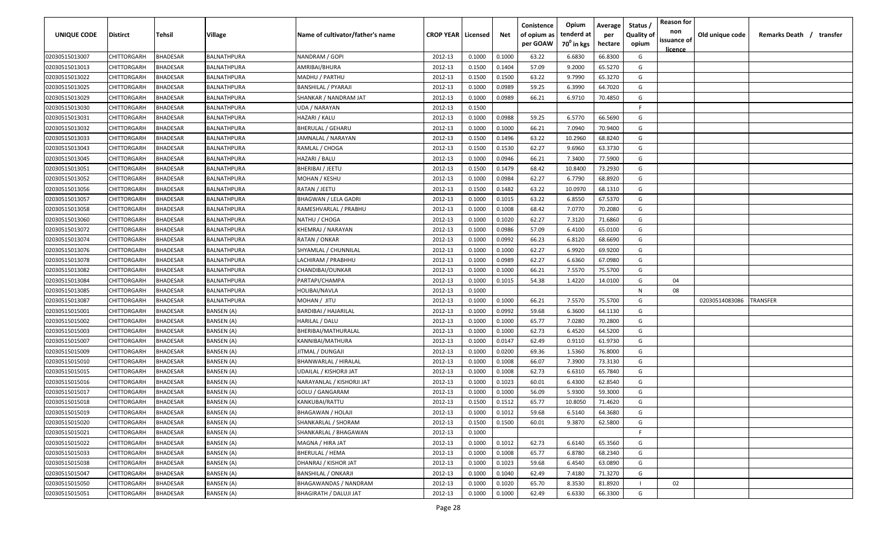| UNIQUE CODE | Distirct | Tehsil | Village | Name of cultivator/father's name | CROP YEAR | Licensed | Net | Conistence of opium as per GOAW | Opium tenderd at 70⁰ in kgs | Average per hectare | Status / Quality of opium | Reason for non issuance of licence | Old unique code | Remarks Death / transfer |
|---|---|---|---|---|---|---|---|---|---|---|---|---|---|---|
| 02030515013007 | CHITTORGARH | BHADESAR | BALNATHPURA | NANDRAM / GOPI | 2012-13 | 0.1000 | 0.1000 | 63.22 | 6.6830 | 66.8300 | G | | | |
| 02030515013013 | CHITTORGARH | BHADESAR | BALNATHPURA | AMRIBAI/BHURA | 2012-13 | 0.1500 | 0.1404 | 57.09 | 9.2000 | 65.5270 | G | | | |
| 02030515013022 | CHITTORGARH | BHADESAR | BALNATHPURA | MADHU / PARTHU | 2012-13 | 0.1500 | 0.1500 | 63.22 | 9.7990 | 65.3270 | G | | | |
| 02030515013025 | CHITTORGARH | BHADESAR | BALNATHPURA | BANSHILAL / PYARAJI | 2012-13 | 0.1000 | 0.0989 | 59.25 | 6.3990 | 64.7020 | G | | | |
| 02030515013029 | CHITTORGARH | BHADESAR | BALNATHPURA | SHANKAR / NANDRAM JAT | 2012-13 | 0.1000 | 0.0989 | 66.21 | 6.9710 | 70.4850 | G | | | |
| 02030515013030 | CHITTORGARH | BHADESAR | BALNATHPURA | UDA / NARAYAN | 2012-13 | 0.1500 | | | | | F | | | |
| 02030515013031 | CHITTORGARH | BHADESAR | BALNATHPURA | HAZARI / KALU | 2012-13 | 0.1000 | 0.0988 | 59.25 | 6.5770 | 66.5690 | G | | | |
| 02030515013032 | CHITTORGARH | BHADESAR | BALNATHPURA | BHERULAL / GEHARU | 2012-13 | 0.1000 | 0.1000 | 66.21 | 7.0940 | 70.9400 | G | | | |
| 02030515013033 | CHITTORGARH | BHADESAR | BALNATHPURA | JAMNALAL / NARAYAN | 2012-13 | 0.1500 | 0.1496 | 63.22 | 10.2960 | 68.8240 | G | | | |
| 02030515013043 | CHITTORGARH | BHADESAR | BALNATHPURA | RAMLAL / CHOGA | 2012-13 | 0.1500 | 0.1530 | 62.27 | 9.6960 | 63.3730 | G | | | |
| 02030515013045 | CHITTORGARH | BHADESAR | BALNATHPURA | HAZARI / BALU | 2012-13 | 0.1000 | 0.0946 | 66.21 | 7.3400 | 77.5900 | G | | | |
| 02030515013051 | CHITTORGARH | BHADESAR | BALNATHPURA | BHERIBAI / JEETU | 2012-13 | 0.1500 | 0.1479 | 68.42 | 10.8400 | 73.2930 | G | | | |
| 02030515013052 | CHITTORGARH | BHADESAR | BALNATHPURA | MOHAN / KESHU | 2012-13 | 0.1000 | 0.0984 | 62.27 | 6.7790 | 68.8920 | G | | | |
| 02030515013056 | CHITTORGARH | BHADESAR | BALNATHPURA | RATAN / JEETU | 2012-13 | 0.1500 | 0.1482 | 63.22 | 10.0970 | 68.1310 | G | | | |
| 02030515013057 | CHITTORGARH | BHADESAR | BALNATHPURA | BHAGWAN / LELA GADRI | 2012-13 | 0.1000 | 0.1015 | 63.22 | 6.8550 | 67.5370 | G | | | |
| 02030515013058 | CHITTORGARH | BHADESAR | BALNATHPURA | RAMESHVARLAL / PRABHU | 2012-13 | 0.1000 | 0.1008 | 68.42 | 7.0770 | 70.2080 | G | | | |
| 02030515013060 | CHITTORGARH | BHADESAR | BALNATHPURA | NATHU / CHOGA | 2012-13 | 0.1000 | 0.1020 | 62.27 | 7.3120 | 71.6860 | G | | | |
| 02030515013072 | CHITTORGARH | BHADESAR | BALNATHPURA | KHEMRAJ / NARAYAN | 2012-13 | 0.1000 | 0.0986 | 57.09 | 6.4100 | 65.0100 | G | | | |
| 02030515013074 | CHITTORGARH | BHADESAR | BALNATHPURA | RATAN / ONKAR | 2012-13 | 0.1000 | 0.0992 | 66.23 | 6.8120 | 68.6690 | G | | | |
| 02030515013076 | CHITTORGARH | BHADESAR | BALNATHPURA | SHYAMLAL / CHUNNILAL | 2012-13 | 0.1000 | 0.1000 | 62.27 | 6.9920 | 69.9200 | G | | | |
| 02030515013078 | CHITTORGARH | BHADESAR | BALNATHPURA | LACHIRAM / PRABHHU | 2012-13 | 0.1000 | 0.0989 | 62.27 | 6.6360 | 67.0980 | G | | | |
| 02030515013082 | CHITTORGARH | BHADESAR | BALNATHPURA | CHANDIBAI/OUNKAR | 2012-13 | 0.1000 | 0.1000 | 66.21 | 7.5570 | 75.5700 | G | | | |
| 02030515013084 | CHITTORGARH | BHADESAR | BALNATHPURA | PARTAPI/CHAMPA | 2012-13 | 0.1000 | 0.1015 | 54.38 | 1.4220 | 14.0100 | G | 04 | | |
| 02030515013085 | CHITTORGARH | BHADESAR | BALNATHPURA | HOLIBAI/NAVLA | 2012-13 | 0.1000 | | | | | N | 08 | | |
| 02030515013087 | CHITTORGARH | BHADESAR | BALNATHPURA | MOHAN / JITU | 2012-13 | 0.1000 | 0.1000 | 66.21 | 7.5570 | 75.5700 | G | | 02030514083086 | TRANSFER |
| 02030515015001 | CHITTORGARH | BHADESAR | BANSEN (A) | BARDIBAI / HAJARILAL | 2012-13 | 0.1000 | 0.0992 | 59.68 | 6.3600 | 64.1130 | G | | | |
| 02030515015002 | CHITTORGARH | BHADESAR | BANSEN (A) | HARILAL / DALU | 2012-13 | 0.1000 | 0.1000 | 65.77 | 7.0280 | 70.2800 | G | | | |
| 02030515015003 | CHITTORGARH | BHADESAR | BANSEN (A) | BHERIBAI/MATHURALAL | 2012-13 | 0.1000 | 0.1000 | 62.73 | 6.4520 | 64.5200 | G | | | |
| 02030515015007 | CHITTORGARH | BHADESAR | BANSEN (A) | KANNIBAI/MATHURA | 2012-13 | 0.1000 | 0.0147 | 62.49 | 0.9110 | 61.9730 | G | | | |
| 02030515015009 | CHITTORGARH | BHADESAR | BANSEN (A) | JITMAL / DUNGAJI | 2012-13 | 0.1000 | 0.0200 | 69.36 | 1.5360 | 76.8000 | G | | | |
| 02030515015010 | CHITTORGARH | BHADESAR | BANSEN (A) | BHANWARLAL / HIRALAL | 2012-13 | 0.1000 | 0.1008 | 66.07 | 7.3900 | 73.3130 | G | | | |
| 02030515015015 | CHITTORGARH | BHADESAR | BANSEN (A) | UDAILAL / KISHORJI JAT | 2012-13 | 0.1000 | 0.1008 | 62.73 | 6.6310 | 65.7840 | G | | | |
| 02030515015016 | CHITTORGARH | BHADESAR | BANSEN (A) | NARAYANLAL / KISHORJI JAT | 2012-13 | 0.1000 | 0.1023 | 60.01 | 6.4300 | 62.8540 | G | | | |
| 02030515015017 | CHITTORGARH | BHADESAR | BANSEN (A) | GOLU / GANGARAM | 2012-13 | 0.1000 | 0.1000 | 56.09 | 5.9300 | 59.3000 | G | | | |
| 02030515015018 | CHITTORGARH | BHADESAR | BANSEN (A) | KANKUBAI/RATTU | 2012-13 | 0.1500 | 0.1512 | 65.77 | 10.8050 | 71.4620 | G | | | |
| 02030515015019 | CHITTORGARH | BHADESAR | BANSEN (A) | BHAGAWAN / HOLAJI | 2012-13 | 0.1000 | 0.1012 | 59.68 | 6.5140 | 64.3680 | G | | | |
| 02030515015020 | CHITTORGARH | BHADESAR | BANSEN (A) | SHANKARLAL / SHORAM | 2012-13 | 0.1500 | 0.1500 | 60.01 | 9.3870 | 62.5800 | G | | | |
| 02030515015021 | CHITTORGARH | BHADESAR | BANSEN (A) | SHANKARLAL / BHAGAWAN | 2012-13 | 0.1000 | | | | | F | | | |
| 02030515015022 | CHITTORGARH | BHADESAR | BANSEN (A) | MAGNA / HIRA JAT | 2012-13 | 0.1000 | 0.1012 | 62.73 | 6.6140 | 65.3560 | G | | | |
| 02030515015033 | CHITTORGARH | BHADESAR | BANSEN (A) | BHERULAL / HEMA | 2012-13 | 0.1000 | 0.1008 | 65.77 | 6.8780 | 68.2340 | G | | | |
| 02030515015038 | CHITTORGARH | BHADESAR | BANSEN (A) | DHANRAJ / KISHOR JAT | 2012-13 | 0.1000 | 0.1023 | 59.68 | 6.4540 | 63.0890 | G | | | |
| 02030515015047 | CHITTORGARH | BHADESAR | BANSEN (A) | BANSHILAL / ONKARJI | 2012-13 | 0.1000 | 0.1040 | 62.49 | 7.4180 | 71.3270 | G | | | |
| 02030515015050 | CHITTORGARH | BHADESAR | BANSEN (A) | BHAGAWANDAS / NANDRAM | 2012-13 | 0.1000 | 0.1020 | 65.70 | 8.3530 | 81.8920 | I | 02 | | |
| 02030515015051 | CHITTORGARH | BHADESAR | BANSEN (A) | BHAGIRATH / DALUJI JAT | 2012-13 | 0.1000 | 0.1000 | 62.49 | 6.6330 | 66.3300 | G | | | |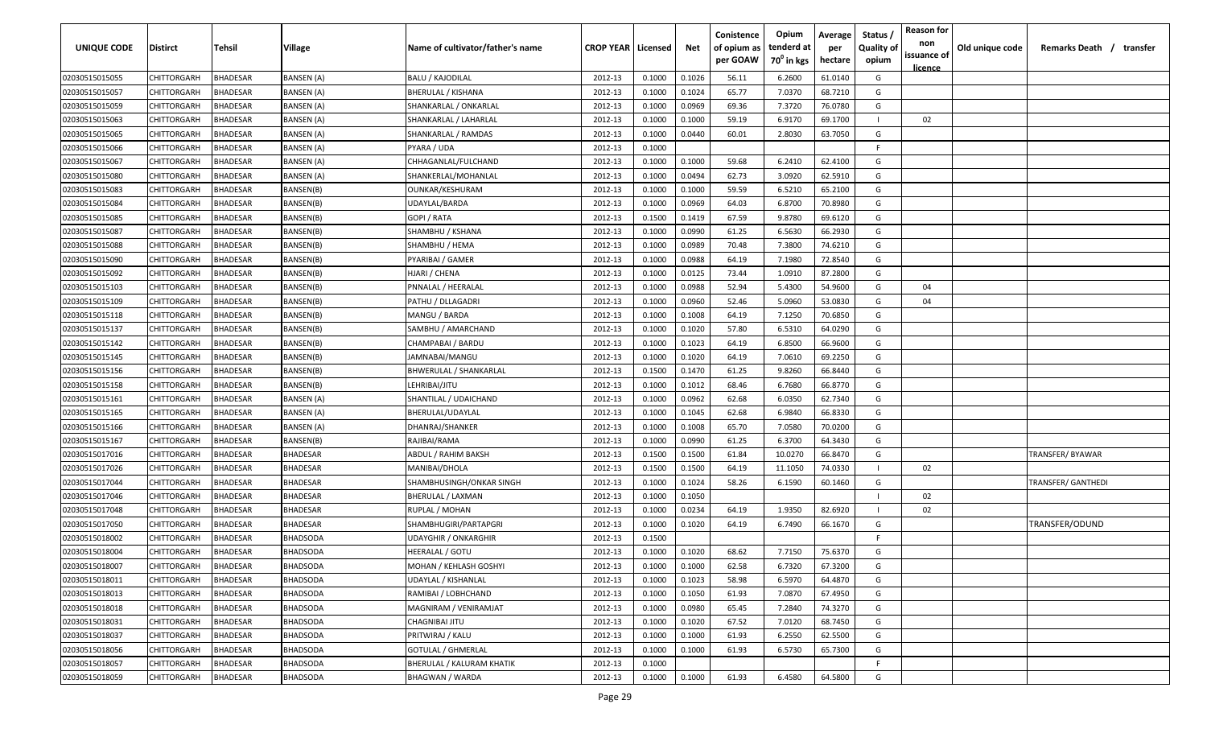| UNIQUE CODE | Distirct | Tehsil | Village | Name of cultivator/father's name | CROP YEAR | Licensed | Net | Conistence of opium as per GOAW | Opium tenderd at 70⁰ in kgs | Average per hectare | Status / Quality of opium | Reason for non issuance of licence | Old unique code | Remarks Death / transfer |
|---|---|---|---|---|---|---|---|---|---|---|---|---|---|---|
| 02030515015055 | CHITTORGARH | BHADESAR | BANSEN (A) | BALU / KAJODILAL | 2012-13 | 0.1000 | 0.1026 | 56.11 | 6.2600 | 61.0140 | G | | | |
| 02030515015057 | CHITTORGARH | BHADESAR | BANSEN (A) | BHERULAL / KISHANA | 2012-13 | 0.1000 | 0.1024 | 65.77 | 7.0370 | 68.7210 | G | | | |
| 02030515015059 | CHITTORGARH | BHADESAR | BANSEN (A) | SHANKARLAL / ONKARLAL | 2012-13 | 0.1000 | 0.0969 | 69.36 | 7.3720 | 76.0780 | G | | | |
| 02030515015063 | CHITTORGARH | BHADESAR | BANSEN (A) | SHANKARLAL / LAHARLAL | 2012-13 | 0.1000 | 0.1000 | 59.19 | 6.9170 | 69.1700 | I | 02 | | |
| 02030515015065 | CHITTORGARH | BHADESAR | BANSEN (A) | SHANKARLAL / RAMDAS | 2012-13 | 0.1000 | 0.0440 | 60.01 | 2.8030 | 63.7050 | G | | | |
| 02030515015066 | CHITTORGARH | BHADESAR | BANSEN (A) | PYARA / UDA | 2012-13 | 0.1000 | | | | | F | | | |
| 02030515015067 | CHITTORGARH | BHADESAR | BANSEN (A) | CHHAGANLAL/FULCHAND | 2012-13 | 0.1000 | 0.1000 | 59.68 | 6.2410 | 62.4100 | G | | | |
| 02030515015080 | CHITTORGARH | BHADESAR | BANSEN (A) | SHANKERLAL/MOHANLAL | 2012-13 | 0.1000 | 0.0494 | 62.73 | 3.0920 | 62.5910 | G | | | |
| 02030515015083 | CHITTORGARH | BHADESAR | BANSEN(B) | OUNKAR/KESHURAM | 2012-13 | 0.1000 | 0.1000 | 59.59 | 6.5210 | 65.2100 | G | | | |
| 02030515015084 | CHITTORGARH | BHADESAR | BANSEN(B) | UDAYLAL/BARDA | 2012-13 | 0.1000 | 0.0969 | 64.03 | 6.8700 | 70.8980 | G | | | |
| 02030515015085 | CHITTORGARH | BHADESAR | BANSEN(B) | GOPI / RATA | 2012-13 | 0.1500 | 0.1419 | 67.59 | 9.8780 | 69.6120 | G | | | |
| 02030515015087 | CHITTORGARH | BHADESAR | BANSEN(B) | SHAMBHU / KSHANA | 2012-13 | 0.1000 | 0.0990 | 61.25 | 6.5630 | 66.2930 | G | | | |
| 02030515015088 | CHITTORGARH | BHADESAR | BANSEN(B) | SHAMBHU / HEMA | 2012-13 | 0.1000 | 0.0989 | 70.48 | 7.3800 | 74.6210 | G | | | |
| 02030515015090 | CHITTORGARH | BHADESAR | BANSEN(B) | PYARIBAI / GAMER | 2012-13 | 0.1000 | 0.0988 | 64.19 | 7.1980 | 72.8540 | G | | | |
| 02030515015092 | CHITTORGARH | BHADESAR | BANSEN(B) | HJARI / CHENA | 2012-13 | 0.1000 | 0.0125 | 73.44 | 1.0910 | 87.2800 | G | | | |
| 02030515015103 | CHITTORGARH | BHADESAR | BANSEN(B) | PNNALAL / HEERALAL | 2012-13 | 0.1000 | 0.0988 | 52.94 | 5.4300 | 54.9600 | G | 04 | | |
| 02030515015109 | CHITTORGARH | BHADESAR | BANSEN(B) | PATHU / DLLAGADRI | 2012-13 | 0.1000 | 0.0960 | 52.46 | 5.0960 | 53.0830 | G | 04 | | |
| 02030515015118 | CHITTORGARH | BHADESAR | BANSEN(B) | MANGU / BARDA | 2012-13 | 0.1000 | 0.1008 | 64.19 | 7.1250 | 70.6850 | G | | | |
| 02030515015137 | CHITTORGARH | BHADESAR | BANSEN(B) | SAMBHU / AMARCHAND | 2012-13 | 0.1000 | 0.1020 | 57.80 | 6.5310 | 64.0290 | G | | | |
| 02030515015142 | CHITTORGARH | BHADESAR | BANSEN(B) | CHAMPABAI / BARDU | 2012-13 | 0.1000 | 0.1023 | 64.19 | 6.8500 | 66.9600 | G | | | |
| 02030515015145 | CHITTORGARH | BHADESAR | BANSEN(B) | JAMNABAI/MANGU | 2012-13 | 0.1000 | 0.1020 | 64.19 | 7.0610 | 69.2250 | G | | | |
| 02030515015156 | CHITTORGARH | BHADESAR | BANSEN(B) | BHWERULAL / SHANKARLAL | 2012-13 | 0.1500 | 0.1470 | 61.25 | 9.8260 | 66.8440 | G | | | |
| 02030515015158 | CHITTORGARH | BHADESAR | BANSEN(B) | LEHRIBAI/JITU | 2012-13 | 0.1000 | 0.1012 | 68.46 | 6.7680 | 66.8770 | G | | | |
| 02030515015161 | CHITTORGARH | BHADESAR | BANSEN (A) | SHANTILAL / UDAICHAND | 2012-13 | 0.1000 | 0.0962 | 62.68 | 6.0350 | 62.7340 | G | | | |
| 02030515015165 | CHITTORGARH | BHADESAR | BANSEN (A) | BHERULAL/UDAYLAL | 2012-13 | 0.1000 | 0.1045 | 62.68 | 6.9840 | 66.8330 | G | | | |
| 02030515015166 | CHITTORGARH | BHADESAR | BANSEN (A) | DHANRAJ/SHANKER | 2012-13 | 0.1000 | 0.1008 | 65.70 | 7.0580 | 70.0200 | G | | | |
| 02030515015167 | CHITTORGARH | BHADESAR | BANSEN(B) | RAJIBAI/RAMA | 2012-13 | 0.1000 | 0.0990 | 61.25 | 6.3700 | 64.3430 | G | | | |
| 02030515017016 | CHITTORGARH | BHADESAR | BHADESAR | ABDUL / RAHIM BAKSH | 2012-13 | 0.1500 | 0.1500 | 61.84 | 10.0270 | 66.8470 | G | | | TRANSFER/ BYAWAR |
| 02030515017026 | CHITTORGARH | BHADESAR | BHADESAR | MANIBAI/DHOLA | 2012-13 | 0.1500 | 0.1500 | 64.19 | 11.1050 | 74.0330 | I | 02 | | |
| 02030515017044 | CHITTORGARH | BHADESAR | BHADESAR | SHAMBHUSINGH/ONKAR SINGH | 2012-13 | 0.1000 | 0.1024 | 58.26 | 6.1590 | 60.1460 | G | | | TRANSFER/ GANTHEDI |
| 02030515017046 | CHITTORGARH | BHADESAR | BHADESAR | BHERULAL / LAXMAN | 2012-13 | 0.1000 | 0.1050 | | | | I | 02 | | |
| 02030515017048 | CHITTORGARH | BHADESAR | BHADESAR | RUPLAL / MOHAN | 2012-13 | 0.1000 | 0.0234 | 64.19 | 1.9350 | 82.6920 | I | 02 | | |
| 02030515017050 | CHITTORGARH | BHADESAR | BHADESAR | SHAMBHUGIRI/PARTAPGRI | 2012-13 | 0.1000 | 0.1020 | 64.19 | 6.7490 | 66.1670 | G | | | TRANSFER/ODUND |
| 02030515018002 | CHITTORGARH | BHADESAR | BHADSODA | UDAYGHIR / ONKARGHIR | 2012-13 | 0.1500 | | | | | F | | | |
| 02030515018004 | CHITTORGARH | BHADESAR | BHADSODA | HEERALAL / GOTU | 2012-13 | 0.1000 | 0.1020 | 68.62 | 7.7150 | 75.6370 | G | | | |
| 02030515018007 | CHITTORGARH | BHADESAR | BHADSODA | MOHAN / KEHLASH GOSHYI | 2012-13 | 0.1000 | 0.1000 | 62.58 | 6.7320 | 67.3200 | G | | | |
| 02030515018011 | CHITTORGARH | BHADESAR | BHADSODA | UDAYLAL / KISHANLAL | 2012-13 | 0.1000 | 0.1023 | 58.98 | 6.5970 | 64.4870 | G | | | |
| 02030515018013 | CHITTORGARH | BHADESAR | BHADSODA | RAMIBAI / LOBHCHAND | 2012-13 | 0.1000 | 0.1050 | 61.93 | 7.0870 | 67.4950 | G | | | |
| 02030515018018 | CHITTORGARH | BHADESAR | BHADSODA | MAGNIRAM / VENIRAMJAT | 2012-13 | 0.1000 | 0.0980 | 65.45 | 7.2840 | 74.3270 | G | | | |
| 02030515018031 | CHITTORGARH | BHADESAR | BHADSODA | CHAGNIBAI JITU | 2012-13 | 0.1000 | 0.1020 | 67.52 | 7.0120 | 68.7450 | G | | | |
| 02030515018037 | CHITTORGARH | BHADESAR | BHADSODA | PRITWIRAJ / KALU | 2012-13 | 0.1000 | 0.1000 | 61.93 | 6.2550 | 62.5500 | G | | | |
| 02030515018056 | CHITTORGARH | BHADESAR | BHADSODA | GOTULAL / GHMERLAL | 2012-13 | 0.1000 | 0.1000 | 61.93 | 6.5730 | 65.7300 | G | | | |
| 02030515018057 | CHITTORGARH | BHADESAR | BHADSODA | BHERULAL / KALURAM KHATIK | 2012-13 | 0.1000 | | | | | F | | | |
| 02030515018059 | CHITTORGARH | BHADESAR | BHADSODA | BHAGWAN / WARDA | 2012-13 | 0.1000 | 0.1000 | 61.93 | 6.4580 | 64.5800 | G | | | |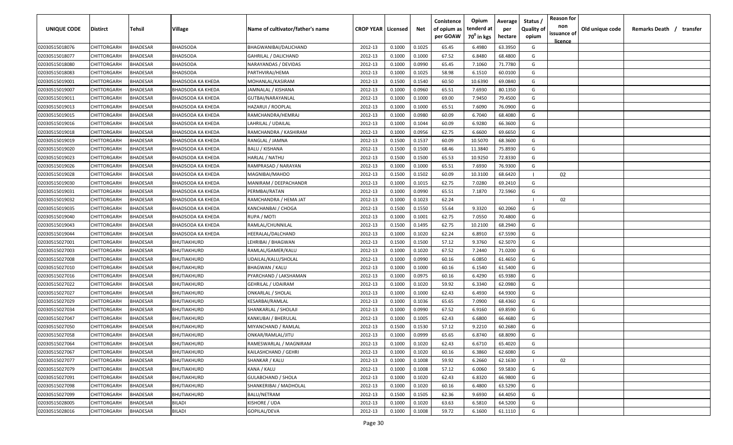| UNIQUE CODE | Distirct | Tehsil | Village | Name of cultivator/father's name | CROP YEAR | Licensed | Net | Conistence of opium as per GOAW | Opium tenderd at 70° in kgs | Average per hectare | Status / Quality of opium | Reason for non issuance of licence | Old unique code | Remarks Death / transfer |
|---|---|---|---|---|---|---|---|---|---|---|---|---|---|---|
| 02030515018076 | CHITTORGARH | BHADESAR | BHADSODA | BHAGWANIBAI/DALICHAND | 2012-13 | 0.1000 | 0.1025 | 65.45 | 6.4980 | 63.3950 | G | | | |
| 02030515018077 | CHITTORGARH | BHADESAR | BHADSODA | GAHRILAL / DALICHAND | 2012-13 | 0.1000 | 0.1000 | 67.52 | 6.8480 | 68.4800 | G | | | |
| 02030515018080 | CHITTORGARH | BHADESAR | BHADSODA | NARAYANDAS / DEVIDAS | 2012-13 | 0.1000 | 0.0990 | 65.45 | 7.1060 | 71.7780 | G | | | |
| 02030515018083 | CHITTORGARH | BHADESAR | BHADSODA | PARTHVIRAJ/HEMA | 2012-13 | 0.1000 | 0.1025 | 58.98 | 6.1510 | 60.0100 | G | | | |
| 02030515019001 | CHITTORGARH | BHADESAR | BHADSODA KA KHEDA | MOHANLAL/KASIRAM | 2012-13 | 0.1500 | 0.1540 | 60.50 | 10.6390 | 69.0840 | G | | | |
| 02030515019007 | CHITTORGARH | BHADESAR | BHADSODA KA KHEDA | JAMNALAL / KISHANA | 2012-13 | 0.1000 | 0.0960 | 65.51 | 7.6930 | 80.1350 | G | | | |
| 02030515019011 | CHITTORGARH | BHADESAR | BHADSODA KA KHEDA | GUTBAI/NARAYANLAL | 2012-13 | 0.1000 | 0.1000 | 69.00 | 7.9450 | 79.4500 | G | | | |
| 02030515019013 | CHITTORGARH | BHADESAR | BHADSODA KA KHEDA | HAZARUI / ROOPLAL | 2012-13 | 0.1000 | 0.1000 | 65.51 | 7.6090 | 76.0900 | G | | | |
| 02030515019015 | CHITTORGARH | BHADESAR | BHADSODA KA KHEDA | RAMCHANDRA/HEMRAJ | 2012-13 | 0.1000 | 0.0980 | 60.09 | 6.7040 | 68.4080 | G | | | |
| 02030515019016 | CHITTORGARH | BHADESAR | BHADSODA KA KHEDA | LAHRILAL / UDAILAL | 2012-13 | 0.1000 | 0.1044 | 60.09 | 6.9280 | 66.3600 | G | | | |
| 02030515019018 | CHITTORGARH | BHADESAR | BHADSODA KA KHEDA | RAMCHANDRA / KASHIRAM | 2012-13 | 0.1000 | 0.0956 | 62.75 | 6.6600 | 69.6650 | G | | | |
| 02030515019019 | CHITTORGARH | BHADESAR | BHADSODA KA KHEDA | RANGLAL / JAMNA | 2012-13 | 0.1500 | 0.1537 | 60.09 | 10.5070 | 68.3600 | G | | | |
| 02030515019020 | CHITTORGARH | BHADESAR | BHADSODA KA KHEDA | BALU / KISHANA | 2012-13 | 0.1500 | 0.1500 | 68.46 | 11.3840 | 75.8930 | G | | | |
| 02030515019023 | CHITTORGARH | BHADESAR | BHADSODA KA KHEDA | HARLAL / NATHU | 2012-13 | 0.1500 | 0.1500 | 65.53 | 10.9250 | 72.8330 | G | | | |
| 02030515019026 | CHITTORGARH | BHADESAR | BHADSODA KA KHEDA | RAMPRASAD / NARAYAN | 2012-13 | 0.1000 | 0.1000 | 65.51 | 7.6930 | 76.9300 | G | | | |
| 02030515019028 | CHITTORGARH | BHADESAR | BHADSODA KA KHEDA | MAGNIBAI/MAHDO | 2012-13 | 0.1500 | 0.1502 | 60.09 | 10.3100 | 68.6420 | I | 02 | | |
| 02030515019030 | CHITTORGARH | BHADESAR | BHADSODA KA KHEDA | MANIRAM / DEEPACHANDR | 2012-13 | 0.1000 | 0.1015 | 62.75 | 7.0280 | 69.2410 | G | | | |
| 02030515019031 | CHITTORGARH | BHADESAR | BHADSODA KA KHEDA | PERMBAI/RATAN | 2012-13 | 0.1000 | 0.0990 | 65.51 | 7.1870 | 72.5960 | G | | | |
| 02030515019032 | CHITTORGARH | BHADESAR | BHADSODA KA KHEDA | RAMCHANDRA / HEMA JAT | 2012-13 | 0.1000 | 0.1023 | 62.24 | | | I | 02 | | |
| 02030515019035 | CHITTORGARH | BHADESAR | BHADSODA KA KHEDA | KANCHANBAI / CHOGA | 2012-13 | 0.1500 | 0.1550 | 55.64 | 9.3320 | 60.2060 | G | | | |
| 02030515019040 | CHITTORGARH | BHADESAR | BHADSODA KA KHEDA | RUPA / MOTI | 2012-13 | 0.1000 | 0.1001 | 62.75 | 7.0550 | 70.4800 | G | | | |
| 02030515019043 | CHITTORGARH | BHADESAR | BHADSODA KA KHEDA | RAMLAL/CHUNNILAL | 2012-13 | 0.1500 | 0.1495 | 62.75 | 10.2100 | 68.2940 | G | | | |
| 02030515019044 | CHITTORGARH | BHADESAR | BHADSODA KA KHEDA | HEERALAL/DALCHAND | 2012-13 | 0.1000 | 0.1020 | 62.24 | 6.8910 | 67.5590 | G | | | |
| 02030515027001 | CHITTORGARH | BHADESAR | BHUTIAKHURD | LEHRIBAI / BHAGWAN | 2012-13 | 0.1500 | 0.1500 | 57.12 | 9.3760 | 62.5070 | G | | | |
| 02030515027003 | CHITTORGARH | BHADESAR | BHUTIAKHURD | RAMLAL/GAMER/KALU | 2012-13 | 0.1000 | 0.1020 | 67.52 | 7.2440 | 71.0200 | G | | | |
| 02030515027008 | CHITTORGARH | BHADESAR | BHUTIAKHURD | UDAILAL/KALU/SHOLAL | 2012-13 | 0.1000 | 0.0990 | 60.16 | 6.0850 | 61.4650 | G | | | |
| 02030515027010 | CHITTORGARH | BHADESAR | BHUTIAKHURD | BHAGWAN / KALU | 2012-13 | 0.1000 | 0.1000 | 60.16 | 6.1540 | 61.5400 | G | | | |
| 02030515027016 | CHITTORGARH | BHADESAR | BHUTIAKHURD | PYARCHAND / LAKSHAMAN | 2012-13 | 0.1000 | 0.0975 | 60.16 | 6.4290 | 65.9380 | G | | | |
| 02030515027022 | CHITTORGARH | BHADESAR | BHUTIAKHURD | GEHRILAL / UDAIRAM | 2012-13 | 0.1000 | 0.1020 | 59.92 | 6.3340 | 62.0980 | G | | | |
| 02030515027027 | CHITTORGARH | BHADESAR | BHUTIAKHURD | ONKARLAL / SHOLAL | 2012-13 | 0.1000 | 0.1000 | 62.43 | 6.4930 | 64.9300 | G | | | |
| 02030515027029 | CHITTORGARH | BHADESAR | BHUTIAKHURD | KESARBAI/RAMLAL | 2012-13 | 0.1000 | 0.1036 | 65.65 | 7.0900 | 68.4360 | G | | | |
| 02030515027034 | CHITTORGARH | BHADESAR | BHUTIAKHURD | SHANKARLAL / SHOLAJI | 2012-13 | 0.1000 | 0.0990 | 67.52 | 6.9160 | 69.8590 | G | | | |
| 02030515027047 | CHITTORGARH | BHADESAR | BHUTIAKHURD | KANKUBAI / BHERULAL | 2012-13 | 0.1000 | 0.1005 | 62.43 | 6.6800 | 66.4680 | G | | | |
| 02030515027050 | CHITTORGARH | BHADESAR | BHUTIAKHURD | MIYANCHAND / RAMLAL | 2012-13 | 0.1500 | 0.1530 | 57.12 | 9.2210 | 60.2680 | G | | | |
| 02030515027058 | CHITTORGARH | BHADESAR | BHUTIAKHURD | ONKAR/RAMLAL/JITU | 2012-13 | 0.1000 | 0.0999 | 65.65 | 6.8740 | 68.8090 | G | | | |
| 02030515027064 | CHITTORGARH | BHADESAR | BHUTIAKHURD | RAMESWARLAL / MAGNIRAM | 2012-13 | 0.1000 | 0.1020 | 62.43 | 6.6710 | 65.4020 | G | | | |
| 02030515027067 | CHITTORGARH | BHADESAR | BHUTIAKHURD | KAILASHCHAND / GEHRI | 2012-13 | 0.1000 | 0.1020 | 60.16 | 6.3860 | 62.6080 | G | | | |
| 02030515027077 | CHITTORGARH | BHADESAR | BHUTIAKHURD | SHANKAR / KALU | 2012-13 | 0.1000 | 0.1008 | 59.92 | 6.2660 | 62.1630 | I | 02 | | |
| 02030515027079 | CHITTORGARH | BHADESAR | BHUTIAKHURD | KANA / KALU | 2012-13 | 0.1000 | 0.1008 | 57.12 | 6.0060 | 59.5830 | G | | | |
| 02030515027091 | CHITTORGARH | BHADESAR | BHUTIAKHURD | GULABCHAND / SHOLA | 2012-13 | 0.1000 | 0.1020 | 62.43 | 6.8320 | 66.9800 | G | | | |
| 02030515027098 | CHITTORGARH | BHADESAR | BHUTIAKHURD | SHANKERIBAI / MADHOLAL | 2012-13 | 0.1000 | 0.1020 | 60.16 | 6.4800 | 63.5290 | G | | | |
| 02030515027099 | CHITTORGARH | BHADESAR | BHUTIAKHURD | BALU/NETRAM | 2012-13 | 0.1500 | 0.1505 | 62.36 | 9.6930 | 64.4050 | G | | | |
| 02030515028005 | CHITTORGARH | BHADESAR | BILADI | KISHORE / UDA | 2012-13 | 0.1000 | 0.1020 | 63.63 | 6.5810 | 64.5200 | G | | | |
| 02030515028016 | CHITTORGARH | BHADESAR | BILADI | GOPILAL/DEVA | 2012-13 | 0.1000 | 0.1008 | 59.72 | 6.1600 | 61.1110 | G | | | |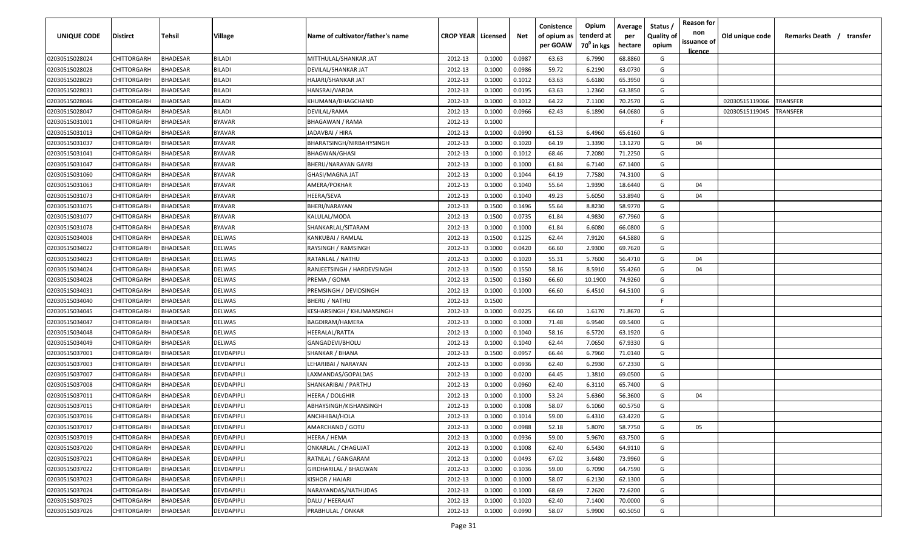| UNIQUE CODE | Distirct | Tehsil | Village | Name of cultivator/father's name | CROP YEAR | Licensed | Net | Conistence of opium as per GOAW | Opium tenderd at $70^0$ in kgs | Average per hectare | Status / Quality of opium | Reason for non issuance of licence | Old unique code | Remarks Death / transfer |
|---|---|---|---|---|---|---|---|---|---|---|---|---|---|---|
| 02030515028024 | CHITTORGARH | BHADESAR | BILADI | MITTHULAL/SHANKAR JAT | 2012-13 | 0.1000 | 0.0987 | 63.63 | 6.7990 | 68.8860 | G | | | |
| 02030515028028 | CHITTORGARH | BHADESAR | BILADI | DEVILAL/SHANKAR JAT | 2012-13 | 0.1000 | 0.0986 | 59.72 | 6.2190 | 63.0730 | G | | | |
| 02030515028029 | CHITTORGARH | BHADESAR | BILADI | HAJARI/SHANKAR JAT | 2012-13 | 0.1000 | 0.1012 | 63.63 | 6.6180 | 65.3950 | G | | | |
| 02030515028031 | CHITTORGARH | BHADESAR | BILADI | HANSRAJ/VARDA | 2012-13 | 0.1000 | 0.0195 | 63.63 | 1.2360 | 63.3850 | G | | | |
| 02030515028046 | CHITTORGARH | BHADESAR | BILADI | KHUMANA/BHAGCHAND | 2012-13 | 0.1000 | 0.1012 | 64.22 | 7.1100 | 70.2570 | G | | 02030515119066 | TRANSFER |
| 02030515028047 | CHITTORGARH | BHADESAR | BILADI | DEVILAL/RAMA | 2012-13 | 0.1000 | 0.0966 | 62.43 | 6.1890 | 64.0680 | G | | 02030515119045 | TRANSFER |
| 02030515031001 | CHITTORGARH | BHADESAR | BYAVAR | BHAGAWAN / RAMA | 2012-13 | 0.1000 | | | | | F | | | |
| 02030515031013 | CHITTORGARH | BHADESAR | BYAVAR | JADAVBAI / HIRA | 2012-13 | 0.1000 | 0.0990 | 61.53 | 6.4960 | 65.6160 | G | | | |
| 02030515031037 | CHITTORGARH | BHADESAR | BYAVAR | BHARATSINGH/NIRBAHYSINGH | 2012-13 | 0.1000 | 0.1020 | 64.19 | 1.3390 | 13.1270 | G | 04 | | |
| 02030515031041 | CHITTORGARH | BHADESAR | BYAVAR | BHAGWAN/GHASI | 2012-13 | 0.1000 | 0.1012 | 68.46 | 7.2080 | 71.2250 | G | | | |
| 02030515031047 | CHITTORGARH | BHADESAR | BYAVAR | BHERU/NARAYAN GAYRI | 2012-13 | 0.1000 | 0.1000 | 61.84 | 6.7140 | 67.1400 | G | | | |
| 02030515031060 | CHITTORGARH | BHADESAR | BYAVAR | GHASI/MAGNA JAT | 2012-13 | 0.1000 | 0.1044 | 64.19 | 7.7580 | 74.3100 | G | | | |
| 02030515031063 | CHITTORGARH | BHADESAR | BYAVAR | AMERA/POKHAR | 2012-13 | 0.1000 | 0.1040 | 55.64 | 1.9390 | 18.6440 | G | 04 | | |
| 02030515031073 | CHITTORGARH | BHADESAR | BYAVAR | HEERA/SEVA | 2012-13 | 0.1000 | 0.1040 | 49.23 | 5.6050 | 53.8940 | G | 04 | | |
| 02030515031075 | CHITTORGARH | BHADESAR | BYAVAR | BHERI/NARAYAN | 2012-13 | 0.1500 | 0.1496 | 55.64 | 8.8230 | 58.9770 | G | | | |
| 02030515031077 | CHITTORGARH | BHADESAR | BYAVAR | KALULAL/MODA | 2012-13 | 0.1500 | 0.0735 | 61.84 | 4.9830 | 67.7960 | G | | | |
| 02030515031078 | CHITTORGARH | BHADESAR | BYAVAR | SHANKARLAL/SITARAM | 2012-13 | 0.1000 | 0.1000 | 61.84 | 6.6080 | 66.0800 | G | | | |
| 02030515034008 | CHITTORGARH | BHADESAR | DELWAS | KANKUBAI / RAMLAL | 2012-13 | 0.1500 | 0.1225 | 62.44 | 7.9120 | 64.5880 | G | | | |
| 02030515034022 | CHITTORGARH | BHADESAR | DELWAS | RAYSINGH / RAMSINGH | 2012-13 | 0.1000 | 0.0420 | 66.60 | 2.9300 | 69.7620 | G | | | |
| 02030515034023 | CHITTORGARH | BHADESAR | DELWAS | RATANLAL / NATHU | 2012-13 | 0.1000 | 0.1020 | 55.31 | 5.7600 | 56.4710 | G | 04 | | |
| 02030515034024 | CHITTORGARH | BHADESAR | DELWAS | RANJEETSINGH / HARDEVSINGH | 2012-13 | 0.1500 | 0.1550 | 58.16 | 8.5910 | 55.4260 | G | 04 | | |
| 02030515034028 | CHITTORGARH | BHADESAR | DELWAS | PREMA / GOMA | 2012-13 | 0.1500 | 0.1360 | 66.60 | 10.1900 | 74.9260 | G | | | |
| 02030515034031 | CHITTORGARH | BHADESAR | DELWAS | PREMSINGH / DEVIDSINGH | 2012-13 | 0.1000 | 0.1000 | 66.60 | 6.4510 | 64.5100 | G | | | |
| 02030515034040 | CHITTORGARH | BHADESAR | DELWAS | BHERU / NATHU | 2012-13 | 0.1500 | | | | | F | | | |
| 02030515034045 | CHITTORGARH | BHADESAR | DELWAS | KESHARSINGH / KHUMANSINGH | 2012-13 | 0.1000 | 0.0225 | 66.60 | 1.6170 | 71.8670 | G | | | |
| 02030515034047 | CHITTORGARH | BHADESAR | DELWAS | BAGDIRAM/HAMERA | 2012-13 | 0.1000 | 0.1000 | 71.48 | 6.9540 | 69.5400 | G | | | |
| 02030515034048 | CHITTORGARH | BHADESAR | DELWAS | HEERALAL/RATTA | 2012-13 | 0.1000 | 0.1040 | 58.16 | 6.5720 | 63.1920 | G | | | |
| 02030515034049 | CHITTORGARH | BHADESAR | DELWAS | GANGADEVI/BHOLU | 2012-13 | 0.1000 | 0.1040 | 62.44 | 7.0650 | 67.9330 | G | | | |
| 02030515037001 | CHITTORGARH | BHADESAR | DEVDAPIPLI | SHANKAR / BHANA | 2012-13 | 0.1500 | 0.0957 | 66.44 | 6.7960 | 71.0140 | G | | | |
| 02030515037003 | CHITTORGARH | BHADESAR | DEVDAPIPLI | LEHARIBAI / NARAYAN | 2012-13 | 0.1000 | 0.0936 | 62.40 | 6.2930 | 67.2330 | G | | | |
| 02030515037007 | CHITTORGARH | BHADESAR | DEVDAPIPLI | LAXMANDAS/GOPALDAS | 2012-13 | 0.1000 | 0.0200 | 64.45 | 1.3810 | 69.0500 | G | | | |
| 02030515037008 | CHITTORGARH | BHADESAR | DEVDAPIPLI | SHANKARIBAI / PARTHU | 2012-13 | 0.1000 | 0.0960 | 62.40 | 6.3110 | 65.7400 | G | | | |
| 02030515037011 | CHITTORGARH | BHADESAR | DEVDAPIPLI | HEERA / DOLGHIR | 2012-13 | 0.1000 | 0.1000 | 53.24 | 5.6360 | 56.3600 | G | 04 | | |
| 02030515037015 | CHITTORGARH | BHADESAR | DEVDAPIPLI | ABHAYSINGH/KISHANSINGH | 2012-13 | 0.1000 | 0.1008 | 58.07 | 6.1060 | 60.5750 | G | | | |
| 02030515037016 | CHITTORGARH | BHADESAR | DEVDAPIPLI | ANCHHIBAI/HOLA | 2012-13 | 0.1000 | 0.1014 | 59.00 | 6.4310 | 63.4220 | G | | | |
| 02030515037017 | CHITTORGARH | BHADESAR | DEVDAPIPLI | AMARCHAND / GOTU | 2012-13 | 0.1000 | 0.0988 | 52.18 | 5.8070 | 58.7750 | G | 05 | | |
| 02030515037019 | CHITTORGARH | BHADESAR | DEVDAPIPLI | HEERA / HEMA | 2012-13 | 0.1000 | 0.0936 | 59.00 | 5.9670 | 63.7500 | G | | | |
| 02030515037020 | CHITTORGARH | BHADESAR | DEVDAPIPLI | ONKARLAL / CHAGUJAT | 2012-13 | 0.1000 | 0.1008 | 62.40 | 6.5430 | 64.9110 | G | | | |
| 02030515037021 | CHITTORGARH | BHADESAR | DEVDAPIPLI | RATNLAL / GANGARAM | 2012-13 | 0.1000 | 0.0493 | 67.02 | 3.6480 | 73.9960 | G | | | |
| 02030515037022 | CHITTORGARH | BHADESAR | DEVDAPIPLI | GIRDHARILAL / BHAGWAN | 2012-13 | 0.1000 | 0.1036 | 59.00 | 6.7090 | 64.7590 | G | | | |
| 02030515037023 | CHITTORGARH | BHADESAR | DEVDAPIPLI | KISHOR / HAJARI | 2012-13 | 0.1000 | 0.1000 | 58.07 | 6.2130 | 62.1300 | G | | | |
| 02030515037024 | CHITTORGARH | BHADESAR | DEVDAPIPLI | NARAYANDAS/NATHUDAS | 2012-13 | 0.1000 | 0.1000 | 68.69 | 7.2620 | 72.6200 | G | | | |
| 02030515037025 | CHITTORGARH | BHADESAR | DEVDAPIPLI | DALU / HEERAJAT | 2012-13 | 0.1000 | 0.1020 | 62.40 | 7.1400 | 70.0000 | G | | | |
| 02030515037026 | CHITTORGARH | BHADESAR | DEVDAPIPLI | PRABHULAL / ONKAR | 2012-13 | 0.1000 | 0.0990 | 58.07 | 5.9900 | 60.5050 | G | | | |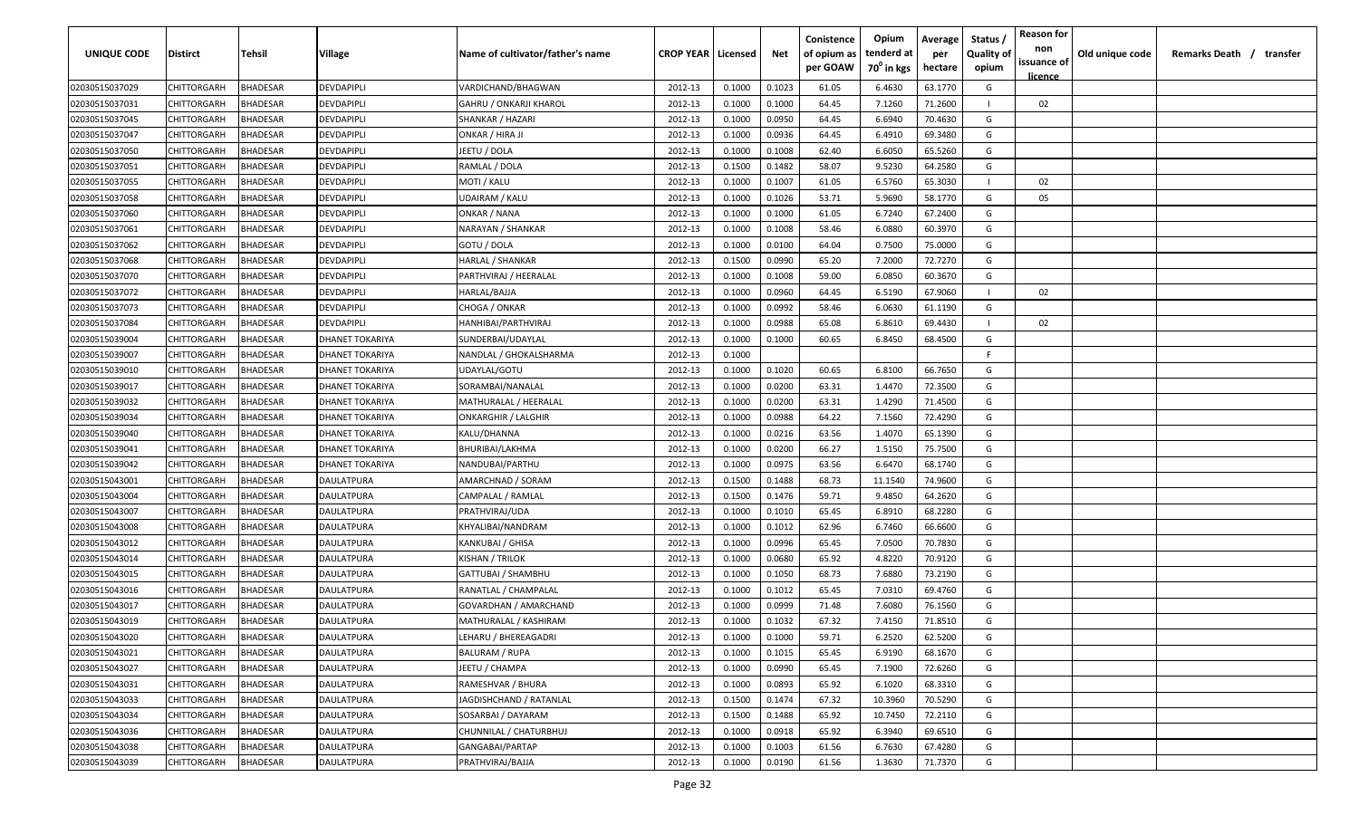| UNIQUE CODE | Distirct | Tehsil | Village | Name of cultivator/father's name | CROP YEAR | Licensed | Net | Conistence of opium as per GOAW | Opium tenderd at $70^0$ in kgs | Average per hectare | Status / Quality of opium | Reason for non issuance of licence | Old unique code | Remarks Death / transfer |
|---|---|---|---|---|---|---|---|---|---|---|---|---|---|---|
| 02030515037029 | CHITTORGARH | BHADESAR | DEVDAPIPLI | VARDICHAND/BHAGWAN | 2012-13 | 0.1000 | 0.1023 | 61.05 | 6.4630 | 63.1770 | G | | | |
| 02030515037031 | CHITTORGARH | BHADESAR | DEVDAPIPLI | GAHRU / ONKARJI KHAROL | 2012-13 | 0.1000 | 0.1000 | 64.45 | 7.1260 | 71.2600 | I | 02 | | |
| 02030515037045 | CHITTORGARH | BHADESAR | DEVDAPIPLI | SHANKAR / HAZARI | 2012-13 | 0.1000 | 0.0950 | 64.45 | 6.6940 | 70.4630 | G | | | |
| 02030515037047 | CHITTORGARH | BHADESAR | DEVDAPIPLI | ONKAR / HIRA JI | 2012-13 | 0.1000 | 0.0936 | 64.45 | 6.4910 | 69.3480 | G | | | |
| 02030515037050 | CHITTORGARH | BHADESAR | DEVDAPIPLI | JEETU / DOLA | 2012-13 | 0.1000 | 0.1008 | 62.40 | 6.6050 | 65.5260 | G | | | |
| 02030515037051 | CHITTORGARH | BHADESAR | DEVDAPIPLI | RAMLAL / DOLA | 2012-13 | 0.1500 | 0.1482 | 58.07 | 9.5230 | 64.2580 | G | | | |
| 02030515037055 | CHITTORGARH | BHADESAR | DEVDAPIPLI | MOTI / KALU | 2012-13 | 0.1000 | 0.1007 | 61.05 | 6.5760 | 65.3030 | I | 02 | | |
| 02030515037058 | CHITTORGARH | BHADESAR | DEVDAPIPLI | UDAIRAM / KALU | 2012-13 | 0.1000 | 0.1026 | 53.71 | 5.9690 | 58.1770 | G | 05 | | |
| 02030515037060 | CHITTORGARH | BHADESAR | DEVDAPIPLI | ONKAR / NANA | 2012-13 | 0.1000 | 0.1000 | 61.05 | 6.7240 | 67.2400 | G | | | |
| 02030515037061 | CHITTORGARH | BHADESAR | DEVDAPIPLI | NARAYAN / SHANKAR | 2012-13 | 0.1000 | 0.1008 | 58.46 | 6.0880 | 60.3970 | G | | | |
| 02030515037062 | CHITTORGARH | BHADESAR | DEVDAPIPLI | GOTU / DOLA | 2012-13 | 0.1000 | 0.0100 | 64.04 | 0.7500 | 75.0000 | G | | | |
| 02030515037068 | CHITTORGARH | BHADESAR | DEVDAPIPLI | HARLAL / SHANKAR | 2012-13 | 0.1500 | 0.0990 | 65.20 | 7.2000 | 72.7270 | G | | | |
| 02030515037070 | CHITTORGARH | BHADESAR | DEVDAPIPLI | PARTHVIRAJ / HEERALAL | 2012-13 | 0.1000 | 0.1008 | 59.00 | 6.0850 | 60.3670 | G | | | |
| 02030515037072 | CHITTORGARH | BHADESAR | DEVDAPIPLI | HARLAL/BAJJA | 2012-13 | 0.1000 | 0.0960 | 64.45 | 6.5190 | 67.9060 | I | 02 | | |
| 02030515037073 | CHITTORGARH | BHADESAR | DEVDAPIPLI | CHOGA / ONKAR | 2012-13 | 0.1000 | 0.0992 | 58.46 | 6.0630 | 61.1190 | G | | | |
| 02030515037084 | CHITTORGARH | BHADESAR | DEVDAPIPLI | HANHIBAI/PARTHVIRAJ | 2012-13 | 0.1000 | 0.0988 | 65.08 | 6.8610 | 69.4430 | I | 02 | | |
| 02030515039004 | CHITTORGARH | BHADESAR | DHANET TOKARIYA | SUNDERBAI/UDAYLAL | 2012-13 | 0.1000 | 0.1000 | 60.65 | 6.8450 | 68.4500 | G | | | |
| 02030515039007 | CHITTORGARH | BHADESAR | DHANET TOKARIYA | NANDLAL / GHOKALSHARMA | 2012-13 | 0.1000 | | | | | F | | | |
| 02030515039010 | CHITTORGARH | BHADESAR | DHANET TOKARIYA | UDAYLAL/GOTU | 2012-13 | 0.1000 | 0.1020 | 60.65 | 6.8100 | 66.7650 | G | | | |
| 02030515039017 | CHITTORGARH | BHADESAR | DHANET TOKARIYA | SORAMBAI/NANALAL | 2012-13 | 0.1000 | 0.0200 | 63.31 | 1.4470 | 72.3500 | G | | | |
| 02030515039032 | CHITTORGARH | BHADESAR | DHANET TOKARIYA | MATHURALAL / HEERALAL | 2012-13 | 0.1000 | 0.0200 | 63.31 | 1.4290 | 71.4500 | G | | | |
| 02030515039034 | CHITTORGARH | BHADESAR | DHANET TOKARIYA | ONKARGHIR / LALGHIR | 2012-13 | 0.1000 | 0.0988 | 64.22 | 7.1560 | 72.4290 | G | | | |
| 02030515039040 | CHITTORGARH | BHADESAR | DHANET TOKARIYA | KALU/DHANNA | 2012-13 | 0.1000 | 0.0216 | 63.56 | 1.4070 | 65.1390 | G | | | |
| 02030515039041 | CHITTORGARH | BHADESAR | DHANET TOKARIYA | BHURIBAI/LAKHMA | 2012-13 | 0.1000 | 0.0200 | 66.27 | 1.5150 | 75.7500 | G | | | |
| 02030515039042 | CHITTORGARH | BHADESAR | DHANET TOKARIYA | NANDUBAI/PARTHU | 2012-13 | 0.1000 | 0.0975 | 63.56 | 6.6470 | 68.1740 | G | | | |
| 02030515043001 | CHITTORGARH | BHADESAR | DAULATPURA | AMARCHNAD / SORAM | 2012-13 | 0.1500 | 0.1488 | 68.73 | 11.1540 | 74.9600 | G | | | |
| 02030515043004 | CHITTORGARH | BHADESAR | DAULATPURA | CAMPALAL / RAMLAL | 2012-13 | 0.1500 | 0.1476 | 59.71 | 9.4850 | 64.2620 | G | | | |
| 02030515043007 | CHITTORGARH | BHADESAR | DAULATPURA | PRATHVIRAJ/UDA | 2012-13 | 0.1000 | 0.1010 | 65.45 | 6.8910 | 68.2280 | G | | | |
| 02030515043008 | CHITTORGARH | BHADESAR | DAULATPURA | KHYALIBAI/NANDRAM | 2012-13 | 0.1000 | 0.1012 | 62.96 | 6.7460 | 66.6600 | G | | | |
| 02030515043012 | CHITTORGARH | BHADESAR | DAULATPURA | KANKUBAI / GHISA | 2012-13 | 0.1000 | 0.0996 | 65.45 | 7.0500 | 70.7830 | G | | | |
| 02030515043014 | CHITTORGARH | BHADESAR | DAULATPURA | KISHAN / TRILOK | 2012-13 | 0.1000 | 0.0680 | 65.92 | 4.8220 | 70.9120 | G | | | |
| 02030515043015 | CHITTORGARH | BHADESAR | DAULATPURA | GATTUBAI / SHAMBHU | 2012-13 | 0.1000 | 0.1050 | 68.73 | 7.6880 | 73.2190 | G | | | |
| 02030515043016 | CHITTORGARH | BHADESAR | DAULATPURA | RANATLAL / CHAMPALAL | 2012-13 | 0.1000 | 0.1012 | 65.45 | 7.0310 | 69.4760 | G | | | |
| 02030515043017 | CHITTORGARH | BHADESAR | DAULATPURA | GOVARDHAN / AMARCHAND | 2012-13 | 0.1000 | 0.0999 | 71.48 | 7.6080 | 76.1560 | G | | | |
| 02030515043019 | CHITTORGARH | BHADESAR | DAULATPURA | MATHURALAL / KASHIRAM | 2012-13 | 0.1000 | 0.1032 | 67.32 | 7.4150 | 71.8510 | G | | | |
| 02030515043020 | CHITTORGARH | BHADESAR | DAULATPURA | LEHARU / BHEREAGADRI | 2012-13 | 0.1000 | 0.1000 | 59.71 | 6.2520 | 62.5200 | G | | | |
| 02030515043021 | CHITTORGARH | BHADESAR | DAULATPURA | BALURAM / RUPA | 2012-13 | 0.1000 | 0.1015 | 65.45 | 6.9190 | 68.1670 | G | | | |
| 02030515043027 | CHITTORGARH | BHADESAR | DAULATPURA | JEETU / CHAMPA | 2012-13 | 0.1000 | 0.0990 | 65.45 | 7.1900 | 72.6260 | G | | | |
| 02030515043031 | CHITTORGARH | BHADESAR | DAULATPURA | RAMESHVAR / BHURA | 2012-13 | 0.1000 | 0.0893 | 65.92 | 6.1020 | 68.3310 | G | | | |
| 02030515043033 | CHITTORGARH | BHADESAR | DAULATPURA | JAGDISHCHAND / RATANLAL | 2012-13 | 0.1500 | 0.1474 | 67.32 | 10.3960 | 70.5290 | G | | | |
| 02030515043034 | CHITTORGARH | BHADESAR | DAULATPURA | SOSARBAI / DAYARAM | 2012-13 | 0.1500 | 0.1488 | 65.92 | 10.7450 | 72.2110 | G | | | |
| 02030515043036 | CHITTORGARH | BHADESAR | DAULATPURA | CHUNNILAL / CHATURBHUJ | 2012-13 | 0.1000 | 0.0918 | 65.92 | 6.3940 | 69.6510 | G | | | |
| 02030515043038 | CHITTORGARH | BHADESAR | DAULATPURA | GANGABAI/PARTAP | 2012-13 | 0.1000 | 0.1003 | 61.56 | 6.7630 | 67.4280 | G | | | |
| 02030515043039 | CHITTORGARH | BHADESAR | DAULATPURA | PRATHVIRAJ/BAJJA | 2012-13 | 0.1000 | 0.0190 | 61.56 | 1.3630 | 71.7370 | G | | | |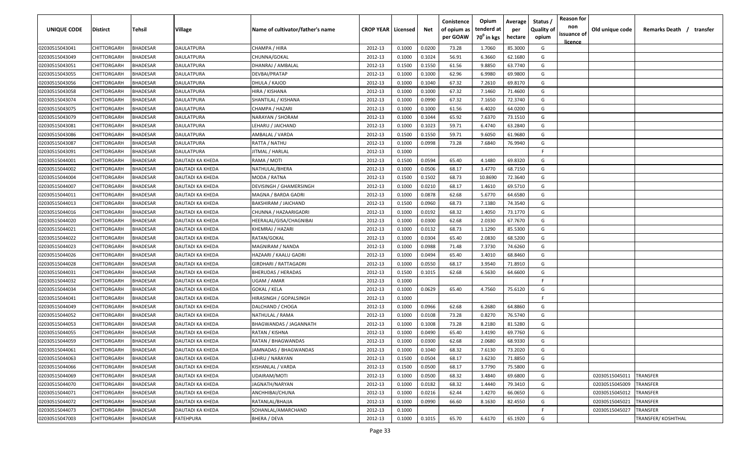| UNIQUE CODE | Distirct | Tehsil | Village | Name of cultivator/father's name | CROP YEAR | Licensed | Net | Conistence of opium as per GOAW | Opium tenderd at 70° in kgs | Average per hectare | Status / Quality of opium | Reason for non issuance of licence | Old unique code | Remarks Death / transfer |
|---|---|---|---|---|---|---|---|---|---|---|---|---|---|---|
| 02030515043041 | CHITTORGARH | BHADESAR | DAULATPURA | CHAMPA / HIRA | 2012-13 | 0.1000 | 0.0200 | 73.28 | 1.7060 | 85.3000 | G | | | |
| 02030515043049 | CHITTORGARH | BHADESAR | DAULATPURA | CHUNNA/GOKAL | 2012-13 | 0.1000 | 0.1024 | 56.91 | 6.3660 | 62.1680 | G | | | |
| 02030515043051 | CHITTORGARH | BHADESAR | DAULATPURA | DHANRAJ / AMBALAL | 2012-13 | 0.1500 | 0.1550 | 61.56 | 9.8850 | 63.7740 | G | | | |
| 02030515043055 | CHITTORGARH | BHADESAR | DAULATPURA | DEVBAI/PRATAP | 2012-13 | 0.1000 | 0.1000 | 62.96 | 6.9980 | 69.9800 | G | | | |
| 02030515043056 | CHITTORGARH | BHADESAR | DAULATPURA | DHULA / KAJOD | 2012-13 | 0.1000 | 0.1040 | 67.32 | 7.2610 | 69.8170 | G | | | |
| 02030515043058 | CHITTORGARH | BHADESAR | DAULATPURA | HIRA / KISHANA | 2012-13 | 0.1000 | 0.1000 | 67.32 | 7.1460 | 71.4600 | G | | | |
| 02030515043074 | CHITTORGARH | BHADESAR | DAULATPURA | SHANTILAL / KISHANA | 2012-13 | 0.1000 | 0.0990 | 67.32 | 7.1650 | 72.3740 | G | | | |
| 02030515043075 | CHITTORGARH | BHADESAR | DAULATPURA | CHAMPA / HAZARI | 2012-13 | 0.1000 | 0.1000 | 61.56 | 6.4020 | 64.0200 | G | | | |
| 02030515043079 | CHITTORGARH | BHADESAR | DAULATPURA | NARAYAN / SHORAM | 2012-13 | 0.1000 | 0.1044 | 65.92 | 7.6370 | 73.1510 | G | | | |
| 02030515043081 | CHITTORGARH | BHADESAR | DAULATPURA | LEHARU / JAICHAND | 2012-13 | 0.1000 | 0.1023 | 59.71 | 6.4740 | 63.2840 | G | | | |
| 02030515043086 | CHITTORGARH | BHADESAR | DAULATPURA | AMBALAL / VARDA | 2012-13 | 0.1500 | 0.1550 | 59.71 | 9.6050 | 61.9680 | G | | | |
| 02030515043087 | CHITTORGARH | BHADESAR | DAULATPURA | RATTA / NATHU | 2012-13 | 0.1000 | 0.0998 | 73.28 | 7.6840 | 76.9940 | G | | | |
| 02030515043091 | CHITTORGARH | BHADESAR | DAULATPURA | JITMAL / HARLAL | 2012-13 | 0.1000 | | | | | F | | | |
| 02030515044001 | CHITTORGARH | BHADESAR | DAUTADI KA KHEDA | RAMA / MOTI | 2012-13 | 0.1500 | 0.0594 | 65.40 | 4.1480 | 69.8320 | G | | | |
| 02030515044002 | CHITTORGARH | BHADESAR | DAUTADI KA KHEDA | NATHULAL/BHERA | 2012-13 | 0.1000 | 0.0506 | 68.17 | 3.4770 | 68.7150 | G | | | |
| 02030515044004 | CHITTORGARH | BHADESAR | DAUTADI KA KHEDA | MODA / RATNA | 2012-13 | 0.1500 | 0.1502 | 68.73 | 10.8690 | 72.3640 | G | | | |
| 02030515044007 | CHITTORGARH | BHADESAR | DAUTADI KA KHEDA | DEVISINGH / GHAMERSINGH | 2012-13 | 0.1000 | 0.0210 | 68.17 | 1.4610 | 69.5710 | G | | | |
| 02030515044011 | CHITTORGARH | BHADESAR | DAUTADI KA KHEDA | MAGNA / BARDA GADRI | 2012-13 | 0.1000 | 0.0878 | 62.68 | 5.6770 | 64.6580 | G | | | |
| 02030515044013 | CHITTORGARH | BHADESAR | DAUTADI KA KHEDA | BAKSHIRAM / JAICHAND | 2012-13 | 0.1500 | 0.0960 | 68.73 | 7.1380 | 74.3540 | G | | | |
| 02030515044016 | CHITTORGARH | BHADESAR | DAUTADI KA KHEDA | CHUNNA / HAZAARIGADRI | 2012-13 | 0.1000 | 0.0192 | 68.32 | 1.4050 | 73.1770 | G | | | |
| 02030515044020 | CHITTORGARH | BHADESAR | DAUTADI KA KHEDA | HEERALAL/GISA/CHAGNIBAI | 2012-13 | 0.1000 | 0.0300 | 62.68 | 2.0330 | 67.7670 | G | | | |
| 02030515044021 | CHITTORGARH | BHADESAR | DAUTADI KA KHEDA | KHEMRAJ / HAZARI | 2012-13 | 0.1000 | 0.0132 | 68.73 | 1.1290 | 85.5300 | G | | | |
| 02030515044022 | CHITTORGARH | BHADESAR | DAUTADI KA KHEDA | RATAN/GOKAL | 2012-13 | 0.1000 | 0.0304 | 65.40 | 2.0830 | 68.5200 | G | | | |
| 02030515044023 | CHITTORGARH | BHADESAR | DAUTADI KA KHEDA | MAGNIRAM / NANDA | 2012-13 | 0.1000 | 0.0988 | 71.48 | 7.3730 | 74.6260 | G | | | |
| 02030515044026 | CHITTORGARH | BHADESAR | DAUTADI KA KHEDA | HAZAARI / KAALU GADRI | 2012-13 | 0.1000 | 0.0494 | 65.40 | 3.4010 | 68.8460 | G | | | |
| 02030515044028 | CHITTORGARH | BHADESAR | DAUTADI KA KHEDA | GIRDHARI / RATTAGADRI | 2012-13 | 0.1000 | 0.0550 | 68.17 | 3.9540 | 71.8910 | G | | | |
| 02030515044031 | CHITTORGARH | BHADESAR | DAUTADI KA KHEDA | BHERUDAS / HERADAS | 2012-13 | 0.1500 | 0.1015 | 62.68 | 6.5630 | 64.6600 | G | | | |
| 02030515044032 | CHITTORGARH | BHADESAR | DAUTADI KA KHEDA | UGAM / AMAR | 2012-13 | 0.1000 | | | | | F | | | |
| 02030515044034 | CHITTORGARH | BHADESAR | DAUTADI KA KHEDA | GOKAL / KELA | 2012-13 | 0.1000 | 0.0629 | 65.40 | 4.7560 | 75.6120 | G | | | |
| 02030515044041 | CHITTORGARH | BHADESAR | DAUTADI KA KHEDA | HIRASINGH / GOPALSINGH | 2012-13 | 0.1000 | | | | | F | | | |
| 02030515044049 | CHITTORGARH | BHADESAR | DAUTADI KA KHEDA | DALCHAND / CHOGA | 2012-13 | 0.1000 | 0.0966 | 62.68 | 6.2680 | 64.8860 | G | | | |
| 02030515044052 | CHITTORGARH | BHADESAR | DAUTADI KA KHEDA | NATHULAL / RAMA | 2012-13 | 0.1000 | 0.0108 | 73.28 | 0.8270 | 76.5740 | G | | | |
| 02030515044053 | CHITTORGARH | BHADESAR | DAUTADI KA KHEDA | BHAGWANDAS / JAGANNATH | 2012-13 | 0.1000 | 0.1008 | 73.28 | 8.2180 | 81.5280 | G | | | |
| 02030515044055 | CHITTORGARH | BHADESAR | DAUTADI KA KHEDA | RATAN / KISHNA | 2012-13 | 0.1000 | 0.0490 | 65.40 | 3.4190 | 69.7760 | G | | | |
| 02030515044059 | CHITTORGARH | BHADESAR | DAUTADI KA KHEDA | RATAN / BHAGWANDAS | 2012-13 | 0.1000 | 0.0300 | 62.68 | 2.0680 | 68.9330 | G | | | |
| 02030515044061 | CHITTORGARH | BHADESAR | DAUTADI KA KHEDA | JAMNADAS / BHAGWANDAS | 2012-13 | 0.1000 | 0.1040 | 68.32 | 7.6130 | 73.2020 | G | | | |
| 02030515044063 | CHITTORGARH | BHADESAR | DAUTADI KA KHEDA | LEHRU / NARAYAN | 2012-13 | 0.1500 | 0.0504 | 68.17 | 3.6230 | 71.8850 | G | | | |
| 02030515044066 | CHITTORGARH | BHADESAR | DAUTADI KA KHEDA | KISHANLAL / VARDA | 2012-13 | 0.1500 | 0.0500 | 68.17 | 3.7790 | 75.5800 | G | | | |
| 02030515044069 | CHITTORGARH | BHADESAR | DAUTADI KA KHEDA | UDAIRAM/MOTI | 2012-13 | 0.1000 | 0.0500 | 68.32 | 3.4840 | 69.6800 | G | | 02030515045011 | TRANSFER |
| 02030515044070 | CHITTORGARH | BHADESAR | DAUTADI KA KHEDA | JAGNATH/NARYAN | 2012-13 | 0.1000 | 0.0182 | 68.32 | 1.4440 | 79.3410 | G | | 02030515045009 | TRANSFER |
| 02030515044071 | CHITTORGARH | BHADESAR | DAUTADI KA KHEDA | ANCHHIBAI/CHUNA | 2012-13 | 0.1000 | 0.0216 | 62.44 | 1.4270 | 66.0650 | G | | 02030515045012 | TRANSFER |
| 02030515044072 | CHITTORGARH | BHADESAR | DAUTADI KA KHEDA | RATANLAL/BHAJJA | 2012-13 | 0.1000 | 0.0990 | 66.60 | 8.1630 | 82.4550 | G | | 02030515045021 | TRANSFER |
| 02030515044073 | CHITTORGARH | BHADESAR | DAUTADI KA KHEDA | SOHANLAL/AMARCHAND | 2012-13 | 0.1000 | | | | | F | | 02030515045027 | TRANSFER |
| 02030515047003 | CHITTORGARH | BHADESAR | FATEHPURA | BHERA / DEVA | 2012-13 | 0.1000 | 0.1015 | 65.70 | 6.6170 | 65.1920 | G | | | TRANSFER/ KOSHITHAL |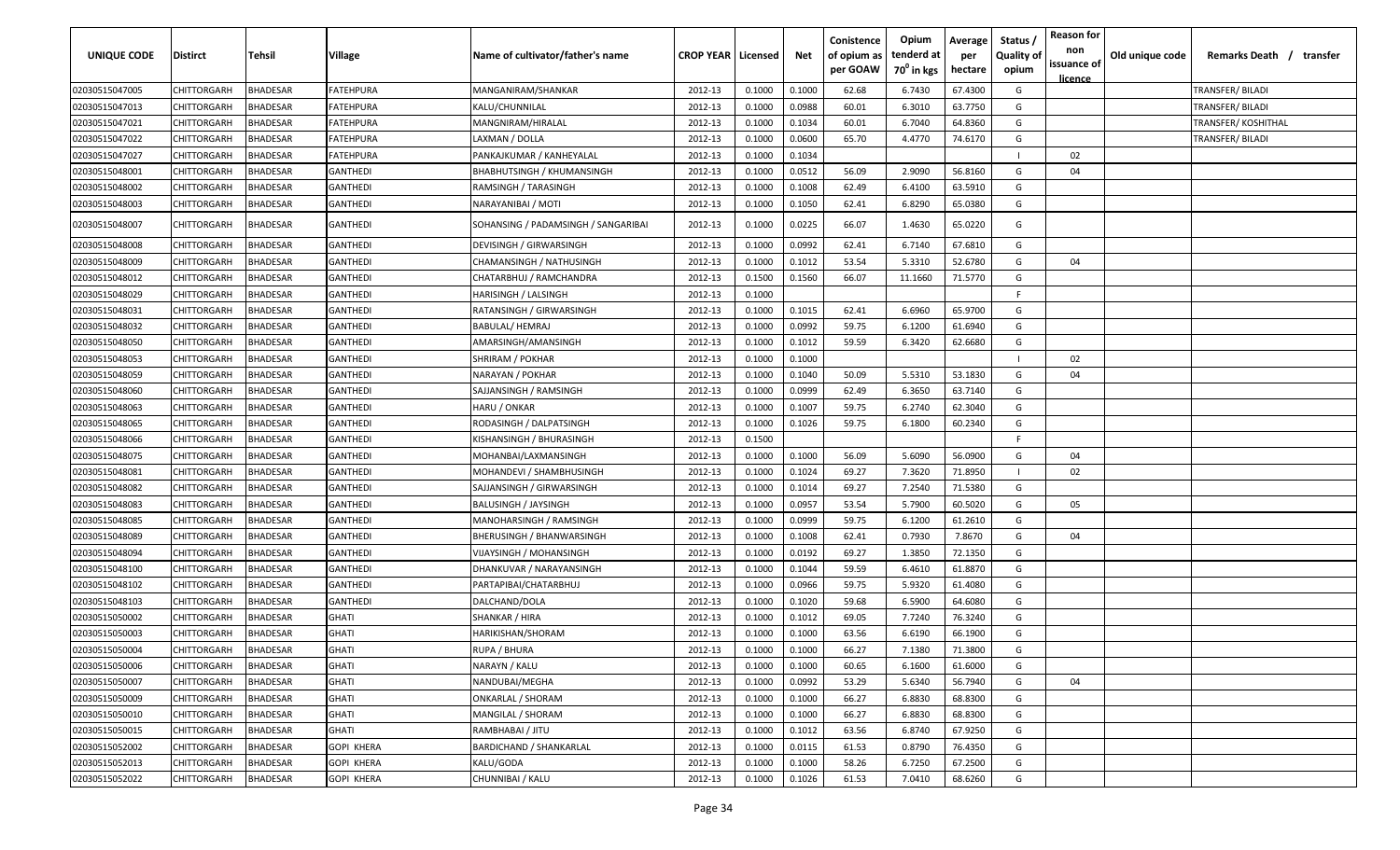| UNIQUE CODE | Distirct | Tehsil | Village | Name of cultivator/father's name | CROP YEAR | Licensed | Net | Conistence of opium as per GOAW | Opium tenderd at $70^0$ in kgs | Average per hectare | Status / Quality of opium | Reason for non issuance of licence | Old unique code | Remarks Death / transfer |
|---|---|---|---|---|---|---|---|---|---|---|---|---|---|---|
| 02030515047005 | CHITTORGARH | BHADESAR | FATEHPURA | MANGANIRAM/SHANKAR | 2012-13 | 0.1000 | 0.1000 | 62.68 | 6.7430 | 67.4300 | G | | | TRANSFER/ BILADI |
| 02030515047013 | CHITTORGARH | BHADESAR | FATEHPURA | KALU/CHUNNILAL | 2012-13 | 0.1000 | 0.0988 | 60.01 | 6.3010 | 63.7750 | G | | | TRANSFER/ BILADI |
| 02030515047021 | CHITTORGARH | BHADESAR | FATEHPURA | MANGNIRAM/HIRALAL | 2012-13 | 0.1000 | 0.1034 | 60.01 | 6.7040 | 64.8360 | G | | | TRANSFER/ KOSHITHAL |
| 02030515047022 | CHITTORGARH | BHADESAR | FATEHPURA | LAXMAN / DOLLA | 2012-13 | 0.1000 | 0.0600 | 65.70 | 4.4770 | 74.6170 | G | | | TRANSFER/ BILADI |
| 02030515047027 | CHITTORGARH | BHADESAR | FATEHPURA | PANKAJKUMAR / KANHEYALAL | 2012-13 | 0.1000 | 0.1034 | | | | I | 02 | | |
| 02030515048001 | CHITTORGARH | BHADESAR | GANTHEDI | BHABHUTSINGH / KHUMANSINGH | 2012-13 | 0.1000 | 0.0512 | 56.09 | 2.9090 | 56.8160 | G | 04 | | |
| 02030515048002 | CHITTORGARH | BHADESAR | GANTHEDI | RAMSINGH / TARASINGH | 2012-13 | 0.1000 | 0.1008 | 62.49 | 6.4100 | 63.5910 | G | | | |
| 02030515048003 | CHITTORGARH | BHADESAR | GANTHEDI | NARAYANIBAI / MOTI | 2012-13 | 0.1000 | 0.1050 | 62.41 | 6.8290 | 65.0380 | G | | | |
| 02030515048007 | CHITTORGARH | BHADESAR | GANTHEDI | SOHANSING / PADAMSINGH / SANGARIBAI | 2012-13 | 0.1000 | 0.0225 | 66.07 | 1.4630 | 65.0220 | G | | | |
| 02030515048008 | CHITTORGARH | BHADESAR | GANTHEDI | DEVISINGH / GIRWARSINGH | 2012-13 | 0.1000 | 0.0992 | 62.41 | 6.7140 | 67.6810 | G | | | |
| 02030515048009 | CHITTORGARH | BHADESAR | GANTHEDI | CHAMANSINGH / NATHUSINGH | 2012-13 | 0.1000 | 0.1012 | 53.54 | 5.3310 | 52.6780 | G | 04 | | |
| 02030515048012 | CHITTORGARH | BHADESAR | GANTHEDI | CHATARBHUJ / RAMCHANDRA | 2012-13 | 0.1500 | 0.1560 | 66.07 | 11.1660 | 71.5770 | G | | | |
| 02030515048029 | CHITTORGARH | BHADESAR | GANTHEDI | HARISINGH / LALSINGH | 2012-13 | 0.1000 | | | | | F | | | |
| 02030515048031 | CHITTORGARH | BHADESAR | GANTHEDI | RATANSINGH / GIRWARSINGH | 2012-13 | 0.1000 | 0.1015 | 62.41 | 6.6960 | 65.9700 | G | | | |
| 02030515048032 | CHITTORGARH | BHADESAR | GANTHEDI | BABULAL/ HEMRAJ | 2012-13 | 0.1000 | 0.0992 | 59.75 | 6.1200 | 61.6940 | G | | | |
| 02030515048050 | CHITTORGARH | BHADESAR | GANTHEDI | AMARSINGH/AMANSINGH | 2012-13 | 0.1000 | 0.1012 | 59.59 | 6.3420 | 62.6680 | G | | | |
| 02030515048053 | CHITTORGARH | BHADESAR | GANTHEDI | SHRIRAM / POKHAR | 2012-13 | 0.1000 | 0.1000 | | | | I | 02 | | |
| 02030515048059 | CHITTORGARH | BHADESAR | GANTHEDI | NARAYAN / POKHAR | 2012-13 | 0.1000 | 0.1040 | 50.09 | 5.5310 | 53.1830 | G | 04 | | |
| 02030515048060 | CHITTORGARH | BHADESAR | GANTHEDI | SAJJANSINGH / RAMSINGH | 2012-13 | 0.1000 | 0.0999 | 62.49 | 6.3650 | 63.7140 | G | | | |
| 02030515048063 | CHITTORGARH | BHADESAR | GANTHEDI | HARU / ONKAR | 2012-13 | 0.1000 | 0.1007 | 59.75 | 6.2740 | 62.3040 | G | | | |
| 02030515048065 | CHITTORGARH | BHADESAR | GANTHEDI | RODASINGH / DALPATSINGH | 2012-13 | 0.1000 | 0.1026 | 59.75 | 6.1800 | 60.2340 | G | | | |
| 02030515048066 | CHITTORGARH | BHADESAR | GANTHEDI | KISHANSINGH / BHURASINGH | 2012-13 | 0.1500 | | | | | F | | | |
| 02030515048075 | CHITTORGARH | BHADESAR | GANTHEDI | MOHANBAI/LAXMANSINGH | 2012-13 | 0.1000 | 0.1000 | 56.09 | 5.6090 | 56.0900 | G | 04 | | |
| 02030515048081 | CHITTORGARH | BHADESAR | GANTHEDI | MOHANDEVI / SHAMBHUSINGH | 2012-13 | 0.1000 | 0.1024 | 69.27 | 7.3620 | 71.8950 | I | 02 | | |
| 02030515048082 | CHITTORGARH | BHADESAR | GANTHEDI | SAJJANSINGH / GIRWARSINGH | 2012-13 | 0.1000 | 0.1014 | 69.27 | 7.2540 | 71.5380 | G | | | |
| 02030515048083 | CHITTORGARH | BHADESAR | GANTHEDI | BALUSINGH / JAYSINGH | 2012-13 | 0.1000 | 0.0957 | 53.54 | 5.7900 | 60.5020 | G | 05 | | |
| 02030515048085 | CHITTORGARH | BHADESAR | GANTHEDI | MANOHARSINGH / RAMSINGH | 2012-13 | 0.1000 | 0.0999 | 59.75 | 6.1200 | 61.2610 | G | | | |
| 02030515048089 | CHITTORGARH | BHADESAR | GANTHEDI | BHERUSINGH / BHANWARSINGH | 2012-13 | 0.1000 | 0.1008 | 62.41 | 0.7930 | 7.8670 | G | 04 | | |
| 02030515048094 | CHITTORGARH | BHADESAR | GANTHEDI | VIJAYSINGH / MOHANSINGH | 2012-13 | 0.1000 | 0.0192 | 69.27 | 1.3850 | 72.1350 | G | | | |
| 02030515048100 | CHITTORGARH | BHADESAR | GANTHEDI | DHANKUVAR / NARAYANSINGH | 2012-13 | 0.1000 | 0.1044 | 59.59 | 6.4610 | 61.8870 | G | | | |
| 02030515048102 | CHITTORGARH | BHADESAR | GANTHEDI | PARTAPIBAI/CHATARBHUJ | 2012-13 | 0.1000 | 0.0966 | 59.75 | 5.9320 | 61.4080 | G | | | |
| 02030515048103 | CHITTORGARH | BHADESAR | GANTHEDI | DALCHAND/DOLA | 2012-13 | 0.1000 | 0.1020 | 59.68 | 6.5900 | 64.6080 | G | | | |
| 02030515050002 | CHITTORGARH | BHADESAR | GHATI | SHANKAR / HIRA | 2012-13 | 0.1000 | 0.1012 | 69.05 | 7.7240 | 76.3240 | G | | | |
| 02030515050003 | CHITTORGARH | BHADESAR | GHATI | HARIKISHAN/SHORAM | 2012-13 | 0.1000 | 0.1000 | 63.56 | 6.6190 | 66.1900 | G | | | |
| 02030515050004 | CHITTORGARH | BHADESAR | GHATI | RUPA / BHURA | 2012-13 | 0.1000 | 0.1000 | 66.27 | 7.1380 | 71.3800 | G | | | |
| 02030515050006 | CHITTORGARH | BHADESAR | GHATI | NARAYN / KALU | 2012-13 | 0.1000 | 0.1000 | 60.65 | 6.1600 | 61.6000 | G | | | |
| 02030515050007 | CHITTORGARH | BHADESAR | GHATI | NANDUBAI/MEGHA | 2012-13 | 0.1000 | 0.0992 | 53.29 | 5.6340 | 56.7940 | G | 04 | | |
| 02030515050009 | CHITTORGARH | BHADESAR | GHATI | ONKARLAL / SHORAM | 2012-13 | 0.1000 | 0.1000 | 66.27 | 6.8830 | 68.8300 | G | | | |
| 02030515050010 | CHITTORGARH | BHADESAR | GHATI | MANGILAL / SHORAM | 2012-13 | 0.1000 | 0.1000 | 66.27 | 6.8830 | 68.8300 | G | | | |
| 02030515050015 | CHITTORGARH | BHADESAR | GHATI | RAMBHABAI / JITU | 2012-13 | 0.1000 | 0.1012 | 63.56 | 6.8740 | 67.9250 | G | | | |
| 02030515052002 | CHITTORGARH | BHADESAR | GOPI KHERA | BARDICHAND / SHANKARLAL | 2012-13 | 0.1000 | 0.0115 | 61.53 | 0.8790 | 76.4350 | G | | | |
| 02030515052013 | CHITTORGARH | BHADESAR | GOPI KHERA | KALU/GODA | 2012-13 | 0.1000 | 0.1000 | 58.26 | 6.7250 | 67.2500 | G | | | |
| 02030515052022 | CHITTORGARH | BHADESAR | GOPI KHERA | CHUNNIBAI / KALU | 2012-13 | 0.1000 | 0.1026 | 61.53 | 7.0410 | 68.6260 | G | | | |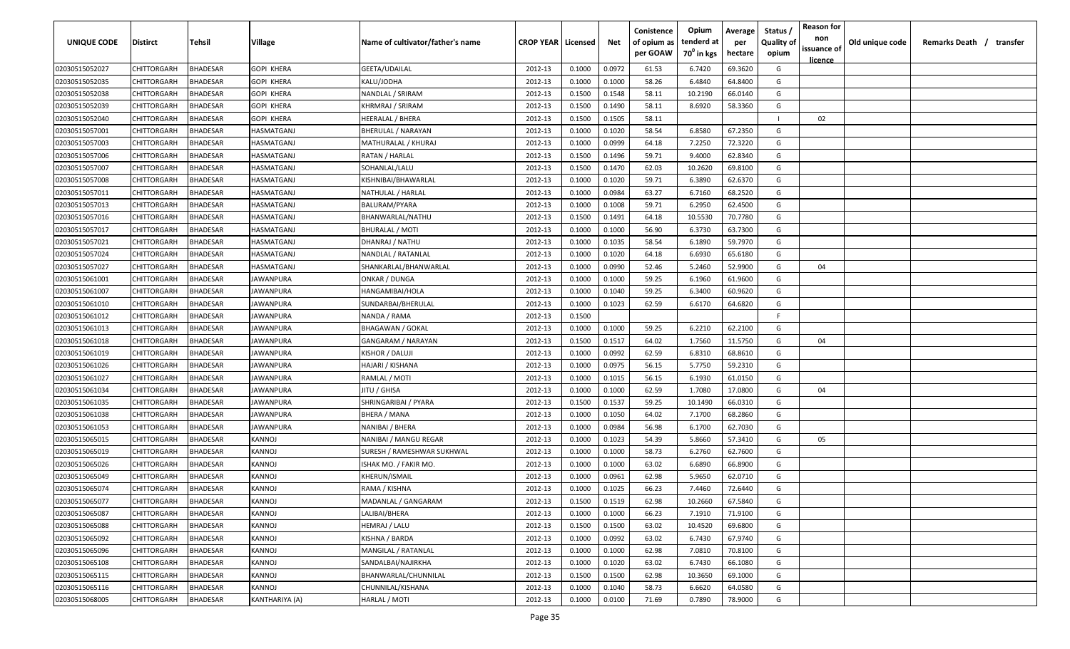| UNIQUE CODE | Distirct | Tehsil | Village | Name of cultivator/father's name | CROP YEAR | Licensed | Net | Conistence of opium as per GOAW | Opium tenderd at 70° in kgs | Average per hectare | Status / Quality of opium | Reason for non issuance of licence | Old unique code | Remarks Death / transfer |
|---|---|---|---|---|---|---|---|---|---|---|---|---|---|---|
| 02030515052027 | CHITTORGARH | BHADESAR | GOPI KHERA | GEETA/UDAILAL | 2012-13 | 0.1000 | 0.0972 | 61.53 | 6.7420 | 69.3620 | G | | | |
| 02030515052035 | CHITTORGARH | BHADESAR | GOPI KHERA | KALU/JODHA | 2012-13 | 0.1000 | 0.1000 | 58.26 | 6.4840 | 64.8400 | G | | | |
| 02030515052038 | CHITTORGARH | BHADESAR | GOPI KHERA | NANDLAL / SRIRAM | 2012-13 | 0.1500 | 0.1548 | 58.11 | 10.2190 | 66.0140 | G | | | |
| 02030515052039 | CHITTORGARH | BHADESAR | GOPI KHERA | KHRMRAJ / SRIRAM | 2012-13 | 0.1500 | 0.1490 | 58.11 | 8.6920 | 58.3360 | G | | | |
| 02030515052040 | CHITTORGARH | BHADESAR | GOPI KHERA | HEERALAL / BHERA | 2012-13 | 0.1500 | 0.1505 | 58.11 | | | I | 02 | | |
| 02030515057001 | CHITTORGARH | BHADESAR | HASMATGANJ | BHERULAL / NARAYAN | 2012-13 | 0.1000 | 0.1020 | 58.54 | 6.8580 | 67.2350 | G | | | |
| 02030515057003 | CHITTORGARH | BHADESAR | HASMATGANJ | MATHURALAL / KHURAJ | 2012-13 | 0.1000 | 0.0999 | 64.18 | 7.2250 | 72.3220 | G | | | |
| 02030515057006 | CHITTORGARH | BHADESAR | HASMATGANJ | RATAN / HARLAL | 2012-13 | 0.1500 | 0.1496 | 59.71 | 9.4000 | 62.8340 | G | | | |
| 02030515057007 | CHITTORGARH | BHADESAR | HASMATGANJ | SOHANLAL/LALU | 2012-13 | 0.1500 | 0.1470 | 62.03 | 10.2620 | 69.8100 | G | | | |
| 02030515057008 | CHITTORGARH | BHADESAR | HASMATGANJ | KISHNIBAI/BHAWARLAL | 2012-13 | 0.1000 | 0.1020 | 59.71 | 6.3890 | 62.6370 | G | | | |
| 02030515057011 | CHITTORGARH | BHADESAR | HASMATGANJ | NATHULAL / HARLAL | 2012-13 | 0.1000 | 0.0984 | 63.27 | 6.7160 | 68.2520 | G | | | |
| 02030515057013 | CHITTORGARH | BHADESAR | HASMATGANJ | BALURAM/PYARA | 2012-13 | 0.1000 | 0.1008 | 59.71 | 6.2950 | 62.4500 | G | | | |
| 02030515057016 | CHITTORGARH | BHADESAR | HASMATGANJ | BHANWARLAL/NATHU | 2012-13 | 0.1500 | 0.1491 | 64.18 | 10.5530 | 70.7780 | G | | | |
| 02030515057017 | CHITTORGARH | BHADESAR | HASMATGANJ | BHURALAL / MOTI | 2012-13 | 0.1000 | 0.1000 | 56.90 | 6.3730 | 63.7300 | G | | | |
| 02030515057021 | CHITTORGARH | BHADESAR | HASMATGANJ | DHANRAJ / NATHU | 2012-13 | 0.1000 | 0.1035 | 58.54 | 6.1890 | 59.7970 | G | | | |
| 02030515057024 | CHITTORGARH | BHADESAR | HASMATGANJ | NANDLAL / RATANLAL | 2012-13 | 0.1000 | 0.1020 | 64.18 | 6.6930 | 65.6180 | G | | | |
| 02030515057027 | CHITTORGARH | BHADESAR | HASMATGANJ | SHANKARLAL/BHANWARLAL | 2012-13 | 0.1000 | 0.0990 | 52.46 | 5.2460 | 52.9900 | G | 04 | | |
| 02030515061001 | CHITTORGARH | BHADESAR | JAWANPURA | ONKAR / DUNGA | 2012-13 | 0.1000 | 0.1000 | 59.25 | 6.1960 | 61.9600 | G | | | |
| 02030515061007 | CHITTORGARH | BHADESAR | JAWANPURA | HANGAMIBAI/HOLA | 2012-13 | 0.1000 | 0.1040 | 59.25 | 6.3400 | 60.9620 | G | | | |
| 02030515061010 | CHITTORGARH | BHADESAR | JAWANPURA | SUNDARBAI/BHERULAL | 2012-13 | 0.1000 | 0.1023 | 62.59 | 6.6170 | 64.6820 | G | | | |
| 02030515061012 | CHITTORGARH | BHADESAR | JAWANPURA | NANDA / RAMA | 2012-13 | 0.1500 | | | | | F | | | |
| 02030515061013 | CHITTORGARH | BHADESAR | JAWANPURA | BHAGAWAN / GOKAL | 2012-13 | 0.1000 | 0.1000 | 59.25 | 6.2210 | 62.2100 | G | | | |
| 02030515061018 | CHITTORGARH | BHADESAR | JAWANPURA | GANGARAM / NARAYAN | 2012-13 | 0.1500 | 0.1517 | 64.02 | 1.7560 | 11.5750 | G | 04 | | |
| 02030515061019 | CHITTORGARH | BHADESAR | JAWANPURA | KISHOR / DALUJI | 2012-13 | 0.1000 | 0.0992 | 62.59 | 6.8310 | 68.8610 | G | | | |
| 02030515061026 | CHITTORGARH | BHADESAR | JAWANPURA | HAJARI / KISHANA | 2012-13 | 0.1000 | 0.0975 | 56.15 | 5.7750 | 59.2310 | G | | | |
| 02030515061027 | CHITTORGARH | BHADESAR | JAWANPURA | RAMLAL / MOTI | 2012-13 | 0.1000 | 0.1015 | 56.15 | 6.1930 | 61.0150 | G | | | |
| 02030515061034 | CHITTORGARH | BHADESAR | JAWANPURA | JITU / GHISA | 2012-13 | 0.1000 | 0.1000 | 62.59 | 1.7080 | 17.0800 | G | 04 | | |
| 02030515061035 | CHITTORGARH | BHADESAR | JAWANPURA | SHRINGARIBAI / PYARA | 2012-13 | 0.1500 | 0.1537 | 59.25 | 10.1490 | 66.0310 | G | | | |
| 02030515061038 | CHITTORGARH | BHADESAR | JAWANPURA | BHERA / MANA | 2012-13 | 0.1000 | 0.1050 | 64.02 | 7.1700 | 68.2860 | G | | | |
| 02030515061053 | CHITTORGARH | BHADESAR | JAWANPURA | NANIBAI / BHERA | 2012-13 | 0.1000 | 0.0984 | 56.98 | 6.1700 | 62.7030 | G | | | |
| 02030515065015 | CHITTORGARH | BHADESAR | KANNOJ | NANIBAI / MANGU REGAR | 2012-13 | 0.1000 | 0.1023 | 54.39 | 5.8660 | 57.3410 | G | 05 | | |
| 02030515065019 | CHITTORGARH | BHADESAR | KANNOJ | SURESH / RAMESHWAR SUKHWAL | 2012-13 | 0.1000 | 0.1000 | 58.73 | 6.2760 | 62.7600 | G | | | |
| 02030515065026 | CHITTORGARH | BHADESAR | KANNOJ | ISHAK MO. / FAKIR MO. | 2012-13 | 0.1000 | 0.1000 | 63.02 | 6.6890 | 66.8900 | G | | | |
| 02030515065049 | CHITTORGARH | BHADESAR | KANNOJ | KHERUN/ISMAIL | 2012-13 | 0.1000 | 0.0961 | 62.98 | 5.9650 | 62.0710 | G | | | |
| 02030515065074 | CHITTORGARH | BHADESAR | KANNOJ | RAMA / KISHNA | 2012-13 | 0.1000 | 0.1025 | 66.23 | 7.4460 | 72.6440 | G | | | |
| 02030515065077 | CHITTORGARH | BHADESAR | KANNOJ | MADANLAL / GANGARAM | 2012-13 | 0.1500 | 0.1519 | 62.98 | 10.2660 | 67.5840 | G | | | |
| 02030515065087 | CHITTORGARH | BHADESAR | KANNOJ | LALIBAI/BHERA | 2012-13 | 0.1000 | 0.1000 | 66.23 | 7.1910 | 71.9100 | G | | | |
| 02030515065088 | CHITTORGARH | BHADESAR | KANNOJ | HEMRAJ / LALU | 2012-13 | 0.1500 | 0.1500 | 63.02 | 10.4520 | 69.6800 | G | | | |
| 02030515065092 | CHITTORGARH | BHADESAR | KANNOJ | KISHNA / BARDA | 2012-13 | 0.1000 | 0.0992 | 63.02 | 6.7430 | 67.9740 | G | | | |
| 02030515065096 | CHITTORGARH | BHADESAR | KANNOJ | MANGILAL / RATANLAL | 2012-13 | 0.1000 | 0.1000 | 62.98 | 7.0810 | 70.8100 | G | | | |
| 02030515065108 | CHITTORGARH | BHADESAR | KANNOJ | SANDALBAI/NAJIRKHA | 2012-13 | 0.1000 | 0.1020 | 63.02 | 6.7430 | 66.1080 | G | | | |
| 02030515065115 | CHITTORGARH | BHADESAR | KANNOJ | BHANWARLAL/CHUNNILAL | 2012-13 | 0.1500 | 0.1500 | 62.98 | 10.3650 | 69.1000 | G | | | |
| 02030515065116 | CHITTORGARH | BHADESAR | KANNOJ | CHUNNILAL/KISHANA | 2012-13 | 0.1000 | 0.1040 | 58.73 | 6.6620 | 64.0580 | G | | | |
| 02030515068005 | CHITTORGARH | BHADESAR | KANTHARIYA (A) | HARLAL / MOTI | 2012-13 | 0.1000 | 0.0100 | 71.69 | 0.7890 | 78.9000 | G | | | |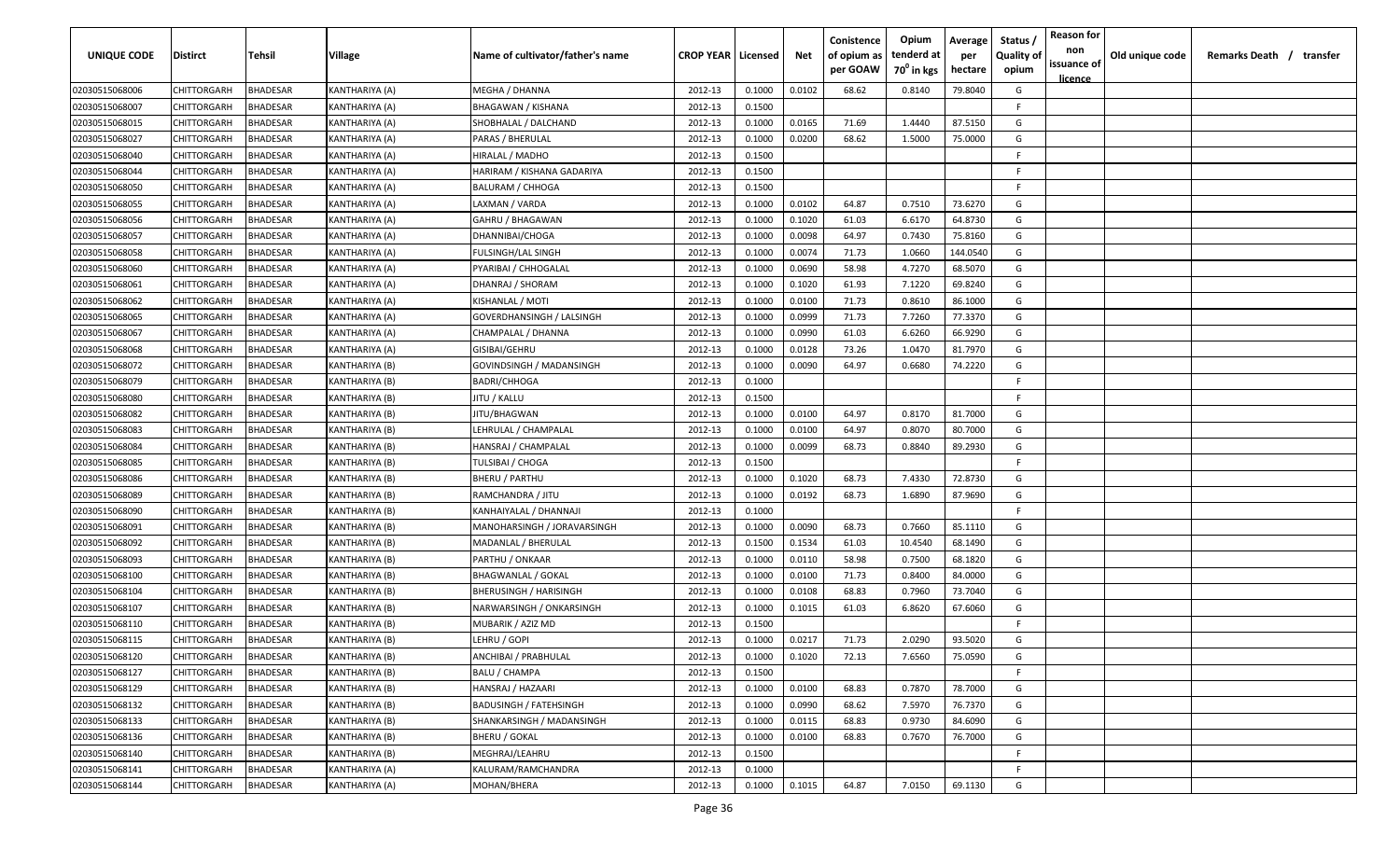| UNIQUE CODE | Distirct | Tehsil | Village | Name of cultivator/father's name | CROP YEAR | Licensed | Net | Conistence of opium as per GOAW | Opium tenderd at $70^0$ in kgs | Average per hectare | Status / Quality of opium | Reason for non issuance of licence | Old unique code | Remarks Death / transfer |
|---|---|---|---|---|---|---|---|---|---|---|---|---|---|---|
| 02030515068006 | CHITTORGARH | BHADESAR | KANTHARIYA (A) | MEGHA / DHANNA | 2012-13 | 0.1000 | 0.0102 | 68.62 | 0.8140 | 79.8040 | G | | | |
| 02030515068007 | CHITTORGARH | BHADESAR | KANTHARIYA (A) | BHAGAWAN / KISHANA | 2012-13 | 0.1500 | | | | | F | | | |
| 02030515068015 | CHITTORGARH | BHADESAR | KANTHARIYA (A) | SHOBHALAL / DALCHAND | 2012-13 | 0.1000 | 0.0165 | 71.69 | 1.4440 | 87.5150 | G | | | |
| 02030515068027 | CHITTORGARH | BHADESAR | KANTHARIYA (A) | PARAS / BHERULAL | 2012-13 | 0.1000 | 0.0200 | 68.62 | 1.5000 | 75.0000 | G | | | |
| 02030515068040 | CHITTORGARH | BHADESAR | KANTHARIYA (A) | HIRALAL / MADHO | 2012-13 | 0.1500 | | | | | F | | | |
| 02030515068044 | CHITTORGARH | BHADESAR | KANTHARIYA (A) | HARIRAM / KISHANA GADARIYA | 2012-13 | 0.1500 | | | | | F | | | |
| 02030515068050 | CHITTORGARH | BHADESAR | KANTHARIYA (A) | BALURAM / CHHOGA | 2012-13 | 0.1500 | | | | | F | | | |
| 02030515068055 | CHITTORGARH | BHADESAR | KANTHARIYA (A) | LAXMAN / VARDA | 2012-13 | 0.1000 | 0.0102 | 64.87 | 0.7510 | 73.6270 | G | | | |
| 02030515068056 | CHITTORGARH | BHADESAR | KANTHARIYA (A) | GAHRU / BHAGAWAN | 2012-13 | 0.1000 | 0.1020 | 61.03 | 6.6170 | 64.8730 | G | | | |
| 02030515068057 | CHITTORGARH | BHADESAR | KANTHARIYA (A) | DHANNIBAI/CHOGA | 2012-13 | 0.1000 | 0.0098 | 64.97 | 0.7430 | 75.8160 | G | | | |
| 02030515068058 | CHITTORGARH | BHADESAR | KANTHARIYA (A) | FULSINGH/LAL SINGH | 2012-13 | 0.1000 | 0.0074 | 71.73 | 1.0660 | 144.0540 | G | | | |
| 02030515068060 | CHITTORGARH | BHADESAR | KANTHARIYA (A) | PYARIBAI / CHHOGALAL | 2012-13 | 0.1000 | 0.0690 | 58.98 | 4.7270 | 68.5070 | G | | | |
| 02030515068061 | CHITTORGARH | BHADESAR | KANTHARIYA (A) | DHANRAJ / SHORAM | 2012-13 | 0.1000 | 0.1020 | 61.93 | 7.1220 | 69.8240 | G | | | |
| 02030515068062 | CHITTORGARH | BHADESAR | KANTHARIYA (A) | KISHANLAL / MOTI | 2012-13 | 0.1000 | 0.0100 | 71.73 | 0.8610 | 86.1000 | G | | | |
| 02030515068065 | CHITTORGARH | BHADESAR | KANTHARIYA (A) | GOVERDHANSINGH / LALSINGH | 2012-13 | 0.1000 | 0.0999 | 71.73 | 7.7260 | 77.3370 | G | | | |
| 02030515068067 | CHITTORGARH | BHADESAR | KANTHARIYA (A) | CHAMPALAL / DHANNA | 2012-13 | 0.1000 | 0.0990 | 61.03 | 6.6260 | 66.9290 | G | | | |
| 02030515068068 | CHITTORGARH | BHADESAR | KANTHARIYA (A) | GISIBAI/GEHRU | 2012-13 | 0.1000 | 0.0128 | 73.26 | 1.0470 | 81.7970 | G | | | |
| 02030515068072 | CHITTORGARH | BHADESAR | KANTHARIYA (B) | GOVINDSINGH / MADANSINGH | 2012-13 | 0.1000 | 0.0090 | 64.97 | 0.6680 | 74.2220 | G | | | |
| 02030515068079 | CHITTORGARH | BHADESAR | KANTHARIYA (B) | BADRI/CHHOGA | 2012-13 | 0.1000 | | | | | F | | | |
| 02030515068080 | CHITTORGARH | BHADESAR | KANTHARIYA (B) | JITU / KALLU | 2012-13 | 0.1500 | | | | | F | | | |
| 02030515068082 | CHITTORGARH | BHADESAR | KANTHARIYA (B) | JITU/BHAGWAN | 2012-13 | 0.1000 | 0.0100 | 64.97 | 0.8170 | 81.7000 | G | | | |
| 02030515068083 | CHITTORGARH | BHADESAR | KANTHARIYA (B) | LEHRULAL / CHAMPALAL | 2012-13 | 0.1000 | 0.0100 | 64.97 | 0.8070 | 80.7000 | G | | | |
| 02030515068084 | CHITTORGARH | BHADESAR | KANTHARIYA (B) | HANSRAJ / CHAMPALAL | 2012-13 | 0.1000 | 0.0099 | 68.73 | 0.8840 | 89.2930 | G | | | |
| 02030515068085 | CHITTORGARH | BHADESAR | KANTHARIYA (B) | TULSIBAI / CHOGA | 2012-13 | 0.1500 | | | | | F | | | |
| 02030515068086 | CHITTORGARH | BHADESAR | KANTHARIYA (B) | BHERU / PARTHU | 2012-13 | 0.1000 | 0.1020 | 68.73 | 7.4330 | 72.8730 | G | | | |
| 02030515068089 | CHITTORGARH | BHADESAR | KANTHARIYA (B) | RAMCHANDRA / JITU | 2012-13 | 0.1000 | 0.0192 | 68.73 | 1.6890 | 87.9690 | G | | | |
| 02030515068090 | CHITTORGARH | BHADESAR | KANTHARIYA (B) | KANHAIYALAL / DHANNAJI | 2012-13 | 0.1000 | | | | | F | | | |
| 02030515068091 | CHITTORGARH | BHADESAR | KANTHARIYA (B) | MANOHARSINGH / JORAVARSINGH | 2012-13 | 0.1000 | 0.0090 | 68.73 | 0.7660 | 85.1110 | G | | | |
| 02030515068092 | CHITTORGARH | BHADESAR | KANTHARIYA (B) | MADANLAL / BHERULAL | 2012-13 | 0.1500 | 0.1534 | 61.03 | 10.4540 | 68.1490 | G | | | |
| 02030515068093 | CHITTORGARH | BHADESAR | KANTHARIYA (B) | PARTHU / ONKAAR | 2012-13 | 0.1000 | 0.0110 | 58.98 | 0.7500 | 68.1820 | G | | | |
| 02030515068100 | CHITTORGARH | BHADESAR | KANTHARIYA (B) | BHAGWANLAL / GOKAL | 2012-13 | 0.1000 | 0.0100 | 71.73 | 0.8400 | 84.0000 | G | | | |
| 02030515068104 | CHITTORGARH | BHADESAR | KANTHARIYA (B) | BHERUSINGH / HARISINGH | 2012-13 | 0.1000 | 0.0108 | 68.83 | 0.7960 | 73.7040 | G | | | |
| 02030515068107 | CHITTORGARH | BHADESAR | KANTHARIYA (B) | NARWARSINGH / ONKARSINGH | 2012-13 | 0.1000 | 0.1015 | 61.03 | 6.8620 | 67.6060 | G | | | |
| 02030515068110 | CHITTORGARH | BHADESAR | KANTHARIYA (B) | MUBARIK / AZIZ MD | 2012-13 | 0.1500 | | | | | F | | | |
| 02030515068115 | CHITTORGARH | BHADESAR | KANTHARIYA (B) | LEHRU / GOPI | 2012-13 | 0.1000 | 0.0217 | 71.73 | 2.0290 | 93.5020 | G | | | |
| 02030515068120 | CHITTORGARH | BHADESAR | KANTHARIYA (B) | ANCHIBAI / PRABHULAL | 2012-13 | 0.1000 | 0.1020 | 72.13 | 7.6560 | 75.0590 | G | | | |
| 02030515068127 | CHITTORGARH | BHADESAR | KANTHARIYA (B) | BALU / CHAMPA | 2012-13 | 0.1500 | | | | | F | | | |
| 02030515068129 | CHITTORGARH | BHADESAR | KANTHARIYA (B) | HANSRAJ / HAZAARI | 2012-13 | 0.1000 | 0.0100 | 68.83 | 0.7870 | 78.7000 | G | | | |
| 02030515068132 | CHITTORGARH | BHADESAR | KANTHARIYA (B) | BADUSINGH / FATEHSINGH | 2012-13 | 0.1000 | 0.0990 | 68.62 | 7.5970 | 76.7370 | G | | | |
| 02030515068133 | CHITTORGARH | BHADESAR | KANTHARIYA (B) | SHANKARSINGH / MADANSINGH | 2012-13 | 0.1000 | 0.0115 | 68.83 | 0.9730 | 84.6090 | G | | | |
| 02030515068136 | CHITTORGARH | BHADESAR | KANTHARIYA (B) | BHERU / GOKAL | 2012-13 | 0.1000 | 0.0100 | 68.83 | 0.7670 | 76.7000 | G | | | |
| 02030515068140 | CHITTORGARH | BHADESAR | KANTHARIYA (B) | MEGHRAJ/LEAHRU | 2012-13 | 0.1500 | | | | | F | | | |
| 02030515068141 | CHITTORGARH | BHADESAR | KANTHARIYA (A) | KALURAM/RAMCHANDRA | 2012-13 | 0.1000 | | | | | F | | | |
| 02030515068144 | CHITTORGARH | BHADESAR | KANTHARIYA (A) | MOHAN/BHERA | 2012-13 | 0.1000 | 0.1015 | 64.87 | 7.0150 | 69.1130 | G | | | |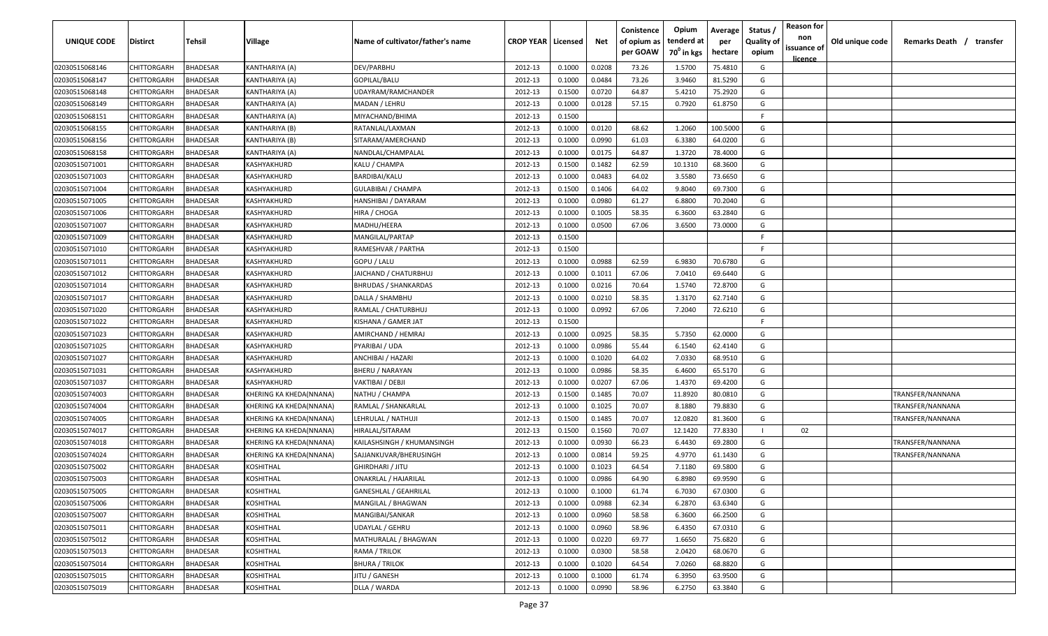| UNIQUE CODE | Distirct | Tehsil | Village | Name of cultivator/father's name | CROP YEAR | Licensed | Net | Conistence of opium as per GOAW | Opium tenderd at 70° in kgs | Average per hectare | Status / Quality of opium | Reason for non issuance of licence | Old unique code | Remarks Death / transfer |
|---|---|---|---|---|---|---|---|---|---|---|---|---|---|---|
| 02030515068146 | CHITTORGARH | BHADESAR | KANTHARIYA (A) | DEV/PARBHU | 2012-13 | 0.1000 | 0.0208 | 73.26 | 1.5700 | 75.4810 | G | | | |
| 02030515068147 | CHITTORGARH | BHADESAR | KANTHARIYA (A) | GOPILAL/BALU | 2012-13 | 0.1000 | 0.0484 | 73.26 | 3.9460 | 81.5290 | G | | | |
| 02030515068148 | CHITTORGARH | BHADESAR | KANTHARIYA (A) | UDAYRAM/RAMCHANDER | 2012-13 | 0.1500 | 0.0720 | 64.87 | 5.4210 | 75.2920 | G | | | |
| 02030515068149 | CHITTORGARH | BHADESAR | KANTHARIYA (A) | MADAN / LEHRU | 2012-13 | 0.1000 | 0.0128 | 57.15 | 0.7920 | 61.8750 | G | | | |
| 02030515068151 | CHITTORGARH | BHADESAR | KANTHARIYA (A) | MIYACHAND/BHIMA | 2012-13 | 0.1500 | | | | | F | | | |
| 02030515068155 | CHITTORGARH | BHADESAR | KANTHARIYA (B) | RATANLAL/LAXMAN | 2012-13 | 0.1000 | 0.0120 | 68.62 | 1.2060 | 100.5000 | G | | | |
| 02030515068156 | CHITTORGARH | BHADESAR | KANTHARIYA (B) | SITARAM/AMERCHAND | 2012-13 | 0.1000 | 0.0990 | 61.03 | 6.3380 | 64.0200 | G | | | |
| 02030515068158 | CHITTORGARH | BHADESAR | KANTHARIYA (A) | NANDLAL/CHAMPALAL | 2012-13 | 0.1000 | 0.0175 | 64.87 | 1.3720 | 78.4000 | G | | | |
| 02030515071001 | CHITTORGARH | BHADESAR | KASHYAKHURD | KALU / CHAMPA | 2012-13 | 0.1500 | 0.1482 | 62.59 | 10.1310 | 68.3600 | G | | | |
| 02030515071003 | CHITTORGARH | BHADESAR | KASHYAKHURD | BARDIBAI/KALU | 2012-13 | 0.1000 | 0.0483 | 64.02 | 3.5580 | 73.6650 | G | | | |
| 02030515071004 | CHITTORGARH | BHADESAR | KASHYAKHURD | GULABIBAI / CHAMPA | 2012-13 | 0.1500 | 0.1406 | 64.02 | 9.8040 | 69.7300 | G | | | |
| 02030515071005 | CHITTORGARH | BHADESAR | KASHYAKHURD | HANSHIBAI / DAYARAM | 2012-13 | 0.1000 | 0.0980 | 61.27 | 6.8800 | 70.2040 | G | | | |
| 02030515071006 | CHITTORGARH | BHADESAR | KASHYAKHURD | HIRA / CHOGA | 2012-13 | 0.1000 | 0.1005 | 58.35 | 6.3600 | 63.2840 | G | | | |
| 02030515071007 | CHITTORGARH | BHADESAR | KASHYAKHURD | MADHU/HEERA | 2012-13 | 0.1000 | 0.0500 | 67.06 | 3.6500 | 73.0000 | G | | | |
| 02030515071009 | CHITTORGARH | BHADESAR | KASHYAKHURD | MANGILAL/PARTAP | 2012-13 | 0.1500 | | | | | F | | | |
| 02030515071010 | CHITTORGARH | BHADESAR | KASHYAKHURD | RAMESHVAR / PARTHA | 2012-13 | 0.1500 | | | | | F | | | |
| 02030515071011 | CHITTORGARH | BHADESAR | KASHYAKHURD | GOPU / LALU | 2012-13 | 0.1000 | 0.0988 | 62.59 | 6.9830 | 70.6780 | G | | | |
| 02030515071012 | CHITTORGARH | BHADESAR | KASHYAKHURD | JAICHAND / CHATURBHUJ | 2012-13 | 0.1000 | 0.1011 | 67.06 | 7.0410 | 69.6440 | G | | | |
| 02030515071014 | CHITTORGARH | BHADESAR | KASHYAKHURD | BHRUDAS / SHANKARDAS | 2012-13 | 0.1000 | 0.0216 | 70.64 | 1.5740 | 72.8700 | G | | | |
| 02030515071017 | CHITTORGARH | BHADESAR | KASHYAKHURD | DALLA / SHAMBHU | 2012-13 | 0.1000 | 0.0210 | 58.35 | 1.3170 | 62.7140 | G | | | |
| 02030515071020 | CHITTORGARH | BHADESAR | KASHYAKHURD | RAMLAL / CHATURBHUJ | 2012-13 | 0.1000 | 0.0992 | 67.06 | 7.2040 | 72.6210 | G | | | |
| 02030515071022 | CHITTORGARH | BHADESAR | KASHYAKHURD | KISHANA / GAMER JAT | 2012-13 | 0.1500 | | | | | F | | | |
| 02030515071023 | CHITTORGARH | BHADESAR | KASHYAKHURD | AMIRCHAND / HEMRAJ | 2012-13 | 0.1000 | 0.0925 | 58.35 | 5.7350 | 62.0000 | G | | | |
| 02030515071025 | CHITTORGARH | BHADESAR | KASHYAKHURD | PYARIBAI / UDA | 2012-13 | 0.1000 | 0.0986 | 55.44 | 6.1540 | 62.4140 | G | | | |
| 02030515071027 | CHITTORGARH | BHADESAR | KASHYAKHURD | ANCHIBAI / HAZARI | 2012-13 | 0.1000 | 0.1020 | 64.02 | 7.0330 | 68.9510 | G | | | |
| 02030515071031 | CHITTORGARH | BHADESAR | KASHYAKHURD | BHERU / NARAYAN | 2012-13 | 0.1000 | 0.0986 | 58.35 | 6.4600 | 65.5170 | G | | | |
| 02030515071037 | CHITTORGARH | BHADESAR | KASHYAKHURD | VAKTIBAI / DEBJI | 2012-13 | 0.1000 | 0.0207 | 67.06 | 1.4370 | 69.4200 | G | | | |
| 02030515074003 | CHITTORGARH | BHADESAR | KHERING KA KHEDA(NNANA) | NATHU / CHAMPA | 2012-13 | 0.1500 | 0.1485 | 70.07 | 11.8920 | 80.0810 | G | | | TRANSFER/NANNANA |
| 02030515074004 | CHITTORGARH | BHADESAR | KHERING KA KHEDA(NNANA) | RAMLAL / SHANKARLAL | 2012-13 | 0.1000 | 0.1025 | 70.07 | 8.1880 | 79.8830 | G | | | TRANSFER/NANNANA |
| 02030515074005 | CHITTORGARH | BHADESAR | KHERING KA KHEDA(NNANA) | LEHRULAL / NATHUJI | 2012-13 | 0.1500 | 0.1485 | 70.07 | 12.0820 | 81.3600 | G | | | TRANSFER/NANNANA |
| 02030515074017 | CHITTORGARH | BHADESAR | KHERING KA KHEDA(NNANA) | HIRALAL/SITARAM | 2012-13 | 0.1500 | 0.1560 | 70.07 | 12.1420 | 77.8330 | I | 02 | | |
| 02030515074018 | CHITTORGARH | BHADESAR | KHERING KA KHEDA(NNANA) | KAILASHSINGH / KHUMANSINGH | 2012-13 | 0.1000 | 0.0930 | 66.23 | 6.4430 | 69.2800 | G | | | TRANSFER/NANNANA |
| 02030515074024 | CHITTORGARH | BHADESAR | KHERING KA KHEDA(NNANA) | SAJJANKUVAR/BHERUSINGH | 2012-13 | 0.1000 | 0.0814 | 59.25 | 4.9770 | 61.1430 | G | | | TRANSFER/NANNANA |
| 02030515075002 | CHITTORGARH | BHADESAR | KOSHITHAL | GHIRDHARI / JITU | 2012-13 | 0.1000 | 0.1023 | 64.54 | 7.1180 | 69.5800 | G | | | |
| 02030515075003 | CHITTORGARH | BHADESAR | KOSHITHAL | ONAKRLAL / HAJARILAL | 2012-13 | 0.1000 | 0.0986 | 64.90 | 6.8980 | 69.9590 | G | | | |
| 02030515075005 | CHITTORGARH | BHADESAR | KOSHITHAL | GANESHLAL / GEAHRILAL | 2012-13 | 0.1000 | 0.1000 | 61.74 | 6.7030 | 67.0300 | G | | | |
| 02030515075006 | CHITTORGARH | BHADESAR | KOSHITHAL | MANGILAL / BHAGWAN | 2012-13 | 0.1000 | 0.0988 | 62.34 | 6.2870 | 63.6340 | G | | | |
| 02030515075007 | CHITTORGARH | BHADESAR | KOSHITHAL | MANGIBAI/SANKAR | 2012-13 | 0.1000 | 0.0960 | 58.58 | 6.3600 | 66.2500 | G | | | |
| 02030515075011 | CHITTORGARH | BHADESAR | KOSHITHAL | UDAYLAL / GEHRU | 2012-13 | 0.1000 | 0.0960 | 58.96 | 6.4350 | 67.0310 | G | | | |
| 02030515075012 | CHITTORGARH | BHADESAR | KOSHITHAL | MATHURALAL / BHAGWAN | 2012-13 | 0.1000 | 0.0220 | 69.77 | 1.6650 | 75.6820 | G | | | |
| 02030515075013 | CHITTORGARH | BHADESAR | KOSHITHAL | RAMA / TRILOK | 2012-13 | 0.1000 | 0.0300 | 58.58 | 2.0420 | 68.0670 | G | | | |
| 02030515075014 | CHITTORGARH | BHADESAR | KOSHITHAL | BHURA / TRILOK | 2012-13 | 0.1000 | 0.1020 | 64.54 | 7.0260 | 68.8820 | G | | | |
| 02030515075015 | CHITTORGARH | BHADESAR | KOSHITHAL | JITU / GANESH | 2012-13 | 0.1000 | 0.1000 | 61.74 | 6.3950 | 63.9500 | G | | | |
| 02030515075019 | CHITTORGARH | BHADESAR | KOSHITHAL | DLLA / WARDA | 2012-13 | 0.1000 | 0.0990 | 58.96 | 6.2750 | 63.3840 | G | | | |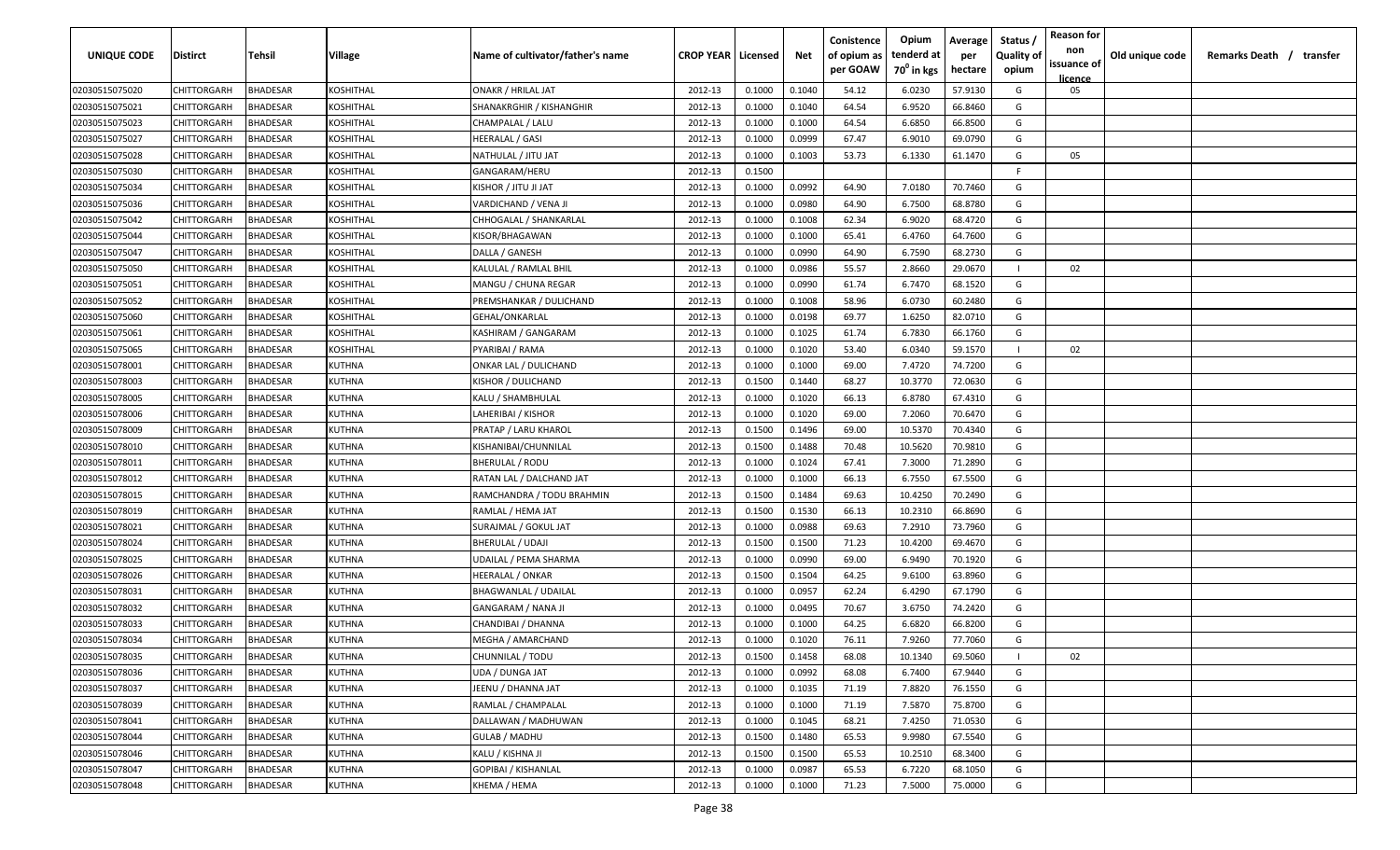| UNIQUE CODE | Distirct | Tehsil | Village | Name of cultivator/father's name | CROP YEAR | Licensed | Net | Conistence of opium as per GOAW | Opium tenderd at $70^0$ in kgs | Average per hectare | Status / Quality of opium | Reason for non issuance of licence | Old unique code | Remarks Death / transfer |
|---|---|---|---|---|---|---|---|---|---|---|---|---|---|---|
| 02030515075020 | CHITTORGARH | BHADESAR | KOSHITHAL | ONAKR / HRILAL JAT | 2012-13 | 0.1000 | 0.1040 | 54.12 | 6.0230 | 57.9130 | G | 05 | | |
| 02030515075021 | CHITTORGARH | BHADESAR | KOSHITHAL | SHANAKRGHIR / KISHANGHIR | 2012-13 | 0.1000 | 0.1040 | 64.54 | 6.9520 | 66.8460 | G | | | |
| 02030515075023 | CHITTORGARH | BHADESAR | KOSHITHAL | CHAMPALAL / LALU | 2012-13 | 0.1000 | 0.1000 | 64.54 | 6.6850 | 66.8500 | G | | | |
| 02030515075027 | CHITTORGARH | BHADESAR | KOSHITHAL | HEERALAL / GASI | 2012-13 | 0.1000 | 0.0999 | 67.47 | 6.9010 | 69.0790 | G | | | |
| 02030515075028 | CHITTORGARH | BHADESAR | KOSHITHAL | NATHULAL / JITU JAT | 2012-13 | 0.1000 | 0.1003 | 53.73 | 6.1330 | 61.1470 | G | 05 | | |
| 02030515075030 | CHITTORGARH | BHADESAR | KOSHITHAL | GANGARAM/HERU | 2012-13 | 0.1500 | | | | | F | | | |
| 02030515075034 | CHITTORGARH | BHADESAR | KOSHITHAL | KISHOR / JITU JI JAT | 2012-13 | 0.1000 | 0.0992 | 64.90 | 7.0180 | 70.7460 | G | | | |
| 02030515075036 | CHITTORGARH | BHADESAR | KOSHITHAL | VARDICHAND / VENA JI | 2012-13 | 0.1000 | 0.0980 | 64.90 | 6.7500 | 68.8780 | G | | | |
| 02030515075042 | CHITTORGARH | BHADESAR | KOSHITHAL | CHHOGALAL / SHANKARLAL | 2012-13 | 0.1000 | 0.1008 | 62.34 | 6.9020 | 68.4720 | G | | | |
| 02030515075044 | CHITTORGARH | BHADESAR | KOSHITHAL | KISOR/BHAGAWAN | 2012-13 | 0.1000 | 0.1000 | 65.41 | 6.4760 | 64.7600 | G | | | |
| 02030515075047 | CHITTORGARH | BHADESAR | KOSHITHAL | DALLA / GANESH | 2012-13 | 0.1000 | 0.0990 | 64.90 | 6.7590 | 68.2730 | G | | | |
| 02030515075050 | CHITTORGARH | BHADESAR | KOSHITHAL | KALULAL / RAMLAL BHIL | 2012-13 | 0.1000 | 0.0986 | 55.57 | 2.8660 | 29.0670 | I | 02 | | |
| 02030515075051 | CHITTORGARH | BHADESAR | KOSHITHAL | MANGU / CHUNA REGAR | 2012-13 | 0.1000 | 0.0990 | 61.74 | 6.7470 | 68.1520 | G | | | |
| 02030515075052 | CHITTORGARH | BHADESAR | KOSHITHAL | PREMSHANKAR / DULICHAND | 2012-13 | 0.1000 | 0.1008 | 58.96 | 6.0730 | 60.2480 | G | | | |
| 02030515075060 | CHITTORGARH | BHADESAR | KOSHITHAL | GEHAL/ONKARLAL | 2012-13 | 0.1000 | 0.0198 | 69.77 | 1.6250 | 82.0710 | G | | | |
| 02030515075061 | CHITTORGARH | BHADESAR | KOSHITHAL | KASHIRAM / GANGARAM | 2012-13 | 0.1000 | 0.1025 | 61.74 | 6.7830 | 66.1760 | G | | | |
| 02030515075065 | CHITTORGARH | BHADESAR | KOSHITHAL | PYARIBAI / RAMA | 2012-13 | 0.1000 | 0.1020 | 53.40 | 6.0340 | 59.1570 | I | 02 | | |
| 02030515078001 | CHITTORGARH | BHADESAR | KUTHNA | ONKAR LAL / DULICHAND | 2012-13 | 0.1000 | 0.1000 | 69.00 | 7.4720 | 74.7200 | G | | | |
| 02030515078003 | CHITTORGARH | BHADESAR | KUTHNA | KISHOR / DULICHAND | 2012-13 | 0.1500 | 0.1440 | 68.27 | 10.3770 | 72.0630 | G | | | |
| 02030515078005 | CHITTORGARH | BHADESAR | KUTHNA | KALU / SHAMBHULAL | 2012-13 | 0.1000 | 0.1020 | 66.13 | 6.8780 | 67.4310 | G | | | |
| 02030515078006 | CHITTORGARH | BHADESAR | KUTHNA | LAHERIBAI / KISHOR | 2012-13 | 0.1000 | 0.1020 | 69.00 | 7.2060 | 70.6470 | G | | | |
| 02030515078009 | CHITTORGARH | BHADESAR | KUTHNA | PRATAP / LARU KHAROL | 2012-13 | 0.1500 | 0.1496 | 69.00 | 10.5370 | 70.4340 | G | | | |
| 02030515078010 | CHITTORGARH | BHADESAR | KUTHNA | KISHANIBAI/CHUNNILAL | 2012-13 | 0.1500 | 0.1488 | 70.48 | 10.5620 | 70.9810 | G | | | |
| 02030515078011 | CHITTORGARH | BHADESAR | KUTHNA | BHERULAL / RODU | 2012-13 | 0.1000 | 0.1024 | 67.41 | 7.3000 | 71.2890 | G | | | |
| 02030515078012 | CHITTORGARH | BHADESAR | KUTHNA | RATAN LAL / DALCHAND JAT | 2012-13 | 0.1000 | 0.1000 | 66.13 | 6.7550 | 67.5500 | G | | | |
| 02030515078015 | CHITTORGARH | BHADESAR | KUTHNA | RAMCHANDRA / TODU BRAHMIN | 2012-13 | 0.1500 | 0.1484 | 69.63 | 10.4250 | 70.2490 | G | | | |
| 02030515078019 | CHITTORGARH | BHADESAR | KUTHNA | RAMLAL / HEMA JAT | 2012-13 | 0.1500 | 0.1530 | 66.13 | 10.2310 | 66.8690 | G | | | |
| 02030515078021 | CHITTORGARH | BHADESAR | KUTHNA | SURAJMAL / GOKUL JAT | 2012-13 | 0.1000 | 0.0988 | 69.63 | 7.2910 | 73.7960 | G | | | |
| 02030515078024 | CHITTORGARH | BHADESAR | KUTHNA | BHERULAL / UDAJI | 2012-13 | 0.1500 | 0.1500 | 71.23 | 10.4200 | 69.4670 | G | | | |
| 02030515078025 | CHITTORGARH | BHADESAR | KUTHNA | UDAILAL / PEMA SHARMA | 2012-13 | 0.1000 | 0.0990 | 69.00 | 6.9490 | 70.1920 | G | | | |
| 02030515078026 | CHITTORGARH | BHADESAR | KUTHNA | HEERALAL / ONKAR | 2012-13 | 0.1500 | 0.1504 | 64.25 | 9.6100 | 63.8960 | G | | | |
| 02030515078031 | CHITTORGARH | BHADESAR | KUTHNA | BHAGWANLAL / UDAILAL | 2012-13 | 0.1000 | 0.0957 | 62.24 | 6.4290 | 67.1790 | G | | | |
| 02030515078032 | CHITTORGARH | BHADESAR | KUTHNA | GANGARAM / NANA JI | 2012-13 | 0.1000 | 0.0495 | 70.67 | 3.6750 | 74.2420 | G | | | |
| 02030515078033 | CHITTORGARH | BHADESAR | KUTHNA | CHANDIBAI / DHANNA | 2012-13 | 0.1000 | 0.1000 | 64.25 | 6.6820 | 66.8200 | G | | | |
| 02030515078034 | CHITTORGARH | BHADESAR | KUTHNA | MEGHA / AMARCHAND | 2012-13 | 0.1000 | 0.1020 | 76.11 | 7.9260 | 77.7060 | G | | | |
| 02030515078035 | CHITTORGARH | BHADESAR | KUTHNA | CHUNNILAL / TODU | 2012-13 | 0.1500 | 0.1458 | 68.08 | 10.1340 | 69.5060 | I | 02 | | |
| 02030515078036 | CHITTORGARH | BHADESAR | KUTHNA | UDA / DUNGA JAT | 2012-13 | 0.1000 | 0.0992 | 68.08 | 6.7400 | 67.9440 | G | | | |
| 02030515078037 | CHITTORGARH | BHADESAR | KUTHNA | JEENU / DHANNA JAT | 2012-13 | 0.1000 | 0.1035 | 71.19 | 7.8820 | 76.1550 | G | | | |
| 02030515078039 | CHITTORGARH | BHADESAR | KUTHNA | RAMLAL / CHAMPALAL | 2012-13 | 0.1000 | 0.1000 | 71.19 | 7.5870 | 75.8700 | G | | | |
| 02030515078041 | CHITTORGARH | BHADESAR | KUTHNA | DALLAWAN / MADHUWAN | 2012-13 | 0.1000 | 0.1045 | 68.21 | 7.4250 | 71.0530 | G | | | |
| 02030515078044 | CHITTORGARH | BHADESAR | KUTHNA | GULAB / MADHU | 2012-13 | 0.1500 | 0.1480 | 65.53 | 9.9980 | 67.5540 | G | | | |
| 02030515078046 | CHITTORGARH | BHADESAR | KUTHNA | KALU / KISHNA JI | 2012-13 | 0.1500 | 0.1500 | 65.53 | 10.2510 | 68.3400 | G | | | |
| 02030515078047 | CHITTORGARH | BHADESAR | KUTHNA | GOPIBAI / KISHANLAL | 2012-13 | 0.1000 | 0.0987 | 65.53 | 6.7220 | 68.1050 | G | | | |
| 02030515078048 | CHITTORGARH | BHADESAR | KUTHNA | KHEMA / HEMA | 2012-13 | 0.1000 | 0.1000 | 71.23 | 7.5000 | 75.0000 | G | | | |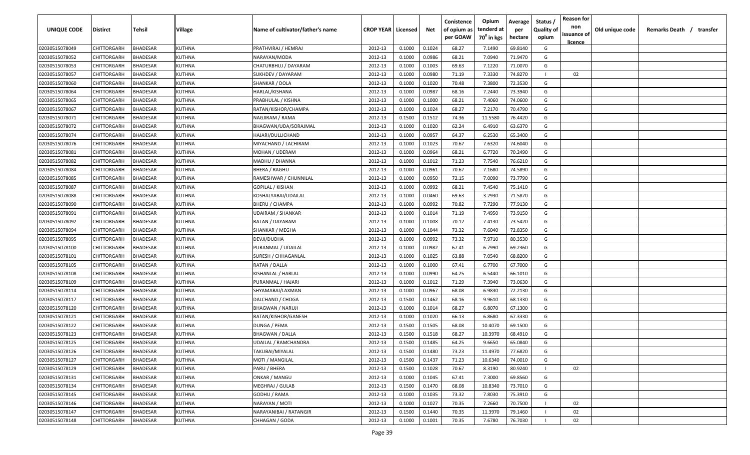| UNIQUE CODE | Distirct | Tehsil | Village | Name of cultivator/father's name | CROP YEAR | Licensed | Net | Conistence of opium as per GOAW | Opium tenderd at $70^0$ in kgs | Average per hectare | Status / Quality of opium | Reason for non issuance of licence | Old unique code | Remarks Death / transfer |
|---|---|---|---|---|---|---|---|---|---|---|---|---|---|---|
| 02030515078049 | CHITTORGARH | BHADESAR | KUTHNA | PRATHVIRAJ / HEMRAJ | 2012-13 | 0.1000 | 0.1024 | 68.27 | 7.1490 | 69.8140 | G | | | |
| 02030515078052 | CHITTORGARH | BHADESAR | KUTHNA | NARAYAN/MODA | 2012-13 | 0.1000 | 0.0986 | 68.21 | 7.0940 | 71.9470 | G | | | |
| 02030515078053 | CHITTORGARH | BHADESAR | KUTHNA | CHATURBHUJ / DAYARAM | 2012-13 | 0.1000 | 0.1003 | 69.63 | 7.1220 | 71.0070 | G | | | |
| 02030515078057 | CHITTORGARH | BHADESAR | KUTHNA | SUKHDEV / DAYARAM | 2012-13 | 0.1000 | 0.0980 | 71.19 | 7.3330 | 74.8270 | I | 02 | | |
| 02030515078060 | CHITTORGARH | BHADESAR | KUTHNA | SHANKAR / DOLA | 2012-13 | 0.1000 | 0.1020 | 70.48 | 7.3800 | 72.3530 | G | | | |
| 02030515078064 | CHITTORGARH | BHADESAR | KUTHNA | HARLAL/KISHANA | 2012-13 | 0.1000 | 0.0987 | 68.16 | 7.2440 | 73.3940 | G | | | |
| 02030515078065 | CHITTORGARH | BHADESAR | KUTHNA | PRABHULAL / KISHNA | 2012-13 | 0.1000 | 0.1000 | 68.21 | 7.4060 | 74.0600 | G | | | |
| 02030515078067 | CHITTORGARH | BHADESAR | KUTHNA | RATAN/KISHOR/CHAMPA | 2012-13 | 0.1000 | 0.1024 | 68.27 | 7.2170 | 70.4790 | G | | | |
| 02030515078071 | CHITTORGARH | BHADESAR | KUTHNA | NAGJIRAM / RAMA | 2012-13 | 0.1500 | 0.1512 | 74.36 | 11.5580 | 76.4420 | G | | | |
| 02030515078072 | CHITTORGARH | BHADESAR | KUTHNA | BHAGWAN/UDA/SORAJMAL | 2012-13 | 0.1000 | 0.1020 | 62.24 | 6.4910 | 63.6370 | G | | | |
| 02030515078074 | CHITTORGARH | BHADESAR | KUTHNA | HAJARI/DULLICHAND | 2012-13 | 0.1000 | 0.0957 | 64.37 | 6.2530 | 65.3400 | G | | | |
| 02030515078076 | CHITTORGARH | BHADESAR | KUTHNA | MIYACHAND / LACHIRAM | 2012-13 | 0.1000 | 0.1023 | 70.67 | 7.6320 | 74.6040 | G | | | |
| 02030515078081 | CHITTORGARH | BHADESAR | KUTHNA | MOHAN / UDERAM | 2012-13 | 0.1000 | 0.0964 | 68.21 | 6.7720 | 70.2490 | G | | | |
| 02030515078082 | CHITTORGARH | BHADESAR | KUTHNA | MADHU / DHANNA | 2012-13 | 0.1000 | 0.1012 | 71.23 | 7.7540 | 76.6210 | G | | | |
| 02030515078084 | CHITTORGARH | BHADESAR | KUTHNA | BHERA / RAGHU | 2012-13 | 0.1000 | 0.0961 | 70.67 | 7.1680 | 74.5890 | G | | | |
| 02030515078085 | CHITTORGARH | BHADESAR | KUTHNA | RAMESHWAR / CHUNNILAL | 2012-13 | 0.1000 | 0.0950 | 72.15 | 7.0090 | 73.7790 | G | | | |
| 02030515078087 | CHITTORGARH | BHADESAR | KUTHNA | GOPILAL / KISHAN | 2012-13 | 0.1000 | 0.0992 | 68.21 | 7.4540 | 75.1410 | G | | | |
| 02030515078088 | CHITTORGARH | BHADESAR | KUTHNA | KOSHALYABAI/UDAILAL | 2012-13 | 0.1000 | 0.0460 | 69.63 | 3.2930 | 71.5870 | G | | | |
| 02030515078090 | CHITTORGARH | BHADESAR | KUTHNA | BHERU / CHAMPA | 2012-13 | 0.1000 | 0.0992 | 70.82 | 7.7290 | 77.9130 | G | | | |
| 02030515078091 | CHITTORGARH | BHADESAR | KUTHNA | UDAIRAM / SHANKAR | 2012-13 | 0.1000 | 0.1014 | 71.19 | 7.4950 | 73.9150 | G | | | |
| 02030515078092 | CHITTORGARH | BHADESAR | KUTHNA | RATAN / DAYARAM | 2012-13 | 0.1000 | 0.1008 | 70.12 | 7.4130 | 73.5420 | G | | | |
| 02030515078094 | CHITTORGARH | BHADESAR | KUTHNA | SHANKAR / MEGHA | 2012-13 | 0.1000 | 0.1044 | 73.32 | 7.6040 | 72.8350 | G | | | |
| 02030515078095 | CHITTORGARH | BHADESAR | KUTHNA | DEVJI/DUDHA | 2012-13 | 0.1000 | 0.0992 | 73.32 | 7.9710 | 80.3530 | G | | | |
| 02030515078100 | CHITTORGARH | BHADESAR | KUTHNA | PURANMAL / UDAILAL | 2012-13 | 0.1000 | 0.0982 | 67.41 | 6.7990 | 69.2360 | G | | | |
| 02030515078101 | CHITTORGARH | BHADESAR | KUTHNA | SURESH / CHHAGANLAL | 2012-13 | 0.1000 | 0.1025 | 63.88 | 7.0540 | 68.8200 | G | | | |
| 02030515078105 | CHITTORGARH | BHADESAR | KUTHNA | RATAN / DALLA | 2012-13 | 0.1000 | 0.1000 | 67.41 | 6.7700 | 67.7000 | G | | | |
| 02030515078108 | CHITTORGARH | BHADESAR | KUTHNA | KISHANLAL / HARLAL | 2012-13 | 0.1000 | 0.0990 | 64.25 | 6.5440 | 66.1010 | G | | | |
| 02030515078109 | CHITTORGARH | BHADESAR | KUTHNA | PURANMAL / HAJARI | 2012-13 | 0.1000 | 0.1012 | 71.29 | 7.3940 | 73.0630 | G | | | |
| 02030515078114 | CHITTORGARH | BHADESAR | KUTHNA | SHYAMABAI/LAXMAN | 2012-13 | 0.1000 | 0.0967 | 68.08 | 6.9830 | 72.2130 | G | | | |
| 02030515078117 | CHITTORGARH | BHADESAR | KUTHNA | DALCHAND / CHOGA | 2012-13 | 0.1500 | 0.1462 | 68.16 | 9.9610 | 68.1330 | G | | | |
| 02030515078120 | CHITTORGARH | BHADESAR | KUTHNA | BHAGWAN / NARUJI | 2012-13 | 0.1000 | 0.1014 | 68.27 | 6.8070 | 67.1300 | G | | | |
| 02030515078121 | CHITTORGARH | BHADESAR | KUTHNA | RATAN/KISHOR/GANESH | 2012-13 | 0.1000 | 0.1020 | 66.13 | 6.8680 | 67.3330 | G | | | |
| 02030515078122 | CHITTORGARH | BHADESAR | KUTHNA | DUNGA / PEMA | 2012-13 | 0.1500 | 0.1505 | 68.08 | 10.4070 | 69.1500 | G | | | |
| 02030515078123 | CHITTORGARH | BHADESAR | KUTHNA | BHAGWAN / DALLA | 2012-13 | 0.1500 | 0.1518 | 68.27 | 10.3970 | 68.4910 | G | | | |
| 02030515078125 | CHITTORGARH | BHADESAR | KUTHNA | UDAILAL / RAMCHANDRA | 2012-13 | 0.1500 | 0.1485 | 64.25 | 9.6650 | 65.0840 | G | | | |
| 02030515078126 | CHITTORGARH | BHADESAR | KUTHNA | TAKUBAI/MIYALAL | 2012-13 | 0.1500 | 0.1480 | 73.23 | 11.4970 | 77.6820 | G | | | |
| 02030515078127 | CHITTORGARH | BHADESAR | KUTHNA | MOTI / MANGILAL | 2012-13 | 0.1500 | 0.1437 | 71.23 | 10.6340 | 74.0010 | G | | | |
| 02030515078129 | CHITTORGARH | BHADESAR | KUTHNA | PARU / BHERA | 2012-13 | 0.1500 | 0.1028 | 70.67 | 8.3190 | 80.9240 | I | 02 | | |
| 02030515078131 | CHITTORGARH | BHADESAR | KUTHNA | ONKAR / MANGU | 2012-13 | 0.1000 | 0.1045 | 67.41 | 7.3000 | 69.8560 | G | | | |
| 02030515078134 | CHITTORGARH | BHADESAR | KUTHNA | MEGHRAJ / GULAB | 2012-13 | 0.1500 | 0.1470 | 68.08 | 10.8340 | 73.7010 | G | | | |
| 02030515078145 | CHITTORGARH | BHADESAR | KUTHNA | GODHU / RAMA | 2012-13 | 0.1000 | 0.1035 | 73.32 | 7.8030 | 75.3910 | G | | | |
| 02030515078146 | CHITTORGARH | BHADESAR | KUTHNA | NARAYAN / MOTI | 2012-13 | 0.1000 | 0.1027 | 70.35 | 7.2660 | 70.7500 | I | 02 | | |
| 02030515078147 | CHITTORGARH | BHADESAR | KUTHNA | NARAYANIBAI / RATANGIR | 2012-13 | 0.1500 | 0.1440 | 70.35 | 11.3970 | 79.1460 | I | 02 | | |
| 02030515078148 | CHITTORGARH | BHADESAR | KUTHNA | CHHAGAN / GODA | 2012-13 | 0.1000 | 0.1001 | 70.35 | 7.6780 | 76.7030 | I | 02 | | |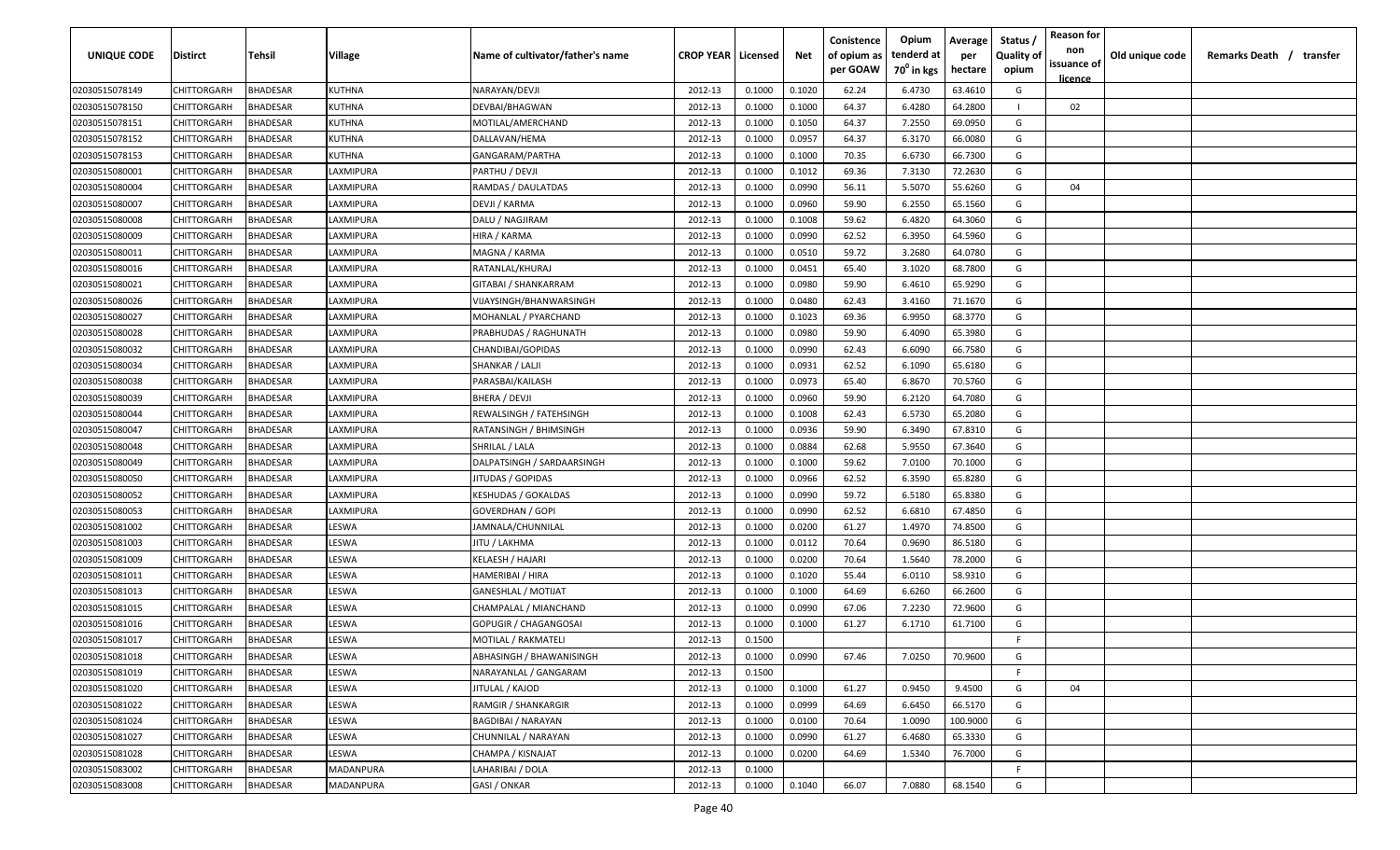| UNIQUE CODE | Distirct | Tehsil | Village | Name of cultivator/father's name | CROP YEAR | Licensed | Net | Conistence of opium as per GOAW | Opium tenderd at 70° in kgs | Average per hectare | Status / Quality of opium | Reason for non issuance of licence | Old unique code | Remarks Death / transfer |
|---|---|---|---|---|---|---|---|---|---|---|---|---|---|---|
| 02030515078149 | CHITTORGARH | BHADESAR | KUTHNA | NARAYAN/DEVJI | 2012-13 | 0.1000 | 0.1020 | 62.24 | 6.4730 | 63.4610 | G | | | |
| 02030515078150 | CHITTORGARH | BHADESAR | KUTHNA | DEVBAI/BHAGWAN | 2012-13 | 0.1000 | 0.1000 | 64.37 | 6.4280 | 64.2800 | I | 02 | | |
| 02030515078151 | CHITTORGARH | BHADESAR | KUTHNA | MOTILAL/AMERCHAND | 2012-13 | 0.1000 | 0.1050 | 64.37 | 7.2550 | 69.0950 | G | | | |
| 02030515078152 | CHITTORGARH | BHADESAR | KUTHNA | DALLAVAN/HEMA | 2012-13 | 0.1000 | 0.0957 | 64.37 | 6.3170 | 66.0080 | G | | | |
| 02030515078153 | CHITTORGARH | BHADESAR | KUTHNA | GANGARAM/PARTHA | 2012-13 | 0.1000 | 0.1000 | 70.35 | 6.6730 | 66.7300 | G | | | |
| 02030515080001 | CHITTORGARH | BHADESAR | LAXMIPURA | PARTHU / DEVJI | 2012-13 | 0.1000 | 0.1012 | 69.36 | 7.3130 | 72.2630 | G | | | |
| 02030515080004 | CHITTORGARH | BHADESAR | LAXMIPURA | RAMDAS / DAULATDAS | 2012-13 | 0.1000 | 0.0990 | 56.11 | 5.5070 | 55.6260 | G | 04 | | |
| 02030515080007 | CHITTORGARH | BHADESAR | LAXMIPURA | DEVJI / KARMA | 2012-13 | 0.1000 | 0.0960 | 59.90 | 6.2550 | 65.1560 | G | | | |
| 02030515080008 | CHITTORGARH | BHADESAR | LAXMIPURA | DALU / NAGJIRAM | 2012-13 | 0.1000 | 0.1008 | 59.62 | 6.4820 | 64.3060 | G | | | |
| 02030515080009 | CHITTORGARH | BHADESAR | LAXMIPURA | HIRA / KARMA | 2012-13 | 0.1000 | 0.0990 | 62.52 | 6.3950 | 64.5960 | G | | | |
| 02030515080011 | CHITTORGARH | BHADESAR | LAXMIPURA | MAGNA / KARMA | 2012-13 | 0.1000 | 0.0510 | 59.72 | 3.2680 | 64.0780 | G | | | |
| 02030515080016 | CHITTORGARH | BHADESAR | LAXMIPURA | RATANLAL/KHURAJ | 2012-13 | 0.1000 | 0.0451 | 65.40 | 3.1020 | 68.7800 | G | | | |
| 02030515080021 | CHITTORGARH | BHADESAR | LAXMIPURA | GITABAI / SHANKARRAM | 2012-13 | 0.1000 | 0.0980 | 59.90 | 6.4610 | 65.9290 | G | | | |
| 02030515080026 | CHITTORGARH | BHADESAR | LAXMIPURA | VIJAYSINGH/BHANWARSINGH | 2012-13 | 0.1000 | 0.0480 | 62.43 | 3.4160 | 71.1670 | G | | | |
| 02030515080027 | CHITTORGARH | BHADESAR | LAXMIPURA | MOHANLAL / PYARCHAND | 2012-13 | 0.1000 | 0.1023 | 69.36 | 6.9950 | 68.3770 | G | | | |
| 02030515080028 | CHITTORGARH | BHADESAR | LAXMIPURA | PRABHUDAS / RAGHUNATH | 2012-13 | 0.1000 | 0.0980 | 59.90 | 6.4090 | 65.3980 | G | | | |
| 02030515080032 | CHITTORGARH | BHADESAR | LAXMIPURA | CHANDIBAI/GOPIDAS | 2012-13 | 0.1000 | 0.0990 | 62.43 | 6.6090 | 66.7580 | G | | | |
| 02030515080034 | CHITTORGARH | BHADESAR | LAXMIPURA | SHANKAR / LALJI | 2012-13 | 0.1000 | 0.0931 | 62.52 | 6.1090 | 65.6180 | G | | | |
| 02030515080038 | CHITTORGARH | BHADESAR | LAXMIPURA | PARASBAI/KAILASH | 2012-13 | 0.1000 | 0.0973 | 65.40 | 6.8670 | 70.5760 | G | | | |
| 02030515080039 | CHITTORGARH | BHADESAR | LAXMIPURA | BHERA / DEVJI | 2012-13 | 0.1000 | 0.0960 | 59.90 | 6.2120 | 64.7080 | G | | | |
| 02030515080044 | CHITTORGARH | BHADESAR | LAXMIPURA | REWALSINGH / FATEHSINGH | 2012-13 | 0.1000 | 0.1008 | 62.43 | 6.5730 | 65.2080 | G | | | |
| 02030515080047 | CHITTORGARH | BHADESAR | LAXMIPURA | RATANSINGH / BHIMSINGH | 2012-13 | 0.1000 | 0.0936 | 59.90 | 6.3490 | 67.8310 | G | | | |
| 02030515080048 | CHITTORGARH | BHADESAR | LAXMIPURA | SHRILAL / LALA | 2012-13 | 0.1000 | 0.0884 | 62.68 | 5.9550 | 67.3640 | G | | | |
| 02030515080049 | CHITTORGARH | BHADESAR | LAXMIPURA | DALPATSINGH / SARDAARSINGH | 2012-13 | 0.1000 | 0.1000 | 59.62 | 7.0100 | 70.1000 | G | | | |
| 02030515080050 | CHITTORGARH | BHADESAR | LAXMIPURA | JITUDAS / GOPIDAS | 2012-13 | 0.1000 | 0.0966 | 62.52 | 6.3590 | 65.8280 | G | | | |
| 02030515080052 | CHITTORGARH | BHADESAR | LAXMIPURA | KESHUDAS / GOKALDAS | 2012-13 | 0.1000 | 0.0990 | 59.72 | 6.5180 | 65.8380 | G | | | |
| 02030515080053 | CHITTORGARH | BHADESAR | LAXMIPURA | GOVERDHAN / GOPI | 2012-13 | 0.1000 | 0.0990 | 62.52 | 6.6810 | 67.4850 | G | | | |
| 02030515081002 | CHITTORGARH | BHADESAR | LESWA | JAMNALA/CHUNNILAL | 2012-13 | 0.1000 | 0.0200 | 61.27 | 1.4970 | 74.8500 | G | | | |
| 02030515081003 | CHITTORGARH | BHADESAR | LESWA | JITU / LAKHMA | 2012-13 | 0.1000 | 0.0112 | 70.64 | 0.9690 | 86.5180 | G | | | |
| 02030515081009 | CHITTORGARH | BHADESAR | LESWA | KELAESH / HAJARI | 2012-13 | 0.1000 | 0.0200 | 70.64 | 1.5640 | 78.2000 | G | | | |
| 02030515081011 | CHITTORGARH | BHADESAR | LESWA | HAMERIBAI / HIRA | 2012-13 | 0.1000 | 0.1020 | 55.44 | 6.0110 | 58.9310 | G | | | |
| 02030515081013 | CHITTORGARH | BHADESAR | LESWA | GANESHLAL / MOTIJAT | 2012-13 | 0.1000 | 0.1000 | 64.69 | 6.6260 | 66.2600 | G | | | |
| 02030515081015 | CHITTORGARH | BHADESAR | LESWA | CHAMPALAL / MIANCHAND | 2012-13 | 0.1000 | 0.0990 | 67.06 | 7.2230 | 72.9600 | G | | | |
| 02030515081016 | CHITTORGARH | BHADESAR | LESWA | GOPUGIR / CHAGANGOSAI | 2012-13 | 0.1000 | 0.1000 | 61.27 | 6.1710 | 61.7100 | G | | | |
| 02030515081017 | CHITTORGARH | BHADESAR | LESWA | MOTILAL / RAKMATELI | 2012-13 | 0.1500 | | | | | F | | | |
| 02030515081018 | CHITTORGARH | BHADESAR | LESWA | ABHASINGH / BHAWANISINGH | 2012-13 | 0.1000 | 0.0990 | 67.46 | 7.0250 | 70.9600 | G | | | |
| 02030515081019 | CHITTORGARH | BHADESAR | LESWA | NARAYANLAL / GANGARAM | 2012-13 | 0.1500 | | | | | F | | | |
| 02030515081020 | CHITTORGARH | BHADESAR | LESWA | JITULAL / KAJOD | 2012-13 | 0.1000 | 0.1000 | 61.27 | 0.9450 | 9.4500 | G | 04 | | |
| 02030515081022 | CHITTORGARH | BHADESAR | LESWA | RAMGIR / SHANKARGIR | 2012-13 | 0.1000 | 0.0999 | 64.69 | 6.6450 | 66.5170 | G | | | |
| 02030515081024 | CHITTORGARH | BHADESAR | LESWA | BAGDIBAI / NARAYAN | 2012-13 | 0.1000 | 0.0100 | 70.64 | 1.0090 | 100.9000 | G | | | |
| 02030515081027 | CHITTORGARH | BHADESAR | LESWA | CHUNNILAL / NARAYAN | 2012-13 | 0.1000 | 0.0990 | 61.27 | 6.4680 | 65.3330 | G | | | |
| 02030515081028 | CHITTORGARH | BHADESAR | LESWA | CHAMPA / KISNAJAT | 2012-13 | 0.1000 | 0.0200 | 64.69 | 1.5340 | 76.7000 | G | | | |
| 02030515083002 | CHITTORGARH | BHADESAR | MADANPURA | LAHARIBAI / DOLA | 2012-13 | 0.1000 | | | | | F | | | |
| 02030515083008 | CHITTORGARH | BHADESAR | MADANPURA | GASI / ONKAR | 2012-13 | 0.1000 | 0.1040 | 66.07 | 7.0880 | 68.1540 | G | | | |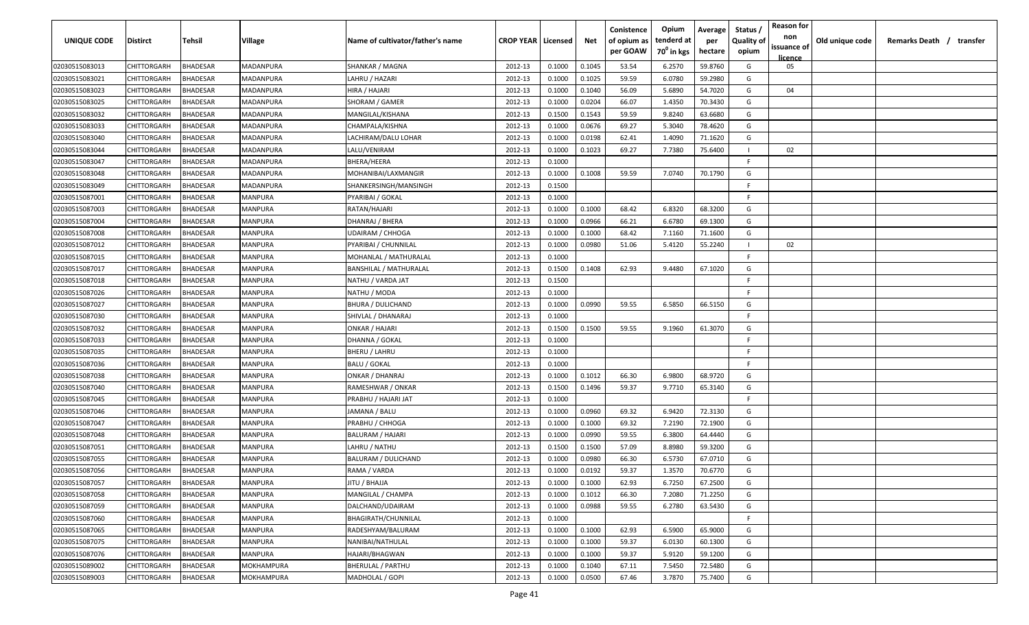| UNIQUE CODE | Distirct | Tehsil | Village | Name of cultivator/father's name | CROP YEAR | Licensed | Net | Conistence of opium as per GOAW | Opium tenderd at 70⁰ in kgs | Average per hectare | Status / Quality of opium | Reason for non issuance of licence | Old unique code | Remarks Death / transfer |
|---|---|---|---|---|---|---|---|---|---|---|---|---|---|---|
| 02030515083013 | CHITTORGARH | BHADESAR | MADANPURA | SHANKAR / MAGNA | 2012-13 | 0.1000 | 0.1045 | 53.54 | 6.2570 | 59.8760 | G | 05 | | |
| 02030515083021 | CHITTORGARH | BHADESAR | MADANPURA | LAHRU / HAZARI | 2012-13 | 0.1000 | 0.1025 | 59.59 | 6.0780 | 59.2980 | G | | | |
| 02030515083023 | CHITTORGARH | BHADESAR | MADANPURA | HIRA / HAJARI | 2012-13 | 0.1000 | 0.1040 | 56.09 | 5.6890 | 54.7020 | G | 04 | | |
| 02030515083025 | CHITTORGARH | BHADESAR | MADANPURA | SHORAM / GAMER | 2012-13 | 0.1000 | 0.0204 | 66.07 | 1.4350 | 70.3430 | G | | | |
| 02030515083032 | CHITTORGARH | BHADESAR | MADANPURA | MANGILAL/KISHANA | 2012-13 | 0.1500 | 0.1543 | 59.59 | 9.8240 | 63.6680 | G | | | |
| 02030515083033 | CHITTORGARH | BHADESAR | MADANPURA | CHAMPALA/KISHNA | 2012-13 | 0.1000 | 0.0676 | 69.27 | 5.3040 | 78.4620 | G | | | |
| 02030515083040 | CHITTORGARH | BHADESAR | MADANPURA | LACHIRAM/DALU LOHAR | 2012-13 | 0.1000 | 0.0198 | 62.41 | 1.4090 | 71.1620 | G | | | |
| 02030515083044 | CHITTORGARH | BHADESAR | MADANPURA | LALU/VENIRAM | 2012-13 | 0.1000 | 0.1023 | 69.27 | 7.7380 | 75.6400 | I | 02 | | |
| 02030515083047 | CHITTORGARH | BHADESAR | MADANPURA | BHERA/HEERA | 2012-13 | 0.1000 | | | | | F | | | |
| 02030515083048 | CHITTORGARH | BHADESAR | MADANPURA | MOHANIBAI/LAXMANGIR | 2012-13 | 0.1000 | 0.1008 | 59.59 | 7.0740 | 70.1790 | G | | | |
| 02030515083049 | CHITTORGARH | BHADESAR | MADANPURA | SHANKERSINGH/MANSINGH | 2012-13 | 0.1500 | | | | | F | | | |
| 02030515087001 | CHITTORGARH | BHADESAR | MANPURA | PYARIBAI / GOKAL | 2012-13 | 0.1000 | | | | | F | | | |
| 02030515087003 | CHITTORGARH | BHADESAR | MANPURA | RATAN/HAJARI | 2012-13 | 0.1000 | 0.1000 | 68.42 | 6.8320 | 68.3200 | G | | | |
| 02030515087004 | CHITTORGARH | BHADESAR | MANPURA | DHANRAJ / BHERA | 2012-13 | 0.1000 | 0.0966 | 66.21 | 6.6780 | 69.1300 | G | | | |
| 02030515087008 | CHITTORGARH | BHADESAR | MANPURA | UDAIRAM / CHHOGA | 2012-13 | 0.1000 | 0.1000 | 68.42 | 7.1160 | 71.1600 | G | | | |
| 02030515087012 | CHITTORGARH | BHADESAR | MANPURA | PYARIBAI / CHUNNILAL | 2012-13 | 0.1000 | 0.0980 | 51.06 | 5.4120 | 55.2240 | I | 02 | | |
| 02030515087015 | CHITTORGARH | BHADESAR | MANPURA | MOHANLAL / MATHURALAL | 2012-13 | 0.1000 | | | | | F | | | |
| 02030515087017 | CHITTORGARH | BHADESAR | MANPURA | BANSHILAL / MATHURALAL | 2012-13 | 0.1500 | 0.1408 | 62.93 | 9.4480 | 67.1020 | G | | | |
| 02030515087018 | CHITTORGARH | BHADESAR | MANPURA | NATHU / VARDA JAT | 2012-13 | 0.1500 | | | | | F | | | |
| 02030515087026 | CHITTORGARH | BHADESAR | MANPURA | NATHU / MODA | 2012-13 | 0.1000 | | | | | F | | | |
| 02030515087027 | CHITTORGARH | BHADESAR | MANPURA | BHURA / DULICHAND | 2012-13 | 0.1000 | 0.0990 | 59.55 | 6.5850 | 66.5150 | G | | | |
| 02030515087030 | CHITTORGARH | BHADESAR | MANPURA | SHIVLAL / DHANARAJ | 2012-13 | 0.1000 | | | | | F | | | |
| 02030515087032 | CHITTORGARH | BHADESAR | MANPURA | ONKAR / HAJARI | 2012-13 | 0.1500 | 0.1500 | 59.55 | 9.1960 | 61.3070 | G | | | |
| 02030515087033 | CHITTORGARH | BHADESAR | MANPURA | DHANNA / GOKAL | 2012-13 | 0.1000 | | | | | F | | | |
| 02030515087035 | CHITTORGARH | BHADESAR | MANPURA | BHERU / LAHRU | 2012-13 | 0.1000 | | | | | F | | | |
| 02030515087036 | CHITTORGARH | BHADESAR | MANPURA | BALU / GOKAL | 2012-13 | 0.1000 | | | | | F | | | |
| 02030515087038 | CHITTORGARH | BHADESAR | MANPURA | ONKAR / DHANRAJ | 2012-13 | 0.1000 | 0.1012 | 66.30 | 6.9800 | 68.9720 | G | | | |
| 02030515087040 | CHITTORGARH | BHADESAR | MANPURA | RAMESHWAR / ONKAR | 2012-13 | 0.1500 | 0.1496 | 59.37 | 9.7710 | 65.3140 | G | | | |
| 02030515087045 | CHITTORGARH | BHADESAR | MANPURA | PRABHU / HAJARI JAT | 2012-13 | 0.1000 | | | | | F | | | |
| 02030515087046 | CHITTORGARH | BHADESAR | MANPURA | JAMANA / BALU | 2012-13 | 0.1000 | 0.0960 | 69.32 | 6.9420 | 72.3130 | G | | | |
| 02030515087047 | CHITTORGARH | BHADESAR | MANPURA | PRABHU / CHHOGA | 2012-13 | 0.1000 | 0.1000 | 69.32 | 7.2190 | 72.1900 | G | | | |
| 02030515087048 | CHITTORGARH | BHADESAR | MANPURA | BALURAM / HAJARI | 2012-13 | 0.1000 | 0.0990 | 59.55 | 6.3800 | 64.4440 | G | | | |
| 02030515087051 | CHITTORGARH | BHADESAR | MANPURA | LAHRU / NATHU | 2012-13 | 0.1500 | 0.1500 | 57.09 | 8.8980 | 59.3200 | G | | | |
| 02030515087055 | CHITTORGARH | BHADESAR | MANPURA | BALURAM / DULICHAND | 2012-13 | 0.1000 | 0.0980 | 66.30 | 6.5730 | 67.0710 | G | | | |
| 02030515087056 | CHITTORGARH | BHADESAR | MANPURA | RAMA / VARDA | 2012-13 | 0.1000 | 0.0192 | 59.37 | 1.3570 | 70.6770 | G | | | |
| 02030515087057 | CHITTORGARH | BHADESAR | MANPURA | JITU / BHAJJA | 2012-13 | 0.1000 | 0.1000 | 62.93 | 6.7250 | 67.2500 | G | | | |
| 02030515087058 | CHITTORGARH | BHADESAR | MANPURA | MANGILAL / CHAMPA | 2012-13 | 0.1000 | 0.1012 | 66.30 | 7.2080 | 71.2250 | G | | | |
| 02030515087059 | CHITTORGARH | BHADESAR | MANPURA | DALCHAND/UDAIRAM | 2012-13 | 0.1000 | 0.0988 | 59.55 | 6.2780 | 63.5430 | G | | | |
| 02030515087060 | CHITTORGARH | BHADESAR | MANPURA | BHAGIRATH/CHUNNILAL | 2012-13 | 0.1000 | | | | | F | | | |
| 02030515087065 | CHITTORGARH | BHADESAR | MANPURA | RADESHYAM/BALURAM | 2012-13 | 0.1000 | 0.1000 | 62.93 | 6.5900 | 65.9000 | G | | | |
| 02030515087075 | CHITTORGARH | BHADESAR | MANPURA | NANIBAI/NATHULAL | 2012-13 | 0.1000 | 0.1000 | 59.37 | 6.0130 | 60.1300 | G | | | |
| 02030515087076 | CHITTORGARH | BHADESAR | MANPURA | HAJARI/BHAGWAN | 2012-13 | 0.1000 | 0.1000 | 59.37 | 5.9120 | 59.1200 | G | | | |
| 02030515089002 | CHITTORGARH | BHADESAR | MOKHAMPURA | BHERULAL / PARTHU | 2012-13 | 0.1000 | 0.1040 | 67.11 | 7.5450 | 72.5480 | G | | | |
| 02030515089003 | CHITTORGARH | BHADESAR | MOKHAMPURA | MADHOLAL / GOPI | 2012-13 | 0.1000 | 0.0500 | 67.46 | 3.7870 | 75.7400 | G | | | |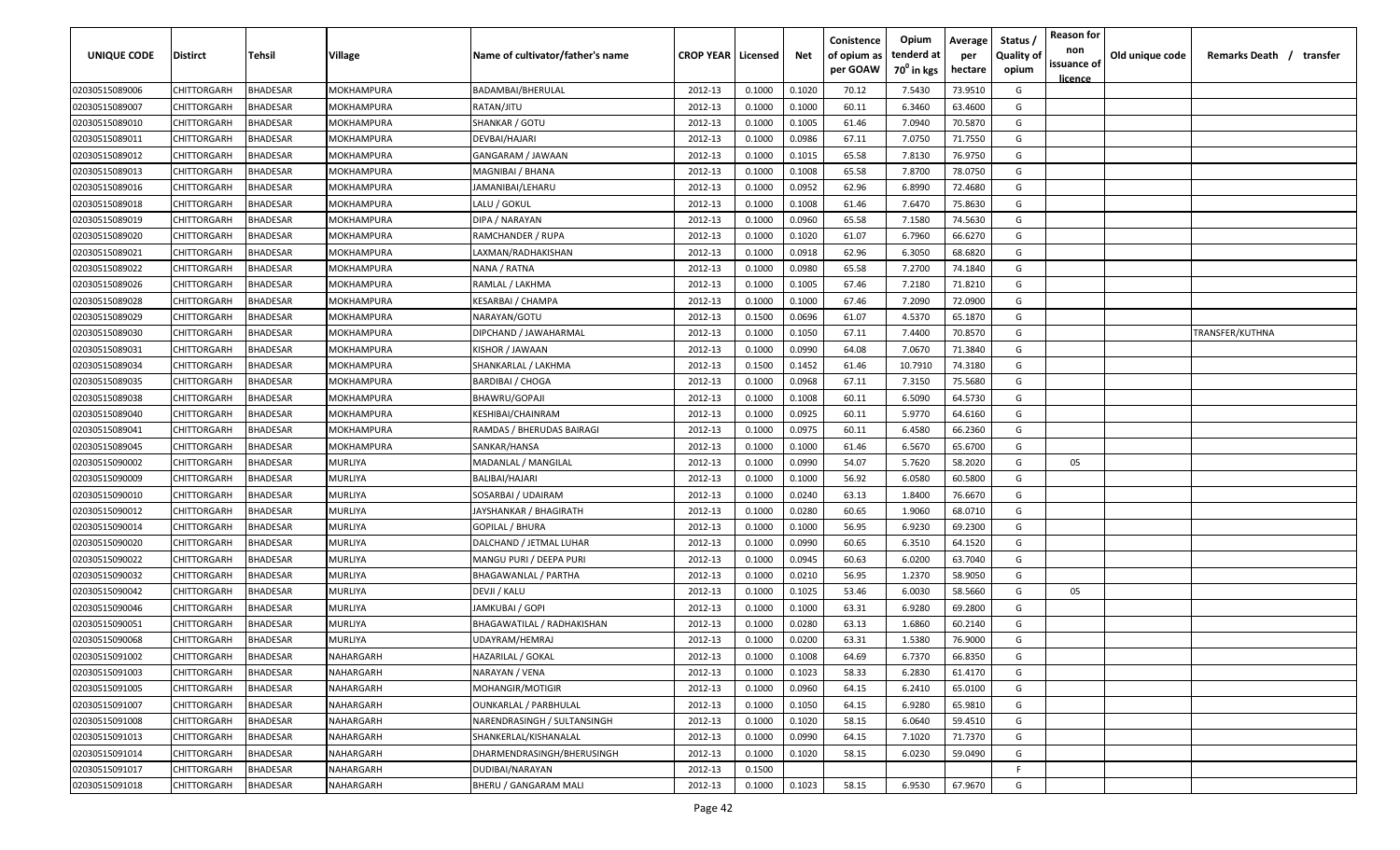| UNIQUE CODE | Distirct | Tehsil | Village | Name of cultivator/father's name | CROP YEAR | Licensed | Net | Conistence of opium as per GOAW | Opium tenderd at 70° in kgs | Average per hectare | Status / Quality of opium | Reason for non issuance of licence | Old unique code | Remarks Death / transfer |
|---|---|---|---|---|---|---|---|---|---|---|---|---|---|---|
| 02030515089006 | CHITTORGARH | BHADESAR | MOKHAMPURA | BADAMBAI/BHERULAL | 2012-13 | 0.1000 | 0.1020 | 70.12 | 7.5430 | 73.9510 | G | | | |
| 02030515089007 | CHITTORGARH | BHADESAR | MOKHAMPURA | RATAN/JITU | 2012-13 | 0.1000 | 0.1000 | 60.11 | 6.3460 | 63.4600 | G | | | |
| 02030515089010 | CHITTORGARH | BHADESAR | MOKHAMPURA | SHANKAR / GOTU | 2012-13 | 0.1000 | 0.1005 | 61.46 | 7.0940 | 70.5870 | G | | | |
| 02030515089011 | CHITTORGARH | BHADESAR | MOKHAMPURA | DEVBAI/HAJARI | 2012-13 | 0.1000 | 0.0986 | 67.11 | 7.0750 | 71.7550 | G | | | |
| 02030515089012 | CHITTORGARH | BHADESAR | MOKHAMPURA | GANGARAM / JAWAAN | 2012-13 | 0.1000 | 0.1015 | 65.58 | 7.8130 | 76.9750 | G | | | |
| 02030515089013 | CHITTORGARH | BHADESAR | MOKHAMPURA | MAGNIBAI / BHANA | 2012-13 | 0.1000 | 0.1008 | 65.58 | 7.8700 | 78.0750 | G | | | |
| 02030515089016 | CHITTORGARH | BHADESAR | MOKHAMPURA | JAMANIBAI/LEHARU | 2012-13 | 0.1000 | 0.0952 | 62.96 | 6.8990 | 72.4680 | G | | | |
| 02030515089018 | CHITTORGARH | BHADESAR | MOKHAMPURA | LALU / GOKUL | 2012-13 | 0.1000 | 0.1008 | 61.46 | 7.6470 | 75.8630 | G | | | |
| 02030515089019 | CHITTORGARH | BHADESAR | MOKHAMPURA | DIPA / NARAYAN | 2012-13 | 0.1000 | 0.0960 | 65.58 | 7.1580 | 74.5630 | G | | | |
| 02030515089020 | CHITTORGARH | BHADESAR | MOKHAMPURA | RAMCHANDER / RUPA | 2012-13 | 0.1000 | 0.1020 | 61.07 | 6.7960 | 66.6270 | G | | | |
| 02030515089021 | CHITTORGARH | BHADESAR | MOKHAMPURA | LAXMAN/RADHAKISHAN | 2012-13 | 0.1000 | 0.0918 | 62.96 | 6.3050 | 68.6820 | G | | | |
| 02030515089022 | CHITTORGARH | BHADESAR | MOKHAMPURA | NANA / RATNA | 2012-13 | 0.1000 | 0.0980 | 65.58 | 7.2700 | 74.1840 | G | | | |
| 02030515089026 | CHITTORGARH | BHADESAR | MOKHAMPURA | RAMLAL / LAKHMA | 2012-13 | 0.1000 | 0.1005 | 67.46 | 7.2180 | 71.8210 | G | | | |
| 02030515089028 | CHITTORGARH | BHADESAR | MOKHAMPURA | KESARBAI / CHAMPA | 2012-13 | 0.1000 | 0.1000 | 67.46 | 7.2090 | 72.0900 | G | | | |
| 02030515089029 | CHITTORGARH | BHADESAR | MOKHAMPURA | NARAYAN/GOTU | 2012-13 | 0.1500 | 0.0696 | 61.07 | 4.5370 | 65.1870 | G | | | |
| 02030515089030 | CHITTORGARH | BHADESAR | MOKHAMPURA | DIPCHAND / JAWAHARMAL | 2012-13 | 0.1000 | 0.1050 | 67.11 | 7.4400 | 70.8570 | G | | | TRANSFER/KUTHNA |
| 02030515089031 | CHITTORGARH | BHADESAR | MOKHAMPURA | KISHOR / JAWAAN | 2012-13 | 0.1000 | 0.0990 | 64.08 | 7.0670 | 71.3840 | G | | | |
| 02030515089034 | CHITTORGARH | BHADESAR | MOKHAMPURA | SHANKARLAL / LAKHMA | 2012-13 | 0.1500 | 0.1452 | 61.46 | 10.7910 | 74.3180 | G | | | |
| 02030515089035 | CHITTORGARH | BHADESAR | MOKHAMPURA | BARDIBAI / CHOGA | 2012-13 | 0.1000 | 0.0968 | 67.11 | 7.3150 | 75.5680 | G | | | |
| 02030515089038 | CHITTORGARH | BHADESAR | MOKHAMPURA | BHAWRU/GOPAJI | 2012-13 | 0.1000 | 0.1008 | 60.11 | 6.5090 | 64.5730 | G | | | |
| 02030515089040 | CHITTORGARH | BHADESAR | MOKHAMPURA | KESHIBAI/CHAINRAM | 2012-13 | 0.1000 | 0.0925 | 60.11 | 5.9770 | 64.6160 | G | | | |
| 02030515089041 | CHITTORGARH | BHADESAR | MOKHAMPURA | RAMDAS / BHERUDAS BAIRAGI | 2012-13 | 0.1000 | 0.0975 | 60.11 | 6.4580 | 66.2360 | G | | | |
| 02030515089045 | CHITTORGARH | BHADESAR | MOKHAMPURA | SANKAR/HANSA | 2012-13 | 0.1000 | 0.1000 | 61.46 | 6.5670 | 65.6700 | G | | | |
| 02030515090002 | CHITTORGARH | BHADESAR | MURLIYA | MADANLAL / MANGILAL | 2012-13 | 0.1000 | 0.0990 | 54.07 | 5.7620 | 58.2020 | G | 05 | | |
| 02030515090009 | CHITTORGARH | BHADESAR | MURLIYA | BALIBAI/HAJARI | 2012-13 | 0.1000 | 0.1000 | 56.92 | 6.0580 | 60.5800 | G | | | |
| 02030515090010 | CHITTORGARH | BHADESAR | MURLIYA | SOSARBAI / UDAIRAM | 2012-13 | 0.1000 | 0.0240 | 63.13 | 1.8400 | 76.6670 | G | | | |
| 02030515090012 | CHITTORGARH | BHADESAR | MURLIYA | JAYSHANKAR / BHAGIRATH | 2012-13 | 0.1000 | 0.0280 | 60.65 | 1.9060 | 68.0710 | G | | | |
| 02030515090014 | CHITTORGARH | BHADESAR | MURLIYA | GOPILAL / BHURA | 2012-13 | 0.1000 | 0.1000 | 56.95 | 6.9230 | 69.2300 | G | | | |
| 02030515090020 | CHITTORGARH | BHADESAR | MURLIYA | DALCHAND / JETMAL LUHAR | 2012-13 | 0.1000 | 0.0990 | 60.65 | 6.3510 | 64.1520 | G | | | |
| 02030515090022 | CHITTORGARH | BHADESAR | MURLIYA | MANGU PURI / DEEPA PURI | 2012-13 | 0.1000 | 0.0945 | 60.63 | 6.0200 | 63.7040 | G | | | |
| 02030515090032 | CHITTORGARH | BHADESAR | MURLIYA | BHAGAWANLAL / PARTHA | 2012-13 | 0.1000 | 0.0210 | 56.95 | 1.2370 | 58.9050 | G | | | |
| 02030515090042 | CHITTORGARH | BHADESAR | MURLIYA | DEVJI / KALU | 2012-13 | 0.1000 | 0.1025 | 53.46 | 6.0030 | 58.5660 | G | 05 | | |
| 02030515090046 | CHITTORGARH | BHADESAR | MURLIYA | JAMKUBAI / GOPI | 2012-13 | 0.1000 | 0.1000 | 63.31 | 6.9280 | 69.2800 | G | | | |
| 02030515090051 | CHITTORGARH | BHADESAR | MURLIYA | BHAGAWATILAL / RADHAKISHAN | 2012-13 | 0.1000 | 0.0280 | 63.13 | 1.6860 | 60.2140 | G | | | |
| 02030515090068 | CHITTORGARH | BHADESAR | MURLIYA | UDAYRAM/HEMRAJ | 2012-13 | 0.1000 | 0.0200 | 63.31 | 1.5380 | 76.9000 | G | | | |
| 02030515091002 | CHITTORGARH | BHADESAR | NAHARGARH | HAZARILAL / GOKAL | 2012-13 | 0.1000 | 0.1008 | 64.69 | 6.7370 | 66.8350 | G | | | |
| 02030515091003 | CHITTORGARH | BHADESAR | NAHARGARH | NARAYAN / VENA | 2012-13 | 0.1000 | 0.1023 | 58.33 | 6.2830 | 61.4170 | G | | | |
| 02030515091005 | CHITTORGARH | BHADESAR | NAHARGARH | MOHANGIR/MOTIGIR | 2012-13 | 0.1000 | 0.0960 | 64.15 | 6.2410 | 65.0100 | G | | | |
| 02030515091007 | CHITTORGARH | BHADESAR | NAHARGARH | OUNKARLAL / PARBHULAL | 2012-13 | 0.1000 | 0.1050 | 64.15 | 6.9280 | 65.9810 | G | | | |
| 02030515091008 | CHITTORGARH | BHADESAR | NAHARGARH | NARENDRASINGH / SULTANSINGH | 2012-13 | 0.1000 | 0.1020 | 58.15 | 6.0640 | 59.4510 | G | | | |
| 02030515091013 | CHITTORGARH | BHADESAR | NAHARGARH | SHANKERLAL/KISHANALAL | 2012-13 | 0.1000 | 0.0990 | 64.15 | 7.1020 | 71.7370 | G | | | |
| 02030515091014 | CHITTORGARH | BHADESAR | NAHARGARH | DHARMENDRASINGH/BHERUSINGH | 2012-13 | 0.1000 | 0.1020 | 58.15 | 6.0230 | 59.0490 | G | | | |
| 02030515091017 | CHITTORGARH | BHADESAR | NAHARGARH | DUDIBAI/NARAYAN | 2012-13 | 0.1500 | | | | | F | | | |
| 02030515091018 | CHITTORGARH | BHADESAR | NAHARGARH | BHERU / GANGARAM MALI | 2012-13 | 0.1000 | 0.1023 | 58.15 | 6.9530 | 67.9670 | G | | | |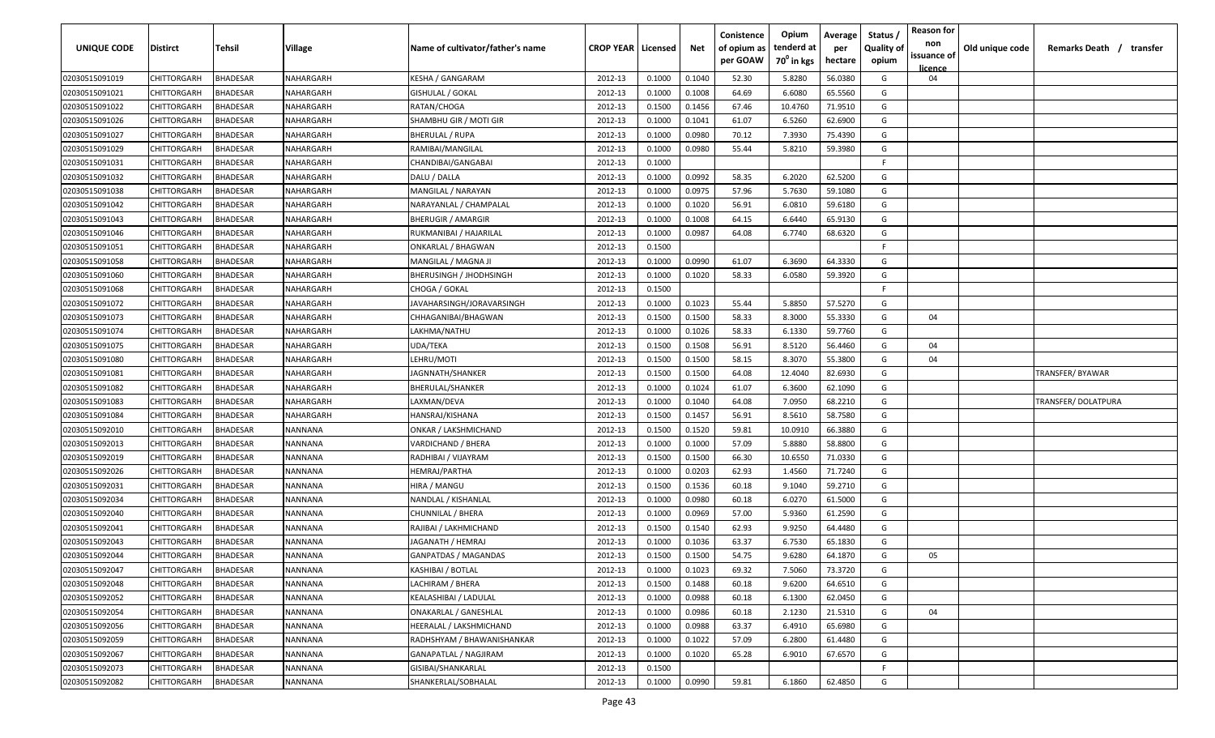| UNIQUE CODE | Distirct | Tehsil | Village | Name of cultivator/father's name | CROP YEAR | Licensed | Net | Conistence of opium as per GOAW | Opium tenderd at 70⁰ in kgs | Average per hectare | Status / Quality of opium | Reason for non issuance of licence | Old unique code | Remarks Death / transfer |
|---|---|---|---|---|---|---|---|---|---|---|---|---|---|---|
| 02030515091019 | CHITTORGARH | BHADESAR | NAHARGARH | KESHA / GANGARAM | 2012-13 | 0.1000 | 0.1040 | 52.30 | 5.8280 | 56.0380 | G | 04 | | |
| 02030515091021 | CHITTORGARH | BHADESAR | NAHARGARH | GISHULAL / GOKAL | 2012-13 | 0.1000 | 0.1008 | 64.69 | 6.6080 | 65.5560 | G | | | |
| 02030515091022 | CHITTORGARH | BHADESAR | NAHARGARH | RATAN/CHOGA | 2012-13 | 0.1500 | 0.1456 | 67.46 | 10.4760 | 71.9510 | G | | | |
| 02030515091026 | CHITTORGARH | BHADESAR | NAHARGARH | SHAMBHU GIR / MOTI GIR | 2012-13 | 0.1000 | 0.1041 | 61.07 | 6.5260 | 62.6900 | G | | | |
| 02030515091027 | CHITTORGARH | BHADESAR | NAHARGARH | BHERULAL / RUPA | 2012-13 | 0.1000 | 0.0980 | 70.12 | 7.3930 | 75.4390 | G | | | |
| 02030515091029 | CHITTORGARH | BHADESAR | NAHARGARH | RAMIBAI/MANGILAL | 2012-13 | 0.1000 | 0.0980 | 55.44 | 5.8210 | 59.3980 | G | | | |
| 02030515091031 | CHITTORGARH | BHADESAR | NAHARGARH | CHANDIBAI/GANGABAI | 2012-13 | 0.1000 | | | | | F | | | |
| 02030515091032 | CHITTORGARH | BHADESAR | NAHARGARH | DALU / DALLA | 2012-13 | 0.1000 | 0.0992 | 58.35 | 6.2020 | 62.5200 | G | | | |
| 02030515091038 | CHITTORGARH | BHADESAR | NAHARGARH | MANGILAL / NARAYAN | 2012-13 | 0.1000 | 0.0975 | 57.96 | 5.7630 | 59.1080 | G | | | |
| 02030515091042 | CHITTORGARH | BHADESAR | NAHARGARH | NARAYANLAL / CHAMPALAL | 2012-13 | 0.1000 | 0.1020 | 56.91 | 6.0810 | 59.6180 | G | | | |
| 02030515091043 | CHITTORGARH | BHADESAR | NAHARGARH | BHERUGIR / AMARGIR | 2012-13 | 0.1000 | 0.1008 | 64.15 | 6.6440 | 65.9130 | G | | | |
| 02030515091046 | CHITTORGARH | BHADESAR | NAHARGARH | RUKMANIBAI / HAJARILAL | 2012-13 | 0.1000 | 0.0987 | 64.08 | 6.7740 | 68.6320 | G | | | |
| 02030515091051 | CHITTORGARH | BHADESAR | NAHARGARH | ONKARLAL / BHAGWAN | 2012-13 | 0.1500 | | | | | F | | | |
| 02030515091058 | CHITTORGARH | BHADESAR | NAHARGARH | MANGILAL / MAGNA JI | 2012-13 | 0.1000 | 0.0990 | 61.07 | 6.3690 | 64.3330 | G | | | |
| 02030515091060 | CHITTORGARH | BHADESAR | NAHARGARH | BHERUSINGH / JHODHSINGH | 2012-13 | 0.1000 | 0.1020 | 58.33 | 6.0580 | 59.3920 | G | | | |
| 02030515091068 | CHITTORGARH | BHADESAR | NAHARGARH | CHOGA / GOKAL | 2012-13 | 0.1500 | | | | | F | | | |
| 02030515091072 | CHITTORGARH | BHADESAR | NAHARGARH | JAVAHARSINGH/JORAVARSINGH | 2012-13 | 0.1000 | 0.1023 | 55.44 | 5.8850 | 57.5270 | G | | | |
| 02030515091073 | CHITTORGARH | BHADESAR | NAHARGARH | CHHAGANIBAI/BHAGWAN | 2012-13 | 0.1500 | 0.1500 | 58.33 | 8.3000 | 55.3330 | G | 04 | | |
| 02030515091074 | CHITTORGARH | BHADESAR | NAHARGARH | LAKHMA/NATHU | 2012-13 | 0.1000 | 0.1026 | 58.33 | 6.1330 | 59.7760 | G | | | |
| 02030515091075 | CHITTORGARH | BHADESAR | NAHARGARH | UDA/TEKA | 2012-13 | 0.1500 | 0.1508 | 56.91 | 8.5120 | 56.4460 | G | 04 | | |
| 02030515091080 | CHITTORGARH | BHADESAR | NAHARGARH | LEHRU/MOTI | 2012-13 | 0.1500 | 0.1500 | 58.15 | 8.3070 | 55.3800 | G | 04 | | |
| 02030515091081 | CHITTORGARH | BHADESAR | NAHARGARH | JAGNNATH/SHANKER | 2012-13 | 0.1500 | 0.1500 | 64.08 | 12.4040 | 82.6930 | G | | | TRANSFER/ BYAWAR |
| 02030515091082 | CHITTORGARH | BHADESAR | NAHARGARH | BHERULAL/SHANKER | 2012-13 | 0.1000 | 0.1024 | 61.07 | 6.3600 | 62.1090 | G | | | |
| 02030515091083 | CHITTORGARH | BHADESAR | NAHARGARH | LAXMAN/DEVA | 2012-13 | 0.1000 | 0.1040 | 64.08 | 7.0950 | 68.2210 | G | | | TRANSFER/ DOLATPURA |
| 02030515091084 | CHITTORGARH | BHADESAR | NAHARGARH | HANSRAJ/KISHANA | 2012-13 | 0.1500 | 0.1457 | 56.91 | 8.5610 | 58.7580 | G | | | |
| 02030515092010 | CHITTORGARH | BHADESAR | NANNANA | ONKAR / LAKSHMICHAND | 2012-13 | 0.1500 | 0.1520 | 59.81 | 10.0910 | 66.3880 | G | | | |
| 02030515092013 | CHITTORGARH | BHADESAR | NANNANA | VARDICHAND / BHERA | 2012-13 | 0.1000 | 0.1000 | 57.09 | 5.8880 | 58.8800 | G | | | |
| 02030515092019 | CHITTORGARH | BHADESAR | NANNANA | RADHIBAI / VIJAYRAM | 2012-13 | 0.1500 | 0.1500 | 66.30 | 10.6550 | 71.0330 | G | | | |
| 02030515092026 | CHITTORGARH | BHADESAR | NANNANA | HEMRAJ/PARTHA | 2012-13 | 0.1000 | 0.0203 | 62.93 | 1.4560 | 71.7240 | G | | | |
| 02030515092031 | CHITTORGARH | BHADESAR | NANNANA | HIRA / MANGU | 2012-13 | 0.1500 | 0.1536 | 60.18 | 9.1040 | 59.2710 | G | | | |
| 02030515092034 | CHITTORGARH | BHADESAR | NANNANA | NANDLAL / KISHANLAL | 2012-13 | 0.1000 | 0.0980 | 60.18 | 6.0270 | 61.5000 | G | | | |
| 02030515092040 | CHITTORGARH | BHADESAR | NANNANA | CHUNNILAL / BHERA | 2012-13 | 0.1000 | 0.0969 | 57.00 | 5.9360 | 61.2590 | G | | | |
| 02030515092041 | CHITTORGARH | BHADESAR | NANNANA | RAJIBAI / LAKHMICHAND | 2012-13 | 0.1500 | 0.1540 | 62.93 | 9.9250 | 64.4480 | G | | | |
| 02030515092043 | CHITTORGARH | BHADESAR | NANNANA | JAGANATH / HEMRAJ | 2012-13 | 0.1000 | 0.1036 | 63.37 | 6.7530 | 65.1830 | G | | | |
| 02030515092044 | CHITTORGARH | BHADESAR | NANNANA | GANPATDAS / MAGANDAS | 2012-13 | 0.1500 | 0.1500 | 54.75 | 9.6280 | 64.1870 | G | 05 | | |
| 02030515092047 | CHITTORGARH | BHADESAR | NANNANA | KASHIBAI / BOTLAL | 2012-13 | 0.1000 | 0.1023 | 69.32 | 7.5060 | 73.3720 | G | | | |
| 02030515092048 | CHITTORGARH | BHADESAR | NANNANA | LACHIRAM / BHERA | 2012-13 | 0.1500 | 0.1488 | 60.18 | 9.6200 | 64.6510 | G | | | |
| 02030515092052 | CHITTORGARH | BHADESAR | NANNANA | KEALASHIBAI / LADULAL | 2012-13 | 0.1000 | 0.0988 | 60.18 | 6.1300 | 62.0450 | G | | | |
| 02030515092054 | CHITTORGARH | BHADESAR | NANNANA | ONAKARLAL / GANESHLAL | 2012-13 | 0.1000 | 0.0986 | 60.18 | 2.1230 | 21.5310 | G | 04 | | |
| 02030515092056 | CHITTORGARH | BHADESAR | NANNANA | HEERALAL / LAKSHMICHAND | 2012-13 | 0.1000 | 0.0988 | 63.37 | 6.4910 | 65.6980 | G | | | |
| 02030515092059 | CHITTORGARH | BHADESAR | NANNANA | RADHSHYAM / BHAWANISHANKAR | 2012-13 | 0.1000 | 0.1022 | 57.09 | 6.2800 | 61.4480 | G | | | |
| 02030515092067 | CHITTORGARH | BHADESAR | NANNANA | GANAPATLAL / NAGJIRAM | 2012-13 | 0.1000 | 0.1020 | 65.28 | 6.9010 | 67.6570 | G | | | |
| 02030515092073 | CHITTORGARH | BHADESAR | NANNANA | GISIBAI/SHANKARLAL | 2012-13 | 0.1500 | | | | | F | | | |
| 02030515092082 | CHITTORGARH | BHADESAR | NANNANA | SHANKERLAL/SOBHALAL | 2012-13 | 0.1000 | 0.0990 | 59.81 | 6.1860 | 62.4850 | G | | | |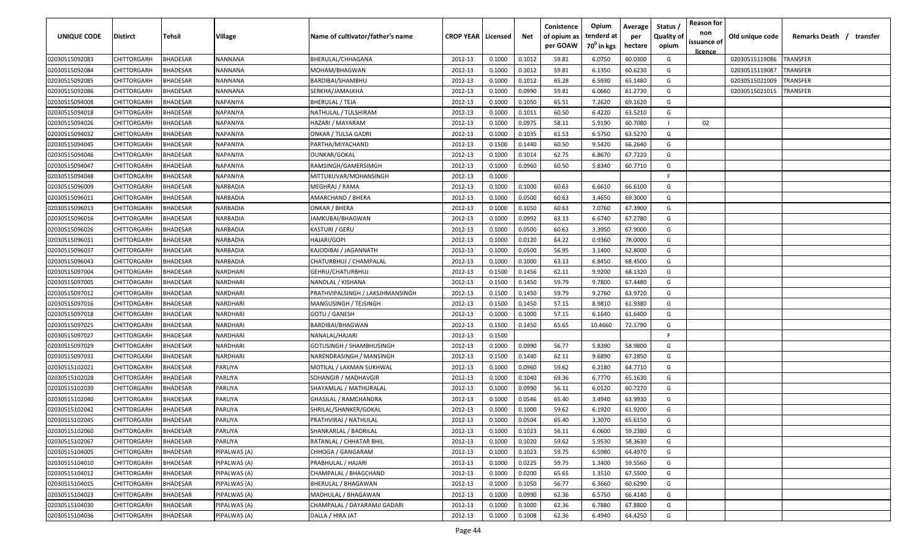| UNIQUE CODE | Distirct | Tehsil | Village | Name of cultivator/father's name | CROP YEAR | Licensed | Net | Conistence of opium as per GOAW | Opium tenderd at 70° in kgs | Average per hectare | Status / Quality of opium | Reason for non issuance of licence | Old unique code | Remarks Death / transfer |
|---|---|---|---|---|---|---|---|---|---|---|---|---|---|---|
| 02030515092083 | CHITTORGARH | BHADESAR | NANNANA | BHERULAL/CHHAGANA | 2012-13 | 0.1000 | 0.1012 | 59.81 | 6.0750 | 60.0300 | G | | 02030515119086 | TRANSFER |
| 02030515092084 | CHITTORGARH | BHADESAR | NANNANA | MOHAM/BHAGWAN | 2012-13 | 0.1000 | 0.1012 | 59.81 | 6.1350 | 60.6230 | G | | 02030515119087 | TRANSFER |
| 02030515092085 | CHITTORGARH | BHADESAR | NANNANA | BARDIBAI/SHAMBHU | 2012-13 | 0.1000 | 0.1012 | 65.28 | 6.5930 | 65.1480 | G | | 02030515021009 | TRANSFER |
| 02030515092086 | CHITTORGARH | BHADESAR | NANNANA | SERKHA/JAMALKHA | 2012-13 | 0.1000 | 0.0990 | 59.81 | 6.0660 | 61.2730 | G | | 02030515021015 | TRANSFER |
| 02030515094008 | CHITTORGARH | BHADESAR | NAPANIYA | BHERULAL / TEJA | 2012-13 | 0.1000 | 0.1050 | 65.51 | 7.2620 | 69.1620 | G | | | |
| 02030515094018 | CHITTORGARH | BHADESAR | NAPANIYA | NATHULAL / TULSHIRAM | 2012-13 | 0.1000 | 0.1011 | 60.50 | 6.4220 | 63.5210 | G | | | |
| 02030515094026 | CHITTORGARH | BHADESAR | NAPANIYA | HAZARI / MAYARAM | 2012-13 | 0.1000 | 0.0975 | 58.11 | 5.9190 | 60.7080 | I | 02 | | |
| 02030515094032 | CHITTORGARH | BHADESAR | NAPANIYA | ONKAR / TULSA GADRI | 2012-13 | 0.1000 | 0.1035 | 61.53 | 6.5750 | 63.5270 | G | | | |
| 02030515094045 | CHITTORGARH | BHADESAR | NAPANIYA | PARTHA/MIYACHAND | 2012-13 | 0.1500 | 0.1440 | 60.50 | 9.5420 | 66.2640 | G | | | |
| 02030515094046 | CHITTORGARH | BHADESAR | NAPANIYA | OUNKAR/GOKAL | 2012-13 | 0.1000 | 0.1014 | 62.75 | 6.8670 | 67.7220 | G | | | |
| 02030515094047 | CHITTORGARH | BHADESAR | NAPANIYA | RAMSINGH/GAMERSIMGH | 2012-13 | 0.1000 | 0.0960 | 60.50 | 5.8340 | 60.7710 | G | | | |
| 02030515094048 | CHITTORGARH | BHADESAR | NAPANIYA | MITTUKUVAR/MOHANSINGH | 2012-13 | 0.1000 | | | | | F | | | |
| 02030515096009 | CHITTORGARH | BHADESAR | NARBADIA | MEGHRAJ / RAMA | 2012-13 | 0.1000 | 0.1000 | 60.63 | 6.6610 | 66.6100 | G | | | |
| 02030515096011 | CHITTORGARH | BHADESAR | NARBADIA | AMARCHAND / BHERA | 2012-13 | 0.1000 | 0.0500 | 60.63 | 3.4650 | 69.3000 | G | | | |
| 02030515096013 | CHITTORGARH | BHADESAR | NARBADIA | ONKAR / BHERA | 2012-13 | 0.1000 | 0.1050 | 60.63 | 7.0760 | 67.3900 | G | | | |
| 02030515096016 | CHITTORGARH | BHADESAR | NARBADIA | JAMKUBAI/BHAGWAN | 2012-13 | 0.1000 | 0.0992 | 63.13 | 6.6740 | 67.2780 | G | | | |
| 02030515096026 | CHITTORGARH | BHADESAR | NARBADIA | KASTURI / GERU | 2012-13 | 0.1000 | 0.0500 | 60.63 | 3.3950 | 67.9000 | G | | | |
| 02030515096031 | CHITTORGARH | BHADESAR | NARBADIA | HAJARI/GOPI | 2012-13 | 0.1000 | 0.0120 | 64.22 | 0.9360 | 78.0000 | G | | | |
| 02030515096037 | CHITTORGARH | BHADESAR | NARBADIA | KAJODIBAI / JAGANNATH | 2012-13 | 0.1000 | 0.0500 | 56.95 | 3.1400 | 62.8000 | G | | | |
| 02030515096043 | CHITTORGARH | BHADESAR | NARBADIA | CHATURBHUJ / CHAMPALAL | 2012-13 | 0.1000 | 0.1000 | 63.13 | 6.8450 | 68.4500 | G | | | |
| 02030515097004 | CHITTORGARH | BHADESAR | NARDHARI | GEHRU/CHATURBHUJ | 2012-13 | 0.1500 | 0.1456 | 62.11 | 9.9200 | 68.1320 | G | | | |
| 02030515097005 | CHITTORGARH | BHADESAR | NARDHARI | NANDLAL / KISHANA | 2012-13 | 0.1500 | 0.1450 | 59.79 | 9.7800 | 67.4480 | G | | | |
| 02030515097012 | CHITTORGARH | BHADESAR | NARDHARI | PRATHVIPALSINGH / LAKSJHMANSINGH | 2012-13 | 0.1500 | 0.1450 | 59.79 | 9.2760 | 63.9720 | G | | | |
| 02030515097016 | CHITTORGARH | BHADESAR | NARDHARI | MANGUSINGH / TEJSINGH | 2012-13 | 0.1500 | 0.1450 | 57.15 | 8.9810 | 61.9380 | G | | | |
| 02030515097018 | CHITTORGARH | BHADESAR | NARDHARI | GOTU / GANESH | 2012-13 | 0.1000 | 0.1000 | 57.15 | 6.1640 | 61.6400 | G | | | |
| 02030515097025 | CHITTORGARH | BHADESAR | NARDHARI | BARDIBAI/BHAGWAN | 2012-13 | 0.1500 | 0.1450 | 65.65 | 10.4660 | 72.1790 | G | | | |
| 02030515097027 | CHITTORGARH | BHADESAR | NARDHARI | NANALAL/HAJARI | 2012-13 | 0.1500 | | | | | F | | | |
| 02030515097029 | CHITTORGARH | BHADESAR | NARDHARI | GOTUSINGH / SHAMBHUSINGH | 2012-13 | 0.1000 | 0.0990 | 56.77 | 5.8390 | 58.9800 | G | | | |
| 02030515097031 | CHITTORGARH | BHADESAR | NARDHARI | NARENDRASINGH / MANSINGH | 2012-13 | 0.1500 | 0.1440 | 62.11 | 9.6890 | 67.2850 | G | | | |
| 02030515102021 | CHITTORGARH | BHADESAR | PARLIYA | MOTILAL / LAXMAN SUKHWAL | 2012-13 | 0.1000 | 0.0960 | 59.62 | 6.2180 | 64.7710 | G | | | |
| 02030515102028 | CHITTORGARH | BHADESAR | PARLIYA | SOHANGIR / MADHAVGIR | 2012-13 | 0.1000 | 0.1040 | 69.36 | 6.7770 | 65.1630 | G | | | |
| 02030515102039 | CHITTORGARH | BHADESAR | PARLIYA | SHAYAMLAL / MATHURALAL | 2012-13 | 0.1000 | 0.0990 | 56.11 | 6.0120 | 60.7270 | G | | | |
| 02030515102040 | CHITTORGARH | BHADESAR | PARLIYA | GHASILAL / RAMCHANDRA | 2012-13 | 0.1000 | 0.0546 | 65.40 | 3.4940 | 63.9930 | G | | | |
| 02030515102042 | CHITTORGARH | BHADESAR | PARLIYA | SHRILAL/SHANKER/GOKAL | 2012-13 | 0.1000 | 0.1000 | 59.62 | 6.1920 | 61.9200 | G | | | |
| 02030515102045 | CHITTORGARH | BHADESAR | PARLIYA | PRATHVIRAJ / NATHULAL | 2012-13 | 0.1000 | 0.0504 | 65.40 | 3.3070 | 65.6150 | G | | | |
| 02030515102060 | CHITTORGARH | BHADESAR | PARLIYA | SHANKARLAL / BADRILAL | 2012-13 | 0.1000 | 0.1023 | 56.11 | 6.0600 | 59.2380 | G | | | |
| 02030515102067 | CHITTORGARH | BHADESAR | PARLIYA | RATANLAL / CHHATAR BHIL | 2012-13 | 0.1000 | 0.1020 | 59.62 | 5.9530 | 58.3630 | G | | | |
| 02030515104005 | CHITTORGARH | BHADESAR | PIPALWAS (A) | CHHOGA / GANGARAM | 2012-13 | 0.1000 | 0.1023 | 59.75 | 6.5980 | 64.4970 | G | | | |
| 02030515104010 | CHITTORGARH | BHADESAR | PIPALWAS (A) | PRABHULAL / HAJARI | 2012-13 | 0.1000 | 0.0225 | 59.75 | 1.3400 | 59.5560 | G | | | |
| 02030515104012 | CHITTORGARH | BHADESAR | PIPALWAS (A) | CHAMPALAL / BHAGCHAND | 2012-13 | 0.1000 | 0.0200 | 65.65 | 1.3510 | 67.5500 | G | | | |
| 02030515104015 | CHITTORGARH | BHADESAR | PIPALWAS (A) | BHERULAL / BHAGAWAN | 2012-13 | 0.1000 | 0.1050 | 56.77 | 6.3660 | 60.6290 | G | | | |
| 02030515104023 | CHITTORGARH | BHADESAR | PIPALWAS (A) | MADHULAL / BHAGAWAN | 2012-13 | 0.1000 | 0.0990 | 62.36 | 6.5750 | 66.4140 | G | | | |
| 02030515104030 | CHITTORGARH | BHADESAR | PIPALWAS (A) | CHAMPALAL / DAYARAMJI GADARI | 2012-13 | 0.1000 | 0.1000 | 62.36 | 6.7880 | 67.8800 | G | | | |
| 02030515104036 | CHITTORGARH | BHADESAR | PIPALWAS (A) | DALLA / HIRA JAT | 2012-13 | 0.1000 | 0.1008 | 62.36 | 6.4940 | 64.4250 | G | | | |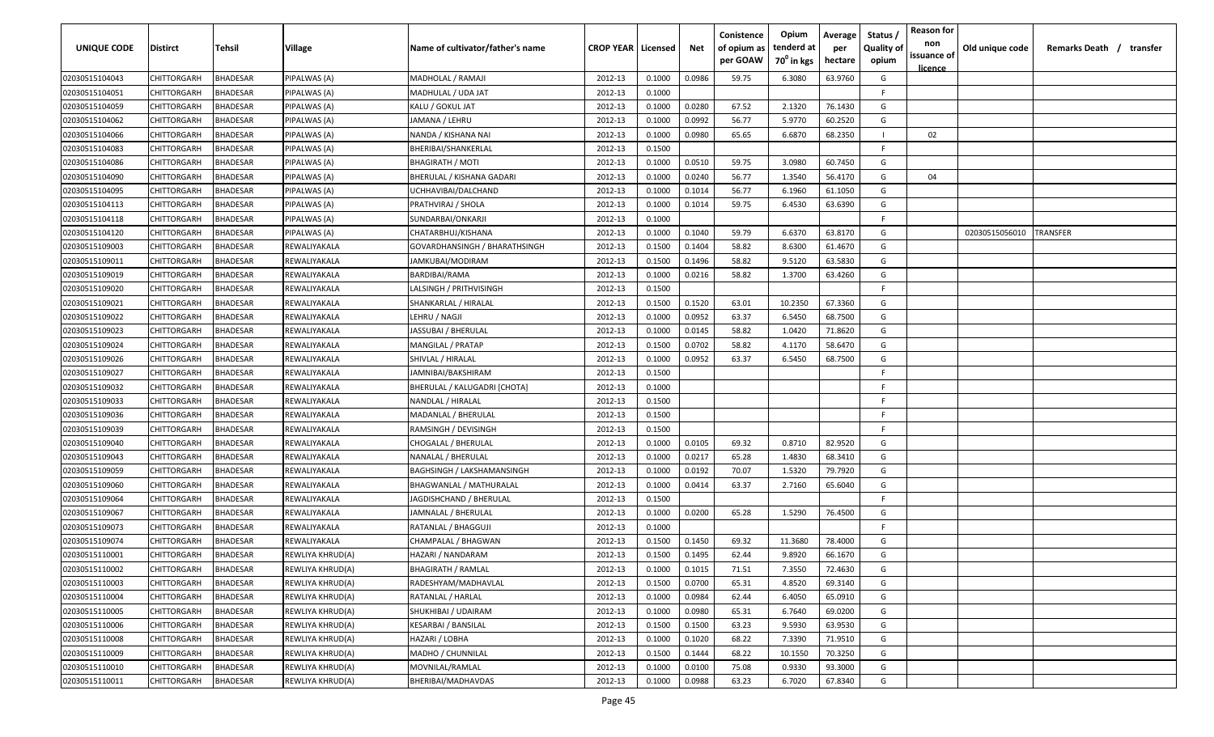| UNIQUE CODE | Distirct | Tehsil | Village | Name of cultivator/father's name | CROP YEAR | Licensed | Net | Conistence of opium as per GOAW | Opium tenderd at 70° in kgs | Average per hectare | Status / Quality of opium | Reason for non issuance of licence | Old unique code | Remarks Death / transfer |
|---|---|---|---|---|---|---|---|---|---|---|---|---|---|---|
| 02030515104043 | CHITTORGARH | BHADESAR | PIPALWAS (A) | MADHOLAL / RAMAJI | 2012-13 | 0.1000 | 0.0986 | 59.75 | 6.3080 | 63.9760 | G | | | |
| 02030515104051 | CHITTORGARH | BHADESAR | PIPALWAS (A) | MADHULAL / UDA JAT | 2012-13 | 0.1000 | | | | | F | | | |
| 02030515104059 | CHITTORGARH | BHADESAR | PIPALWAS (A) | KALU / GOKUL JAT | 2012-13 | 0.1000 | 0.0280 | 67.52 | 2.1320 | 76.1430 | G | | | |
| 02030515104062 | CHITTORGARH | BHADESAR | PIPALWAS (A) | JAMANA / LEHRU | 2012-13 | 0.1000 | 0.0992 | 56.77 | 5.9770 | 60.2520 | G | | | |
| 02030515104066 | CHITTORGARH | BHADESAR | PIPALWAS (A) | NANDA / KISHANA NAI | 2012-13 | 0.1000 | 0.0980 | 65.65 | 6.6870 | 68.2350 | I | 02 | | |
| 02030515104083 | CHITTORGARH | BHADESAR | PIPALWAS (A) | BHERIBAI/SHANKERLAL | 2012-13 | 0.1500 | | | | | F | | | |
| 02030515104086 | CHITTORGARH | BHADESAR | PIPALWAS (A) | BHAGIRATH / MOTI | 2012-13 | 0.1000 | 0.0510 | 59.75 | 3.0980 | 60.7450 | G | | | |
| 02030515104090 | CHITTORGARH | BHADESAR | PIPALWAS (A) | BHERULAL / KISHANA GADARI | 2012-13 | 0.1000 | 0.0240 | 56.77 | 1.3540 | 56.4170 | G | 04 | | |
| 02030515104095 | CHITTORGARH | BHADESAR | PIPALWAS (A) | UCHHAVIBAI/DALCHAND | 2012-13 | 0.1000 | 0.1014 | 56.77 | 6.1960 | 61.1050 | G | | | |
| 02030515104113 | CHITTORGARH | BHADESAR | PIPALWAS (A) | PRATHVIRAJ / SHOLA | 2012-13 | 0.1000 | 0.1014 | 59.75 | 6.4530 | 63.6390 | G | | | |
| 02030515104118 | CHITTORGARH | BHADESAR | PIPALWAS (A) | SUNDARBAI/ONKARJI | 2012-13 | 0.1000 | | | | | F | | | |
| 02030515104120 | CHITTORGARH | BHADESAR | PIPALWAS (A) | CHATARBHUJ/KISHANA | 2012-13 | 0.1000 | 0.1040 | 59.79 | 6.6370 | 63.8170 | G | | 02030515056010 | TRANSFER |
| 02030515109003 | CHITTORGARH | BHADESAR | REWALIYAKALA | GOVARDHANSINGH / BHARATHSINGH | 2012-13 | 0.1500 | 0.1404 | 58.82 | 8.6300 | 61.4670 | G | | | |
| 02030515109011 | CHITTORGARH | BHADESAR | REWALIYAKALA | JAMKUBAI/MODIRAM | 2012-13 | 0.1500 | 0.1496 | 58.82 | 9.5120 | 63.5830 | G | | | |
| 02030515109019 | CHITTORGARH | BHADESAR | REWALIYAKALA | BARDIBAI/RAMA | 2012-13 | 0.1000 | 0.0216 | 58.82 | 1.3700 | 63.4260 | G | | | |
| 02030515109020 | CHITTORGARH | BHADESAR | REWALIYAKALA | LALSINGH / PRITHVISINGH | 2012-13 | 0.1500 | | | | | F | | | |
| 02030515109021 | CHITTORGARH | BHADESAR | REWALIYAKALA | SHANKARLAL / HIRALAL | 2012-13 | 0.1500 | 0.1520 | 63.01 | 10.2350 | 67.3360 | G | | | |
| 02030515109022 | CHITTORGARH | BHADESAR | REWALIYAKALA | LEHRU / NAGJI | 2012-13 | 0.1000 | 0.0952 | 63.37 | 6.5450 | 68.7500 | G | | | |
| 02030515109023 | CHITTORGARH | BHADESAR | REWALIYAKALA | JASSUBAI / BHERULAL | 2012-13 | 0.1000 | 0.0145 | 58.82 | 1.0420 | 71.8620 | G | | | |
| 02030515109024 | CHITTORGARH | BHADESAR | REWALIYAKALA | MANGILAL / PRATAP | 2012-13 | 0.1500 | 0.0702 | 58.82 | 4.1170 | 58.6470 | G | | | |
| 02030515109026 | CHITTORGARH | BHADESAR | REWALIYAKALA | SHIVLAL / HIRALAL | 2012-13 | 0.1000 | 0.0952 | 63.37 | 6.5450 | 68.7500 | G | | | |
| 02030515109027 | CHITTORGARH | BHADESAR | REWALIYAKALA | JAMNIBAI/BAKSHIRAM | 2012-13 | 0.1500 | | | | | F | | | |
| 02030515109032 | CHITTORGARH | BHADESAR | REWALIYAKALA | BHERULAL / KALUGADRI [CHOTA] | 2012-13 | 0.1000 | | | | | F | | | |
| 02030515109033 | CHITTORGARH | BHADESAR | REWALIYAKALA | NANDLAL / HIRALAL | 2012-13 | 0.1500 | | | | | F | | | |
| 02030515109036 | CHITTORGARH | BHADESAR | REWALIYAKALA | MADANLAL / BHERULAL | 2012-13 | 0.1500 | | | | | F | | | |
| 02030515109039 | CHITTORGARH | BHADESAR | REWALIYAKALA | RAMSINGH / DEVISINGH | 2012-13 | 0.1500 | | | | | F | | | |
| 02030515109040 | CHITTORGARH | BHADESAR | REWALIYAKALA | CHOGALAL / BHERULAL | 2012-13 | 0.1000 | 0.0105 | 69.32 | 0.8710 | 82.9520 | G | | | |
| 02030515109043 | CHITTORGARH | BHADESAR | REWALIYAKALA | NANALAL / BHERULAL | 2012-13 | 0.1000 | 0.0217 | 65.28 | 1.4830 | 68.3410 | G | | | |
| 02030515109059 | CHITTORGARH | BHADESAR | REWALIYAKALA | BAGHSINGH / LAKSHAMANSINGH | 2012-13 | 0.1000 | 0.0192 | 70.07 | 1.5320 | 79.7920 | G | | | |
| 02030515109060 | CHITTORGARH | BHADESAR | REWALIYAKALA | BHAGWANLAL / MATHURALAL | 2012-13 | 0.1000 | 0.0414 | 63.37 | 2.7160 | 65.6040 | G | | | |
| 02030515109064 | CHITTORGARH | BHADESAR | REWALIYAKALA | JAGDISHCHAND / BHERULAL | 2012-13 | 0.1500 | | | | | F | | | |
| 02030515109067 | CHITTORGARH | BHADESAR | REWALIYAKALA | JAMNALAL / BHERULAL | 2012-13 | 0.1000 | 0.0200 | 65.28 | 1.5290 | 76.4500 | G | | | |
| 02030515109073 | CHITTORGARH | BHADESAR | REWALIYAKALA | RATANLAL / BHAGGUJI | 2012-13 | 0.1000 | | | | | F | | | |
| 02030515109074 | CHITTORGARH | BHADESAR | REWALIYAKALA | CHAMPALAL / BHAGWAN | 2012-13 | 0.1500 | 0.1450 | 69.32 | 11.3680 | 78.4000 | G | | | |
| 02030515110001 | CHITTORGARH | BHADESAR | REWLIYA KHRUD(A) | HAZARI / NANDARAM | 2012-13 | 0.1500 | 0.1495 | 62.44 | 9.8920 | 66.1670 | G | | | |
| 02030515110002 | CHITTORGARH | BHADESAR | REWLIYA KHRUD(A) | BHAGIRATH / RAMLAL | 2012-13 | 0.1000 | 0.1015 | 71.51 | 7.3550 | 72.4630 | G | | | |
| 02030515110003 | CHITTORGARH | BHADESAR | REWLIYA KHRUD(A) | RADESHYAM/MADHAVLAL | 2012-13 | 0.1500 | 0.0700 | 65.31 | 4.8520 | 69.3140 | G | | | |
| 02030515110004 | CHITTORGARH | BHADESAR | REWLIYA KHRUD(A) | RATANLAL / HARLAL | 2012-13 | 0.1000 | 0.0984 | 62.44 | 6.4050 | 65.0910 | G | | | |
| 02030515110005 | CHITTORGARH | BHADESAR | REWLIYA KHRUD(A) | SHUKHIBAI / UDAIRAM | 2012-13 | 0.1000 | 0.0980 | 65.31 | 6.7640 | 69.0200 | G | | | |
| 02030515110006 | CHITTORGARH | BHADESAR | REWLIYA KHRUD(A) | KESARBAI / BANSILAL | 2012-13 | 0.1500 | 0.1500 | 63.23 | 9.5930 | 63.9530 | G | | | |
| 02030515110008 | CHITTORGARH | BHADESAR | REWLIYA KHRUD(A) | HAZARI / LOBHA | 2012-13 | 0.1000 | 0.1020 | 68.22 | 7.3390 | 71.9510 | G | | | |
| 02030515110009 | CHITTORGARH | BHADESAR | REWLIYA KHRUD(A) | MADHO / CHUNNILAL | 2012-13 | 0.1500 | 0.1444 | 68.22 | 10.1550 | 70.3250 | G | | | |
| 02030515110010 | CHITTORGARH | BHADESAR | REWLIYA KHRUD(A) | MOVNILAL/RAMLAL | 2012-13 | 0.1000 | 0.0100 | 75.08 | 0.9330 | 93.3000 | G | | | |
| 02030515110011 | CHITTORGARH | BHADESAR | REWLIYA KHRUD(A) | BHERIBAI/MADHAVDAS | 2012-13 | 0.1000 | 0.0988 | 63.23 | 6.7020 | 67.8340 | G | | | |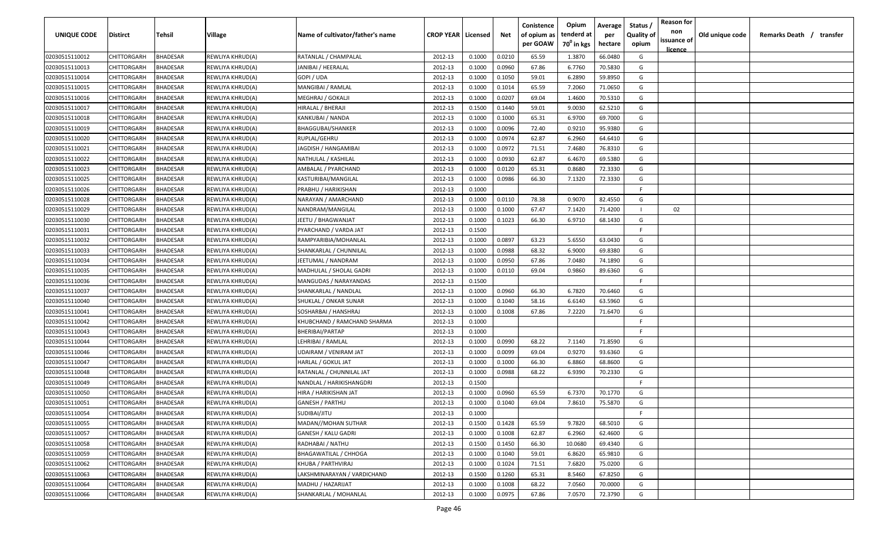| UNIQUE CODE | Distirct | Tehsil | Village | Name of cultivator/father's name | CROP YEAR | Licensed | Net | Conistence of opium as per GOAW | Opium tenderd at $70^0$ in kgs | Average per hectare | Status / Quality of opium | Reason for non issuance of licence | Old unique code | Remarks Death / transfer |
|---|---|---|---|---|---|---|---|---|---|---|---|---|---|---|
| 02030515110012 | CHITTORGARH | BHADESAR | REWLIYA KHRUD(A) | RATANLAL / CHAMPALAL | 2012-13 | 0.1000 | 0.0210 | 65.59 | 1.3870 | 66.0480 | G | | | |
| 02030515110013 | CHITTORGARH | BHADESAR | REWLIYA KHRUD(A) | JANIBAI / HEERALAL | 2012-13 | 0.1000 | 0.0960 | 67.86 | 6.7760 | 70.5830 | G | | | |
| 02030515110014 | CHITTORGARH | BHADESAR | REWLIYA KHRUD(A) | GOPI / UDA | 2012-13 | 0.1000 | 0.1050 | 59.01 | 6.2890 | 59.8950 | G | | | |
| 02030515110015 | CHITTORGARH | BHADESAR | REWLIYA KHRUD(A) | MANGIBAI / RAMLAL | 2012-13 | 0.1000 | 0.1014 | 65.59 | 7.2060 | 71.0650 | G | | | |
| 02030515110016 | CHITTORGARH | BHADESAR | REWLIYA KHRUD(A) | MEGHRAJ / GOKALJI | 2012-13 | 0.1000 | 0.0207 | 69.04 | 1.4600 | 70.5310 | G | | | |
| 02030515110017 | CHITTORGARH | BHADESAR | REWLIYA KHRUD(A) | HIRALAL / BHERAJI | 2012-13 | 0.1500 | 0.1440 | 59.01 | 9.0030 | 62.5210 | G | | | |
| 02030515110018 | CHITTORGARH | BHADESAR | REWLIYA KHRUD(A) | KANKUBAI / NANDA | 2012-13 | 0.1000 | 0.1000 | 65.31 | 6.9700 | 69.7000 | G | | | |
| 02030515110019 | CHITTORGARH | BHADESAR | REWLIYA KHRUD(A) | BHAGGUBAI/SHANKER | 2012-13 | 0.1000 | 0.0096 | 72.40 | 0.9210 | 95.9380 | G | | | |
| 02030515110020 | CHITTORGARH | BHADESAR | REWLIYA KHRUD(A) | RUPLAL/GEHRU | 2012-13 | 0.1000 | 0.0974 | 62.87 | 6.2960 | 64.6410 | G | | | |
| 02030515110021 | CHITTORGARH | BHADESAR | REWLIYA KHRUD(A) | JAGDISH / HANGAMIBAI | 2012-13 | 0.1000 | 0.0972 | 71.51 | 7.4680 | 76.8310 | G | | | |
| 02030515110022 | CHITTORGARH | BHADESAR | REWLIYA KHRUD(A) | NATHULAL / KASHILAL | 2012-13 | 0.1000 | 0.0930 | 62.87 | 6.4670 | 69.5380 | G | | | |
| 02030515110023 | CHITTORGARH | BHADESAR | REWLIYA KHRUD(A) | AMBALAL / PYARCHAND | 2012-13 | 0.1000 | 0.0120 | 65.31 | 0.8680 | 72.3330 | G | | | |
| 02030515110025 | CHITTORGARH | BHADESAR | REWLIYA KHRUD(A) | KASTURIBAI/MANGILAL | 2012-13 | 0.1000 | 0.0986 | 66.30 | 7.1320 | 72.3330 | G | | | |
| 02030515110026 | CHITTORGARH | BHADESAR | REWLIYA KHRUD(A) | PRABHU / HARIKISHAN | 2012-13 | 0.1000 | | | | | F | | | |
| 02030515110028 | CHITTORGARH | BHADESAR | REWLIYA KHRUD(A) | NARAYAN / AMARCHAND | 2012-13 | 0.1000 | 0.0110 | 78.38 | 0.9070 | 82.4550 | G | | | |
| 02030515110029 | CHITTORGARH | BHADESAR | REWLIYA KHRUD(A) | NANDRAM/MANGILAL | 2012-13 | 0.1000 | 0.1000 | 67.47 | 7.1420 | 71.4200 | I | 02 | | |
| 02030515110030 | CHITTORGARH | BHADESAR | REWLIYA KHRUD(A) | JEETU / BHAGWANJAT | 2012-13 | 0.1000 | 0.1023 | 66.30 | 6.9710 | 68.1430 | G | | | |
| 02030515110031 | CHITTORGARH | BHADESAR | REWLIYA KHRUD(A) | PYARCHAND / VARDA JAT | 2012-13 | 0.1500 | | | | | F | | | |
| 02030515110032 | CHITTORGARH | BHADESAR | REWLIYA KHRUD(A) | RAMPYARIBIA/MOHANLAL | 2012-13 | 0.1000 | 0.0897 | 63.23 | 5.6550 | 63.0430 | G | | | |
| 02030515110033 | CHITTORGARH | BHADESAR | REWLIYA KHRUD(A) | SHANKARLAL / CHUNNILAL | 2012-13 | 0.1000 | 0.0988 | 68.32 | 6.9000 | 69.8380 | G | | | |
| 02030515110034 | CHITTORGARH | BHADESAR | REWLIYA KHRUD(A) | JEETUMAL / NANDRAM | 2012-13 | 0.1000 | 0.0950 | 67.86 | 7.0480 | 74.1890 | G | | | |
| 02030515110035 | CHITTORGARH | BHADESAR | REWLIYA KHRUD(A) | MADHULAL / SHOLAL GADRI | 2012-13 | 0.1000 | 0.0110 | 69.04 | 0.9860 | 89.6360 | G | | | |
| 02030515110036 | CHITTORGARH | BHADESAR | REWLIYA KHRUD(A) | MANGUDAS / NARAYANDAS | 2012-13 | 0.1500 | | | | | F | | | |
| 02030515110037 | CHITTORGARH | BHADESAR | REWLIYA KHRUD(A) | SHANKARLAL / NANDLAL | 2012-13 | 0.1000 | 0.0960 | 66.30 | 6.7820 | 70.6460 | G | | | |
| 02030515110040 | CHITTORGARH | BHADESAR | REWLIYA KHRUD(A) | SHUKLAL / ONKAR SUNAR | 2012-13 | 0.1000 | 0.1040 | 58.16 | 6.6140 | 63.5960 | G | | | |
| 02030515110041 | CHITTORGARH | BHADESAR | REWLIYA KHRUD(A) | SOSHARBAI / HANSHRAJ | 2012-13 | 0.1000 | 0.1008 | 67.86 | 7.2220 | 71.6470 | G | | | |
| 02030515110042 | CHITTORGARH | BHADESAR | REWLIYA KHRUD(A) | KHUBCHAND / RAMCHAND SHARMA | 2012-13 | 0.1000 | | | | | F | | | |
| 02030515110043 | CHITTORGARH | BHADESAR | REWLIYA KHRUD(A) | BHERIBAI/PARTAP | 2012-13 | 0.1000 | | | | | F | | | |
| 02030515110044 | CHITTORGARH | BHADESAR | REWLIYA KHRUD(A) | LEHRIBAI / RAMLAL | 2012-13 | 0.1000 | 0.0990 | 68.22 | 7.1140 | 71.8590 | G | | | |
| 02030515110046 | CHITTORGARH | BHADESAR | REWLIYA KHRUD(A) | UDAIRAM / VENIRAM JAT | 2012-13 | 0.1000 | 0.0099 | 69.04 | 0.9270 | 93.6360 | G | | | |
| 02030515110047 | CHITTORGARH | BHADESAR | REWLIYA KHRUD(A) | HARLAL / GOKUL JAT | 2012-13 | 0.1000 | 0.1000 | 66.30 | 6.8860 | 68.8600 | G | | | |
| 02030515110048 | CHITTORGARH | BHADESAR | REWLIYA KHRUD(A) | RATANLAL / CHUNNILAL JAT | 2012-13 | 0.1000 | 0.0988 | 68.22 | 6.9390 | 70.2330 | G | | | |
| 02030515110049 | CHITTORGARH | BHADESAR | REWLIYA KHRUD(A) | NANDLAL / HARIKISHANGDRI | 2012-13 | 0.1500 | | | | | F | | | |
| 02030515110050 | CHITTORGARH | BHADESAR | REWLIYA KHRUD(A) | HIRA / HARIKISHAN JAT | 2012-13 | 0.1000 | 0.0960 | 65.59 | 6.7370 | 70.1770 | G | | | |
| 02030515110051 | CHITTORGARH | BHADESAR | REWLIYA KHRUD(A) | GANESH / PARTHU | 2012-13 | 0.1000 | 0.1040 | 69.04 | 7.8610 | 75.5870 | G | | | |
| 02030515110054 | CHITTORGARH | BHADESAR | REWLIYA KHRUD(A) | SUDIBAI/JITU | 2012-13 | 0.1000 | | | | | F | | | |
| 02030515110055 | CHITTORGARH | BHADESAR | REWLIYA KHRUD(A) | MADAN//MOHAN SUTHAR | 2012-13 | 0.1500 | 0.1428 | 65.59 | 9.7820 | 68.5010 | G | | | |
| 02030515110057 | CHITTORGARH | BHADESAR | REWLIYA KHRUD(A) | GANESH / KALU GADRI | 2012-13 | 0.1000 | 0.1008 | 62.87 | 6.2960 | 62.4600 | G | | | |
| 02030515110058 | CHITTORGARH | BHADESAR | REWLIYA KHRUD(A) | RADHABAI / NATHU | 2012-13 | 0.1500 | 0.1450 | 66.30 | 10.0680 | 69.4340 | G | | | |
| 02030515110059 | CHITTORGARH | BHADESAR | REWLIYA KHRUD(A) | BHAGAWATILAL / CHHOGA | 2012-13 | 0.1000 | 0.1040 | 59.01 | 6.8620 | 65.9810 | G | | | |
| 02030515110062 | CHITTORGARH | BHADESAR | REWLIYA KHRUD(A) | KHUBA / PARTHVIRAJ | 2012-13 | 0.1000 | 0.1024 | 71.51 | 7.6820 | 75.0200 | G | | | |
| 02030515110063 | CHITTORGARH | BHADESAR | REWLIYA KHRUD(A) | LAKSHMINARAYAN / VARDICHAND | 2012-13 | 0.1500 | 0.1260 | 65.31 | 8.5460 | 67.8250 | G | | | |
| 02030515110064 | CHITTORGARH | BHADESAR | REWLIYA KHRUD(A) | MADHU / HAZARIJAT | 2012-13 | 0.1000 | 0.1008 | 68.22 | 7.0560 | 70.0000 | G | | | |
| 02030515110066 | CHITTORGARH | BHADESAR | REWLIYA KHRUD(A) | SHANKARLAL / MOHANLAL | 2012-13 | 0.1000 | 0.0975 | 67.86 | 7.0570 | 72.3790 | G | | | |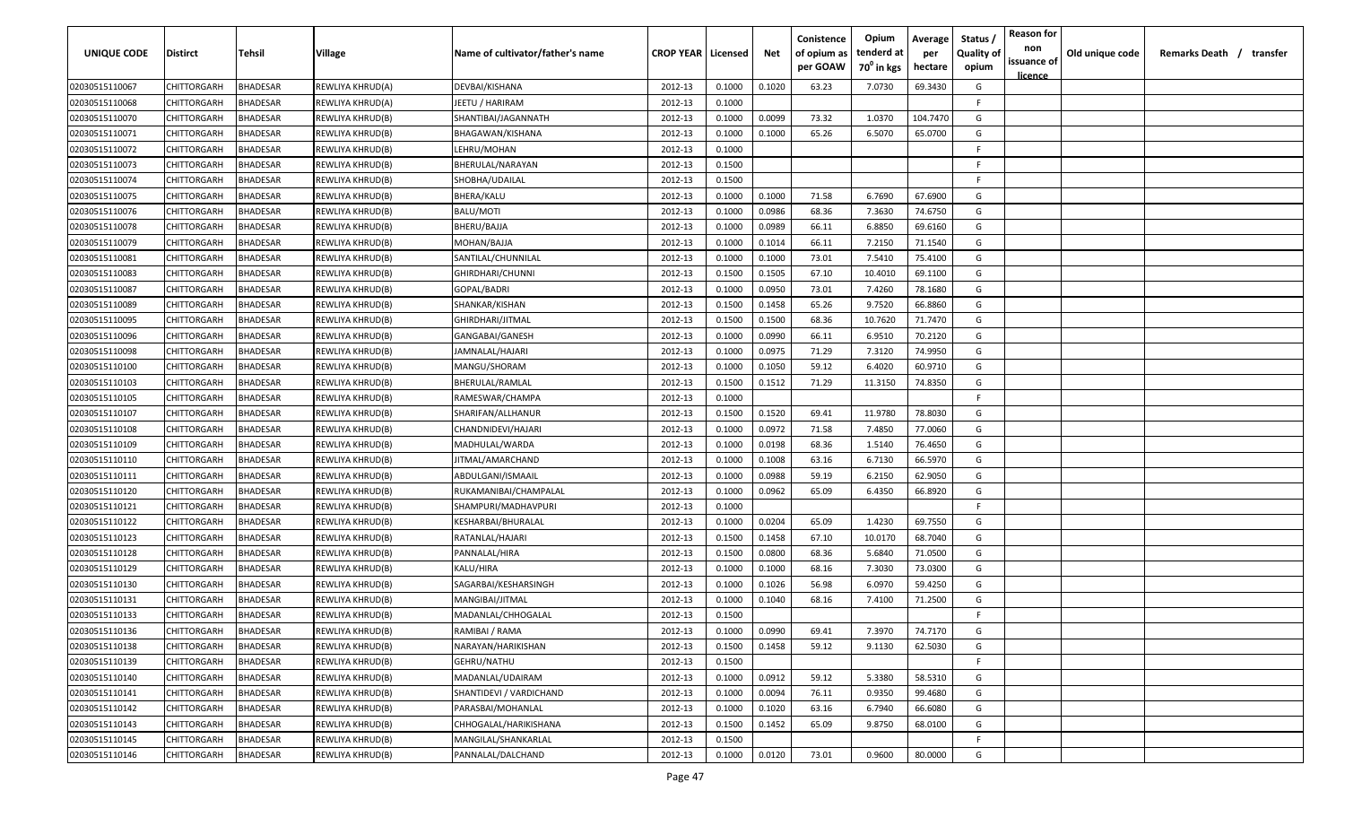| UNIQUE CODE | Distirct | Tehsil | Village | Name of cultivator/father's name | CROP YEAR | Licensed | Net | Conistence of opium as per GOAW | Opium tenderd at $70^0$ in kgs | Average per hectare | Status / Quality of opium | Reason for non issuance of licence | Old unique code | Remarks Death / transfer |
|---|---|---|---|---|---|---|---|---|---|---|---|---|---|---|
| 02030515110067 | CHITTORGARH | BHADESAR | REWLIYA KHRUD(A) | DEVBAI/KISHANA | 2012-13 | 0.1000 | 0.1020 | 63.23 | 7.0730 | 69.3430 | G | | | |
| 02030515110068 | CHITTORGARH | BHADESAR | REWLIYA KHRUD(A) | JEETU / HARIRAM | 2012-13 | 0.1000 | | | | | F | | | |
| 02030515110070 | CHITTORGARH | BHADESAR | REWLIYA KHRUD(B) | SHANTIBAI/JAGANNATH | 2012-13 | 0.1000 | 0.0099 | 73.32 | 1.0370 | 104.7470 | G | | | |
| 02030515110071 | CHITTORGARH | BHADESAR | REWLIYA KHRUD(B) | BHAGAWAN/KISHANA | 2012-13 | 0.1000 | 0.1000 | 65.26 | 6.5070 | 65.0700 | G | | | |
| 02030515110072 | CHITTORGARH | BHADESAR | REWLIYA KHRUD(B) | LEHRU/MOHAN | 2012-13 | 0.1000 | | | | | F | | | |
| 02030515110073 | CHITTORGARH | BHADESAR | REWLIYA KHRUD(B) | BHERULAL/NARAYAN | 2012-13 | 0.1500 | | | | | F | | | |
| 02030515110074 | CHITTORGARH | BHADESAR | REWLIYA KHRUD(B) | SHOBHA/UDAILAL | 2012-13 | 0.1500 | | | | | F | | | |
| 02030515110075 | CHITTORGARH | BHADESAR | REWLIYA KHRUD(B) | BHERA/KALU | 2012-13 | 0.1000 | 0.1000 | 71.58 | 6.7690 | 67.6900 | G | | | |
| 02030515110076 | CHITTORGARH | BHADESAR | REWLIYA KHRUD(B) | BALU/MOTI | 2012-13 | 0.1000 | 0.0986 | 68.36 | 7.3630 | 74.6750 | G | | | |
| 02030515110078 | CHITTORGARH | BHADESAR | REWLIYA KHRUD(B) | BHERU/BAJJA | 2012-13 | 0.1000 | 0.0989 | 66.11 | 6.8850 | 69.6160 | G | | | |
| 02030515110079 | CHITTORGARH | BHADESAR | REWLIYA KHRUD(B) | MOHAN/BAJJA | 2012-13 | 0.1000 | 0.1014 | 66.11 | 7.2150 | 71.1540 | G | | | |
| 02030515110081 | CHITTORGARH | BHADESAR | REWLIYA KHRUD(B) | SANTILAL/CHUNNILAL | 2012-13 | 0.1000 | 0.1000 | 73.01 | 7.5410 | 75.4100 | G | | | |
| 02030515110083 | CHITTORGARH | BHADESAR | REWLIYA KHRUD(B) | GHIRDHARI/CHUNNI | 2012-13 | 0.1500 | 0.1505 | 67.10 | 10.4010 | 69.1100 | G | | | |
| 02030515110087 | CHITTORGARH | BHADESAR | REWLIYA KHRUD(B) | GOPAL/BADRI | 2012-13 | 0.1000 | 0.0950 | 73.01 | 7.4260 | 78.1680 | G | | | |
| 02030515110089 | CHITTORGARH | BHADESAR | REWLIYA KHRUD(B) | SHANKAR/KISHAN | 2012-13 | 0.1500 | 0.1458 | 65.26 | 9.7520 | 66.8860 | G | | | |
| 02030515110095 | CHITTORGARH | BHADESAR | REWLIYA KHRUD(B) | GHIRDHARI/JITMAL | 2012-13 | 0.1500 | 0.1500 | 68.36 | 10.7620 | 71.7470 | G | | | |
| 02030515110096 | CHITTORGARH | BHADESAR | REWLIYA KHRUD(B) | GANGABAI/GANESH | 2012-13 | 0.1000 | 0.0990 | 66.11 | 6.9510 | 70.2120 | G | | | |
| 02030515110098 | CHITTORGARH | BHADESAR | REWLIYA KHRUD(B) | JAMNALAL/HAJARI | 2012-13 | 0.1000 | 0.0975 | 71.29 | 7.3120 | 74.9950 | G | | | |
| 02030515110100 | CHITTORGARH | BHADESAR | REWLIYA KHRUD(B) | MANGU/SHORAM | 2012-13 | 0.1000 | 0.1050 | 59.12 | 6.4020 | 60.9710 | G | | | |
| 02030515110103 | CHITTORGARH | BHADESAR | REWLIYA KHRUD(B) | BHERULAL/RAMLAL | 2012-13 | 0.1500 | 0.1512 | 71.29 | 11.3150 | 74.8350 | G | | | |
| 02030515110105 | CHITTORGARH | BHADESAR | REWLIYA KHRUD(B) | RAMESWAR/CHAMPA | 2012-13 | 0.1000 | | | | | F | | | |
| 02030515110107 | CHITTORGARH | BHADESAR | REWLIYA KHRUD(B) | SHARIFAN/ALLHANUR | 2012-13 | 0.1500 | 0.1520 | 69.41 | 11.9780 | 78.8030 | G | | | |
| 02030515110108 | CHITTORGARH | BHADESAR | REWLIYA KHRUD(B) | CHANDNIDEVI/HAJARI | 2012-13 | 0.1000 | 0.0972 | 71.58 | 7.4850 | 77.0060 | G | | | |
| 02030515110109 | CHITTORGARH | BHADESAR | REWLIYA KHRUD(B) | MADHULAL/WARDA | 2012-13 | 0.1000 | 0.0198 | 68.36 | 1.5140 | 76.4650 | G | | | |
| 02030515110110 | CHITTORGARH | BHADESAR | REWLIYA KHRUD(B) | JITMAL/AMARCHAND | 2012-13 | 0.1000 | 0.1008 | 63.16 | 6.7130 | 66.5970 | G | | | |
| 02030515110111 | CHITTORGARH | BHADESAR | REWLIYA KHRUD(B) | ABDULGANI/ISMAAIL | 2012-13 | 0.1000 | 0.0988 | 59.19 | 6.2150 | 62.9050 | G | | | |
| 02030515110120 | CHITTORGARH | BHADESAR | REWLIYA KHRUD(B) | RUKAMANIBAI/CHAMPALAL | 2012-13 | 0.1000 | 0.0962 | 65.09 | 6.4350 | 66.8920 | G | | | |
| 02030515110121 | CHITTORGARH | BHADESAR | REWLIYA KHRUD(B) | SHAMPURI/MADHAVPURI | 2012-13 | 0.1000 | | | | | F | | | |
| 02030515110122 | CHITTORGARH | BHADESAR | REWLIYA KHRUD(B) | KESHARBAI/BHURALAL | 2012-13 | 0.1000 | 0.0204 | 65.09 | 1.4230 | 69.7550 | G | | | |
| 02030515110123 | CHITTORGARH | BHADESAR | REWLIYA KHRUD(B) | RATANLAL/HAJARI | 2012-13 | 0.1500 | 0.1458 | 67.10 | 10.0170 | 68.7040 | G | | | |
| 02030515110128 | CHITTORGARH | BHADESAR | REWLIYA KHRUD(B) | PANNALAL/HIRA | 2012-13 | 0.1500 | 0.0800 | 68.36 | 5.6840 | 71.0500 | G | | | |
| 02030515110129 | CHITTORGARH | BHADESAR | REWLIYA KHRUD(B) | KALU/HIRA | 2012-13 | 0.1000 | 0.1000 | 68.16 | 7.3030 | 73.0300 | G | | | |
| 02030515110130 | CHITTORGARH | BHADESAR | REWLIYA KHRUD(B) | SAGARBAI/KESHARSINGH | 2012-13 | 0.1000 | 0.1026 | 56.98 | 6.0970 | 59.4250 | G | | | |
| 02030515110131 | CHITTORGARH | BHADESAR | REWLIYA KHRUD(B) | MANGIBAI/JITMAL | 2012-13 | 0.1000 | 0.1040 | 68.16 | 7.4100 | 71.2500 | G | | | |
| 02030515110133 | CHITTORGARH | BHADESAR | REWLIYA KHRUD(B) | MADANLAL/CHHOGALAL | 2012-13 | 0.1500 | | | | | F | | | |
| 02030515110136 | CHITTORGARH | BHADESAR | REWLIYA KHRUD(B) | RAMIBAI / RAMA | 2012-13 | 0.1000 | 0.0990 | 69.41 | 7.3970 | 74.7170 | G | | | |
| 02030515110138 | CHITTORGARH | BHADESAR | REWLIYA KHRUD(B) | NARAYAN/HARIKISHAN | 2012-13 | 0.1500 | 0.1458 | 59.12 | 9.1130 | 62.5030 | G | | | |
| 02030515110139 | CHITTORGARH | BHADESAR | REWLIYA KHRUD(B) | GEHRU/NATHU | 2012-13 | 0.1500 | | | | | F | | | |
| 02030515110140 | CHITTORGARH | BHADESAR | REWLIYA KHRUD(B) | MADANLAL/UDAIRAM | 2012-13 | 0.1000 | 0.0912 | 59.12 | 5.3380 | 58.5310 | G | | | |
| 02030515110141 | CHITTORGARH | BHADESAR | REWLIYA KHRUD(B) | SHANTIDEVI / VARDICHAND | 2012-13 | 0.1000 | 0.0094 | 76.11 | 0.9350 | 99.4680 | G | | | |
| 02030515110142 | CHITTORGARH | BHADESAR | REWLIYA KHRUD(B) | PARASBAI/MOHANLAL | 2012-13 | 0.1000 | 0.1020 | 63.16 | 6.7940 | 66.6080 | G | | | |
| 02030515110143 | CHITTORGARH | BHADESAR | REWLIYA KHRUD(B) | CHHOGALAL/HARIKISHANA | 2012-13 | 0.1500 | 0.1452 | 65.09 | 9.8750 | 68.0100 | G | | | |
| 02030515110145 | CHITTORGARH | BHADESAR | REWLIYA KHRUD(B) | MANGILAL/SHANKARLAL | 2012-13 | 0.1500 | | | | | F | | | |
| 02030515110146 | CHITTORGARH | BHADESAR | REWLIYA KHRUD(B) | PANNALAL/DALCHAND | 2012-13 | 0.1000 | 0.0120 | 73.01 | 0.9600 | 80.0000 | G | | | |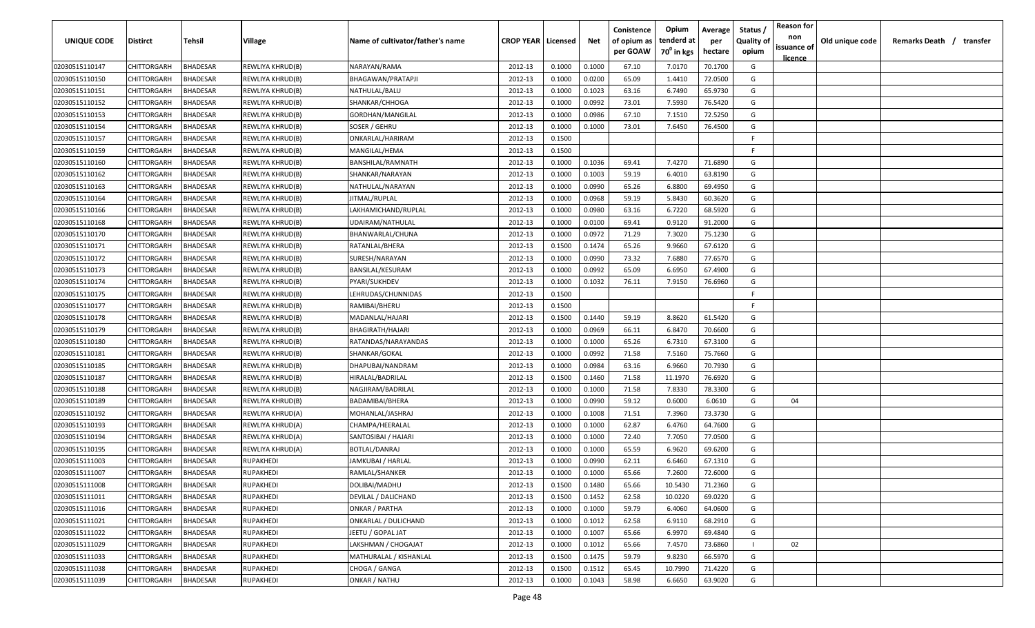| UNIQUE CODE | Distirct | Tehsil | Village | Name of cultivator/father's name | CROP YEAR | Licensed | Net | Conistence of opium as per GOAW | Opium tenderd at 70° in kgs | Average per hectare | Status / Quality of opium | Reason for non issuance of licence | Old unique code | Remarks Death / transfer |
|---|---|---|---|---|---|---|---|---|---|---|---|---|---|---|
| 02030515110147 | CHITTORGARH | BHADESAR | REWLIYA KHRUD(B) | NARAYAN/RAMA | 2012-13 | 0.1000 | 0.1000 | 67.10 | 7.0170 | 70.1700 | G | | | |
| 02030515110150 | CHITTORGARH | BHADESAR | REWLIYA KHRUD(B) | BHAGAWAN/PRATAPJI | 2012-13 | 0.1000 | 0.0200 | 65.09 | 1.4410 | 72.0500 | G | | | |
| 02030515110151 | CHITTORGARH | BHADESAR | REWLIYA KHRUD(B) | NATHULAL/BALU | 2012-13 | 0.1000 | 0.1023 | 63.16 | 6.7490 | 65.9730 | G | | | |
| 02030515110152 | CHITTORGARH | BHADESAR | REWLIYA KHRUD(B) | SHANKAR/CHHOGA | 2012-13 | 0.1000 | 0.0992 | 73.01 | 7.5930 | 76.5420 | G | | | |
| 02030515110153 | CHITTORGARH | BHADESAR | REWLIYA KHRUD(B) | GORDHAN/MANGILAL | 2012-13 | 0.1000 | 0.0986 | 67.10 | 7.1510 | 72.5250 | G | | | |
| 02030515110154 | CHITTORGARH | BHADESAR | REWLIYA KHRUD(B) | SOSER / GEHRU | 2012-13 | 0.1000 | 0.1000 | 73.01 | 7.6450 | 76.4500 | G | | | |
| 02030515110157 | CHITTORGARH | BHADESAR | REWLIYA KHRUD(B) | ONKARLAL/HARIRAM | 2012-13 | 0.1500 | | | | | F | | | |
| 02030515110159 | CHITTORGARH | BHADESAR | REWLIYA KHRUD(B) | MANGILAL/HEMA | 2012-13 | 0.1500 | | | | | F | | | |
| 02030515110160 | CHITTORGARH | BHADESAR | REWLIYA KHRUD(B) | BANSHILAL/RAMNATH | 2012-13 | 0.1000 | 0.1036 | 69.41 | 7.4270 | 71.6890 | G | | | |
| 02030515110162 | CHITTORGARH | BHADESAR | REWLIYA KHRUD(B) | SHANKAR/NARAYAN | 2012-13 | 0.1000 | 0.1003 | 59.19 | 6.4010 | 63.8190 | G | | | |
| 02030515110163 | CHITTORGARH | BHADESAR | REWLIYA KHRUD(B) | NATHULAL/NARAYAN | 2012-13 | 0.1000 | 0.0990 | 65.26 | 6.8800 | 69.4950 | G | | | |
| 02030515110164 | CHITTORGARH | BHADESAR | REWLIYA KHRUD(B) | JITMAL/RUPLAL | 2012-13 | 0.1000 | 0.0968 | 59.19 | 5.8430 | 60.3620 | G | | | |
| 02030515110166 | CHITTORGARH | BHADESAR | REWLIYA KHRUD(B) | LAKHAMICHAND/RUPLAL | 2012-13 | 0.1000 | 0.0980 | 63.16 | 6.7220 | 68.5920 | G | | | |
| 02030515110168 | CHITTORGARH | BHADESAR | REWLIYA KHRUD(B) | UDAIRAM/NATHULAL | 2012-13 | 0.1000 | 0.0100 | 69.41 | 0.9120 | 91.2000 | G | | | |
| 02030515110170 | CHITTORGARH | BHADESAR | REWLIYA KHRUD(B) | BHANWARLAL/CHUNA | 2012-13 | 0.1000 | 0.0972 | 71.29 | 7.3020 | 75.1230 | G | | | |
| 02030515110171 | CHITTORGARH | BHADESAR | REWLIYA KHRUD(B) | RATANLAL/BHERA | 2012-13 | 0.1500 | 0.1474 | 65.26 | 9.9660 | 67.6120 | G | | | |
| 02030515110172 | CHITTORGARH | BHADESAR | REWLIYA KHRUD(B) | SURESH/NARAYAN | 2012-13 | 0.1000 | 0.0990 | 73.32 | 7.6880 | 77.6570 | G | | | |
| 02030515110173 | CHITTORGARH | BHADESAR | REWLIYA KHRUD(B) | BANSILAL/KESURAM | 2012-13 | 0.1000 | 0.0992 | 65.09 | 6.6950 | 67.4900 | G | | | |
| 02030515110174 | CHITTORGARH | BHADESAR | REWLIYA KHRUD(B) | PYARI/SUKHDEV | 2012-13 | 0.1000 | 0.1032 | 76.11 | 7.9150 | 76.6960 | G | | | |
| 02030515110175 | CHITTORGARH | BHADESAR | REWLIYA KHRUD(B) | LEHRUDAS/CHUNNIDAS | 2012-13 | 0.1500 | | | | | F | | | |
| 02030515110177 | CHITTORGARH | BHADESAR | REWLIYA KHRUD(B) | RAMIBAI/BHERU | 2012-13 | 0.1500 | | | | | F | | | |
| 02030515110178 | CHITTORGARH | BHADESAR | REWLIYA KHRUD(B) | MADANLAL/HAJARI | 2012-13 | 0.1500 | 0.1440 | 59.19 | 8.8620 | 61.5420 | G | | | |
| 02030515110179 | CHITTORGARH | BHADESAR | REWLIYA KHRUD(B) | BHAGIRATH/HAJARI | 2012-13 | 0.1000 | 0.0969 | 66.11 | 6.8470 | 70.6600 | G | | | |
| 02030515110180 | CHITTORGARH | BHADESAR | REWLIYA KHRUD(B) | RATANDAS/NARAYANDAS | 2012-13 | 0.1000 | 0.1000 | 65.26 | 6.7310 | 67.3100 | G | | | |
| 02030515110181 | CHITTORGARH | BHADESAR | REWLIYA KHRUD(B) | SHANKAR/GOKAL | 2012-13 | 0.1000 | 0.0992 | 71.58 | 7.5160 | 75.7660 | G | | | |
| 02030515110185 | CHITTORGARH | BHADESAR | REWLIYA KHRUD(B) | DHAPUBAI/NANDRAM | 2012-13 | 0.1000 | 0.0984 | 63.16 | 6.9660 | 70.7930 | G | | | |
| 02030515110187 | CHITTORGARH | BHADESAR | REWLIYA KHRUD(B) | HIRALAL/BADRILAL | 2012-13 | 0.1500 | 0.1460 | 71.58 | 11.1970 | 76.6920 | G | | | |
| 02030515110188 | CHITTORGARH | BHADESAR | REWLIYA KHRUD(B) | NAGJIRAM/BADRILAL | 2012-13 | 0.1000 | 0.1000 | 71.58 | 7.8330 | 78.3300 | G | | | |
| 02030515110189 | CHITTORGARH | BHADESAR | REWLIYA KHRUD(B) | BADAMIBAI/BHERA | 2012-13 | 0.1000 | 0.0990 | 59.12 | 0.6000 | 6.0610 | G | 04 | | |
| 02030515110192 | CHITTORGARH | BHADESAR | REWLIYA KHRUD(A) | MOHANLAL/JASHRAJ | 2012-13 | 0.1000 | 0.1008 | 71.51 | 7.3960 | 73.3730 | G | | | |
| 02030515110193 | CHITTORGARH | BHADESAR | REWLIYA KHRUD(A) | CHAMPA/HEERALAL | 2012-13 | 0.1000 | 0.1000 | 62.87 | 6.4760 | 64.7600 | G | | | |
| 02030515110194 | CHITTORGARH | BHADESAR | REWLIYA KHRUD(A) | SANTOSIBAI / HAJARI | 2012-13 | 0.1000 | 0.1000 | 72.40 | 7.7050 | 77.0500 | G | | | |
| 02030515110195 | CHITTORGARH | BHADESAR | REWLIYA KHRUD(A) | BOTLAL/DANRAJ | 2012-13 | 0.1000 | 0.1000 | 65.59 | 6.9620 | 69.6200 | G | | | |
| 02030515111003 | CHITTORGARH | BHADESAR | RUPAKHEDI | JAMKUBAI / HARLAL | 2012-13 | 0.1000 | 0.0990 | 62.11 | 6.6460 | 67.1310 | G | | | |
| 02030515111007 | CHITTORGARH | BHADESAR | RUPAKHEDI | RAMLAL/SHANKER | 2012-13 | 0.1000 | 0.1000 | 65.66 | 7.2600 | 72.6000 | G | | | |
| 02030515111008 | CHITTORGARH | BHADESAR | RUPAKHEDI | DOLIBAI/MADHU | 2012-13 | 0.1500 | 0.1480 | 65.66 | 10.5430 | 71.2360 | G | | | |
| 02030515111011 | CHITTORGARH | BHADESAR | RUPAKHEDI | DEVILAL / DALICHAND | 2012-13 | 0.1500 | 0.1452 | 62.58 | 10.0220 | 69.0220 | G | | | |
| 02030515111016 | CHITTORGARH | BHADESAR | RUPAKHEDI | ONKAR / PARTHA | 2012-13 | 0.1000 | 0.1000 | 59.79 | 6.4060 | 64.0600 | G | | | |
| 02030515111021 | CHITTORGARH | BHADESAR | RUPAKHEDI | ONKARLAL / DULICHAND | 2012-13 | 0.1000 | 0.1012 | 62.58 | 6.9110 | 68.2910 | G | | | |
| 02030515111022 | CHITTORGARH | BHADESAR | RUPAKHEDI | JEETU / GOPAL JAT | 2012-13 | 0.1000 | 0.1007 | 65.66 | 6.9970 | 69.4840 | G | | | |
| 02030515111029 | CHITTORGARH | BHADESAR | RUPAKHEDI | LAKSHMAN / CHOGAJAT | 2012-13 | 0.1000 | 0.1012 | 65.66 | 7.4570 | 73.6860 | I | 02 | | |
| 02030515111033 | CHITTORGARH | BHADESAR | RUPAKHEDI | MATHURALAL / KISHANLAL | 2012-13 | 0.1500 | 0.1475 | 59.79 | 9.8230 | 66.5970 | G | | | |
| 02030515111038 | CHITTORGARH | BHADESAR | RUPAKHEDI | CHOGA / GANGA | 2012-13 | 0.1500 | 0.1512 | 65.45 | 10.7990 | 71.4220 | G | | | |
| 02030515111039 | CHITTORGARH | BHADESAR | RUPAKHEDI | ONKAR / NATHU | 2012-13 | 0.1000 | 0.1043 | 58.98 | 6.6650 | 63.9020 | G | | | |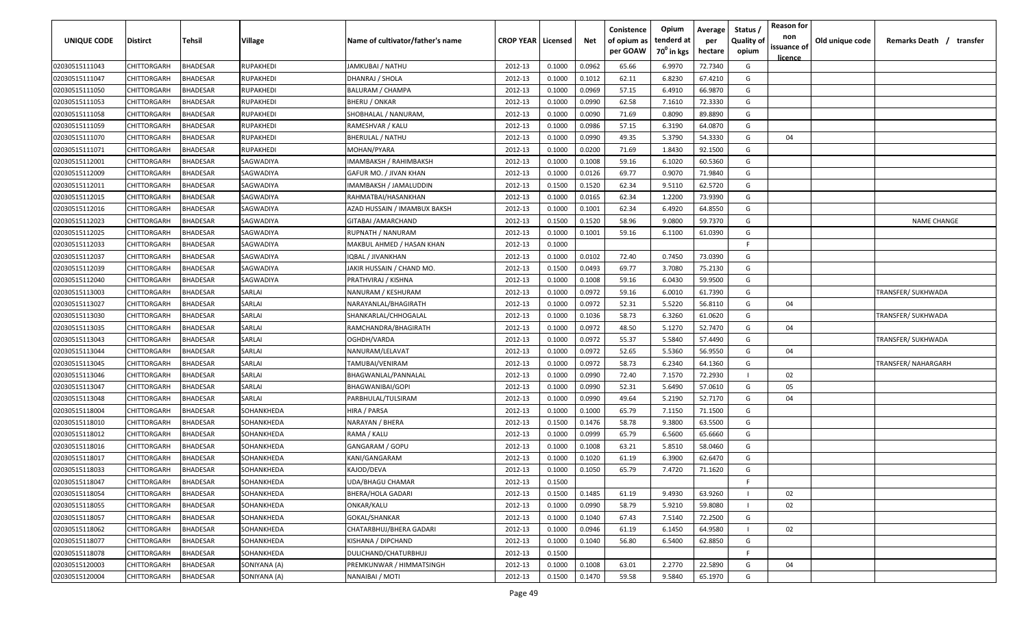| UNIQUE CODE | Distirct | Tehsil | Village | Name of cultivator/father's name | CROP YEAR | Licensed | Net | Conistence of opium as per GOAW | Opium tenderd at 70⁰ in kgs | Average per hectare | Status / Quality of opium | Reason for non issuance of licence | Old unique code | Remarks Death / transfer |
|---|---|---|---|---|---|---|---|---|---|---|---|---|---|---|
| 02030515111043 | CHITTORGARH | BHADESAR | RUPAKHEDI | JAMKUBAI / NATHU | 2012-13 | 0.1000 | 0.0962 | 65.66 | 6.9970 | 72.7340 | G | | | |
| 02030515111047 | CHITTORGARH | BHADESAR | RUPAKHEDI | DHANRAJ / SHOLA | 2012-13 | 0.1000 | 0.1012 | 62.11 | 6.8230 | 67.4210 | G | | | |
| 02030515111050 | CHITTORGARH | BHADESAR | RUPAKHEDI | BALURAM / CHAMPA | 2012-13 | 0.1000 | 0.0969 | 57.15 | 6.4910 | 66.9870 | G | | | |
| 02030515111053 | CHITTORGARH | BHADESAR | RUPAKHEDI | BHERU / ONKAR | 2012-13 | 0.1000 | 0.0990 | 62.58 | 7.1610 | 72.3330 | G | | | |
| 02030515111058 | CHITTORGARH | BHADESAR | RUPAKHEDI | SHOBHALAL / NANURAM, | 2012-13 | 0.1000 | 0.0090 | 71.69 | 0.8090 | 89.8890 | G | | | |
| 02030515111059 | CHITTORGARH | BHADESAR | RUPAKHEDI | RAMESHVAR / KALU | 2012-13 | 0.1000 | 0.0986 | 57.15 | 6.3190 | 64.0870 | G | | | |
| 02030515111070 | CHITTORGARH | BHADESAR | RUPAKHEDI | BHERULAL / NATHU | 2012-13 | 0.1000 | 0.0990 | 49.35 | 5.3790 | 54.3330 | G | 04 | | |
| 02030515111071 | CHITTORGARH | BHADESAR | RUPAKHEDI | MOHAN/PYARA | 2012-13 | 0.1000 | 0.0200 | 71.69 | 1.8430 | 92.1500 | G | | | |
| 02030515112001 | CHITTORGARH | BHADESAR | SAGWADIYA | IMAMBAKSH / RAHIMBAKSH | 2012-13 | 0.1000 | 0.1008 | 59.16 | 6.1020 | 60.5360 | G | | | |
| 02030515112009 | CHITTORGARH | BHADESAR | SAGWADIYA | GAFUR MO. / JIVAN KHAN | 2012-13 | 0.1000 | 0.0126 | 69.77 | 0.9070 | 71.9840 | G | | | |
| 02030515112011 | CHITTORGARH | BHADESAR | SAGWADIYA | IMAMBAKSH / JAMALUDDIN | 2012-13 | 0.1500 | 0.1520 | 62.34 | 9.5110 | 62.5720 | G | | | |
| 02030515112015 | CHITTORGARH | BHADESAR | SAGWADIYA | RAHMATBAI/HASANKHAN | 2012-13 | 0.1000 | 0.0165 | 62.34 | 1.2200 | 73.9390 | G | | | |
| 02030515112016 | CHITTORGARH | BHADESAR | SAGWADIYA | AZAD HUSSAIN / IMAMBUX BAKSH | 2012-13 | 0.1000 | 0.1001 | 62.34 | 6.4920 | 64.8550 | G | | | |
| 02030515112023 | CHITTORGARH | BHADESAR | SAGWADIYA | GITABAI /AMARCHAND | 2012-13 | 0.1500 | 0.1520 | 58.96 | 9.0800 | 59.7370 | G | | | NAME CHANGE |
| 02030515112025 | CHITTORGARH | BHADESAR | SAGWADIYA | RUPNATH / NANURAM | 2012-13 | 0.1000 | 0.1001 | 59.16 | 6.1100 | 61.0390 | G | | | |
| 02030515112033 | CHITTORGARH | BHADESAR | SAGWADIYA | MAKBUL AHMED / HASAN KHAN | 2012-13 | 0.1000 | | | | | F | | | |
| 02030515112037 | CHITTORGARH | BHADESAR | SAGWADIYA | IQBAL / JIVANKHAN | 2012-13 | 0.1000 | 0.0102 | 72.40 | 0.7450 | 73.0390 | G | | | |
| 02030515112039 | CHITTORGARH | BHADESAR | SAGWADIYA | JAKIR HUSSAIN / CHAND MO. | 2012-13 | 0.1500 | 0.0493 | 69.77 | 3.7080 | 75.2130 | G | | | |
| 02030515112040 | CHITTORGARH | BHADESAR | SAGWADIYA | PRATHVIRAJ / KISHNA | 2012-13 | 0.1000 | 0.1008 | 59.16 | 6.0430 | 59.9500 | G | | | |
| 02030515113003 | CHITTORGARH | BHADESAR | SARLAI | NANURAM / KESHURAM | 2012-13 | 0.1000 | 0.0972 | 59.16 | 6.0010 | 61.7390 | G | | | TRANSFER/ SUKHWADA |
| 02030515113027 | CHITTORGARH | BHADESAR | SARLAI | NARAYANLAL/BHAGIRATH | 2012-13 | 0.1000 | 0.0972 | 52.31 | 5.5220 | 56.8110 | G | 04 | | |
| 02030515113030 | CHITTORGARH | BHADESAR | SARLAI | SHANKARLAL/CHHOGALAL | 2012-13 | 0.1000 | 0.1036 | 58.73 | 6.3260 | 61.0620 | G | | | TRANSFER/ SUKHWADA |
| 02030515113035 | CHITTORGARH | BHADESAR | SARLAI | RAMCHANDRA/BHAGIRATH | 2012-13 | 0.1000 | 0.0972 | 48.50 | 5.1270 | 52.7470 | G | 04 | | |
| 02030515113043 | CHITTORGARH | BHADESAR | SARLAI | OGHDH/VARDA | 2012-13 | 0.1000 | 0.0972 | 55.37 | 5.5840 | 57.4490 | G | | | TRANSFER/ SUKHWADA |
| 02030515113044 | CHITTORGARH | BHADESAR | SARLAI | NANURAM/LELAVAT | 2012-13 | 0.1000 | 0.0972 | 52.65 | 5.5360 | 56.9550 | G | 04 | | |
| 02030515113045 | CHITTORGARH | BHADESAR | SARLAI | TAMUBAI/VENIRAM | 2012-13 | 0.1000 | 0.0972 | 58.73 | 6.2340 | 64.1360 | G | | | TRANSFER/ NAHARGARH |
| 02030515113046 | CHITTORGARH | BHADESAR | SARLAI | BHAGWANLAL/PANNALAL | 2012-13 | 0.1000 | 0.0990 | 72.40 | 7.1570 | 72.2930 | I | 02 | | |
| 02030515113047 | CHITTORGARH | BHADESAR | SARLAI | BHAGWANIBAI/GOPI | 2012-13 | 0.1000 | 0.0990 | 52.31 | 5.6490 | 57.0610 | G | 05 | | |
| 02030515113048 | CHITTORGARH | BHADESAR | SARLAI | PARBHULAL/TULSIRAM | 2012-13 | 0.1000 | 0.0990 | 49.64 | 5.2190 | 52.7170 | G | 04 | | |
| 02030515118004 | CHITTORGARH | BHADESAR | SOHANKHEDA | HIRA / PARSA | 2012-13 | 0.1000 | 0.1000 | 65.79 | 7.1150 | 71.1500 | G | | | |
| 02030515118010 | CHITTORGARH | BHADESAR | SOHANKHEDA | NARAYAN / BHERA | 2012-13 | 0.1500 | 0.1476 | 58.78 | 9.3800 | 63.5500 | G | | | |
| 02030515118012 | CHITTORGARH | BHADESAR | SOHANKHEDA | RAMA / KALU | 2012-13 | 0.1000 | 0.0999 | 65.79 | 6.5600 | 65.6660 | G | | | |
| 02030515118016 | CHITTORGARH | BHADESAR | SOHANKHEDA | GANGARAM / GOPU | 2012-13 | 0.1000 | 0.1008 | 63.21 | 5.8510 | 58.0460 | G | | | |
| 02030515118017 | CHITTORGARH | BHADESAR | SOHANKHEDA | KANI/GANGARAM | 2012-13 | 0.1000 | 0.1020 | 61.19 | 6.3900 | 62.6470 | G | | | |
| 02030515118033 | CHITTORGARH | BHADESAR | SOHANKHEDA | KAJOD/DEVA | 2012-13 | 0.1000 | 0.1050 | 65.79 | 7.4720 | 71.1620 | G | | | |
| 02030515118047 | CHITTORGARH | BHADESAR | SOHANKHEDA | UDA/BHAGU CHAMAR | 2012-13 | 0.1500 | | | | | F | | | |
| 02030515118054 | CHITTORGARH | BHADESAR | SOHANKHEDA | BHERA/HOLA GADARI | 2012-13 | 0.1500 | 0.1485 | 61.19 | 9.4930 | 63.9260 | I | 02 | | |
| 02030515118055 | CHITTORGARH | BHADESAR | SOHANKHEDA | ONKAR/KALU | 2012-13 | 0.1000 | 0.0990 | 58.79 | 5.9210 | 59.8080 | I | 02 | | |
| 02030515118057 | CHITTORGARH | BHADESAR | SOHANKHEDA | GOKAL/SHANKAR | 2012-13 | 0.1000 | 0.1040 | 67.43 | 7.5140 | 72.2500 | G | | | |
| 02030515118062 | CHITTORGARH | BHADESAR | SOHANKHEDA | CHATARBHUJ/BHERA GADARI | 2012-13 | 0.1000 | 0.0946 | 61.19 | 6.1450 | 64.9580 | I | 02 | | |
| 02030515118077 | CHITTORGARH | BHADESAR | SOHANKHEDA | KISHANA / DIPCHAND | 2012-13 | 0.1000 | 0.1040 | 56.80 | 6.5400 | 62.8850 | G | | | |
| 02030515118078 | CHITTORGARH | BHADESAR | SOHANKHEDA | DULICHAND/CHATURBHUJ | 2012-13 | 0.1500 | | | | | F | | | |
| 02030515120003 | CHITTORGARH | BHADESAR | SONIYANA (A) | PREMKUNWAR / HIMMATSINGH | 2012-13 | 0.1000 | 0.1008 | 63.01 | 2.2770 | 22.5890 | G | 04 | | |
| 02030515120004 | CHITTORGARH | BHADESAR | SONIYANA (A) | NANAIBAI / MOTI | 2012-13 | 0.1500 | 0.1470 | 59.58 | 9.5840 | 65.1970 | G | | | |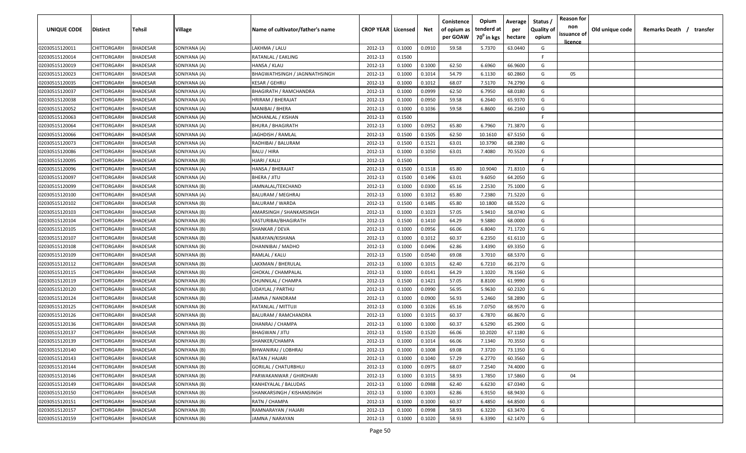| UNIQUE CODE | Distirct | Tehsil | Village | Name of cultivator/father's name | CROP YEAR | Licensed | Net | Conistence of opium as per GOAW | Opium tenderd at $70^0$ in kgs | Average per hectare | Status / Quality of opium | Reason for non issuance of licence | Old unique code | Remarks Death / transfer |
|---|---|---|---|---|---|---|---|---|---|---|---|---|---|---|
| 02030515120011 | CHITTORGARH | BHADESAR | SONIYANA (A) | LAKHMA / LALU | 2012-13 | 0.1000 | 0.0910 | 59.58 | 5.7370 | 63.0440 | G | | | |
| 02030515120014 | CHITTORGARH | BHADESAR | SONIYANA (A) | RATANLAL / EAKLING | 2012-13 | 0.1500 | | | | | F | | | |
| 02030515120019 | CHITTORGARH | BHADESAR | SONIYANA (A) | HANSA / KLAU | 2012-13 | 0.1000 | 0.1000 | 62.50 | 6.6960 | 66.9600 | G | | | |
| 02030515120023 | CHITTORGARH | BHADESAR | SONIYANA (A) | BHAGWATHSINGH / JAGNNATHSINGH | 2012-13 | 0.1000 | 0.1014 | 54.79 | 6.1130 | 60.2860 | G | 05 | | |
| 02030515120035 | CHITTORGARH | BHADESAR | SONIYANA (A) | KESAR / GEHRU | 2012-13 | 0.1000 | 0.1012 | 68.07 | 7.5170 | 74.2790 | G | | | |
| 02030515120037 | CHITTORGARH | BHADESAR | SONIYANA (A) | BHAGIRATH / RAMCHANDRA | 2012-13 | 0.1000 | 0.0999 | 62.50 | 6.7950 | 68.0180 | G | | | |
| 02030515120038 | CHITTORGARH | BHADESAR | SONIYANA (A) | HRIRAM / BHERAJAT | 2012-13 | 0.1000 | 0.0950 | 59.58 | 6.2640 | 65.9370 | G | | | |
| 02030515120052 | CHITTORGARH | BHADESAR | SONIYANA (A) | MANIBAI / BHERA | 2012-13 | 0.1000 | 0.1036 | 59.58 | 6.8600 | 66.2160 | G | | | |
| 02030515120063 | CHITTORGARH | BHADESAR | SONIYANA (A) | MOHANLAL / KISHAN | 2012-13 | 0.1500 | | | | | F | | | |
| 02030515120064 | CHITTORGARH | BHADESAR | SONIYANA (A) | BHURA / BHAGIRATH | 2012-13 | 0.1000 | 0.0952 | 65.80 | 6.7960 | 71.3870 | G | | | |
| 02030515120066 | CHITTORGARH | BHADESAR | SONIYANA (A) | JAGHDISH / RAMLAL | 2012-13 | 0.1500 | 0.1505 | 62.50 | 10.1610 | 67.5150 | G | | | |
| 02030515120073 | CHITTORGARH | BHADESAR | SONIYANA (A) | RADHIBAI / BALURAM | 2012-13 | 0.1500 | 0.1521 | 63.01 | 10.3790 | 68.2380 | G | | | |
| 02030515120086 | CHITTORGARH | BHADESAR | SONIYANA (A) | BALU / HIRA | 2012-13 | 0.1000 | 0.1050 | 63.01 | 7.4080 | 70.5520 | G | | | |
| 02030515120095 | CHITTORGARH | BHADESAR | SONIYANA (B) | HJARI / KALU | 2012-13 | 0.1500 | | | | | F | | | |
| 02030515120096 | CHITTORGARH | BHADESAR | SONIYANA (A) | HANSA / BHERAJAT | 2012-13 | 0.1500 | 0.1518 | 65.80 | 10.9040 | 71.8310 | G | | | |
| 02030515120097 | CHITTORGARH | BHADESAR | SONIYANA (A) | BHERA / JITU | 2012-13 | 0.1500 | 0.1496 | 63.01 | 9.6050 | 64.2050 | G | | | |
| 02030515120099 | CHITTORGARH | BHADESAR | SONIYANA (B) | JAMNALAL/TEKCHAND | 2012-13 | 0.1000 | 0.0300 | 65.16 | 2.2530 | 75.1000 | G | | | |
| 02030515120100 | CHITTORGARH | BHADESAR | SONIYANA (A) | BALURAM / MEGHRAJ | 2012-13 | 0.1000 | 0.1012 | 65.80 | 7.2380 | 71.5220 | G | | | |
| 02030515120102 | CHITTORGARH | BHADESAR | SONIYANA (B) | BALURAM / WARDA | 2012-13 | 0.1500 | 0.1485 | 65.80 | 10.1800 | 68.5520 | G | | | |
| 02030515120103 | CHITTORGARH | BHADESAR | SONIYANA (B) | AMARSINGH / SHANKARSINGH | 2012-13 | 0.1000 | 0.1023 | 57.05 | 5.9410 | 58.0740 | G | | | |
| 02030515120104 | CHITTORGARH | BHADESAR | SONIYANA (B) | KASTURIBAI/BHAGIRATH | 2012-13 | 0.1500 | 0.1410 | 64.29 | 9.5880 | 68.0000 | G | | | |
| 02030515120105 | CHITTORGARH | BHADESAR | SONIYANA (B) | SHANKAR / DEVA | 2012-13 | 0.1000 | 0.0956 | 66.06 | 6.8040 | 71.1720 | G | | | |
| 02030515120107 | CHITTORGARH | BHADESAR | SONIYANA (B) | NARAYAN/KISHANA | 2012-13 | 0.1000 | 0.1012 | 60.37 | 6.2350 | 61.6110 | G | | | |
| 02030515120108 | CHITTORGARH | BHADESAR | SONIYANA (B) | DHANNIBAI / MADHO | 2012-13 | 0.1000 | 0.0496 | 62.86 | 3.4390 | 69.3350 | G | | | |
| 02030515120109 | CHITTORGARH | BHADESAR | SONIYANA (B) | RAMLAL / KALU | 2012-13 | 0.1500 | 0.0540 | 69.08 | 3.7010 | 68.5370 | G | | | |
| 02030515120112 | CHITTORGARH | BHADESAR | SONIYANA (B) | LAKXMAN / BHERULAL | 2012-13 | 0.1000 | 0.1015 | 62.40 | 6.7210 | 66.2170 | G | | | |
| 02030515120115 | CHITTORGARH | BHADESAR | SONIYANA (B) | GHOKAL / CHAMPALAL | 2012-13 | 0.1000 | 0.0141 | 64.29 | 1.1020 | 78.1560 | G | | | |
| 02030515120119 | CHITTORGARH | BHADESAR | SONIYANA (B) | CHUNNILAL / CHAMPA | 2012-13 | 0.1500 | 0.1421 | 57.05 | 8.8100 | 61.9990 | G | | | |
| 02030515120120 | CHITTORGARH | BHADESAR | SONIYANA (B) | UDAYLAL / PARTHU | 2012-13 | 0.1000 | 0.0990 | 56.95 | 5.9630 | 60.2320 | G | | | |
| 02030515120124 | CHITTORGARH | BHADESAR | SONIYANA (B) | JAMNA / NANDRAM | 2012-13 | 0.1000 | 0.0900 | 56.93 | 5.2460 | 58.2890 | G | | | |
| 02030515120125 | CHITTORGARH | BHADESAR | SONIYANA (B) | RATANLAL / MITTUJI | 2012-13 | 0.1000 | 0.1026 | 65.16 | 7.0750 | 68.9570 | G | | | |
| 02030515120126 | CHITTORGARH | BHADESAR | SONIYANA (B) | BALURAM / RAMCHANDRA | 2012-13 | 0.1000 | 0.1015 | 60.37 | 6.7870 | 66.8670 | G | | | |
| 02030515120136 | CHITTORGARH | BHADESAR | SONIYANA (B) | DHANRAJ / CHAMPA | 2012-13 | 0.1000 | 0.1000 | 60.37 | 6.5290 | 65.2900 | G | | | |
| 02030515120137 | CHITTORGARH | BHADESAR | SONIYANA (B) | BHAGWAN / JITU | 2012-13 | 0.1500 | 0.1520 | 66.06 | 10.2020 | 67.1180 | G | | | |
| 02030515120139 | CHITTORGARH | BHADESAR | SONIYANA (B) | SHANKER/CHAMPA | 2012-13 | 0.1000 | 0.1014 | 66.06 | 7.1340 | 70.3550 | G | | | |
| 02030515120140 | CHITTORGARH | BHADESAR | SONIYANA (B) | BHWANIRAJ / LOBHRAJ | 2012-13 | 0.1000 | 0.1008 | 69.08 | 7.3720 | 73.1350 | G | | | |
| 02030515120143 | CHITTORGARH | BHADESAR | SONIYANA (B) | RATAN / HAJARI | 2012-13 | 0.1000 | 0.1040 | 57.29 | 6.2770 | 60.3560 | G | | | |
| 02030515120144 | CHITTORGARH | BHADESAR | SONIYANA (B) | GORILAL / CHATURBHUJ | 2012-13 | 0.1000 | 0.0975 | 68.07 | 7.2540 | 74.4000 | G | | | |
| 02030515120146 | CHITTORGARH | BHADESAR | SONIYANA (B) | PARWAKANWAR / GHIRDHARI | 2012-13 | 0.1000 | 0.1015 | 58.93 | 1.7850 | 17.5860 | G | 04 | | |
| 02030515120149 | CHITTORGARH | BHADESAR | SONIYANA (B) | KANHEYALAL / BALUDAS | 2012-13 | 0.1000 | 0.0988 | 62.40 | 6.6230 | 67.0340 | G | | | |
| 02030515120150 | CHITTORGARH | BHADESAR | SONIYANA (B) | SHANKARSINGH / KISHANSINGH | 2012-13 | 0.1000 | 0.1003 | 62.86 | 6.9150 | 68.9430 | G | | | |
| 02030515120151 | CHITTORGARH | BHADESAR | SONIYANA (B) | RATN / CHAMPA | 2012-13 | 0.1000 | 0.1000 | 60.37 | 6.4850 | 64.8500 | G | | | |
| 02030515120157 | CHITTORGARH | BHADESAR | SONIYANA (B) | RAMNARAYAN / HAJARI | 2012-13 | 0.1000 | 0.0998 | 58.93 | 6.3220 | 63.3470 | G | | | |
| 02030515120159 | CHITTORGARH | BHADESAR | SONIYANA (B) | JAMNA / NARAYAN | 2012-13 | 0.1000 | 0.1020 | 58.93 | 6.3390 | 62.1470 | G | | | |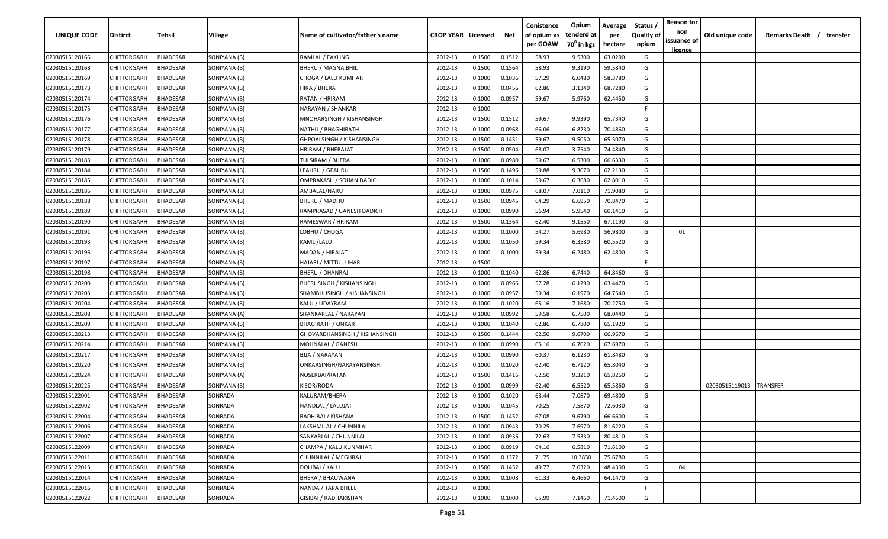| UNIQUE CODE | Distirct | Tehsil | Village | Name of cultivator/father's name | CROP YEAR | Licensed | Net | Conistence of opium as per GOAW | Opium tenderd at 70° in kgs | Average per hectare | Status / Quality of opium | Reason for non issuance of licence | Old unique code | Remarks Death / transfer |
|---|---|---|---|---|---|---|---|---|---|---|---|---|---|---|
| 02030515120166 | CHITTORGARH | BHADESAR | SONIYANA (B) | RAMLAL / EAKLING | 2012-13 | 0.1500 | 0.1512 | 58.93 | 9.5300 | 63.0290 | G | | | |
| 02030515120168 | CHITTORGARH | BHADESAR | SONIYANA (B) | BHERU / MAGNA BHIL | 2012-13 | 0.1500 | 0.1564 | 58.93 | 9.3190 | 59.5840 | G | | | |
| 02030515120169 | CHITTORGARH | BHADESAR | SONIYANA (B) | CHOGA / LALU KUMHAR | 2012-13 | 0.1000 | 0.1036 | 57.29 | 6.0480 | 58.3780 | G | | | |
| 02030515120173 | CHITTORGARH | BHADESAR | SONIYANA (B) | HIRA / BHERA | 2012-13 | 0.1000 | 0.0456 | 62.86 | 3.1340 | 68.7280 | G | | | |
| 02030515120174 | CHITTORGARH | BHADESAR | SONIYANA (B) | RATAN / HRIRAM | 2012-13 | 0.1000 | 0.0957 | 59.67 | 5.9760 | 62.4450 | G | | | |
| 02030515120175 | CHITTORGARH | BHADESAR | SONIYANA (B) | NARAYAN / SHANKAR | 2012-13 | 0.1000 | | | | | F | | | |
| 02030515120176 | CHITTORGARH | BHADESAR | SONIYANA (B) | MNOHARSINGH / KISHANSINGH | 2012-13 | 0.1500 | 0.1512 | 59.67 | 9.9390 | 65.7340 | G | | | |
| 02030515120177 | CHITTORGARH | BHADESAR | SONIYANA (B) | NATHU / BHAGHIRATH | 2012-13 | 0.1000 | 0.0968 | 66.06 | 6.8230 | 70.4860 | G | | | |
| 02030515120178 | CHITTORGARH | BHADESAR | SONIYANA (B) | GHPOALSINGH / KISHANSINGH | 2012-13 | 0.1500 | 0.1451 | 59.67 | 9.5050 | 65.5070 | G | | | |
| 02030515120179 | CHITTORGARH | BHADESAR | SONIYANA (B) | HRIRAM / BHERAJAT | 2012-13 | 0.1500 | 0.0504 | 68.07 | 3.7540 | 74.4840 | G | | | |
| 02030515120183 | CHITTORGARH | BHADESAR | SONIYANA (B) | TULSIRAM / BHERA | 2012-13 | 0.1000 | 0.0980 | 59.67 | 6.5300 | 66.6330 | G | | | |
| 02030515120184 | CHITTORGARH | BHADESAR | SONIYANA (B) | LEAHRU / GEAHRU | 2012-13 | 0.1500 | 0.1496 | 59.88 | 9.3070 | 62.2130 | G | | | |
| 02030515120185 | CHITTORGARH | BHADESAR | SONIYANA (B) | OMPRAKASH / SOHAN DADICH | 2012-13 | 0.1000 | 0.1014 | 59.67 | 6.3680 | 62.8010 | G | | | |
| 02030515120186 | CHITTORGARH | BHADESAR | SONIYANA (B) | AMBALAL/NARU | 2012-13 | 0.1000 | 0.0975 | 68.07 | 7.0110 | 71.9080 | G | | | |
| 02030515120188 | CHITTORGARH | BHADESAR | SONIYANA (B) | BHERU / MADHU | 2012-13 | 0.1500 | 0.0945 | 64.29 | 6.6950 | 70.8470 | G | | | |
| 02030515120189 | CHITTORGARH | BHADESAR | SONIYANA (B) | RAMPRASAD / GANESH DADICH | 2012-13 | 0.1000 | 0.0990 | 56.94 | 5.9540 | 60.1410 | G | | | |
| 02030515120190 | CHITTORGARH | BHADESAR | SONIYANA (B) | RAMESWAR / HRIRAM | 2012-13 | 0.1500 | 0.1364 | 62.40 | 9.1550 | 67.1190 | G | | | |
| 02030515120191 | CHITTORGARH | BHADESAR | SONIYANA (B) | LOBHU / CHOGA | 2012-13 | 0.1000 | 0.1000 | 54.27 | 5.6980 | 56.9800 | G | 01 | | |
| 02030515120193 | CHITTORGARH | BHADESAR | SONIYANA (B) | KAMLI/LALU | 2012-13 | 0.1000 | 0.1050 | 59.34 | 6.3580 | 60.5520 | G | | | |
| 02030515120196 | CHITTORGARH | BHADESAR | SONIYANA (B) | MADAN / HIRAJAT | 2012-13 | 0.1000 | 0.1000 | 59.34 | 6.2480 | 62.4800 | G | | | |
| 02030515120197 | CHITTORGARH | BHADESAR | SONIYANA (B) | HAJARI / MITTU LUHAR | 2012-13 | 0.1500 | | | | | F | | | |
| 02030515120198 | CHITTORGARH | BHADESAR | SONIYANA (B) | BHERU / DHANRAJ | 2012-13 | 0.1000 | 0.1040 | 62.86 | 6.7440 | 64.8460 | G | | | |
| 02030515120200 | CHITTORGARH | BHADESAR | SONIYANA (B) | BHERUSINGH / KISHANSINGH | 2012-13 | 0.1000 | 0.0966 | 57.28 | 6.1290 | 63.4470 | G | | | |
| 02030515120203 | CHITTORGARH | BHADESAR | SONIYANA (B) | SHAMBHUSINGH / KISHANSINGH | 2012-13 | 0.1000 | 0.0957 | 59.34 | 6.1970 | 64.7540 | G | | | |
| 02030515120204 | CHITTORGARH | BHADESAR | SONIYANA (B) | KALU / UDAYRAM | 2012-13 | 0.1000 | 0.1020 | 65.16 | 7.1680 | 70.2750 | G | | | |
| 02030515120208 | CHITTORGARH | BHADESAR | SONIYANA (A) | SHANKARLAL / NARAYAN | 2012-13 | 0.1000 | 0.0992 | 59.58 | 6.7500 | 68.0440 | G | | | |
| 02030515120209 | CHITTORGARH | BHADESAR | SONIYANA (B) | BHAGIRATH / ONKAR | 2012-13 | 0.1000 | 0.1040 | 62.86 | 6.7800 | 65.1920 | G | | | |
| 02030515120213 | CHITTORGARH | BHADESAR | SONIYANA (B) | GHOVARDHANSINGH / KISHANSINGH | 2012-13 | 0.1500 | 0.1444 | 62.50 | 9.6700 | 66.9670 | G | | | |
| 02030515120214 | CHITTORGARH | BHADESAR | SONIYANA (B) | MOHNALAL / GANESH | 2012-13 | 0.1000 | 0.0990 | 65.16 | 6.7020 | 67.6970 | G | | | |
| 02030515120217 | CHITTORGARH | BHADESAR | SONIYANA (B) | BJJA / NARAYAN | 2012-13 | 0.1000 | 0.0990 | 60.37 | 6.1230 | 61.8480 | G | | | |
| 02030515120220 | CHITTORGARH | BHADESAR | SONIYANA (B) | ONKARSINGH/NARAYANSINGH | 2012-13 | 0.1000 | 0.1020 | 62.40 | 6.7120 | 65.8040 | G | | | |
| 02030515120224 | CHITTORGARH | BHADESAR | SONIYANA (A) | NOSERBAI/RATAN | 2012-13 | 0.1500 | 0.1416 | 62.50 | 9.3210 | 65.8260 | G | | | |
| 02030515120225 | CHITTORGARH | BHADESAR | SONIYANA (B) | KISOR/RODA | 2012-13 | 0.1000 | 0.0999 | 62.40 | 6.5520 | 65.5860 | G | | 02030515119013 | TRANSFER |
| 02030515122001 | CHITTORGARH | BHADESAR | SONRADA | KALURAM/BHERA | 2012-13 | 0.1000 | 0.1020 | 63.44 | 7.0870 | 69.4800 | G | | | |
| 02030515122002 | CHITTORGARH | BHADESAR | SONRADA | NANDLAL / LALUJAT | 2012-13 | 0.1000 | 0.1045 | 70.25 | 7.5870 | 72.6030 | G | | | |
| 02030515122004 | CHITTORGARH | BHADESAR | SONRADA | RADHIBAI / KISHANA | 2012-13 | 0.1500 | 0.1452 | 67.08 | 9.6790 | 66.6600 | G | | | |
| 02030515122006 | CHITTORGARH | BHADESAR | SONRADA | LAKSHMILAL / CHUNNILAL | 2012-13 | 0.1000 | 0.0943 | 70.25 | 7.6970 | 81.6220 | G | | | |
| 02030515122007 | CHITTORGARH | BHADESAR | SONRADA | SANKARLAL / CHUNNILAL | 2012-13 | 0.1000 | 0.0936 | 72.63 | 7.5330 | 80.4810 | G | | | |
| 02030515122009 | CHITTORGARH | BHADESAR | SONRADA | CHAMPA / KALU KUNMHAR | 2012-13 | 0.1000 | 0.0919 | 64.16 | 6.5810 | 71.6100 | G | | | |
| 02030515122011 | CHITTORGARH | BHADESAR | SONRADA | CHUNNILAL / MEGHRAJ | 2012-13 | 0.1500 | 0.1372 | 71.75 | 10.3830 | 75.6780 | G | | | |
| 02030515122013 | CHITTORGARH | BHADESAR | SONRADA | DOLIBAI / KALU | 2012-13 | 0.1500 | 0.1452 | 49.77 | 7.0320 | 48.4300 | G | 04 | | |
| 02030515122014 | CHITTORGARH | BHADESAR | SONRADA | BHERA / BHAUWANA | 2012-13 | 0.1000 | 0.1008 | 61.33 | 6.4660 | 64.1470 | G | | | |
| 02030515122016 | CHITTORGARH | BHADESAR | SONRADA | NANDA / TARA BHEEL | 2012-13 | 0.1000 | | | | | F | | | |
| 02030515122022 | CHITTORGARH | BHADESAR | SONRADA | GISIBAI / RADHAKISHAN | 2012-13 | 0.1000 | 0.1000 | 65.99 | 7.1460 | 71.4600 | G | | | |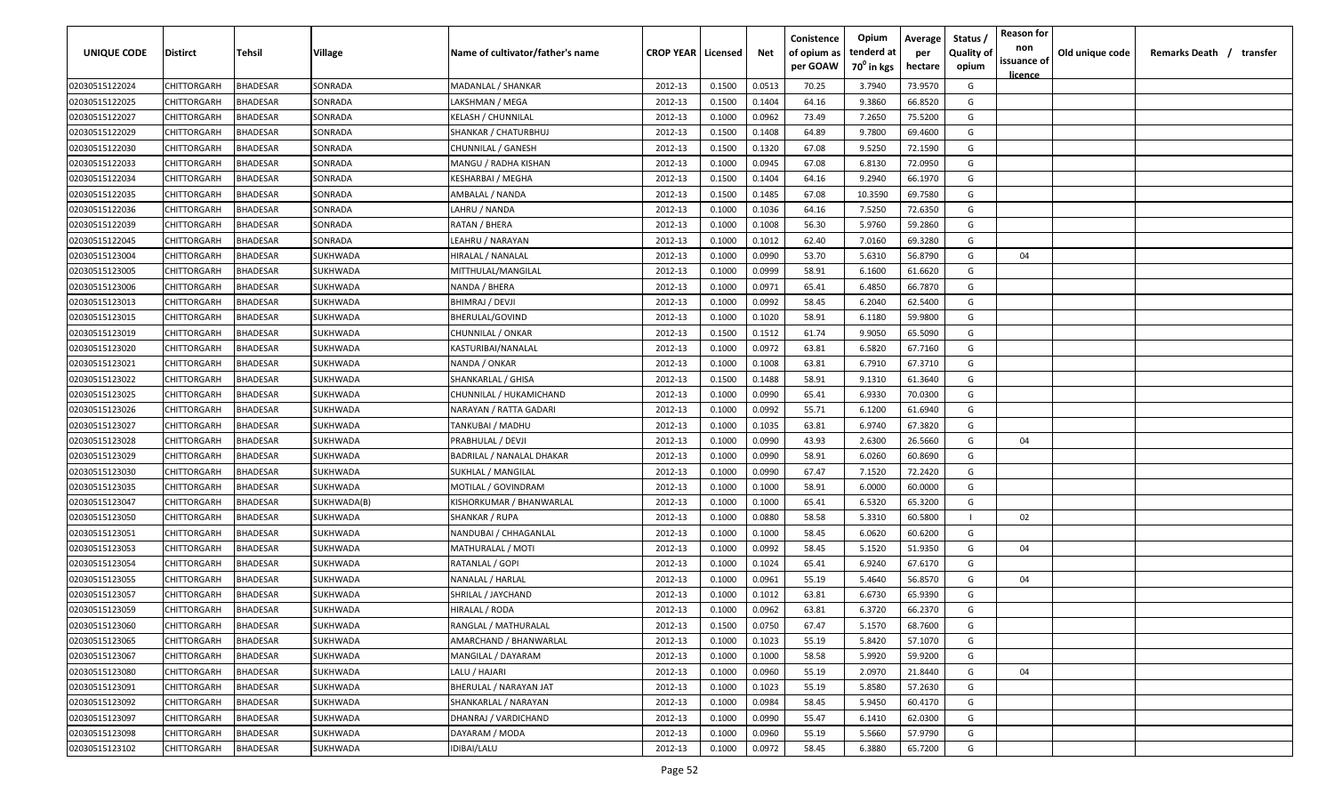| UNIQUE CODE | Distirct | Tehsil | Village | Name of cultivator/father's name | CROP YEAR | Licensed | Net | Conistence of opium as per GOAW | Opium tenderd at 70° in kgs | Average per hectare | Status / Quality of opium | Reason for non issuance of licence | Old unique code | Remarks Death / transfer |
|---|---|---|---|---|---|---|---|---|---|---|---|---|---|---|
| 02030515122024 | CHITTORGARH | BHADESAR | SONRADA | MADANLAL / SHANKAR | 2012-13 | 0.1500 | 0.0513 | 70.25 | 3.7940 | 73.9570 | G | | | |
| 02030515122025 | CHITTORGARH | BHADESAR | SONRADA | LAKSHMAN / MEGA | 2012-13 | 0.1500 | 0.1404 | 64.16 | 9.3860 | 66.8520 | G | | | |
| 02030515122027 | CHITTORGARH | BHADESAR | SONRADA | KELASH / CHUNNILAL | 2012-13 | 0.1000 | 0.0962 | 73.49 | 7.2650 | 75.5200 | G | | | |
| 02030515122029 | CHITTORGARH | BHADESAR | SONRADA | SHANKAR / CHATURBHUJ | 2012-13 | 0.1500 | 0.1408 | 64.89 | 9.7800 | 69.4600 | G | | | |
| 02030515122030 | CHITTORGARH | BHADESAR | SONRADA | CHUNNILAL / GANESH | 2012-13 | 0.1500 | 0.1320 | 67.08 | 9.5250 | 72.1590 | G | | | |
| 02030515122033 | CHITTORGARH | BHADESAR | SONRADA | MANGU / RADHA KISHAN | 2012-13 | 0.1000 | 0.0945 | 67.08 | 6.8130 | 72.0950 | G | | | |
| 02030515122034 | CHITTORGARH | BHADESAR | SONRADA | KESHARBAI / MEGHA | 2012-13 | 0.1500 | 0.1404 | 64.16 | 9.2940 | 66.1970 | G | | | |
| 02030515122035 | CHITTORGARH | BHADESAR | SONRADA | AMBALAL / NANDA | 2012-13 | 0.1500 | 0.1485 | 67.08 | 10.3590 | 69.7580 | G | | | |
| 02030515122036 | CHITTORGARH | BHADESAR | SONRADA | LAHRU / NANDA | 2012-13 | 0.1000 | 0.1036 | 64.16 | 7.5250 | 72.6350 | G | | | |
| 02030515122039 | CHITTORGARH | BHADESAR | SONRADA | RATAN / BHERA | 2012-13 | 0.1000 | 0.1008 | 56.30 | 5.9760 | 59.2860 | G | | | |
| 02030515122045 | CHITTORGARH | BHADESAR | SONRADA | LEAHRU / NARAYAN | 2012-13 | 0.1000 | 0.1012 | 62.40 | 7.0160 | 69.3280 | G | | | |
| 02030515123004 | CHITTORGARH | BHADESAR | SUKHWADA | HIRALAL / NANALAL | 2012-13 | 0.1000 | 0.0990 | 53.70 | 5.6310 | 56.8790 | G | 04 | | |
| 02030515123005 | CHITTORGARH | BHADESAR | SUKHWADA | MITTHULAL/MANGILAL | 2012-13 | 0.1000 | 0.0999 | 58.91 | 6.1600 | 61.6620 | G | | | |
| 02030515123006 | CHITTORGARH | BHADESAR | SUKHWADA | NANDA / BHERA | 2012-13 | 0.1000 | 0.0971 | 65.41 | 6.4850 | 66.7870 | G | | | |
| 02030515123013 | CHITTORGARH | BHADESAR | SUKHWADA | BHIMRAJ / DEVJI | 2012-13 | 0.1000 | 0.0992 | 58.45 | 6.2040 | 62.5400 | G | | | |
| 02030515123015 | CHITTORGARH | BHADESAR | SUKHWADA | BHERULAL/GOVIND | 2012-13 | 0.1000 | 0.1020 | 58.91 | 6.1180 | 59.9800 | G | | | |
| 02030515123019 | CHITTORGARH | BHADESAR | SUKHWADA | CHUNNILAL / ONKAR | 2012-13 | 0.1500 | 0.1512 | 61.74 | 9.9050 | 65.5090 | G | | | |
| 02030515123020 | CHITTORGARH | BHADESAR | SUKHWADA | KASTURIBAI/NANALAL | 2012-13 | 0.1000 | 0.0972 | 63.81 | 6.5820 | 67.7160 | G | | | |
| 02030515123021 | CHITTORGARH | BHADESAR | SUKHWADA | NANDA / ONKAR | 2012-13 | 0.1000 | 0.1008 | 63.81 | 6.7910 | 67.3710 | G | | | |
| 02030515123022 | CHITTORGARH | BHADESAR | SUKHWADA | SHANKARLAL / GHISA | 2012-13 | 0.1500 | 0.1488 | 58.91 | 9.1310 | 61.3640 | G | | | |
| 02030515123025 | CHITTORGARH | BHADESAR | SUKHWADA | CHUNNILAL / HUKAMICHAND | 2012-13 | 0.1000 | 0.0990 | 65.41 | 6.9330 | 70.0300 | G | | | |
| 02030515123026 | CHITTORGARH | BHADESAR | SUKHWADA | NARAYAN / RATTA GADARI | 2012-13 | 0.1000 | 0.0992 | 55.71 | 6.1200 | 61.6940 | G | | | |
| 02030515123027 | CHITTORGARH | BHADESAR | SUKHWADA | TANKUBAI / MADHU | 2012-13 | 0.1000 | 0.1035 | 63.81 | 6.9740 | 67.3820 | G | | | |
| 02030515123028 | CHITTORGARH | BHADESAR | SUKHWADA | PRABHULAL / DEVJI | 2012-13 | 0.1000 | 0.0990 | 43.93 | 2.6300 | 26.5660 | G | 04 | | |
| 02030515123029 | CHITTORGARH | BHADESAR | SUKHWADA | BADRILAL / NANALAL DHAKAR | 2012-13 | 0.1000 | 0.0990 | 58.91 | 6.0260 | 60.8690 | G | | | |
| 02030515123030 | CHITTORGARH | BHADESAR | SUKHWADA | SUKHLAL / MANGILAL | 2012-13 | 0.1000 | 0.0990 | 67.47 | 7.1520 | 72.2420 | G | | | |
| 02030515123035 | CHITTORGARH | BHADESAR | SUKHWADA | MOTILAL / GOVINDRAM | 2012-13 | 0.1000 | 0.1000 | 58.91 | 6.0000 | 60.0000 | G | | | |
| 02030515123047 | CHITTORGARH | BHADESAR | SUKHWADA(B) | KISHORKUMAR / BHANWARLAL | 2012-13 | 0.1000 | 0.1000 | 65.41 | 6.5320 | 65.3200 | G | | | |
| 02030515123050 | CHITTORGARH | BHADESAR | SUKHWADA | SHANKAR / RUPA | 2012-13 | 0.1000 | 0.0880 | 58.58 | 5.3310 | 60.5800 | I | 02 | | |
| 02030515123051 | CHITTORGARH | BHADESAR | SUKHWADA | NANDUBAI / CHHAGANLAL | 2012-13 | 0.1000 | 0.1000 | 58.45 | 6.0620 | 60.6200 | G | | | |
| 02030515123053 | CHITTORGARH | BHADESAR | SUKHWADA | MATHURALAL / MOTI | 2012-13 | 0.1000 | 0.0992 | 58.45 | 5.1520 | 51.9350 | G | 04 | | |
| 02030515123054 | CHITTORGARH | BHADESAR | SUKHWADA | RATANLAL / GOPI | 2012-13 | 0.1000 | 0.1024 | 65.41 | 6.9240 | 67.6170 | G | | | |
| 02030515123055 | CHITTORGARH | BHADESAR | SUKHWADA | NANALAL / HARLAL | 2012-13 | 0.1000 | 0.0961 | 55.19 | 5.4640 | 56.8570 | G | 04 | | |
| 02030515123057 | CHITTORGARH | BHADESAR | SUKHWADA | SHRILAL / JAYCHAND | 2012-13 | 0.1000 | 0.1012 | 63.81 | 6.6730 | 65.9390 | G | | | |
| 02030515123059 | CHITTORGARH | BHADESAR | SUKHWADA | HIRALAL / RODA | 2012-13 | 0.1000 | 0.0962 | 63.81 | 6.3720 | 66.2370 | G | | | |
| 02030515123060 | CHITTORGARH | BHADESAR | SUKHWADA | RANGLAL / MATHURALAL | 2012-13 | 0.1500 | 0.0750 | 67.47 | 5.1570 | 68.7600 | G | | | |
| 02030515123065 | CHITTORGARH | BHADESAR | SUKHWADA | AMARCHAND / BHANWARLAL | 2012-13 | 0.1000 | 0.1023 | 55.19 | 5.8420 | 57.1070 | G | | | |
| 02030515123067 | CHITTORGARH | BHADESAR | SUKHWADA | MANGILAL / DAYARAM | 2012-13 | 0.1000 | 0.1000 | 58.58 | 5.9920 | 59.9200 | G | | | |
| 02030515123080 | CHITTORGARH | BHADESAR | SUKHWADA | LALU / HAJARI | 2012-13 | 0.1000 | 0.0960 | 55.19 | 2.0970 | 21.8440 | G | 04 | | |
| 02030515123091 | CHITTORGARH | BHADESAR | SUKHWADA | BHERULAL / NARAYAN JAT | 2012-13 | 0.1000 | 0.1023 | 55.19 | 5.8580 | 57.2630 | G | | | |
| 02030515123092 | CHITTORGARH | BHADESAR | SUKHWADA | SHANKARLAL / NARAYAN | 2012-13 | 0.1000 | 0.0984 | 58.45 | 5.9450 | 60.4170 | G | | | |
| 02030515123097 | CHITTORGARH | BHADESAR | SUKHWADA | DHANRAJ / VARDICHAND | 2012-13 | 0.1000 | 0.0990 | 55.47 | 6.1410 | 62.0300 | G | | | |
| 02030515123098 | CHITTORGARH | BHADESAR | SUKHWADA | DAYARAM / MODA | 2012-13 | 0.1000 | 0.0960 | 55.19 | 5.5660 | 57.9790 | G | | | |
| 02030515123102 | CHITTORGARH | BHADESAR | SUKHWADA | IDIBAI/LALU | 2012-13 | 0.1000 | 0.0972 | 58.45 | 6.3880 | 65.7200 | G | | | |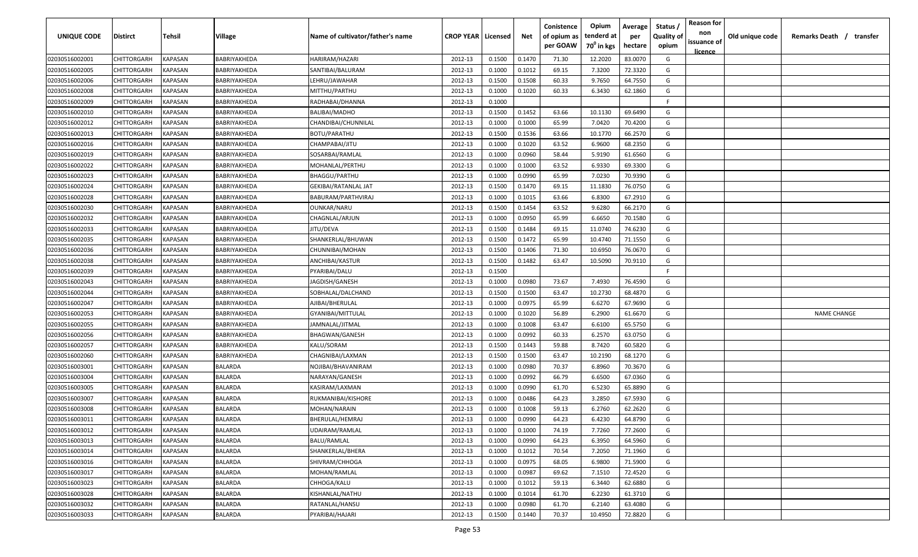| UNIQUE CODE | Distirct | Tehsil | Village | Name of cultivator/father's name | CROP YEAR | Licensed | Net | Conistence of opium as per GOAW | Opium tenderd at 70° in kgs | Average per hectare | Status / Quality of opium | Reason for non issuance of licence | Old unique code | Remarks Death / transfer |
|---|---|---|---|---|---|---|---|---|---|---|---|---|---|---|
| 02030516002001 | CHITTORGARH | KAPASAN | BABRIYAKHEDA | HARIRAM/HAZARI | 2012-13 | 0.1500 | 0.1470 | 71.30 | 12.2020 | 83.0070 | G | | | |
| 02030516002005 | CHITTORGARH | KAPASAN | BABRIYAKHEDA | SANTIBAI/BALURAM | 2012-13 | 0.1000 | 0.1012 | 69.15 | 7.3200 | 72.3320 | G | | | |
| 02030516002006 | CHITTORGARH | KAPASAN | BABRIYAKHEDA | LEHRU/JAWAHAR | 2012-13 | 0.1500 | 0.1508 | 60.33 | 9.7650 | 64.7550 | G | | | |
| 02030516002008 | CHITTORGARH | KAPASAN | BABRIYAKHEDA | MITTHU/PARTHU | 2012-13 | 0.1000 | 0.1020 | 60.33 | 6.3430 | 62.1860 | G | | | |
| 02030516002009 | CHITTORGARH | KAPASAN | BABRIYAKHEDA | RADHABAI/DHANNA | 2012-13 | 0.1000 | | | | | F | | | |
| 02030516002010 | CHITTORGARH | KAPASAN | BABRIYAKHEDA | BALIBAI/MADHO | 2012-13 | 0.1500 | 0.1452 | 63.66 | 10.1130 | 69.6490 | G | | | |
| 02030516002012 | CHITTORGARH | KAPASAN | BABRIYAKHEDA | CHANDIBAI/CHUNNILAL | 2012-13 | 0.1000 | 0.1000 | 65.99 | 7.0420 | 70.4200 | G | | | |
| 02030516002013 | CHITTORGARH | KAPASAN | BABRIYAKHEDA | BOTU/PARATHU | 2012-13 | 0.1500 | 0.1536 | 63.66 | 10.1770 | 66.2570 | G | | | |
| 02030516002016 | CHITTORGARH | KAPASAN | BABRIYAKHEDA | CHAMPABAI/JITU | 2012-13 | 0.1000 | 0.1020 | 63.52 | 6.9600 | 68.2350 | G | | | |
| 02030516002019 | CHITTORGARH | KAPASAN | BABRIYAKHEDA | SOSARBAI/RAMLAL | 2012-13 | 0.1000 | 0.0960 | 58.44 | 5.9190 | 61.6560 | G | | | |
| 02030516002022 | CHITTORGARH | KAPASAN | BABRIYAKHEDA | MOHANLAL/PERTHU | 2012-13 | 0.1000 | 0.1000 | 63.52 | 6.9330 | 69.3300 | G | | | |
| 02030516002023 | CHITTORGARH | KAPASAN | BABRIYAKHEDA | BHAGGU/PARTHU | 2012-13 | 0.1000 | 0.0990 | 65.99 | 7.0230 | 70.9390 | G | | | |
| 02030516002024 | CHITTORGARH | KAPASAN | BABRIYAKHEDA | GEKIBAI/RATANLAL JAT | 2012-13 | 0.1500 | 0.1470 | 69.15 | 11.1830 | 76.0750 | G | | | |
| 02030516002028 | CHITTORGARH | KAPASAN | BABRIYAKHEDA | BABURAM/PARTHVIRAJ | 2012-13 | 0.1000 | 0.1015 | 63.66 | 6.8300 | 67.2910 | G | | | |
| 02030516002030 | CHITTORGARH | KAPASAN | BABRIYAKHEDA | OUNKAR/NARU | 2012-13 | 0.1500 | 0.1454 | 63.52 | 9.6280 | 66.2170 | G | | | |
| 02030516002032 | CHITTORGARH | KAPASAN | BABRIYAKHEDA | CHAGNLAL/ARJUN | 2012-13 | 0.1000 | 0.0950 | 65.99 | 6.6650 | 70.1580 | G | | | |
| 02030516002033 | CHITTORGARH | KAPASAN | BABRIYAKHEDA | JITU/DEVA | 2012-13 | 0.1500 | 0.1484 | 69.15 | 11.0740 | 74.6230 | G | | | |
| 02030516002035 | CHITTORGARH | KAPASAN | BABRIYAKHEDA | SHANKERLAL/BHUWAN | 2012-13 | 0.1500 | 0.1472 | 65.99 | 10.4740 | 71.1550 | G | | | |
| 02030516002036 | CHITTORGARH | KAPASAN | BABRIYAKHEDA | CHUNNIBAI/MOHAN | 2012-13 | 0.1500 | 0.1406 | 71.30 | 10.6950 | 76.0670 | G | | | |
| 02030516002038 | CHITTORGARH | KAPASAN | BABRIYAKHEDA | ANCHIBAI/KASTUR | 2012-13 | 0.1500 | 0.1482 | 63.47 | 10.5090 | 70.9110 | G | | | |
| 02030516002039 | CHITTORGARH | KAPASAN | BABRIYAKHEDA | PYARIBAI/DALU | 2012-13 | 0.1500 | | | | | F | | | |
| 02030516002043 | CHITTORGARH | KAPASAN | BABRIYAKHEDA | JAGDISH/GANESH | 2012-13 | 0.1000 | 0.0980 | 73.67 | 7.4930 | 76.4590 | G | | | |
| 02030516002044 | CHITTORGARH | KAPASAN | BABRIYAKHEDA | SOBHALAL/DALCHAND | 2012-13 | 0.1500 | 0.1500 | 63.47 | 10.2730 | 68.4870 | G | | | |
| 02030516002047 | CHITTORGARH | KAPASAN | BABRIYAKHEDA | AJIBAI/BHERULAL | 2012-13 | 0.1000 | 0.0975 | 65.99 | 6.6270 | 67.9690 | G | | | |
| 02030516002053 | CHITTORGARH | KAPASAN | BABRIYAKHEDA | GYANIBAI/MITTULAL | 2012-13 | 0.1000 | 0.1020 | 56.89 | 6.2900 | 61.6670 | G | | | NAME CHANGE |
| 02030516002055 | CHITTORGARH | KAPASAN | BABRIYAKHEDA | JAMNALAL/JITMAL | 2012-13 | 0.1000 | 0.1008 | 63.47 | 6.6100 | 65.5750 | G | | | |
| 02030516002056 | CHITTORGARH | KAPASAN | BABRIYAKHEDA | BHAGWAN/GANESH | 2012-13 | 0.1000 | 0.0992 | 60.33 | 6.2570 | 63.0750 | G | | | |
| 02030516002057 | CHITTORGARH | KAPASAN | BABRIYAKHEDA | KALU/SORAM | 2012-13 | 0.1500 | 0.1443 | 59.88 | 8.7420 | 60.5820 | G | | | |
| 02030516002060 | CHITTORGARH | KAPASAN | BABRIYAKHEDA | CHAGNIBAI/LAXMAN | 2012-13 | 0.1500 | 0.1500 | 63.47 | 10.2190 | 68.1270 | G | | | |
| 02030516003001 | CHITTORGARH | KAPASAN | BALARDA | NOJIBAI/BHAVANIRAM | 2012-13 | 0.1000 | 0.0980 | 70.37 | 6.8960 | 70.3670 | G | | | |
| 02030516003004 | CHITTORGARH | KAPASAN | BALARDA | NARAYAN/GANESH | 2012-13 | 0.1000 | 0.0992 | 66.79 | 6.6500 | 67.0360 | G | | | |
| 02030516003005 | CHITTORGARH | KAPASAN | BALARDA | KASIRAM/LAXMAN | 2012-13 | 0.1000 | 0.0990 | 61.70 | 6.5230 | 65.8890 | G | | | |
| 02030516003007 | CHITTORGARH | KAPASAN | BALARDA | RUKMANIBAI/KISHORE | 2012-13 | 0.1000 | 0.0486 | 64.23 | 3.2850 | 67.5930 | G | | | |
| 02030516003008 | CHITTORGARH | KAPASAN | BALARDA | MOHAN/NARAIN | 2012-13 | 0.1000 | 0.1008 | 59.13 | 6.2760 | 62.2620 | G | | | |
| 02030516003011 | CHITTORGARH | KAPASAN | BALARDA | BHERULAL/HEMRAJ | 2012-13 | 0.1000 | 0.0990 | 64.23 | 6.4230 | 64.8790 | G | | | |
| 02030516003012 | CHITTORGARH | KAPASAN | BALARDA | UDAIRAM/RAMLAL | 2012-13 | 0.1000 | 0.1000 | 74.19 | 7.7260 | 77.2600 | G | | | |
| 02030516003013 | CHITTORGARH | KAPASAN | BALARDA | BALU/RAMLAL | 2012-13 | 0.1000 | 0.0990 | 64.23 | 6.3950 | 64.5960 | G | | | |
| 02030516003014 | CHITTORGARH | KAPASAN | BALARDA | SHANKERLAL/BHERA | 2012-13 | 0.1000 | 0.1012 | 70.54 | 7.2050 | 71.1960 | G | | | |
| 02030516003016 | CHITTORGARH | KAPASAN | BALARDA | SHIVRAM/CHHOGA | 2012-13 | 0.1000 | 0.0975 | 68.05 | 6.9800 | 71.5900 | G | | | |
| 02030516003017 | CHITTORGARH | KAPASAN | BALARDA | MOHAN/RAMLAL | 2012-13 | 0.1000 | 0.0987 | 69.62 | 7.1510 | 72.4520 | G | | | |
| 02030516003023 | CHITTORGARH | KAPASAN | BALARDA | CHHOGA/KALU | 2012-13 | 0.1000 | 0.1012 | 59.13 | 6.3440 | 62.6880 | G | | | |
| 02030516003028 | CHITTORGARH | KAPASAN | BALARDA | KISHANLAL/NATHU | 2012-13 | 0.1000 | 0.1014 | 61.70 | 6.2230 | 61.3710 | G | | | |
| 02030516003032 | CHITTORGARH | KAPASAN | BALARDA | RATANLAL/HANSU | 2012-13 | 0.1000 | 0.0980 | 61.70 | 6.2140 | 63.4080 | G | | | |
| 02030516003033 | CHITTORGARH | KAPASAN | BALARDA | PYARIBAI/HAJARI | 2012-13 | 0.1500 | 0.1440 | 70.37 | 10.4950 | 72.8820 | G | | | |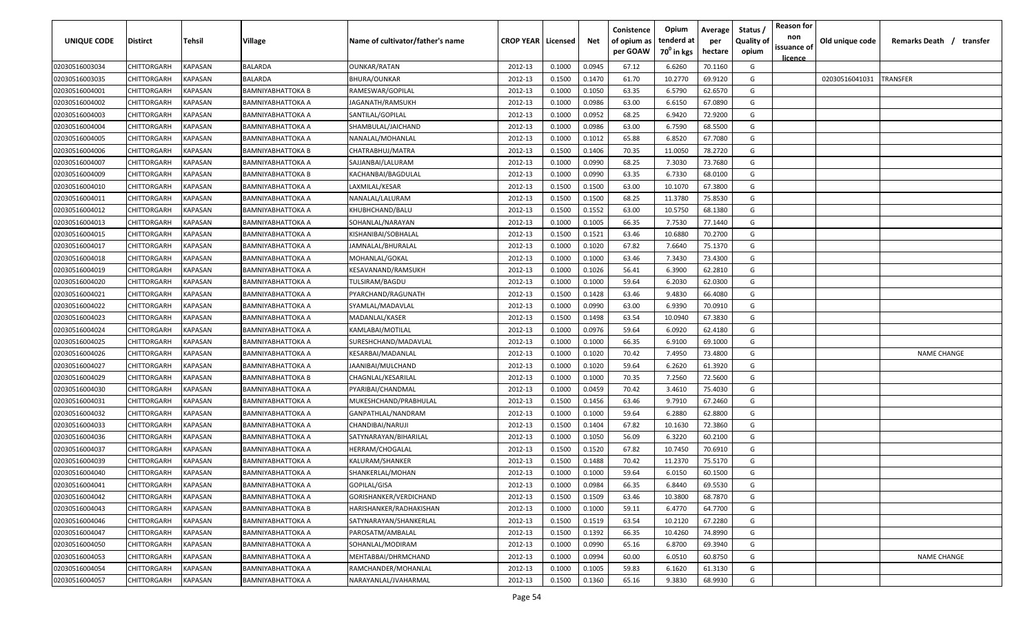| UNIQUE CODE | Distirct | Tehsil | Village | Name of cultivator/father's name | CROP YEAR | Licensed | Net | Conistence of opium as per GOAW | Opium tenderd at 70⁰ in kgs | Average per hectare | Status / Quality of opium | Reason for non issuance of licence | Old unique code | Remarks Death / transfer |
|---|---|---|---|---|---|---|---|---|---|---|---|---|---|---|
| 02030516003034 | CHITTORGARH | KAPASAN | BALARDA | OUNKAR/RATAN | 2012-13 | 0.1000 | 0.0945 | 67.12 | 6.6260 | 70.1160 | G | | | |
| 02030516003035 | CHITTORGARH | KAPASAN | BALARDA | BHURA/OUNKAR | 2012-13 | 0.1500 | 0.1470 | 61.70 | 10.2770 | 69.9120 | G | | 02030516041031 | TRANSFER |
| 02030516004001 | CHITTORGARH | KAPASAN | BAMNIYABHATTOKA B | RAMESWAR/GOPILAL | 2012-13 | 0.1000 | 0.1050 | 63.35 | 6.5790 | 62.6570 | G | | | |
| 02030516004002 | CHITTORGARH | KAPASAN | BAMNIYABHATTOKA A | JAGANATH/RAMSUKH | 2012-13 | 0.1000 | 0.0986 | 63.00 | 6.6150 | 67.0890 | G | | | |
| 02030516004003 | CHITTORGARH | KAPASAN | BAMNIYABHATTOKA A | SANTILAL/GOPILAL | 2012-13 | 0.1000 | 0.0952 | 68.25 | 6.9420 | 72.9200 | G | | | |
| 02030516004004 | CHITTORGARH | KAPASAN | BAMNIYABHATTOKA A | SHAMBULAL/JAICHAND | 2012-13 | 0.1000 | 0.0986 | 63.00 | 6.7590 | 68.5500 | G | | | |
| 02030516004005 | CHITTORGARH | KAPASAN | BAMNIYABHATTOKA A | NANALAL/MOHANLAL | 2012-13 | 0.1000 | 0.1012 | 65.88 | 6.8520 | 67.7080 | G | | | |
| 02030516004006 | CHITTORGARH | KAPASAN | BAMNIYABHATTOKA B | CHATRABHUJ/MATRA | 2012-13 | 0.1500 | 0.1406 | 70.35 | 11.0050 | 78.2720 | G | | | |
| 02030516004007 | CHITTORGARH | KAPASAN | BAMNIYABHATTOKA A | SAJJANBAI/LALURAM | 2012-13 | 0.1000 | 0.0990 | 68.25 | 7.3030 | 73.7680 | G | | | |
| 02030516004009 | CHITTORGARH | KAPASAN | BAMNIYABHATTOKA B | KACHANBAI/BAGDULAL | 2012-13 | 0.1000 | 0.0990 | 63.35 | 6.7330 | 68.0100 | G | | | |
| 02030516004010 | CHITTORGARH | KAPASAN | BAMNIYABHATTOKA A | LAXMILAL/KESAR | 2012-13 | 0.1500 | 0.1500 | 63.00 | 10.1070 | 67.3800 | G | | | |
| 02030516004011 | CHITTORGARH | KAPASAN | BAMNIYABHATTOKA A | NANALAL/LALURAM | 2012-13 | 0.1500 | 0.1500 | 68.25 | 11.3780 | 75.8530 | G | | | |
| 02030516004012 | CHITTORGARH | KAPASAN | BAMNIYABHATTOKA A | KHUBHCHAND/BALU | 2012-13 | 0.1500 | 0.1552 | 63.00 | 10.5750 | 68.1380 | G | | | |
| 02030516004013 | CHITTORGARH | KAPASAN | BAMNIYABHATTOKA A | SOHANLAL/NARAYAN | 2012-13 | 0.1000 | 0.1005 | 66.35 | 7.7530 | 77.1440 | G | | | |
| 02030516004015 | CHITTORGARH | KAPASAN | BAMNIYABHATTOKA A | KISHANIBAI/SOBHALAL | 2012-13 | 0.1500 | 0.1521 | 63.46 | 10.6880 | 70.2700 | G | | | |
| 02030516004017 | CHITTORGARH | KAPASAN | BAMNIYABHATTOKA A | JAMNALAL/BHURALAL | 2012-13 | 0.1000 | 0.1020 | 67.82 | 7.6640 | 75.1370 | G | | | |
| 02030516004018 | CHITTORGARH | KAPASAN | BAMNIYABHATTOKA A | MOHANLAL/GOKAL | 2012-13 | 0.1000 | 0.1000 | 63.46 | 7.3430 | 73.4300 | G | | | |
| 02030516004019 | CHITTORGARH | KAPASAN | BAMNIYABHATTOKA A | KESAVANAND/RAMSUKH | 2012-13 | 0.1000 | 0.1026 | 56.41 | 6.3900 | 62.2810 | G | | | |
| 02030516004020 | CHITTORGARH | KAPASAN | BAMNIYABHATTOKA A | TULSIRAM/BAGDU | 2012-13 | 0.1000 | 0.1000 | 59.64 | 6.2030 | 62.0300 | G | | | |
| 02030516004021 | CHITTORGARH | KAPASAN | BAMNIYABHATTOKA A | PYARCHAND/RAGUNATH | 2012-13 | 0.1500 | 0.1428 | 63.46 | 9.4830 | 66.4080 | G | | | |
| 02030516004022 | CHITTORGARH | KAPASAN | BAMNIYABHATTOKA A | SYAMLAL/MADAVLAL | 2012-13 | 0.1000 | 0.0990 | 63.00 | 6.9390 | 70.0910 | G | | | |
| 02030516004023 | CHITTORGARH | KAPASAN | BAMNIYABHATTOKA A | MADANLAL/KASER | 2012-13 | 0.1500 | 0.1498 | 63.54 | 10.0940 | 67.3830 | G | | | |
| 02030516004024 | CHITTORGARH | KAPASAN | BAMNIYABHATTOKA A | KAMLABAI/MOTILAL | 2012-13 | 0.1000 | 0.0976 | 59.64 | 6.0920 | 62.4180 | G | | | |
| 02030516004025 | CHITTORGARH | KAPASAN | BAMNIYABHATTOKA A | SURESHCHAND/MADAVLAL | 2012-13 | 0.1000 | 0.1000 | 66.35 | 6.9100 | 69.1000 | G | | | |
| 02030516004026 | CHITTORGARH | KAPASAN | BAMNIYABHATTOKA A | KESARBAI/MADANLAL | 2012-13 | 0.1000 | 0.1020 | 70.42 | 7.4950 | 73.4800 | G | | | NAME CHANGE |
| 02030516004027 | CHITTORGARH | KAPASAN | BAMNIYABHATTOKA A | JAANIBAI/MULCHAND | 2012-13 | 0.1000 | 0.1020 | 59.64 | 6.2620 | 61.3920 | G | | | |
| 02030516004029 | CHITTORGARH | KAPASAN | BAMNIYABHATTOKA B | CHAGNLAL/KESARILAL | 2012-13 | 0.1000 | 0.1000 | 70.35 | 7.2560 | 72.5600 | G | | | |
| 02030516004030 | CHITTORGARH | KAPASAN | BAMNIYABHATTOKA A | PYARIBAI/CHANDMAL | 2012-13 | 0.1000 | 0.0459 | 70.42 | 3.4610 | 75.4030 | G | | | |
| 02030516004031 | CHITTORGARH | KAPASAN | BAMNIYABHATTOKA A | MUKESHCHAND/PRABHULAL | 2012-13 | 0.1500 | 0.1456 | 63.46 | 9.7910 | 67.2460 | G | | | |
| 02030516004032 | CHITTORGARH | KAPASAN | BAMNIYABHATTOKA A | GANPATHLAL/NANDRAM | 2012-13 | 0.1000 | 0.1000 | 59.64 | 6.2880 | 62.8800 | G | | | |
| 02030516004033 | CHITTORGARH | KAPASAN | BAMNIYABHATTOKA A | CHANDIBAI/NARUJI | 2012-13 | 0.1500 | 0.1404 | 67.82 | 10.1630 | 72.3860 | G | | | |
| 02030516004036 | CHITTORGARH | KAPASAN | BAMNIYABHATTOKA A | SATYNARAYAN/BIHARILAL | 2012-13 | 0.1000 | 0.1050 | 56.09 | 6.3220 | 60.2100 | G | | | |
| 02030516004037 | CHITTORGARH | KAPASAN | BAMNIYABHATTOKA A | HERRAM/CHOGALAL | 2012-13 | 0.1500 | 0.1520 | 67.82 | 10.7450 | 70.6910 | G | | | |
| 02030516004039 | CHITTORGARH | KAPASAN | BAMNIYABHATTOKA A | KALURAM/SHANKER | 2012-13 | 0.1500 | 0.1488 | 70.42 | 11.2370 | 75.5170 | G | | | |
| 02030516004040 | CHITTORGARH | KAPASAN | BAMNIYABHATTOKA A | SHANKERLAL/MOHAN | 2012-13 | 0.1000 | 0.1000 | 59.64 | 6.0150 | 60.1500 | G | | | |
| 02030516004041 | CHITTORGARH | KAPASAN | BAMNIYABHATTOKA A | GOPILAL/GISA | 2012-13 | 0.1000 | 0.0984 | 66.35 | 6.8440 | 69.5530 | G | | | |
| 02030516004042 | CHITTORGARH | KAPASAN | BAMNIYABHATTOKA A | GORISHANKER/VERDICHAND | 2012-13 | 0.1500 | 0.1509 | 63.46 | 10.3800 | 68.7870 | G | | | |
| 02030516004043 | CHITTORGARH | KAPASAN | BAMNIYABHATTOKA B | HARISHANKER/RADHAKISHAN | 2012-13 | 0.1000 | 0.1000 | 59.11 | 6.4770 | 64.7700 | G | | | |
| 02030516004046 | CHITTORGARH | KAPASAN | BAMNIYABHATTOKA A | SATYNARAYAN/SHANKERLAL | 2012-13 | 0.1500 | 0.1519 | 63.54 | 10.2120 | 67.2280 | G | | | |
| 02030516004047 | CHITTORGARH | KAPASAN | BAMNIYABHATTOKA A | PAROSATM/AMBALAL | 2012-13 | 0.1500 | 0.1392 | 66.35 | 10.4260 | 74.8990 | G | | | |
| 02030516004050 | CHITTORGARH | KAPASAN | BAMNIYABHATTOKA A | SOHANLAL/MODIRAM | 2012-13 | 0.1000 | 0.0990 | 65.16 | 6.8700 | 69.3940 | G | | | |
| 02030516004053 | CHITTORGARH | KAPASAN | BAMNIYABHATTOKA A | MEHTABBAI/DHRMCHAND | 2012-13 | 0.1000 | 0.0994 | 60.00 | 6.0510 | 60.8750 | G | | | NAME CHANGE |
| 02030516004054 | CHITTORGARH | KAPASAN | BAMNIYABHATTOKA A | RAMCHANDER/MOHANLAL | 2012-13 | 0.1000 | 0.1005 | 59.83 | 6.1620 | 61.3130 | G | | | |
| 02030516004057 | CHITTORGARH | KAPASAN | BAMNIYABHATTOKA A | NARAYANLAL/JVAHARMAL | 2012-13 | 0.1500 | 0.1360 | 65.16 | 9.3830 | 68.9930 | G | | | |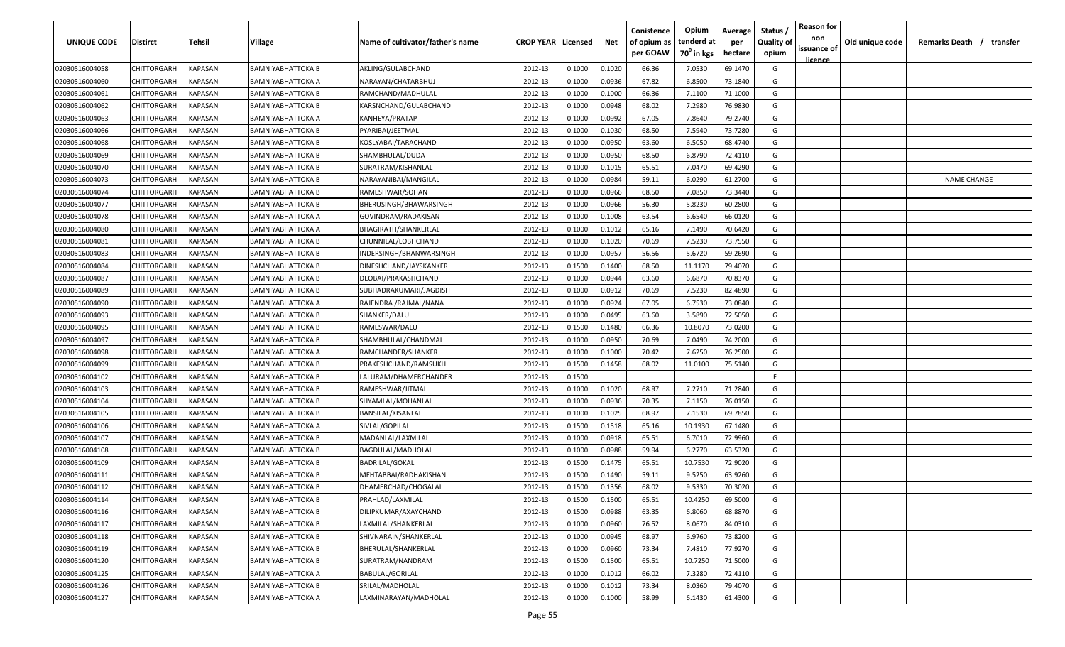| UNIQUE CODE | Distirct | Tehsil | Village | Name of cultivator/father's name | CROP YEAR | Licensed | Net | Conistence of opium as per GOAW | Opium tenderd at 70° in kgs | Average per hectare | Status / Quality of opium | Reason for non issuance of licence | Old unique code | Remarks Death / transfer |
|---|---|---|---|---|---|---|---|---|---|---|---|---|---|---|
| 02030516004058 | CHITTORGARH | KAPASAN | BAMNIYABHATTOKA B | AKLING/GULABCHAND | 2012-13 | 0.1000 | 0.1020 | 66.36 | 7.0530 | 69.1470 | G | | | |
| 02030516004060 | CHITTORGARH | KAPASAN | BAMNIYABHATTOKA A | NARAYAN/CHATARBHUJ | 2012-13 | 0.1000 | 0.0936 | 67.82 | 6.8500 | 73.1840 | G | | | |
| 02030516004061 | CHITTORGARH | KAPASAN | BAMNIYABHATTOKA B | RAMCHAND/MADHULAL | 2012-13 | 0.1000 | 0.1000 | 66.36 | 7.1100 | 71.1000 | G | | | |
| 02030516004062 | CHITTORGARH | KAPASAN | BAMNIYABHATTOKA B | KARSNCHAND/GULABCHAND | 2012-13 | 0.1000 | 0.0948 | 68.02 | 7.2980 | 76.9830 | G | | | |
| 02030516004063 | CHITTORGARH | KAPASAN | BAMNIYABHATTOKA A | KANHEYA/PRATAP | 2012-13 | 0.1000 | 0.0992 | 67.05 | 7.8640 | 79.2740 | G | | | |
| 02030516004066 | CHITTORGARH | KAPASAN | BAMNIYABHATTOKA B | PYARIBAI/JEETMAL | 2012-13 | 0.1000 | 0.1030 | 68.50 | 7.5940 | 73.7280 | G | | | |
| 02030516004068 | CHITTORGARH | KAPASAN | BAMNIYABHATTOKA B | KOSLYABAI/TARACHAND | 2012-13 | 0.1000 | 0.0950 | 63.60 | 6.5050 | 68.4740 | G | | | |
| 02030516004069 | CHITTORGARH | KAPASAN | BAMNIYABHATTOKA B | SHAMBHULAL/DUDA | 2012-13 | 0.1000 | 0.0950 | 68.50 | 6.8790 | 72.4110 | G | | | |
| 02030516004070 | CHITTORGARH | KAPASAN | BAMNIYABHATTOKA B | SURATRAM/KISHANLAL | 2012-13 | 0.1000 | 0.1015 | 65.51 | 7.0470 | 69.4290 | G | | | |
| 02030516004073 | CHITTORGARH | KAPASAN | BAMNIYABHATTOKA B | NARAYANIBAI/MANGILAL | 2012-13 | 0.1000 | 0.0984 | 59.11 | 6.0290 | 61.2700 | G | | | NAME CHANGE |
| 02030516004074 | CHITTORGARH | KAPASAN | BAMNIYABHATTOKA B | RAMESHWAR/SOHAN | 2012-13 | 0.1000 | 0.0966 | 68.50 | 7.0850 | 73.3440 | G | | | |
| 02030516004077 | CHITTORGARH | KAPASAN | BAMNIYABHATTOKA B | BHERUSINGH/BHAWARSINGH | 2012-13 | 0.1000 | 0.0966 | 56.30 | 5.8230 | 60.2800 | G | | | |
| 02030516004078 | CHITTORGARH | KAPASAN | BAMNIYABHATTOKA A | GOVINDRAM/RADAKISAN | 2012-13 | 0.1000 | 0.1008 | 63.54 | 6.6540 | 66.0120 | G | | | |
| 02030516004080 | CHITTORGARH | KAPASAN | BAMNIYABHATTOKA A | BHAGIRATH/SHANKERLAL | 2012-13 | 0.1000 | 0.1012 | 65.16 | 7.1490 | 70.6420 | G | | | |
| 02030516004081 | CHITTORGARH | KAPASAN | BAMNIYABHATTOKA B | CHUNNILAL/LOBHCHAND | 2012-13 | 0.1000 | 0.1020 | 70.69 | 7.5230 | 73.7550 | G | | | |
| 02030516004083 | CHITTORGARH | KAPASAN | BAMNIYABHATTOKA B | INDERSINGH/BHANWARSINGH | 2012-13 | 0.1000 | 0.0957 | 56.56 | 5.6720 | 59.2690 | G | | | |
| 02030516004084 | CHITTORGARH | KAPASAN | BAMNIYABHATTOKA B | DINESHCHAND/JAYSKANKER | 2012-13 | 0.1500 | 0.1400 | 68.50 | 11.1170 | 79.4070 | G | | | |
| 02030516004087 | CHITTORGARH | KAPASAN | BAMNIYABHATTOKA B | DEOBAI/PRAKASHCHAND | 2012-13 | 0.1000 | 0.0944 | 63.60 | 6.6870 | 70.8370 | G | | | |
| 02030516004089 | CHITTORGARH | KAPASAN | BAMNIYABHATTOKA B | SUBHADRAKUMARI/JAGDISH | 2012-13 | 0.1000 | 0.0912 | 70.69 | 7.5230 | 82.4890 | G | | | |
| 02030516004090 | CHITTORGARH | KAPASAN | BAMNIYABHATTOKA A | RAJENDRA /RAJMAL/NANA | 2012-13 | 0.1000 | 0.0924 | 67.05 | 6.7530 | 73.0840 | G | | | |
| 02030516004093 | CHITTORGARH | KAPASAN | BAMNIYABHATTOKA B | SHANKER/DALU | 2012-13 | 0.1000 | 0.0495 | 63.60 | 3.5890 | 72.5050 | G | | | |
| 02030516004095 | CHITTORGARH | KAPASAN | BAMNIYABHATTOKA B | RAMESWAR/DALU | 2012-13 | 0.1500 | 0.1480 | 66.36 | 10.8070 | 73.0200 | G | | | |
| 02030516004097 | CHITTORGARH | KAPASAN | BAMNIYABHATTOKA B | SHAMBHULAL/CHANDMAL | 2012-13 | 0.1000 | 0.0950 | 70.69 | 7.0490 | 74.2000 | G | | | |
| 02030516004098 | CHITTORGARH | KAPASAN | BAMNIYABHATTOKA A | RAMCHANDER/SHANKER | 2012-13 | 0.1000 | 0.1000 | 70.42 | 7.6250 | 76.2500 | G | | | |
| 02030516004099 | CHITTORGARH | KAPASAN | BAMNIYABHATTOKA B | PRAKESHCHAND/RAMSUKH | 2012-13 | 0.1500 | 0.1458 | 68.02 | 11.0100 | 75.5140 | G | | | |
| 02030516004102 | CHITTORGARH | KAPASAN | BAMNIYABHATTOKA B | LALURAM/DHAMERCHANDER | 2012-13 | 0.1500 | | | | | F | | | |
| 02030516004103 | CHITTORGARH | KAPASAN | BAMNIYABHATTOKA B | RAMESHWAR/JITMAL | 2012-13 | 0.1000 | 0.1020 | 68.97 | 7.2710 | 71.2840 | G | | | |
| 02030516004104 | CHITTORGARH | KAPASAN | BAMNIYABHATTOKA B | SHYAMLAL/MOHANLAL | 2012-13 | 0.1000 | 0.0936 | 70.35 | 7.1150 | 76.0150 | G | | | |
| 02030516004105 | CHITTORGARH | KAPASAN | BAMNIYABHATTOKA B | BANSILAL/KISANLAL | 2012-13 | 0.1000 | 0.1025 | 68.97 | 7.1530 | 69.7850 | G | | | |
| 02030516004106 | CHITTORGARH | KAPASAN | BAMNIYABHATTOKA A | SIVLAL/GOPILAL | 2012-13 | 0.1500 | 0.1518 | 65.16 | 10.1930 | 67.1480 | G | | | |
| 02030516004107 | CHITTORGARH | KAPASAN | BAMNIYABHATTOKA B | MADANLAL/LAXMILAL | 2012-13 | 0.1000 | 0.0918 | 65.51 | 6.7010 | 72.9960 | G | | | |
| 02030516004108 | CHITTORGARH | KAPASAN | BAMNIYABHATTOKA B | BAGDULAL/MADHOLAL | 2012-13 | 0.1000 | 0.0988 | 59.94 | 6.2770 | 63.5320 | G | | | |
| 02030516004109 | CHITTORGARH | KAPASAN | BAMNIYABHATTOKA B | BADRILAL/GOKAL | 2012-13 | 0.1500 | 0.1475 | 65.51 | 10.7530 | 72.9020 | G | | | |
| 02030516004111 | CHITTORGARH | KAPASAN | BAMNIYABHATTOKA B | MEHTABBAI/RADHAKISHAN | 2012-13 | 0.1500 | 0.1490 | 59.11 | 9.5250 | 63.9260 | G | | | |
| 02030516004112 | CHITTORGARH | KAPASAN | BAMNIYABHATTOKA B | DHAMERCHAD/CHOGALAL | 2012-13 | 0.1500 | 0.1356 | 68.02 | 9.5330 | 70.3020 | G | | | |
| 02030516004114 | CHITTORGARH | KAPASAN | BAMNIYABHATTOKA B | PRAHLAD/LAXMILAL | 2012-13 | 0.1500 | 0.1500 | 65.51 | 10.4250 | 69.5000 | G | | | |
| 02030516004116 | CHITTORGARH | KAPASAN | BAMNIYABHATTOKA B | DILIPKUMAR/AXAYCHAND | 2012-13 | 0.1500 | 0.0988 | 63.35 | 6.8060 | 68.8870 | G | | | |
| 02030516004117 | CHITTORGARH | KAPASAN | BAMNIYABHATTOKA B | LAXMILAL/SHANKERLAL | 2012-13 | 0.1000 | 0.0960 | 76.52 | 8.0670 | 84.0310 | G | | | |
| 02030516004118 | CHITTORGARH | KAPASAN | BAMNIYABHATTOKA B | SHIVNARAIN/SHANKERLAL | 2012-13 | 0.1000 | 0.0945 | 68.97 | 6.9760 | 73.8200 | G | | | |
| 02030516004119 | CHITTORGARH | KAPASAN | BAMNIYABHATTOKA B | BHERULAL/SHANKERLAL | 2012-13 | 0.1000 | 0.0960 | 73.34 | 7.4810 | 77.9270 | G | | | |
| 02030516004120 | CHITTORGARH | KAPASAN | BAMNIYABHATTOKA B | SURATRAM/NANDRAM | 2012-13 | 0.1500 | 0.1500 | 65.51 | 10.7250 | 71.5000 | G | | | |
| 02030516004125 | CHITTORGARH | KAPASAN | BAMNIYABHATTOKA A | BABULAL/GORILAL | 2012-13 | 0.1000 | 0.1012 | 66.02 | 7.3280 | 72.4110 | G | | | |
| 02030516004126 | CHITTORGARH | KAPASAN | BAMNIYABHATTOKA B | SRILAL/MADHOLAL | 2012-13 | 0.1000 | 0.1012 | 73.34 | 8.0360 | 79.4070 | G | | | |
| 02030516004127 | CHITTORGARH | KAPASAN | BAMNIYABHATTOKA A | LAXMINARAYAN/MADHOLAL | 2012-13 | 0.1000 | 0.1000 | 58.99 | 6.1430 | 61.4300 | G | | | |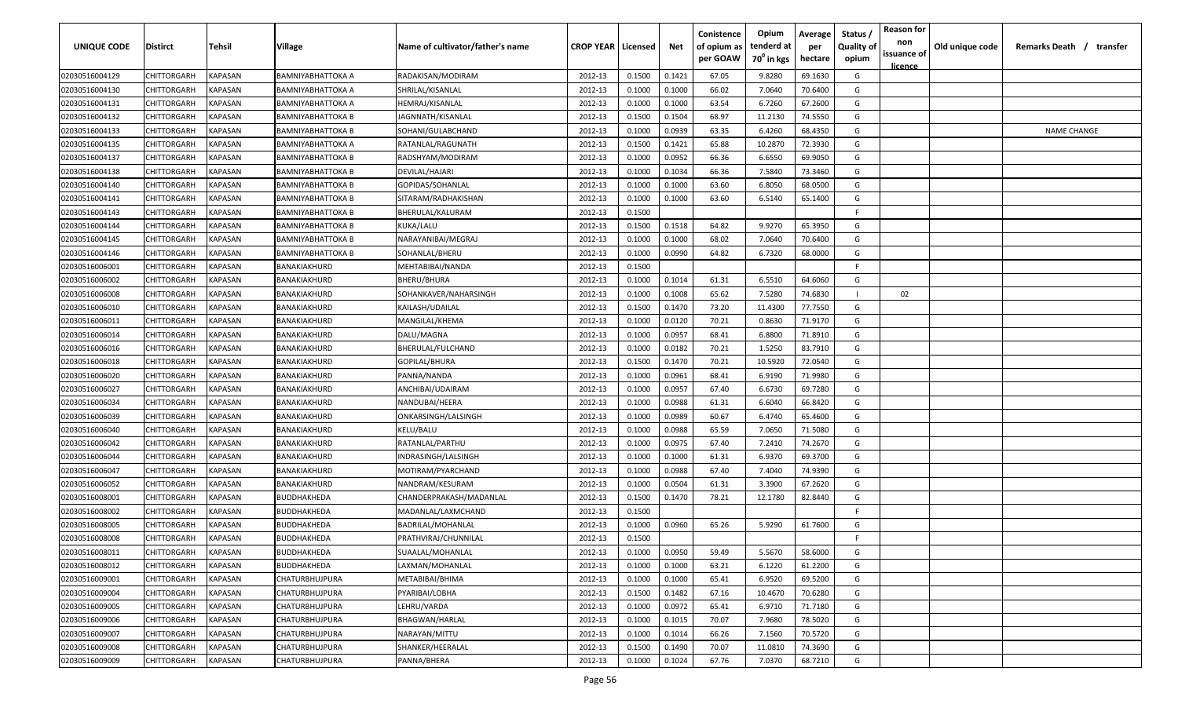| UNIQUE CODE | Distirct | Tehsil | Village | Name of cultivator/father's name | CROP YEAR | Licensed | Net | Conistence of opium as per GOAW | Opium tenderd at 70⁰ in kgs | Average per hectare | Status / Quality of opium | Reason for non issuance of licence | Old unique code | Remarks Death / transfer |
|---|---|---|---|---|---|---|---|---|---|---|---|---|---|---|
| 02030516004129 | CHITTORGARH | KAPASAN | BAMNIYABHATTOKA A | RADAKISAN/MODIRAM | 2012-13 | 0.1500 | 0.1421 | 67.05 | 9.8280 | 69.1630 | G | | | |
| 02030516004130 | CHITTORGARH | KAPASAN | BAMNIYABHATTOKA A | SHRILAL/KISANLAL | 2012-13 | 0.1000 | 0.1000 | 66.02 | 7.0640 | 70.6400 | G | | | |
| 02030516004131 | CHITTORGARH | KAPASAN | BAMNIYABHATTOKA A | HEMRAJ/KISANLAL | 2012-13 | 0.1000 | 0.1000 | 63.54 | 6.7260 | 67.2600 | G | | | |
| 02030516004132 | CHITTORGARH | KAPASAN | BAMNIYABHATTOKA B | JAGNNATH/KISANLAL | 2012-13 | 0.1500 | 0.1504 | 68.97 | 11.2130 | 74.5550 | G | | | |
| 02030516004133 | CHITTORGARH | KAPASAN | BAMNIYABHATTOKA B | SOHANI/GULABCHAND | 2012-13 | 0.1000 | 0.0939 | 63.35 | 6.4260 | 68.4350 | G | | | NAME CHANGE |
| 02030516004135 | CHITTORGARH | KAPASAN | BAMNIYABHATTOKA A | RATANLAL/RAGUNATH | 2012-13 | 0.1500 | 0.1421 | 65.88 | 10.2870 | 72.3930 | G | | | |
| 02030516004137 | CHITTORGARH | KAPASAN | BAMNIYABHATTOKA B | RADSHYAM/MODIRAM | 2012-13 | 0.1000 | 0.0952 | 66.36 | 6.6550 | 69.9050 | G | | | |
| 02030516004138 | CHITTORGARH | KAPASAN | BAMNIYABHATTOKA B | DEVILAL/HAJARI | 2012-13 | 0.1000 | 0.1034 | 66.36 | 7.5840 | 73.3460 | G | | | |
| 02030516004140 | CHITTORGARH | KAPASAN | BAMNIYABHATTOKA B | GOPIDAS/SOHANLAL | 2012-13 | 0.1000 | 0.1000 | 63.60 | 6.8050 | 68.0500 | G | | | |
| 02030516004141 | CHITTORGARH | KAPASAN | BAMNIYABHATTOKA B | SITARAM/RADHAKISHAN | 2012-13 | 0.1000 | 0.1000 | 63.60 | 6.5140 | 65.1400 | G | | | |
| 02030516004143 | CHITTORGARH | KAPASAN | BAMNIYABHATTOKA B | BHERULAL/KALURAM | 2012-13 | 0.1500 | | | | | F | | | |
| 02030516004144 | CHITTORGARH | KAPASAN | BAMNIYABHATTOKA B | KUKA/LALU | 2012-13 | 0.1500 | 0.1518 | 64.82 | 9.9270 | 65.3950 | G | | | |
| 02030516004145 | CHITTORGARH | KAPASAN | BAMNIYABHATTOKA B | NARAYANIBAI/MEGRAJ | 2012-13 | 0.1000 | 0.1000 | 68.02 | 7.0640 | 70.6400 | G | | | |
| 02030516004146 | CHITTORGARH | KAPASAN | BAMNIYABHATTOKA B | SOHANLAL/BHERU | 2012-13 | 0.1000 | 0.0990 | 64.82 | 6.7320 | 68.0000 | G | | | |
| 02030516006001 | CHITTORGARH | KAPASAN | BANAKIAKHURD | MEHTABIBAI/NANDA | 2012-13 | 0.1500 | | | | | F | | | |
| 02030516006002 | CHITTORGARH | KAPASAN | BANAKIAKHURD | BHERU/BHURA | 2012-13 | 0.1000 | 0.1014 | 61.31 | 6.5510 | 64.6060 | G | | | |
| 02030516006008 | CHITTORGARH | KAPASAN | BANAKIAKHURD | SOHANKAVER/NAHARSINGH | 2012-13 | 0.1000 | 0.1008 | 65.62 | 7.5280 | 74.6830 | I | 02 | | |
| 02030516006010 | CHITTORGARH | KAPASAN | BANAKIAKHURD | KAILASH/UDAILAL | 2012-13 | 0.1500 | 0.1470 | 73.20 | 11.4300 | 77.7550 | G | | | |
| 02030516006011 | CHITTORGARH | KAPASAN | BANAKIAKHURD | MANGILAL/KHEMA | 2012-13 | 0.1000 | 0.0120 | 70.21 | 0.8630 | 71.9170 | G | | | |
| 02030516006014 | CHITTORGARH | KAPASAN | BANAKIAKHURD | DALU/MAGNA | 2012-13 | 0.1000 | 0.0957 | 68.41 | 6.8800 | 71.8910 | G | | | |
| 02030516006016 | CHITTORGARH | KAPASAN | BANAKIAKHURD | BHERULAL/FULCHAND | 2012-13 | 0.1000 | 0.0182 | 70.21 | 1.5250 | 83.7910 | G | | | |
| 02030516006018 | CHITTORGARH | KAPASAN | BANAKIAKHURD | GOPILAL/BHURA | 2012-13 | 0.1500 | 0.1470 | 70.21 | 10.5920 | 72.0540 | G | | | |
| 02030516006020 | CHITTORGARH | KAPASAN | BANAKIAKHURD | PANNA/NANDA | 2012-13 | 0.1000 | 0.0961 | 68.41 | 6.9190 | 71.9980 | G | | | |
| 02030516006027 | CHITTORGARH | KAPASAN | BANAKIAKHURD | ANCHIBAI/UDAIRAM | 2012-13 | 0.1000 | 0.0957 | 67.40 | 6.6730 | 69.7280 | G | | | |
| 02030516006034 | CHITTORGARH | KAPASAN | BANAKIAKHURD | NANDUBAI/HEERA | 2012-13 | 0.1000 | 0.0988 | 61.31 | 6.6040 | 66.8420 | G | | | |
| 02030516006039 | CHITTORGARH | KAPASAN | BANAKIAKHURD | ONKARSINGH/LALSINGH | 2012-13 | 0.1000 | 0.0989 | 60.67 | 6.4740 | 65.4600 | G | | | |
| 02030516006040 | CHITTORGARH | KAPASAN | BANAKIAKHURD | KELU/BALU | 2012-13 | 0.1000 | 0.0988 | 65.59 | 7.0650 | 71.5080 | G | | | |
| 02030516006042 | CHITTORGARH | KAPASAN | BANAKIAKHURD | RATANLAL/PARTHU | 2012-13 | 0.1000 | 0.0975 | 67.40 | 7.2410 | 74.2670 | G | | | |
| 02030516006044 | CHITTORGARH | KAPASAN | BANAKIAKHURD | INDRASINGH/LALSINGH | 2012-13 | 0.1000 | 0.1000 | 61.31 | 6.9370 | 69.3700 | G | | | |
| 02030516006047 | CHITTORGARH | KAPASAN | BANAKIAKHURD | MOTIRAM/PYARCHAND | 2012-13 | 0.1000 | 0.0988 | 67.40 | 7.4040 | 74.9390 | G | | | |
| 02030516006052 | CHITTORGARH | KAPASAN | BANAKIAKHURD | NANDRAM/KESURAM | 2012-13 | 0.1000 | 0.0504 | 61.31 | 3.3900 | 67.2620 | G | | | |
| 02030516008001 | CHITTORGARH | KAPASAN | BUDDHAKHEDA | CHANDERPRAKASH/MADANLAL | 2012-13 | 0.1500 | 0.1470 | 78.21 | 12.1780 | 82.8440 | G | | | |
| 02030516008002 | CHITTORGARH | KAPASAN | BUDDHAKHEDA | MADANLAL/LAXMCHAND | 2012-13 | 0.1500 | | | | | F | | | |
| 02030516008005 | CHITTORGARH | KAPASAN | BUDDHAKHEDA | BADRILAL/MOHANLAL | 2012-13 | 0.1000 | 0.0960 | 65.26 | 5.9290 | 61.7600 | G | | | |
| 02030516008008 | CHITTORGARH | KAPASAN | BUDDHAKHEDA | PRATHVIRAJ/CHUNNILAL | 2012-13 | 0.1500 | | | | | F | | | |
| 02030516008011 | CHITTORGARH | KAPASAN | BUDDHAKHEDA | SUAALAL/MOHANLAL | 2012-13 | 0.1000 | 0.0950 | 59.49 | 5.5670 | 58.6000 | G | | | |
| 02030516008012 | CHITTORGARH | KAPASAN | BUDDHAKHEDA | LAXMAN/MOHANLAL | 2012-13 | 0.1000 | 0.1000 | 63.21 | 6.1220 | 61.2200 | G | | | |
| 02030516009001 | CHITTORGARH | KAPASAN | CHATURBHUJPURA | METABIBAI/BHIMA | 2012-13 | 0.1000 | 0.1000 | 65.41 | 6.9520 | 69.5200 | G | | | |
| 02030516009004 | CHITTORGARH | KAPASAN | CHATURBHUJPURA | PYARIBAI/LOBHA | 2012-13 | 0.1500 | 0.1482 | 67.16 | 10.4670 | 70.6280 | G | | | |
| 02030516009005 | CHITTORGARH | KAPASAN | CHATURBHUJPURA | LEHRU/VARDA | 2012-13 | 0.1000 | 0.0972 | 65.41 | 6.9710 | 71.7180 | G | | | |
| 02030516009006 | CHITTORGARH | KAPASAN | CHATURBHUJPURA | BHAGWAN/HARLAL | 2012-13 | 0.1000 | 0.1015 | 70.07 | 7.9680 | 78.5020 | G | | | |
| 02030516009007 | CHITTORGARH | KAPASAN | CHATURBHUJPURA | NARAYAN/MITTU | 2012-13 | 0.1000 | 0.1014 | 66.26 | 7.1560 | 70.5720 | G | | | |
| 02030516009008 | CHITTORGARH | KAPASAN | CHATURBHUJPURA | SHANKER/HEERALAL | 2012-13 | 0.1500 | 0.1490 | 70.07 | 11.0810 | 74.3690 | G | | | |
| 02030516009009 | CHITTORGARH | KAPASAN | CHATURBHUJPURA | PANNA/BHERA | 2012-13 | 0.1000 | 0.1024 | 67.76 | 7.0370 | 68.7210 | G | | | |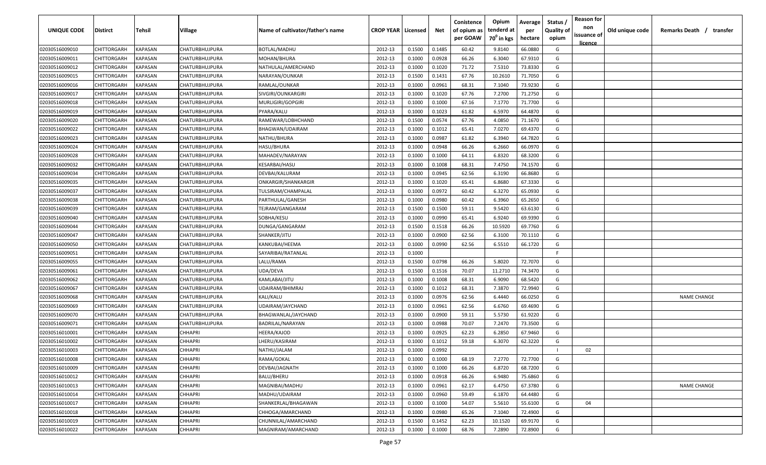| UNIQUE CODE | Distirct | Tehsil | Village | Name of cultivator/father's name | CROP YEAR | Licensed | Net | Conistence of opium as per GOAW | Opium tenderd at $70^0$ in kgs | Average per hectare | Status / Quality of opium | Reason for non issuance of licence | Old unique code | Remarks Death / transfer |
|---|---|---|---|---|---|---|---|---|---|---|---|---|---|---|
| 02030516009010 | CHITTORGARH | KAPASAN | CHATURBHUJPURA | BOTLAL/MADHU | 2012-13 | 0.1500 | 0.1485 | 60.42 | 9.8140 | 66.0880 | G | | | |
| 02030516009011 | CHITTORGARH | KAPASAN | CHATURBHUJPURA | MOHAN/BHURA | 2012-13 | 0.1000 | 0.0928 | 66.26 | 6.3040 | 67.9310 | G | | | |
| 02030516009012 | CHITTORGARH | KAPASAN | CHATURBHUJPURA | NATHULAL/AMERCHAND | 2012-13 | 0.1000 | 0.1020 | 71.72 | 7.5310 | 73.8330 | G | | | |
| 02030516009015 | CHITTORGARH | KAPASAN | CHATURBHUJPURA | NARAYAN/OUNKAR | 2012-13 | 0.1500 | 0.1431 | 67.76 | 10.2610 | 71.7050 | G | | | |
| 02030516009016 | CHITTORGARH | KAPASAN | CHATURBHUJPURA | RAMLAL/OUNKAR | 2012-13 | 0.1000 | 0.0961 | 68.31 | 7.1040 | 73.9230 | G | | | |
| 02030516009017 | CHITTORGARH | KAPASAN | CHATURBHUJPURA | SIVGIRI/OUNKARGIRI | 2012-13 | 0.1000 | 0.1020 | 67.76 | 7.2700 | 71.2750 | G | | | |
| 02030516009018 | CHITTORGARH | KAPASAN | CHATURBHUJPURA | MURLIGIRI/GOPGIRI | 2012-13 | 0.1000 | 0.1000 | 67.16 | 7.1770 | 71.7700 | G | | | |
| 02030516009019 | CHITTORGARH | KAPASAN | CHATURBHUJPURA | PYARA/KALU | 2012-13 | 0.1000 | 0.1023 | 61.82 | 6.5970 | 64.4870 | G | | | |
| 02030516009020 | CHITTORGARH | KAPASAN | CHATURBHUJPURA | RAMEWAR/LOBHCHAND | 2012-13 | 0.1500 | 0.0574 | 67.76 | 4.0850 | 71.1670 | G | | | |
| 02030516009022 | CHITTORGARH | KAPASAN | CHATURBHUJPURA | BHAGWAN/UDAIRAM | 2012-13 | 0.1000 | 0.1012 | 65.41 | 7.0270 | 69.4370 | G | | | |
| 02030516009023 | CHITTORGARH | KAPASAN | CHATURBHUJPURA | NATHU/BHURA | 2012-13 | 0.1000 | 0.0987 | 61.82 | 6.3940 | 64.7820 | G | | | |
| 02030516009024 | CHITTORGARH | KAPASAN | CHATURBHUJPURA | HASU/BHURA | 2012-13 | 0.1000 | 0.0948 | 66.26 | 6.2660 | 66.0970 | G | | | |
| 02030516009028 | CHITTORGARH | KAPASAN | CHATURBHUJPURA | MAHADEV/NARAYAN | 2012-13 | 0.1000 | 0.1000 | 64.11 | 6.8320 | 68.3200 | G | | | |
| 02030516009032 | CHITTORGARH | KAPASAN | CHATURBHUJPURA | KESARBAI/HASU | 2012-13 | 0.1000 | 0.1008 | 68.31 | 7.4750 | 74.1570 | G | | | |
| 02030516009034 | CHITTORGARH | KAPASAN | CHATURBHUJPURA | DEVBAI/KALURAM | 2012-13 | 0.1000 | 0.0945 | 62.56 | 6.3190 | 66.8680 | G | | | |
| 02030516009035 | CHITTORGARH | KAPASAN | CHATURBHUJPURA | ONKARGIR/SHANKARGIR | 2012-13 | 0.1000 | 0.1020 | 65.41 | 6.8680 | 67.3330 | G | | | |
| 02030516009037 | CHITTORGARH | KAPASAN | CHATURBHUJPURA | TULSIRAM/CHAMPALAL | 2012-13 | 0.1000 | 0.0972 | 60.42 | 6.3270 | 65.0930 | G | | | |
| 02030516009038 | CHITTORGARH | KAPASAN | CHATURBHUJPURA | PARTHULAL/GANESH | 2012-13 | 0.1000 | 0.0980 | 60.42 | 6.3960 | 65.2650 | G | | | |
| 02030516009039 | CHITTORGARH | KAPASAN | CHATURBHUJPURA | TEJRAM/GANGARAM | 2012-13 | 0.1500 | 0.1500 | 59.11 | 9.5420 | 63.6130 | G | | | |
| 02030516009040 | CHITTORGARH | KAPASAN | CHATURBHUJPURA | SOBHA/KESU | 2012-13 | 0.1000 | 0.0990 | 65.41 | 6.9240 | 69.9390 | G | | | |
| 02030516009044 | CHITTORGARH | KAPASAN | CHATURBHUJPURA | DUNGA/GANGARAM | 2012-13 | 0.1500 | 0.1518 | 66.26 | 10.5920 | 69.7760 | G | | | |
| 02030516009047 | CHITTORGARH | KAPASAN | CHATURBHUJPURA | SHANKER/JITU | 2012-13 | 0.1000 | 0.0900 | 62.56 | 6.3100 | 70.1110 | G | | | |
| 02030516009050 | CHITTORGARH | KAPASAN | CHATURBHUJPURA | KANKUBAI/HEEMA | 2012-13 | 0.1000 | 0.0990 | 62.56 | 6.5510 | 66.1720 | G | | | |
| 02030516009051 | CHITTORGARH | KAPASAN | CHATURBHUJPURA | SAYARIBAI/RATANLAL | 2012-13 | 0.1000 | | | | | F | | | |
| 02030516009055 | CHITTORGARH | KAPASAN | CHATURBHUJPURA | LALU/RAMA | 2012-13 | 0.1500 | 0.0798 | 66.26 | 5.8020 | 72.7070 | G | | | |
| 02030516009061 | CHITTORGARH | KAPASAN | CHATURBHUJPURA | UDA/DEVA | 2012-13 | 0.1500 | 0.1516 | 70.07 | 11.2710 | 74.3470 | G | | | |
| 02030516009062 | CHITTORGARH | KAPASAN | CHATURBHUJPURA | KAMLABAI/JITU | 2012-13 | 0.1000 | 0.1008 | 68.31 | 6.9090 | 68.5420 | G | | | |
| 02030516009067 | CHITTORGARH | KAPASAN | CHATURBHUJPURA | UDAIRAM/BHIMRAJ | 2012-13 | 0.1000 | 0.1012 | 68.31 | 7.3870 | 72.9940 | G | | | |
| 02030516009068 | CHITTORGARH | KAPASAN | CHATURBHUJPURA | KALI/KALU | 2012-13 | 0.1000 | 0.0976 | 62.56 | 6.4440 | 66.0250 | G | | | NAME CHANGE |
| 02030516009069 | CHITTORGARH | KAPASAN | CHATURBHUJPURA | UDAIRAM/JAYCHAND | 2012-13 | 0.1000 | 0.0961 | 62.56 | 6.6760 | 69.4690 | G | | | |
| 02030516009070 | CHITTORGARH | KAPASAN | CHATURBHUJPURA | BHAGWANLAL/JAYCHAND | 2012-13 | 0.1000 | 0.0900 | 59.11 | 5.5730 | 61.9220 | G | | | |
| 02030516009071 | CHITTORGARH | KAPASAN | CHATURBHUJPURA | BADRILAL/NARAYAN | 2012-13 | 0.1000 | 0.0988 | 70.07 | 7.2470 | 73.3500 | G | | | |
| 02030516010001 | CHITTORGARH | KAPASAN | CHHAPRI | HEERA/KAJOD | 2012-13 | 0.1000 | 0.0925 | 62.23 | 6.2850 | 67.9460 | G | | | |
| 02030516010002 | CHITTORGARH | KAPASAN | CHHAPRI | LHERU/KASIRAM | 2012-13 | 0.1000 | 0.1012 | 59.18 | 6.3070 | 62.3220 | G | | | |
| 02030516010003 | CHITTORGARH | KAPASAN | CHHAPRI | NATHU/JALAM | 2012-13 | 0.1000 | 0.0992 | | | | I | 02 | | |
| 02030516010008 | CHITTORGARH | KAPASAN | CHHAPRI | RAMA/GOKAL | 2012-13 | 0.1000 | 0.1000 | 68.19 | 7.2770 | 72.7700 | G | | | |
| 02030516010009 | CHITTORGARH | KAPASAN | CHHAPRI | DEVBAI/JAGNATH | 2012-13 | 0.1000 | 0.1000 | 66.26 | 6.8720 | 68.7200 | G | | | |
| 02030516010012 | CHITTORGARH | KAPASAN | CHHAPRI | BALU/BHERU | 2012-13 | 0.1000 | 0.0918 | 66.26 | 6.9480 | 75.6860 | G | | | |
| 02030516010013 | CHITTORGARH | KAPASAN | CHHAPRI | MAGNIBAI/MADHU | 2012-13 | 0.1000 | 0.0961 | 62.17 | 6.4750 | 67.3780 | G | | | NAME CHANGE |
| 02030516010014 | CHITTORGARH | KAPASAN | CHHAPRI | MADHU/UDAIRAM | 2012-13 | 0.1000 | 0.0960 | 59.49 | 6.1870 | 64.4480 | G | | | |
| 02030516010017 | CHITTORGARH | KAPASAN | CHHAPRI | SHANKERLAL/BHAGAWAN | 2012-13 | 0.1000 | 0.1000 | 54.07 | 5.5610 | 55.6100 | G | 04 | | |
| 02030516010018 | CHITTORGARH | KAPASAN | CHHAPRI | CHHOGA/AMARCHAND | 2012-13 | 0.1000 | 0.0980 | 65.26 | 7.1040 | 72.4900 | G | | | |
| 02030516010019 | CHITTORGARH | KAPASAN | CHHAPRI | CHUNNILAL/AMARCHAND | 2012-13 | 0.1500 | 0.1452 | 62.23 | 10.1520 | 69.9170 | G | | | |
| 02030516010022 | CHITTORGARH | KAPASAN | CHHAPRI | MAGNIRAM/AMARCHAND | 2012-13 | 0.1000 | 0.1000 | 68.76 | 7.2890 | 72.8900 | G | | | |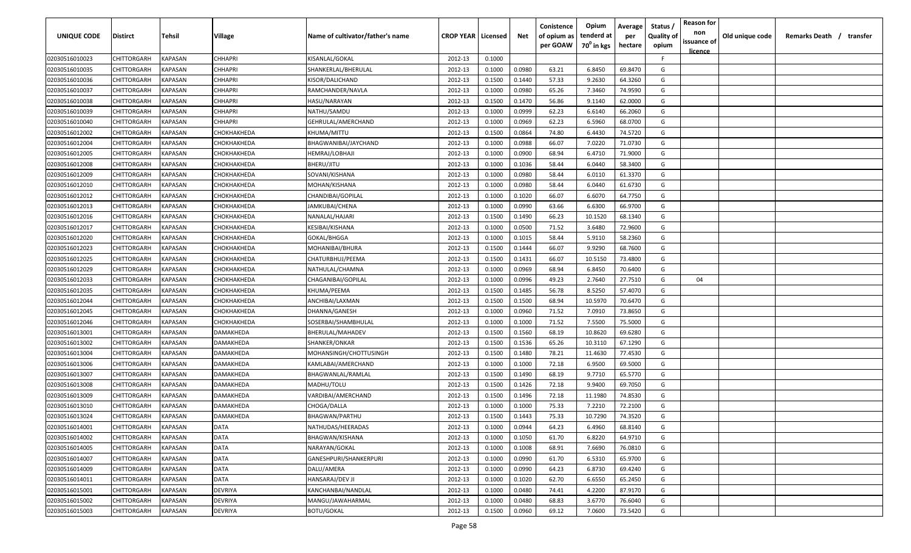| UNIQUE CODE | Distirct | Tehsil | Village | Name of cultivator/father's name | CROP YEAR | Licensed | Net | Conistence of opium as per GOAW | Opium tenderd at 70° in kgs | Average per hectare | Status / Quality of opium | Reason for non issuance of licence | Old unique code | Remarks Death / transfer |
|---|---|---|---|---|---|---|---|---|---|---|---|---|---|---|
| 02030516010023 | CHITTORGARH | KAPASAN | CHHAPRI | KISANLAL/GOKAL | 2012-13 | 0.1000 | | | | | F | | | |
| 02030516010035 | CHITTORGARH | KAPASAN | CHHAPRI | SHANKERLAL/BHERULAL | 2012-13 | 0.1000 | 0.0980 | 63.21 | 6.8450 | 69.8470 | G | | | |
| 02030516010036 | CHITTORGARH | KAPASAN | CHHAPRI | KISOR/DALICHAND | 2012-13 | 0.1500 | 0.1440 | 57.33 | 9.2630 | 64.3260 | G | | | |
| 02030516010037 | CHITTORGARH | KAPASAN | CHHAPRI | RAMCHANDER/NAVLA | 2012-13 | 0.1000 | 0.0980 | 65.26 | 7.3460 | 74.9590 | G | | | |
| 02030516010038 | CHITTORGARH | KAPASAN | CHHAPRI | HASU/NARAYAN | 2012-13 | 0.1500 | 0.1470 | 56.86 | 9.1140 | 62.0000 | G | | | |
| 02030516010039 | CHITTORGARH | KAPASAN | CHHAPRI | NATHU/SAMDU | 2012-13 | 0.1000 | 0.0999 | 62.23 | 6.6140 | 66.2060 | G | | | |
| 02030516010040 | CHITTORGARH | KAPASAN | CHHAPRI | GEHRULAL/AMERCHAND | 2012-13 | 0.1000 | 0.0969 | 62.23 | 6.5960 | 68.0700 | G | | | |
| 02030516012002 | CHITTORGARH | KAPASAN | CHOKHAKHEDA | KHUMA/MITTU | 2012-13 | 0.1500 | 0.0864 | 74.80 | 6.4430 | 74.5720 | G | | | |
| 02030516012004 | CHITTORGARH | KAPASAN | CHOKHAKHEDA | BHAGWANIBAI/JAYCHAND | 2012-13 | 0.1000 | 0.0988 | 66.07 | 7.0220 | 71.0730 | G | | | |
| 02030516012005 | CHITTORGARH | KAPASAN | CHOKHAKHEDA | HEMRAJ/LOBHAJI | 2012-13 | 0.1000 | 0.0900 | 68.94 | 6.4710 | 71.9000 | G | | | |
| 02030516012008 | CHITTORGARH | KAPASAN | CHOKHAKHEDA | BHERU/JITU | 2012-13 | 0.1000 | 0.1036 | 58.44 | 6.0440 | 58.3400 | G | | | |
| 02030516012009 | CHITTORGARH | KAPASAN | CHOKHAKHEDA | SOVANI/KISHANA | 2012-13 | 0.1000 | 0.0980 | 58.44 | 6.0110 | 61.3370 | G | | | |
| 02030516012010 | CHITTORGARH | KAPASAN | CHOKHAKHEDA | MOHAN/KISHANA | 2012-13 | 0.1000 | 0.0980 | 58.44 | 6.0440 | 61.6730 | G | | | |
| 02030516012012 | CHITTORGARH | KAPASAN | CHOKHAKHEDA | CHANDIBAI/GOPILAL | 2012-13 | 0.1000 | 0.1020 | 66.07 | 6.6070 | 64.7750 | G | | | |
| 02030516012013 | CHITTORGARH | KAPASAN | CHOKHAKHEDA | JAMKUBAI/CHENA | 2012-13 | 0.1000 | 0.0990 | 63.66 | 6.6300 | 66.9700 | G | | | |
| 02030516012016 | CHITTORGARH | KAPASAN | CHOKHAKHEDA | NANALAL/HAJARI | 2012-13 | 0.1500 | 0.1490 | 66.23 | 10.1520 | 68.1340 | G | | | |
| 02030516012017 | CHITTORGARH | KAPASAN | CHOKHAKHEDA | KESIBAI/KISHANA | 2012-13 | 0.1000 | 0.0500 | 71.52 | 3.6480 | 72.9600 | G | | | |
| 02030516012020 | CHITTORGARH | KAPASAN | CHOKHAKHEDA | GOKAL/BHGGA | 2012-13 | 0.1000 | 0.1015 | 58.44 | 5.9110 | 58.2360 | G | | | |
| 02030516012023 | CHITTORGARH | KAPASAN | CHOKHAKHEDA | MOHANIBAI/BHURA | 2012-13 | 0.1500 | 0.1444 | 66.07 | 9.9290 | 68.7600 | G | | | |
| 02030516012025 | CHITTORGARH | KAPASAN | CHOKHAKHEDA | CHATURBHUJ/PEEMA | 2012-13 | 0.1500 | 0.1431 | 66.07 | 10.5150 | 73.4800 | G | | | |
| 02030516012029 | CHITTORGARH | KAPASAN | CHOKHAKHEDA | NATHULAL/CHAMNA | 2012-13 | 0.1000 | 0.0969 | 68.94 | 6.8450 | 70.6400 | G | | | |
| 02030516012033 | CHITTORGARH | KAPASAN | CHOKHAKHEDA | CHAGANIBAI/GOPILAL | 2012-13 | 0.1000 | 0.0996 | 49.23 | 2.7640 | 27.7510 | G | 04 | | |
| 02030516012035 | CHITTORGARH | KAPASAN | CHOKHAKHEDA | KHUMA/PEEMA | 2012-13 | 0.1500 | 0.1485 | 56.78 | 8.5250 | 57.4070 | G | | | |
| 02030516012044 | CHITTORGARH | KAPASAN | CHOKHAKHEDA | ANCHIBAI/LAXMAN | 2012-13 | 0.1500 | 0.1500 | 68.94 | 10.5970 | 70.6470 | G | | | |
| 02030516012045 | CHITTORGARH | KAPASAN | CHOKHAKHEDA | DHANNA/GANESH | 2012-13 | 0.1000 | 0.0960 | 71.52 | 7.0910 | 73.8650 | G | | | |
| 02030516012046 | CHITTORGARH | KAPASAN | CHOKHAKHEDA | SOSERBAI/SHAMBHULAL | 2012-13 | 0.1000 | 0.1000 | 71.52 | 7.5500 | 75.5000 | G | | | |
| 02030516013001 | CHITTORGARH | KAPASAN | DAMAKHEDA | BHERULAL/MAHADEV | 2012-13 | 0.1500 | 0.1560 | 68.19 | 10.8620 | 69.6280 | G | | | |
| 02030516013002 | CHITTORGARH | KAPASAN | DAMAKHEDA | SHANKER/ONKAR | 2012-13 | 0.1500 | 0.1536 | 65.26 | 10.3110 | 67.1290 | G | | | |
| 02030516013004 | CHITTORGARH | KAPASAN | DAMAKHEDA | MOHANSINGH/CHOTTUSINGH | 2012-13 | 0.1500 | 0.1480 | 78.21 | 11.4630 | 77.4530 | G | | | |
| 02030516013006 | CHITTORGARH | KAPASAN | DAMAKHEDA | KAMLABAI/AMERCHAND | 2012-13 | 0.1000 | 0.1000 | 72.18 | 6.9500 | 69.5000 | G | | | |
| 02030516013007 | CHITTORGARH | KAPASAN | DAMAKHEDA | BHAGWANLAL/RAMLAL | 2012-13 | 0.1500 | 0.1490 | 68.19 | 9.7710 | 65.5770 | G | | | |
| 02030516013008 | CHITTORGARH | KAPASAN | DAMAKHEDA | MADHU/TOLU | 2012-13 | 0.1500 | 0.1426 | 72.18 | 9.9400 | 69.7050 | G | | | |
| 02030516013009 | CHITTORGARH | KAPASAN | DAMAKHEDA | VARDIBAI/AMERCHAND | 2012-13 | 0.1500 | 0.1496 | 72.18 | 11.1980 | 74.8530 | G | | | |
| 02030516013010 | CHITTORGARH | KAPASAN | DAMAKHEDA | CHOGA/DALLA | 2012-13 | 0.1000 | 0.1000 | 75.33 | 7.2210 | 72.2100 | G | | | |
| 02030516013024 | CHITTORGARH | KAPASAN | DAMAKHEDA | BHAGWAN/PARTHU | 2012-13 | 0.1500 | 0.1443 | 75.33 | 10.7290 | 74.3520 | G | | | |
| 02030516014001 | CHITTORGARH | KAPASAN | DATA | NATHUDAS/HEERADAS | 2012-13 | 0.1000 | 0.0944 | 64.23 | 6.4960 | 68.8140 | G | | | |
| 02030516014002 | CHITTORGARH | KAPASAN | DATA | BHAGWAN/KISHANA | 2012-13 | 0.1000 | 0.1050 | 61.70 | 6.8220 | 64.9710 | G | | | |
| 02030516014005 | CHITTORGARH | KAPASAN | DATA | NARAYAN/GOKAL | 2012-13 | 0.1000 | 0.1008 | 68.91 | 7.6690 | 76.0810 | G | | | |
| 02030516014007 | CHITTORGARH | KAPASAN | DATA | GANESHPURI/SHANKERPURI | 2012-13 | 0.1000 | 0.0990 | 61.70 | 6.5310 | 65.9700 | G | | | |
| 02030516014009 | CHITTORGARH | KAPASAN | DATA | DALU/AMERA | 2012-13 | 0.1000 | 0.0990 | 64.23 | 6.8730 | 69.4240 | G | | | |
| 02030516014011 | CHITTORGARH | KAPASAN | DATA | HANSARAJ/DEV JI | 2012-13 | 0.1000 | 0.1020 | 62.70 | 6.6550 | 65.2450 | G | | | |
| 02030516015001 | CHITTORGARH | KAPASAN | DEVRIYA | KANCHANBAI/NANDLAL | 2012-13 | 0.1000 | 0.0480 | 74.41 | 4.2200 | 87.9170 | G | | | |
| 02030516015002 | CHITTORGARH | KAPASAN | DEVRIYA | MANGU/JAWAHARMAL | 2012-13 | 0.1000 | 0.0480 | 68.83 | 3.6770 | 76.6040 | G | | | |
| 02030516015003 | CHITTORGARH | KAPASAN | DEVRIYA | BOTU/GOKAL | 2012-13 | 0.1500 | 0.0960 | 69.12 | 7.0600 | 73.5420 | G | | | |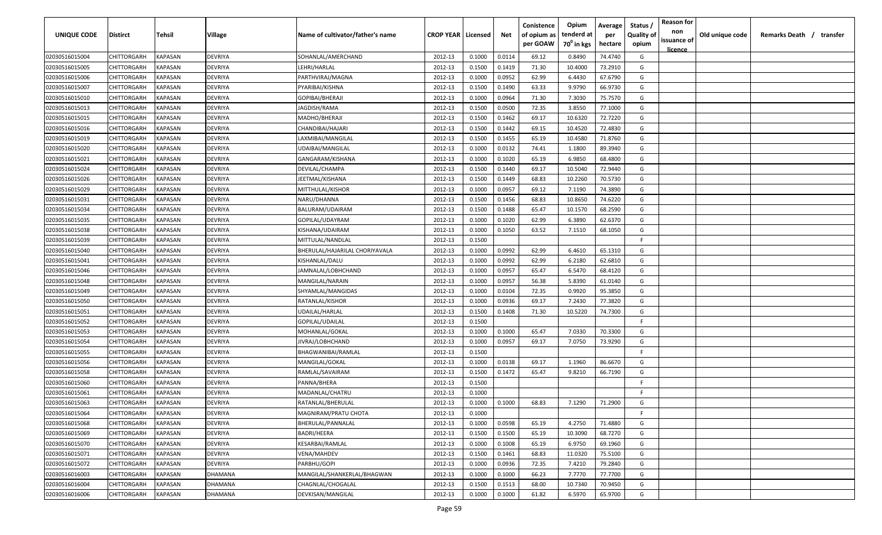| UNIQUE CODE | Distirct | Tehsil | Village | Name of cultivator/father's name | CROP YEAR | Licensed | Net | Conistence of opium as per GOAW | Opium tenderd at $70^0$ in kgs | Average per hectare | Status / Quality of opium | Reason for non issuance of licence | Old unique code | Remarks Death / transfer |
|---|---|---|---|---|---|---|---|---|---|---|---|---|---|---|
| 02030516015004 | CHITTORGARH | KAPASAN | DEVRIYA | SOHANLAL/AMERCHAND | 2012-13 | 0.1000 | 0.0114 | 69.12 | 0.8490 | 74.4740 | G | | | |
| 02030516015005 | CHITTORGARH | KAPASAN | DEVRIYA | LEHRI/HARLAL | 2012-13 | 0.1500 | 0.1419 | 71.30 | 10.4000 | 73.2910 | G | | | |
| 02030516015006 | CHITTORGARH | KAPASAN | DEVRIYA | PARTHVIRAJ/MAGNA | 2012-13 | 0.1000 | 0.0952 | 62.99 | 6.4430 | 67.6790 | G | | | |
| 02030516015007 | CHITTORGARH | KAPASAN | DEVRIYA | PYARIBAI/KISHNA | 2012-13 | 0.1500 | 0.1490 | 63.33 | 9.9790 | 66.9730 | G | | | |
| 02030516015010 | CHITTORGARH | KAPASAN | DEVRIYA | GOPIBAI/BHERAJI | 2012-13 | 0.1000 | 0.0964 | 71.30 | 7.3030 | 75.7570 | G | | | |
| 02030516015013 | CHITTORGARH | KAPASAN | DEVRIYA | JAGDISH/RAMA | 2012-13 | 0.1500 | 0.0500 | 72.35 | 3.8550 | 77.1000 | G | | | |
| 02030516015015 | CHITTORGARH | KAPASAN | DEVRIYA | MADHO/BHERAJI | 2012-13 | 0.1500 | 0.1462 | 69.17 | 10.6320 | 72.7220 | G | | | |
| 02030516015016 | CHITTORGARH | KAPASAN | DEVRIYA | CHANDIBAI/HAJARI | 2012-13 | 0.1500 | 0.1442 | 69.15 | 10.4520 | 72.4830 | G | | | |
| 02030516015019 | CHITTORGARH | KAPASAN | DEVRIYA | LAXMIBAI/MANGILAL | 2012-13 | 0.1500 | 0.1455 | 65.19 | 10.4580 | 71.8760 | G | | | |
| 02030516015020 | CHITTORGARH | KAPASAN | DEVRIYA | UDAIBAI/MANGILAL | 2012-13 | 0.1000 | 0.0132 | 74.41 | 1.1800 | 89.3940 | G | | | |
| 02030516015021 | CHITTORGARH | KAPASAN | DEVRIYA | GANGARAM/KISHANA | 2012-13 | 0.1000 | 0.1020 | 65.19 | 6.9850 | 68.4800 | G | | | |
| 02030516015024 | CHITTORGARH | KAPASAN | DEVRIYA | DEVILAL/CHAMPA | 2012-13 | 0.1500 | 0.1440 | 69.17 | 10.5040 | 72.9440 | G | | | |
| 02030516015026 | CHITTORGARH | KAPASAN | DEVRIYA | JEETMAL/KISHANA | 2012-13 | 0.1500 | 0.1449 | 68.83 | 10.2260 | 70.5730 | G | | | |
| 02030516015029 | CHITTORGARH | KAPASAN | DEVRIYA | MITTHULAL/KISHOR | 2012-13 | 0.1000 | 0.0957 | 69.12 | 7.1190 | 74.3890 | G | | | |
| 02030516015031 | CHITTORGARH | KAPASAN | DEVRIYA | NARU/DHANNA | 2012-13 | 0.1500 | 0.1456 | 68.83 | 10.8650 | 74.6220 | G | | | |
| 02030516015034 | CHITTORGARH | KAPASAN | DEVRIYA | BALURAM/UDAIRAM | 2012-13 | 0.1500 | 0.1488 | 65.47 | 10.1570 | 68.2590 | G | | | |
| 02030516015035 | CHITTORGARH | KAPASAN | DEVRIYA | GOPILAL/UDAYRAM | 2012-13 | 0.1000 | 0.1020 | 62.99 | 6.3890 | 62.6370 | G | | | |
| 02030516015038 | CHITTORGARH | KAPASAN | DEVRIYA | KISHANA/UDAIRAM | 2012-13 | 0.1000 | 0.1050 | 63.52 | 7.1510 | 68.1050 | G | | | |
| 02030516015039 | CHITTORGARH | KAPASAN | DEVRIYA | MITTULAL/NANDLAL | 2012-13 | 0.1500 | | | | | F | | | |
| 02030516015040 | CHITTORGARH | KAPASAN | DEVRIYA | BHERULAL/HAJARILAL CHORIYAVALA | 2012-13 | 0.1000 | 0.0992 | 62.99 | 6.4610 | 65.1310 | G | | | |
| 02030516015041 | CHITTORGARH | KAPASAN | DEVRIYA | KISHANLAL/DALU | 2012-13 | 0.1000 | 0.0992 | 62.99 | 6.2180 | 62.6810 | G | | | |
| 02030516015046 | CHITTORGARH | KAPASAN | DEVRIYA | JAMNALAL/LOBHCHAND | 2012-13 | 0.1000 | 0.0957 | 65.47 | 6.5470 | 68.4120 | G | | | |
| 02030516015048 | CHITTORGARH | KAPASAN | DEVRIYA | MANGILAL/NARAIN | 2012-13 | 0.1000 | 0.0957 | 56.38 | 5.8390 | 61.0140 | G | | | |
| 02030516015049 | CHITTORGARH | KAPASAN | DEVRIYA | SHYAMLAL/MANGIDAS | 2012-13 | 0.1000 | 0.0104 | 72.35 | 0.9920 | 95.3850 | G | | | |
| 02030516015050 | CHITTORGARH | KAPASAN | DEVRIYA | RATANLAL/KISHOR | 2012-13 | 0.1000 | 0.0936 | 69.17 | 7.2430 | 77.3820 | G | | | |
| 02030516015051 | CHITTORGARH | KAPASAN | DEVRIYA | UDAILAL/HARLAL | 2012-13 | 0.1500 | 0.1408 | 71.30 | 10.5220 | 74.7300 | G | | | |
| 02030516015052 | CHITTORGARH | KAPASAN | DEVRIYA | GOPILAL/UDAILAL | 2012-13 | 0.1500 | | | | | F | | | |
| 02030516015053 | CHITTORGARH | KAPASAN | DEVRIYA | MOHANLAL/GOKAL | 2012-13 | 0.1000 | 0.1000 | 65.47 | 7.0330 | 70.3300 | G | | | |
| 02030516015054 | CHITTORGARH | KAPASAN | DEVRIYA | JIVRAJ/LOBHCHAND | 2012-13 | 0.1000 | 0.0957 | 69.17 | 7.0750 | 73.9290 | G | | | |
| 02030516015055 | CHITTORGARH | KAPASAN | DEVRIYA | BHAGWANIBAI/RAMLAL | 2012-13 | 0.1500 | | | | | F | | | |
| 02030516015056 | CHITTORGARH | KAPASAN | DEVRIYA | MANGILAL/GOKAL | 2012-13 | 0.1000 | 0.0138 | 69.17 | 1.1960 | 86.6670 | G | | | |
| 02030516015058 | CHITTORGARH | KAPASAN | DEVRIYA | RAMLAL/SAVAIRAM | 2012-13 | 0.1500 | 0.1472 | 65.47 | 9.8210 | 66.7190 | G | | | |
| 02030516015060 | CHITTORGARH | KAPASAN | DEVRIYA | PANNA/BHERA | 2012-13 | 0.1500 | | | | | F | | | |
| 02030516015061 | CHITTORGARH | KAPASAN | DEVRIYA | MADANLAL/CHATRU | 2012-13 | 0.1000 | | | | | F | | | |
| 02030516015063 | CHITTORGARH | KAPASAN | DEVRIYA | RATANLAL/BHERULAL | 2012-13 | 0.1000 | 0.1000 | 68.83 | 7.1290 | 71.2900 | G | | | |
| 02030516015064 | CHITTORGARH | KAPASAN | DEVRIYA | MAGNIRAM/PRATU CHOTA | 2012-13 | 0.1000 | | | | | F | | | |
| 02030516015068 | CHITTORGARH | KAPASAN | DEVRIYA | BHERULAL/PANNALAL | 2012-13 | 0.1000 | 0.0598 | 65.19 | 4.2750 | 71.4880 | G | | | |
| 02030516015069 | CHITTORGARH | KAPASAN | DEVRIYA | BADRI/HEERA | 2012-13 | 0.1500 | 0.1500 | 65.19 | 10.3090 | 68.7270 | G | | | |
| 02030516015070 | CHITTORGARH | KAPASAN | DEVRIYA | KESARBAI/RAMLAL | 2012-13 | 0.1000 | 0.1008 | 65.19 | 6.9750 | 69.1960 | G | | | |
| 02030516015071 | CHITTORGARH | KAPASAN | DEVRIYA | VENA/MAHDEV | 2012-13 | 0.1500 | 0.1461 | 68.83 | 11.0320 | 75.5100 | G | | | |
| 02030516015072 | CHITTORGARH | KAPASAN | DEVRIYA | PARBHU/GOPI | 2012-13 | 0.1000 | 0.0936 | 72.35 | 7.4210 | 79.2840 | G | | | |
| 02030516016003 | CHITTORGARH | KAPASAN | DHAMANA | MANGILAL/SHANKERLAL/BHAGWAN | 2012-13 | 0.1000 | 0.1000 | 66.23 | 7.7770 | 77.7700 | G | | | |
| 02030516016004 | CHITTORGARH | KAPASAN | DHAMANA | CHAGNLAL/CHOGALAL | 2012-13 | 0.1500 | 0.1513 | 68.00 | 10.7340 | 70.9450 | G | | | |
| 02030516016006 | CHITTORGARH | KAPASAN | DHAMANA | DEVKISAN/MANGILAL | 2012-13 | 0.1000 | 0.1000 | 61.82 | 6.5970 | 65.9700 | G | | | |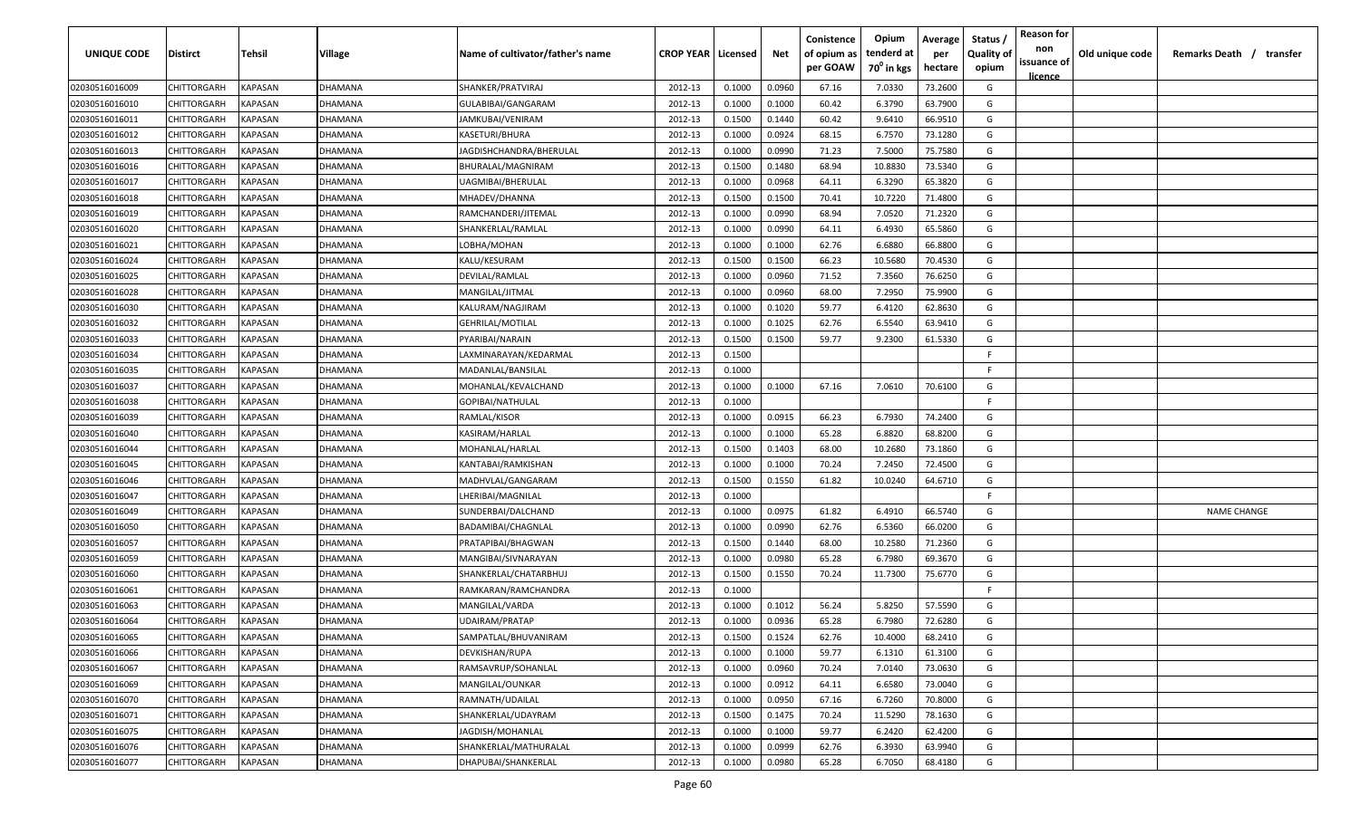| UNIQUE CODE | Distirct | Tehsil | Village | Name of cultivator/father's name | CROP YEAR | Licensed | Net | Conistence of opium as per GOAW | Opium tenderd at 70⁰ in kgs | Average per hectare | Status / Quality of opium | Reason for non issuance of licence | Old unique code | Remarks Death / transfer |
|---|---|---|---|---|---|---|---|---|---|---|---|---|---|---|
| 02030516016009 | CHITTORGARH | KAPASAN | DHAMANA | SHANKER/PRATVIRAJ | 2012-13 | 0.1000 | 0.0960 | 67.16 | 7.0330 | 73.2600 | G | | | |
| 02030516016010 | CHITTORGARH | KAPASAN | DHAMANA | GULABIBAI/GANGARAM | 2012-13 | 0.1000 | 0.1000 | 60.42 | 6.3790 | 63.7900 | G | | | |
| 02030516016011 | CHITTORGARH | KAPASAN | DHAMANA | JAMKUBAI/VENIRAM | 2012-13 | 0.1500 | 0.1440 | 60.42 | 9.6410 | 66.9510 | G | | | |
| 02030516016012 | CHITTORGARH | KAPASAN | DHAMANA | KASETURI/BHURA | 2012-13 | 0.1000 | 0.0924 | 68.15 | 6.7570 | 73.1280 | G | | | |
| 02030516016013 | CHITTORGARH | KAPASAN | DHAMANA | JAGDISHCHANDRA/BHERULAL | 2012-13 | 0.1000 | 0.0990 | 71.23 | 7.5000 | 75.7580 | G | | | |
| 02030516016016 | CHITTORGARH | KAPASAN | DHAMANA | BHURALAL/MAGNIRAM | 2012-13 | 0.1500 | 0.1480 | 68.94 | 10.8830 | 73.5340 | G | | | |
| 02030516016017 | CHITTORGARH | KAPASAN | DHAMANA | UAGMIBAI/BHERULAL | 2012-13 | 0.1000 | 0.0968 | 64.11 | 6.3290 | 65.3820 | G | | | |
| 02030516016018 | CHITTORGARH | KAPASAN | DHAMANA | MHADEV/DHANNA | 2012-13 | 0.1500 | 0.1500 | 70.41 | 10.7220 | 71.4800 | G | | | |
| 02030516016019 | CHITTORGARH | KAPASAN | DHAMANA | RAMCHANDERI/JITEMAL | 2012-13 | 0.1000 | 0.0990 | 68.94 | 7.0520 | 71.2320 | G | | | |
| 02030516016020 | CHITTORGARH | KAPASAN | DHAMANA | SHANKERLAL/RAMLAL | 2012-13 | 0.1000 | 0.0990 | 64.11 | 6.4930 | 65.5860 | G | | | |
| 02030516016021 | CHITTORGARH | KAPASAN | DHAMANA | LOBHA/MOHAN | 2012-13 | 0.1000 | 0.1000 | 62.76 | 6.6880 | 66.8800 | G | | | |
| 02030516016024 | CHITTORGARH | KAPASAN | DHAMANA | KALU/KESURAM | 2012-13 | 0.1500 | 0.1500 | 66.23 | 10.5680 | 70.4530 | G | | | |
| 02030516016025 | CHITTORGARH | KAPASAN | DHAMANA | DEVILAL/RAMLAL | 2012-13 | 0.1000 | 0.0960 | 71.52 | 7.3560 | 76.6250 | G | | | |
| 02030516016028 | CHITTORGARH | KAPASAN | DHAMANA | MANGILAL/JITMAL | 2012-13 | 0.1000 | 0.0960 | 68.00 | 7.2950 | 75.9900 | G | | | |
| 02030516016030 | CHITTORGARH | KAPASAN | DHAMANA | KALURAM/NAGJIRAM | 2012-13 | 0.1000 | 0.1020 | 59.77 | 6.4120 | 62.8630 | G | | | |
| 02030516016032 | CHITTORGARH | KAPASAN | DHAMANA | GEHRILAL/MOTILAL | 2012-13 | 0.1000 | 0.1025 | 62.76 | 6.5540 | 63.9410 | G | | | |
| 02030516016033 | CHITTORGARH | KAPASAN | DHAMANA | PYARIBAI/NARAIN | 2012-13 | 0.1500 | 0.1500 | 59.77 | 9.2300 | 61.5330 | G | | | |
| 02030516016034 | CHITTORGARH | KAPASAN | DHAMANA | LAXMINARAYAN/KEDARMAL | 2012-13 | 0.1500 | | | | | F | | | |
| 02030516016035 | CHITTORGARH | KAPASAN | DHAMANA | MADANLAL/BANSILAL | 2012-13 | 0.1000 | | | | | F | | | |
| 02030516016037 | CHITTORGARH | KAPASAN | DHAMANA | MOHANLAL/KEVALCHAND | 2012-13 | 0.1000 | 0.1000 | 67.16 | 7.0610 | 70.6100 | G | | | |
| 02030516016038 | CHITTORGARH | KAPASAN | DHAMANA | GOPIBAI/NATHULAL | 2012-13 | 0.1000 | | | | | F | | | |
| 02030516016039 | CHITTORGARH | KAPASAN | DHAMANA | RAMLAL/KISOR | 2012-13 | 0.1000 | 0.0915 | 66.23 | 6.7930 | 74.2400 | G | | | |
| 02030516016040 | CHITTORGARH | KAPASAN | DHAMANA | KASIRAM/HARLAL | 2012-13 | 0.1000 | 0.1000 | 65.28 | 6.8820 | 68.8200 | G | | | |
| 02030516016044 | CHITTORGARH | KAPASAN | DHAMANA | MOHANLAL/HARLAL | 2012-13 | 0.1500 | 0.1403 | 68.00 | 10.2680 | 73.1860 | G | | | |
| 02030516016045 | CHITTORGARH | KAPASAN | DHAMANA | KANTABAI/RAMKISHAN | 2012-13 | 0.1000 | 0.1000 | 70.24 | 7.2450 | 72.4500 | G | | | |
| 02030516016046 | CHITTORGARH | KAPASAN | DHAMANA | MADHVLAL/GANGARAM | 2012-13 | 0.1500 | 0.1550 | 61.82 | 10.0240 | 64.6710 | G | | | |
| 02030516016047 | CHITTORGARH | KAPASAN | DHAMANA | LHERIBAI/MAGNILAL | 2012-13 | 0.1000 | | | | | F | | | |
| 02030516016049 | CHITTORGARH | KAPASAN | DHAMANA | SUNDERBAI/DALCHAND | 2012-13 | 0.1000 | 0.0975 | 61.82 | 6.4910 | 66.5740 | G | | | NAME CHANGE |
| 02030516016050 | CHITTORGARH | KAPASAN | DHAMANA | BADAMIBAI/CHAGNLAL | 2012-13 | 0.1000 | 0.0990 | 62.76 | 6.5360 | 66.0200 | G | | | |
| 02030516016057 | CHITTORGARH | KAPASAN | DHAMANA | PRATAPIBAI/BHAGWAN | 2012-13 | 0.1500 | 0.1440 | 68.00 | 10.2580 | 71.2360 | G | | | |
| 02030516016059 | CHITTORGARH | KAPASAN | DHAMANA | MANGIBAI/SIVNARAYAN | 2012-13 | 0.1000 | 0.0980 | 65.28 | 6.7980 | 69.3670 | G | | | |
| 02030516016060 | CHITTORGARH | KAPASAN | DHAMANA | SHANKERLAL/CHATARBHUJ | 2012-13 | 0.1500 | 0.1550 | 70.24 | 11.7300 | 75.6770 | G | | | |
| 02030516016061 | CHITTORGARH | KAPASAN | DHAMANA | RAMKARAN/RAMCHANDRA | 2012-13 | 0.1000 | | | | | F | | | |
| 02030516016063 | CHITTORGARH | KAPASAN | DHAMANA | MANGILAL/VARDA | 2012-13 | 0.1000 | 0.1012 | 56.24 | 5.8250 | 57.5590 | G | | | |
| 02030516016064 | CHITTORGARH | KAPASAN | DHAMANA | UDAIRAM/PRATAP | 2012-13 | 0.1000 | 0.0936 | 65.28 | 6.7980 | 72.6280 | G | | | |
| 02030516016065 | CHITTORGARH | KAPASAN | DHAMANA | SAMPATLAL/BHUVANIRAM | 2012-13 | 0.1500 | 0.1524 | 62.76 | 10.4000 | 68.2410 | G | | | |
| 02030516016066 | CHITTORGARH | KAPASAN | DHAMANA | DEVKISHAN/RUPA | 2012-13 | 0.1000 | 0.1000 | 59.77 | 6.1310 | 61.3100 | G | | | |
| 02030516016067 | CHITTORGARH | KAPASAN | DHAMANA | RAMSAVRUP/SOHANLAL | 2012-13 | 0.1000 | 0.0960 | 70.24 | 7.0140 | 73.0630 | G | | | |
| 02030516016069 | CHITTORGARH | KAPASAN | DHAMANA | MANGILAL/OUNKAR | 2012-13 | 0.1000 | 0.0912 | 64.11 | 6.6580 | 73.0040 | G | | | |
| 02030516016070 | CHITTORGARH | KAPASAN | DHAMANA | RAMNATH/UDAILAL | 2012-13 | 0.1000 | 0.0950 | 67.16 | 6.7260 | 70.8000 | G | | | |
| 02030516016071 | CHITTORGARH | KAPASAN | DHAMANA | SHANKERLAL/UDAYRAM | 2012-13 | 0.1500 | 0.1475 | 70.24 | 11.5290 | 78.1630 | G | | | |
| 02030516016075 | CHITTORGARH | KAPASAN | DHAMANA | JAGDISH/MOHANLAL | 2012-13 | 0.1000 | 0.1000 | 59.77 | 6.2420 | 62.4200 | G | | | |
| 02030516016076 | CHITTORGARH | KAPASAN | DHAMANA | SHANKERLAL/MATHURALAL | 2012-13 | 0.1000 | 0.0999 | 62.76 | 6.3930 | 63.9940 | G | | | |
| 02030516016077 | CHITTORGARH | KAPASAN | DHAMANA | DHAPUBAI/SHANKERLAL | 2012-13 | 0.1000 | 0.0980 | 65.28 | 6.7050 | 68.4180 | G | | | |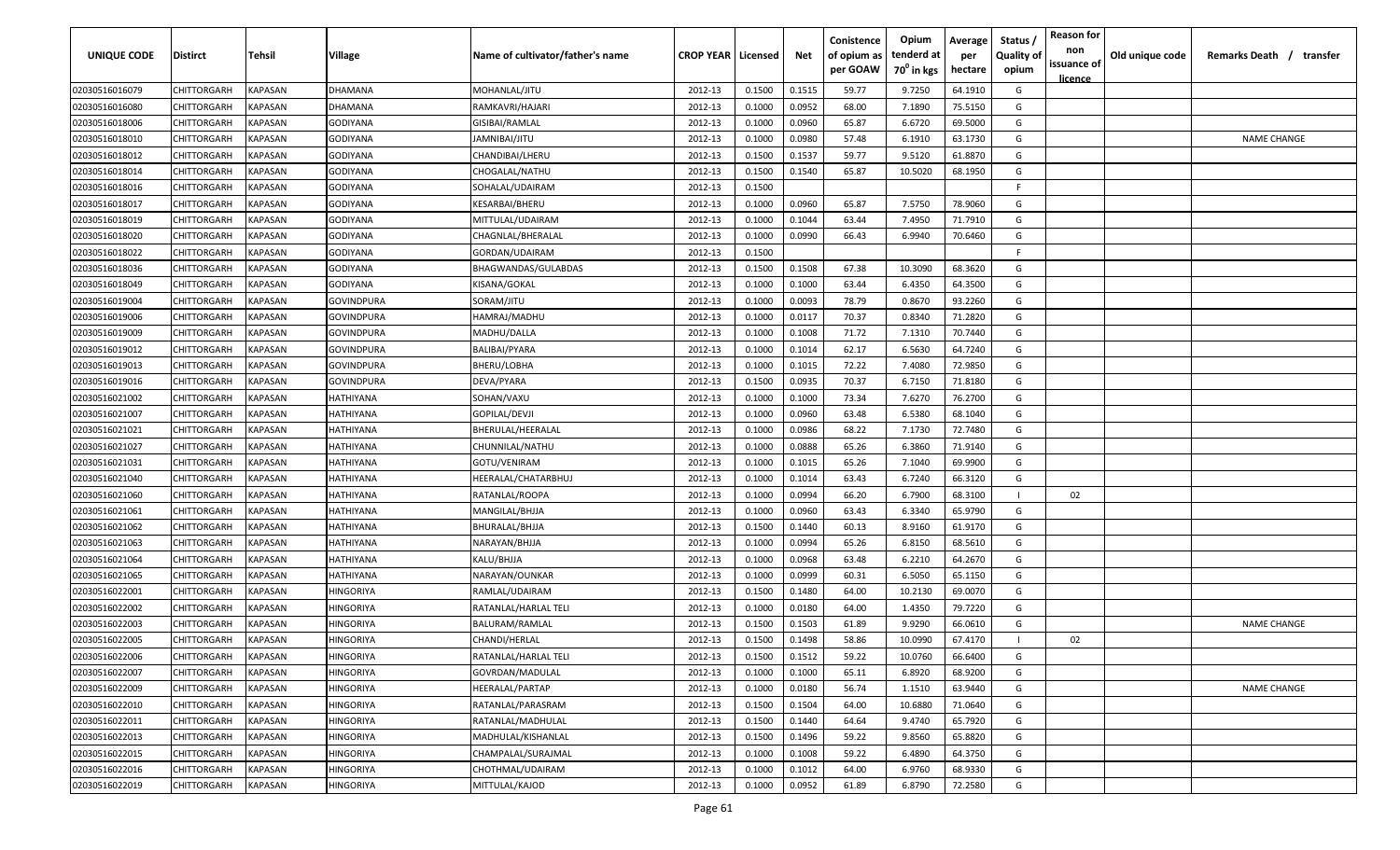| UNIQUE CODE | Distirct | Tehsil | Village | Name of cultivator/father's name | CROP YEAR | Licensed | Net | Conistence of opium as per GOAW | Opium tenderd at 70⁰ in kgs | Average per hectare | Status / Quality of opium | Reason for non issuance of licence | Old unique code | Remarks Death / transfer |
|---|---|---|---|---|---|---|---|---|---|---|---|---|---|---|
| 02030516016079 | CHITTORGARH | KAPASAN | DHAMANA | MOHANLAL/JITU | 2012-13 | 0.1500 | 0.1515 | 59.77 | 9.7250 | 64.1910 | G | | | |
| 02030516016080 | CHITTORGARH | KAPASAN | DHAMANA | RAMKAVRI/HAJARI | 2012-13 | 0.1000 | 0.0952 | 68.00 | 7.1890 | 75.5150 | G | | | |
| 02030516018006 | CHITTORGARH | KAPASAN | GODIYANA | GISIBAI/RAMLAL | 2012-13 | 0.1000 | 0.0960 | 65.87 | 6.6720 | 69.5000 | G | | | |
| 02030516018010 | CHITTORGARH | KAPASAN | GODIYANA | JAMNIBAI/JITU | 2012-13 | 0.1000 | 0.0980 | 57.48 | 6.1910 | 63.1730 | G | | | NAME CHANGE |
| 02030516018012 | CHITTORGARH | KAPASAN | GODIYANA | CHANDIBAI/LHERU | 2012-13 | 0.1500 | 0.1537 | 59.77 | 9.5120 | 61.8870 | G | | | |
| 02030516018014 | CHITTORGARH | KAPASAN | GODIYANA | CHOGALAL/NATHU | 2012-13 | 0.1500 | 0.1540 | 65.87 | 10.5020 | 68.1950 | G | | | |
| 02030516018016 | CHITTORGARH | KAPASAN | GODIYANA | SOHALAL/UDAIRAM | 2012-13 | 0.1500 | | | | | F | | | |
| 02030516018017 | CHITTORGARH | KAPASAN | GODIYANA | KESARBAI/BHERU | 2012-13 | 0.1000 | 0.0960 | 65.87 | 7.5750 | 78.9060 | G | | | |
| 02030516018019 | CHITTORGARH | KAPASAN | GODIYANA | MITTULAL/UDAIRAM | 2012-13 | 0.1000 | 0.1044 | 63.44 | 7.4950 | 71.7910 | G | | | |
| 02030516018020 | CHITTORGARH | KAPASAN | GODIYANA | CHAGNLAL/BHERALAL | 2012-13 | 0.1000 | 0.0990 | 66.43 | 6.9940 | 70.6460 | G | | | |
| 02030516018022 | CHITTORGARH | KAPASAN | GODIYANA | GORDAN/UDAIRAM | 2012-13 | 0.1500 | | | | | F | | | |
| 02030516018036 | CHITTORGARH | KAPASAN | GODIYANA | BHAGWANDAS/GULABDAS | 2012-13 | 0.1500 | 0.1508 | 67.38 | 10.3090 | 68.3620 | G | | | |
| 02030516018049 | CHITTORGARH | KAPASAN | GODIYANA | KISANA/GOKAL | 2012-13 | 0.1000 | 0.1000 | 63.44 | 6.4350 | 64.3500 | G | | | |
| 02030516019004 | CHITTORGARH | KAPASAN | GOVINDPURA | SORAM/JITU | 2012-13 | 0.1000 | 0.0093 | 78.79 | 0.8670 | 93.2260 | G | | | |
| 02030516019006 | CHITTORGARH | KAPASAN | GOVINDPURA | HAMRAJ/MADHU | 2012-13 | 0.1000 | 0.0117 | 70.37 | 0.8340 | 71.2820 | G | | | |
| 02030516019009 | CHITTORGARH | KAPASAN | GOVINDPURA | MADHU/DALLA | 2012-13 | 0.1000 | 0.1008 | 71.72 | 7.1310 | 70.7440 | G | | | |
| 02030516019012 | CHITTORGARH | KAPASAN | GOVINDPURA | BALIBAI/PYARA | 2012-13 | 0.1000 | 0.1014 | 62.17 | 6.5630 | 64.7240 | G | | | |
| 02030516019013 | CHITTORGARH | KAPASAN | GOVINDPURA | BHERU/LOBHA | 2012-13 | 0.1000 | 0.1015 | 72.22 | 7.4080 | 72.9850 | G | | | |
| 02030516019016 | CHITTORGARH | KAPASAN | GOVINDPURA | DEVA/PYARA | 2012-13 | 0.1500 | 0.0935 | 70.37 | 6.7150 | 71.8180 | G | | | |
| 02030516021002 | CHITTORGARH | KAPASAN | HATHIYANA | SOHAN/VAXU | 2012-13 | 0.1000 | 0.1000 | 73.34 | 7.6270 | 76.2700 | G | | | |
| 02030516021007 | CHITTORGARH | KAPASAN | HATHIYANA | GOPILAL/DEVJI | 2012-13 | 0.1000 | 0.0960 | 63.48 | 6.5380 | 68.1040 | G | | | |
| 02030516021021 | CHITTORGARH | KAPASAN | HATHIYANA | BHERULAL/HEERALAL | 2012-13 | 0.1000 | 0.0986 | 68.22 | 7.1730 | 72.7480 | G | | | |
| 02030516021027 | CHITTORGARH | KAPASAN | HATHIYANA | CHUNNILAL/NATHU | 2012-13 | 0.1000 | 0.0888 | 65.26 | 6.3860 | 71.9140 | G | | | |
| 02030516021031 | CHITTORGARH | KAPASAN | HATHIYANA | GOTU/VENIRAM | 2012-13 | 0.1000 | 0.1015 | 65.26 | 7.1040 | 69.9900 | G | | | |
| 02030516021040 | CHITTORGARH | KAPASAN | HATHIYANA | HEERALAL/CHATARBHUJ | 2012-13 | 0.1000 | 0.1014 | 63.43 | 6.7240 | 66.3120 | G | | | |
| 02030516021060 | CHITTORGARH | KAPASAN | HATHIYANA | RATANLAL/ROOPA | 2012-13 | 0.1000 | 0.0994 | 66.20 | 6.7900 | 68.3100 | I | 02 | | |
| 02030516021061 | CHITTORGARH | KAPASAN | HATHIYANA | MANGILAL/BHJJA | 2012-13 | 0.1000 | 0.0960 | 63.43 | 6.3340 | 65.9790 | G | | | |
| 02030516021062 | CHITTORGARH | KAPASAN | HATHIYANA | BHURALAL/BHJJA | 2012-13 | 0.1500 | 0.1440 | 60.13 | 8.9160 | 61.9170 | G | | | |
| 02030516021063 | CHITTORGARH | KAPASAN | HATHIYANA | NARAYAN/BHJJA | 2012-13 | 0.1000 | 0.0994 | 65.26 | 6.8150 | 68.5610 | G | | | |
| 02030516021064 | CHITTORGARH | KAPASAN | HATHIYANA | KALU/BHJJA | 2012-13 | 0.1000 | 0.0968 | 63.48 | 6.2210 | 64.2670 | G | | | |
| 02030516021065 | CHITTORGARH | KAPASAN | HATHIYANA | NARAYAN/OUNKAR | 2012-13 | 0.1000 | 0.0999 | 60.31 | 6.5050 | 65.1150 | G | | | |
| 02030516022001 | CHITTORGARH | KAPASAN | HINGORIYA | RAMLAL/UDAIRAM | 2012-13 | 0.1500 | 0.1480 | 64.00 | 10.2130 | 69.0070 | G | | | |
| 02030516022002 | CHITTORGARH | KAPASAN | HINGORIYA | RATANLAL/HARLAL TELI | 2012-13 | 0.1000 | 0.0180 | 64.00 | 1.4350 | 79.7220 | G | | | |
| 02030516022003 | CHITTORGARH | KAPASAN | HINGORIYA | BALURAM/RAMLAL | 2012-13 | 0.1500 | 0.1503 | 61.89 | 9.9290 | 66.0610 | G | | | NAME CHANGE |
| 02030516022005 | CHITTORGARH | KAPASAN | HINGORIYA | CHANDI/HERLAL | 2012-13 | 0.1500 | 0.1498 | 58.86 | 10.0990 | 67.4170 | I | 02 | | |
| 02030516022006 | CHITTORGARH | KAPASAN | HINGORIYA | RATANLAL/HARLAL TELI | 2012-13 | 0.1500 | 0.1512 | 59.22 | 10.0760 | 66.6400 | G | | | |
| 02030516022007 | CHITTORGARH | KAPASAN | HINGORIYA | GOVRDAN/MADULAL | 2012-13 | 0.1000 | 0.1000 | 65.11 | 6.8920 | 68.9200 | G | | | |
| 02030516022009 | CHITTORGARH | KAPASAN | HINGORIYA | HEERALAL/PARTAP | 2012-13 | 0.1000 | 0.0180 | 56.74 | 1.1510 | 63.9440 | G | | | NAME CHANGE |
| 02030516022010 | CHITTORGARH | KAPASAN | HINGORIYA | RATANLAL/PARASRAM | 2012-13 | 0.1500 | 0.1504 | 64.00 | 10.6880 | 71.0640 | G | | | |
| 02030516022011 | CHITTORGARH | KAPASAN | HINGORIYA | RATANLAL/MADHULAL | 2012-13 | 0.1500 | 0.1440 | 64.64 | 9.4740 | 65.7920 | G | | | |
| 02030516022013 | CHITTORGARH | KAPASAN | HINGORIYA | MADHULAL/KISHANLAL | 2012-13 | 0.1500 | 0.1496 | 59.22 | 9.8560 | 65.8820 | G | | | |
| 02030516022015 | CHITTORGARH | KAPASAN | HINGORIYA | CHAMPALAL/SURAJMAL | 2012-13 | 0.1000 | 0.1008 | 59.22 | 6.4890 | 64.3750 | G | | | |
| 02030516022016 | CHITTORGARH | KAPASAN | HINGORIYA | CHOTHMAL/UDAIRAM | 2012-13 | 0.1000 | 0.1012 | 64.00 | 6.9760 | 68.9330 | G | | | |
| 02030516022019 | CHITTORGARH | KAPASAN | HINGORIYA | MITTULAL/KAJOD | 2012-13 | 0.1000 | 0.0952 | 61.89 | 6.8790 | 72.2580 | G | | | |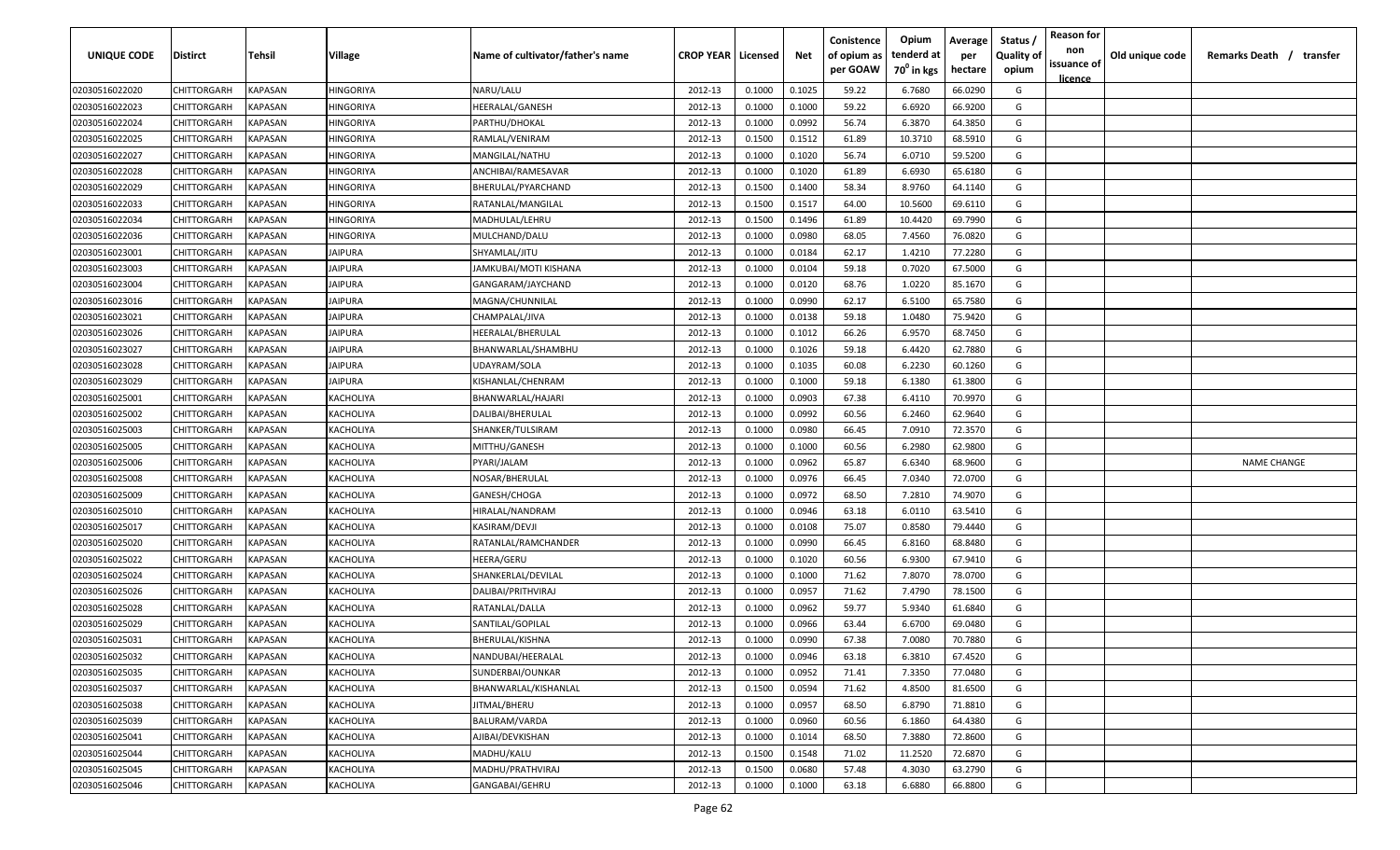| UNIQUE CODE | Distirct | Tehsil | Village | Name of cultivator/father's name | CROP YEAR | Licensed | Net | Conistence of opium as per GOAW | Opium tenderd at 70⁰ in kgs | Average per hectare | Status / Quality of opium | Reason for non issuance of licence | Old unique code | Remarks Death / transfer |
|---|---|---|---|---|---|---|---|---|---|---|---|---|---|---|
| 02030516022020 | CHITTORGARH | KAPASAN | HINGORIYA | NARU/LALU | 2012-13 | 0.1000 | 0.1025 | 59.22 | 6.7680 | 66.0290 | G | | | |
| 02030516022023 | CHITTORGARH | KAPASAN | HINGORIYA | HEERALAL/GANESH | 2012-13 | 0.1000 | 0.1000 | 59.22 | 6.6920 | 66.9200 | G | | | |
| 02030516022024 | CHITTORGARH | KAPASAN | HINGORIYA | PARTHU/DHOKAL | 2012-13 | 0.1000 | 0.0992 | 56.74 | 6.3870 | 64.3850 | G | | | |
| 02030516022025 | CHITTORGARH | KAPASAN | HINGORIYA | RAMLAL/VENIRAM | 2012-13 | 0.1500 | 0.1512 | 61.89 | 10.3710 | 68.5910 | G | | | |
| 02030516022027 | CHITTORGARH | KAPASAN | HINGORIYA | MANGILAL/NATHU | 2012-13 | 0.1000 | 0.1020 | 56.74 | 6.0710 | 59.5200 | G | | | |
| 02030516022028 | CHITTORGARH | KAPASAN | HINGORIYA | ANCHIBAI/RAMESAVAR | 2012-13 | 0.1000 | 0.1020 | 61.89 | 6.6930 | 65.6180 | G | | | |
| 02030516022029 | CHITTORGARH | KAPASAN | HINGORIYA | BHERULAL/PYARCHAND | 2012-13 | 0.1500 | 0.1400 | 58.34 | 8.9760 | 64.1140 | G | | | |
| 02030516022033 | CHITTORGARH | KAPASAN | HINGORIYA | RATANLAL/MANGILAL | 2012-13 | 0.1500 | 0.1517 | 64.00 | 10.5600 | 69.6110 | G | | | |
| 02030516022034 | CHITTORGARH | KAPASAN | HINGORIYA | MADHULAL/LEHRU | 2012-13 | 0.1500 | 0.1496 | 61.89 | 10.4420 | 69.7990 | G | | | |
| 02030516022036 | CHITTORGARH | KAPASAN | HINGORIYA | MULCHAND/DALU | 2012-13 | 0.1000 | 0.0980 | 68.05 | 7.4560 | 76.0820 | G | | | |
| 02030516023001 | CHITTORGARH | KAPASAN | JAIPURA | SHYAMLAL/JITU | 2012-13 | 0.1000 | 0.0184 | 62.17 | 1.4210 | 77.2280 | G | | | |
| 02030516023003 | CHITTORGARH | KAPASAN | JAIPURA | JAMKUBAI/MOTI KISHANA | 2012-13 | 0.1000 | 0.0104 | 59.18 | 0.7020 | 67.5000 | G | | | |
| 02030516023004 | CHITTORGARH | KAPASAN | JAIPURA | GANGARAM/JAYCHAND | 2012-13 | 0.1000 | 0.0120 | 68.76 | 1.0220 | 85.1670 | G | | | |
| 02030516023016 | CHITTORGARH | KAPASAN | JAIPURA | MAGNA/CHUNNILAL | 2012-13 | 0.1000 | 0.0990 | 62.17 | 6.5100 | 65.7580 | G | | | |
| 02030516023021 | CHITTORGARH | KAPASAN | JAIPURA | CHAMPALAL/JIVA | 2012-13 | 0.1000 | 0.0138 | 59.18 | 1.0480 | 75.9420 | G | | | |
| 02030516023026 | CHITTORGARH | KAPASAN | JAIPURA | HEERALAL/BHERULAL | 2012-13 | 0.1000 | 0.1012 | 66.26 | 6.9570 | 68.7450 | G | | | |
| 02030516023027 | CHITTORGARH | KAPASAN | JAIPURA | BHANWARLAL/SHAMBHU | 2012-13 | 0.1000 | 0.1026 | 59.18 | 6.4420 | 62.7880 | G | | | |
| 02030516023028 | CHITTORGARH | KAPASAN | JAIPURA | UDAYRAM/SOLA | 2012-13 | 0.1000 | 0.1035 | 60.08 | 6.2230 | 60.1260 | G | | | |
| 02030516023029 | CHITTORGARH | KAPASAN | JAIPURA | KISHANLAL/CHENRAM | 2012-13 | 0.1000 | 0.1000 | 59.18 | 6.1380 | 61.3800 | G | | | |
| 02030516025001 | CHITTORGARH | KAPASAN | KACHOLIYA | BHANWARLAL/HAJARI | 2012-13 | 0.1000 | 0.0903 | 67.38 | 6.4110 | 70.9970 | G | | | |
| 02030516025002 | CHITTORGARH | KAPASAN | KACHOLIYA | DALIBAI/BHERULAL | 2012-13 | 0.1000 | 0.0992 | 60.56 | 6.2460 | 62.9640 | G | | | |
| 02030516025003 | CHITTORGARH | KAPASAN | KACHOLIYA | SHANKER/TULSIRAM | 2012-13 | 0.1000 | 0.0980 | 66.45 | 7.0910 | 72.3570 | G | | | |
| 02030516025005 | CHITTORGARH | KAPASAN | KACHOLIYA | MITTHU/GANESH | 2012-13 | 0.1000 | 0.1000 | 60.56 | 6.2980 | 62.9800 | G | | | |
| 02030516025006 | CHITTORGARH | KAPASAN | KACHOLIYA | PYARI/JALAM | 2012-13 | 0.1000 | 0.0962 | 65.87 | 6.6340 | 68.9600 | G | | | NAME CHANGE |
| 02030516025008 | CHITTORGARH | KAPASAN | KACHOLIYA | NOSAR/BHERULAL | 2012-13 | 0.1000 | 0.0976 | 66.45 | 7.0340 | 72.0700 | G | | | |
| 02030516025009 | CHITTORGARH | KAPASAN | KACHOLIYA | GANESH/CHOGA | 2012-13 | 0.1000 | 0.0972 | 68.50 | 7.2810 | 74.9070 | G | | | |
| 02030516025010 | CHITTORGARH | KAPASAN | KACHOLIYA | HIRALAL/NANDRAM | 2012-13 | 0.1000 | 0.0946 | 63.18 | 6.0110 | 63.5410 | G | | | |
| 02030516025017 | CHITTORGARH | KAPASAN | KACHOLIYA | KASIRAM/DEVJI | 2012-13 | 0.1000 | 0.0108 | 75.07 | 0.8580 | 79.4440 | G | | | |
| 02030516025020 | CHITTORGARH | KAPASAN | KACHOLIYA | RATANLAL/RAMCHANDER | 2012-13 | 0.1000 | 0.0990 | 66.45 | 6.8160 | 68.8480 | G | | | |
| 02030516025022 | CHITTORGARH | KAPASAN | KACHOLIYA | HEERA/GERU | 2012-13 | 0.1000 | 0.1020 | 60.56 | 6.9300 | 67.9410 | G | | | |
| 02030516025024 | CHITTORGARH | KAPASAN | KACHOLIYA | SHANKERLAL/DEVILAL | 2012-13 | 0.1000 | 0.1000 | 71.62 | 7.8070 | 78.0700 | G | | | |
| 02030516025026 | CHITTORGARH | KAPASAN | KACHOLIYA | DALIBAI/PRITHVIRAJ | 2012-13 | 0.1000 | 0.0957 | 71.62 | 7.4790 | 78.1500 | G | | | |
| 02030516025028 | CHITTORGARH | KAPASAN | KACHOLIYA | RATANLAL/DALLA | 2012-13 | 0.1000 | 0.0962 | 59.77 | 5.9340 | 61.6840 | G | | | |
| 02030516025029 | CHITTORGARH | KAPASAN | KACHOLIYA | SANTILAL/GOPILAL | 2012-13 | 0.1000 | 0.0966 | 63.44 | 6.6700 | 69.0480 | G | | | |
| 02030516025031 | CHITTORGARH | KAPASAN | KACHOLIYA | BHERULAL/KISHNA | 2012-13 | 0.1000 | 0.0990 | 67.38 | 7.0080 | 70.7880 | G | | | |
| 02030516025032 | CHITTORGARH | KAPASAN | KACHOLIYA | NANDUBAI/HEERALAL | 2012-13 | 0.1000 | 0.0946 | 63.18 | 6.3810 | 67.4520 | G | | | |
| 02030516025035 | CHITTORGARH | KAPASAN | KACHOLIYA | SUNDERBAI/OUNKAR | 2012-13 | 0.1000 | 0.0952 | 71.41 | 7.3350 | 77.0480 | G | | | |
| 02030516025037 | CHITTORGARH | KAPASAN | KACHOLIYA | BHANWARLAL/KISHANLAL | 2012-13 | 0.1500 | 0.0594 | 71.62 | 4.8500 | 81.6500 | G | | | |
| 02030516025038 | CHITTORGARH | KAPASAN | KACHOLIYA | JITMAL/BHERU | 2012-13 | 0.1000 | 0.0957 | 68.50 | 6.8790 | 71.8810 | G | | | |
| 02030516025039 | CHITTORGARH | KAPASAN | KACHOLIYA | BALURAM/VARDA | 2012-13 | 0.1000 | 0.0960 | 60.56 | 6.1860 | 64.4380 | G | | | |
| 02030516025041 | CHITTORGARH | KAPASAN | KACHOLIYA | AJIBAI/DEVKISHAN | 2012-13 | 0.1000 | 0.1014 | 68.50 | 7.3880 | 72.8600 | G | | | |
| 02030516025044 | CHITTORGARH | KAPASAN | KACHOLIYA | MADHU/KALU | 2012-13 | 0.1500 | 0.1548 | 71.02 | 11.2520 | 72.6870 | G | | | |
| 02030516025045 | CHITTORGARH | KAPASAN | KACHOLIYA | MADHU/PRATHVIRAJ | 2012-13 | 0.1500 | 0.0680 | 57.48 | 4.3030 | 63.2790 | G | | | |
| 02030516025046 | CHITTORGARH | KAPASAN | KACHOLIYA | GANGABAI/GEHRU | 2012-13 | 0.1000 | 0.1000 | 63.18 | 6.6880 | 66.8800 | G | | | |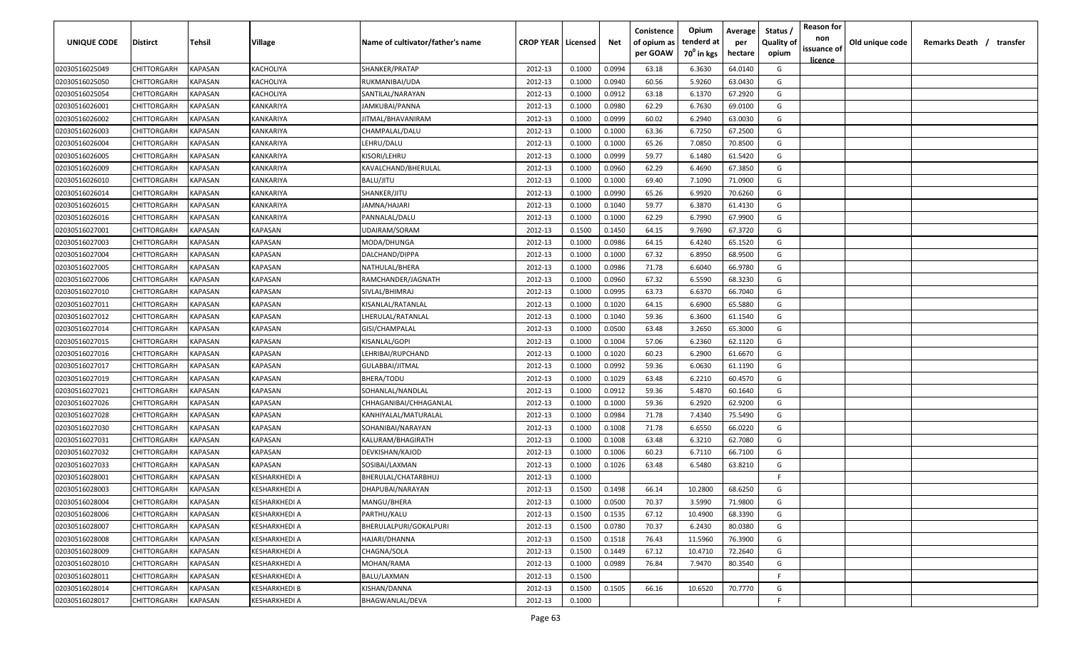| UNIQUE CODE | Distirct | Tehsil | Village | Name of cultivator/father's name | CROP YEAR | Licensed | Net | Conistence of opium as per GOAW | Opium tenderd at 70° in kgs | Average per hectare | Status / Quality of opium | Reason for non issuance of licence | Old unique code | Remarks Death / transfer |
|---|---|---|---|---|---|---|---|---|---|---|---|---|---|---|
| 02030516025049 | CHITTORGARH | KAPASAN | KACHOLIYA | SHANKER/PRATAP | 2012-13 | 0.1000 | 0.0994 | 63.18 | 6.3630 | 64.0140 | G | | | |
| 02030516025050 | CHITTORGARH | KAPASAN | KACHOLIYA | RUKMANIBAI/UDA | 2012-13 | 0.1000 | 0.0940 | 60.56 | 5.9260 | 63.0430 | G | | | |
| 02030516025054 | CHITTORGARH | KAPASAN | KACHOLIYA | SANTILAL/NARAYAN | 2012-13 | 0.1000 | 0.0912 | 63.18 | 6.1370 | 67.2920 | G | | | |
| 02030516026001 | CHITTORGARH | KAPASAN | KANKARIYA | JAMKUBAI/PANNA | 2012-13 | 0.1000 | 0.0980 | 62.29 | 6.7630 | 69.0100 | G | | | |
| 02030516026002 | CHITTORGARH | KAPASAN | KANKARIYA | JITMAL/BHAVANIRAM | 2012-13 | 0.1000 | 0.0999 | 60.02 | 6.2940 | 63.0030 | G | | | |
| 02030516026003 | CHITTORGARH | KAPASAN | KANKARIYA | CHAMPALAL/DALU | 2012-13 | 0.1000 | 0.1000 | 63.36 | 6.7250 | 67.2500 | G | | | |
| 02030516026004 | CHITTORGARH | KAPASAN | KANKARIYA | LEHRU/DALU | 2012-13 | 0.1000 | 0.1000 | 65.26 | 7.0850 | 70.8500 | G | | | |
| 02030516026005 | CHITTORGARH | KAPASAN | KANKARIYA | KISORI/LEHRU | 2012-13 | 0.1000 | 0.0999 | 59.77 | 6.1480 | 61.5420 | G | | | |
| 02030516026009 | CHITTORGARH | KAPASAN | KANKARIYA | KAVALCHAND/BHERULAL | 2012-13 | 0.1000 | 0.0960 | 62.29 | 6.4690 | 67.3850 | G | | | |
| 02030516026010 | CHITTORGARH | KAPASAN | KANKARIYA | BALU/JITU | 2012-13 | 0.1000 | 0.1000 | 69.40 | 7.1090 | 71.0900 | G | | | |
| 02030516026014 | CHITTORGARH | KAPASAN | KANKARIYA | SHANKER/JITU | 2012-13 | 0.1000 | 0.0990 | 65.26 | 6.9920 | 70.6260 | G | | | |
| 02030516026015 | CHITTORGARH | KAPASAN | KANKARIYA | JAMNA/HAJARI | 2012-13 | 0.1000 | 0.1040 | 59.77 | 6.3870 | 61.4130 | G | | | |
| 02030516026016 | CHITTORGARH | KAPASAN | KANKARIYA | PANNALAL/DALU | 2012-13 | 0.1000 | 0.1000 | 62.29 | 6.7990 | 67.9900 | G | | | |
| 02030516027001 | CHITTORGARH | KAPASAN | KAPASAN | UDAIRAM/SORAM | 2012-13 | 0.1500 | 0.1450 | 64.15 | 9.7690 | 67.3720 | G | | | |
| 02030516027003 | CHITTORGARH | KAPASAN | KAPASAN | MODA/DHUNGA | 2012-13 | 0.1000 | 0.0986 | 64.15 | 6.4240 | 65.1520 | G | | | |
| 02030516027004 | CHITTORGARH | KAPASAN | KAPASAN | DALCHAND/DIPPA | 2012-13 | 0.1000 | 0.1000 | 67.32 | 6.8950 | 68.9500 | G | | | |
| 02030516027005 | CHITTORGARH | KAPASAN | KAPASAN | NATHULAL/BHERA | 2012-13 | 0.1000 | 0.0986 | 71.78 | 6.6040 | 66.9780 | G | | | |
| 02030516027006 | CHITTORGARH | KAPASAN | KAPASAN | RAMCHANDER/JAGNATH | 2012-13 | 0.1000 | 0.0960 | 67.32 | 6.5590 | 68.3230 | G | | | |
| 02030516027010 | CHITTORGARH | KAPASAN | KAPASAN | SIVLAL/BHIMRAJ | 2012-13 | 0.1000 | 0.0995 | 63.73 | 6.6370 | 66.7040 | G | | | |
| 02030516027011 | CHITTORGARH | KAPASAN | KAPASAN | KISANLAL/RATANLAL | 2012-13 | 0.1000 | 0.1020 | 64.15 | 6.6900 | 65.5880 | G | | | |
| 02030516027012 | CHITTORGARH | KAPASAN | KAPASAN | LHERULAL/RATANLAL | 2012-13 | 0.1000 | 0.1040 | 59.36 | 6.3600 | 61.1540 | G | | | |
| 02030516027014 | CHITTORGARH | KAPASAN | KAPASAN | GISI/CHAMPALAL | 2012-13 | 0.1000 | 0.0500 | 63.48 | 3.2650 | 65.3000 | G | | | |
| 02030516027015 | CHITTORGARH | KAPASAN | KAPASAN | KISANLAL/GOPI | 2012-13 | 0.1000 | 0.1004 | 57.06 | 6.2360 | 62.1120 | G | | | |
| 02030516027016 | CHITTORGARH | KAPASAN | KAPASAN | LEHRIBAI/RUPCHAND | 2012-13 | 0.1000 | 0.1020 | 60.23 | 6.2900 | 61.6670 | G | | | |
| 02030516027017 | CHITTORGARH | KAPASAN | KAPASAN | GULABBAI/JITMAL | 2012-13 | 0.1000 | 0.0992 | 59.36 | 6.0630 | 61.1190 | G | | | |
| 02030516027019 | CHITTORGARH | KAPASAN | KAPASAN | BHERA/TODU | 2012-13 | 0.1000 | 0.1029 | 63.48 | 6.2210 | 60.4570 | G | | | |
| 02030516027021 | CHITTORGARH | KAPASAN | KAPASAN | SOHANLAL/NANDLAL | 2012-13 | 0.1000 | 0.0912 | 59.36 | 5.4870 | 60.1640 | G | | | |
| 02030516027026 | CHITTORGARH | KAPASAN | KAPASAN | CHHAGANIBAI/CHHAGANLAL | 2012-13 | 0.1000 | 0.1000 | 59.36 | 6.2920 | 62.9200 | G | | | |
| 02030516027028 | CHITTORGARH | KAPASAN | KAPASAN | KANHIYALAL/MATURALAL | 2012-13 | 0.1000 | 0.0984 | 71.78 | 7.4340 | 75.5490 | G | | | |
| 02030516027030 | CHITTORGARH | KAPASAN | KAPASAN | SOHANIBAI/NARAYAN | 2012-13 | 0.1000 | 0.1008 | 71.78 | 6.6550 | 66.0220 | G | | | |
| 02030516027031 | CHITTORGARH | KAPASAN | KAPASAN | KALURAM/BHAGIRATH | 2012-13 | 0.1000 | 0.1008 | 63.48 | 6.3210 | 62.7080 | G | | | |
| 02030516027032 | CHITTORGARH | KAPASAN | KAPASAN | DEVKISHAN/KAJOD | 2012-13 | 0.1000 | 0.1006 | 60.23 | 6.7110 | 66.7100 | G | | | |
| 02030516027033 | CHITTORGARH | KAPASAN | KAPASAN | SOSIBAI/LAXMAN | 2012-13 | 0.1000 | 0.1026 | 63.48 | 6.5480 | 63.8210 | G | | | |
| 02030516028001 | CHITTORGARH | KAPASAN | KESHARKHEDI A | BHERULAL/CHATARBHUJ | 2012-13 | 0.1000 | | | | | F | | | |
| 02030516028003 | CHITTORGARH | KAPASAN | KESHARKHEDI A | DHAPUBAI/NARAYAN | 2012-13 | 0.1500 | 0.1498 | 66.14 | 10.2800 | 68.6250 | G | | | |
| 02030516028004 | CHITTORGARH | KAPASAN | KESHARKHEDI A | MANGU/BHERA | 2012-13 | 0.1000 | 0.0500 | 70.37 | 3.5990 | 71.9800 | G | | | |
| 02030516028006 | CHITTORGARH | KAPASAN | KESHARKHEDI A | PARTHU/KALU | 2012-13 | 0.1500 | 0.1535 | 67.12 | 10.4900 | 68.3390 | G | | | |
| 02030516028007 | CHITTORGARH | KAPASAN | KESHARKHEDI A | BHERULALPURI/GOKALPURI | 2012-13 | 0.1500 | 0.0780 | 70.37 | 6.2430 | 80.0380 | G | | | |
| 02030516028008 | CHITTORGARH | KAPASAN | KESHARKHEDI A | HAJARI/DHANNA | 2012-13 | 0.1500 | 0.1518 | 76.43 | 11.5960 | 76.3900 | G | | | |
| 02030516028009 | CHITTORGARH | KAPASAN | KESHARKHEDI A | CHAGNA/SOLA | 2012-13 | 0.1500 | 0.1449 | 67.12 | 10.4710 | 72.2640 | G | | | |
| 02030516028010 | CHITTORGARH | KAPASAN | KESHARKHEDI A | MOHAN/RAMA | 2012-13 | 0.1000 | 0.0989 | 76.84 | 7.9470 | 80.3540 | G | | | |
| 02030516028011 | CHITTORGARH | KAPASAN | KESHARKHEDI A | BALU/LAXMAN | 2012-13 | 0.1500 | | | | | F | | | |
| 02030516028014 | CHITTORGARH | KAPASAN | KESHARKHEDI B | KISHAN/DANNA | 2012-13 | 0.1500 | 0.1505 | 66.16 | 10.6520 | 70.7770 | G | | | |
| 02030516028017 | CHITTORGARH | KAPASAN | KESHARKHEDI A | BHAGWANLAL/DEVA | 2012-13 | 0.1000 | | | | | F | | | |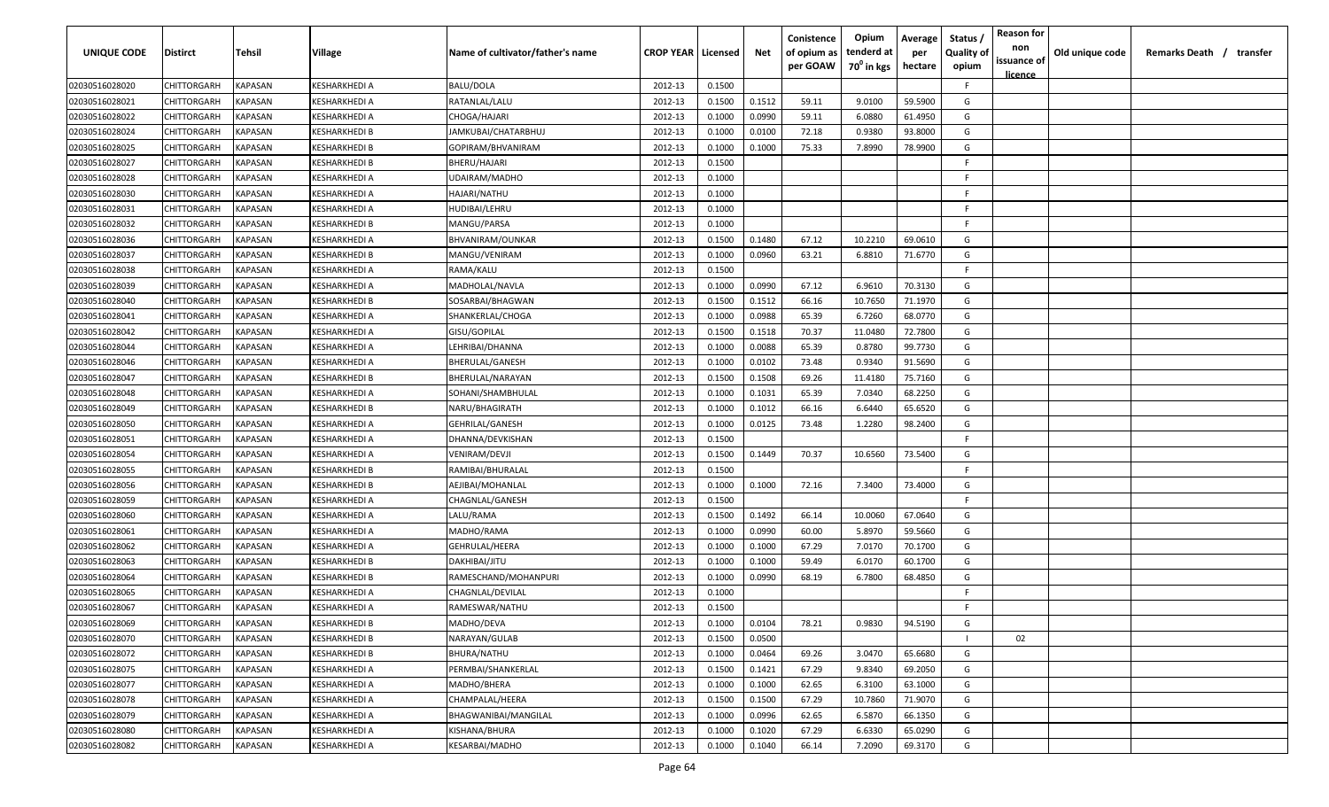| UNIQUE CODE | Distirct | Tehsil | Village | Name of cultivator/father's name | CROP YEAR | Licensed | Net | Conistence of opium as per GOAW | Opium tenderd at 70° in kgs | Average per hectare | Status / Quality of opium | Reason for non issuance of licence | Old unique code | Remarks Death / transfer |
|---|---|---|---|---|---|---|---|---|---|---|---|---|---|---|
| 02030516028020 | CHITTORGARH | KAPASAN | KESHARKHEDI A | BALU/DOLA | 2012-13 | 0.1500 | | | | | F | | | |
| 02030516028021 | CHITTORGARH | KAPASAN | KESHARKHEDI A | RATANLAL/LALU | 2012-13 | 0.1500 | 0.1512 | 59.11 | 9.0100 | 59.5900 | G | | | |
| 02030516028022 | CHITTORGARH | KAPASAN | KESHARKHEDI A | CHOGA/HAJARI | 2012-13 | 0.1000 | 0.0990 | 59.11 | 6.0880 | 61.4950 | G | | | |
| 02030516028024 | CHITTORGARH | KAPASAN | KESHARKHEDI B | JAMKUBAI/CHATARBHUJ | 2012-13 | 0.1000 | 0.0100 | 72.18 | 0.9380 | 93.8000 | G | | | |
| 02030516028025 | CHITTORGARH | KAPASAN | KESHARKHEDI B | GOPIRAM/BHVANIRAM | 2012-13 | 0.1000 | 0.1000 | 75.33 | 7.8990 | 78.9900 | G | | | |
| 02030516028027 | CHITTORGARH | KAPASAN | KESHARKHEDI B | BHERU/HAJARI | 2012-13 | 0.1500 | | | | | F | | | |
| 02030516028028 | CHITTORGARH | KAPASAN | KESHARKHEDI A | UDAIRAM/MADHO | 2012-13 | 0.1000 | | | | | F | | | |
| 02030516028030 | CHITTORGARH | KAPASAN | KESHARKHEDI A | HAJARI/NATHU | 2012-13 | 0.1000 | | | | | F | | | |
| 02030516028031 | CHITTORGARH | KAPASAN | KESHARKHEDI A | HUDIBAI/LEHRU | 2012-13 | 0.1000 | | | | | F | | | |
| 02030516028032 | CHITTORGARH | KAPASAN | KESHARKHEDI B | MANGU/PARSA | 2012-13 | 0.1000 | | | | | F | | | |
| 02030516028036 | CHITTORGARH | KAPASAN | KESHARKHEDI A | BHVANIRAM/OUNKAR | 2012-13 | 0.1500 | 0.1480 | 67.12 | 10.2210 | 69.0610 | G | | | |
| 02030516028037 | CHITTORGARH | KAPASAN | KESHARKHEDI B | MANGU/VENIRAM | 2012-13 | 0.1000 | 0.0960 | 63.21 | 6.8810 | 71.6770 | G | | | |
| 02030516028038 | CHITTORGARH | KAPASAN | KESHARKHEDI A | RAMA/KALU | 2012-13 | 0.1500 | | | | | F | | | |
| 02030516028039 | CHITTORGARH | KAPASAN | KESHARKHEDI A | MADHOLAL/NAVLA | 2012-13 | 0.1000 | 0.0990 | 67.12 | 6.9610 | 70.3130 | G | | | |
| 02030516028040 | CHITTORGARH | KAPASAN | KESHARKHEDI B | SOSARBAI/BHAGWAN | 2012-13 | 0.1500 | 0.1512 | 66.16 | 10.7650 | 71.1970 | G | | | |
| 02030516028041 | CHITTORGARH | KAPASAN | KESHARKHEDI A | SHANKERLAL/CHOGA | 2012-13 | 0.1000 | 0.0988 | 65.39 | 6.7260 | 68.0770 | G | | | |
| 02030516028042 | CHITTORGARH | KAPASAN | KESHARKHEDI A | GISU/GOPILAL | 2012-13 | 0.1500 | 0.1518 | 70.37 | 11.0480 | 72.7800 | G | | | |
| 02030516028044 | CHITTORGARH | KAPASAN | KESHARKHEDI A | LEHRIBAI/DHANNA | 2012-13 | 0.1000 | 0.0088 | 65.39 | 0.8780 | 99.7730 | G | | | |
| 02030516028046 | CHITTORGARH | KAPASAN | KESHARKHEDI A | BHERULAL/GANESH | 2012-13 | 0.1000 | 0.0102 | 73.48 | 0.9340 | 91.5690 | G | | | |
| 02030516028047 | CHITTORGARH | KAPASAN | KESHARKHEDI B | BHERULAL/NARAYAN | 2012-13 | 0.1500 | 0.1508 | 69.26 | 11.4180 | 75.7160 | G | | | |
| 02030516028048 | CHITTORGARH | KAPASAN | KESHARKHEDI A | SOHANI/SHAMBHULAL | 2012-13 | 0.1000 | 0.1031 | 65.39 | 7.0340 | 68.2250 | G | | | |
| 02030516028049 | CHITTORGARH | KAPASAN | KESHARKHEDI B | NARU/BHAGIRATH | 2012-13 | 0.1000 | 0.1012 | 66.16 | 6.6440 | 65.6520 | G | | | |
| 02030516028050 | CHITTORGARH | KAPASAN | KESHARKHEDI A | GEHRILAL/GANESH | 2012-13 | 0.1000 | 0.0125 | 73.48 | 1.2280 | 98.2400 | G | | | |
| 02030516028051 | CHITTORGARH | KAPASAN | KESHARKHEDI A | DHANNA/DEVKISHAN | 2012-13 | 0.1500 | | | | | F | | | |
| 02030516028054 | CHITTORGARH | KAPASAN | KESHARKHEDI A | VENIRAM/DEVJI | 2012-13 | 0.1500 | 0.1449 | 70.37 | 10.6560 | 73.5400 | G | | | |
| 02030516028055 | CHITTORGARH | KAPASAN | KESHARKHEDI B | RAMIBAI/BHURALAL | 2012-13 | 0.1500 | | | | | F | | | |
| 02030516028056 | CHITTORGARH | KAPASAN | KESHARKHEDI B | AEJIBAI/MOHANLAL | 2012-13 | 0.1000 | 0.1000 | 72.16 | 7.3400 | 73.4000 | G | | | |
| 02030516028059 | CHITTORGARH | KAPASAN | KESHARKHEDI A | CHAGNLAL/GANESH | 2012-13 | 0.1500 | | | | | F | | | |
| 02030516028060 | CHITTORGARH | KAPASAN | KESHARKHEDI A | LALU/RAMA | 2012-13 | 0.1500 | 0.1492 | 66.14 | 10.0060 | 67.0640 | G | | | |
| 02030516028061 | CHITTORGARH | KAPASAN | KESHARKHEDI A | MADHO/RAMA | 2012-13 | 0.1000 | 0.0990 | 60.00 | 5.8970 | 59.5660 | G | | | |
| 02030516028062 | CHITTORGARH | KAPASAN | KESHARKHEDI A | GEHRULAL/HEERA | 2012-13 | 0.1000 | 0.1000 | 67.29 | 7.0170 | 70.1700 | G | | | |
| 02030516028063 | CHITTORGARH | KAPASAN | KESHARKHEDI B | DAKHIBAI/JITU | 2012-13 | 0.1000 | 0.1000 | 59.49 | 6.0170 | 60.1700 | G | | | |
| 02030516028064 | CHITTORGARH | KAPASAN | KESHARKHEDI B | RAMESCHAND/MOHANPURI | 2012-13 | 0.1000 | 0.0990 | 68.19 | 6.7800 | 68.4850 | G | | | |
| 02030516028065 | CHITTORGARH | KAPASAN | KESHARKHEDI A | CHAGNLAL/DEVILAL | 2012-13 | 0.1000 | | | | | F | | | |
| 02030516028067 | CHITTORGARH | KAPASAN | KESHARKHEDI A | RAMESWAR/NATHU | 2012-13 | 0.1500 | | | | | F | | | |
| 02030516028069 | CHITTORGARH | KAPASAN | KESHARKHEDI B | MADHO/DEVA | 2012-13 | 0.1000 | 0.0104 | 78.21 | 0.9830 | 94.5190 | G | | | |
| 02030516028070 | CHITTORGARH | KAPASAN | KESHARKHEDI B | NARAYAN/GULAB | 2012-13 | 0.1500 | 0.0500 | | | | I | 02 | | |
| 02030516028072 | CHITTORGARH | KAPASAN | KESHARKHEDI B | BHURA/NATHU | 2012-13 | 0.1000 | 0.0464 | 69.26 | 3.0470 | 65.6680 | G | | | |
| 02030516028075 | CHITTORGARH | KAPASAN | KESHARKHEDI A | PERMBAI/SHANKERLAL | 2012-13 | 0.1500 | 0.1421 | 67.29 | 9.8340 | 69.2050 | G | | | |
| 02030516028077 | CHITTORGARH | KAPASAN | KESHARKHEDI A | MADHO/BHERA | 2012-13 | 0.1000 | 0.1000 | 62.65 | 6.3100 | 63.1000 | G | | | |
| 02030516028078 | CHITTORGARH | KAPASAN | KESHARKHEDI A | CHAMPALAL/HEERA | 2012-13 | 0.1500 | 0.1500 | 67.29 | 10.7860 | 71.9070 | G | | | |
| 02030516028079 | CHITTORGARH | KAPASAN | KESHARKHEDI A | BHAGWANIBAI/MANGILAL | 2012-13 | 0.1000 | 0.0996 | 62.65 | 6.5870 | 66.1350 | G | | | |
| 02030516028080 | CHITTORGARH | KAPASAN | KESHARKHEDI A | KISHANA/BHURA | 2012-13 | 0.1000 | 0.1020 | 67.29 | 6.6330 | 65.0290 | G | | | |
| 02030516028082 | CHITTORGARH | KAPASAN | KESHARKHEDI A | KESARBAI/MADHO | 2012-13 | 0.1000 | 0.1040 | 66.14 | 7.2090 | 69.3170 | G | | | |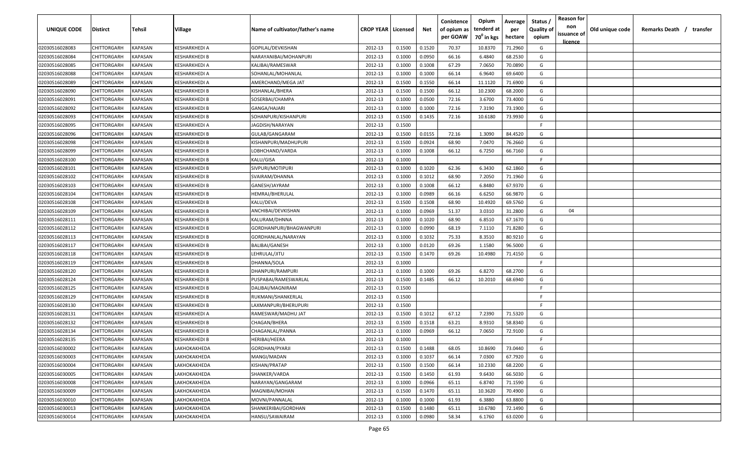| UNIQUE CODE | Distirct | Tehsil | Village | Name of cultivator/father's name | CROP YEAR | Licensed | Net | Conistence of opium as per GOAW | Opium tenderd at $70^0$ in kgs | Average per hectare | Status / Quality of opium | Reason for non issuance of licence | Old unique code | Remarks Death / transfer |
|---|---|---|---|---|---|---|---|---|---|---|---|---|---|---|
| 02030516028083 | CHITTORGARH | KAPASAN | KESHARKHEDI A | GOPILAL/DEVKISHAN | 2012-13 | 0.1500 | 0.1520 | 70.37 | 10.8370 | 71.2960 | G | | | |
| 02030516028084 | CHITTORGARH | KAPASAN | KESHARKHEDI B | NARAYANIBAI/MOHANPURI | 2012-13 | 0.1000 | 0.0950 | 66.16 | 6.4840 | 68.2530 | G | | | |
| 02030516028085 | CHITTORGARH | KAPASAN | KESHARKHEDI A | KALIBAI/RAMESWAR | 2012-13 | 0.1000 | 0.1008 | 67.29 | 7.0650 | 70.0890 | G | | | |
| 02030516028088 | CHITTORGARH | KAPASAN | KESHARKHEDI A | SOHANLAL/MOHANLAL | 2012-13 | 0.1000 | 0.1000 | 66.14 | 6.9640 | 69.6400 | G | | | |
| 02030516028089 | CHITTORGARH | KAPASAN | KESHARKHEDI A | AMERCHAND/MEGA JAT | 2012-13 | 0.1500 | 0.1550 | 66.14 | 11.1120 | 71.6900 | G | | | |
| 02030516028090 | CHITTORGARH | KAPASAN | KESHARKHEDI B | KISHANLAL/BHERA | 2012-13 | 0.1500 | 0.1500 | 66.12 | 10.2300 | 68.2000 | G | | | |
| 02030516028091 | CHITTORGARH | KAPASAN | KESHARKHEDI B | SOSERBAI/CHAMPA | 2012-13 | 0.1000 | 0.0500 | 72.16 | 3.6700 | 73.4000 | G | | | |
| 02030516028092 | CHITTORGARH | KAPASAN | KESHARKHEDI B | GANGA/HAJARI | 2012-13 | 0.1000 | 0.1000 | 72.16 | 7.3190 | 73.1900 | G | | | |
| 02030516028093 | CHITTORGARH | KAPASAN | KESHARKHEDI B | SOHANPURI/KISHANPURI | 2012-13 | 0.1500 | 0.1435 | 72.16 | 10.6180 | 73.9930 | G | | | |
| 02030516028095 | CHITTORGARH | KAPASAN | KESHARKHEDI A | JAGDISH/NARAYAN | 2012-13 | 0.1500 | | | | | F | | | |
| 02030516028096 | CHITTORGARH | KAPASAN | KESHARKHEDI B | GULAB/GANGARAM | 2012-13 | 0.1500 | 0.0155 | 72.16 | 1.3090 | 84.4520 | G | | | |
| 02030516028098 | CHITTORGARH | KAPASAN | KESHARKHEDI B | KISHANPURI/MADHUPURI | 2012-13 | 0.1500 | 0.0924 | 68.90 | 7.0470 | 76.2660 | G | | | |
| 02030516028099 | CHITTORGARH | KAPASAN | KESHARKHEDI B | LOBHCHAND/VARDA | 2012-13 | 0.1000 | 0.1008 | 66.12 | 6.7250 | 66.7160 | G | | | |
| 02030516028100 | CHITTORGARH | KAPASAN | KESHARKHEDI B | KALU/GISA | 2012-13 | 0.1000 | | | | | F | | | |
| 02030516028101 | CHITTORGARH | KAPASAN | KESHARKHEDI B | SIVPURI/MOTIPURI | 2012-13 | 0.1000 | 0.1020 | 62.36 | 6.3430 | 62.1860 | G | | | |
| 02030516028102 | CHITTORGARH | KAPASAN | KESHARKHEDI B | SVAIRAM/DHANNA | 2012-13 | 0.1000 | 0.1012 | 68.90 | 7.2050 | 71.1960 | G | | | |
| 02030516028103 | CHITTORGARH | KAPASAN | KESHARKHEDI B | GANESH/JAYRAM | 2012-13 | 0.1000 | 0.1008 | 66.12 | 6.8480 | 67.9370 | G | | | |
| 02030516028104 | CHITTORGARH | KAPASAN | KESHARKHEDI B | HEMRAJ/BHERULAL | 2012-13 | 0.1000 | 0.0989 | 66.16 | 6.6250 | 66.9870 | G | | | |
| 02030516028108 | CHITTORGARH | KAPASAN | KESHARKHEDI B | KALU/DEVA | 2012-13 | 0.1500 | 0.1508 | 68.90 | 10.4920 | 69.5760 | G | | | |
| 02030516028109 | CHITTORGARH | KAPASAN | KESHARKHEDI B | ANCHIBAI/DEVKISHAN | 2012-13 | 0.1000 | 0.0969 | 51.37 | 3.0310 | 31.2800 | G | 04 | | |
| 02030516028111 | CHITTORGARH | KAPASAN | KESHARKHEDI B | KALURAM/DHNNA | 2012-13 | 0.1000 | 0.1020 | 68.90 | 6.8510 | 67.1670 | G | | | |
| 02030516028112 | CHITTORGARH | KAPASAN | KESHARKHEDI B | GORDHANPURI/BHAGWANPURI | 2012-13 | 0.1000 | 0.0990 | 68.19 | 7.1110 | 71.8280 | G | | | |
| 02030516028113 | CHITTORGARH | KAPASAN | KESHARKHEDI B | GORDHANLAL/NARAYAN | 2012-13 | 0.1000 | 0.1032 | 75.33 | 8.3510 | 80.9210 | G | | | |
| 02030516028117 | CHITTORGARH | KAPASAN | KESHARKHEDI B | BALIBAI/GANESH | 2012-13 | 0.1000 | 0.0120 | 69.26 | 1.1580 | 96.5000 | G | | | |
| 02030516028118 | CHITTORGARH | KAPASAN | KESHARKHEDI B | LEHRULAL/JITU | 2012-13 | 0.1500 | 0.1470 | 69.26 | 10.4980 | 71.4150 | G | | | |
| 02030516028119 | CHITTORGARH | KAPASAN | KESHARKHEDI B | DHANNA/SOLA | 2012-13 | 0.1000 | | | | | F | | | |
| 02030516028120 | CHITTORGARH | KAPASAN | KESHARKHEDI B | DHANPURI/RAMPURI | 2012-13 | 0.1000 | 0.1000 | 69.26 | 6.8270 | 68.2700 | G | | | |
| 02030516028124 | CHITTORGARH | KAPASAN | KESHARKHEDI B | PUSPABAI/RAMESWARLAL | 2012-13 | 0.1500 | 0.1485 | 66.12 | 10.2010 | 68.6940 | G | | | |
| 02030516028125 | CHITTORGARH | KAPASAN | KESHARKHEDI B | DALIBAI/MAGNIRAM | 2012-13 | 0.1500 | | | | | F | | | |
| 02030516028129 | CHITTORGARH | KAPASAN | KESHARKHEDI B | RUKMANI/SHANKERLAL | 2012-13 | 0.1500 | | | | | F | | | |
| 02030516028130 | CHITTORGARH | KAPASAN | KESHARKHEDI B | LAXMANPURI/BHERUPURI | 2012-13 | 0.1500 | | | | | F | | | |
| 02030516028131 | CHITTORGARH | KAPASAN | KESHARKHEDI A | RAMESWAR/MADHU JAT | 2012-13 | 0.1500 | 0.1012 | 67.12 | 7.2390 | 71.5320 | G | | | |
| 02030516028132 | CHITTORGARH | KAPASAN | KESHARKHEDI B | CHAGAN/BHERA | 2012-13 | 0.1500 | 0.1518 | 63.21 | 8.9310 | 58.8340 | G | | | |
| 02030516028134 | CHITTORGARH | KAPASAN | KESHARKHEDI B | CHAGANLAL/PANNA | 2012-13 | 0.1000 | 0.0969 | 66.12 | 7.0650 | 72.9100 | G | | | |
| 02030516028135 | CHITTORGARH | KAPASAN | KESHARKHEDI B | HERIBAI/HEERA | 2012-13 | 0.1000 | | | | | F | | | |
| 02030516030002 | CHITTORGARH | KAPASAN | LAKHOKAKHEDA | GORDHAN/PYARJI | 2012-13 | 0.1500 | 0.1488 | 68.05 | 10.8690 | 73.0440 | G | | | |
| 02030516030003 | CHITTORGARH | KAPASAN | LAKHOKAKHEDA | MANGI/MADAN | 2012-13 | 0.1000 | 0.1037 | 66.14 | 7.0300 | 67.7920 | G | | | |
| 02030516030004 | CHITTORGARH | KAPASAN | LAKHOKAKHEDA | KISHAN/PRATAP | 2012-13 | 0.1500 | 0.1500 | 66.14 | 10.2330 | 68.2200 | G | | | |
| 02030516030005 | CHITTORGARH | KAPASAN | LAKHOKAKHEDA | SHANKER/VARDA | 2012-13 | 0.1500 | 0.1450 | 61.93 | 9.6430 | 66.5030 | G | | | |
| 02030516030008 | CHITTORGARH | KAPASAN | LAKHOKAKHEDA | NARAYAN/GANGARAM | 2012-13 | 0.1000 | 0.0966 | 65.11 | 6.8740 | 71.1590 | G | | | |
| 02030516030009 | CHITTORGARH | KAPASAN | LAKHOKAKHEDA | MAGNIBAI/MOHAN | 2012-13 | 0.1500 | 0.1470 | 65.11 | 10.3620 | 70.4900 | G | | | |
| 02030516030010 | CHITTORGARH | KAPASAN | LAKHOKAKHEDA | MOVNI/PANNALAL | 2012-13 | 0.1000 | 0.1000 | 61.93 | 6.3880 | 63.8800 | G | | | |
| 02030516030013 | CHITTORGARH | KAPASAN | LAKHOKAKHEDA | SHANKERIBAI/GORDHAN | 2012-13 | 0.1500 | 0.1480 | 65.11 | 10.6780 | 72.1490 | G | | | |
| 02030516030014 | CHITTORGARH | KAPASAN | LAKHOKAKHEDA | HANSU/SAWAIRAM | 2012-13 | 0.1000 | 0.0980 | 58.34 | 6.1760 | 63.0200 | G | | | |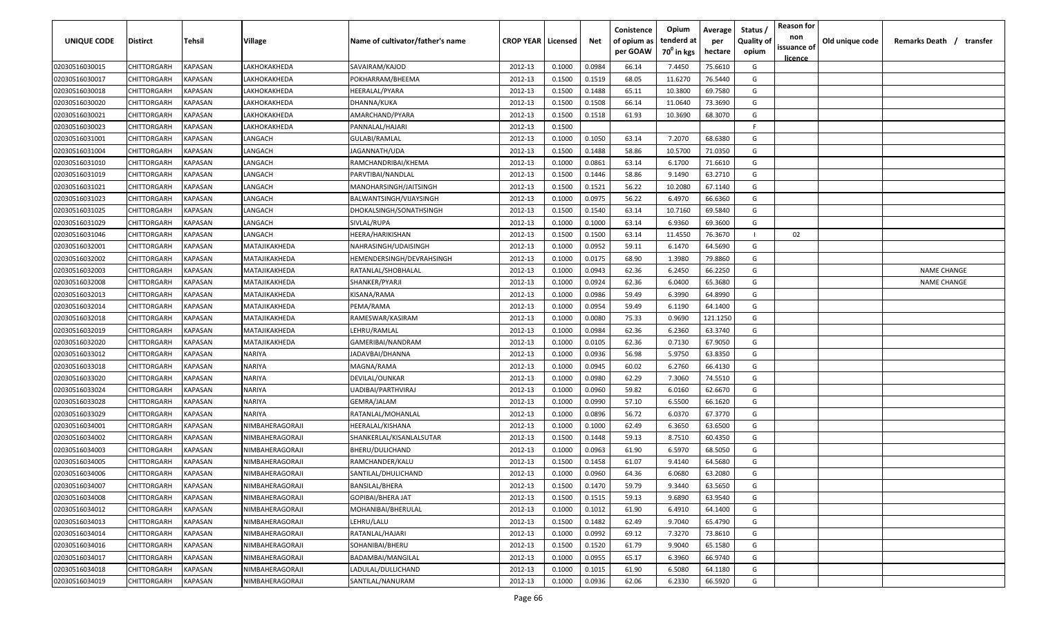| UNIQUE CODE | Distirct | Tehsil | Village | Name of cultivator/father's name | CROP YEAR | Licensed | Net | Conistence of opium as per GOAW | Opium tenderd at 70° in kgs | Average per hectare | Status / Quality of opium | Reason for non issuance of licence | Old unique code | Remarks Death / transfer |
|---|---|---|---|---|---|---|---|---|---|---|---|---|---|---|
| 02030516030015 | CHITTORGARH | KAPASAN | LAKHOKAKHEDA | SAVAIRAM/KAJOD | 2012-13 | 0.1000 | 0.0984 | 66.14 | 7.4450 | 75.6610 | G | | | |
| 02030516030017 | CHITTORGARH | KAPASAN | LAKHOKAKHEDA | POKHARRAM/BHEEMA | 2012-13 | 0.1500 | 0.1519 | 68.05 | 11.6270 | 76.5440 | G | | | |
| 02030516030018 | CHITTORGARH | KAPASAN | LAKHOKAKHEDA | HEERALAL/PYARA | 2012-13 | 0.1500 | 0.1488 | 65.11 | 10.3800 | 69.7580 | G | | | |
| 02030516030020 | CHITTORGARH | KAPASAN | LAKHOKAKHEDA | DHANNA/KUKA | 2012-13 | 0.1500 | 0.1508 | 66.14 | 11.0640 | 73.3690 | G | | | |
| 02030516030021 | CHITTORGARH | KAPASAN | LAKHOKAKHEDA | AMARCHAND/PYARA | 2012-13 | 0.1500 | 0.1518 | 61.93 | 10.3690 | 68.3070 | G | | | |
| 02030516030023 | CHITTORGARH | KAPASAN | LAKHOKAKHEDA | PANNALAL/HAJARI | 2012-13 | 0.1500 | | | | | F | | | |
| 02030516031001 | CHITTORGARH | KAPASAN | LANGACH | GULABI/RAMLAL | 2012-13 | 0.1000 | 0.1050 | 63.14 | 7.2070 | 68.6380 | G | | | |
| 02030516031004 | CHITTORGARH | KAPASAN | LANGACH | JAGANNATH/UDA | 2012-13 | 0.1500 | 0.1488 | 58.86 | 10.5700 | 71.0350 | G | | | |
| 02030516031010 | CHITTORGARH | KAPASAN | LANGACH | RAMCHANDRIBAI/KHEMA | 2012-13 | 0.1000 | 0.0861 | 63.14 | 6.1700 | 71.6610 | G | | | |
| 02030516031019 | CHITTORGARH | KAPASAN | LANGACH | PARVTIBAI/NANDLAL | 2012-13 | 0.1500 | 0.1446 | 58.86 | 9.1490 | 63.2710 | G | | | |
| 02030516031021 | CHITTORGARH | KAPASAN | LANGACH | MANOHARSINGH/JAITSINGH | 2012-13 | 0.1500 | 0.1521 | 56.22 | 10.2080 | 67.1140 | G | | | |
| 02030516031023 | CHITTORGARH | KAPASAN | LANGACH | BALWANTSINGH/VIJAYSINGH | 2012-13 | 0.1000 | 0.0975 | 56.22 | 6.4970 | 66.6360 | G | | | |
| 02030516031025 | CHITTORGARH | KAPASAN | LANGACH | DHOKALSINGH/SONATHSINGH | 2012-13 | 0.1500 | 0.1540 | 63.14 | 10.7160 | 69.5840 | G | | | |
| 02030516031029 | CHITTORGARH | KAPASAN | LANGACH | SIVLAL/RUPA | 2012-13 | 0.1000 | 0.1000 | 63.14 | 6.9360 | 69.3600 | G | | | |
| 02030516031046 | CHITTORGARH | KAPASAN | LANGACH | HEERA/HARIKISHAN | 2012-13 | 0.1500 | 0.1500 | 63.14 | 11.4550 | 76.3670 | I | 02 | | |
| 02030516032001 | CHITTORGARH | KAPASAN | MATAJIKAKHEDA | NAHRASINGH/UDAISINGH | 2012-13 | 0.1000 | 0.0952 | 59.11 | 6.1470 | 64.5690 | G | | | |
| 02030516032002 | CHITTORGARH | KAPASAN | MATAJIKAKHEDA | HEMENDERSINGH/DEVRAHSINGH | 2012-13 | 0.1000 | 0.0175 | 68.90 | 1.3980 | 79.8860 | G | | | |
| 02030516032003 | CHITTORGARH | KAPASAN | MATAJIKAKHEDA | RATANLAL/SHOBHALAL | 2012-13 | 0.1000 | 0.0943 | 62.36 | 6.2450 | 66.2250 | G | | | NAME CHANGE |
| 02030516032008 | CHITTORGARH | KAPASAN | MATAJIKAKHEDA | SHANKER/PYARJI | 2012-13 | 0.1000 | 0.0924 | 62.36 | 6.0400 | 65.3680 | G | | | NAME CHANGE |
| 02030516032013 | CHITTORGARH | KAPASAN | MATAJIKAKHEDA | KISANA/RAMA | 2012-13 | 0.1000 | 0.0986 | 59.49 | 6.3990 | 64.8990 | G | | | |
| 02030516032014 | CHITTORGARH | KAPASAN | MATAJIKAKHEDA | PEMA/RAMA | 2012-13 | 0.1000 | 0.0954 | 59.49 | 6.1190 | 64.1400 | G | | | |
| 02030516032018 | CHITTORGARH | KAPASAN | MATAJIKAKHEDA | RAMESWAR/KASIRAM | 2012-13 | 0.1000 | 0.0080 | 75.33 | 0.9690 | 121.1250 | G | | | |
| 02030516032019 | CHITTORGARH | KAPASAN | MATAJIKAKHEDA | LEHRU/RAMLAL | 2012-13 | 0.1000 | 0.0984 | 62.36 | 6.2360 | 63.3740 | G | | | |
| 02030516032020 | CHITTORGARH | KAPASAN | MATAJIKAKHEDA | GAMERIBAI/NANDRAM | 2012-13 | 0.1000 | 0.0105 | 62.36 | 0.7130 | 67.9050 | G | | | |
| 02030516033012 | CHITTORGARH | KAPASAN | NARIYA | JADAVBAI/DHANNA | 2012-13 | 0.1000 | 0.0936 | 56.98 | 5.9750 | 63.8350 | G | | | |
| 02030516033018 | CHITTORGARH | KAPASAN | NARIYA | MAGNA/RAMA | 2012-13 | 0.1000 | 0.0945 | 60.02 | 6.2760 | 66.4130 | G | | | |
| 02030516033020 | CHITTORGARH | KAPASAN | NARIYA | DEVILAL/OUNKAR | 2012-13 | 0.1000 | 0.0980 | 62.29 | 7.3060 | 74.5510 | G | | | |
| 02030516033024 | CHITTORGARH | KAPASAN | NARIYA | UADIBAI/PARTHVIRAJ | 2012-13 | 0.1000 | 0.0960 | 59.82 | 6.0160 | 62.6670 | G | | | |
| 02030516033028 | CHITTORGARH | KAPASAN | NARIYA | GEMRA/JALAM | 2012-13 | 0.1000 | 0.0990 | 57.10 | 6.5500 | 66.1620 | G | | | |
| 02030516033029 | CHITTORGARH | KAPASAN | NARIYA | RATANLAL/MOHANLAL | 2012-13 | 0.1000 | 0.0896 | 56.72 | 6.0370 | 67.3770 | G | | | |
| 02030516034001 | CHITTORGARH | KAPASAN | NIMBAHERAGORAJI | HEERALAL/KISHANA | 2012-13 | 0.1000 | 0.1000 | 62.49 | 6.3650 | 63.6500 | G | | | |
| 02030516034002 | CHITTORGARH | KAPASAN | NIMBAHERAGORAJI | SHANKERLAL/KISANLALSUTAR | 2012-13 | 0.1500 | 0.1448 | 59.13 | 8.7510 | 60.4350 | G | | | |
| 02030516034003 | CHITTORGARH | KAPASAN | NIMBAHERAGORAJI | BHERU/DULICHAND | 2012-13 | 0.1000 | 0.0963 | 61.90 | 6.5970 | 68.5050 | G | | | |
| 02030516034005 | CHITTORGARH | KAPASAN | NIMBAHERAGORAJI | RAMCHANDER/KALU | 2012-13 | 0.1500 | 0.1458 | 61.07 | 9.4140 | 64.5680 | G | | | |
| 02030516034006 | CHITTORGARH | KAPASAN | NIMBAHERAGORAJI | SANTILAL/DHULICHAND | 2012-13 | 0.1000 | 0.0960 | 64.36 | 6.0680 | 63.2080 | G | | | |
| 02030516034007 | CHITTORGARH | KAPASAN | NIMBAHERAGORAJI | BANSILAL/BHERA | 2012-13 | 0.1500 | 0.1470 | 59.79 | 9.3440 | 63.5650 | G | | | |
| 02030516034008 | CHITTORGARH | KAPASAN | NIMBAHERAGORAJI | GOPIBAI/BHERA JAT | 2012-13 | 0.1500 | 0.1515 | 59.13 | 9.6890 | 63.9540 | G | | | |
| 02030516034012 | CHITTORGARH | KAPASAN | NIMBAHERAGORAJI | MOHANIBAI/BHERULAL | 2012-13 | 0.1000 | 0.1012 | 61.90 | 6.4910 | 64.1400 | G | | | |
| 02030516034013 | CHITTORGARH | KAPASAN | NIMBAHERAGORAJI | LEHRU/LALU | 2012-13 | 0.1500 | 0.1482 | 62.49 | 9.7040 | 65.4790 | G | | | |
| 02030516034014 | CHITTORGARH | KAPASAN | NIMBAHERAGORAJI | RATANLAL/HAJARI | 2012-13 | 0.1000 | 0.0992 | 69.12 | 7.3270 | 73.8610 | G | | | |
| 02030516034016 | CHITTORGARH | KAPASAN | NIMBAHERAGORAJI | SOHANIBAI/BHERU | 2012-13 | 0.1500 | 0.1520 | 61.79 | 9.9040 | 65.1580 | G | | | |
| 02030516034017 | CHITTORGARH | KAPASAN | NIMBAHERAGORAJI | BADAMBAI/MANGILAL | 2012-13 | 0.1000 | 0.0955 | 65.17 | 6.3960 | 66.9740 | G | | | |
| 02030516034018 | CHITTORGARH | KAPASAN | NIMBAHERAGORAJI | LADULAL/DULLICHAND | 2012-13 | 0.1000 | 0.1015 | 61.90 | 6.5080 | 64.1180 | G | | | |
| 02030516034019 | CHITTORGARH | KAPASAN | NIMBAHERAGORAJI | SANTILAL/NANURAM | 2012-13 | 0.1000 | 0.0936 | 62.06 | 6.2330 | 66.5920 | G | | | |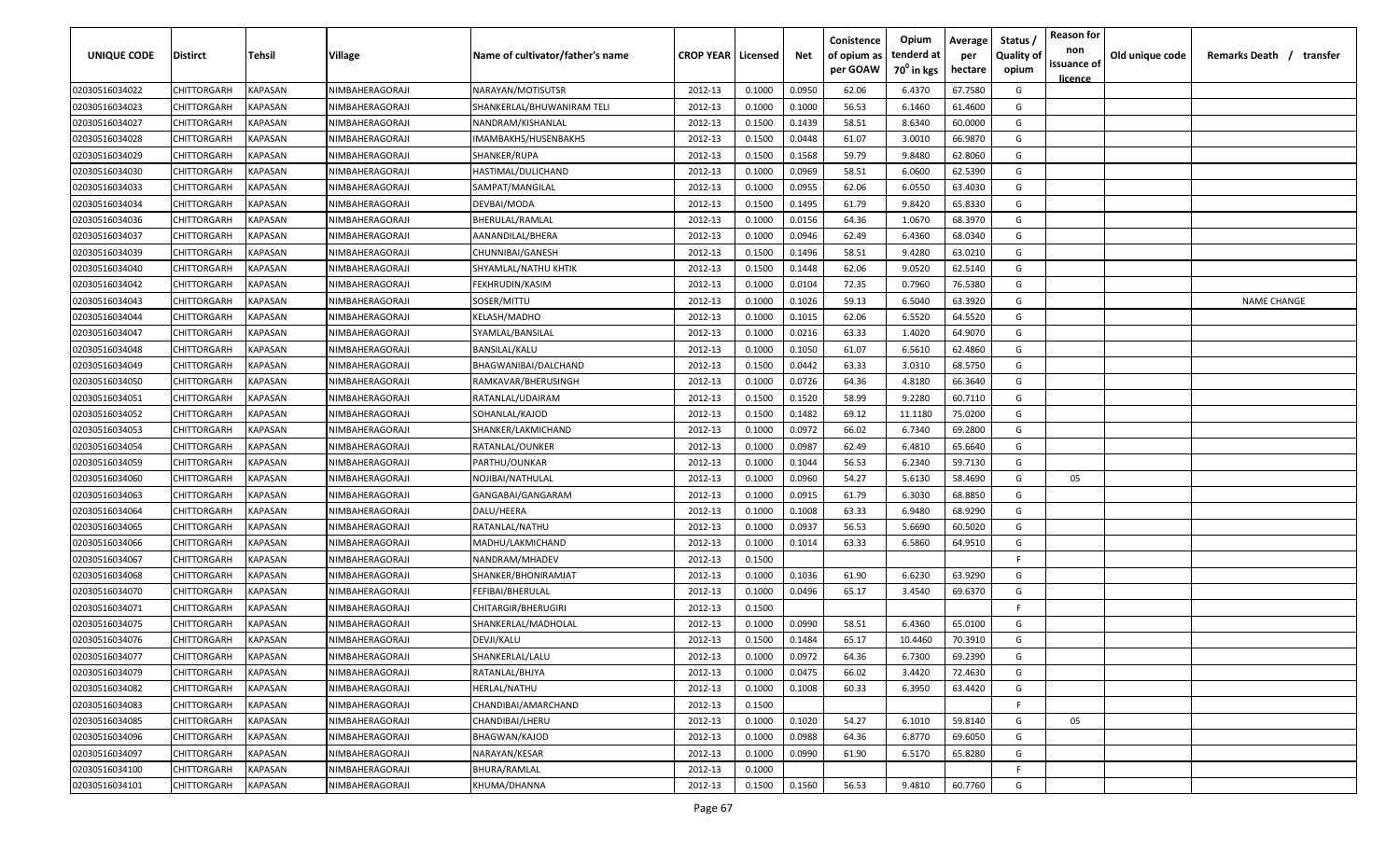| UNIQUE CODE | Distirct | Tehsil | Village | Name of cultivator/father's name | CROP YEAR | Licensed | Net | Conistence of opium as per GOAW | Opium tenderd at 70° in kgs | Average per hectare | Status / Quality of opium | Reason for non issuance of licence | Old unique code | Remarks Death / transfer |
|---|---|---|---|---|---|---|---|---|---|---|---|---|---|---|
| 02030516034022 | CHITTORGARH | KAPASAN | NIMBAHERAGORAJI | NARAYAN/MOTISUTSR | 2012-13 | 0.1000 | 0.0950 | 62.06 | 6.4370 | 67.7580 | G | | | |
| 02030516034023 | CHITTORGARH | KAPASAN | NIMBAHERAGORAJI | SHANKERLAL/BHUWANIRAM TELI | 2012-13 | 0.1000 | 0.1000 | 56.53 | 6.1460 | 61.4600 | G | | | |
| 02030516034027 | CHITTORGARH | KAPASAN | NIMBAHERAGORAJI | NANDRAM/KISHANLAL | 2012-13 | 0.1500 | 0.1439 | 58.51 | 8.6340 | 60.0000 | G | | | |
| 02030516034028 | CHITTORGARH | KAPASAN | NIMBAHERAGORAJI | IMAMBAKHS/HUSENBAKHS | 2012-13 | 0.1500 | 0.0448 | 61.07 | 3.0010 | 66.9870 | G | | | |
| 02030516034029 | CHITTORGARH | KAPASAN | NIMBAHERAGORAJI | SHANKER/RUPA | 2012-13 | 0.1500 | 0.1568 | 59.79 | 9.8480 | 62.8060 | G | | | |
| 02030516034030 | CHITTORGARH | KAPASAN | NIMBAHERAGORAJI | HASTIMAL/DULICHAND | 2012-13 | 0.1000 | 0.0969 | 58.51 | 6.0600 | 62.5390 | G | | | |
| 02030516034033 | CHITTORGARH | KAPASAN | NIMBAHERAGORAJI | SAMPAT/MANGILAL | 2012-13 | 0.1000 | 0.0955 | 62.06 | 6.0550 | 63.4030 | G | | | |
| 02030516034034 | CHITTORGARH | KAPASAN | NIMBAHERAGORAJI | DEVBAI/MODA | 2012-13 | 0.1500 | 0.1495 | 61.79 | 9.8420 | 65.8330 | G | | | |
| 02030516034036 | CHITTORGARH | KAPASAN | NIMBAHERAGORAJI | BHERULAL/RAMLAL | 2012-13 | 0.1000 | 0.0156 | 64.36 | 1.0670 | 68.3970 | G | | | |
| 02030516034037 | CHITTORGARH | KAPASAN | NIMBAHERAGORAJI | AANANDILAL/BHERA | 2012-13 | 0.1000 | 0.0946 | 62.49 | 6.4360 | 68.0340 | G | | | |
| 02030516034039 | CHITTORGARH | KAPASAN | NIMBAHERAGORAJI | CHUNNIBAI/GANESH | 2012-13 | 0.1500 | 0.1496 | 58.51 | 9.4280 | 63.0210 | G | | | |
| 02030516034040 | CHITTORGARH | KAPASAN | NIMBAHERAGORAJI | SHYAMLAL/NATHU KHTIK | 2012-13 | 0.1500 | 0.1448 | 62.06 | 9.0520 | 62.5140 | G | | | |
| 02030516034042 | CHITTORGARH | KAPASAN | NIMBAHERAGORAJI | FEKHRUDIN/KASIM | 2012-13 | 0.1000 | 0.0104 | 72.35 | 0.7960 | 76.5380 | G | | | |
| 02030516034043 | CHITTORGARH | KAPASAN | NIMBAHERAGORAJI | SOSER/MITTU | 2012-13 | 0.1000 | 0.1026 | 59.13 | 6.5040 | 63.3920 | G | | | NAME CHANGE |
| 02030516034044 | CHITTORGARH | KAPASAN | NIMBAHERAGORAJI | KELASH/MADHO | 2012-13 | 0.1000 | 0.1015 | 62.06 | 6.5520 | 64.5520 | G | | | |
| 02030516034047 | CHITTORGARH | KAPASAN | NIMBAHERAGORAJI | SYAMLAL/BANSILAL | 2012-13 | 0.1000 | 0.0216 | 63.33 | 1.4020 | 64.9070 | G | | | |
| 02030516034048 | CHITTORGARH | KAPASAN | NIMBAHERAGORAJI | BANSILAL/KALU | 2012-13 | 0.1000 | 0.1050 | 61.07 | 6.5610 | 62.4860 | G | | | |
| 02030516034049 | CHITTORGARH | KAPASAN | NIMBAHERAGORAJI | BHAGWANIBAI/DALCHAND | 2012-13 | 0.1500 | 0.0442 | 63.33 | 3.0310 | 68.5750 | G | | | |
| 02030516034050 | CHITTORGARH | KAPASAN | NIMBAHERAGORAJI | RAMKAVAR/BHERUSINGH | 2012-13 | 0.1000 | 0.0726 | 64.36 | 4.8180 | 66.3640 | G | | | |
| 02030516034051 | CHITTORGARH | KAPASAN | NIMBAHERAGORAJI | RATANLAL/UDAIRAM | 2012-13 | 0.1500 | 0.1520 | 58.99 | 9.2280 | 60.7110 | G | | | |
| 02030516034052 | CHITTORGARH | KAPASAN | NIMBAHERAGORAJI | SOHANLAL/KAJOD | 2012-13 | 0.1500 | 0.1482 | 69.12 | 11.1180 | 75.0200 | G | | | |
| 02030516034053 | CHITTORGARH | KAPASAN | NIMBAHERAGORAJI | SHANKER/LAKMICHAND | 2012-13 | 0.1000 | 0.0972 | 66.02 | 6.7340 | 69.2800 | G | | | |
| 02030516034054 | CHITTORGARH | KAPASAN | NIMBAHERAGORAJI | RATANLAL/OUNKER | 2012-13 | 0.1000 | 0.0987 | 62.49 | 6.4810 | 65.6640 | G | | | |
| 02030516034059 | CHITTORGARH | KAPASAN | NIMBAHERAGORAJI | PARTHU/OUNKAR | 2012-13 | 0.1000 | 0.1044 | 56.53 | 6.2340 | 59.7130 | G | | | |
| 02030516034060 | CHITTORGARH | KAPASAN | NIMBAHERAGORAJI | NOJIBAI/NATHULAL | 2012-13 | 0.1000 | 0.0960 | 54.27 | 5.6130 | 58.4690 | G | 05 | | |
| 02030516034063 | CHITTORGARH | KAPASAN | NIMBAHERAGORAJI | GANGABAI/GANGARAM | 2012-13 | 0.1000 | 0.0915 | 61.79 | 6.3030 | 68.8850 | G | | | |
| 02030516034064 | CHITTORGARH | KAPASAN | NIMBAHERAGORAJI | DALU/HEERA | 2012-13 | 0.1000 | 0.1008 | 63.33 | 6.9480 | 68.9290 | G | | | |
| 02030516034065 | CHITTORGARH | KAPASAN | NIMBAHERAGORAJI | RATANLAL/NATHU | 2012-13 | 0.1000 | 0.0937 | 56.53 | 5.6690 | 60.5020 | G | | | |
| 02030516034066 | CHITTORGARH | KAPASAN | NIMBAHERAGORAJI | MADHU/LAKMICHAND | 2012-13 | 0.1000 | 0.1014 | 63.33 | 6.5860 | 64.9510 | G | | | |
| 02030516034067 | CHITTORGARH | KAPASAN | NIMBAHERAGORAJI | NANDRAM/MHADEV | 2012-13 | 0.1500 | | | | | F | | | |
| 02030516034068 | CHITTORGARH | KAPASAN | NIMBAHERAGORAJI | SHANKER/BHONIRAMJAT | 2012-13 | 0.1000 | 0.1036 | 61.90 | 6.6230 | 63.9290 | G | | | |
| 02030516034070 | CHITTORGARH | KAPASAN | NIMBAHERAGORAJI | FEFIBAI/BHERULAL | 2012-13 | 0.1000 | 0.0496 | 65.17 | 3.4540 | 69.6370 | G | | | |
| 02030516034071 | CHITTORGARH | KAPASAN | NIMBAHERAGORAJI | CHITARGIR/BHERUGIRI | 2012-13 | 0.1500 | | | | | F | | | |
| 02030516034075 | CHITTORGARH | KAPASAN | NIMBAHERAGORAJI | SHANKERLAL/MADHOLAL | 2012-13 | 0.1000 | 0.0990 | 58.51 | 6.4360 | 65.0100 | G | | | |
| 02030516034076 | CHITTORGARH | KAPASAN | NIMBAHERAGORAJI | DEVJI/KALU | 2012-13 | 0.1500 | 0.1484 | 65.17 | 10.4460 | 70.3910 | G | | | |
| 02030516034077 | CHITTORGARH | KAPASAN | NIMBAHERAGORAJI | SHANKERLAL/LALU | 2012-13 | 0.1000 | 0.0972 | 64.36 | 6.7300 | 69.2390 | G | | | |
| 02030516034079 | CHITTORGARH | KAPASAN | NIMBAHERAGORAJI | RATANLAL/BHJYA | 2012-13 | 0.1000 | 0.0475 | 66.02 | 3.4420 | 72.4630 | G | | | |
| 02030516034082 | CHITTORGARH | KAPASAN | NIMBAHERAGORAJI | HERLAL/NATHU | 2012-13 | 0.1000 | 0.1008 | 60.33 | 6.3950 | 63.4420 | G | | | |
| 02030516034083 | CHITTORGARH | KAPASAN | NIMBAHERAGORAJI | CHANDIBAI/AMARCHAND | 2012-13 | 0.1500 | | | | | F | | | |
| 02030516034085 | CHITTORGARH | KAPASAN | NIMBAHERAGORAJI | CHANDIBAI/LHERU | 2012-13 | 0.1000 | 0.1020 | 54.27 | 6.1010 | 59.8140 | G | 05 | | |
| 02030516034096 | CHITTORGARH | KAPASAN | NIMBAHERAGORAJI | BHAGWAN/KAJOD | 2012-13 | 0.1000 | 0.0988 | 64.36 | 6.8770 | 69.6050 | G | | | |
| 02030516034097 | CHITTORGARH | KAPASAN | NIMBAHERAGORAJI | NARAYAN/KESAR | 2012-13 | 0.1000 | 0.0990 | 61.90 | 6.5170 | 65.8280 | G | | | |
| 02030516034100 | CHITTORGARH | KAPASAN | NIMBAHERAGORAJI | BHURA/RAMLAL | 2012-13 | 0.1000 | | | | | F | | | |
| 02030516034101 | CHITTORGARH | KAPASAN | NIMBAHERAGORAJI | KHUMA/DHANNA | 2012-13 | 0.1500 | 0.1560 | 56.53 | 9.4810 | 60.7760 | G | | | |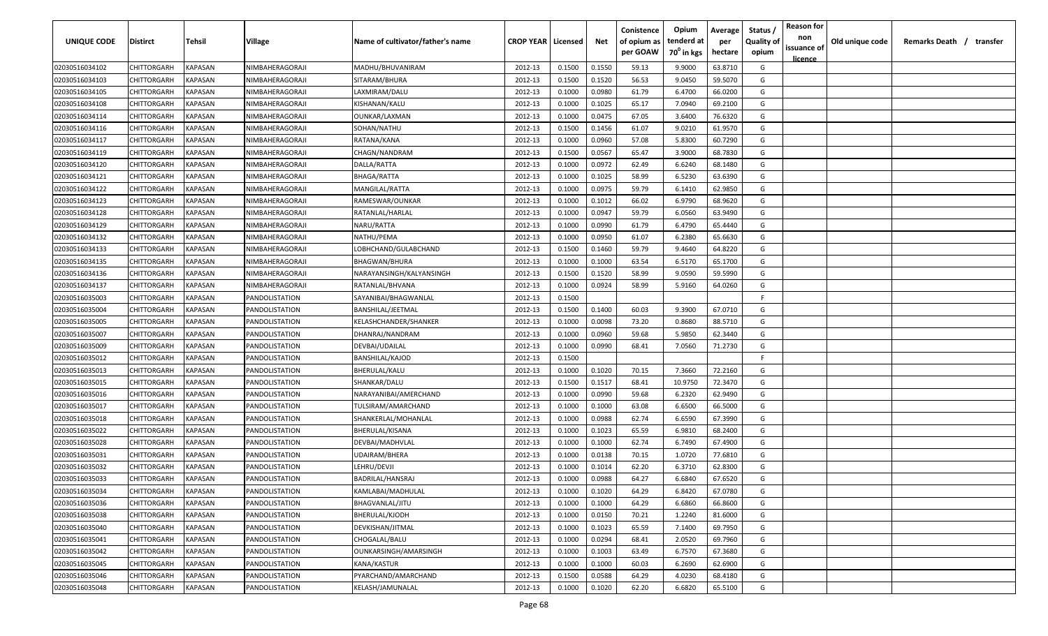| UNIQUE CODE | Distirct | Tehsil | Village | Name of cultivator/father's name | CROP YEAR | Licensed | Net | Conistence of opium as per GOAW | Opium tenderd at 70° in kgs | Average per hectare | Status / Quality of opium | Reason for non issuance of licence | Old unique code | Remarks Death / transfer |
|---|---|---|---|---|---|---|---|---|---|---|---|---|---|---|
| 02030516034102 | CHITTORGARH | KAPASAN | NIMBAHERAGORAJI | MADHU/BHUVANIRAM | 2012-13 | 0.1500 | 0.1550 | 59.13 | 9.9000 | 63.8710 | G | | | |
| 02030516034103 | CHITTORGARH | KAPASAN | NIMBAHERAGORAJI | SITARAM/BHURA | 2012-13 | 0.1500 | 0.1520 | 56.53 | 9.0450 | 59.5070 | G | | | |
| 02030516034105 | CHITTORGARH | KAPASAN | NIMBAHERAGORAJI | LAXMIRAM/DALU | 2012-13 | 0.1000 | 0.0980 | 61.79 | 6.4700 | 66.0200 | G | | | |
| 02030516034108 | CHITTORGARH | KAPASAN | NIMBAHERAGORAJI | KISHANAN/KALU | 2012-13 | 0.1000 | 0.1025 | 65.17 | 7.0940 | 69.2100 | G | | | |
| 02030516034114 | CHITTORGARH | KAPASAN | NIMBAHERAGORAJI | OUNKAR/LAXMAN | 2012-13 | 0.1000 | 0.0475 | 67.05 | 3.6400 | 76.6320 | G | | | |
| 02030516034116 | CHITTORGARH | KAPASAN | NIMBAHERAGORAJI | SOHAN/NATHU | 2012-13 | 0.1500 | 0.1456 | 61.07 | 9.0210 | 61.9570 | G | | | |
| 02030516034117 | CHITTORGARH | KAPASAN | NIMBAHERAGORAJI | RATANA/KANA | 2012-13 | 0.1000 | 0.0960 | 57.08 | 5.8300 | 60.7290 | G | | | |
| 02030516034119 | CHITTORGARH | KAPASAN | NIMBAHERAGORAJI | CHAGN/NANDRAM | 2012-13 | 0.1500 | 0.0567 | 65.47 | 3.9000 | 68.7830 | G | | | |
| 02030516034120 | CHITTORGARH | KAPASAN | NIMBAHERAGORAJI | DALLA/RATTA | 2012-13 | 0.1000 | 0.0972 | 62.49 | 6.6240 | 68.1480 | G | | | |
| 02030516034121 | CHITTORGARH | KAPASAN | NIMBAHERAGORAJI | BHAGA/RATTA | 2012-13 | 0.1000 | 0.1025 | 58.99 | 6.5230 | 63.6390 | G | | | |
| 02030516034122 | CHITTORGARH | KAPASAN | NIMBAHERAGORAJI | MANGILAL/RATTA | 2012-13 | 0.1000 | 0.0975 | 59.79 | 6.1410 | 62.9850 | G | | | |
| 02030516034123 | CHITTORGARH | KAPASAN | NIMBAHERAGORAJI | RAMESWAR/OUNKAR | 2012-13 | 0.1000 | 0.1012 | 66.02 | 6.9790 | 68.9620 | G | | | |
| 02030516034128 | CHITTORGARH | KAPASAN | NIMBAHERAGORAJI | RATANLAL/HARLAL | 2012-13 | 0.1000 | 0.0947 | 59.79 | 6.0560 | 63.9490 | G | | | |
| 02030516034129 | CHITTORGARH | KAPASAN | NIMBAHERAGORAJI | NARU/RATTA | 2012-13 | 0.1000 | 0.0990 | 61.79 | 6.4790 | 65.4440 | G | | | |
| 02030516034132 | CHITTORGARH | KAPASAN | NIMBAHERAGORAJI | NATHU/PEMA | 2012-13 | 0.1000 | 0.0950 | 61.07 | 6.2380 | 65.6630 | G | | | |
| 02030516034133 | CHITTORGARH | KAPASAN | NIMBAHERAGORAJI | LOBHCHAND/GULABCHAND | 2012-13 | 0.1500 | 0.1460 | 59.79 | 9.4640 | 64.8220 | G | | | |
| 02030516034135 | CHITTORGARH | KAPASAN | NIMBAHERAGORAJI | BHAGWAN/BHURA | 2012-13 | 0.1000 | 0.1000 | 63.54 | 6.5170 | 65.1700 | G | | | |
| 02030516034136 | CHITTORGARH | KAPASAN | NIMBAHERAGORAJI | NARAYANSINGH/KALYANSINGH | 2012-13 | 0.1500 | 0.1520 | 58.99 | 9.0590 | 59.5990 | G | | | |
| 02030516034137 | CHITTORGARH | KAPASAN | NIMBAHERAGORAJI | RATANLAL/BHVANA | 2012-13 | 0.1000 | 0.0924 | 58.99 | 5.9160 | 64.0260 | G | | | |
| 02030516035003 | CHITTORGARH | KAPASAN | PANDOLISTATION | SAYANIBAI/BHAGWANLAL | 2012-13 | 0.1500 | | | | | F | | | |
| 02030516035004 | CHITTORGARH | KAPASAN | PANDOLISTATION | BANSHILAL/JEETMAL | 2012-13 | 0.1500 | 0.1400 | 60.03 | 9.3900 | 67.0710 | G | | | |
| 02030516035005 | CHITTORGARH | KAPASAN | PANDOLISTATION | KELASHCHANDER/SHANKER | 2012-13 | 0.1000 | 0.0098 | 73.20 | 0.8680 | 88.5710 | G | | | |
| 02030516035007 | CHITTORGARH | KAPASAN | PANDOLISTATION | DHANRAJ/NANDRAM | 2012-13 | 0.1000 | 0.0960 | 59.68 | 5.9850 | 62.3440 | G | | | |
| 02030516035009 | CHITTORGARH | KAPASAN | PANDOLISTATION | DEVBAI/UDAILAL | 2012-13 | 0.1000 | 0.0990 | 68.41 | 7.0560 | 71.2730 | G | | | |
| 02030516035012 | CHITTORGARH | KAPASAN | PANDOLISTATION | BANSHILAL/KAJOD | 2012-13 | 0.1500 | | | | | F | | | |
| 02030516035013 | CHITTORGARH | KAPASAN | PANDOLISTATION | BHERULAL/KALU | 2012-13 | 0.1000 | 0.1020 | 70.15 | 7.3660 | 72.2160 | G | | | |
| 02030516035015 | CHITTORGARH | KAPASAN | PANDOLISTATION | SHANKAR/DALU | 2012-13 | 0.1500 | 0.1517 | 68.41 | 10.9750 | 72.3470 | G | | | |
| 02030516035016 | CHITTORGARH | KAPASAN | PANDOLISTATION | NARAYANIBAI/AMERCHAND | 2012-13 | 0.1000 | 0.0990 | 59.68 | 6.2320 | 62.9490 | G | | | |
| 02030516035017 | CHITTORGARH | KAPASAN | PANDOLISTATION | TULSIRAM/AMARCHAND | 2012-13 | 0.1000 | 0.1000 | 63.08 | 6.6500 | 66.5000 | G | | | |
| 02030516035018 | CHITTORGARH | KAPASAN | PANDOLISTATION | SHANKERLAL/MOHANLAL | 2012-13 | 0.1000 | 0.0988 | 62.74 | 6.6590 | 67.3990 | G | | | |
| 02030516035022 | CHITTORGARH | KAPASAN | PANDOLISTATION | BHERULAL/KISANA | 2012-13 | 0.1000 | 0.1023 | 65.59 | 6.9810 | 68.2400 | G | | | |
| 02030516035028 | CHITTORGARH | KAPASAN | PANDOLISTATION | DEVBAI/MADHVLAL | 2012-13 | 0.1000 | 0.1000 | 62.74 | 6.7490 | 67.4900 | G | | | |
| 02030516035031 | CHITTORGARH | KAPASAN | PANDOLISTATION | UDAIRAM/BHERA | 2012-13 | 0.1000 | 0.0138 | 70.15 | 1.0720 | 77.6810 | G | | | |
| 02030516035032 | CHITTORGARH | KAPASAN | PANDOLISTATION | LEHRU/DEVJI | 2012-13 | 0.1000 | 0.1014 | 62.20 | 6.3710 | 62.8300 | G | | | |
| 02030516035033 | CHITTORGARH | KAPASAN | PANDOLISTATION | BADRILAL/HANSRAJ | 2012-13 | 0.1000 | 0.0988 | 64.27 | 6.6840 | 67.6520 | G | | | |
| 02030516035034 | CHITTORGARH | KAPASAN | PANDOLISTATION | KAMLABAI/MADHULAL | 2012-13 | 0.1000 | 0.1020 | 64.29 | 6.8420 | 67.0780 | G | | | |
| 02030516035036 | CHITTORGARH | KAPASAN | PANDOLISTATION | BHAGVANLAL/JITU | 2012-13 | 0.1000 | 0.1000 | 64.29 | 6.6860 | 66.8600 | G | | | |
| 02030516035038 | CHITTORGARH | KAPASAN | PANDOLISTATION | BHERULAL/KJODH | 2012-13 | 0.1000 | 0.0150 | 70.21 | 1.2240 | 81.6000 | G | | | |
| 02030516035040 | CHITTORGARH | KAPASAN | PANDOLISTATION | DEVKISHAN/JITMAL | 2012-13 | 0.1000 | 0.1023 | 65.59 | 7.1400 | 69.7950 | G | | | |
| 02030516035041 | CHITTORGARH | KAPASAN | PANDOLISTATION | CHOGALAL/BALU | 2012-13 | 0.1000 | 0.0294 | 68.41 | 2.0520 | 69.7960 | G | | | |
| 02030516035042 | CHITTORGARH | KAPASAN | PANDOLISTATION | OUNKARSINGH/AMARSINGH | 2012-13 | 0.1000 | 0.1003 | 63.49 | 6.7570 | 67.3680 | G | | | |
| 02030516035045 | CHITTORGARH | KAPASAN | PANDOLISTATION | KANA/KASTUR | 2012-13 | 0.1000 | 0.1000 | 60.03 | 6.2690 | 62.6900 | G | | | |
| 02030516035046 | CHITTORGARH | KAPASAN | PANDOLISTATION | PYARCHAND/AMARCHAND | 2012-13 | 0.1500 | 0.0588 | 64.29 | 4.0230 | 68.4180 | G | | | |
| 02030516035048 | CHITTORGARH | KAPASAN | PANDOLISTATION | KELASH/JAMUNALAL | 2012-13 | 0.1000 | 0.1020 | 62.20 | 6.6820 | 65.5100 | G | | | |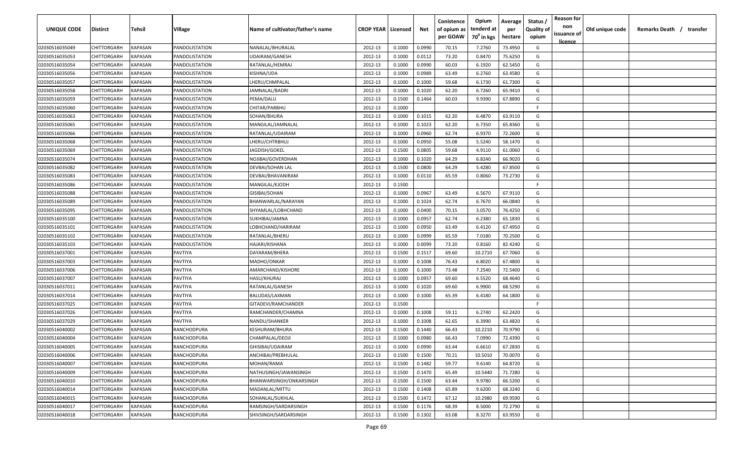| UNIQUE CODE | Distirct | Tehsil | Village | Name of cultivator/father's name | CROP YEAR | Licensed | Net | Conistence of opium as per GOAW | Opium tenderd at 70⁰ in kgs | Average per hectare | Status / Quality of opium | Reason for non issuance of licence | Old unique code | Remarks Death / transfer |
|---|---|---|---|---|---|---|---|---|---|---|---|---|---|---|
| 02030516035049 | CHITTORGARH | KAPASAN | PANDOLISTATION | NANALAL/BHURALAL | 2012-13 | 0.1000 | 0.0990 | 70.15 | 7.2760 | 73.4950 | G | | | |
| 02030516035053 | CHITTORGARH | KAPASAN | PANDOLISTATION | UDAIRAM/GANESH | 2012-13 | 0.1000 | 0.0112 | 73.20 | 0.8470 | 75.6250 | G | | | |
| 02030516035054 | CHITTORGARH | KAPASAN | PANDOLISTATION | RATANLAL/HEMRAJ | 2012-13 | 0.1000 | 0.0990 | 60.03 | 6.1920 | 62.5450 | G | | | |
| 02030516035056 | CHITTORGARH | KAPASAN | PANDOLISTATION | KISHNA/UDA | 2012-13 | 0.1000 | 0.0989 | 63.49 | 6.2760 | 63.4580 | G | | | |
| 02030516035057 | CHITTORGARH | KAPASAN | PANDOLISTATION | LHERU/CHMPALAL | 2012-13 | 0.1000 | 0.1000 | 59.68 | 6.1730 | 61.7300 | G | | | |
| 02030516035058 | CHITTORGARH | KAPASAN | PANDOLISTATION | JAMNALAL/BADRI | 2012-13 | 0.1000 | 0.1020 | 62.20 | 6.7260 | 65.9410 | G | | | |
| 02030516035059 | CHITTORGARH | KAPASAN | PANDOLISTATION | PEMA/DALU | 2012-13 | 0.1500 | 0.1464 | 60.03 | 9.9390 | 67.8890 | G | | | |
| 02030516035060 | CHITTORGARH | KAPASAN | PANDOLISTATION | CHITAR/PARBHU | 2012-13 | 0.1000 | | | | | F | | | |
| 02030516035063 | CHITTORGARH | KAPASAN | PANDOLISTATION | SOHAN/BHURA | 2012-13 | 0.1000 | 0.1015 | 62.20 | 6.4870 | 63.9110 | G | | | |
| 02030516035065 | CHITTORGARH | KAPASAN | PANDOLISTATION | MANGILAL/JAMNALAL | 2012-13 | 0.1000 | 0.1023 | 62.20 | 6.7350 | 65.8360 | G | | | |
| 02030516035066 | CHITTORGARH | KAPASAN | PANDOLISTATION | RATANLAL/UDAIRAM | 2012-13 | 0.1000 | 0.0960 | 62.74 | 6.9370 | 72.2600 | G | | | |
| 02030516035068 | CHITTORGARH | KAPASAN | PANDOLISTATION | LHERU/CHTRBHUJ | 2012-13 | 0.1000 | 0.0950 | 55.08 | 5.5240 | 58.1470 | G | | | |
| 02030516035069 | CHITTORGARH | KAPASAN | PANDOLISTATION | JAGDISH/GOKEL | 2012-13 | 0.1500 | 0.0805 | 59.68 | 4.9110 | 61.0060 | G | | | |
| 02030516035074 | CHITTORGARH | KAPASAN | PANDOLISTATION | NOJIBAI/GOVERDHAN | 2012-13 | 0.1000 | 0.1020 | 64.29 | 6.8240 | 66.9020 | G | | | |
| 02030516035082 | CHITTORGARH | KAPASAN | PANDOLISTATION | DEVBAI/SOHAN LAL | 2012-13 | 0.1500 | 0.0800 | 64.29 | 5.4280 | 67.8500 | G | | | |
| 02030516035083 | CHITTORGARH | KAPASAN | PANDOLISTATION | DEVBAI/BHAVANIRAM | 2012-13 | 0.1000 | 0.0110 | 65.59 | 0.8060 | 73.2730 | G | | | |
| 02030516035086 | CHITTORGARH | KAPASAN | PANDOLISTATION | MANGILAL/KJODH | 2012-13 | 0.1500 | | | | | F | | | |
| 02030516035088 | CHITTORGARH | KAPASAN | PANDOLISTATION | GISIBAI/SOHAN | 2012-13 | 0.1000 | 0.0967 | 63.49 | 6.5670 | 67.9110 | G | | | |
| 02030516035089 | CHITTORGARH | KAPASAN | PANDOLISTATION | BHANWARLAL/NARAYAN | 2012-13 | 0.1000 | 0.1024 | 62.74 | 6.7670 | 66.0840 | G | | | |
| 02030516035095 | CHITTORGARH | KAPASAN | PANDOLISTATION | SHYAMLAL/LOBHCHAND | 2012-13 | 0.1000 | 0.0400 | 70.15 | 3.0570 | 76.4250 | G | | | |
| 02030516035100 | CHITTORGARH | KAPASAN | PANDOLISTATION | SUKHIBAI/JAMNA | 2012-13 | 0.1000 | 0.0957 | 62.74 | 6.2380 | 65.1830 | G | | | |
| 02030516035101 | CHITTORGARH | KAPASAN | PANDOLISTATION | LOBHCHAND/HARIRAM | 2012-13 | 0.1000 | 0.0950 | 63.49 | 6.4120 | 67.4950 | G | | | |
| 02030516035102 | CHITTORGARH | KAPASAN | PANDOLISTATION | RATANLAL/BHERU | 2012-13 | 0.1000 | 0.0999 | 65.59 | 7.0180 | 70.2500 | G | | | |
| 02030516035103 | CHITTORGARH | KAPASAN | PANDOLISTATION | HAJARI/KISHANA | 2012-13 | 0.1000 | 0.0099 | 73.20 | 0.8160 | 82.4240 | G | | | |
| 02030516037001 | CHITTORGARH | KAPASAN | PAVTIYA | DAYARAM/BHERA | 2012-13 | 0.1500 | 0.1517 | 69.60 | 10.2710 | 67.7060 | G | | | |
| 02030516037003 | CHITTORGARH | KAPASAN | PAVTIYA | MADHO/ONKAR | 2012-13 | 0.1000 | 0.1008 | 76.43 | 6.8020 | 67.4800 | G | | | |
| 02030516037006 | CHITTORGARH | KAPASAN | PAVTIYA | AMARCHAND/KISHORE | 2012-13 | 0.1000 | 0.1000 | 73.48 | 7.2540 | 72.5400 | G | | | |
| 02030516037007 | CHITTORGARH | KAPASAN | PAVTIYA | HASU/KHURAJ | 2012-13 | 0.1000 | 0.0957 | 69.60 | 6.5520 | 68.4640 | G | | | |
| 02030516037011 | CHITTORGARH | KAPASAN | PAVTIYA | RATANLAL/GANESH | 2012-13 | 0.1000 | 0.1020 | 69.60 | 6.9900 | 68.5290 | G | | | |
| 02030516037014 | CHITTORGARH | KAPASAN | PAVTIYA | BALUDAS/LAXMAN | 2012-13 | 0.1000 | 0.1000 | 65.39 | 6.4180 | 64.1800 | G | | | |
| 02030516037025 | CHITTORGARH | KAPASAN | PAVTIYA | GITADEVI/RAMCHANDER | 2012-13 | 0.1500 | | | | | F | | | |
| 02030516037026 | CHITTORGARH | KAPASAN | PAVTIYA | RAMCHANDER/CHAMNA | 2012-13 | 0.1000 | 0.1008 | 59.11 | 6.2740 | 62.2420 | G | | | |
| 02030516037029 | CHITTORGARH | KAPASAN | PAVTIYA | NANDU/SHANKER | 2012-13 | 0.1000 | 0.1008 | 62.65 | 6.3990 | 63.4820 | G | | | |
| 02030516040002 | CHITTORGARH | KAPASAN | RANCHODPURA | KESHURAM/BHURA | 2012-13 | 0.1500 | 0.1440 | 66.43 | 10.2210 | 70.9790 | G | | | |
| 02030516040004 | CHITTORGARH | KAPASAN | RANCHODPURA | CHAMPALAL/DEOJI | 2012-13 | 0.1000 | 0.0980 | 66.43 | 7.0990 | 72.4390 | G | | | |
| 02030516040005 | CHITTORGARH | KAPASAN | RANCHODPURA | GHISIBAI/UDAIRAM | 2012-13 | 0.1000 | 0.0990 | 63.44 | 6.6610 | 67.2830 | G | | | |
| 02030516040006 | CHITTORGARH | KAPASAN | RANCHODPURA | ANCHIBAI/PREBHULAL | 2012-13 | 0.1500 | 0.1500 | 70.21 | 10.5010 | 70.0070 | G | | | |
| 02030516040007 | CHITTORGARH | KAPASAN | RANCHODPURA | MOHAN/RAMA | 2012-13 | 0.1500 | 0.1482 | 59.77 | 9.6140 | 64.8720 | G | | | |
| 02030516040009 | CHITTORGARH | KAPASAN | RANCHODPURA | NATHUSINGH/JAWANSINGH | 2012-13 | 0.1500 | 0.1470 | 65.49 | 10.5440 | 71.7280 | G | | | |
| 02030516040010 | CHITTORGARH | KAPASAN | RANCHODPURA | BHANWARSINGH/ONKARSINGH | 2012-13 | 0.1500 | 0.1500 | 63.44 | 9.9780 | 66.5200 | G | | | |
| 02030516040014 | CHITTORGARH | KAPASAN | RANCHODPURA | MADANLAL/MITTU | 2012-13 | 0.1500 | 0.1408 | 65.89 | 9.6200 | 68.3240 | G | | | |
| 02030516040015 | CHITTORGARH | KAPASAN | RANCHODPURA | SOHANLAL/SUKHLAL | 2012-13 | 0.1500 | 0.1472 | 67.12 | 10.2980 | 69.9590 | G | | | |
| 02030516040017 | CHITTORGARH | KAPASAN | RANCHODPURA | RAMSINGH/SARDARSINGH | 2012-13 | 0.1500 | 0.1176 | 68.39 | 8.5000 | 72.2790 | G | | | |
| 02030516040018 | CHITTORGARH | KAPASAN | RANCHODPURA | SHIVSINGH/SARDARSINGH | 2012-13 | 0.1500 | 0.1302 | 63.08 | 8.3270 | 63.9550 | G | | | |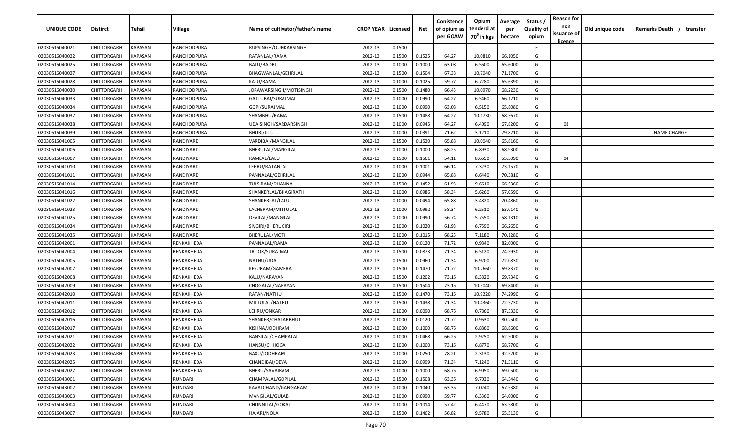| UNIQUE CODE | Distirct | Tehsil | Village | Name of cultivator/father's name | CROP YEAR | Licensed | Net | Conistence of opium as per GOAW | Opium tenderd at $70^0$ in kgs | Average per hectare | Status / Quality of opium | Reason for non issuance of licence | Old unique code | Remarks Death / transfer |
|---|---|---|---|---|---|---|---|---|---|---|---|---|---|---|
| 02030516040021 | CHITTORGARH | KAPASAN | RANCHODPURA | RUPSINGH/OUNKARSINGH | 2012-13 | 0.1500 | | | | | F | | | |
| 02030516040022 | CHITTORGARH | KAPASAN | RANCHODPURA | RATANLAL/RAMA | 2012-13 | 0.1500 | 0.1525 | 64.27 | 10.0810 | 66.1050 | G | | | |
| 02030516040025 | CHITTORGARH | KAPASAN | RANCHODPURA | BALU/BADRI | 2012-13 | 0.1000 | 0.1000 | 63.08 | 6.5600 | 65.6000 | G | | | |
| 02030516040027 | CHITTORGARH | KAPASAN | RANCHODPURA | BHAGWANLAL/GEHRILAL | 2012-13 | 0.1500 | 0.1504 | 67.38 | 10.7040 | 71.1700 | G | | | |
| 02030516040028 | CHITTORGARH | KAPASAN | RANCHODPURA | KALU/RAMA | 2012-13 | 0.1000 | 0.1025 | 59.77 | 6.7280 | 65.6390 | G | | | |
| 02030516040030 | CHITTORGARH | KAPASAN | RANCHODPURA | JORAWARSINGH/MOTISINGH | 2012-13 | 0.1500 | 0.1480 | 66.43 | 10.0970 | 68.2230 | G | | | |
| 02030516040033 | CHITTORGARH | KAPASAN | RANCHODPURA | GATTUBAI/SURAJMAL | 2012-13 | 0.1000 | 0.0990 | 64.27 | 6.5460 | 66.1210 | G | | | |
| 02030516040034 | CHITTORGARH | KAPASAN | RANCHODPURA | GOPI/SURAJMAL | 2012-13 | 0.1000 | 0.0990 | 63.08 | 6.5150 | 65.8080 | G | | | |
| 02030516040037 | CHITTORGARH | KAPASAN | RANCHODPURA | SHAMBHU/RAMA | 2012-13 | 0.1500 | 0.1488 | 64.27 | 10.1730 | 68.3670 | G | | | |
| 02030516040038 | CHITTORGARH | KAPASAN | RANCHODPURA | UDAISINGH/SARDARSINGH | 2012-13 | 0.1000 | 0.0945 | 64.27 | 6.4090 | 67.8200 | G | 08 | | |
| 02030516040039 | CHITTORGARH | KAPASAN | RANCHODPURA | BHURI/JITU | 2012-13 | 0.1000 | 0.0391 | 71.62 | 3.1210 | 79.8210 | G | | | NAME CHANGE |
| 02030516041005 | CHITTORGARH | KAPASAN | RANDIYARDI | VARDIBAI/MANGILAL | 2012-13 | 0.1500 | 0.1520 | 65.88 | 10.0040 | 65.8160 | G | | | |
| 02030516041006 | CHITTORGARH | KAPASAN | RANDIYARDI | BHERULAL/MANGILAL | 2012-13 | 0.1000 | 0.1000 | 68.25 | 6.8930 | 68.9300 | G | | | |
| 02030516041007 | CHITTORGARH | KAPASAN | RANDIYARDI | RAMLAL/LALU | 2012-13 | 0.1500 | 0.1561 | 54.11 | 8.6650 | 55.5090 | G | 04 | | |
| 02030516041010 | CHITTORGARH | KAPASAN | RANDIYARDI | LEHRU/RATANLAL | 2012-13 | 0.1000 | 0.1001 | 66.14 | 7.3230 | 73.1570 | G | | | |
| 02030516041011 | CHITTORGARH | KAPASAN | RANDIYARDI | PANNALAL/GEHRILAL | 2012-13 | 0.1000 | 0.0944 | 65.88 | 6.6440 | 70.3810 | G | | | |
| 02030516041014 | CHITTORGARH | KAPASAN | RANDIYARDI | TULSIRAM/DHANNA | 2012-13 | 0.1500 | 0.1452 | 61.93 | 9.6610 | 66.5360 | G | | | |
| 02030516041016 | CHITTORGARH | KAPASAN | RANDIYARDI | SHANKERLAL/BHAGIRATH | 2012-13 | 0.1000 | 0.0986 | 58.34 | 5.6260 | 57.0590 | G | | | |
| 02030516041022 | CHITTORGARH | KAPASAN | RANDIYARDI | SHANKERLAL/LALU | 2012-13 | 0.1000 | 0.0494 | 65.88 | 3.4820 | 70.4860 | G | | | |
| 02030516041023 | CHITTORGARH | KAPASAN | RANDIYARDI | LACHERAM/MITTULAL | 2012-13 | 0.1000 | 0.0992 | 58.34 | 6.2510 | 63.0140 | G | | | |
| 02030516041025 | CHITTORGARH | KAPASAN | RANDIYARDI | DEVILAL/MANGILAL | 2012-13 | 0.1000 | 0.0990 | 56.74 | 5.7550 | 58.1310 | G | | | |
| 02030516041034 | CHITTORGARH | KAPASAN | RANDIYARDI | SIVGIRI/BHERUGIRI | 2012-13 | 0.1000 | 0.1020 | 61.93 | 6.7590 | 66.2650 | G | | | |
| 02030516041035 | CHITTORGARH | KAPASAN | RANDIYARDI | BHERULAL/MOTI | 2012-13 | 0.1000 | 0.1015 | 68.25 | 7.1180 | 70.1280 | G | | | |
| 02030516042001 | CHITTORGARH | KAPASAN | RENKAKHEDA | PANNALAL/RAMA | 2012-13 | 0.1000 | 0.0120 | 71.72 | 0.9840 | 82.0000 | G | | | |
| 02030516042004 | CHITTORGARH | KAPASAN | RENKAKHEDA | TRILOK/SURAJMAL | 2012-13 | 0.1500 | 0.0873 | 71.34 | 6.5120 | 74.5930 | G | | | |
| 02030516042005 | CHITTORGARH | KAPASAN | RENKAKHEDA | NATHU/UDA | 2012-13 | 0.1500 | 0.0960 | 71.34 | 6.9200 | 72.0830 | G | | | |
| 02030516042007 | CHITTORGARH | KAPASAN | RENKAKHEDA | KESURAM/GAMERA | 2012-13 | 0.1500 | 0.1470 | 71.72 | 10.2660 | 69.8370 | G | | | |
| 02030516042008 | CHITTORGARH | KAPASAN | RENKAKHEDA | KALU/NARAYAN | 2012-13 | 0.1500 | 0.1202 | 73.16 | 8.3820 | 69.7340 | G | | | |
| 02030516042009 | CHITTORGARH | KAPASAN | RENKAKHEDA | CHOGALAL/NARAYAN | 2012-13 | 0.1500 | 0.1504 | 73.16 | 10.5040 | 69.8400 | G | | | |
| 02030516042010 | CHITTORGARH | KAPASAN | RENKAKHEDA | RATAN/NATHU | 2012-13 | 0.1500 | 0.1470 | 73.16 | 10.9220 | 74.2990 | G | | | |
| 02030516042011 | CHITTORGARH | KAPASAN | RENKAKHEDA | MITTULAL/NATHU | 2012-13 | 0.1500 | 0.1438 | 71.34 | 10.4360 | 72.5730 | G | | | |
| 02030516042012 | CHITTORGARH | KAPASAN | RENKAKHEDA | LEHRU/ONKAR | 2012-13 | 0.1000 | 0.0090 | 68.76 | 0.7860 | 87.3330 | G | | | |
| 02030516042016 | CHITTORGARH | KAPASAN | RENKAKHEDA | SHANKER/CHATARBHUJ | 2012-13 | 0.1000 | 0.0120 | 71.72 | 0.9630 | 80.2500 | G | | | |
| 02030516042017 | CHITTORGARH | KAPASAN | RENKAKHEDA | KISHNA/JODHRAM | 2012-13 | 0.1000 | 0.1000 | 68.76 | 6.8860 | 68.8600 | G | | | |
| 02030516042021 | CHITTORGARH | KAPASAN | RENKAKHEDA | BANSILAL/CHAMPALAL | 2012-13 | 0.1000 | 0.0468 | 66.26 | 2.9250 | 62.5000 | G | | | |
| 02030516042022 | CHITTORGARH | KAPASAN | RENKAKHEDA | HANSU/CHHOGA | 2012-13 | 0.1000 | 0.1000 | 73.16 | 6.8770 | 68.7700 | G | | | |
| 02030516042023 | CHITTORGARH | KAPASAN | RENKAKHEDA | BAXU/JODHRAM | 2012-13 | 0.1000 | 0.0250 | 78.21 | 2.3130 | 92.5200 | G | | | |
| 02030516042025 | CHITTORGARH | KAPASAN | RENKAKHEDA | CHANDIBAI/DEVA | 2012-13 | 0.1000 | 0.0999 | 71.34 | 7.1240 | 71.3110 | G | | | |
| 02030516042027 | CHITTORGARH | KAPASAN | RENKAKHEDA | BHERU/SAVAIRAM | 2012-13 | 0.1000 | 0.1000 | 68.76 | 6.9050 | 69.0500 | G | | | |
| 02030516043001 | CHITTORGARH | KAPASAN | RUNDARI | CHAMPALAL/GOPILAL | 2012-13 | 0.1500 | 0.1508 | 63.36 | 9.7030 | 64.3440 | G | | | |
| 02030516043002 | CHITTORGARH | KAPASAN | RUNDARI | KAVALCHAND/GANGARAM | 2012-13 | 0.1000 | 0.1040 | 63.36 | 7.0240 | 67.5380 | G | | | |
| 02030516043003 | CHITTORGARH | KAPASAN | RUNDARI | MANGILAL/GULAB | 2012-13 | 0.1000 | 0.0990 | 59.77 | 6.3360 | 64.0000 | G | | | |
| 02030516043004 | CHITTORGARH | KAPASAN | RUNDARI | CHUNNILAL/GOKAL | 2012-13 | 0.1000 | 0.1014 | 57.42 | 6.4470 | 63.5800 | G | | | |
| 02030516043007 | CHITTORGARH | KAPASAN | RUNDARI | HAJARI/NOLA | 2012-13 | 0.1500 | 0.1462 | 56.82 | 9.5780 | 65.5130 | G | | | |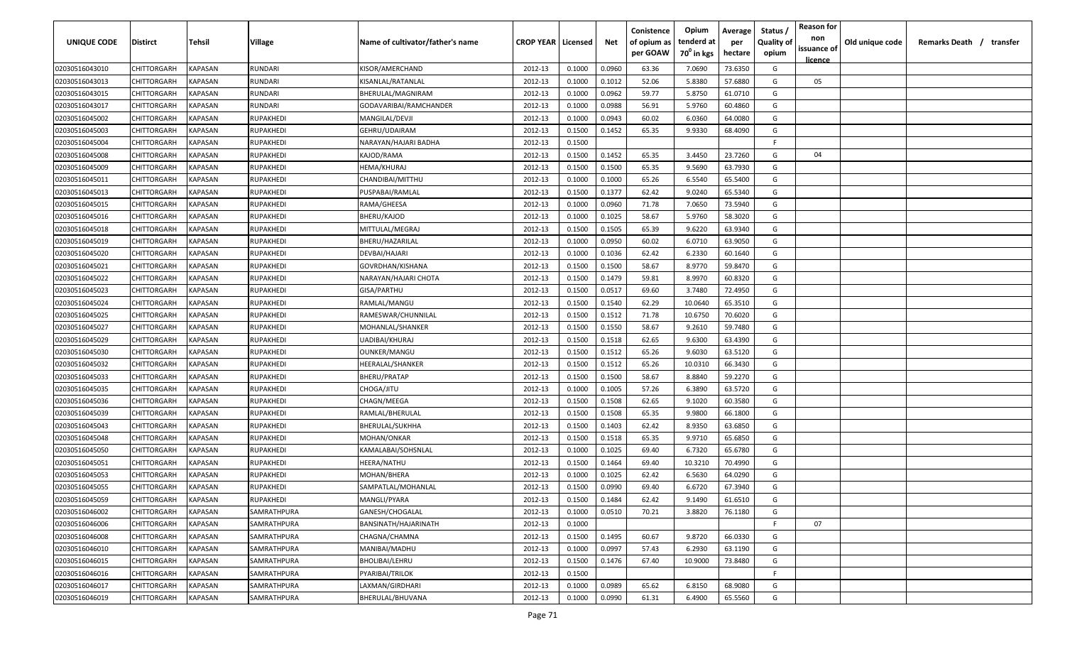| UNIQUE CODE | Distirct | Tehsil | Village | Name of cultivator/father's name | CROP YEAR | Licensed | Net | Conistence of opium as per GOAW | Opium tenderd at $70^0$ in kgs | Average per hectare | Status / Quality of opium | Reason for non issuance of licence | Old unique code | Remarks Death / transfer |
|---|---|---|---|---|---|---|---|---|---|---|---|---|---|---|
| 02030516043010 | CHITTORGARH | KAPASAN | RUNDARI | KISOR/AMERCHAND | 2012-13 | 0.1000 | 0.0960 | 63.36 | 7.0690 | 73.6350 | G | | | |
| 02030516043013 | CHITTORGARH | KAPASAN | RUNDARI | KISANLAL/RATANLAL | 2012-13 | 0.1000 | 0.1012 | 52.06 | 5.8380 | 57.6880 | G | 05 | | |
| 02030516043015 | CHITTORGARH | KAPASAN | RUNDARI | BHERULAL/MAGNIRAM | 2012-13 | 0.1000 | 0.0962 | 59.77 | 5.8750 | 61.0710 | G | | | |
| 02030516043017 | CHITTORGARH | KAPASAN | RUNDARI | GODAVARIBAI/RAMCHANDER | 2012-13 | 0.1000 | 0.0988 | 56.91 | 5.9760 | 60.4860 | G | | | |
| 02030516045002 | CHITTORGARH | KAPASAN | RUPAKHEDI | MANGILAL/DEVJI | 2012-13 | 0.1000 | 0.0943 | 60.02 | 6.0360 | 64.0080 | G | | | |
| 02030516045003 | CHITTORGARH | KAPASAN | RUPAKHEDI | GEHRU/UDAIRAM | 2012-13 | 0.1500 | 0.1452 | 65.35 | 9.9330 | 68.4090 | G | | | |
| 02030516045004 | CHITTORGARH | KAPASAN | RUPAKHEDI | NARAYAN/HAJARI BADHA | 2012-13 | 0.1500 | | | | | F | | | |
| 02030516045008 | CHITTORGARH | KAPASAN | RUPAKHEDI | KAJOD/RAMA | 2012-13 | 0.1500 | 0.1452 | 65.35 | 3.4450 | 23.7260 | G | 04 | | |
| 02030516045009 | CHITTORGARH | KAPASAN | RUPAKHEDI | HEMA/KHURAJ | 2012-13 | 0.1500 | 0.1500 | 65.35 | 9.5690 | 63.7930 | G | | | |
| 02030516045011 | CHITTORGARH | KAPASAN | RUPAKHEDI | CHANDIBAI/MITTHU | 2012-13 | 0.1000 | 0.1000 | 65.26 | 6.5540 | 65.5400 | G | | | |
| 02030516045013 | CHITTORGARH | KAPASAN | RUPAKHEDI | PUSPABAI/RAMLAL | 2012-13 | 0.1500 | 0.1377 | 62.42 | 9.0240 | 65.5340 | G | | | |
| 02030516045015 | CHITTORGARH | KAPASAN | RUPAKHEDI | RAMA/GHEESA | 2012-13 | 0.1000 | 0.0960 | 71.78 | 7.0650 | 73.5940 | G | | | |
| 02030516045016 | CHITTORGARH | KAPASAN | RUPAKHEDI | BHERU/KAJOD | 2012-13 | 0.1000 | 0.1025 | 58.67 | 5.9760 | 58.3020 | G | | | |
| 02030516045018 | CHITTORGARH | KAPASAN | RUPAKHEDI | MITTULAL/MEGRAJ | 2012-13 | 0.1500 | 0.1505 | 65.39 | 9.6220 | 63.9340 | G | | | |
| 02030516045019 | CHITTORGARH | KAPASAN | RUPAKHEDI | BHERU/HAZARILAL | 2012-13 | 0.1000 | 0.0950 | 60.02 | 6.0710 | 63.9050 | G | | | |
| 02030516045020 | CHITTORGARH | KAPASAN | RUPAKHEDI | DEVBAI/HAJARI | 2012-13 | 0.1000 | 0.1036 | 62.42 | 6.2330 | 60.1640 | G | | | |
| 02030516045021 | CHITTORGARH | KAPASAN | RUPAKHEDI | GOVRDHAN/KISHANA | 2012-13 | 0.1500 | 0.1500 | 58.67 | 8.9770 | 59.8470 | G | | | |
| 02030516045022 | CHITTORGARH | KAPASAN | RUPAKHEDI | NARAYAN/HAJARI CHOTA | 2012-13 | 0.1500 | 0.1479 | 59.81 | 8.9970 | 60.8320 | G | | | |
| 02030516045023 | CHITTORGARH | KAPASAN | RUPAKHEDI | GISA/PARTHU | 2012-13 | 0.1500 | 0.0517 | 69.60 | 3.7480 | 72.4950 | G | | | |
| 02030516045024 | CHITTORGARH | KAPASAN | RUPAKHEDI | RAMLAL/MANGU | 2012-13 | 0.1500 | 0.1540 | 62.29 | 10.0640 | 65.3510 | G | | | |
| 02030516045025 | CHITTORGARH | KAPASAN | RUPAKHEDI | RAMESWAR/CHUNNILAL | 2012-13 | 0.1500 | 0.1512 | 71.78 | 10.6750 | 70.6020 | G | | | |
| 02030516045027 | CHITTORGARH | KAPASAN | RUPAKHEDI | MOHANLAL/SHANKER | 2012-13 | 0.1500 | 0.1550 | 58.67 | 9.2610 | 59.7480 | G | | | |
| 02030516045029 | CHITTORGARH | KAPASAN | RUPAKHEDI | UADIBAI/KHURAJ | 2012-13 | 0.1500 | 0.1518 | 62.65 | 9.6300 | 63.4390 | G | | | |
| 02030516045030 | CHITTORGARH | KAPASAN | RUPAKHEDI | OUNKER/MANGU | 2012-13 | 0.1500 | 0.1512 | 65.26 | 9.6030 | 63.5120 | G | | | |
| 02030516045032 | CHITTORGARH | KAPASAN | RUPAKHEDI | HEERALAL/SHANKER | 2012-13 | 0.1500 | 0.1512 | 65.26 | 10.0310 | 66.3430 | G | | | |
| 02030516045033 | CHITTORGARH | KAPASAN | RUPAKHEDI | BHERU/PRATAP | 2012-13 | 0.1500 | 0.1500 | 58.67 | 8.8840 | 59.2270 | G | | | |
| 02030516045035 | CHITTORGARH | KAPASAN | RUPAKHEDI | CHOGA/JITU | 2012-13 | 0.1000 | 0.1005 | 57.26 | 6.3890 | 63.5720 | G | | | |
| 02030516045036 | CHITTORGARH | KAPASAN | RUPAKHEDI | CHAGN/MEEGA | 2012-13 | 0.1500 | 0.1508 | 62.65 | 9.1020 | 60.3580 | G | | | |
| 02030516045039 | CHITTORGARH | KAPASAN | RUPAKHEDI | RAMLAL/BHERULAL | 2012-13 | 0.1500 | 0.1508 | 65.35 | 9.9800 | 66.1800 | G | | | |
| 02030516045043 | CHITTORGARH | KAPASAN | RUPAKHEDI | BHERULAL/SUKHHA | 2012-13 | 0.1500 | 0.1403 | 62.42 | 8.9350 | 63.6850 | G | | | |
| 02030516045048 | CHITTORGARH | KAPASAN | RUPAKHEDI | MOHAN/ONKAR | 2012-13 | 0.1500 | 0.1518 | 65.35 | 9.9710 | 65.6850 | G | | | |
| 02030516045050 | CHITTORGARH | KAPASAN | RUPAKHEDI | KAMALABAI/SOHSNLAL | 2012-13 | 0.1000 | 0.1025 | 69.40 | 6.7320 | 65.6780 | G | | | |
| 02030516045051 | CHITTORGARH | KAPASAN | RUPAKHEDI | HEERA/NATHU | 2012-13 | 0.1500 | 0.1464 | 69.40 | 10.3210 | 70.4990 | G | | | |
| 02030516045053 | CHITTORGARH | KAPASAN | RUPAKHEDI | MOHAN/BHERA | 2012-13 | 0.1000 | 0.1025 | 62.42 | 6.5630 | 64.0290 | G | | | |
| 02030516045055 | CHITTORGARH | KAPASAN | RUPAKHEDI | SAMPATLAL/MOHANLAL | 2012-13 | 0.1500 | 0.0990 | 69.40 | 6.6720 | 67.3940 | G | | | |
| 02030516045059 | CHITTORGARH | KAPASAN | RUPAKHEDI | MANGLI/PYARA | 2012-13 | 0.1500 | 0.1484 | 62.42 | 9.1490 | 61.6510 | G | | | |
| 02030516046002 | CHITTORGARH | KAPASAN | SAMRATHPURA | GANESH/CHOGALAL | 2012-13 | 0.1000 | 0.0510 | 70.21 | 3.8820 | 76.1180 | G | | | |
| 02030516046006 | CHITTORGARH | KAPASAN | SAMRATHPURA | BANSINATH/HAJARINATH | 2012-13 | 0.1000 | | | | | F | 07 | | |
| 02030516046008 | CHITTORGARH | KAPASAN | SAMRATHPURA | CHAGNA/CHAMNA | 2012-13 | 0.1500 | 0.1495 | 60.67 | 9.8720 | 66.0330 | G | | | |
| 02030516046010 | CHITTORGARH | KAPASAN | SAMRATHPURA | MANIBAI/MADHU | 2012-13 | 0.1000 | 0.0997 | 57.43 | 6.2930 | 63.1190 | G | | | |
| 02030516046015 | CHITTORGARH | KAPASAN | SAMRATHPURA | BHOLIBAI/LEHRU | 2012-13 | 0.1500 | 0.1476 | 67.40 | 10.9000 | 73.8480 | G | | | |
| 02030516046016 | CHITTORGARH | KAPASAN | SAMRATHPURA | PYARIBAI/TRILOK | 2012-13 | 0.1500 | | | | | F | | | |
| 02030516046017 | CHITTORGARH | KAPASAN | SAMRATHPURA | LAXMAN/GIRDHARI | 2012-13 | 0.1000 | 0.0989 | 65.62 | 6.8150 | 68.9080 | G | | | |
| 02030516046019 | CHITTORGARH | KAPASAN | SAMRATHPURA | BHERULAL/BHUVANA | 2012-13 | 0.1000 | 0.0990 | 61.31 | 6.4900 | 65.5560 | G | | | |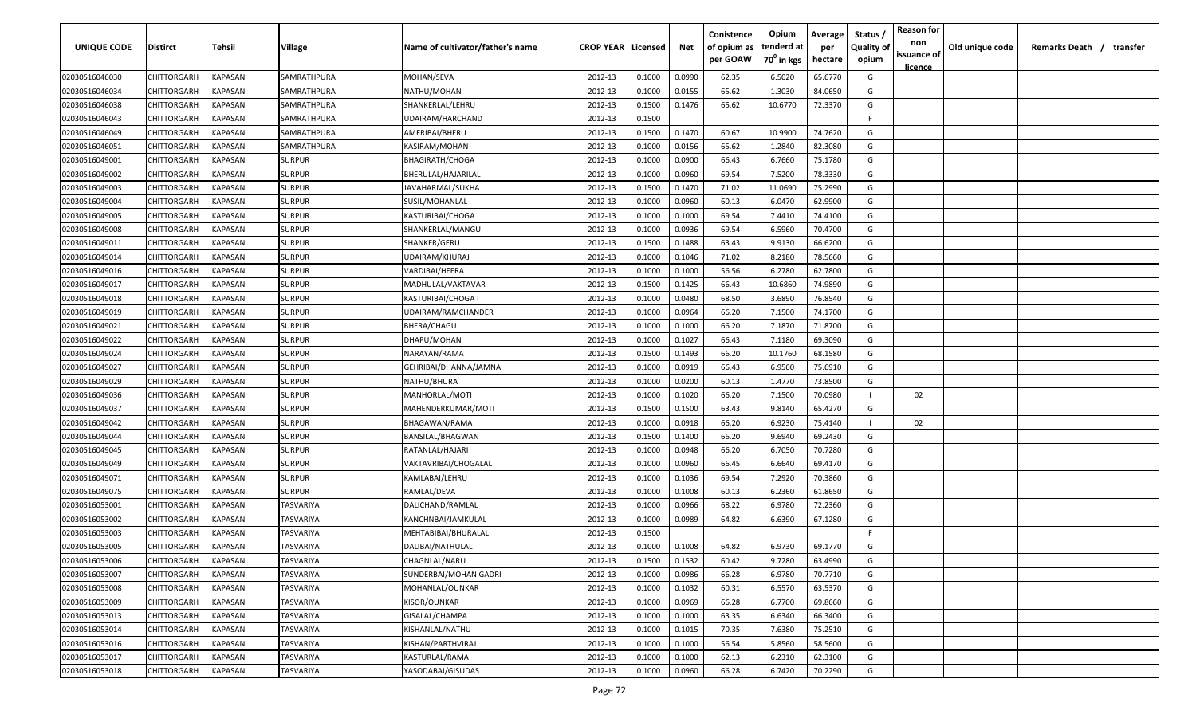| UNIQUE CODE | Distirct | Tehsil | Village | Name of cultivator/father's name | CROP YEAR | Licensed | Net | Conistence of opium as per GOAW | Opium tenderd at $70^0$ in kgs | Average per hectare | Status / Quality of opium | Reason for non issuance of licence | Old unique code | Remarks Death / transfer |
|---|---|---|---|---|---|---|---|---|---|---|---|---|---|---|
| 02030516046030 | CHITTORGARH | KAPASAN | SAMRATHPURA | MOHAN/SEVA | 2012-13 | 0.1000 | 0.0990 | 62.35 | 6.5020 | 65.6770 | G | | | |
| 02030516046034 | CHITTORGARH | KAPASAN | SAMRATHPURA | NATHU/MOHAN | 2012-13 | 0.1000 | 0.0155 | 65.62 | 1.3030 | 84.0650 | G | | | |
| 02030516046038 | CHITTORGARH | KAPASAN | SAMRATHPURA | SHANKERLAL/LEHRU | 2012-13 | 0.1500 | 0.1476 | 65.62 | 10.6770 | 72.3370 | G | | | |
| 02030516046043 | CHITTORGARH | KAPASAN | SAMRATHPURA | UDAIRAM/HARCHAND | 2012-13 | 0.1500 | | | | | F | | | |
| 02030516046049 | CHITTORGARH | KAPASAN | SAMRATHPURA | AMERIBAI/BHERU | 2012-13 | 0.1500 | 0.1470 | 60.67 | 10.9900 | 74.7620 | G | | | |
| 02030516046051 | CHITTORGARH | KAPASAN | SAMRATHPURA | KASIRAM/MOHAN | 2012-13 | 0.1000 | 0.0156 | 65.62 | 1.2840 | 82.3080 | G | | | |
| 02030516049001 | CHITTORGARH | KAPASAN | SURPUR | BHAGIRATH/CHOGA | 2012-13 | 0.1000 | 0.0900 | 66.43 | 6.7660 | 75.1780 | G | | | |
| 02030516049002 | CHITTORGARH | KAPASAN | SURPUR | BHERULAL/HAJARILAL | 2012-13 | 0.1000 | 0.0960 | 69.54 | 7.5200 | 78.3330 | G | | | |
| 02030516049003 | CHITTORGARH | KAPASAN | SURPUR | JAVAHARMAL/SUKHA | 2012-13 | 0.1500 | 0.1470 | 71.02 | 11.0690 | 75.2990 | G | | | |
| 02030516049004 | CHITTORGARH | KAPASAN | SURPUR | SUSIL/MOHANLAL | 2012-13 | 0.1000 | 0.0960 | 60.13 | 6.0470 | 62.9900 | G | | | |
| 02030516049005 | CHITTORGARH | KAPASAN | SURPUR | KASTURIBAI/CHOGA | 2012-13 | 0.1000 | 0.1000 | 69.54 | 7.4410 | 74.4100 | G | | | |
| 02030516049008 | CHITTORGARH | KAPASAN | SURPUR | SHANKERLAL/MANGU | 2012-13 | 0.1000 | 0.0936 | 69.54 | 6.5960 | 70.4700 | G | | | |
| 02030516049011 | CHITTORGARH | KAPASAN | SURPUR | SHANKER/GERU | 2012-13 | 0.1500 | 0.1488 | 63.43 | 9.9130 | 66.6200 | G | | | |
| 02030516049014 | CHITTORGARH | KAPASAN | SURPUR | UDAIRAM/KHURAJ | 2012-13 | 0.1000 | 0.1046 | 71.02 | 8.2180 | 78.5660 | G | | | |
| 02030516049016 | CHITTORGARH | KAPASAN | SURPUR | VARDIBAI/HEERA | 2012-13 | 0.1000 | 0.1000 | 56.56 | 6.2780 | 62.7800 | G | | | |
| 02030516049017 | CHITTORGARH | KAPASAN | SURPUR | MADHULAL/VAKTAVAR | 2012-13 | 0.1500 | 0.1425 | 66.43 | 10.6860 | 74.9890 | G | | | |
| 02030516049018 | CHITTORGARH | KAPASAN | SURPUR | KASTURIBAI/CHOGA I | 2012-13 | 0.1000 | 0.0480 | 68.50 | 3.6890 | 76.8540 | G | | | |
| 02030516049019 | CHITTORGARH | KAPASAN | SURPUR | UDAIRAM/RAMCHANDER | 2012-13 | 0.1000 | 0.0964 | 66.20 | 7.1500 | 74.1700 | G | | | |
| 02030516049021 | CHITTORGARH | KAPASAN | SURPUR | BHERA/CHAGU | 2012-13 | 0.1000 | 0.1000 | 66.20 | 7.1870 | 71.8700 | G | | | |
| 02030516049022 | CHITTORGARH | KAPASAN | SURPUR | DHAPU/MOHAN | 2012-13 | 0.1000 | 0.1027 | 66.43 | 7.1180 | 69.3090 | G | | | |
| 02030516049024 | CHITTORGARH | KAPASAN | SURPUR | NARAYAN/RAMA | 2012-13 | 0.1500 | 0.1493 | 66.20 | 10.1760 | 68.1580 | G | | | |
| 02030516049027 | CHITTORGARH | KAPASAN | SURPUR | GEHRIBAI/DHANNA/JAMNA | 2012-13 | 0.1000 | 0.0919 | 66.43 | 6.9560 | 75.6910 | G | | | |
| 02030516049029 | CHITTORGARH | KAPASAN | SURPUR | NATHU/BHURA | 2012-13 | 0.1000 | 0.0200 | 60.13 | 1.4770 | 73.8500 | G | | | |
| 02030516049036 | CHITTORGARH | KAPASAN | SURPUR | MANHORLAL/MOTI | 2012-13 | 0.1000 | 0.1020 | 66.20 | 7.1500 | 70.0980 | I | 02 | | |
| 02030516049037 | CHITTORGARH | KAPASAN | SURPUR | MAHENDERKUMAR/MOTI | 2012-13 | 0.1500 | 0.1500 | 63.43 | 9.8140 | 65.4270 | G | | | |
| 02030516049042 | CHITTORGARH | KAPASAN | SURPUR | BHAGAWAN/RAMA | 2012-13 | 0.1000 | 0.0918 | 66.20 | 6.9230 | 75.4140 | I | 02 | | |
| 02030516049044 | CHITTORGARH | KAPASAN | SURPUR | BANSILAL/BHAGWAN | 2012-13 | 0.1500 | 0.1400 | 66.20 | 9.6940 | 69.2430 | G | | | |
| 02030516049045 | CHITTORGARH | KAPASAN | SURPUR | RATANLAL/HAJARI | 2012-13 | 0.1000 | 0.0948 | 66.20 | 6.7050 | 70.7280 | G | | | |
| 02030516049049 | CHITTORGARH | KAPASAN | SURPUR | VAKTAVRIBAI/CHOGALAL | 2012-13 | 0.1000 | 0.0960 | 66.45 | 6.6640 | 69.4170 | G | | | |
| 02030516049071 | CHITTORGARH | KAPASAN | SURPUR | KAMLABAI/LEHRU | 2012-13 | 0.1000 | 0.1036 | 69.54 | 7.2920 | 70.3860 | G | | | |
| 02030516049075 | CHITTORGARH | KAPASAN | SURPUR | RAMLAL/DEVA | 2012-13 | 0.1000 | 0.1008 | 60.13 | 6.2360 | 61.8650 | G | | | |
| 02030516053001 | CHITTORGARH | KAPASAN | TASVARIYA | DALICHAND/RAMLAL | 2012-13 | 0.1000 | 0.0966 | 68.22 | 6.9780 | 72.2360 | G | | | |
| 02030516053002 | CHITTORGARH | KAPASAN | TASVARIYA | KANCHNBAI/JAMKULAL | 2012-13 | 0.1000 | 0.0989 | 64.82 | 6.6390 | 67.1280 | G | | | |
| 02030516053003 | CHITTORGARH | KAPASAN | TASVARIYA | MEHTABIBAI/BHURALAL | 2012-13 | 0.1500 | | | | | F | | | |
| 02030516053005 | CHITTORGARH | KAPASAN | TASVARIYA | DALIBAI/NATHULAL | 2012-13 | 0.1000 | 0.1008 | 64.82 | 6.9730 | 69.1770 | G | | | |
| 02030516053006 | CHITTORGARH | KAPASAN | TASVARIYA | CHAGNLAL/NARU | 2012-13 | 0.1500 | 0.1532 | 60.42 | 9.7280 | 63.4990 | G | | | |
| 02030516053007 | CHITTORGARH | KAPASAN | TASVARIYA | SUNDERBAI/MOHAN GADRI | 2012-13 | 0.1000 | 0.0986 | 66.28 | 6.9780 | 70.7710 | G | | | |
| 02030516053008 | CHITTORGARH | KAPASAN | TASVARIYA | MOHANLAL/OUNKAR | 2012-13 | 0.1000 | 0.1032 | 60.31 | 6.5570 | 63.5370 | G | | | |
| 02030516053009 | CHITTORGARH | KAPASAN | TASVARIYA | KISOR/OUNKAR | 2012-13 | 0.1000 | 0.0969 | 66.28 | 6.7700 | 69.8660 | G | | | |
| 02030516053013 | CHITTORGARH | KAPASAN | TASVARIYA | GISALAL/CHAMPA | 2012-13 | 0.1000 | 0.1000 | 63.35 | 6.6340 | 66.3400 | G | | | |
| 02030516053014 | CHITTORGARH | KAPASAN | TASVARIYA | KISHANLAL/NATHU | 2012-13 | 0.1000 | 0.1015 | 70.35 | 7.6380 | 75.2510 | G | | | |
| 02030516053016 | CHITTORGARH | KAPASAN | TASVARIYA | KISHAN/PARTHVIRAJ | 2012-13 | 0.1000 | 0.1000 | 56.54 | 5.8560 | 58.5600 | G | | | |
| 02030516053017 | CHITTORGARH | KAPASAN | TASVARIYA | KASTURLAL/RAMA | 2012-13 | 0.1000 | 0.1000 | 62.13 | 6.2310 | 62.3100 | G | | | |
| 02030516053018 | CHITTORGARH | KAPASAN | TASVARIYA | YASODABAI/GISUDAS | 2012-13 | 0.1000 | 0.0960 | 66.28 | 6.7420 | 70.2290 | G | | | |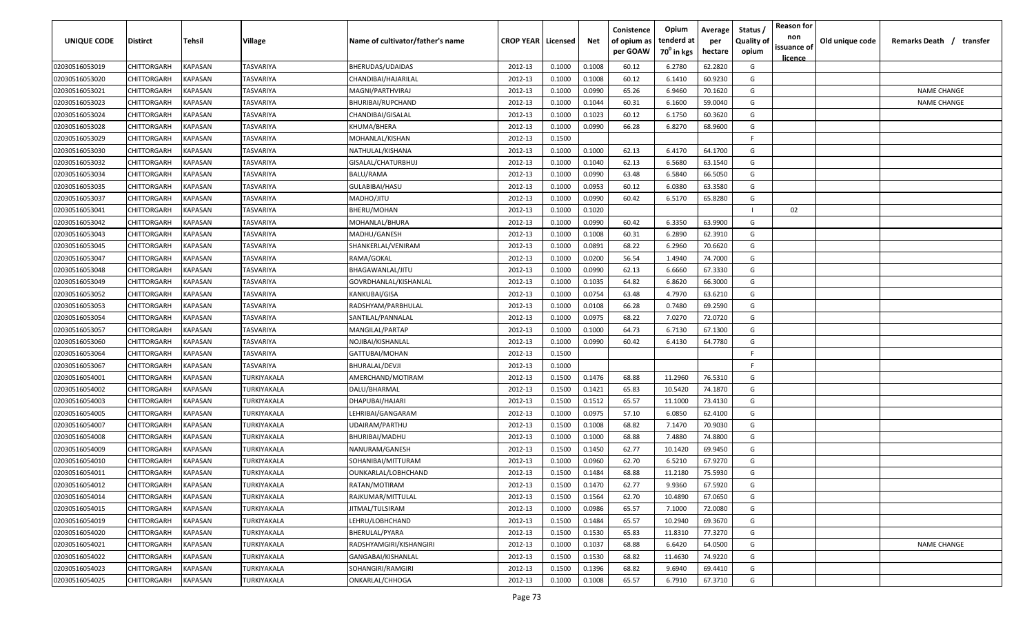| UNIQUE CODE | Distirct | Tehsil | Village | Name of cultivator/father's name | CROP YEAR | Licensed | Net | Conistence of opium as per GOAW | Opium tenderd at $70^0$ in kgs | Average per hectare | Status / Quality of opium | Reason for non issuance of licence | Old unique code | Remarks Death / transfer |
|---|---|---|---|---|---|---|---|---|---|---|---|---|---|---|
| 02030516053019 | CHITTORGARH | KAPASAN | TASVARIYA | BHERUDAS/UDAIDAS | 2012-13 | 0.1000 | 0.1008 | 60.12 | 6.2780 | 62.2820 | G | | | |
| 02030516053020 | CHITTORGARH | KAPASAN | TASVARIYA | CHANDIBAI/HAJARILAL | 2012-13 | 0.1000 | 0.1008 | 60.12 | 6.1410 | 60.9230 | G | | | |
| 02030516053021 | CHITTORGARH | KAPASAN | TASVARIYA | MAGNI/PARTHVIRAJ | 2012-13 | 0.1000 | 0.0990 | 65.26 | 6.9460 | 70.1620 | G | | | NAME CHANGE |
| 02030516053023 | CHITTORGARH | KAPASAN | TASVARIYA | BHURIBAI/RUPCHAND | 2012-13 | 0.1000 | 0.1044 | 60.31 | 6.1600 | 59.0040 | G | | | NAME CHANGE |
| 02030516053024 | CHITTORGARH | KAPASAN | TASVARIYA | CHANDIBAI/GISALAL | 2012-13 | 0.1000 | 0.1023 | 60.12 | 6.1750 | 60.3620 | G | | | |
| 02030516053028 | CHITTORGARH | KAPASAN | TASVARIYA | KHUMA/BHERA | 2012-13 | 0.1000 | 0.0990 | 66.28 | 6.8270 | 68.9600 | G | | | |
| 02030516053029 | CHITTORGARH | KAPASAN | TASVARIYA | MOHANLAL/KISHAN | 2012-13 | 0.1500 | | | | | F | | | |
| 02030516053030 | CHITTORGARH | KAPASAN | TASVARIYA | NATHULAL/KISHANA | 2012-13 | 0.1000 | 0.1000 | 62.13 | 6.4170 | 64.1700 | G | | | |
| 02030516053032 | CHITTORGARH | KAPASAN | TASVARIYA | GISALAL/CHATURBHUJ | 2012-13 | 0.1000 | 0.1040 | 62.13 | 6.5680 | 63.1540 | G | | | |
| 02030516053034 | CHITTORGARH | KAPASAN | TASVARIYA | BALU/RAMA | 2012-13 | 0.1000 | 0.0990 | 63.48 | 6.5840 | 66.5050 | G | | | |
| 02030516053035 | CHITTORGARH | KAPASAN | TASVARIYA | GULABIBAI/HASU | 2012-13 | 0.1000 | 0.0953 | 60.12 | 6.0380 | 63.3580 | G | | | |
| 02030516053037 | CHITTORGARH | KAPASAN | TASVARIYA | MADHO/JITU | 2012-13 | 0.1000 | 0.0990 | 60.42 | 6.5170 | 65.8280 | G | | | |
| 02030516053041 | CHITTORGARH | KAPASAN | TASVARIYA | BHERU/MOHAN | 2012-13 | 0.1000 | 0.1020 | | | | I | 02 | | |
| 02030516053042 | CHITTORGARH | KAPASAN | TASVARIYA | MOHANLAL/BHURA | 2012-13 | 0.1000 | 0.0990 | 60.42 | 6.3350 | 63.9900 | G | | | |
| 02030516053043 | CHITTORGARH | KAPASAN | TASVARIYA | MADHU/GANESH | 2012-13 | 0.1000 | 0.1008 | 60.31 | 6.2890 | 62.3910 | G | | | |
| 02030516053045 | CHITTORGARH | KAPASAN | TASVARIYA | SHANKERLAL/VENIRAM | 2012-13 | 0.1000 | 0.0891 | 68.22 | 6.2960 | 70.6620 | G | | | |
| 02030516053047 | CHITTORGARH | KAPASAN | TASVARIYA | RAMA/GOKAL | 2012-13 | 0.1000 | 0.0200 | 56.54 | 1.4940 | 74.7000 | G | | | |
| 02030516053048 | CHITTORGARH | KAPASAN | TASVARIYA | BHAGAWANLAL/JITU | 2012-13 | 0.1000 | 0.0990 | 62.13 | 6.6660 | 67.3330 | G | | | |
| 02030516053049 | CHITTORGARH | KAPASAN | TASVARIYA | GOVRDHANLAL/KISHANLAL | 2012-13 | 0.1000 | 0.1035 | 64.82 | 6.8620 | 66.3000 | G | | | |
| 02030516053052 | CHITTORGARH | KAPASAN | TASVARIYA | KANKUBAI/GISA | 2012-13 | 0.1000 | 0.0754 | 63.48 | 4.7970 | 63.6210 | G | | | |
| 02030516053053 | CHITTORGARH | KAPASAN | TASVARIYA | RADSHYAM/PARBHULAL | 2012-13 | 0.1000 | 0.0108 | 66.28 | 0.7480 | 69.2590 | G | | | |
| 02030516053054 | CHITTORGARH | KAPASAN | TASVARIYA | SANTILAL/PANNALAL | 2012-13 | 0.1000 | 0.0975 | 68.22 | 7.0270 | 72.0720 | G | | | |
| 02030516053057 | CHITTORGARH | KAPASAN | TASVARIYA | MANGILAL/PARTAP | 2012-13 | 0.1000 | 0.1000 | 64.73 | 6.7130 | 67.1300 | G | | | |
| 02030516053060 | CHITTORGARH | KAPASAN | TASVARIYA | NOJIBAI/KISHANLAL | 2012-13 | 0.1000 | 0.0990 | 60.42 | 6.4130 | 64.7780 | G | | | |
| 02030516053064 | CHITTORGARH | KAPASAN | TASVARIYA | GATTUBAI/MOHAN | 2012-13 | 0.1500 | | | | | F | | | |
| 02030516053067 | CHITTORGARH | KAPASAN | TASVARIYA | BHURALAL/DEVJI | 2012-13 | 0.1000 | | | | | F | | | |
| 02030516054001 | CHITTORGARH | KAPASAN | TURKIYAKALA | AMERCHAND/MOTIRAM | 2012-13 | 0.1500 | 0.1476 | 68.88 | 11.2960 | 76.5310 | G | | | |
| 02030516054002 | CHITTORGARH | KAPASAN | TURKIYAKALA | DALU/BHARMAL | 2012-13 | 0.1500 | 0.1421 | 65.83 | 10.5420 | 74.1870 | G | | | |
| 02030516054003 | CHITTORGARH | KAPASAN | TURKIYAKALA | DHAPUBAI/HAJARI | 2012-13 | 0.1500 | 0.1512 | 65.57 | 11.1000 | 73.4130 | G | | | |
| 02030516054005 | CHITTORGARH | KAPASAN | TURKIYAKALA | LEHRIBAI/GANGARAM | 2012-13 | 0.1000 | 0.0975 | 57.10 | 6.0850 | 62.4100 | G | | | |
| 02030516054007 | CHITTORGARH | KAPASAN | TURKIYAKALA | UDAIRAM/PARTHU | 2012-13 | 0.1500 | 0.1008 | 68.82 | 7.1470 | 70.9030 | G | | | |
| 02030516054008 | CHITTORGARH | KAPASAN | TURKIYAKALA | BHURIBAI/MADHU | 2012-13 | 0.1000 | 0.1000 | 68.88 | 7.4880 | 74.8800 | G | | | |
| 02030516054009 | CHITTORGARH | KAPASAN | TURKIYAKALA | NANURAM/GANESH | 2012-13 | 0.1500 | 0.1450 | 62.77 | 10.1420 | 69.9450 | G | | | |
| 02030516054010 | CHITTORGARH | KAPASAN | TURKIYAKALA | SOHANIBAI/MITTURAM | 2012-13 | 0.1000 | 0.0960 | 62.70 | 6.5210 | 67.9270 | G | | | |
| 02030516054011 | CHITTORGARH | KAPASAN | TURKIYAKALA | OUNKARLAL/LOBHCHAND | 2012-13 | 0.1500 | 0.1484 | 68.88 | 11.2180 | 75.5930 | G | | | |
| 02030516054012 | CHITTORGARH | KAPASAN | TURKIYAKALA | RATAN/MOTIRAM | 2012-13 | 0.1500 | 0.1470 | 62.77 | 9.9360 | 67.5920 | G | | | |
| 02030516054014 | CHITTORGARH | KAPASAN | TURKIYAKALA | RAJKUMAR/MITTULAL | 2012-13 | 0.1500 | 0.1564 | 62.70 | 10.4890 | 67.0650 | G | | | |
| 02030516054015 | CHITTORGARH | KAPASAN | TURKIYAKALA | JITMAL/TULSIRAM | 2012-13 | 0.1000 | 0.0986 | 65.57 | 7.1000 | 72.0080 | G | | | |
| 02030516054019 | CHITTORGARH | KAPASAN | TURKIYAKALA | LEHRU/LOBHCHAND | 2012-13 | 0.1500 | 0.1484 | 65.57 | 10.2940 | 69.3670 | G | | | |
| 02030516054020 | CHITTORGARH | KAPASAN | TURKIYAKALA | BHERULAL/PYARA | 2012-13 | 0.1500 | 0.1530 | 65.83 | 11.8310 | 77.3270 | G | | | |
| 02030516054021 | CHITTORGARH | KAPASAN | TURKIYAKALA | RADSHYAMGIRI/KISHANGIRI | 2012-13 | 0.1000 | 0.1037 | 68.88 | 6.6420 | 64.0500 | G | | | NAME CHANGE |
| 02030516054022 | CHITTORGARH | KAPASAN | TURKIYAKALA | GANGABAI/KISHANLAL | 2012-13 | 0.1500 | 0.1530 | 68.82 | 11.4630 | 74.9220 | G | | | |
| 02030516054023 | CHITTORGARH | KAPASAN | TURKIYAKALA | SOHANGIRI/RAMGIRI | 2012-13 | 0.1500 | 0.1396 | 68.82 | 9.6940 | 69.4410 | G | | | |
| 02030516054025 | CHITTORGARH | KAPASAN | TURKIYAKALA | ONKARLAL/CHHOGA | 2012-13 | 0.1000 | 0.1008 | 65.57 | 6.7910 | 67.3710 | G | | | |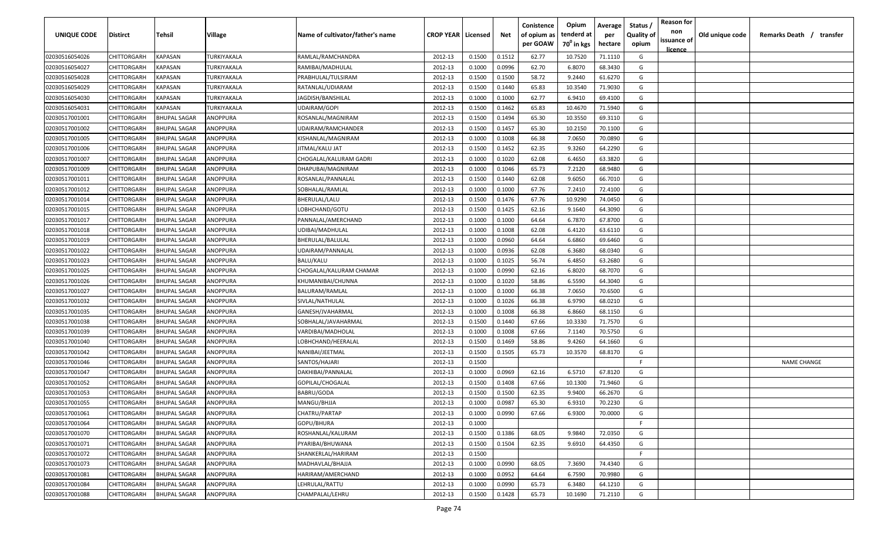| UNIQUE CODE | Distirct | Tehsil | Village | Name of cultivator/father's name | CROP YEAR | Licensed | Net | Conistence of opium as per GOAW | Opium tenderd at $70^0$ in kgs | Average per hectare | Status / Quality of opium | Reason for non issuance of licence | Old unique code | Remarks Death / transfer |
|---|---|---|---|---|---|---|---|---|---|---|---|---|---|---|
| 02030516054026 | CHITTORGARH | KAPASAN | TURKIYAKALA | RAMLAL/RAMCHANDRA | 2012-13 | 0.1500 | 0.1512 | 62.77 | 10.7520 | 71.1110 | G | | | |
| 02030516054027 | CHITTORGARH | KAPASAN | TURKIYAKALA | RAMIBAI/MADHULAL | 2012-13 | 0.1000 | 0.0996 | 62.70 | 6.8070 | 68.3430 | G | | | |
| 02030516054028 | CHITTORGARH | KAPASAN | TURKIYAKALA | PRABHULAL/TULSIRAM | 2012-13 | 0.1500 | 0.1500 | 58.72 | 9.2440 | 61.6270 | G | | | |
| 02030516054029 | CHITTORGARH | KAPASAN | TURKIYAKALA | RATANLAL/UDIARAM | 2012-13 | 0.1500 | 0.1440 | 65.83 | 10.3540 | 71.9030 | G | | | |
| 02030516054030 | CHITTORGARH | KAPASAN | TURKIYAKALA | JAGDISH/BANSHILAL | 2012-13 | 0.1000 | 0.1000 | 62.77 | 6.9410 | 69.4100 | G | | | |
| 02030516054031 | CHITTORGARH | KAPASAN | TURKIYAKALA | UDAIRAM/GOPI | 2012-13 | 0.1500 | 0.1462 | 65.83 | 10.4670 | 71.5940 | G | | | |
| 02030517001001 | CHITTORGARH | BHUPAL SAGAR | ANOPPURA | ROSANLAL/MAGNIRAM | 2012-13 | 0.1500 | 0.1494 | 65.30 | 10.3550 | 69.3110 | G | | | |
| 02030517001002 | CHITTORGARH | BHUPAL SAGAR | ANOPPURA | UDAIRAM/RAMCHANDER | 2012-13 | 0.1500 | 0.1457 | 65.30 | 10.2150 | 70.1100 | G | | | |
| 02030517001005 | CHITTORGARH | BHUPAL SAGAR | ANOPPURA | KISHANLAL/MAGNIRAM | 2012-13 | 0.1000 | 0.1008 | 66.38 | 7.0650 | 70.0890 | G | | | |
| 02030517001006 | CHITTORGARH | BHUPAL SAGAR | ANOPPURA | JITMAL/KALU JAT | 2012-13 | 0.1500 | 0.1452 | 62.35 | 9.3260 | 64.2290 | G | | | |
| 02030517001007 | CHITTORGARH | BHUPAL SAGAR | ANOPPURA | CHOGALAL/KALURAM GADRI | 2012-13 | 0.1000 | 0.1020 | 62.08 | 6.4650 | 63.3820 | G | | | |
| 02030517001009 | CHITTORGARH | BHUPAL SAGAR | ANOPPURA | DHAPUBAI/MAGNIRAM | 2012-13 | 0.1000 | 0.1046 | 65.73 | 7.2120 | 68.9480 | G | | | |
| 02030517001011 | CHITTORGARH | BHUPAL SAGAR | ANOPPURA | ROSANLAL/PANNALAL | 2012-13 | 0.1500 | 0.1440 | 62.08 | 9.6050 | 66.7010 | G | | | |
| 02030517001012 | CHITTORGARH | BHUPAL SAGAR | ANOPPURA | SOBHALAL/RAMLAL | 2012-13 | 0.1000 | 0.1000 | 67.76 | 7.2410 | 72.4100 | G | | | |
| 02030517001014 | CHITTORGARH | BHUPAL SAGAR | ANOPPURA | BHERULAL/LALU | 2012-13 | 0.1500 | 0.1476 | 67.76 | 10.9290 | 74.0450 | G | | | |
| 02030517001015 | CHITTORGARH | BHUPAL SAGAR | ANOPPURA | LOBHCHAND/GOTU | 2012-13 | 0.1500 | 0.1425 | 62.16 | 9.1640 | 64.3090 | G | | | |
| 02030517001017 | CHITTORGARH | BHUPAL SAGAR | ANOPPURA | PANNALAL/AMERCHAND | 2012-13 | 0.1000 | 0.1000 | 64.64 | 6.7870 | 67.8700 | G | | | |
| 02030517001018 | CHITTORGARH | BHUPAL SAGAR | ANOPPURA | UDIBAI/MADHULAL | 2012-13 | 0.1000 | 0.1008 | 62.08 | 6.4120 | 63.6110 | G | | | |
| 02030517001019 | CHITTORGARH | BHUPAL SAGAR | ANOPPURA | BHERULAL/BALULAL | 2012-13 | 0.1000 | 0.0960 | 64.64 | 6.6860 | 69.6460 | G | | | |
| 02030517001022 | CHITTORGARH | BHUPAL SAGAR | ANOPPURA | UDAIRAM/PANNALAL | 2012-13 | 0.1000 | 0.0936 | 62.08 | 6.3680 | 68.0340 | G | | | |
| 02030517001023 | CHITTORGARH | BHUPAL SAGAR | ANOPPURA | BALU/KALU | 2012-13 | 0.1000 | 0.1025 | 56.74 | 6.4850 | 63.2680 | G | | | |
| 02030517001025 | CHITTORGARH | BHUPAL SAGAR | ANOPPURA | CHOGALAL/KALURAM CHAMAR | 2012-13 | 0.1000 | 0.0990 | 62.16 | 6.8020 | 68.7070 | G | | | |
| 02030517001026 | CHITTORGARH | BHUPAL SAGAR | ANOPPURA | KHUMANIBAI/CHUNNA | 2012-13 | 0.1000 | 0.1020 | 58.86 | 6.5590 | 64.3040 | G | | | |
| 02030517001027 | CHITTORGARH | BHUPAL SAGAR | ANOPPURA | BALURAM/RAMLAL | 2012-13 | 0.1000 | 0.1000 | 66.38 | 7.0650 | 70.6500 | G | | | |
| 02030517001032 | CHITTORGARH | BHUPAL SAGAR | ANOPPURA | SIVLAL/NATHULAL | 2012-13 | 0.1000 | 0.1026 | 66.38 | 6.9790 | 68.0210 | G | | | |
| 02030517001035 | CHITTORGARH | BHUPAL SAGAR | ANOPPURA | GANESH/JVAHARMAL | 2012-13 | 0.1000 | 0.1008 | 66.38 | 6.8660 | 68.1150 | G | | | |
| 02030517001038 | CHITTORGARH | BHUPAL SAGAR | ANOPPURA | SOBHALAL/JAVAHARMAL | 2012-13 | 0.1500 | 0.1440 | 67.66 | 10.3330 | 71.7570 | G | | | |
| 02030517001039 | CHITTORGARH | BHUPAL SAGAR | ANOPPURA | VARDIBAI/MADHOLAL | 2012-13 | 0.1000 | 0.1008 | 67.66 | 7.1140 | 70.5750 | G | | | |
| 02030517001040 | CHITTORGARH | BHUPAL SAGAR | ANOPPURA | LOBHCHAND/HEERALAL | 2012-13 | 0.1500 | 0.1469 | 58.86 | 9.4260 | 64.1660 | G | | | |
| 02030517001042 | CHITTORGARH | BHUPAL SAGAR | ANOPPURA | NANIBAI/JEETMAL | 2012-13 | 0.1500 | 0.1505 | 65.73 | 10.3570 | 68.8170 | G | | | |
| 02030517001046 | CHITTORGARH | BHUPAL SAGAR | ANOPPURA | SANTOS/HAJARI | 2012-13 | 0.1500 | | | | | F | | | NAME CHANGE |
| 02030517001047 | CHITTORGARH | BHUPAL SAGAR | ANOPPURA | DAKHIBAI/PANNALAL | 2012-13 | 0.1000 | 0.0969 | 62.16 | 6.5710 | 67.8120 | G | | | |
| 02030517001052 | CHITTORGARH | BHUPAL SAGAR | ANOPPURA | GOPILAL/CHOGALAL | 2012-13 | 0.1500 | 0.1408 | 67.66 | 10.1300 | 71.9460 | G | | | |
| 02030517001053 | CHITTORGARH | BHUPAL SAGAR | ANOPPURA | BABRU/GODA | 2012-13 | 0.1500 | 0.1500 | 62.35 | 9.9400 | 66.2670 | G | | | |
| 02030517001055 | CHITTORGARH | BHUPAL SAGAR | ANOPPURA | MANGU/BHJJA | 2012-13 | 0.1000 | 0.0987 | 65.30 | 6.9310 | 70.2230 | G | | | |
| 02030517001061 | CHITTORGARH | BHUPAL SAGAR | ANOPPURA | CHATRU/PARTAP | 2012-13 | 0.1000 | 0.0990 | 67.66 | 6.9300 | 70.0000 | G | | | |
| 02030517001064 | CHITTORGARH | BHUPAL SAGAR | ANOPPURA | GOPU/BHURA | 2012-13 | 0.1000 | | | | | F | | | |
| 02030517001070 | CHITTORGARH | BHUPAL SAGAR | ANOPPURA | ROSHANLAL/KALURAM | 2012-13 | 0.1500 | 0.1386 | 68.05 | 9.9840 | 72.0350 | G | | | |
| 02030517001071 | CHITTORGARH | BHUPAL SAGAR | ANOPPURA | PYARIBAI/BHUWANA | 2012-13 | 0.1500 | 0.1504 | 62.35 | 9.6910 | 64.4350 | G | | | |
| 02030517001072 | CHITTORGARH | BHUPAL SAGAR | ANOPPURA | SHANKERLAL/HARIRAM | 2012-13 | 0.1500 | | | | | F | | | |
| 02030517001073 | CHITTORGARH | BHUPAL SAGAR | ANOPPURA | MADHAVLAL/BHAJJA | 2012-13 | 0.1000 | 0.0990 | 68.05 | 7.3690 | 74.4340 | G | | | |
| 02030517001081 | CHITTORGARH | BHUPAL SAGAR | ANOPPURA | HARIRAM/AMERCHAND | 2012-13 | 0.1000 | 0.0952 | 64.64 | 6.7590 | 70.9980 | G | | | |
| 02030517001084 | CHITTORGARH | BHUPAL SAGAR | ANOPPURA | LEHRULAL/RATTU | 2012-13 | 0.1000 | 0.0990 | 65.73 | 6.3480 | 64.1210 | G | | | |
| 02030517001088 | CHITTORGARH | BHUPAL SAGAR | ANOPPURA | CHAMPALAL/LEHRU | 2012-13 | 0.1500 | 0.1428 | 65.73 | 10.1690 | 71.2110 | G | | | |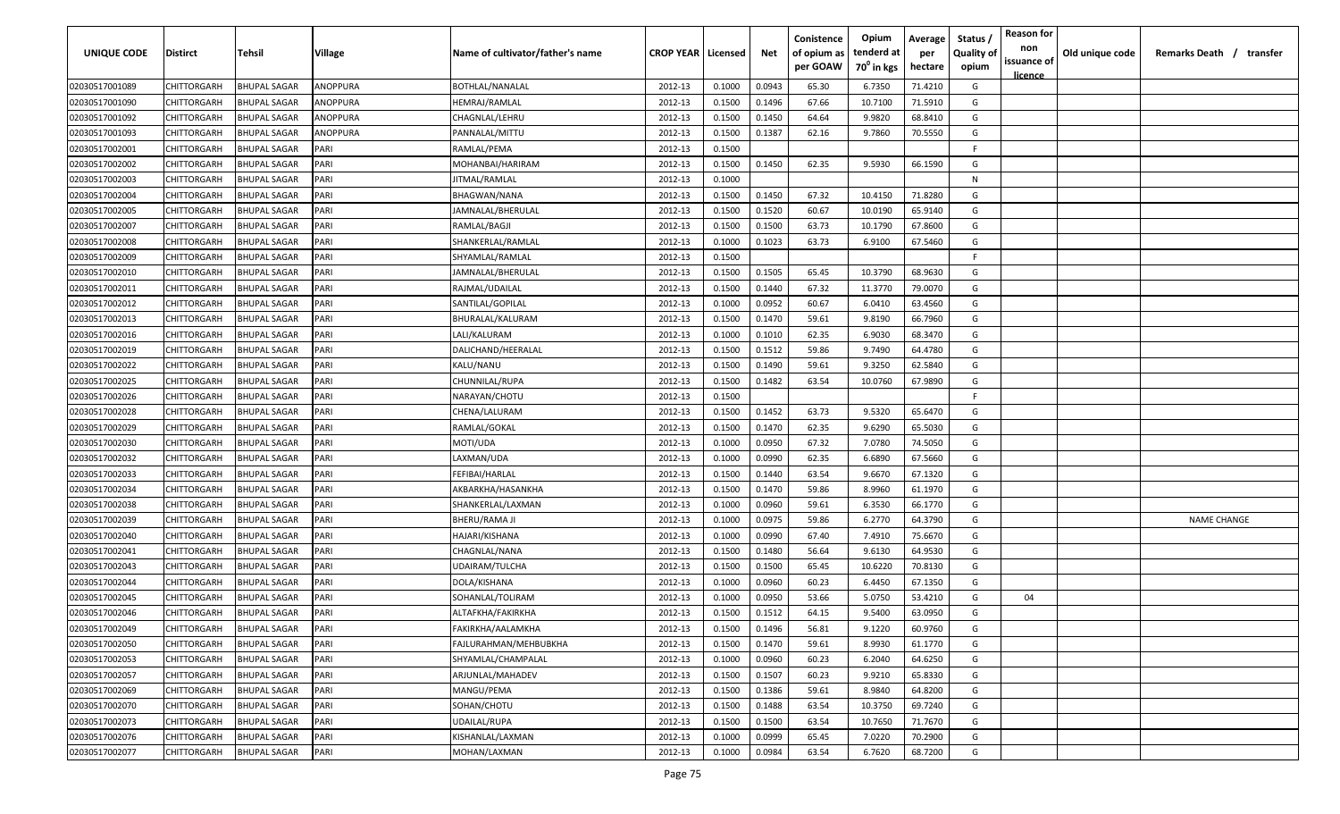| UNIQUE CODE | Distirct | Tehsil | Village | Name of cultivator/father's name | CROP YEAR | Licensed | Net | Conistence of opium as per GOAW | Opium tenderd at $70^0$ in kgs | Average per hectare | Status / Quality of opium | Reason for non issuance of licence | Old unique code | Remarks Death / transfer |
|---|---|---|---|---|---|---|---|---|---|---|---|---|---|---|
| 02030517001089 | CHITTORGARH | BHUPAL SAGAR | ANOPPURA | BOTHLAL/NANALAL | 2012-13 | 0.1000 | 0.0943 | 65.30 | 6.7350 | 71.4210 | G | | | |
| 02030517001090 | CHITTORGARH | BHUPAL SAGAR | ANOPPURA | HEMRAJ/RAMLAL | 2012-13 | 0.1500 | 0.1496 | 67.66 | 10.7100 | 71.5910 | G | | | |
| 02030517001092 | CHITTORGARH | BHUPAL SAGAR | ANOPPURA | CHAGNLAL/LEHRU | 2012-13 | 0.1500 | 0.1450 | 64.64 | 9.9820 | 68.8410 | G | | | |
| 02030517001093 | CHITTORGARH | BHUPAL SAGAR | ANOPPURA | PANNALAL/MITTU | 2012-13 | 0.1500 | 0.1387 | 62.16 | 9.7860 | 70.5550 | G | | | |
| 02030517002001 | CHITTORGARH | BHUPAL SAGAR | PARI | RAMLAL/PEMA | 2012-13 | 0.1500 | | | | | F | | | |
| 02030517002002 | CHITTORGARH | BHUPAL SAGAR | PARI | MOHANBAI/HARIRAM | 2012-13 | 0.1500 | 0.1450 | 62.35 | 9.5930 | 66.1590 | G | | | |
| 02030517002003 | CHITTORGARH | BHUPAL SAGAR | PARI | JITMAL/RAMLAL | 2012-13 | 0.1000 | | | | | N | | | |
| 02030517002004 | CHITTORGARH | BHUPAL SAGAR | PARI | BHAGWAN/NANA | 2012-13 | 0.1500 | 0.1450 | 67.32 | 10.4150 | 71.8280 | G | | | |
| 02030517002005 | CHITTORGARH | BHUPAL SAGAR | PARI | JAMNALAL/BHERULAL | 2012-13 | 0.1500 | 0.1520 | 60.67 | 10.0190 | 65.9140 | G | | | |
| 02030517002007 | CHITTORGARH | BHUPAL SAGAR | PARI | RAMLAL/BAGJI | 2012-13 | 0.1500 | 0.1500 | 63.73 | 10.1790 | 67.8600 | G | | | |
| 02030517002008 | CHITTORGARH | BHUPAL SAGAR | PARI | SHANKERLAL/RAMLAL | 2012-13 | 0.1000 | 0.1023 | 63.73 | 6.9100 | 67.5460 | G | | | |
| 02030517002009 | CHITTORGARH | BHUPAL SAGAR | PARI | SHYAMLAL/RAMLAL | 2012-13 | 0.1500 | | | | | F | | | |
| 02030517002010 | CHITTORGARH | BHUPAL SAGAR | PARI | JAMNALAL/BHERULAL | 2012-13 | 0.1500 | 0.1505 | 65.45 | 10.3790 | 68.9630 | G | | | |
| 02030517002011 | CHITTORGARH | BHUPAL SAGAR | PARI | RAJMAL/UDAILAL | 2012-13 | 0.1500 | 0.1440 | 67.32 | 11.3770 | 79.0070 | G | | | |
| 02030517002012 | CHITTORGARH | BHUPAL SAGAR | PARI | SANTILAL/GOPILAL | 2012-13 | 0.1000 | 0.0952 | 60.67 | 6.0410 | 63.4560 | G | | | |
| 02030517002013 | CHITTORGARH | BHUPAL SAGAR | PARI | BHURALAL/KALURAM | 2012-13 | 0.1500 | 0.1470 | 59.61 | 9.8190 | 66.7960 | G | | | |
| 02030517002016 | CHITTORGARH | BHUPAL SAGAR | PARI | LALI/KALURAM | 2012-13 | 0.1000 | 0.1010 | 62.35 | 6.9030 | 68.3470 | G | | | |
| 02030517002019 | CHITTORGARH | BHUPAL SAGAR | PARI | DALICHAND/HEERALAL | 2012-13 | 0.1500 | 0.1512 | 59.86 | 9.7490 | 64.4780 | G | | | |
| 02030517002022 | CHITTORGARH | BHUPAL SAGAR | PARI | KALU/NANU | 2012-13 | 0.1500 | 0.1490 | 59.61 | 9.3250 | 62.5840 | G | | | |
| 02030517002025 | CHITTORGARH | BHUPAL SAGAR | PARI | CHUNNILAL/RUPA | 2012-13 | 0.1500 | 0.1482 | 63.54 | 10.0760 | 67.9890 | G | | | |
| 02030517002026 | CHITTORGARH | BHUPAL SAGAR | PARI | NARAYAN/CHOTU | 2012-13 | 0.1500 | | | | | F | | | |
| 02030517002028 | CHITTORGARH | BHUPAL SAGAR | PARI | CHENA/LALURAM | 2012-13 | 0.1500 | 0.1452 | 63.73 | 9.5320 | 65.6470 | G | | | |
| 02030517002029 | CHITTORGARH | BHUPAL SAGAR | PARI | RAMLAL/GOKAL | 2012-13 | 0.1500 | 0.1470 | 62.35 | 9.6290 | 65.5030 | G | | | |
| 02030517002030 | CHITTORGARH | BHUPAL SAGAR | PARI | MOTI/UDA | 2012-13 | 0.1000 | 0.0950 | 67.32 | 7.0780 | 74.5050 | G | | | |
| 02030517002032 | CHITTORGARH | BHUPAL SAGAR | PARI | LAXMAN/UDA | 2012-13 | 0.1000 | 0.0990 | 62.35 | 6.6890 | 67.5660 | G | | | |
| 02030517002033 | CHITTORGARH | BHUPAL SAGAR | PARI | FEFIBAI/HARLAL | 2012-13 | 0.1500 | 0.1440 | 63.54 | 9.6670 | 67.1320 | G | | | |
| 02030517002034 | CHITTORGARH | BHUPAL SAGAR | PARI | AKBARKHA/HASANKHA | 2012-13 | 0.1500 | 0.1470 | 59.86 | 8.9960 | 61.1970 | G | | | |
| 02030517002038 | CHITTORGARH | BHUPAL SAGAR | PARI | SHANKERLAL/LAXMAN | 2012-13 | 0.1000 | 0.0960 | 59.61 | 6.3530 | 66.1770 | G | | | |
| 02030517002039 | CHITTORGARH | BHUPAL SAGAR | PARI | BHERU/RAMA JI | 2012-13 | 0.1000 | 0.0975 | 59.86 | 6.2770 | 64.3790 | G | | | NAME CHANGE |
| 02030517002040 | CHITTORGARH | BHUPAL SAGAR | PARI | HAJARI/KISHANA | 2012-13 | 0.1000 | 0.0990 | 67.40 | 7.4910 | 75.6670 | G | | | |
| 02030517002041 | CHITTORGARH | BHUPAL SAGAR | PARI | CHAGNLAL/NANA | 2012-13 | 0.1500 | 0.1480 | 56.64 | 9.6130 | 64.9530 | G | | | |
| 02030517002043 | CHITTORGARH | BHUPAL SAGAR | PARI | UDAIRAM/TULCHA | 2012-13 | 0.1500 | 0.1500 | 65.45 | 10.6220 | 70.8130 | G | | | |
| 02030517002044 | CHITTORGARH | BHUPAL SAGAR | PARI | DOLA/KISHANA | 2012-13 | 0.1000 | 0.0960 | 60.23 | 6.4450 | 67.1350 | G | | | |
| 02030517002045 | CHITTORGARH | BHUPAL SAGAR | PARI | SOHANLAL/TOLIRAM | 2012-13 | 0.1000 | 0.0950 | 53.66 | 5.0750 | 53.4210 | G | 04 | | |
| 02030517002046 | CHITTORGARH | BHUPAL SAGAR | PARI | ALTAFKHA/FAKIRKHA | 2012-13 | 0.1500 | 0.1512 | 64.15 | 9.5400 | 63.0950 | G | | | |
| 02030517002049 | CHITTORGARH | BHUPAL SAGAR | PARI | FAKIRKHA/AALAMKHA | 2012-13 | 0.1500 | 0.1496 | 56.81 | 9.1220 | 60.9760 | G | | | |
| 02030517002050 | CHITTORGARH | BHUPAL SAGAR | PARI | FAJLURAHMAN/MEHBUBKHA | 2012-13 | 0.1500 | 0.1470 | 59.61 | 8.9930 | 61.1770 | G | | | |
| 02030517002053 | CHITTORGARH | BHUPAL SAGAR | PARI | SHYAMLAL/CHAMPALAL | 2012-13 | 0.1000 | 0.0960 | 60.23 | 6.2040 | 64.6250 | G | | | |
| 02030517002057 | CHITTORGARH | BHUPAL SAGAR | PARI | ARJUNLAL/MAHADEV | 2012-13 | 0.1500 | 0.1507 | 60.23 | 9.9210 | 65.8330 | G | | | |
| 02030517002069 | CHITTORGARH | BHUPAL SAGAR | PARI | MANGU/PEMA | 2012-13 | 0.1500 | 0.1386 | 59.61 | 8.9840 | 64.8200 | G | | | |
| 02030517002070 | CHITTORGARH | BHUPAL SAGAR | PARI | SOHAN/CHOTU | 2012-13 | 0.1500 | 0.1488 | 63.54 | 10.3750 | 69.7240 | G | | | |
| 02030517002073 | CHITTORGARH | BHUPAL SAGAR | PARI | UDAILAL/RUPA | 2012-13 | 0.1500 | 0.1500 | 63.54 | 10.7650 | 71.7670 | G | | | |
| 02030517002076 | CHITTORGARH | BHUPAL SAGAR | PARI | KISHANLAL/LAXMAN | 2012-13 | 0.1000 | 0.0999 | 65.45 | 7.0220 | 70.2900 | G | | | |
| 02030517002077 | CHITTORGARH | BHUPAL SAGAR | PARI | MOHAN/LAXMAN | 2012-13 | 0.1000 | 0.0984 | 63.54 | 6.7620 | 68.7200 | G | | | |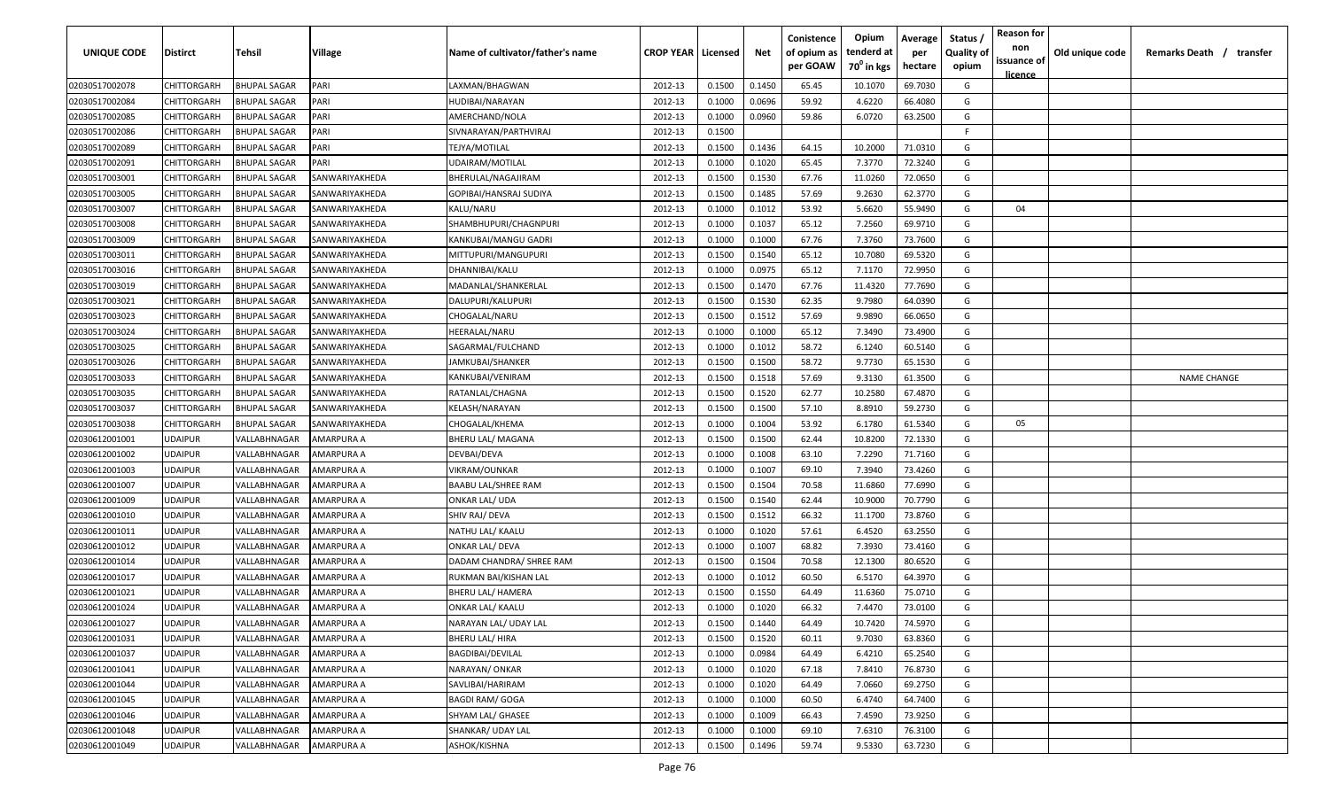| UNIQUE CODE | Distirct | Tehsil | Village | Name of cultivator/father's name | CROP YEAR | Licensed | Net | Conistence of opium as per GOAW | Opium tenderd at $70^0$ in kgs | Average per hectare | Status / Quality of opium | Reason for non issuance of licence | Old unique code | Remarks Death / transfer |
|---|---|---|---|---|---|---|---|---|---|---|---|---|---|---|
| 02030517002078 | CHITTORGARH | BHUPAL SAGAR | PARI | LAXMAN/BHAGWAN | 2012-13 | 0.1500 | 0.1450 | 65.45 | 10.1070 | 69.7030 | G | | | |
| 02030517002084 | CHITTORGARH | BHUPAL SAGAR | PARI | HUDIBAI/NARAYAN | 2012-13 | 0.1000 | 0.0696 | 59.92 | 4.6220 | 66.4080 | G | | | |
| 02030517002085 | CHITTORGARH | BHUPAL SAGAR | PARI | AMERCHAND/NOLA | 2012-13 | 0.1000 | 0.0960 | 59.86 | 6.0720 | 63.2500 | G | | | |
| 02030517002086 | CHITTORGARH | BHUPAL SAGAR | PARI | SIVNARAYAN/PARTHVIRAJ | 2012-13 | 0.1500 | | | | | F | | | |
| 02030517002089 | CHITTORGARH | BHUPAL SAGAR | PARI | TEJYA/MOTILAL | 2012-13 | 0.1500 | 0.1436 | 64.15 | 10.2000 | 71.0310 | G | | | |
| 02030517002091 | CHITTORGARH | BHUPAL SAGAR | PARI | UDAIRAM/MOTILAL | 2012-13 | 0.1000 | 0.1020 | 65.45 | 7.3770 | 72.3240 | G | | | |
| 02030517003001 | CHITTORGARH | BHUPAL SAGAR | SANWARIYAKHEDA | BHERULAL/NAGAJIRAM | 2012-13 | 0.1500 | 0.1530 | 67.76 | 11.0260 | 72.0650 | G | | | |
| 02030517003005 | CHITTORGARH | BHUPAL SAGAR | SANWARIYAKHEDA | GOPIBAI/HANSRAJ SUDIYA | 2012-13 | 0.1500 | 0.1485 | 57.69 | 9.2630 | 62.3770 | G | | | |
| 02030517003007 | CHITTORGARH | BHUPAL SAGAR | SANWARIYAKHEDA | KALU/NARU | 2012-13 | 0.1000 | 0.1012 | 53.92 | 5.6620 | 55.9490 | G | 04 | | |
| 02030517003008 | CHITTORGARH | BHUPAL SAGAR | SANWARIYAKHEDA | SHAMBHUPURI/CHAGNPURI | 2012-13 | 0.1000 | 0.1037 | 65.12 | 7.2560 | 69.9710 | G | | | |
| 02030517003009 | CHITTORGARH | BHUPAL SAGAR | SANWARIYAKHEDA | KANKUBAI/MANGU GADRI | 2012-13 | 0.1000 | 0.1000 | 67.76 | 7.3760 | 73.7600 | G | | | |
| 02030517003011 | CHITTORGARH | BHUPAL SAGAR | SANWARIYAKHEDA | MITTUPURI/MANGUPURI | 2012-13 | 0.1500 | 0.1540 | 65.12 | 10.7080 | 69.5320 | G | | | |
| 02030517003016 | CHITTORGARH | BHUPAL SAGAR | SANWARIYAKHEDA | DHANNIBAI/KALU | 2012-13 | 0.1000 | 0.0975 | 65.12 | 7.1170 | 72.9950 | G | | | |
| 02030517003019 | CHITTORGARH | BHUPAL SAGAR | SANWARIYAKHEDA | MADANLAL/SHANKERLAL | 2012-13 | 0.1500 | 0.1470 | 67.76 | 11.4320 | 77.7690 | G | | | |
| 02030517003021 | CHITTORGARH | BHUPAL SAGAR | SANWARIYAKHEDA | DALUPURI/KALUPURI | 2012-13 | 0.1500 | 0.1530 | 62.35 | 9.7980 | 64.0390 | G | | | |
| 02030517003023 | CHITTORGARH | BHUPAL SAGAR | SANWARIYAKHEDA | CHOGALAL/NARU | 2012-13 | 0.1500 | 0.1512 | 57.69 | 9.9890 | 66.0650 | G | | | |
| 02030517003024 | CHITTORGARH | BHUPAL SAGAR | SANWARIYAKHEDA | HEERALAL/NARU | 2012-13 | 0.1000 | 0.1000 | 65.12 | 7.3490 | 73.4900 | G | | | |
| 02030517003025 | CHITTORGARH | BHUPAL SAGAR | SANWARIYAKHEDA | SAGARMAL/FULCHAND | 2012-13 | 0.1000 | 0.1012 | 58.72 | 6.1240 | 60.5140 | G | | | |
| 02030517003026 | CHITTORGARH | BHUPAL SAGAR | SANWARIYAKHEDA | JAMKUBAI/SHANKER | 2012-13 | 0.1500 | 0.1500 | 58.72 | 9.7730 | 65.1530 | G | | | |
| 02030517003033 | CHITTORGARH | BHUPAL SAGAR | SANWARIYAKHEDA | KANKUBAI/VENIRAM | 2012-13 | 0.1500 | 0.1518 | 57.69 | 9.3130 | 61.3500 | G | | | NAME CHANGE |
| 02030517003035 | CHITTORGARH | BHUPAL SAGAR | SANWARIYAKHEDA | RATANLAL/CHAGNA | 2012-13 | 0.1500 | 0.1520 | 62.77 | 10.2580 | 67.4870 | G | | | |
| 02030517003037 | CHITTORGARH | BHUPAL SAGAR | SANWARIYAKHEDA | KELASH/NARAYAN | 2012-13 | 0.1500 | 0.1500 | 57.10 | 8.8910 | 59.2730 | G | | | |
| 02030517003038 | CHITTORGARH | BHUPAL SAGAR | SANWARIYAKHEDA | CHOGALAL/KHEMA | 2012-13 | 0.1000 | 0.1004 | 53.92 | 6.1780 | 61.5340 | G | 05 | | |
| 02030612001001 | UDAIPUR | VALLABHNAGAR | AMARPURA A | BHERU LAL/ MAGANA | 2012-13 | 0.1500 | 0.1500 | 62.44 | 10.8200 | 72.1330 | G | | | |
| 02030612001002 | UDAIPUR | VALLABHNAGAR | AMARPURA A | DEVBAI/DEVA | 2012-13 | 0.1000 | 0.1008 | 63.10 | 7.2290 | 71.7160 | G | | | |
| 02030612001003 | UDAIPUR | VALLABHNAGAR | AMARPURA A | VIKRAM/OUNKAR | 2012-13 | 0.1000 | 0.1007 | 69.10 | 7.3940 | 73.4260 | G | | | |
| 02030612001007 | UDAIPUR | VALLABHNAGAR | AMARPURA A | BAABU LAL/SHREE RAM | 2012-13 | 0.1500 | 0.1504 | 70.58 | 11.6860 | 77.6990 | G | | | |
| 02030612001009 | UDAIPUR | VALLABHNAGAR | AMARPURA A | ONKAR LAL/ UDA | 2012-13 | 0.1500 | 0.1540 | 62.44 | 10.9000 | 70.7790 | G | | | |
| 02030612001010 | UDAIPUR | VALLABHNAGAR | AMARPURA A | SHIV RAJ/ DEVA | 2012-13 | 0.1500 | 0.1512 | 66.32 | 11.1700 | 73.8760 | G | | | |
| 02030612001011 | UDAIPUR | VALLABHNAGAR | AMARPURA A | NATHU LAL/ KAALU | 2012-13 | 0.1000 | 0.1020 | 57.61 | 6.4520 | 63.2550 | G | | | |
| 02030612001012 | UDAIPUR | VALLABHNAGAR | AMARPURA A | ONKAR LAL/ DEVA | 2012-13 | 0.1000 | 0.1007 | 68.82 | 7.3930 | 73.4160 | G | | | |
| 02030612001014 | UDAIPUR | VALLABHNAGAR | AMARPURA A | DADAM CHANDRA/ SHREE RAM | 2012-13 | 0.1500 | 0.1504 | 70.58 | 12.1300 | 80.6520 | G | | | |
| 02030612001017 | UDAIPUR | VALLABHNAGAR | AMARPURA A | RUKMAN BAI/KISHAN LAL | 2012-13 | 0.1000 | 0.1012 | 60.50 | 6.5170 | 64.3970 | G | | | |
| 02030612001021 | UDAIPUR | VALLABHNAGAR | AMARPURA A | BHERU LAL/ HAMERA | 2012-13 | 0.1500 | 0.1550 | 64.49 | 11.6360 | 75.0710 | G | | | |
| 02030612001024 | UDAIPUR | VALLABHNAGAR | AMARPURA A | ONKAR LAL/ KAALU | 2012-13 | 0.1000 | 0.1020 | 66.32 | 7.4470 | 73.0100 | G | | | |
| 02030612001027 | UDAIPUR | VALLABHNAGAR | AMARPURA A | NARAYAN LAL/ UDAY LAL | 2012-13 | 0.1500 | 0.1440 | 64.49 | 10.7420 | 74.5970 | G | | | |
| 02030612001031 | UDAIPUR | VALLABHNAGAR | AMARPURA A | BHERU LAL/ HIRA | 2012-13 | 0.1500 | 0.1520 | 60.11 | 9.7030 | 63.8360 | G | | | |
| 02030612001037 | UDAIPUR | VALLABHNAGAR | AMARPURA A | BAGDIBAI/DEVILAL | 2012-13 | 0.1000 | 0.0984 | 64.49 | 6.4210 | 65.2540 | G | | | |
| 02030612001041 | UDAIPUR | VALLABHNAGAR | AMARPURA A | NARAYAN/ ONKAR | 2012-13 | 0.1000 | 0.1020 | 67.18 | 7.8410 | 76.8730 | G | | | |
| 02030612001044 | UDAIPUR | VALLABHNAGAR | AMARPURA A | SAVLIBAI/HARIRAM | 2012-13 | 0.1000 | 0.1020 | 64.49 | 7.0660 | 69.2750 | G | | | |
| 02030612001045 | UDAIPUR | VALLABHNAGAR | AMARPURA A | BAGDI RAM/ GOGA | 2012-13 | 0.1000 | 0.1000 | 60.50 | 6.4740 | 64.7400 | G | | | |
| 02030612001046 | UDAIPUR | VALLABHNAGAR | AMARPURA A | SHYAM LAL/ GHASEE | 2012-13 | 0.1000 | 0.1009 | 66.43 | 7.4590 | 73.9250 | G | | | |
| 02030612001048 | UDAIPUR | VALLABHNAGAR | AMARPURA A | SHANKAR/ UDAY LAL | 2012-13 | 0.1000 | 0.1000 | 69.10 | 7.6310 | 76.3100 | G | | | |
| 02030612001049 | UDAIPUR | VALLABHNAGAR | AMARPURA A | ASHOK/KISHNA | 2012-13 | 0.1500 | 0.1496 | 59.74 | 9.5330 | 63.7230 | G | | | |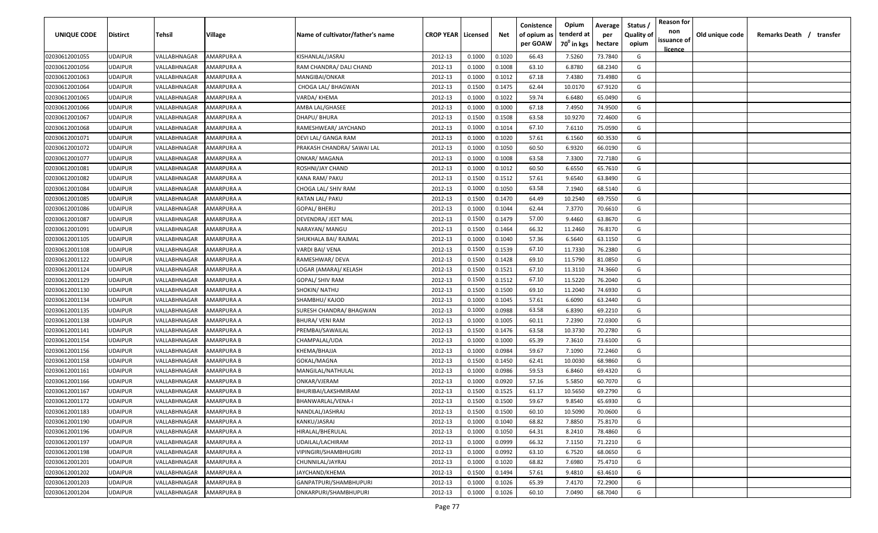| UNIQUE CODE | Distirct | Tehsil | Village | Name of cultivator/father's name | CROP YEAR | Licensed | Net | Conistence of opium as per GOAW | Opium tenderd at 70° in kgs | Average per hectare | Status / Quality of opium | Reason for non issuance of licence | Old unique code | Remarks Death / transfer |
|---|---|---|---|---|---|---|---|---|---|---|---|---|---|---|
| 02030612001055 | UDAIPUR | VALLABHNAGAR | AMARPURA A | KISHANLAL/JASRAJ | 2012-13 | 0.1000 | 0.1020 | 66.43 | 7.5260 | 73.7840 | G | | | |
| 02030612001056 | UDAIPUR | VALLABHNAGAR | AMARPURA A | RAM CHANDRA/ DALI CHAND | 2012-13 | 0.1000 | 0.1008 | 63.10 | 6.8780 | 68.2340 | G | | | |
| 02030612001063 | UDAIPUR | VALLABHNAGAR | AMARPURA A | MANGIBAI/ONKAR | 2012-13 | 0.1000 | 0.1012 | 67.18 | 7.4380 | 73.4980 | G | | | |
| 02030612001064 | UDAIPUR | VALLABHNAGAR | AMARPURA A | CHOGA LAL/ BHAGWAN | 2012-13 | 0.1500 | 0.1475 | 62.44 | 10.0170 | 67.9120 | G | | | |
| 02030612001065 | UDAIPUR | VALLABHNAGAR | AMARPURA A | VARDA/ KHEMA | 2012-13 | 0.1000 | 0.1022 | 59.74 | 6.6480 | 65.0490 | G | | | |
| 02030612001066 | UDAIPUR | VALLABHNAGAR | AMARPURA A | AMBA LAL/GHASEE | 2012-13 | 0.1000 | 0.1000 | 67.18 | 7.4950 | 74.9500 | G | | | |
| 02030612001067 | UDAIPUR | VALLABHNAGAR | AMARPURA A | DHAPU/ BHURA | 2012-13 | 0.1500 | 0.1508 | 63.58 | 10.9270 | 72.4600 | G | | | |
| 02030612001068 | UDAIPUR | VALLABHNAGAR | AMARPURA A | RAMESHWEAR/ JAYCHAND | 2012-13 | 0.1000 | 0.1014 | 67.10 | 7.6110 | 75.0590 | G | | | |
| 02030612001071 | UDAIPUR | VALLABHNAGAR | AMARPURA A | DEVI LAL/ GANGA RAM | 2012-13 | 0.1000 | 0.1020 | 57.61 | 6.1560 | 60.3530 | G | | | |
| 02030612001072 | UDAIPUR | VALLABHNAGAR | AMARPURA A | PRAKASH CHANDRA/ SAWAI LAL | 2012-13 | 0.1000 | 0.1050 | 60.50 | 6.9320 | 66.0190 | G | | | |
| 02030612001077 | UDAIPUR | VALLABHNAGAR | AMARPURA A | ONKAR/ MAGANA | 2012-13 | 0.1000 | 0.1008 | 63.58 | 7.3300 | 72.7180 | G | | | |
| 02030612001081 | UDAIPUR | VALLABHNAGAR | AMARPURA A | ROSHNI/JAY CHAND | 2012-13 | 0.1000 | 0.1012 | 60.50 | 6.6550 | 65.7610 | G | | | |
| 02030612001082 | UDAIPUR | VALLABHNAGAR | AMARPURA A | KANA RAM/ PAKU | 2012-13 | 0.1500 | 0.1512 | 57.61 | 9.6540 | 63.8490 | G | | | |
| 02030612001084 | UDAIPUR | VALLABHNAGAR | AMARPURA A | CHOGA LAL/ SHIV RAM | 2012-13 | 0.1000 | 0.1050 | 63.58 | 7.1940 | 68.5140 | G | | | |
| 02030612001085 | UDAIPUR | VALLABHNAGAR | AMARPURA A | RATAN LAL/ PAKU | 2012-13 | 0.1500 | 0.1470 | 64.49 | 10.2540 | 69.7550 | G | | | |
| 02030612001086 | UDAIPUR | VALLABHNAGAR | AMARPURA A | GOPAL/ BHERU | 2012-13 | 0.1000 | 0.1044 | 62.44 | 7.3770 | 70.6610 | G | | | |
| 02030612001087 | UDAIPUR | VALLABHNAGAR | AMARPURA A | DEVENDRA/ JEET MAL | 2012-13 | 0.1500 | 0.1479 | 57.00 | 9.4460 | 63.8670 | G | | | |
| 02030612001091 | UDAIPUR | VALLABHNAGAR | AMARPURA A | NARAYAN/ MANGU | 2012-13 | 0.1500 | 0.1464 | 66.32 | 11.2460 | 76.8170 | G | | | |
| 02030612001105 | UDAIPUR | VALLABHNAGAR | AMARPURA A | SHUKHALA BAI/ RAJMAL | 2012-13 | 0.1000 | 0.1040 | 57.36 | 6.5640 | 63.1150 | G | | | |
| 02030612001108 | UDAIPUR | VALLABHNAGAR | AMARPURA A | VARDI BAI/ VENA | 2012-13 | 0.1500 | 0.1539 | 67.10 | 11.7330 | 76.2380 | G | | | |
| 02030612001122 | UDAIPUR | VALLABHNAGAR | AMARPURA A | RAMESHWAR/ DEVA | 2012-13 | 0.1500 | 0.1428 | 69.10 | 11.5790 | 81.0850 | G | | | |
| 02030612001124 | UDAIPUR | VALLABHNAGAR | AMARPURA A | LOGAR (AMARA)/ KELASH | 2012-13 | 0.1500 | 0.1521 | 67.10 | 11.3110 | 74.3660 | G | | | |
| 02030612001129 | UDAIPUR | VALLABHNAGAR | AMARPURA A | GOPAL/ SHIV RAM | 2012-13 | 0.1500 | 0.1512 | 67.10 | 11.5220 | 76.2040 | G | | | |
| 02030612001130 | UDAIPUR | VALLABHNAGAR | AMARPURA A | SHOKIN/ NATHU | 2012-13 | 0.1500 | 0.1500 | 69.10 | 11.2040 | 74.6930 | G | | | |
| 02030612001134 | UDAIPUR | VALLABHNAGAR | AMARPURA A | SHAMBHU/ KAJOD | 2012-13 | 0.1000 | 0.1045 | 57.61 | 6.6090 | 63.2440 | G | | | |
| 02030612001135 | UDAIPUR | VALLABHNAGAR | AMARPURA A | SURESH CHANDRA/ BHAGWAN | 2012-13 | 0.1000 | 0.0988 | 63.58 | 6.8390 | 69.2210 | G | | | |
| 02030612001138 | UDAIPUR | VALLABHNAGAR | AMARPURA A | BHURA/ VENI RAM | 2012-13 | 0.1000 | 0.1005 | 60.11 | 7.2390 | 72.0300 | G | | | |
| 02030612001141 | UDAIPUR | VALLABHNAGAR | AMARPURA A | PREMBAI/SAWAILAL | 2012-13 | 0.1500 | 0.1476 | 63.58 | 10.3730 | 70.2780 | G | | | |
| 02030612001154 | UDAIPUR | VALLABHNAGAR | AMARPURA B | CHAMPALAL/UDA | 2012-13 | 0.1000 | 0.1000 | 65.39 | 7.3610 | 73.6100 | G | | | |
| 02030612001156 | UDAIPUR | VALLABHNAGAR | AMARPURA B | KHEMA/BHAJJA | 2012-13 | 0.1000 | 0.0984 | 59.67 | 7.1090 | 72.2460 | G | | | |
| 02030612001158 | UDAIPUR | VALLABHNAGAR | AMARPURA B | GOKAL/MAGNA | 2012-13 | 0.1500 | 0.1450 | 62.41 | 10.0030 | 68.9860 | G | | | |
| 02030612001161 | UDAIPUR | VALLABHNAGAR | AMARPURA B | MANGILAL/NATHULAL | 2012-13 | 0.1000 | 0.0986 | 59.53 | 6.8460 | 69.4320 | G | | | |
| 02030612001166 | UDAIPUR | VALLABHNAGAR | AMARPURA B | ONKAR/VJERAM | 2012-13 | 0.1000 | 0.0920 | 57.16 | 5.5850 | 60.7070 | G | | | |
| 02030612001167 | UDAIPUR | VALLABHNAGAR | AMARPURA B | BHURIBAI/LAKSHMIRAM | 2012-13 | 0.1500 | 0.1525 | 61.17 | 10.5650 | 69.2790 | G | | | |
| 02030612001172 | UDAIPUR | VALLABHNAGAR | AMARPURA B | BHANWARLAL/VENA-I | 2012-13 | 0.1500 | 0.1500 | 59.67 | 9.8540 | 65.6930 | G | | | |
| 02030612001183 | UDAIPUR | VALLABHNAGAR | AMARPURA B | NANDLAL/JASHRAJ | 2012-13 | 0.1500 | 0.1500 | 60.10 | 10.5090 | 70.0600 | G | | | |
| 02030612001190 | UDAIPUR | VALLABHNAGAR | AMARPURA A | KANKU/JASRAJ | 2012-13 | 0.1000 | 0.1040 | 68.82 | 7.8850 | 75.8170 | G | | | |
| 02030612001196 | UDAIPUR | VALLABHNAGAR | AMARPURA A | HIRALAL/BHERULAL | 2012-13 | 0.1000 | 0.1050 | 64.31 | 8.2410 | 78.4860 | G | | | |
| 02030612001197 | UDAIPUR | VALLABHNAGAR | AMARPURA A | UDAILAL/LACHIRAM | 2012-13 | 0.1000 | 0.0999 | 66.32 | 7.1150 | 71.2210 | G | | | |
| 02030612001198 | UDAIPUR | VALLABHNAGAR | AMARPURA A | VIPINGIRI/SHAMBHUGIRI | 2012-13 | 0.1000 | 0.0992 | 63.10 | 6.7520 | 68.0650 | G | | | |
| 02030612001201 | UDAIPUR | VALLABHNAGAR | AMARPURA A | CHUNNILAL/JAYRAJ | 2012-13 | 0.1000 | 0.1020 | 68.82 | 7.6980 | 75.4710 | G | | | |
| 02030612001202 | UDAIPUR | VALLABHNAGAR | AMARPURA A | JAYCHAND/KHEMA | 2012-13 | 0.1500 | 0.1494 | 57.61 | 9.4810 | 63.4610 | G | | | |
| 02030612001203 | UDAIPUR | VALLABHNAGAR | AMARPURA B | GANPATPURI/SHAMBHUPURI | 2012-13 | 0.1000 | 0.1026 | 65.39 | 7.4170 | 72.2900 | G | | | |
| 02030612001204 | UDAIPUR | VALLABHNAGAR | AMARPURA B | ONKARPURI/SHAMBHUPURI | 2012-13 | 0.1000 | 0.1026 | 60.10 | 7.0490 | 68.7040 | G | | | |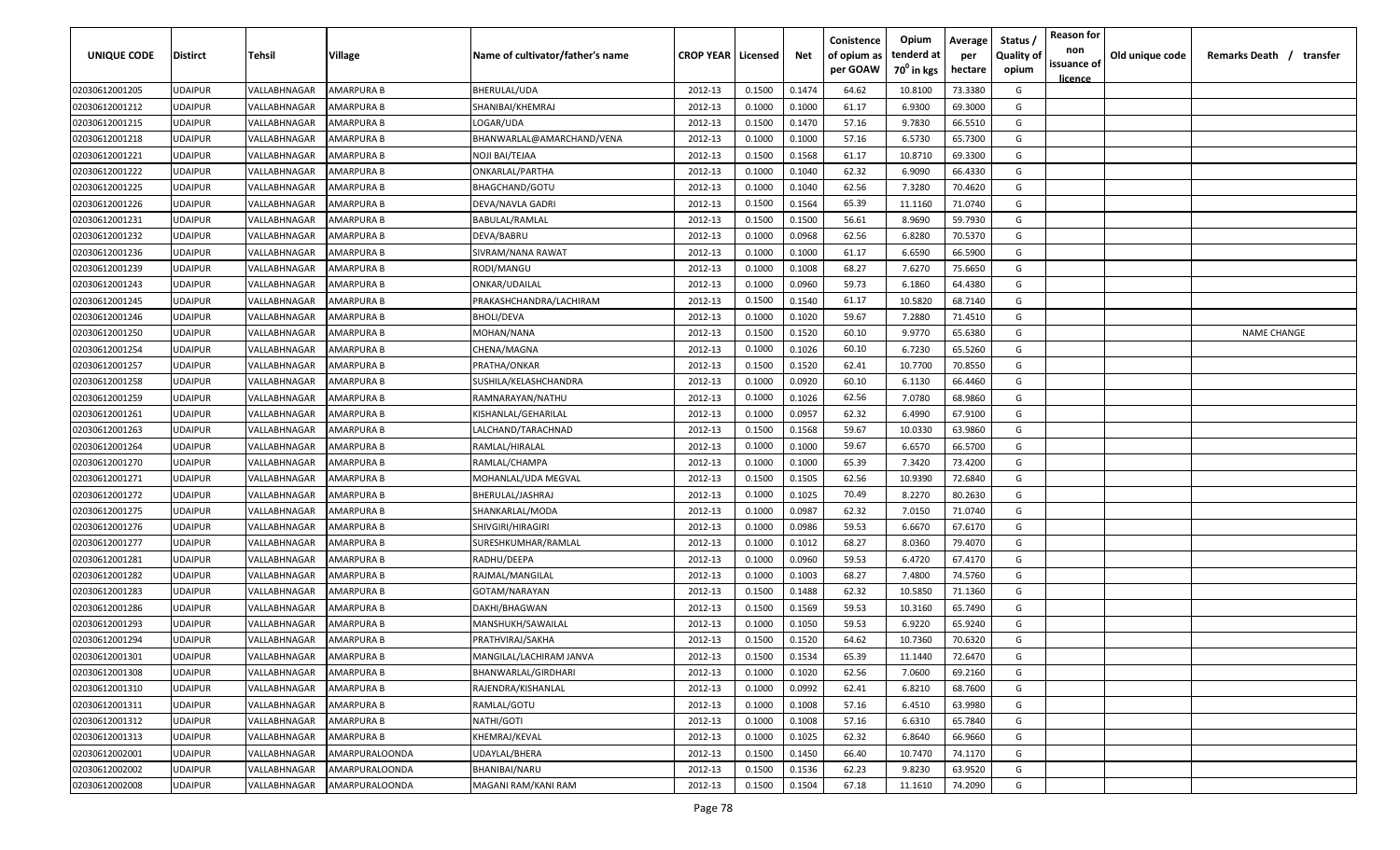| UNIQUE CODE | Distirct | Tehsil | Village | Name of cultivator/father's name | CROP YEAR | Licensed | Net | Conistence of opium as per GOAW | Opium tenderd at 70° in kgs | Average per hectare | Status / Quality of opium | Reason for non issuance of licence | Old unique code | Remarks Death / transfer |
|---|---|---|---|---|---|---|---|---|---|---|---|---|---|---|
| 02030612001205 | UDAIPUR | VALLABHNAGAR | AMARPURA B | BHERULAL/UDA | 2012-13 | 0.1500 | 0.1474 | 64.62 | 10.8100 | 73.3380 | G | | | |
| 02030612001212 | UDAIPUR | VALLABHNAGAR | AMARPURA B | SHANIBAI/KHEMRAJ | 2012-13 | 0.1000 | 0.1000 | 61.17 | 6.9300 | 69.3000 | G | | | |
| 02030612001215 | UDAIPUR | VALLABHNAGAR | AMARPURA B | LOGAR/UDA | 2012-13 | 0.1500 | 0.1470 | 57.16 | 9.7830 | 66.5510 | G | | | |
| 02030612001218 | UDAIPUR | VALLABHNAGAR | AMARPURA B | BHANWARLAL@AMARCHAND/VENA | 2012-13 | 0.1000 | 0.1000 | 57.16 | 6.5730 | 65.7300 | G | | | |
| 02030612001221 | UDAIPUR | VALLABHNAGAR | AMARPURA B | NOJI BAI/TEJAA | 2012-13 | 0.1500 | 0.1568 | 61.17 | 10.8710 | 69.3300 | G | | | |
| 02030612001222 | UDAIPUR | VALLABHNAGAR | AMARPURA B | ONKARLAL/PARTHA | 2012-13 | 0.1000 | 0.1040 | 62.32 | 6.9090 | 66.4330 | G | | | |
| 02030612001225 | UDAIPUR | VALLABHNAGAR | AMARPURA B | BHAGCHAND/GOTU | 2012-13 | 0.1000 | 0.1040 | 62.56 | 7.3280 | 70.4620 | G | | | |
| 02030612001226 | UDAIPUR | VALLABHNAGAR | AMARPURA B | DEVA/NAVLA GADRI | 2012-13 | 0.1500 | 0.1564 | 65.39 | 11.1160 | 71.0740 | G | | | |
| 02030612001231 | UDAIPUR | VALLABHNAGAR | AMARPURA B | BABULAL/RAMLAL | 2012-13 | 0.1500 | 0.1500 | 56.61 | 8.9690 | 59.7930 | G | | | |
| 02030612001232 | UDAIPUR | VALLABHNAGAR | AMARPURA B | DEVA/BABRU | 2012-13 | 0.1000 | 0.0968 | 62.56 | 6.8280 | 70.5370 | G | | | |
| 02030612001236 | UDAIPUR | VALLABHNAGAR | AMARPURA B | SIVRAM/NANA RAWAT | 2012-13 | 0.1000 | 0.1000 | 61.17 | 6.6590 | 66.5900 | G | | | |
| 02030612001239 | UDAIPUR | VALLABHNAGAR | AMARPURA B | RODI/MANGU | 2012-13 | 0.1000 | 0.1008 | 68.27 | 7.6270 | 75.6650 | G | | | |
| 02030612001243 | UDAIPUR | VALLABHNAGAR | AMARPURA B | ONKAR/UDAILAL | 2012-13 | 0.1000 | 0.0960 | 59.73 | 6.1860 | 64.4380 | G | | | |
| 02030612001245 | UDAIPUR | VALLABHNAGAR | AMARPURA B | PRAKASHCHANDRA/LACHIRAM | 2012-13 | 0.1500 | 0.1540 | 61.17 | 10.5820 | 68.7140 | G | | | |
| 02030612001246 | UDAIPUR | VALLABHNAGAR | AMARPURA B | BHOLI/DEVA | 2012-13 | 0.1000 | 0.1020 | 59.67 | 7.2880 | 71.4510 | G | | | |
| 02030612001250 | UDAIPUR | VALLABHNAGAR | AMARPURA B | MOHAN/NANA | 2012-13 | 0.1500 | 0.1520 | 60.10 | 9.9770 | 65.6380 | G | | | NAME CHANGE |
| 02030612001254 | UDAIPUR | VALLABHNAGAR | AMARPURA B | CHENA/MAGNA | 2012-13 | 0.1000 | 0.1026 | 60.10 | 6.7230 | 65.5260 | G | | | |
| 02030612001257 | UDAIPUR | VALLABHNAGAR | AMARPURA B | PRATHA/ONKAR | 2012-13 | 0.1500 | 0.1520 | 62.41 | 10.7700 | 70.8550 | G | | | |
| 02030612001258 | UDAIPUR | VALLABHNAGAR | AMARPURA B | SUSHILA/KELASHCHANDRA | 2012-13 | 0.1000 | 0.0920 | 60.10 | 6.1130 | 66.4460 | G | | | |
| 02030612001259 | UDAIPUR | VALLABHNAGAR | AMARPURA B | RAMNARAYAN/NATHU | 2012-13 | 0.1000 | 0.1026 | 62.56 | 7.0780 | 68.9860 | G | | | |
| 02030612001261 | UDAIPUR | VALLABHNAGAR | AMARPURA B | KISHANLAL/GEHARILAL | 2012-13 | 0.1000 | 0.0957 | 62.32 | 6.4990 | 67.9100 | G | | | |
| 02030612001263 | UDAIPUR | VALLABHNAGAR | AMARPURA B | LALCHAND/TARACHNAD | 2012-13 | 0.1500 | 0.1568 | 59.67 | 10.0330 | 63.9860 | G | | | |
| 02030612001264 | UDAIPUR | VALLABHNAGAR | AMARPURA B | RAMLAL/HIRALAL | 2012-13 | 0.1000 | 0.1000 | 59.67 | 6.6570 | 66.5700 | G | | | |
| 02030612001270 | UDAIPUR | VALLABHNAGAR | AMARPURA B | RAMLAL/CHAMPA | 2012-13 | 0.1000 | 0.1000 | 65.39 | 7.3420 | 73.4200 | G | | | |
| 02030612001271 | UDAIPUR | VALLABHNAGAR | AMARPURA B | MOHANLAL/UDA MEGVAL | 2012-13 | 0.1500 | 0.1505 | 62.56 | 10.9390 | 72.6840 | G | | | |
| 02030612001272 | UDAIPUR | VALLABHNAGAR | AMARPURA B | BHERULAL/JASHRAJ | 2012-13 | 0.1000 | 0.1025 | 70.49 | 8.2270 | 80.2630 | G | | | |
| 02030612001275 | UDAIPUR | VALLABHNAGAR | AMARPURA B | SHANKARLAL/MODA | 2012-13 | 0.1000 | 0.0987 | 62.32 | 7.0150 | 71.0740 | G | | | |
| 02030612001276 | UDAIPUR | VALLABHNAGAR | AMARPURA B | SHIVGIRI/HIRAGIRI | 2012-13 | 0.1000 | 0.0986 | 59.53 | 6.6670 | 67.6170 | G | | | |
| 02030612001277 | UDAIPUR | VALLABHNAGAR | AMARPURA B | SURESHKUMHAR/RAMLAL | 2012-13 | 0.1000 | 0.1012 | 68.27 | 8.0360 | 79.4070 | G | | | |
| 02030612001281 | UDAIPUR | VALLABHNAGAR | AMARPURA B | RADHU/DEEPA | 2012-13 | 0.1000 | 0.0960 | 59.53 | 6.4720 | 67.4170 | G | | | |
| 02030612001282 | UDAIPUR | VALLABHNAGAR | AMARPURA B | RAJMAL/MANGILAL | 2012-13 | 0.1000 | 0.1003 | 68.27 | 7.4800 | 74.5760 | G | | | |
| 02030612001283 | UDAIPUR | VALLABHNAGAR | AMARPURA B | GOTAM/NARAYAN | 2012-13 | 0.1500 | 0.1488 | 62.32 | 10.5850 | 71.1360 | G | | | |
| 02030612001286 | UDAIPUR | VALLABHNAGAR | AMARPURA B | DAKHI/BHAGWAN | 2012-13 | 0.1500 | 0.1569 | 59.53 | 10.3160 | 65.7490 | G | | | |
| 02030612001293 | UDAIPUR | VALLABHNAGAR | AMARPURA B | MANSHUKH/SAWAILAL | 2012-13 | 0.1000 | 0.1050 | 59.53 | 6.9220 | 65.9240 | G | | | |
| 02030612001294 | UDAIPUR | VALLABHNAGAR | AMARPURA B | PRATHVIRAJ/SAKHA | 2012-13 | 0.1500 | 0.1520 | 64.62 | 10.7360 | 70.6320 | G | | | |
| 02030612001301 | UDAIPUR | VALLABHNAGAR | AMARPURA B | MANGILAL/LACHIRAM JANVA | 2012-13 | 0.1500 | 0.1534 | 65.39 | 11.1440 | 72.6470 | G | | | |
| 02030612001308 | UDAIPUR | VALLABHNAGAR | AMARPURA B | BHANWARLAL/GIRDHARI | 2012-13 | 0.1000 | 0.1020 | 62.56 | 7.0600 | 69.2160 | G | | | |
| 02030612001310 | UDAIPUR | VALLABHNAGAR | AMARPURA B | RAJENDRA/KISHANLAL | 2012-13 | 0.1000 | 0.0992 | 62.41 | 6.8210 | 68.7600 | G | | | |
| 02030612001311 | UDAIPUR | VALLABHNAGAR | AMARPURA B | RAMLAL/GOTU | 2012-13 | 0.1000 | 0.1008 | 57.16 | 6.4510 | 63.9980 | G | | | |
| 02030612001312 | UDAIPUR | VALLABHNAGAR | AMARPURA B | NATHI/GOTI | 2012-13 | 0.1000 | 0.1008 | 57.16 | 6.6310 | 65.7840 | G | | | |
| 02030612001313 | UDAIPUR | VALLABHNAGAR | AMARPURA B | KHEMRAJ/KEVAL | 2012-13 | 0.1000 | 0.1025 | 62.32 | 6.8640 | 66.9660 | G | | | |
| 02030612002001 | UDAIPUR | VALLABHNAGAR | AMARPURALOONDA | UDAYLAL/BHERA | 2012-13 | 0.1500 | 0.1450 | 66.40 | 10.7470 | 74.1170 | G | | | |
| 02030612002002 | UDAIPUR | VALLABHNAGAR | AMARPURALOONDA | BHANIBAI/NARU | 2012-13 | 0.1500 | 0.1536 | 62.23 | 9.8230 | 63.9520 | G | | | |
| 02030612002008 | UDAIPUR | VALLABHNAGAR | AMARPURALOONDA | MAGANI RAM/KANI RAM | 2012-13 | 0.1500 | 0.1504 | 67.18 | 11.1610 | 74.2090 | G | | | |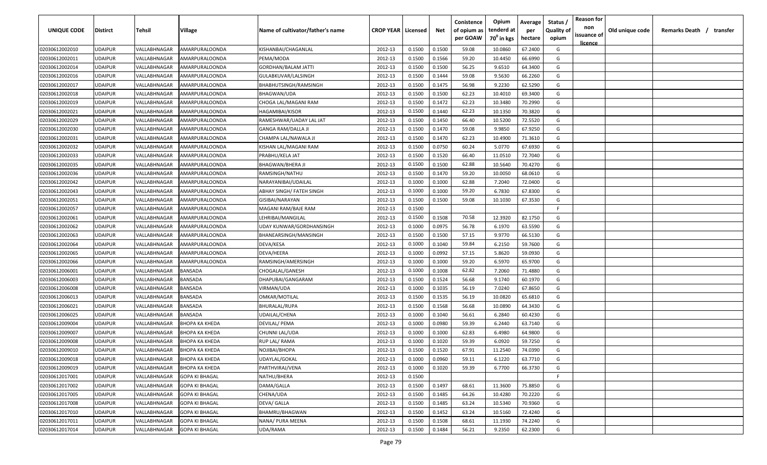| UNIQUE CODE | Distirct | Tehsil | Village | Name of cultivator/father's name | CROP YEAR | Licensed | Net | Conistence of opium as per GOAW | Opium tenderd at 70° in kgs | Average per hectare | Status / Quality of opium | Reason for non issuance of licence | Old unique code | Remarks Death / transfer |
|---|---|---|---|---|---|---|---|---|---|---|---|---|---|---|
| 02030612002010 | UDAIPUR | VALLABHNAGAR | AMARPURALOONDA | KISHANBAI/CHAGANLAL | 2012-13 | 0.1500 | 0.1500 | 59.08 | 10.0860 | 67.2400 | G | | | |
| 02030612002011 | UDAIPUR | VALLABHNAGAR | AMARPURALOONDA | PEMA/MODA | 2012-13 | 0.1500 | 0.1566 | 59.20 | 10.4450 | 66.6990 | G | | | |
| 02030612002014 | UDAIPUR | VALLABHNAGAR | AMARPURALOONDA | GORDHAN/BALAM JATTI | 2012-13 | 0.1500 | 0.1500 | 56.25 | 9.6510 | 64.3400 | G | | | |
| 02030612002016 | UDAIPUR | VALLABHNAGAR | AMARPURALOONDA | GULABKUVAR/LALSINGH | 2012-13 | 0.1500 | 0.1444 | 59.08 | 9.5630 | 66.2260 | G | | | |
| 02030612002017 | UDAIPUR | VALLABHNAGAR | AMARPURALOONDA | BHABHUTSINGH/RAMSINGH | 2012-13 | 0.1500 | 0.1475 | 56.98 | 9.2230 | 62.5290 | G | | | |
| 02030612002018 | UDAIPUR | VALLABHNAGAR | AMARPURALOONDA | BHAGWAN/UDA | 2012-13 | 0.1500 | 0.1500 | 62.23 | 10.4010 | 69.3400 | G | | | |
| 02030612002019 | UDAIPUR | VALLABHNAGAR | AMARPURALOONDA | CHOGA LAL/MAGANI RAM | 2012-13 | 0.1500 | 0.1472 | 62.23 | 10.3480 | 70.2990 | G | | | |
| 02030612002021 | UDAIPUR | VALLABHNAGAR | AMARPURALOONDA | HAGAMIBAI/KISOR | 2012-13 | 0.1500 | 0.1440 | 62.23 | 10.1350 | 70.3820 | G | | | |
| 02030612002029 | UDAIPUR | VALLABHNAGAR | AMARPURALOONDA | RAMESHWAR/UADAY LAL JAT | 2012-13 | 0.1500 | 0.1450 | 66.40 | 10.5200 | 72.5520 | G | | | |
| 02030612002030 | UDAIPUR | VALLABHNAGAR | AMARPURALOONDA | GANGA RAM/DALLA JI | 2012-13 | 0.1500 | 0.1470 | 59.08 | 9.9850 | 67.9250 | G | | | |
| 02030612002031 | UDAIPUR | VALLABHNAGAR | AMARPURALOONDA | CHAMPA LAL/NAWALA JI | 2012-13 | 0.1500 | 0.1470 | 62.23 | 10.4900 | 71.3610 | G | | | |
| 02030612002032 | UDAIPUR | VALLABHNAGAR | AMARPURALOONDA | KISHAN LAL/MAGANI RAM | 2012-13 | 0.1500 | 0.0750 | 60.24 | 5.0770 | 67.6930 | G | | | |
| 02030612002033 | UDAIPUR | VALLABHNAGAR | AMARPURALOONDA | PRABHU/KELA JAT | 2012-13 | 0.1500 | 0.1520 | 66.40 | 11.0510 | 72.7040 | G | | | |
| 02030612002035 | UDAIPUR | VALLABHNAGAR | AMARPURALOONDA | BHAGWAN/BHERA JI | 2012-13 | 0.1500 | 0.1500 | 62.88 | 10.5640 | 70.4270 | G | | | |
| 02030612002036 | UDAIPUR | VALLABHNAGAR | AMARPURALOONDA | RAMSINGH/NATHU | 2012-13 | 0.1500 | 0.1470 | 59.20 | 10.0050 | 68.0610 | G | | | |
| 02030612002042 | UDAIPUR | VALLABHNAGAR | AMARPURALOONDA | NARAYANIBAI/UDAILAL | 2012-13 | 0.1000 | 0.1000 | 62.88 | 7.2040 | 72.0400 | G | | | |
| 02030612002043 | UDAIPUR | VALLABHNAGAR | AMARPURALOONDA | ABHAY SINGH/ FATEH SINGH | 2012-13 | 0.1000 | 0.1000 | 59.20 | 6.7830 | 67.8300 | G | | | |
| 02030612002051 | UDAIPUR | VALLABHNAGAR | AMARPURALOONDA | GISIBAI/NARAYAN | 2012-13 | 0.1500 | 0.1500 | 59.08 | 10.1030 | 67.3530 | G | | | |
| 02030612002057 | UDAIPUR | VALLABHNAGAR | AMARPURALOONDA | MAGANI RAM/BAJE RAM | 2012-13 | 0.1500 | | | | | F | | | |
| 02030612002061 | UDAIPUR | VALLABHNAGAR | AMARPURALOONDA | LEHRIBAI/MANGILAL | 2012-13 | 0.1500 | 0.1508 | 70.58 | 12.3920 | 82.1750 | G | | | |
| 02030612002062 | UDAIPUR | VALLABHNAGAR | AMARPURALOONDA | UDAY KUNWAR/GORDHANSINGH | 2012-13 | 0.1000 | 0.0975 | 56.78 | 6.1970 | 63.5590 | G | | | |
| 02030612002063 | UDAIPUR | VALLABHNAGAR | AMARPURALOONDA | BHANEARSINGH/MANSINGH | 2012-13 | 0.1500 | 0.1500 | 57.15 | 9.9770 | 66.5130 | G | | | |
| 02030612002064 | UDAIPUR | VALLABHNAGAR | AMARPURALOONDA | DEVA/KESA | 2012-13 | 0.1000 | 0.1040 | 59.84 | 6.2150 | 59.7600 | G | | | |
| 02030612002065 | UDAIPUR | VALLABHNAGAR | AMARPURALOONDA | DEVA/HEERA | 2012-13 | 0.1000 | 0.0992 | 57.15 | 5.8620 | 59.0930 | G | | | |
| 02030612002066 | UDAIPUR | VALLABHNAGAR | AMARPURALOONDA | RAMSINGH/AMERSINGH | 2012-13 | 0.1000 | 0.1000 | 59.20 | 6.5970 | 65.9700 | G | | | |
| 02030612006001 | UDAIPUR | VALLABHNAGAR | BANSADA | CHOGALAL/GANESH | 2012-13 | 0.1000 | 0.1008 | 62.82 | 7.2060 | 71.4880 | G | | | |
| 02030612006003 | UDAIPUR | VALLABHNAGAR | BANSADA | DHAPUBAI/GANGARAM | 2012-13 | 0.1500 | 0.1524 | 56.68 | 9.1740 | 60.1970 | G | | | |
| 02030612006008 | UDAIPUR | VALLABHNAGAR | BANSADA | VIRMAN/UDA | 2012-13 | 0.1000 | 0.1035 | 56.19 | 7.0240 | 67.8650 | G | | | |
| 02030612006013 | UDAIPUR | VALLABHNAGAR | BANSADA | OMKAR/MOTILAL | 2012-13 | 0.1500 | 0.1535 | 56.19 | 10.0820 | 65.6810 | G | | | |
| 02030612006021 | UDAIPUR | VALLABHNAGAR | BANSADA | BHURALAL/RUPA | 2012-13 | 0.1500 | 0.1568 | 56.68 | 10.0890 | 64.3430 | G | | | |
| 02030612006025 | UDAIPUR | VALLABHNAGAR | BANSADA | UDAILAL/CHENA | 2012-13 | 0.1000 | 0.1040 | 56.61 | 6.2840 | 60.4230 | G | | | |
| 02030612009004 | UDAIPUR | VALLABHNAGAR | BHOPA KA KHEDA | DEVILAL/ PEMA | 2012-13 | 0.1000 | 0.0980 | 59.39 | 6.2440 | 63.7140 | G | | | |
| 02030612009007 | UDAIPUR | VALLABHNAGAR | BHOPA KA KHEDA | CHUNNI LAL/UDA | 2012-13 | 0.1000 | 0.1000 | 62.83 | 6.4980 | 64.9800 | G | | | |
| 02030612009008 | UDAIPUR | VALLABHNAGAR | BHOPA KA KHEDA | RUP LAL/ RAMA | 2012-13 | 0.1000 | 0.1020 | 59.39 | 6.0920 | 59.7250 | G | | | |
| 02030612009010 | UDAIPUR | VALLABHNAGAR | BHOPA KA KHEDA | NOJIBAI/BHOPA | 2012-13 | 0.1500 | 0.1520 | 67.91 | 11.2540 | 74.0390 | G | | | |
| 02030612009018 | UDAIPUR | VALLABHNAGAR | BHOPA KA KHEDA | UDAYLAL/GOKAL | 2012-13 | 0.1000 | 0.0960 | 59.11 | 6.1220 | 63.7710 | G | | | |
| 02030612009019 | UDAIPUR | VALLABHNAGAR | BHOPA KA KHEDA | PARTHVIRAJ/VENA | 2012-13 | 0.1000 | 0.1020 | 59.39 | 6.7700 | 66.3730 | G | | | |
| 02030612017001 | UDAIPUR | VALLABHNAGAR | GOPA KI BHAGAL | NATHU/BHERA | 2012-13 | 0.1500 | | | | | F | | | |
| 02030612017002 | UDAIPUR | VALLABHNAGAR | GOPA KI BHAGAL | DAMA/GALLA | 2012-13 | 0.1500 | 0.1497 | 68.61 | 11.3600 | 75.8850 | G | | | |
| 02030612017005 | UDAIPUR | VALLABHNAGAR | GOPA KI BHAGAL | CHENA/UDA | 2012-13 | 0.1500 | 0.1485 | 64.26 | 10.4280 | 70.2220 | G | | | |
| 02030612017008 | UDAIPUR | VALLABHNAGAR | GOPA KI BHAGAL | DEVA/ GALLA | 2012-13 | 0.1500 | 0.1485 | 63.24 | 10.5340 | 70.9360 | G | | | |
| 02030612017010 | UDAIPUR | VALLABHNAGAR | GOPA KI BHAGAL | BHAMRU/BHAGWAN | 2012-13 | 0.1500 | 0.1452 | 63.24 | 10.5160 | 72.4240 | G | | | |
| 02030612017011 | UDAIPUR | VALLABHNAGAR | GOPA KI BHAGAL | NANA/ PURA MEENA | 2012-13 | 0.1500 | 0.1508 | 68.61 | 11.1930 | 74.2240 | G | | | |
| 02030612017014 | UDAIPUR | VALLABHNAGAR | GOPA KI BHAGAL | UDA/RAMA | 2012-13 | 0.1500 | 0.1484 | 56.21 | 9.2350 | 62.2300 | G | | | |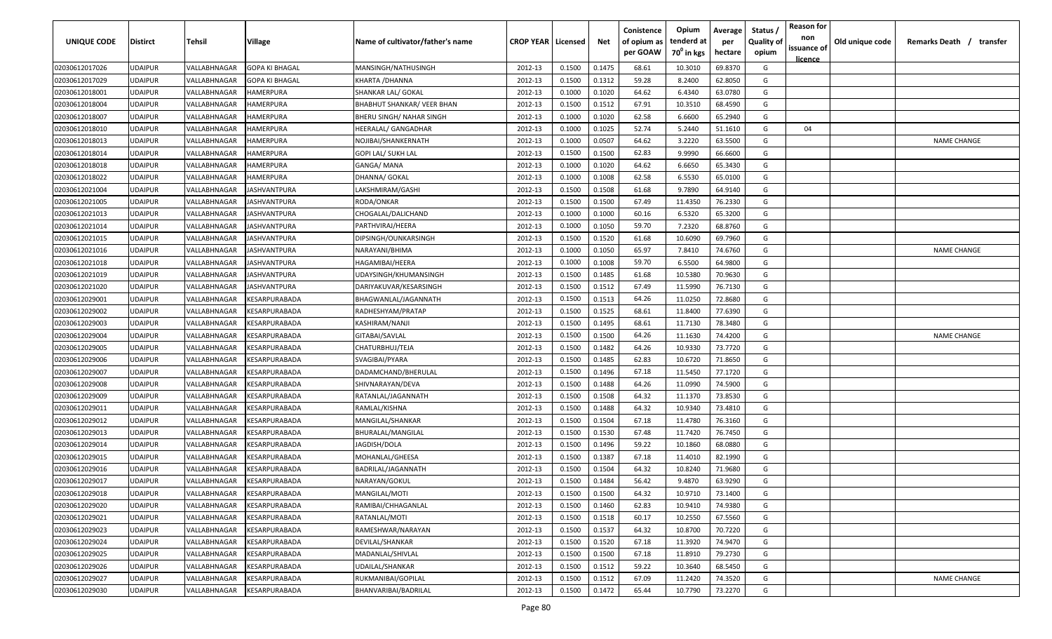| UNIQUE CODE | Distirct | Tehsil | Village | Name of cultivator/father's name | CROP YEAR | Licensed | Net | Conistence of opium as per GOAW | Opium tenderd at 70⁰ in kgs | Average per hectare | Status / Quality of opium | Reason for non issuance of licence | Old unique code | Remarks Death / transfer |
|---|---|---|---|---|---|---|---|---|---|---|---|---|---|---|
| 02030612017026 | UDAIPUR | VALLABHNAGAR | GOPA KI BHAGAL | MANSINGH/NATHUSINGH | 2012-13 | 0.1500 | 0.1475 | 68.61 | 10.3010 | 69.8370 | G | | | |
| 02030612017029 | UDAIPUR | VALLABHNAGAR | GOPA KI BHAGAL | KHARTA /DHANNA | 2012-13 | 0.1500 | 0.1312 | 59.28 | 8.2400 | 62.8050 | G | | | |
| 02030612018001 | UDAIPUR | VALLABHNAGAR | HAMERPURA | SHANKAR LAL/ GOKAL | 2012-13 | 0.1000 | 0.1020 | 64.62 | 6.4340 | 63.0780 | G | | | |
| 02030612018004 | UDAIPUR | VALLABHNAGAR | HAMERPURA | BHABHUT SHANKAR/ VEER BHAN | 2012-13 | 0.1500 | 0.1512 | 67.91 | 10.3510 | 68.4590 | G | | | |
| 02030612018007 | UDAIPUR | VALLABHNAGAR | HAMERPURA | BHERU SINGH/ NAHAR SINGH | 2012-13 | 0.1000 | 0.1020 | 62.58 | 6.6600 | 65.2940 | G | | | |
| 02030612018010 | UDAIPUR | VALLABHNAGAR | HAMERPURA | HEERALAL/ GANGADHAR | 2012-13 | 0.1000 | 0.1025 | 52.74 | 5.2440 | 51.1610 | G | 04 | | |
| 02030612018013 | UDAIPUR | VALLABHNAGAR | HAMERPURA | NOJIBAI/SHANKERNATH | 2012-13 | 0.1000 | 0.0507 | 64.62 | 3.2220 | 63.5500 | G | | | NAME CHANGE |
| 02030612018014 | UDAIPUR | VALLABHNAGAR | HAMERPURA | GOPI LAL/ SUKH LAL | 2012-13 | 0.1500 | 0.1500 | 62.83 | 9.9990 | 66.6600 | G | | | |
| 02030612018018 | UDAIPUR | VALLABHNAGAR | HAMERPURA | GANGA/ MANA | 2012-13 | 0.1000 | 0.1020 | 64.62 | 6.6650 | 65.3430 | G | | | |
| 02030612018022 | UDAIPUR | VALLABHNAGAR | HAMERPURA | DHANNA/ GOKAL | 2012-13 | 0.1000 | 0.1008 | 62.58 | 6.5530 | 65.0100 | G | | | |
| 02030612021004 | UDAIPUR | VALLABHNAGAR | JASHVANTPURA | LAKSHMIRAM/GASHI | 2012-13 | 0.1500 | 0.1508 | 61.68 | 9.7890 | 64.9140 | G | | | |
| 02030612021005 | UDAIPUR | VALLABHNAGAR | JASHVANTPURA | RODA/ONKAR | 2012-13 | 0.1500 | 0.1500 | 67.49 | 11.4350 | 76.2330 | G | | | |
| 02030612021013 | UDAIPUR | VALLABHNAGAR | JASHVANTPURA | CHOGALAL/DALICHAND | 2012-13 | 0.1000 | 0.1000 | 60.16 | 6.5320 | 65.3200 | G | | | |
| 02030612021014 | UDAIPUR | VALLABHNAGAR | JASHVANTPURA | PARTHVIRAJ/HEERA | 2012-13 | 0.1000 | 0.1050 | 59.70 | 7.2320 | 68.8760 | G | | | |
| 02030612021015 | UDAIPUR | VALLABHNAGAR | JASHVANTPURA | DIPSINGH/OUNKARSINGH | 2012-13 | 0.1500 | 0.1520 | 61.68 | 10.6090 | 69.7960 | G | | | |
| 02030612021016 | UDAIPUR | VALLABHNAGAR | JASHVANTPURA | NARAYANI/BHIMA | 2012-13 | 0.1000 | 0.1050 | 65.97 | 7.8410 | 74.6760 | G | | | NAME CHANGE |
| 02030612021018 | UDAIPUR | VALLABHNAGAR | JASHVANTPURA | HAGAMIBAI/HEERA | 2012-13 | 0.1000 | 0.1008 | 59.70 | 6.5500 | 64.9800 | G | | | |
| 02030612021019 | UDAIPUR | VALLABHNAGAR | JASHVANTPURA | UDAYSINGH/KHUMANSINGH | 2012-13 | 0.1500 | 0.1485 | 61.68 | 10.5380 | 70.9630 | G | | | |
| 02030612021020 | UDAIPUR | VALLABHNAGAR | JASHVANTPURA | DARIYAKUVAR/KESARSINGH | 2012-13 | 0.1500 | 0.1512 | 67.49 | 11.5990 | 76.7130 | G | | | |
| 02030612029001 | UDAIPUR | VALLABHNAGAR | KESARPURABADA | BHAGWANLAL/JAGANNATH | 2012-13 | 0.1500 | 0.1513 | 64.26 | 11.0250 | 72.8680 | G | | | |
| 02030612029002 | UDAIPUR | VALLABHNAGAR | KESARPURABADA | RADHESHYAM/PRATAP | 2012-13 | 0.1500 | 0.1525 | 68.61 | 11.8400 | 77.6390 | G | | | |
| 02030612029003 | UDAIPUR | VALLABHNAGAR | KESARPURABADA | KASHIRAM/NANJI | 2012-13 | 0.1500 | 0.1495 | 68.61 | 11.7130 | 78.3480 | G | | | |
| 02030612029004 | UDAIPUR | VALLABHNAGAR | KESARPURABADA | GITABAI/SAVLAL | 2012-13 | 0.1500 | 0.1500 | 64.26 | 11.1630 | 74.4200 | G | | | NAME CHANGE |
| 02030612029005 | UDAIPUR | VALLABHNAGAR | KESARPURABADA | CHATURBHUJ/TEJA | 2012-13 | 0.1500 | 0.1482 | 64.26 | 10.9330 | 73.7720 | G | | | |
| 02030612029006 | UDAIPUR | VALLABHNAGAR | KESARPURABADA | SVAGIBAI/PYARA | 2012-13 | 0.1500 | 0.1485 | 62.83 | 10.6720 | 71.8650 | G | | | |
| 02030612029007 | UDAIPUR | VALLABHNAGAR | KESARPURABADA | DADAMCHAND/BHERULAL | 2012-13 | 0.1500 | 0.1496 | 67.18 | 11.5450 | 77.1720 | G | | | |
| 02030612029008 | UDAIPUR | VALLABHNAGAR | KESARPURABADA | SHIVNARAYAN/DEVA | 2012-13 | 0.1500 | 0.1488 | 64.26 | 11.0990 | 74.5900 | G | | | |
| 02030612029009 | UDAIPUR | VALLABHNAGAR | KESARPURABADA | RATANLAL/JAGANNATH | 2012-13 | 0.1500 | 0.1508 | 64.32 | 11.1370 | 73.8530 | G | | | |
| 02030612029011 | UDAIPUR | VALLABHNAGAR | KESARPURABADA | RAMLAL/KISHNA | 2012-13 | 0.1500 | 0.1488 | 64.32 | 10.9340 | 73.4810 | G | | | |
| 02030612029012 | UDAIPUR | VALLABHNAGAR | KESARPURABADA | MANGILAL/SHANKAR | 2012-13 | 0.1500 | 0.1504 | 67.18 | 11.4780 | 76.3160 | G | | | |
| 02030612029013 | UDAIPUR | VALLABHNAGAR | KESARPURABADA | BHURALAL/MANGILAL | 2012-13 | 0.1500 | 0.1530 | 67.48 | 11.7420 | 76.7450 | G | | | |
| 02030612029014 | UDAIPUR | VALLABHNAGAR | KESARPURABADA | JAGDISH/DOLA | 2012-13 | 0.1500 | 0.1496 | 59.22 | 10.1860 | 68.0880 | G | | | |
| 02030612029015 | UDAIPUR | VALLABHNAGAR | KESARPURABADA | MOHANLAL/GHEESA | 2012-13 | 0.1500 | 0.1387 | 67.18 | 11.4010 | 82.1990 | G | | | |
| 02030612029016 | UDAIPUR | VALLABHNAGAR | KESARPURABADA | BADRILAL/JAGANNATH | 2012-13 | 0.1500 | 0.1504 | 64.32 | 10.8240 | 71.9680 | G | | | |
| 02030612029017 | UDAIPUR | VALLABHNAGAR | KESARPURABADA | NARAYAN/GOKUL | 2012-13 | 0.1500 | 0.1484 | 56.42 | 9.4870 | 63.9290 | G | | | |
| 02030612029018 | UDAIPUR | VALLABHNAGAR | KESARPURABADA | MANGILAL/MOTI | 2012-13 | 0.1500 | 0.1500 | 64.32 | 10.9710 | 73.1400 | G | | | |
| 02030612029020 | UDAIPUR | VALLABHNAGAR | KESARPURABADA | RAMIBAI/CHHAGANLAL | 2012-13 | 0.1500 | 0.1460 | 62.83 | 10.9410 | 74.9380 | G | | | |
| 02030612029021 | UDAIPUR | VALLABHNAGAR | KESARPURABADA | RATANLAL/MOTI | 2012-13 | 0.1500 | 0.1518 | 60.17 | 10.2550 | 67.5560 | G | | | |
| 02030612029023 | UDAIPUR | VALLABHNAGAR | KESARPURABADA | RAMESHWAR/NARAYAN | 2012-13 | 0.1500 | 0.1537 | 64.32 | 10.8700 | 70.7220 | G | | | |
| 02030612029024 | UDAIPUR | VALLABHNAGAR | KESARPURABADA | DEVILAL/SHANKAR | 2012-13 | 0.1500 | 0.1520 | 67.18 | 11.3920 | 74.9470 | G | | | |
| 02030612029025 | UDAIPUR | VALLABHNAGAR | KESARPURABADA | MADANLAL/SHIVLAL | 2012-13 | 0.1500 | 0.1500 | 67.18 | 11.8910 | 79.2730 | G | | | |
| 02030612029026 | UDAIPUR | VALLABHNAGAR | KESARPURABADA | UDAILAL/SHANKAR | 2012-13 | 0.1500 | 0.1512 | 59.22 | 10.3640 | 68.5450 | G | | | |
| 02030612029027 | UDAIPUR | VALLABHNAGAR | KESARPURABADA | RUKMANIBAI/GOPILAL | 2012-13 | 0.1500 | 0.1512 | 67.09 | 11.2420 | 74.3520 | G | | | NAME CHANGE |
| 02030612029030 | UDAIPUR | VALLABHNAGAR | KESARPURABADA | BHANVARIBAI/BADRILAL | 2012-13 | 0.1500 | 0.1472 | 65.44 | 10.7790 | 73.2270 | G | | | |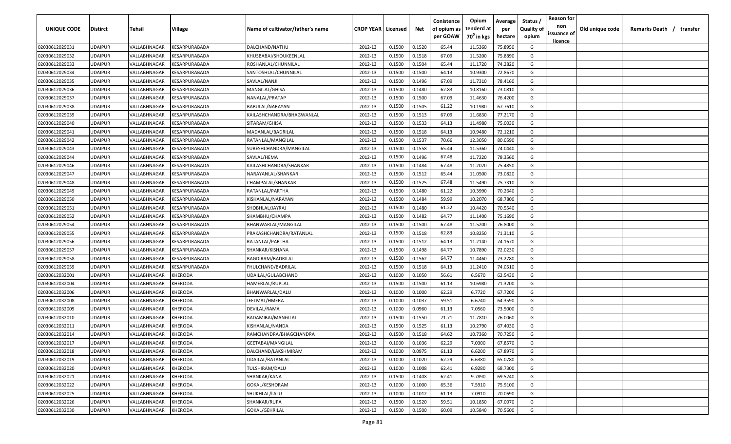| UNIQUE CODE | Distirct | Tehsil | Village | Name of cultivator/father's name | CROP YEAR | Licensed | Net | Conistence of opium as per GOAW | Opium tenderd at $70^0$ in kgs | Average per hectare | Status / Quality of opium | Reason for non issuance of licence | Old unique code | Remarks Death / transfer |
|---|---|---|---|---|---|---|---|---|---|---|---|---|---|---|
| 02030612029031 | UDAIPUR | VALLABHNAGAR | KESARPURABADA | DALCHAND/NATHU | 2012-13 | 0.1500 | 0.1520 | 65.44 | 11.5360 | 75.8950 | G | | | |
| 02030612029032 | UDAIPUR | VALLABHNAGAR | KESARPURABADA | KHUSBABAI/SHOUKEENLAL | 2012-13 | 0.1500 | 0.1518 | 67.09 | 11.5200 | 75.8890 | G | | | |
| 02030612029033 | UDAIPUR | VALLABHNAGAR | KESARPURABADA | ROSHANLAL/CHUNNILAL | 2012-13 | 0.1500 | 0.1504 | 65.44 | 11.1720 | 74.2820 | G | | | |
| 02030612029034 | UDAIPUR | VALLABHNAGAR | KESARPURABADA | SANTOSHLAL/CHUNNILAL | 2012-13 | 0.1500 | 0.1500 | 64.13 | 10.9300 | 72.8670 | G | | | |
| 02030612029035 | UDAIPUR | VALLABHNAGAR | KESARPURABADA | SAVLAL/NANJI | 2012-13 | 0.1500 | 0.1496 | 67.09 | 11.7310 | 78.4160 | G | | | |
| 02030612029036 | UDAIPUR | VALLABHNAGAR | KESARPURABADA | MANGILAL/GHISA | 2012-13 | 0.1500 | 0.1480 | 62.83 | 10.8160 | 73.0810 | G | | | |
| 02030612029037 | UDAIPUR | VALLABHNAGAR | KESARPURABADA | NANALAL/PRATAP | 2012-13 | 0.1500 | 0.1500 | 67.09 | 11.4630 | 76.4200 | G | | | |
| 02030612029038 | UDAIPUR | VALLABHNAGAR | KESARPURABADA | BABULAL/NARAYAN | 2012-13 | 0.1500 | 0.1505 | 61.22 | 10.1980 | 67.7610 | G | | | |
| 02030612029039 | UDAIPUR | VALLABHNAGAR | KESARPURABADA | KAILASHCHANDRA/BHAGWANLAL | 2012-13 | 0.1500 | 0.1513 | 67.09 | 11.6830 | 77.2170 | G | | | |
| 02030612029040 | UDAIPUR | VALLABHNAGAR | KESARPURABADA | SITARAM/GHISA | 2012-13 | 0.1500 | 0.1533 | 64.13 | 11.4980 | 75.0030 | G | | | |
| 02030612029041 | UDAIPUR | VALLABHNAGAR | KESARPURABADA | MADANLAL/BADRILAL | 2012-13 | 0.1500 | 0.1518 | 64.13 | 10.9480 | 72.1210 | G | | | |
| 02030612029042 | UDAIPUR | VALLABHNAGAR | KESARPURABADA | RATANLAL/MANGILAL | 2012-13 | 0.1500 | 0.1537 | 70.66 | 12.3050 | 80.0590 | G | | | |
| 02030612029043 | UDAIPUR | VALLABHNAGAR | KESARPURABADA | SURESHCHANDRA/MANGILAL | 2012-13 | 0.1500 | 0.1558 | 65.44 | 11.5360 | 74.0440 | G | | | |
| 02030612029044 | UDAIPUR | VALLABHNAGAR | KESARPURABADA | SAVLAL/HEMA | 2012-13 | 0.1500 | 0.1496 | 67.48 | 11.7220 | 78.3560 | G | | | |
| 02030612029046 | UDAIPUR | VALLABHNAGAR | KESARPURABADA | KAILASHCHANDRA/SHANKAR | 2012-13 | 0.1500 | 0.1484 | 67.48 | 11.2020 | 75.4850 | G | | | |
| 02030612029047 | UDAIPUR | VALLABHNAGAR | KESARPURABADA | NARAYANLAL/SHANKAR | 2012-13 | 0.1500 | 0.1512 | 65.44 | 11.0500 | 73.0820 | G | | | |
| 02030612029048 | UDAIPUR | VALLABHNAGAR | KESARPURABADA | CHAMPALAL/SHANKAR | 2012-13 | 0.1500 | 0.1525 | 67.48 | 11.5490 | 75.7310 | G | | | |
| 02030612029049 | UDAIPUR | VALLABHNAGAR | KESARPURABADA | RATANLAL/PARTHA | 2012-13 | 0.1500 | 0.1480 | 61.22 | 10.3990 | 70.2640 | G | | | |
| 02030612029050 | UDAIPUR | VALLABHNAGAR | KESARPURABADA | KISHANLAL/NARAYAN | 2012-13 | 0.1500 | 0.1484 | 59.99 | 10.2070 | 68.7800 | G | | | |
| 02030612029051 | UDAIPUR | VALLABHNAGAR | KESARPURABADA | SHOBHLAL/JAYRAJ | 2012-13 | 0.1500 | 0.1480 | 61.22 | 10.4420 | 70.5540 | G | | | |
| 02030612029052 | UDAIPUR | VALLABHNAGAR | KESARPURABADA | SHAMBHU/CHAMPA | 2012-13 | 0.1500 | 0.1482 | 64.77 | 11.1400 | 75.1690 | G | | | |
| 02030612029054 | UDAIPUR | VALLABHNAGAR | KESARPURABADA | BHANWARLAL/MANGILAL | 2012-13 | 0.1500 | 0.1500 | 67.48 | 11.5200 | 76.8000 | G | | | |
| 02030612029055 | UDAIPUR | VALLABHNAGAR | KESARPURABADA | PRAKASHCHANDRA/RATANLAL | 2012-13 | 0.1500 | 0.1518 | 62.83 | 10.8250 | 71.3110 | G | | | |
| 02030612029056 | UDAIPUR | VALLABHNAGAR | KESARPURABADA | RATANLAL/PARTHA | 2012-13 | 0.1500 | 0.1512 | 64.13 | 11.2140 | 74.1670 | G | | | |
| 02030612029057 | UDAIPUR | VALLABHNAGAR | KESARPURABADA | SHANKAR/KISHANA | 2012-13 | 0.1500 | 0.1498 | 64.77 | 10.7890 | 72.0230 | G | | | |
| 02030612029058 | UDAIPUR | VALLABHNAGAR | KESARPURABADA | BAGDIRAM/BADRILAL | 2012-13 | 0.1500 | 0.1562 | 64.77 | 11.4460 | 73.2780 | G | | | |
| 02030612029059 | UDAIPUR | VALLABHNAGAR | KESARPURABADA | FHULCHAND/BADRILAL | 2012-13 | 0.1500 | 0.1518 | 64.13 | 11.2410 | 74.0510 | G | | | |
| 02030612032001 | UDAIPUR | VALLABHNAGAR | KHERODA | UDAILAL/GULABCHAND | 2012-13 | 0.1000 | 0.1050 | 56.61 | 6.5670 | 62.5430 | G | | | |
| 02030612032004 | UDAIPUR | VALLABHNAGAR | KHERODA | HAMERLAL/RUPLAL | 2012-13 | 0.1500 | 0.1500 | 61.13 | 10.6980 | 71.3200 | G | | | |
| 02030612032006 | UDAIPUR | VALLABHNAGAR | KHERODA | BHANWARLAL/DALU | 2012-13 | 0.1000 | 0.1000 | 62.29 | 6.7720 | 67.7200 | G | | | |
| 02030612032008 | UDAIPUR | VALLABHNAGAR | KHERODA | JEETMAL/HMERA | 2012-13 | 0.1000 | 0.1037 | 59.51 | 6.6740 | 64.3590 | G | | | |
| 02030612032009 | UDAIPUR | VALLABHNAGAR | KHERODA | DEVILAL/RAMA | 2012-13 | 0.1000 | 0.0960 | 61.13 | 7.0560 | 73.5000 | G | | | |
| 02030612032010 | UDAIPUR | VALLABHNAGAR | KHERODA | BADAMIBAI/MANGILAL | 2012-13 | 0.1500 | 0.1550 | 71.71 | 11.7810 | 76.0060 | G | | | |
| 02030612032011 | UDAIPUR | VALLABHNAGAR | KHERODA | KISHANLAL/NANDA | 2012-13 | 0.1500 | 0.1525 | 61.13 | 10.2790 | 67.4030 | G | | | |
| 02030612032014 | UDAIPUR | VALLABHNAGAR | KHERODA | RAMCHANDRA/BHAGCHANDRA | 2012-13 | 0.1500 | 0.1518 | 64.62 | 10.7360 | 70.7250 | G | | | |
| 02030612032017 | UDAIPUR | VALLABHNAGAR | KHERODA | GEETABAI/MANGILAL | 2012-13 | 0.1000 | 0.1036 | 62.29 | 7.0300 | 67.8570 | G | | | |
| 02030612032018 | UDAIPUR | VALLABHNAGAR | KHERODA | DALCHAND/LAKSHMIRAM | 2012-13 | 0.1000 | 0.0975 | 61.13 | 6.6200 | 67.8970 | G | | | |
| 02030612032019 | UDAIPUR | VALLABHNAGAR | KHERODA | UDAILAL/RATANLAL | 2012-13 | 0.1000 | 0.1020 | 62.29 | 6.6380 | 65.0780 | G | | | |
| 02030612032020 | UDAIPUR | VALLABHNAGAR | KHERODA | TULSHIRAM/DALU | 2012-13 | 0.1000 | 0.1008 | 62.41 | 6.9280 | 68.7300 | G | | | |
| 02030612032021 | UDAIPUR | VALLABHNAGAR | KHERODA | SHANKAR/KANA | 2012-13 | 0.1500 | 0.1408 | 62.41 | 9.7890 | 69.5240 | G | | | |
| 02030612032022 | UDAIPUR | VALLABHNAGAR | KHERODA | GOKAL/KESHORAM | 2012-13 | 0.1000 | 0.1000 | 65.36 | 7.5910 | 75.9100 | G | | | |
| 02030612032025 | UDAIPUR | VALLABHNAGAR | KHERODA | SHUKHLAL/LALU | 2012-13 | 0.1000 | 0.1012 | 61.13 | 7.0910 | 70.0690 | G | | | |
| 02030612032026 | UDAIPUR | VALLABHNAGAR | KHERODA | SHANKAR/RUPA | 2012-13 | 0.1500 | 0.1520 | 59.51 | 10.1850 | 67.0070 | G | | | |
| 02030612032030 | UDAIPUR | VALLABHNAGAR | KHERODA | GOKAL/GEHRILAL | 2012-13 | 0.1500 | 0.1500 | 60.09 | 10.5840 | 70.5600 | G | | | |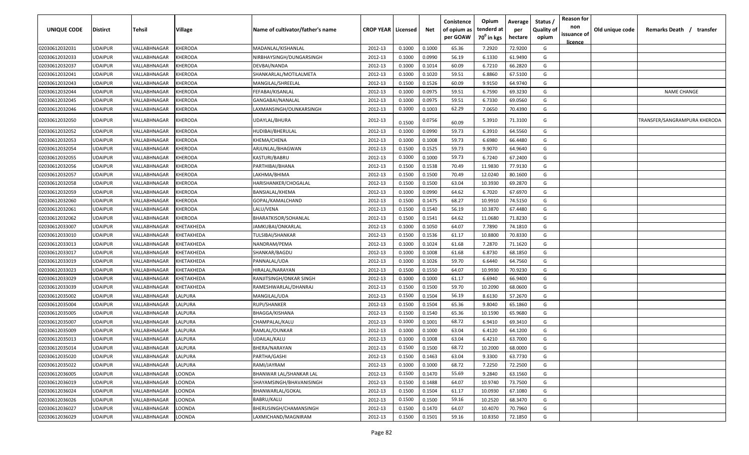| UNIQUE CODE | Distirct | Tehsil | Village | Name of cultivator/father's name | CROP YEAR | Licensed | Net | Conistence of opium as per GOAW | Opium tenderd at 70° in kgs | Average per hectare | Status / Quality of opium | Reason for non issuance of licence | Old unique code | Remarks Death / transfer |
|---|---|---|---|---|---|---|---|---|---|---|---|---|---|---|
| 02030612032031 | UDAIPUR | VALLABHNAGAR | KHERODA | MADANLAL/KISHANLAL | 2012-13 | 0.1000 | 0.1000 | 65.36 | 7.2920 | 72.9200 | G | | | |
| 02030612032033 | UDAIPUR | VALLABHNAGAR | KHERODA | NIRBHAYSINGH/DUNGARSINGH | 2012-13 | 0.1000 | 0.0990 | 56.19 | 6.1330 | 61.9490 | G | | | |
| 02030612032037 | UDAIPUR | VALLABHNAGAR | KHERODA | DEVBAI/NANDA | 2012-13 | 0.1000 | 0.1014 | 60.09 | 6.7210 | 66.2820 | G | | | |
| 02030612032041 | UDAIPUR | VALLABHNAGAR | KHERODA | SHANKARLAL/MOTILALMETA | 2012-13 | 0.1000 | 0.1020 | 59.51 | 6.8860 | 67.5100 | G | | | |
| 02030612032043 | UDAIPUR | VALLABHNAGAR | KHERODA | MANGILAL/SHREELAL | 2012-13 | 0.1500 | 0.1526 | 60.09 | 9.9150 | 64.9740 | G | | | |
| 02030612032044 | UDAIPUR | VALLABHNAGAR | KHERODA | FEFABAI/KISANLAL | 2012-13 | 0.1000 | 0.0975 | 59.51 | 6.7590 | 69.3230 | G | | | NAME CHANGE |
| 02030612032045 | UDAIPUR | VALLABHNAGAR | KHERODA | GANGABAI/NANALAL | 2012-13 | 0.1000 | 0.0975 | 59.51 | 6.7330 | 69.0560 | G | | | |
| 02030612032046 | UDAIPUR | VALLABHNAGAR | KHERODA | LAXMANSINGH/OUNKARSINGH | 2012-13 | 0.1000 | 0.1003 | 62.29 | 7.0650 | 70.4390 | G | | | |
| 02030612032050 | UDAIPUR | VALLABHNAGAR | KHERODA | UDAYLAL/BHURA | 2012-13 | 0.1500 | 0.0756 | 60.09 | 5.3910 | 71.3100 | G | | | TRANSFER/SANGRAMPURA KHERODA |
| 02030612032052 | UDAIPUR | VALLABHNAGAR | KHERODA | HUDIBAI/BHERULAL | 2012-13 | 0.1000 | 0.0990 | 59.73 | 6.3910 | 64.5560 | G | | | |
| 02030612032053 | UDAIPUR | VALLABHNAGAR | KHERODA | KHEMA/CHENA | 2012-13 | 0.1000 | 0.1008 | 59.73 | 6.6980 | 66.4480 | G | | | |
| 02030612032054 | UDAIPUR | VALLABHNAGAR | KHERODA | ARJUNLAL/BHAGWAN | 2012-13 | 0.1500 | 0.1525 | 59.73 | 9.9070 | 64.9640 | G | | | |
| 02030612032055 | UDAIPUR | VALLABHNAGAR | KHERODA | KASTURI/BABRU | 2012-13 | 0.1000 | 0.1000 | 59.73 | 6.7240 | 67.2400 | G | | | |
| 02030612032056 | UDAIPUR | VALLABHNAGAR | KHERODA | PARTHIBAI/BHANA | 2012-13 | 0.1500 | 0.1538 | 70.49 | 11.9830 | 77.9130 | G | | | |
| 02030612032057 | UDAIPUR | VALLABHNAGAR | KHERODA | LAKHMA/BHIMA | 2012-13 | 0.1500 | 0.1500 | 70.49 | 12.0240 | 80.1600 | G | | | |
| 02030612032058 | UDAIPUR | VALLABHNAGAR | KHERODA | HARISHANKER/CHOGALAL | 2012-13 | 0.1500 | 0.1500 | 63.04 | 10.3930 | 69.2870 | G | | | |
| 02030612032059 | UDAIPUR | VALLABHNAGAR | KHERODA | BANSIALAL/KHEMA | 2012-13 | 0.1000 | 0.0990 | 64.62 | 6.7020 | 67.6970 | G | | | |
| 02030612032060 | UDAIPUR | VALLABHNAGAR | KHERODA | GOPAL/KAMALCHAND | 2012-13 | 0.1500 | 0.1475 | 68.27 | 10.9910 | 74.5150 | G | | | |
| 02030612032061 | UDAIPUR | VALLABHNAGAR | KHERODA | LALU/VENA | 2012-13 | 0.1500 | 0.1540 | 56.19 | 10.3870 | 67.4480 | G | | | |
| 02030612032062 | UDAIPUR | VALLABHNAGAR | KHERODA | BHARATKISOR/SOHANLAL | 2012-13 | 0.1500 | 0.1541 | 64.62 | 11.0680 | 71.8230 | G | | | |
| 02030612033007 | UDAIPUR | VALLABHNAGAR | KHETAKHEDA | JAMKUBAI/ONKARLAL | 2012-13 | 0.1000 | 0.1050 | 64.07 | 7.7890 | 74.1810 | G | | | |
| 02030612033010 | UDAIPUR | VALLABHNAGAR | KHETAKHEDA | TULSIBAI/SHANKAR | 2012-13 | 0.1500 | 0.1536 | 61.17 | 10.8800 | 70.8330 | G | | | |
| 02030612033013 | UDAIPUR | VALLABHNAGAR | KHETAKHEDA | NANDRAM/PEMA | 2012-13 | 0.1000 | 0.1024 | 61.68 | 7.2870 | 71.1620 | G | | | |
| 02030612033017 | UDAIPUR | VALLABHNAGAR | KHETAKHEDA | SHANKAR/BAGDU | 2012-13 | 0.1000 | 0.1008 | 61.68 | 6.8730 | 68.1850 | G | | | |
| 02030612033019 | UDAIPUR | VALLABHNAGAR | KHETAKHEDA | PANNALAL/UDA | 2012-13 | 0.1000 | 0.1026 | 59.70 | 6.6440 | 64.7560 | G | | | |
| 02030612033023 | UDAIPUR | VALLABHNAGAR | KHETAKHEDA | HIRALAL/NARAYAN | 2012-13 | 0.1500 | 0.1550 | 64.07 | 10.9930 | 70.9230 | G | | | |
| 02030612033029 | UDAIPUR | VALLABHNAGAR | KHETAKHEDA | RANJITSINGH/ONKAR SINGH | 2012-13 | 0.1000 | 0.1000 | 61.17 | 6.6940 | 66.9400 | G | | | |
| 02030612033039 | UDAIPUR | VALLABHNAGAR | KHETAKHEDA | RAMESHWARLAL/DHANRAJ | 2012-13 | 0.1500 | 0.1500 | 59.70 | 10.2090 | 68.0600 | G | | | |
| 02030612035002 | UDAIPUR | VALLABHNAGAR | LALPURA | MANGILAL/UDA | 2012-13 | 0.1500 | 0.1504 | 56.19 | 8.6130 | 57.2670 | G | | | |
| 02030612035004 | UDAIPUR | VALLABHNAGAR | LALPURA | RUPI/SHANKER | 2012-13 | 0.1500 | 0.1504 | 65.36 | 9.8040 | 65.1860 | G | | | |
| 02030612035005 | UDAIPUR | VALLABHNAGAR | LALPURA | BHAGGA/KISHANA | 2012-13 | 0.1500 | 0.1540 | 65.36 | 10.1590 | 65.9680 | G | | | |
| 02030612035007 | UDAIPUR | VALLABHNAGAR | LALPURA | CHAMPALAL/KALU | 2012-13 | 0.1000 | 0.1001 | 68.72 | 6.9410 | 69.3410 | G | | | |
| 02030612035009 | UDAIPUR | VALLABHNAGAR | LALPURA | RAMLAL/OUNKAR | 2012-13 | 0.1000 | 0.1000 | 63.04 | 6.4120 | 64.1200 | G | | | |
| 02030612035013 | UDAIPUR | VALLABHNAGAR | LALPURA | UDAILAL/KALU | 2012-13 | 0.1000 | 0.1008 | 63.04 | 6.4210 | 63.7000 | G | | | |
| 02030612035014 | UDAIPUR | VALLABHNAGAR | LALPURA | BHERA/NARAYAN | 2012-13 | 0.1500 | 0.1500 | 68.72 | 10.2000 | 68.0000 | G | | | |
| 02030612035020 | UDAIPUR | VALLABHNAGAR | LALPURA | PARTHA/GASHI | 2012-13 | 0.1500 | 0.1463 | 63.04 | 9.3300 | 63.7730 | G | | | |
| 02030612035022 | UDAIPUR | VALLABHNAGAR | LALPURA | RAMI/JAYRAM | 2012-13 | 0.1000 | 0.1000 | 68.72 | 7.2250 | 72.2500 | G | | | |
| 02030612036005 | UDAIPUR | VALLABHNAGAR | LOONDA | BHANWAR LAL/SHANKAR LAL | 2012-13 | 0.1500 | 0.1470 | 55.69 | 9.2840 | 63.1560 | G | | | |
| 02030612036019 | UDAIPUR | VALLABHNAGAR | LOONDA | SHAYAMSINGH/BHAVANISINGH | 2012-13 | 0.1500 | 0.1488 | 64.07 | 10.9740 | 73.7500 | G | | | |
| 02030612036024 | UDAIPUR | VALLABHNAGAR | LOONDA | BHANWARLAL/GOKAL | 2012-13 | 0.1500 | 0.1504 | 61.17 | 10.0930 | 67.1080 | G | | | |
| 02030612036026 | UDAIPUR | VALLABHNAGAR | LOONDA | BABRU/KALU | 2012-13 | 0.1500 | 0.1500 | 59.16 | 10.2520 | 68.3470 | G | | | |
| 02030612036027 | UDAIPUR | VALLABHNAGAR | LOONDA | BHERUSINGH/CHAMANSINGH | 2012-13 | 0.1500 | 0.1470 | 64.07 | 10.4070 | 70.7960 | G | | | |
| 02030612036029 | UDAIPUR | VALLABHNAGAR | LOONDA | LAXMICHAND/MAGNIRAM | 2012-13 | 0.1500 | 0.1501 | 59.16 | 10.8350 | 72.1850 | G | | | |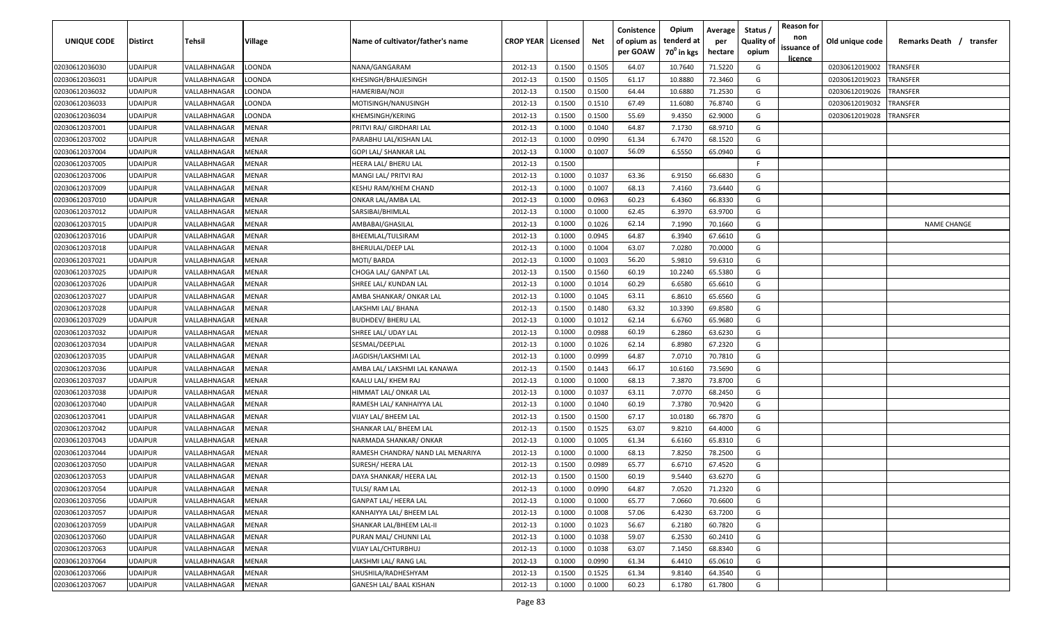| UNIQUE CODE | Distirct | Tehsil | Village | Name of cultivator/father's name | CROP YEAR | Licensed | Net | Conistence of opium as per GOAW | Opium tenderd at $70^0$ in kgs | Average per hectare | Status / Quality of opium | Reason for non issuance of licence | Old unique code | Remarks Death / transfer |
|---|---|---|---|---|---|---|---|---|---|---|---|---|---|---|
| 02030612036030 | UDAIPUR | VALLABHNAGAR | LOONDA | NANA/GANGARAM | 2012-13 | 0.1500 | 0.1505 | 64.07 | 10.7640 | 71.5220 | G | | 02030612019002 | TRANSFER |
| 02030612036031 | UDAIPUR | VALLABHNAGAR | LOONDA | KHESINGH/BHAJJESINGH | 2012-13 | 0.1500 | 0.1505 | 61.17 | 10.8880 | 72.3460 | G | | 02030612019023 | TRANSFER |
| 02030612036032 | UDAIPUR | VALLABHNAGAR | LOONDA | HAMERIBAI/NOJI | 2012-13 | 0.1500 | 0.1500 | 64.44 | 10.6880 | 71.2530 | G | | 02030612019026 | TRANSFER |
| 02030612036033 | UDAIPUR | VALLABHNAGAR | LOONDA | MOTISINGH/NANUSINGH | 2012-13 | 0.1500 | 0.1510 | 67.49 | 11.6080 | 76.8740 | G | | 02030612019032 | TRANSFER |
| 02030612036034 | UDAIPUR | VALLABHNAGAR | LOONDA | KHEMSINGH/KERING | 2012-13 | 0.1500 | 0.1500 | 55.69 | 9.4350 | 62.9000 | G | | 02030612019028 | TRANSFER |
| 02030612037001 | UDAIPUR | VALLABHNAGAR | MENAR | PRITVI RAJ/ GIRDHARI LAL | 2012-13 | 0.1000 | 0.1040 | 64.87 | 7.1730 | 68.9710 | G | | | |
| 02030612037002 | UDAIPUR | VALLABHNAGAR | MENAR | PARABHU LAL/KISHAN LAL | 2012-13 | 0.1000 | 0.0990 | 61.34 | 6.7470 | 68.1520 | G | | | |
| 02030612037004 | UDAIPUR | VALLABHNAGAR | MENAR | GOPI LAL/ SHANKAR LAL | 2012-13 | 0.1000 | 0.1007 | 56.09 | 6.5550 | 65.0940 | G | | | |
| 02030612037005 | UDAIPUR | VALLABHNAGAR | MENAR | HEERA LAL/ BHERU LAL | 2012-13 | 0.1500 | | | | | F | | | |
| 02030612037006 | UDAIPUR | VALLABHNAGAR | MENAR | MANGI LAL/ PRITVI RAJ | 2012-13 | 0.1000 | 0.1037 | 63.36 | 6.9150 | 66.6830 | G | | | |
| 02030612037009 | UDAIPUR | VALLABHNAGAR | MENAR | KESHU RAM/KHEM CHAND | 2012-13 | 0.1000 | 0.1007 | 68.13 | 7.4160 | 73.6440 | G | | | |
| 02030612037010 | UDAIPUR | VALLABHNAGAR | MENAR | ONKAR LAL/AMBA LAL | 2012-13 | 0.1000 | 0.0963 | 60.23 | 6.4360 | 66.8330 | G | | | |
| 02030612037012 | UDAIPUR | VALLABHNAGAR | MENAR | SARSIBAI/BHIMLAL | 2012-13 | 0.1000 | 0.1000 | 62.45 | 6.3970 | 63.9700 | G | | | |
| 02030612037015 | UDAIPUR | VALLABHNAGAR | MENAR | AMBABAI/GHASILAL | 2012-13 | 0.1000 | 0.1026 | 62.14 | 7.1990 | 70.1660 | G | | | NAME CHANGE |
| 02030612037016 | UDAIPUR | VALLABHNAGAR | MENAR | BHEEMLAL/TULSIRAM | 2012-13 | 0.1000 | 0.0945 | 64.87 | 6.3940 | 67.6610 | G | | | |
| 02030612037018 | UDAIPUR | VALLABHNAGAR | MENAR | BHERULAL/DEEP LAL | 2012-13 | 0.1000 | 0.1004 | 63.07 | 7.0280 | 70.0000 | G | | | |
| 02030612037021 | UDAIPUR | VALLABHNAGAR | MENAR | MOTI/ BARDA | 2012-13 | 0.1000 | 0.1003 | 56.20 | 5.9810 | 59.6310 | G | | | |
| 02030612037025 | UDAIPUR | VALLABHNAGAR | MENAR | CHOGA LAL/ GANPAT LAL | 2012-13 | 0.1500 | 0.1560 | 60.19 | 10.2240 | 65.5380 | G | | | |
| 02030612037026 | UDAIPUR | VALLABHNAGAR | MENAR | SHREE LAL/ KUNDAN LAL | 2012-13 | 0.1000 | 0.1014 | 60.29 | 6.6580 | 65.6610 | G | | | |
| 02030612037027 | UDAIPUR | VALLABHNAGAR | MENAR | AMBA SHANKAR/ ONKAR LAL | 2012-13 | 0.1000 | 0.1045 | 63.11 | 6.8610 | 65.6560 | G | | | |
| 02030612037028 | UDAIPUR | VALLABHNAGAR | MENAR | LAKSHMI LAL/ BHANA | 2012-13 | 0.1500 | 0.1480 | 63.32 | 10.3390 | 69.8580 | G | | | |
| 02030612037029 | UDAIPUR | VALLABHNAGAR | MENAR | BUDHDEV/ BHERU LAL | 2012-13 | 0.1000 | 0.1012 | 62.14 | 6.6760 | 65.9680 | G | | | |
| 02030612037032 | UDAIPUR | VALLABHNAGAR | MENAR | SHREE LAL/ UDAY LAL | 2012-13 | 0.1000 | 0.0988 | 60.19 | 6.2860 | 63.6230 | G | | | |
| 02030612037034 | UDAIPUR | VALLABHNAGAR | MENAR | SESMAL/DEEPLAL | 2012-13 | 0.1000 | 0.1026 | 62.14 | 6.8980 | 67.2320 | G | | | |
| 02030612037035 | UDAIPUR | VALLABHNAGAR | MENAR | JAGDISH/LAKSHMI LAL | 2012-13 | 0.1000 | 0.0999 | 64.87 | 7.0710 | 70.7810 | G | | | |
| 02030612037036 | UDAIPUR | VALLABHNAGAR | MENAR | AMBA LAL/ LAKSHMI LAL KANAWA | 2012-13 | 0.1500 | 0.1443 | 66.17 | 10.6160 | 73.5690 | G | | | |
| 02030612037037 | UDAIPUR | VALLABHNAGAR | MENAR | KAALU LAL/ KHEM RAJ | 2012-13 | 0.1000 | 0.1000 | 68.13 | 7.3870 | 73.8700 | G | | | |
| 02030612037038 | UDAIPUR | VALLABHNAGAR | MENAR | HIMMAT LAL/ ONKAR LAL | 2012-13 | 0.1000 | 0.1037 | 63.11 | 7.0770 | 68.2450 | G | | | |
| 02030612037040 | UDAIPUR | VALLABHNAGAR | MENAR | RAMESH LAL/ KANHAIYYA LAL | 2012-13 | 0.1000 | 0.1040 | 60.19 | 7.3780 | 70.9420 | G | | | |
| 02030612037041 | UDAIPUR | VALLABHNAGAR | MENAR | VIJAY LAL/ BHEEM LAL | 2012-13 | 0.1500 | 0.1500 | 67.17 | 10.0180 | 66.7870 | G | | | |
| 02030612037042 | UDAIPUR | VALLABHNAGAR | MENAR | SHANKAR LAL/ BHEEM LAL | 2012-13 | 0.1500 | 0.1525 | 63.07 | 9.8210 | 64.4000 | G | | | |
| 02030612037043 | UDAIPUR | VALLABHNAGAR | MENAR | NARMADA SHANKAR/ ONKAR | 2012-13 | 0.1000 | 0.1005 | 61.34 | 6.6160 | 65.8310 | G | | | |
| 02030612037044 | UDAIPUR | VALLABHNAGAR | MENAR | RAMESH CHANDRA/ NAND LAL MENARIYA | 2012-13 | 0.1000 | 0.1000 | 68.13 | 7.8250 | 78.2500 | G | | | |
| 02030612037050 | UDAIPUR | VALLABHNAGAR | MENAR | SURESH/ HEERA LAL | 2012-13 | 0.1500 | 0.0989 | 65.77 | 6.6710 | 67.4520 | G | | | |
| 02030612037053 | UDAIPUR | VALLABHNAGAR | MENAR | DAYA SHANKAR/ HEERA LAL | 2012-13 | 0.1500 | 0.1500 | 60.19 | 9.5440 | 63.6270 | G | | | |
| 02030612037054 | UDAIPUR | VALLABHNAGAR | MENAR | TULSI/ RAM LAL | 2012-13 | 0.1000 | 0.0990 | 64.87 | 7.0520 | 71.2320 | G | | | |
| 02030612037056 | UDAIPUR | VALLABHNAGAR | MENAR | GANPAT LAL/ HEERA LAL | 2012-13 | 0.1000 | 0.1000 | 65.77 | 7.0660 | 70.6600 | G | | | |
| 02030612037057 | UDAIPUR | VALLABHNAGAR | MENAR | KANHAIYYA LAL/ BHEEM LAL | 2012-13 | 0.1000 | 0.1008 | 57.06 | 6.4230 | 63.7200 | G | | | |
| 02030612037059 | UDAIPUR | VALLABHNAGAR | MENAR | SHANKAR LAL/BHEEM LAL-II | 2012-13 | 0.1000 | 0.1023 | 56.67 | 6.2180 | 60.7820 | G | | | |
| 02030612037060 | UDAIPUR | VALLABHNAGAR | MENAR | PURAN MAL/ CHUNNI LAL | 2012-13 | 0.1000 | 0.1038 | 59.07 | 6.2530 | 60.2410 | G | | | |
| 02030612037063 | UDAIPUR | VALLABHNAGAR | MENAR | VIJAY LAL/CHTURBHUJ | 2012-13 | 0.1000 | 0.1038 | 63.07 | 7.1450 | 68.8340 | G | | | |
| 02030612037064 | UDAIPUR | VALLABHNAGAR | MENAR | LAKSHMI LAL/ RANG LAL | 2012-13 | 0.1000 | 0.0990 | 61.34 | 6.4410 | 65.0610 | G | | | |
| 02030612037066 | UDAIPUR | VALLABHNAGAR | MENAR | SHUSHILA/RADHESHYAM | 2012-13 | 0.1500 | 0.1525 | 61.34 | 9.8140 | 64.3540 | G | | | |
| 02030612037067 | UDAIPUR | VALLABHNAGAR | MENAR | GANESH LAL/ BAAL KISHAN | 2012-13 | 0.1000 | 0.1000 | 60.23 | 6.1780 | 61.7800 | G | | | |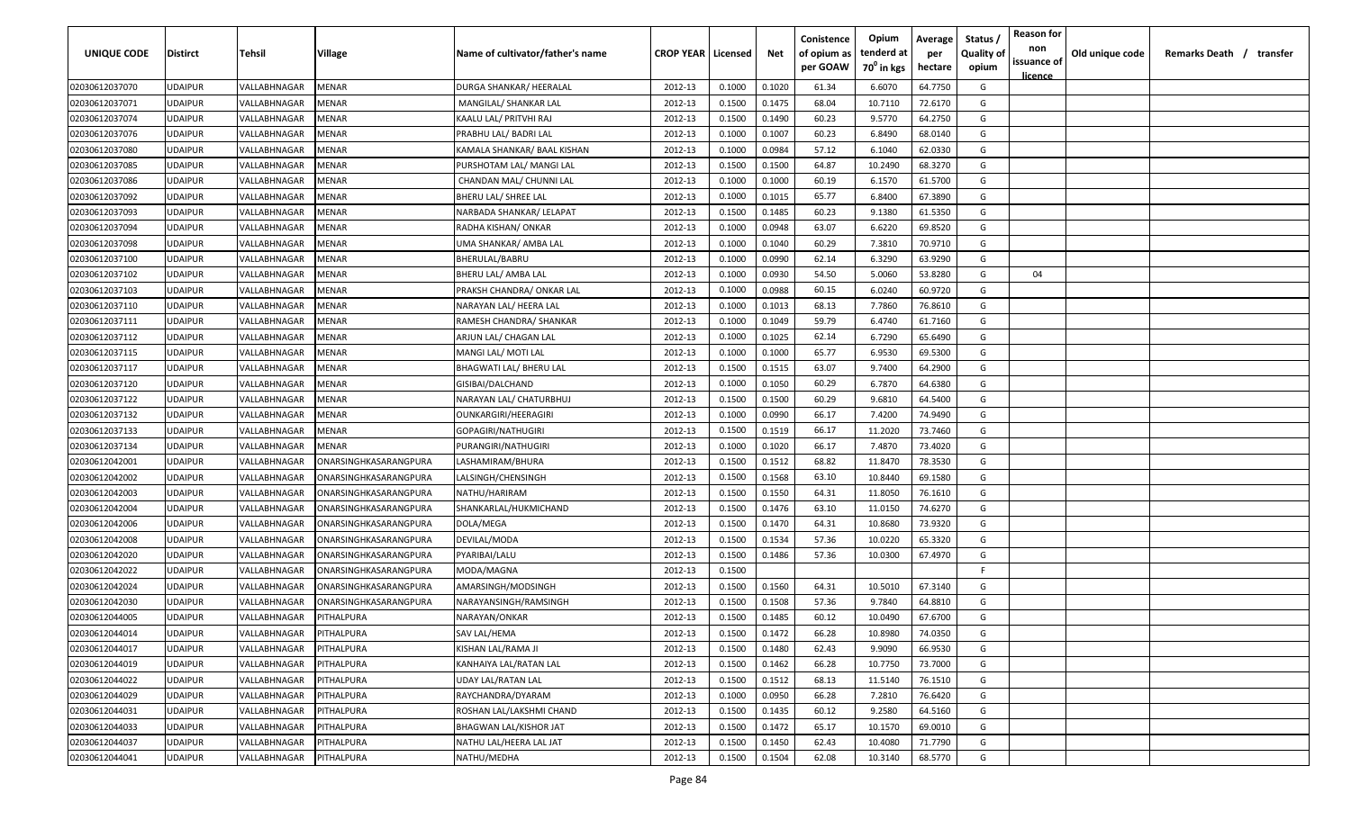| UNIQUE CODE | Distirct | Tehsil | Village | Name of cultivator/father's name | CROP YEAR | Licensed | Net | Conistence of opium as per GOAW | Opium tenderd at 70⁰ in kgs | Average per hectare | Status / Quality of opium | Reason for non issuance of licence | Old unique code | Remarks Death / transfer |
|---|---|---|---|---|---|---|---|---|---|---|---|---|---|---|
| 02030612037070 | UDAIPUR | VALLABHNAGAR | MENAR | DURGA SHANKAR/ HEERALAL | 2012-13 | 0.1000 | 0.1020 | 61.34 | 6.6070 | 64.7750 | G | | | |
| 02030612037071 | UDAIPUR | VALLABHNAGAR | MENAR | MANGILAL/ SHANKAR LAL | 2012-13 | 0.1500 | 0.1475 | 68.04 | 10.7110 | 72.6170 | G | | | |
| 02030612037074 | UDAIPUR | VALLABHNAGAR | MENAR | KAALU LAL/ PRITVHI RAJ | 2012-13 | 0.1500 | 0.1490 | 60.23 | 9.5770 | 64.2750 | G | | | |
| 02030612037076 | UDAIPUR | VALLABHNAGAR | MENAR | PRABHU LAL/ BADRI LAL | 2012-13 | 0.1000 | 0.1007 | 60.23 | 6.8490 | 68.0140 | G | | | |
| 02030612037080 | UDAIPUR | VALLABHNAGAR | MENAR | KAMALA SHANKAR/ BAAL KISHAN | 2012-13 | 0.1000 | 0.0984 | 57.12 | 6.1040 | 62.0330 | G | | | |
| 02030612037085 | UDAIPUR | VALLABHNAGAR | MENAR | PURSHOTAM LAL/ MANGI LAL | 2012-13 | 0.1500 | 0.1500 | 64.87 | 10.2490 | 68.3270 | G | | | |
| 02030612037086 | UDAIPUR | VALLABHNAGAR | MENAR | CHANDAN MAL/ CHUNNI LAL | 2012-13 | 0.1000 | 0.1000 | 60.19 | 6.1570 | 61.5700 | G | | | |
| 02030612037092 | UDAIPUR | VALLABHNAGAR | MENAR | BHERU LAL/ SHREE LAL | 2012-13 | 0.1000 | 0.1015 | 65.77 | 6.8400 | 67.3890 | G | | | |
| 02030612037093 | UDAIPUR | VALLABHNAGAR | MENAR | NARBADA SHANKAR/ LELAPAT | 2012-13 | 0.1500 | 0.1485 | 60.23 | 9.1380 | 61.5350 | G | | | |
| 02030612037094 | UDAIPUR | VALLABHNAGAR | MENAR | RADHA KISHAN/ ONKAR | 2012-13 | 0.1000 | 0.0948 | 63.07 | 6.6220 | 69.8520 | G | | | |
| 02030612037098 | UDAIPUR | VALLABHNAGAR | MENAR | UMA SHANKAR/ AMBA LAL | 2012-13 | 0.1000 | 0.1040 | 60.29 | 7.3810 | 70.9710 | G | | | |
| 02030612037100 | UDAIPUR | VALLABHNAGAR | MENAR | BHERULAL/BABRU | 2012-13 | 0.1000 | 0.0990 | 62.14 | 6.3290 | 63.9290 | G | | | |
| 02030612037102 | UDAIPUR | VALLABHNAGAR | MENAR | BHERU LAL/ AMBA LAL | 2012-13 | 0.1000 | 0.0930 | 54.50 | 5.0060 | 53.8280 | G | 04 | | |
| 02030612037103 | UDAIPUR | VALLABHNAGAR | MENAR | PRAKSH CHANDRA/ ONKAR LAL | 2012-13 | 0.1000 | 0.0988 | 60.15 | 6.0240 | 60.9720 | G | | | |
| 02030612037110 | UDAIPUR | VALLABHNAGAR | MENAR | NARAYAN LAL/ HEERA LAL | 2012-13 | 0.1000 | 0.1013 | 68.13 | 7.7860 | 76.8610 | G | | | |
| 02030612037111 | UDAIPUR | VALLABHNAGAR | MENAR | RAMESH CHANDRA/ SHANKAR | 2012-13 | 0.1000 | 0.1049 | 59.79 | 6.4740 | 61.7160 | G | | | |
| 02030612037112 | UDAIPUR | VALLABHNAGAR | MENAR | ARJUN LAL/ CHAGAN LAL | 2012-13 | 0.1000 | 0.1025 | 62.14 | 6.7290 | 65.6490 | G | | | |
| 02030612037115 | UDAIPUR | VALLABHNAGAR | MENAR | MANGI LAL/ MOTI LAL | 2012-13 | 0.1000 | 0.1000 | 65.77 | 6.9530 | 69.5300 | G | | | |
| 02030612037117 | UDAIPUR | VALLABHNAGAR | MENAR | BHAGWATI LAL/ BHERU LAL | 2012-13 | 0.1500 | 0.1515 | 63.07 | 9.7400 | 64.2900 | G | | | |
| 02030612037120 | UDAIPUR | VALLABHNAGAR | MENAR | GISIBAI/DALCHAND | 2012-13 | 0.1000 | 0.1050 | 60.29 | 6.7870 | 64.6380 | G | | | |
| 02030612037122 | UDAIPUR | VALLABHNAGAR | MENAR | NARAYAN LAL/ CHATURBHUJ | 2012-13 | 0.1500 | 0.1500 | 60.29 | 9.6810 | 64.5400 | G | | | |
| 02030612037132 | UDAIPUR | VALLABHNAGAR | MENAR | OUNKARGIRI/HEERAGIRI | 2012-13 | 0.1000 | 0.0990 | 66.17 | 7.4200 | 74.9490 | G | | | |
| 02030612037133 | UDAIPUR | VALLABHNAGAR | MENAR | GOPAGIRI/NATHUGIRI | 2012-13 | 0.1500 | 0.1519 | 66.17 | 11.2020 | 73.7460 | G | | | |
| 02030612037134 | UDAIPUR | VALLABHNAGAR | MENAR | PURANGIRI/NATHUGIRI | 2012-13 | 0.1000 | 0.1020 | 66.17 | 7.4870 | 73.4020 | G | | | |
| 02030612042001 | UDAIPUR | VALLABHNAGAR | ONARSINGHKASARANGPURA | LASHAMIRAM/BHURA | 2012-13 | 0.1500 | 0.1512 | 68.82 | 11.8470 | 78.3530 | G | | | |
| 02030612042002 | UDAIPUR | VALLABHNAGAR | ONARSINGHKASARANGPURA | LALSINGH/CHENSINGH | 2012-13 | 0.1500 | 0.1568 | 63.10 | 10.8440 | 69.1580 | G | | | |
| 02030612042003 | UDAIPUR | VALLABHNAGAR | ONARSINGHKASARANGPURA | NATHU/HARIRAM | 2012-13 | 0.1500 | 0.1550 | 64.31 | 11.8050 | 76.1610 | G | | | |
| 02030612042004 | UDAIPUR | VALLABHNAGAR | ONARSINGHKASARANGPURA | SHANKARLAL/HUKMICHAND | 2012-13 | 0.1500 | 0.1476 | 63.10 | 11.0150 | 74.6270 | G | | | |
| 02030612042006 | UDAIPUR | VALLABHNAGAR | ONARSINGHKASARANGPURA | DOLA/MEGA | 2012-13 | 0.1500 | 0.1470 | 64.31 | 10.8680 | 73.9320 | G | | | |
| 02030612042008 | UDAIPUR | VALLABHNAGAR | ONARSINGHKASARANGPURA | DEVILAL/MODA | 2012-13 | 0.1500 | 0.1534 | 57.36 | 10.0220 | 65.3320 | G | | | |
| 02030612042020 | UDAIPUR | VALLABHNAGAR | ONARSINGHKASARANGPURA | PYARIBAI/LALU | 2012-13 | 0.1500 | 0.1486 | 57.36 | 10.0300 | 67.4970 | G | | | |
| 02030612042022 | UDAIPUR | VALLABHNAGAR | ONARSINGHKASARANGPURA | MODA/MAGNA | 2012-13 | 0.1500 | | | | | F | | | |
| 02030612042024 | UDAIPUR | VALLABHNAGAR | ONARSINGHKASARANGPURA | AMARSINGH/MODSINGH | 2012-13 | 0.1500 | 0.1560 | 64.31 | 10.5010 | 67.3140 | G | | | |
| 02030612042030 | UDAIPUR | VALLABHNAGAR | ONARSINGHKASARANGPURA | NARAYANSINGH/RAMSINGH | 2012-13 | 0.1500 | 0.1508 | 57.36 | 9.7840 | 64.8810 | G | | | |
| 02030612044005 | UDAIPUR | VALLABHNAGAR | PITHALPURA | NARAYAN/ONKAR | 2012-13 | 0.1500 | 0.1485 | 60.12 | 10.0490 | 67.6700 | G | | | |
| 02030612044014 | UDAIPUR | VALLABHNAGAR | PITHALPURA | SAV LAL/HEMA | 2012-13 | 0.1500 | 0.1472 | 66.28 | 10.8980 | 74.0350 | G | | | |
| 02030612044017 | UDAIPUR | VALLABHNAGAR | PITHALPURA | KISHAN LAL/RAMA JI | 2012-13 | 0.1500 | 0.1480 | 62.43 | 9.9090 | 66.9530 | G | | | |
| 02030612044019 | UDAIPUR | VALLABHNAGAR | PITHALPURA | KANHAIYA LAL/RATAN LAL | 2012-13 | 0.1500 | 0.1462 | 66.28 | 10.7750 | 73.7000 | G | | | |
| 02030612044022 | UDAIPUR | VALLABHNAGAR | PITHALPURA | UDAY LAL/RATAN LAL | 2012-13 | 0.1500 | 0.1512 | 68.13 | 11.5140 | 76.1510 | G | | | |
| 02030612044029 | UDAIPUR | VALLABHNAGAR | PITHALPURA | RAYCHANDRA/DYARAM | 2012-13 | 0.1000 | 0.0950 | 66.28 | 7.2810 | 76.6420 | G | | | |
| 02030612044031 | UDAIPUR | VALLABHNAGAR | PITHALPURA | ROSHAN LAL/LAKSHMI CHAND | 2012-13 | 0.1500 | 0.1435 | 60.12 | 9.2580 | 64.5160 | G | | | |
| 02030612044033 | UDAIPUR | VALLABHNAGAR | PITHALPURA | BHAGWAN LAL/KISHOR JAT | 2012-13 | 0.1500 | 0.1472 | 65.17 | 10.1570 | 69.0010 | G | | | |
| 02030612044037 | UDAIPUR | VALLABHNAGAR | PITHALPURA | NATHU LAL/HEERA LAL JAT | 2012-13 | 0.1500 | 0.1450 | 62.43 | 10.4080 | 71.7790 | G | | | |
| 02030612044041 | UDAIPUR | VALLABHNAGAR | PITHALPURA | NATHU/MEDHA | 2012-13 | 0.1500 | 0.1504 | 62.08 | 10.3140 | 68.5770 | G | | | |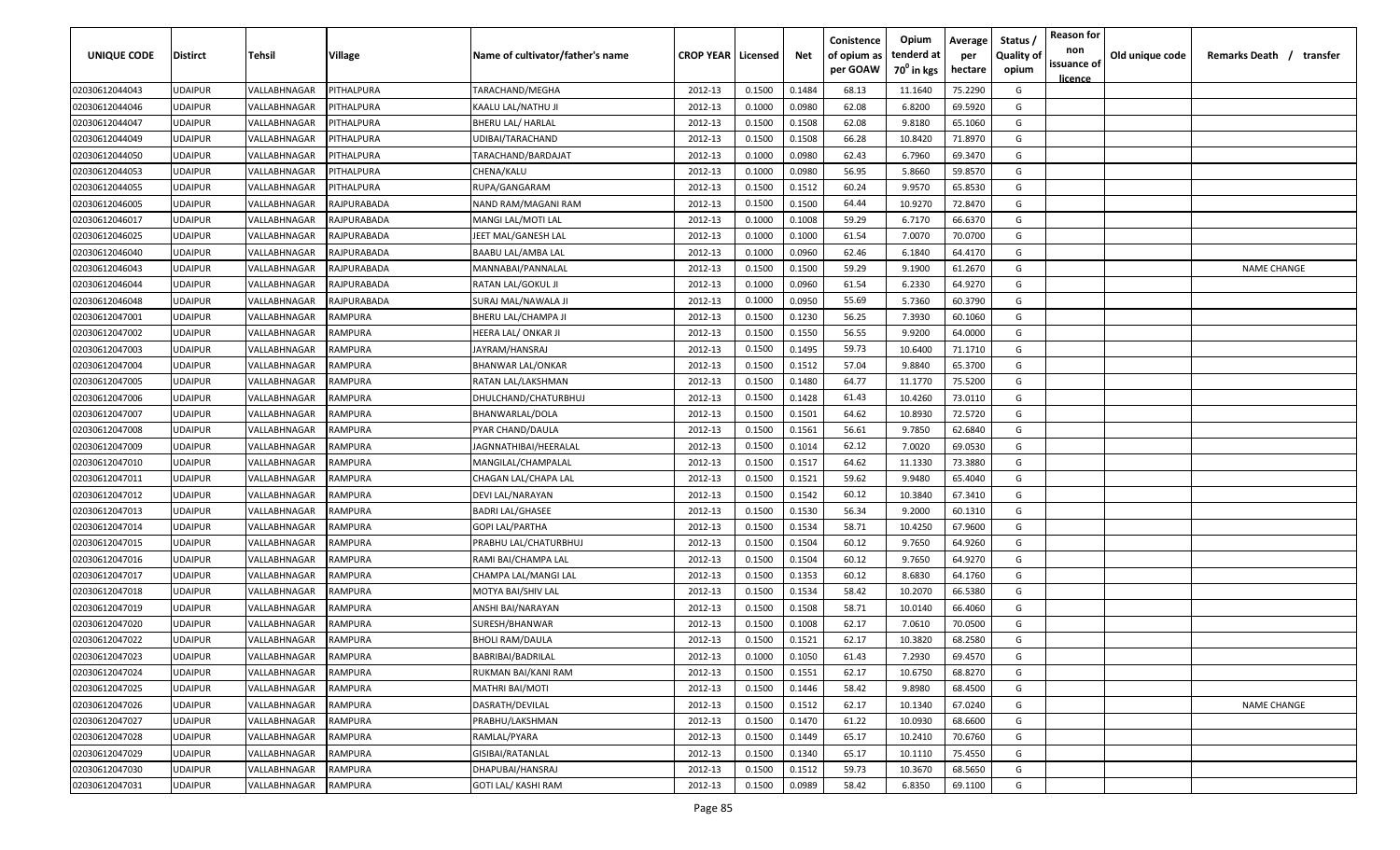| UNIQUE CODE | Distirct | Tehsil | Village | Name of cultivator/father's name | CROP YEAR | Licensed | Net | Conistence of opium as per GOAW | Opium tenderd at 70° in kgs | Average per hectare | Status / Quality of opium | Reason for non issuance of licence | Old unique code | Remarks Death / transfer |
|---|---|---|---|---|---|---|---|---|---|---|---|---|---|---|
| 02030612044043 | UDAIPUR | VALLABHNAGAR | PITHALPURA | TARACHAND/MEGHA | 2012-13 | 0.1500 | 0.1484 | 68.13 | 11.1640 | 75.2290 | G | | | |
| 02030612044046 | UDAIPUR | VALLABHNAGAR | PITHALPURA | KAALU LAL/NATHU JI | 2012-13 | 0.1000 | 0.0980 | 62.08 | 6.8200 | 69.5920 | G | | | |
| 02030612044047 | UDAIPUR | VALLABHNAGAR | PITHALPURA | BHERU LAL/ HARLAL | 2012-13 | 0.1500 | 0.1508 | 62.08 | 9.8180 | 65.1060 | G | | | |
| 02030612044049 | UDAIPUR | VALLABHNAGAR | PITHALPURA | UDIBAI/TARACHAND | 2012-13 | 0.1500 | 0.1508 | 66.28 | 10.8420 | 71.8970 | G | | | |
| 02030612044050 | UDAIPUR | VALLABHNAGAR | PITHALPURA | TARACHAND/BARDAJAT | 2012-13 | 0.1000 | 0.0980 | 62.43 | 6.7960 | 69.3470 | G | | | |
| 02030612044053 | UDAIPUR | VALLABHNAGAR | PITHALPURA | CHENA/KALU | 2012-13 | 0.1000 | 0.0980 | 56.95 | 5.8660 | 59.8570 | G | | | |
| 02030612044055 | UDAIPUR | VALLABHNAGAR | PITHALPURA | RUPA/GANGARAM | 2012-13 | 0.1500 | 0.1512 | 60.24 | 9.9570 | 65.8530 | G | | | |
| 02030612046005 | UDAIPUR | VALLABHNAGAR | RAJPURABADA | NAND RAM/MAGANI RAM | 2012-13 | 0.1500 | 0.1500 | 64.44 | 10.9270 | 72.8470 | G | | | |
| 02030612046017 | UDAIPUR | VALLABHNAGAR | RAJPURABADA | MANGI LAL/MOTI LAL | 2012-13 | 0.1000 | 0.1008 | 59.29 | 6.7170 | 66.6370 | G | | | |
| 02030612046025 | UDAIPUR | VALLABHNAGAR | RAJPURABADA | JEET MAL/GANESH LAL | 2012-13 | 0.1000 | 0.1000 | 61.54 | 7.0070 | 70.0700 | G | | | |
| 02030612046040 | UDAIPUR | VALLABHNAGAR | RAJPURABADA | BAABU LAL/AMBA LAL | 2012-13 | 0.1000 | 0.0960 | 62.46 | 6.1840 | 64.4170 | G | | | |
| 02030612046043 | UDAIPUR | VALLABHNAGAR | RAJPURABADA | MANNABAI/PANNALAL | 2012-13 | 0.1500 | 0.1500 | 59.29 | 9.1900 | 61.2670 | G | | | NAME CHANGE |
| 02030612046044 | UDAIPUR | VALLABHNAGAR | RAJPURABADA | RATAN LAL/GOKUL JI | 2012-13 | 0.1000 | 0.0960 | 61.54 | 6.2330 | 64.9270 | G | | | |
| 02030612046048 | UDAIPUR | VALLABHNAGAR | RAJPURABADA | SURAJ MAL/NAWALA JI | 2012-13 | 0.1000 | 0.0950 | 55.69 | 5.7360 | 60.3790 | G | | | |
| 02030612047001 | UDAIPUR | VALLABHNAGAR | RAMPURA | BHERU LAL/CHAMPA JI | 2012-13 | 0.1500 | 0.1230 | 56.25 | 7.3930 | 60.1060 | G | | | |
| 02030612047002 | UDAIPUR | VALLABHNAGAR | RAMPURA | HEERA LAL/ ONKAR JI | 2012-13 | 0.1500 | 0.1550 | 56.55 | 9.9200 | 64.0000 | G | | | |
| 02030612047003 | UDAIPUR | VALLABHNAGAR | RAMPURA | JAYRAM/HANSRAJ | 2012-13 | 0.1500 | 0.1495 | 59.73 | 10.6400 | 71.1710 | G | | | |
| 02030612047004 | UDAIPUR | VALLABHNAGAR | RAMPURA | BHANWAR LAL/ONKAR | 2012-13 | 0.1500 | 0.1512 | 57.04 | 9.8840 | 65.3700 | G | | | |
| 02030612047005 | UDAIPUR | VALLABHNAGAR | RAMPURA | RATAN LAL/LAKSHMAN | 2012-13 | 0.1500 | 0.1480 | 64.77 | 11.1770 | 75.5200 | G | | | |
| 02030612047006 | UDAIPUR | VALLABHNAGAR | RAMPURA | DHULCHAND/CHATURBHUJ | 2012-13 | 0.1500 | 0.1428 | 61.43 | 10.4260 | 73.0110 | G | | | |
| 02030612047007 | UDAIPUR | VALLABHNAGAR | RAMPURA | BHANWARLAL/DOLA | 2012-13 | 0.1500 | 0.1501 | 64.62 | 10.8930 | 72.5720 | G | | | |
| 02030612047008 | UDAIPUR | VALLABHNAGAR | RAMPURA | PYAR CHAND/DAULA | 2012-13 | 0.1500 | 0.1561 | 56.61 | 9.7850 | 62.6840 | G | | | |
| 02030612047009 | UDAIPUR | VALLABHNAGAR | RAMPURA | JAGNNATHIBAI/HEERALAL | 2012-13 | 0.1500 | 0.1014 | 62.12 | 7.0020 | 69.0530 | G | | | |
| 02030612047010 | UDAIPUR | VALLABHNAGAR | RAMPURA | MANGILAL/CHAMPALAL | 2012-13 | 0.1500 | 0.1517 | 64.62 | 11.1330 | 73.3880 | G | | | |
| 02030612047011 | UDAIPUR | VALLABHNAGAR | RAMPURA | CHAGAN LAL/CHAPA LAL | 2012-13 | 0.1500 | 0.1521 | 59.62 | 9.9480 | 65.4040 | G | | | |
| 02030612047012 | UDAIPUR | VALLABHNAGAR | RAMPURA | DEVI LAL/NARAYAN | 2012-13 | 0.1500 | 0.1542 | 60.12 | 10.3840 | 67.3410 | G | | | |
| 02030612047013 | UDAIPUR | VALLABHNAGAR | RAMPURA | BADRI LAL/GHASEE | 2012-13 | 0.1500 | 0.1530 | 56.34 | 9.2000 | 60.1310 | G | | | |
| 02030612047014 | UDAIPUR | VALLABHNAGAR | RAMPURA | GOPI LAL/PARTHA | 2012-13 | 0.1500 | 0.1534 | 58.71 | 10.4250 | 67.9600 | G | | | |
| 02030612047015 | UDAIPUR | VALLABHNAGAR | RAMPURA | PRABHU LAL/CHATURBHUJ | 2012-13 | 0.1500 | 0.1504 | 60.12 | 9.7650 | 64.9260 | G | | | |
| 02030612047016 | UDAIPUR | VALLABHNAGAR | RAMPURA | RAMI BAI/CHAMPA LAL | 2012-13 | 0.1500 | 0.1504 | 60.12 | 9.7650 | 64.9270 | G | | | |
| 02030612047017 | UDAIPUR | VALLABHNAGAR | RAMPURA | CHAMPA LAL/MANGI LAL | 2012-13 | 0.1500 | 0.1353 | 60.12 | 8.6830 | 64.1760 | G | | | |
| 02030612047018 | UDAIPUR | VALLABHNAGAR | RAMPURA | MOTYA BAI/SHIV LAL | 2012-13 | 0.1500 | 0.1534 | 58.42 | 10.2070 | 66.5380 | G | | | |
| 02030612047019 | UDAIPUR | VALLABHNAGAR | RAMPURA | ANSHI BAI/NARAYAN | 2012-13 | 0.1500 | 0.1508 | 58.71 | 10.0140 | 66.4060 | G | | | |
| 02030612047020 | UDAIPUR | VALLABHNAGAR | RAMPURA | SURESH/BHANWAR | 2012-13 | 0.1500 | 0.1008 | 62.17 | 7.0610 | 70.0500 | G | | | |
| 02030612047022 | UDAIPUR | VALLABHNAGAR | RAMPURA | BHOLI RAM/DAULA | 2012-13 | 0.1500 | 0.1521 | 62.17 | 10.3820 | 68.2580 | G | | | |
| 02030612047023 | UDAIPUR | VALLABHNAGAR | RAMPURA | BABRIBAI/BADRILAL | 2012-13 | 0.1000 | 0.1050 | 61.43 | 7.2930 | 69.4570 | G | | | |
| 02030612047024 | UDAIPUR | VALLABHNAGAR | RAMPURA | RUKMAN BAI/KANI RAM | 2012-13 | 0.1500 | 0.1551 | 62.17 | 10.6750 | 68.8270 | G | | | |
| 02030612047025 | UDAIPUR | VALLABHNAGAR | RAMPURA | MATHRI BAI/MOTI | 2012-13 | 0.1500 | 0.1446 | 58.42 | 9.8980 | 68.4500 | G | | | |
| 02030612047026 | UDAIPUR | VALLABHNAGAR | RAMPURA | DASRATH/DEVILAL | 2012-13 | 0.1500 | 0.1512 | 62.17 | 10.1340 | 67.0240 | G | | | NAME CHANGE |
| 02030612047027 | UDAIPUR | VALLABHNAGAR | RAMPURA | PRABHU/LAKSHMAN | 2012-13 | 0.1500 | 0.1470 | 61.22 | 10.0930 | 68.6600 | G | | | |
| 02030612047028 | UDAIPUR | VALLABHNAGAR | RAMPURA | RAMLAL/PYARA | 2012-13 | 0.1500 | 0.1449 | 65.17 | 10.2410 | 70.6760 | G | | | |
| 02030612047029 | UDAIPUR | VALLABHNAGAR | RAMPURA | GISIBAI/RATANLAL | 2012-13 | 0.1500 | 0.1340 | 65.17 | 10.1110 | 75.4550 | G | | | |
| 02030612047030 | UDAIPUR | VALLABHNAGAR | RAMPURA | DHAPUBAI/HANSRAJ | 2012-13 | 0.1500 | 0.1512 | 59.73 | 10.3670 | 68.5650 | G | | | |
| 02030612047031 | UDAIPUR | VALLABHNAGAR | RAMPURA | GOTI LAL/ KASHI RAM | 2012-13 | 0.1500 | 0.0989 | 58.42 | 6.8350 | 69.1100 | G | | | |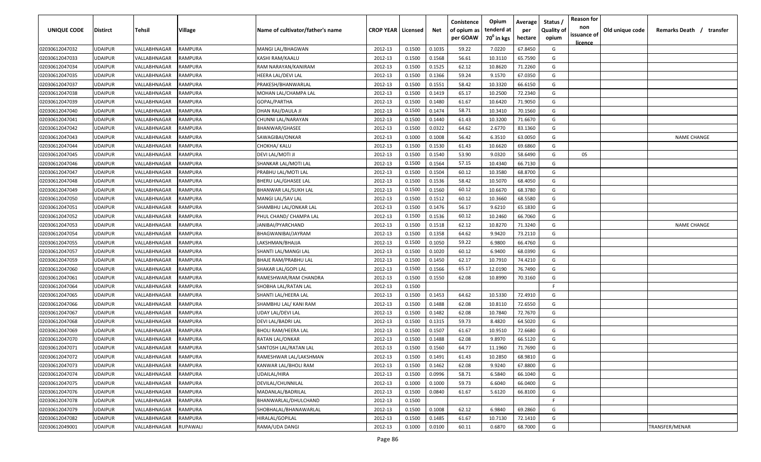| UNIQUE CODE | Distirct | Tehsil | Village | Name of cultivator/father's name | CROP YEAR | Licensed | Net | Conistence of opium as per GOAW | Opium tenderd at 70° in kgs | Average per hectare | Status / Quality of opium | Reason for non issuance of licence | Old unique code | Remarks Death / transfer |
|---|---|---|---|---|---|---|---|---|---|---|---|---|---|---|
| 02030612047032 | UDAIPUR | VALLABHNAGAR | RAMPURA | MANGI LAL/BHAGWAN | 2012-13 | 0.1500 | 0.1035 | 59.22 | 7.0220 | 67.8450 | G | | | |
| 02030612047033 | UDAIPUR | VALLABHNAGAR | RAMPURA | KASHI RAM/KAALU | 2012-13 | 0.1500 | 0.1568 | 56.61 | 10.3110 | 65.7590 | G | | | |
| 02030612047034 | UDAIPUR | VALLABHNAGAR | RAMPURA | RAM NARAYAN/KANIRAM | 2012-13 | 0.1500 | 0.1525 | 62.12 | 10.8620 | 71.2260 | G | | | |
| 02030612047035 | UDAIPUR | VALLABHNAGAR | RAMPURA | HEERA LAL/DEVI LAL | 2012-13 | 0.1500 | 0.1366 | 59.24 | 9.1570 | 67.0350 | G | | | |
| 02030612047037 | UDAIPUR | VALLABHNAGAR | RAMPURA | PRAKESH/BHANWARLAL | 2012-13 | 0.1500 | 0.1551 | 58.42 | 10.3320 | 66.6150 | G | | | |
| 02030612047038 | UDAIPUR | VALLABHNAGAR | RAMPURA | MOHAN LAL/CHAMPA LAL | 2012-13 | 0.1500 | 0.1419 | 65.17 | 10.2500 | 72.2340 | G | | | |
| 02030612047039 | UDAIPUR | VALLABHNAGAR | RAMPURA | GOPAL/PARTHA | 2012-13 | 0.1500 | 0.1480 | 61.67 | 10.6420 | 71.9050 | G | | | |
| 02030612047040 | UDAIPUR | VALLABHNAGAR | RAMPURA | DHAN RAJ/DAULA JI | 2012-13 | 0.1500 | 0.1474 | 58.71 | 10.3410 | 70.1560 | G | | | |
| 02030612047041 | UDAIPUR | VALLABHNAGAR | RAMPURA | CHUNNI LAL/NARAYAN | 2012-13 | 0.1500 | 0.1440 | 61.43 | 10.3200 | 71.6670 | G | | | |
| 02030612047042 | UDAIPUR | VALLABHNAGAR | RAMPURA | BHANWAR/GHASEE | 2012-13 | 0.1500 | 0.0322 | 64.62 | 2.6770 | 83.1360 | G | | | |
| 02030612047043 | UDAIPUR | VALLABHNAGAR | RAMPURA | SAWAGIBAI/ONKAR | 2012-13 | 0.1000 | 0.1008 | 56.42 | 6.3510 | 63.0050 | G | | | NAME CHANGE |
| 02030612047044 | UDAIPUR | VALLABHNAGAR | RAMPURA | CHOKHA/ KALU | 2012-13 | 0.1500 | 0.1530 | 61.43 | 10.6620 | 69.6860 | G | | | |
| 02030612047045 | UDAIPUR | VALLABHNAGAR | RAMPURA | DEVI LAL/MOTI JI | 2012-13 | 0.1500 | 0.1540 | 53.90 | 9.0320 | 58.6490 | G | 05 | | |
| 02030612047046 | UDAIPUR | VALLABHNAGAR | RAMPURA | SHANKAR LAL/MOTI LAL | 2012-13 | 0.1500 | 0.1564 | 57.15 | 10.4340 | 66.7130 | G | | | |
| 02030612047047 | UDAIPUR | VALLABHNAGAR | RAMPURA | PRABHU LAL/MOTI LAL | 2012-13 | 0.1500 | 0.1504 | 60.12 | 10.3580 | 68.8700 | G | | | |
| 02030612047048 | UDAIPUR | VALLABHNAGAR | RAMPURA | BHERU LAL/GHASEE LAL | 2012-13 | 0.1500 | 0.1536 | 58.42 | 10.5070 | 68.4050 | G | | | |
| 02030612047049 | UDAIPUR | VALLABHNAGAR | RAMPURA | BHANWAR LAL/SUKH LAL | 2012-13 | 0.1500 | 0.1560 | 60.12 | 10.6670 | 68.3780 | G | | | |
| 02030612047050 | UDAIPUR | VALLABHNAGAR | RAMPURA | MANGI LAL/SAV LAL | 2012-13 | 0.1500 | 0.1512 | 60.12 | 10.3660 | 68.5580 | G | | | |
| 02030612047051 | UDAIPUR | VALLABHNAGAR | RAMPURA | SHAMBHU LAL/ONKAR LAL | 2012-13 | 0.1500 | 0.1476 | 56.17 | 9.6210 | 65.1830 | G | | | |
| 02030612047052 | UDAIPUR | VALLABHNAGAR | RAMPURA | PHUL CHAND/ CHAMPA LAL | 2012-13 | 0.1500 | 0.1536 | 60.12 | 10.2460 | 66.7060 | G | | | |
| 02030612047053 | UDAIPUR | VALLABHNAGAR | RAMPURA | JANIBAI/PYARCHAND | 2012-13 | 0.1500 | 0.1518 | 62.12 | 10.8270 | 71.3240 | G | | | NAME CHANGE |
| 02030612047054 | UDAIPUR | VALLABHNAGAR | RAMPURA | BHAGWANIBAI/JAYRAM | 2012-13 | 0.1500 | 0.1358 | 64.62 | 9.9420 | 73.2110 | G | | | |
| 02030612047055 | UDAIPUR | VALLABHNAGAR | RAMPURA | LAKSHMAN/BHAJJA | 2012-13 | 0.1500 | 0.1050 | 59.22 | 6.9800 | 66.4760 | G | | | |
| 02030612047057 | UDAIPUR | VALLABHNAGAR | RAMPURA | SHANTI LAL/MANGI LAL | 2012-13 | 0.1500 | 0.1020 | 60.12 | 6.9400 | 68.0390 | G | | | |
| 02030612047059 | UDAIPUR | VALLABHNAGAR | RAMPURA | BHAJE RAM/PRABHU LAL | 2012-13 | 0.1500 | 0.1450 | 62.17 | 10.7910 | 74.4210 | G | | | |
| 02030612047060 | UDAIPUR | VALLABHNAGAR | RAMPURA | SHAKAR LAL/GOPI LAL | 2012-13 | 0.1500 | 0.1566 | 65.17 | 12.0190 | 76.7490 | G | | | |
| 02030612047061 | UDAIPUR | VALLABHNAGAR | RAMPURA | RAMESHWAR/RAM CHANDRA | 2012-13 | 0.1500 | 0.1550 | 62.08 | 10.8990 | 70.3160 | G | | | |
| 02030612047064 | UDAIPUR | VALLABHNAGAR | RAMPURA | SHOBHA LAL/RATAN LAL | 2012-13 | 0.1500 | | | | | F | | | |
| 02030612047065 | UDAIPUR | VALLABHNAGAR | RAMPURA | SHANTI LAL/HEERA LAL | 2012-13 | 0.1500 | 0.1453 | 64.62 | 10.5330 | 72.4910 | G | | | |
| 02030612047066 | UDAIPUR | VALLABHNAGAR | RAMPURA | SHAMBHU LAL/ KANI RAM | 2012-13 | 0.1500 | 0.1488 | 62.08 | 10.8110 | 72.6550 | G | | | |
| 02030612047067 | UDAIPUR | VALLABHNAGAR | RAMPURA | UDAY LAL/DEVI LAL | 2012-13 | 0.1500 | 0.1482 | 62.08 | 10.7840 | 72.7670 | G | | | |
| 02030612047068 | UDAIPUR | VALLABHNAGAR | RAMPURA | DEVI LAL/BADRI LAL | 2012-13 | 0.1500 | 0.1315 | 59.73 | 8.4820 | 64.5020 | G | | | |
| 02030612047069 | UDAIPUR | VALLABHNAGAR | RAMPURA | BHOLI RAM/HEERA LAL | 2012-13 | 0.1500 | 0.1507 | 61.67 | 10.9510 | 72.6680 | G | | | |
| 02030612047070 | UDAIPUR | VALLABHNAGAR | RAMPURA | RATAN LAL/ONKAR | 2012-13 | 0.1500 | 0.1488 | 62.08 | 9.8970 | 66.5120 | G | | | |
| 02030612047071 | UDAIPUR | VALLABHNAGAR | RAMPURA | SANTOSH LAL/RATAN LAL | 2012-13 | 0.1500 | 0.1560 | 64.77 | 11.1960 | 71.7690 | G | | | |
| 02030612047072 | UDAIPUR | VALLABHNAGAR | RAMPURA | RAMESHWAR LAL/LAKSHMAN | 2012-13 | 0.1500 | 0.1491 | 61.43 | 10.2850 | 68.9810 | G | | | |
| 02030612047073 | UDAIPUR | VALLABHNAGAR | RAMPURA | KANWAR LAL/BHOLI RAM | 2012-13 | 0.1500 | 0.1462 | 62.08 | 9.9240 | 67.8800 | G | | | |
| 02030612047074 | UDAIPUR | VALLABHNAGAR | RAMPURA | UDAILAL/HIRA | 2012-13 | 0.1500 | 0.0996 | 58.71 | 6.5840 | 66.1040 | G | | | |
| 02030612047075 | UDAIPUR | VALLABHNAGAR | RAMPURA | DEVILAL/CHUNNILAL | 2012-13 | 0.1000 | 0.1000 | 59.73 | 6.6040 | 66.0400 | G | | | |
| 02030612047076 | UDAIPUR | VALLABHNAGAR | RAMPURA | MADANLAL/BADRILAL | 2012-13 | 0.1500 | 0.0840 | 61.67 | 5.6120 | 66.8100 | G | | | |
| 02030612047078 | UDAIPUR | VALLABHNAGAR | RAMPURA | BHANWARLAL/DHULCHAND | 2012-13 | 0.1500 | | | | | F | | | |
| 02030612047079 | UDAIPUR | VALLABHNAGAR | RAMPURA | SHOBHALAL/BHANAWARLAL | 2012-13 | 0.1500 | 0.1008 | 62.12 | 6.9840 | 69.2860 | G | | | |
| 02030612047082 | UDAIPUR | VALLABHNAGAR | RAMPURA | HIRALAL/GOPILAL | 2012-13 | 0.1500 | 0.1485 | 61.67 | 10.7130 | 72.1410 | G | | | |
| 02030612049001 | UDAIPUR | VALLABHNAGAR | RUPAWALI | RAMA/UDA DANGI | 2012-13 | 0.1000 | 0.0100 | 60.11 | 0.6870 | 68.7000 | G | | | TRANSFER/MENAR |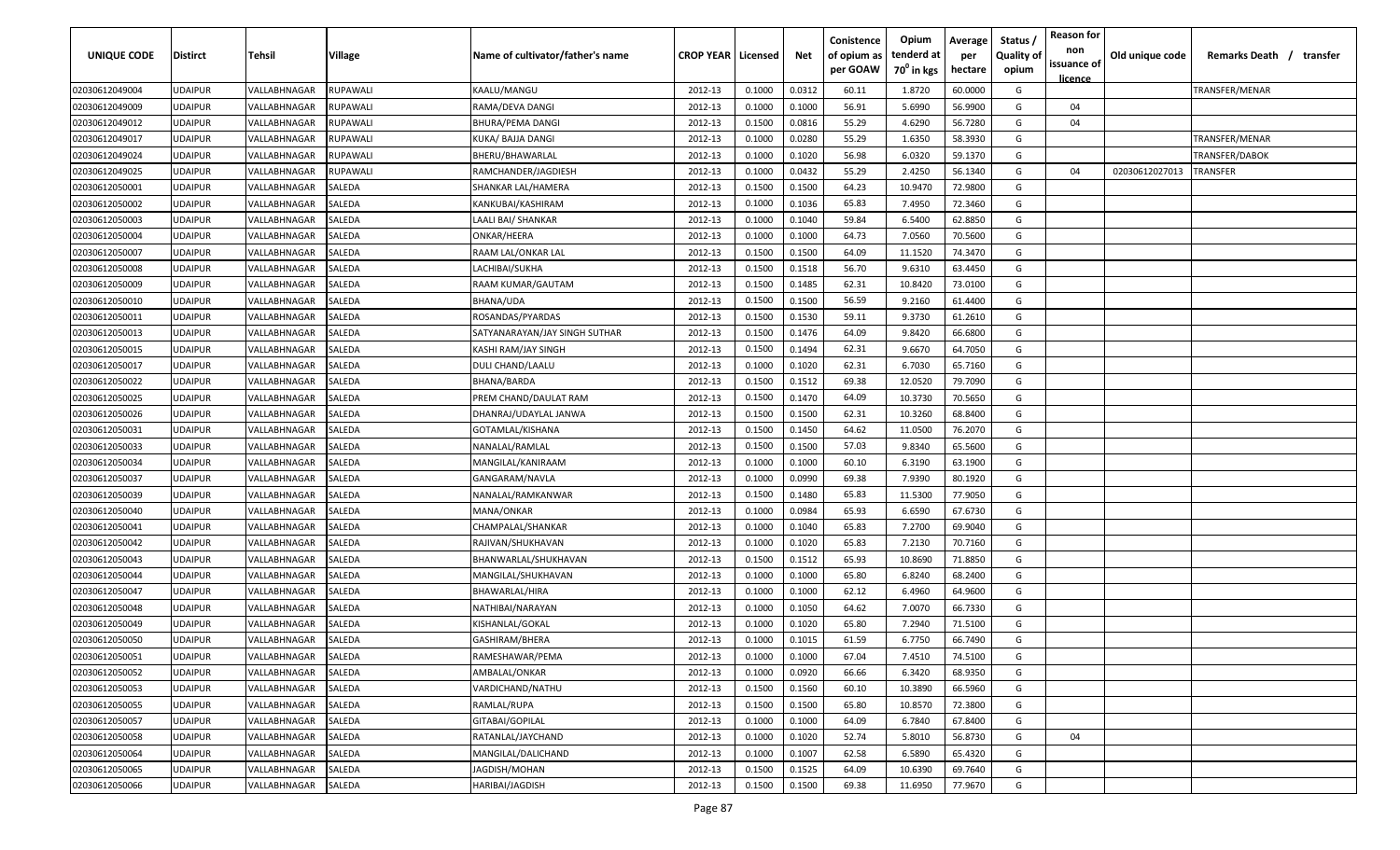| UNIQUE CODE | Distirct | Tehsil | Village | Name of cultivator/father's name | CROP YEAR | Licensed | Net | Conistence of opium as per GOAW | Opium tenderd at $70^0$ in kgs | Average per hectare | Status / Quality of opium | Reason for non issuance of licence | Old unique code | Remarks Death / transfer |
|---|---|---|---|---|---|---|---|---|---|---|---|---|---|---|
| 02030612049004 | UDAIPUR | VALLABHNAGAR | RUPAWALI | KAALU/MANGU | 2012-13 | 0.1000 | 0.0312 | 60.11 | 1.8720 | 60.0000 | G | | | TRANSFER/MENAR |
| 02030612049009 | UDAIPUR | VALLABHNAGAR | RUPAWALI | RAMA/DEVA DANGI | 2012-13 | 0.1000 | 0.1000 | 56.91 | 5.6990 | 56.9900 | G | 04 | | |
| 02030612049012 | UDAIPUR | VALLABHNAGAR | RUPAWALI | BHURA/PEMA DANGI | 2012-13 | 0.1500 | 0.0816 | 55.29 | 4.6290 | 56.7280 | G | 04 | | |
| 02030612049017 | UDAIPUR | VALLABHNAGAR | RUPAWALI | KUKA/ BAJJA DANGI | 2012-13 | 0.1000 | 0.0280 | 55.29 | 1.6350 | 58.3930 | G | | | TRANSFER/MENAR |
| 02030612049024 | UDAIPUR | VALLABHNAGAR | RUPAWALI | BHERU/BHAWARLAL | 2012-13 | 0.1000 | 0.1020 | 56.98 | 6.0320 | 59.1370 | G | | | TRANSFER/DABOK |
| 02030612049025 | UDAIPUR | VALLABHNAGAR | RUPAWALI | RAMCHANDER/JAGDIESH | 2012-13 | 0.1000 | 0.0432 | 55.29 | 2.4250 | 56.1340 | G | 04 | 02030612027013 | TRANSFER |
| 02030612050001 | UDAIPUR | VALLABHNAGAR | SALEDA | SHANKAR LAL/HAMERA | 2012-13 | 0.1500 | 0.1500 | 64.23 | 10.9470 | 72.9800 | G | | | |
| 02030612050002 | UDAIPUR | VALLABHNAGAR | SALEDA | KANKUBAI/KASHIRAM | 2012-13 | 0.1000 | 0.1036 | 65.83 | 7.4950 | 72.3460 | G | | | |
| 02030612050003 | UDAIPUR | VALLABHNAGAR | SALEDA | LAALI BAI/ SHANKAR | 2012-13 | 0.1000 | 0.1040 | 59.84 | 6.5400 | 62.8850 | G | | | |
| 02030612050004 | UDAIPUR | VALLABHNAGAR | SALEDA | ONKAR/HEERA | 2012-13 | 0.1000 | 0.1000 | 64.73 | 7.0560 | 70.5600 | G | | | |
| 02030612050007 | UDAIPUR | VALLABHNAGAR | SALEDA | RAAM LAL/ONKAR LAL | 2012-13 | 0.1500 | 0.1500 | 64.09 | 11.1520 | 74.3470 | G | | | |
| 02030612050008 | UDAIPUR | VALLABHNAGAR | SALEDA | LACHIBAI/SUKHA | 2012-13 | 0.1500 | 0.1518 | 56.70 | 9.6310 | 63.4450 | G | | | |
| 02030612050009 | UDAIPUR | VALLABHNAGAR | SALEDA | RAAM KUMAR/GAUTAM | 2012-13 | 0.1500 | 0.1485 | 62.31 | 10.8420 | 73.0100 | G | | | |
| 02030612050010 | UDAIPUR | VALLABHNAGAR | SALEDA | BHANA/UDA | 2012-13 | 0.1500 | 0.1500 | 56.59 | 9.2160 | 61.4400 | G | | | |
| 02030612050011 | UDAIPUR | VALLABHNAGAR | SALEDA | ROSANDAS/PYARDAS | 2012-13 | 0.1500 | 0.1530 | 59.11 | 9.3730 | 61.2610 | G | | | |
| 02030612050013 | UDAIPUR | VALLABHNAGAR | SALEDA | SATYANARAYAN/JAY SINGH SUTHAR | 2012-13 | 0.1500 | 0.1476 | 64.09 | 9.8420 | 66.6800 | G | | | |
| 02030612050015 | UDAIPUR | VALLABHNAGAR | SALEDA | KASHI RAM/JAY SINGH | 2012-13 | 0.1500 | 0.1494 | 62.31 | 9.6670 | 64.7050 | G | | | |
| 02030612050017 | UDAIPUR | VALLABHNAGAR | SALEDA | DULI CHAND/LAALU | 2012-13 | 0.1000 | 0.1020 | 62.31 | 6.7030 | 65.7160 | G | | | |
| 02030612050022 | UDAIPUR | VALLABHNAGAR | SALEDA | BHANA/BARDA | 2012-13 | 0.1500 | 0.1512 | 69.38 | 12.0520 | 79.7090 | G | | | |
| 02030612050025 | UDAIPUR | VALLABHNAGAR | SALEDA | PREM CHAND/DAULAT RAM | 2012-13 | 0.1500 | 0.1470 | 64.09 | 10.3730 | 70.5650 | G | | | |
| 02030612050026 | UDAIPUR | VALLABHNAGAR | SALEDA | DHANRAJ/UDAYLAL JANWA | 2012-13 | 0.1500 | 0.1500 | 62.31 | 10.3260 | 68.8400 | G | | | |
| 02030612050031 | UDAIPUR | VALLABHNAGAR | SALEDA | GOTAMLAL/KISHANA | 2012-13 | 0.1500 | 0.1450 | 64.62 | 11.0500 | 76.2070 | G | | | |
| 02030612050033 | UDAIPUR | VALLABHNAGAR | SALEDA | NANALAL/RAMLAL | 2012-13 | 0.1500 | 0.1500 | 57.03 | 9.8340 | 65.5600 | G | | | |
| 02030612050034 | UDAIPUR | VALLABHNAGAR | SALEDA | MANGILAL/KANIRAAM | 2012-13 | 0.1000 | 0.1000 | 60.10 | 6.3190 | 63.1900 | G | | | |
| 02030612050037 | UDAIPUR | VALLABHNAGAR | SALEDA | GANGARAM/NAVLA | 2012-13 | 0.1000 | 0.0990 | 69.38 | 7.9390 | 80.1920 | G | | | |
| 02030612050039 | UDAIPUR | VALLABHNAGAR | SALEDA | NANALAL/RAMKANWAR | 2012-13 | 0.1500 | 0.1480 | 65.83 | 11.5300 | 77.9050 | G | | | |
| 02030612050040 | UDAIPUR | VALLABHNAGAR | SALEDA | MANA/ONKAR | 2012-13 | 0.1000 | 0.0984 | 65.93 | 6.6590 | 67.6730 | G | | | |
| 02030612050041 | UDAIPUR | VALLABHNAGAR | SALEDA | CHAMPALAL/SHANKAR | 2012-13 | 0.1000 | 0.1040 | 65.83 | 7.2700 | 69.9040 | G | | | |
| 02030612050042 | UDAIPUR | VALLABHNAGAR | SALEDA | RAJIVAN/SHUKHAVAN | 2012-13 | 0.1000 | 0.1020 | 65.83 | 7.2130 | 70.7160 | G | | | |
| 02030612050043 | UDAIPUR | VALLABHNAGAR | SALEDA | BHANWARLAL/SHUKHAVAN | 2012-13 | 0.1500 | 0.1512 | 65.93 | 10.8690 | 71.8850 | G | | | |
| 02030612050044 | UDAIPUR | VALLABHNAGAR | SALEDA | MANGILAL/SHUKHAVAN | 2012-13 | 0.1000 | 0.1000 | 65.80 | 6.8240 | 68.2400 | G | | | |
| 02030612050047 | UDAIPUR | VALLABHNAGAR | SALEDA | BHAWARLAL/HIRA | 2012-13 | 0.1000 | 0.1000 | 62.12 | 6.4960 | 64.9600 | G | | | |
| 02030612050048 | UDAIPUR | VALLABHNAGAR | SALEDA | NATHIBAI/NARAYAN | 2012-13 | 0.1000 | 0.1050 | 64.62 | 7.0070 | 66.7330 | G | | | |
| 02030612050049 | UDAIPUR | VALLABHNAGAR | SALEDA | KISHANLAL/GOKAL | 2012-13 | 0.1000 | 0.1020 | 65.80 | 7.2940 | 71.5100 | G | | | |
| 02030612050050 | UDAIPUR | VALLABHNAGAR | SALEDA | GASHIRAM/BHERA | 2012-13 | 0.1000 | 0.1015 | 61.59 | 6.7750 | 66.7490 | G | | | |
| 02030612050051 | UDAIPUR | VALLABHNAGAR | SALEDA | RAMESHAWAR/PEMA | 2012-13 | 0.1000 | 0.1000 | 67.04 | 7.4510 | 74.5100 | G | | | |
| 02030612050052 | UDAIPUR | VALLABHNAGAR | SALEDA | AMBALAL/ONKAR | 2012-13 | 0.1000 | 0.0920 | 66.66 | 6.3420 | 68.9350 | G | | | |
| 02030612050053 | UDAIPUR | VALLABHNAGAR | SALEDA | VARDICHAND/NATHU | 2012-13 | 0.1500 | 0.1560 | 60.10 | 10.3890 | 66.5960 | G | | | |
| 02030612050055 | UDAIPUR | VALLABHNAGAR | SALEDA | RAMLAL/RUPA | 2012-13 | 0.1500 | 0.1500 | 65.80 | 10.8570 | 72.3800 | G | | | |
| 02030612050057 | UDAIPUR | VALLABHNAGAR | SALEDA | GITABAI/GOPILAL | 2012-13 | 0.1000 | 0.1000 | 64.09 | 6.7840 | 67.8400 | G | | | |
| 02030612050058 | UDAIPUR | VALLABHNAGAR | SALEDA | RATANLAL/JAYCHAND | 2012-13 | 0.1000 | 0.1020 | 52.74 | 5.8010 | 56.8730 | G | 04 | | |
| 02030612050064 | UDAIPUR | VALLABHNAGAR | SALEDA | MANGILAL/DALICHAND | 2012-13 | 0.1000 | 0.1007 | 62.58 | 6.5890 | 65.4320 | G | | | |
| 02030612050065 | UDAIPUR | VALLABHNAGAR | SALEDA | JAGDISH/MOHAN | 2012-13 | 0.1500 | 0.1525 | 64.09 | 10.6390 | 69.7640 | G | | | |
| 02030612050066 | UDAIPUR | VALLABHNAGAR | SALEDA | HARIBAI/JAGDISH | 2012-13 | 0.1500 | 0.1500 | 69.38 | 11.6950 | 77.9670 | G | | | |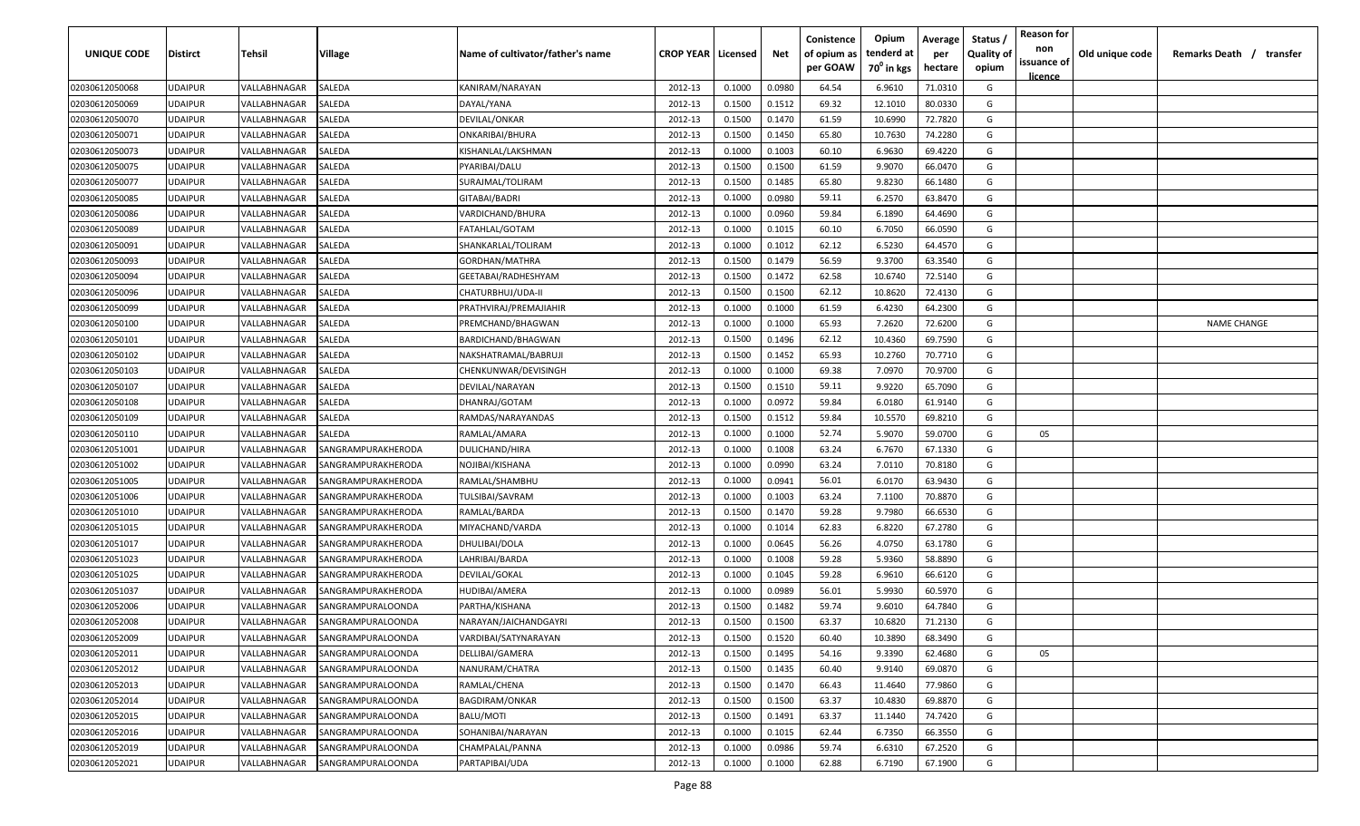| UNIQUE CODE | Distirct | Tehsil | Village | Name of cultivator/father's name | CROP YEAR | Licensed | Net | Conistence of opium as per GOAW | Opium tenderd at 70° in kgs | Average per hectare | Status / Quality of opium | Reason for non issuance of licence | Old unique code | Remarks Death / transfer |
|---|---|---|---|---|---|---|---|---|---|---|---|---|---|---|
| 02030612050068 | UDAIPUR | VALLABHNAGAR | SALEDA | KANIRAM/NARAYAN | 2012-13 | 0.1000 | 0.0980 | 64.54 | 6.9610 | 71.0310 | G | | | |
| 02030612050069 | UDAIPUR | VALLABHNAGAR | SALEDA | DAYAL/YANA | 2012-13 | 0.1500 | 0.1512 | 69.32 | 12.1010 | 80.0330 | G | | | |
| 02030612050070 | UDAIPUR | VALLABHNAGAR | SALEDA | DEVILAL/ONKAR | 2012-13 | 0.1500 | 0.1470 | 61.59 | 10.6990 | 72.7820 | G | | | |
| 02030612050071 | UDAIPUR | VALLABHNAGAR | SALEDA | ONKARIBAI/BHURA | 2012-13 | 0.1500 | 0.1450 | 65.80 | 10.7630 | 74.2280 | G | | | |
| 02030612050073 | UDAIPUR | VALLABHNAGAR | SALEDA | KISHANLAL/LAKSHMAN | 2012-13 | 0.1000 | 0.1003 | 60.10 | 6.9630 | 69.4220 | G | | | |
| 02030612050075 | UDAIPUR | VALLABHNAGAR | SALEDA | PYARIBAI/DALU | 2012-13 | 0.1500 | 0.1500 | 61.59 | 9.9070 | 66.0470 | G | | | |
| 02030612050077 | UDAIPUR | VALLABHNAGAR | SALEDA | SURAJMAL/TOLIRAM | 2012-13 | 0.1500 | 0.1485 | 65.80 | 9.8230 | 66.1480 | G | | | |
| 02030612050085 | UDAIPUR | VALLABHNAGAR | SALEDA | GITABAI/BADRI | 2012-13 | 0.1000 | 0.0980 | 59.11 | 6.2570 | 63.8470 | G | | | |
| 02030612050086 | UDAIPUR | VALLABHNAGAR | SALEDA | VARDICHAND/BHURA | 2012-13 | 0.1000 | 0.0960 | 59.84 | 6.1890 | 64.4690 | G | | | |
| 02030612050089 | UDAIPUR | VALLABHNAGAR | SALEDA | FATAHLAL/GOTAM | 2012-13 | 0.1000 | 0.1015 | 60.10 | 6.7050 | 66.0590 | G | | | |
| 02030612050091 | UDAIPUR | VALLABHNAGAR | SALEDA | SHANKARLAL/TOLIRAM | 2012-13 | 0.1000 | 0.1012 | 62.12 | 6.5230 | 64.4570 | G | | | |
| 02030612050093 | UDAIPUR | VALLABHNAGAR | SALEDA | GORDHAN/MATHRA | 2012-13 | 0.1500 | 0.1479 | 56.59 | 9.3700 | 63.3540 | G | | | |
| 02030612050094 | UDAIPUR | VALLABHNAGAR | SALEDA | GEETABAI/RADHESHYAM | 2012-13 | 0.1500 | 0.1472 | 62.58 | 10.6740 | 72.5140 | G | | | |
| 02030612050096 | UDAIPUR | VALLABHNAGAR | SALEDA | CHATURBHUJ/UDA-II | 2012-13 | 0.1500 | 0.1500 | 62.12 | 10.8620 | 72.4130 | G | | | |
| 02030612050099 | UDAIPUR | VALLABHNAGAR | SALEDA | PRATHVIRAJ/PREMAJIAHIR | 2012-13 | 0.1000 | 0.1000 | 61.59 | 6.4230 | 64.2300 | G | | | |
| 02030612050100 | UDAIPUR | VALLABHNAGAR | SALEDA | PREMCHAND/BHAGWAN | 2012-13 | 0.1000 | 0.1000 | 65.93 | 7.2620 | 72.6200 | G | | | NAME CHANGE |
| 02030612050101 | UDAIPUR | VALLABHNAGAR | SALEDA | BARDICHAND/BHAGWAN | 2012-13 | 0.1500 | 0.1496 | 62.12 | 10.4360 | 69.7590 | G | | | |
| 02030612050102 | UDAIPUR | VALLABHNAGAR | SALEDA | NAKSHATRAMAL/BABRUJI | 2012-13 | 0.1500 | 0.1452 | 65.93 | 10.2760 | 70.7710 | G | | | |
| 02030612050103 | UDAIPUR | VALLABHNAGAR | SALEDA | CHENKUNWAR/DEVISINGH | 2012-13 | 0.1000 | 0.1000 | 69.38 | 7.0970 | 70.9700 | G | | | |
| 02030612050107 | UDAIPUR | VALLABHNAGAR | SALEDA | DEVILAL/NARAYAN | 2012-13 | 0.1500 | 0.1510 | 59.11 | 9.9220 | 65.7090 | G | | | |
| 02030612050108 | UDAIPUR | VALLABHNAGAR | SALEDA | DHANRAJ/GOTAM | 2012-13 | 0.1000 | 0.0972 | 59.84 | 6.0180 | 61.9140 | G | | | |
| 02030612050109 | UDAIPUR | VALLABHNAGAR | SALEDA | RAMDAS/NARAYANDAS | 2012-13 | 0.1500 | 0.1512 | 59.84 | 10.5570 | 69.8210 | G | | | |
| 02030612050110 | UDAIPUR | VALLABHNAGAR | SALEDA | RAMLAL/AMARA | 2012-13 | 0.1000 | 0.1000 | 52.74 | 5.9070 | 59.0700 | G | 05 | | |
| 02030612051001 | UDAIPUR | VALLABHNAGAR | SANGRAMPURAKHERODA | DULICHAND/HIRA | 2012-13 | 0.1000 | 0.1008 | 63.24 | 6.7670 | 67.1330 | G | | | |
| 02030612051002 | UDAIPUR | VALLABHNAGAR | SANGRAMPURAKHERODA | NOJIBAI/KISHANA | 2012-13 | 0.1000 | 0.0990 | 63.24 | 7.0110 | 70.8180 | G | | | |
| 02030612051005 | UDAIPUR | VALLABHNAGAR | SANGRAMPURAKHERODA | RAMLAL/SHAMBHU | 2012-13 | 0.1000 | 0.0941 | 56.01 | 6.0170 | 63.9430 | G | | | |
| 02030612051006 | UDAIPUR | VALLABHNAGAR | SANGRAMPURAKHERODA | TULSIBAI/SAVRAM | 2012-13 | 0.1000 | 0.1003 | 63.24 | 7.1100 | 70.8870 | G | | | |
| 02030612051010 | UDAIPUR | VALLABHNAGAR | SANGRAMPURAKHERODA | RAMLAL/BARDA | 2012-13 | 0.1500 | 0.1470 | 59.28 | 9.7980 | 66.6530 | G | | | |
| 02030612051015 | UDAIPUR | VALLABHNAGAR | SANGRAMPURAKHERODA | MIYACHAND/VARDA | 2012-13 | 0.1000 | 0.1014 | 62.83 | 6.8220 | 67.2780 | G | | | |
| 02030612051017 | UDAIPUR | VALLABHNAGAR | SANGRAMPURAKHERODA | DHULIBAI/DOLA | 2012-13 | 0.1000 | 0.0645 | 56.26 | 4.0750 | 63.1780 | G | | | |
| 02030612051023 | UDAIPUR | VALLABHNAGAR | SANGRAMPURAKHERODA | LAHRIBAI/BARDA | 2012-13 | 0.1000 | 0.1008 | 59.28 | 5.9360 | 58.8890 | G | | | |
| 02030612051025 | UDAIPUR | VALLABHNAGAR | SANGRAMPURAKHERODA | DEVILAL/GOKAL | 2012-13 | 0.1000 | 0.1045 | 59.28 | 6.9610 | 66.6120 | G | | | |
| 02030612051037 | UDAIPUR | VALLABHNAGAR | SANGRAMPURAKHERODA | HUDIBAI/AMERA | 2012-13 | 0.1000 | 0.0989 | 56.01 | 5.9930 | 60.5970 | G | | | |
| 02030612052006 | UDAIPUR | VALLABHNAGAR | SANGRAMPURALOONDA | PARTHA/KISHANA | 2012-13 | 0.1500 | 0.1482 | 59.74 | 9.6010 | 64.7840 | G | | | |
| 02030612052008 | UDAIPUR | VALLABHNAGAR | SANGRAMPURALOONDA | NARAYAN/JAICHANDGAYRI | 2012-13 | 0.1500 | 0.1500 | 63.37 | 10.6820 | 71.2130 | G | | | |
| 02030612052009 | UDAIPUR | VALLABHNAGAR | SANGRAMPURALOONDA | VARDIBAI/SATYNARAYAN | 2012-13 | 0.1500 | 0.1520 | 60.40 | 10.3890 | 68.3490 | G | | | |
| 02030612052011 | UDAIPUR | VALLABHNAGAR | SANGRAMPURALOONDA | DELLIBAI/GAMERA | 2012-13 | 0.1500 | 0.1495 | 54.16 | 9.3390 | 62.4680 | G | 05 | | |
| 02030612052012 | UDAIPUR | VALLABHNAGAR | SANGRAMPURALOONDA | NANURAM/CHATRA | 2012-13 | 0.1500 | 0.1435 | 60.40 | 9.9140 | 69.0870 | G | | | |
| 02030612052013 | UDAIPUR | VALLABHNAGAR | SANGRAMPURALOONDA | RAMLAL/CHENA | 2012-13 | 0.1500 | 0.1470 | 66.43 | 11.4640 | 77.9860 | G | | | |
| 02030612052014 | UDAIPUR | VALLABHNAGAR | SANGRAMPURALOONDA | BAGDIRAM/ONKAR | 2012-13 | 0.1500 | 0.1500 | 63.37 | 10.4830 | 69.8870 | G | | | |
| 02030612052015 | UDAIPUR | VALLABHNAGAR | SANGRAMPURALOONDA | BALU/MOTI | 2012-13 | 0.1500 | 0.1491 | 63.37 | 11.1440 | 74.7420 | G | | | |
| 02030612052016 | UDAIPUR | VALLABHNAGAR | SANGRAMPURALOONDA | SOHANIBAI/NARAYAN | 2012-13 | 0.1000 | 0.1015 | 62.44 | 6.7350 | 66.3550 | G | | | |
| 02030612052019 | UDAIPUR | VALLABHNAGAR | SANGRAMPURALOONDA | CHAMPALAL/PANNA | 2012-13 | 0.1000 | 0.0986 | 59.74 | 6.6310 | 67.2520 | G | | | |
| 02030612052021 | UDAIPUR | VALLABHNAGAR | SANGRAMPURALOONDA | PARTAPIBAI/UDA | 2012-13 | 0.1000 | 0.1000 | 62.88 | 6.7190 | 67.1900 | G | | | |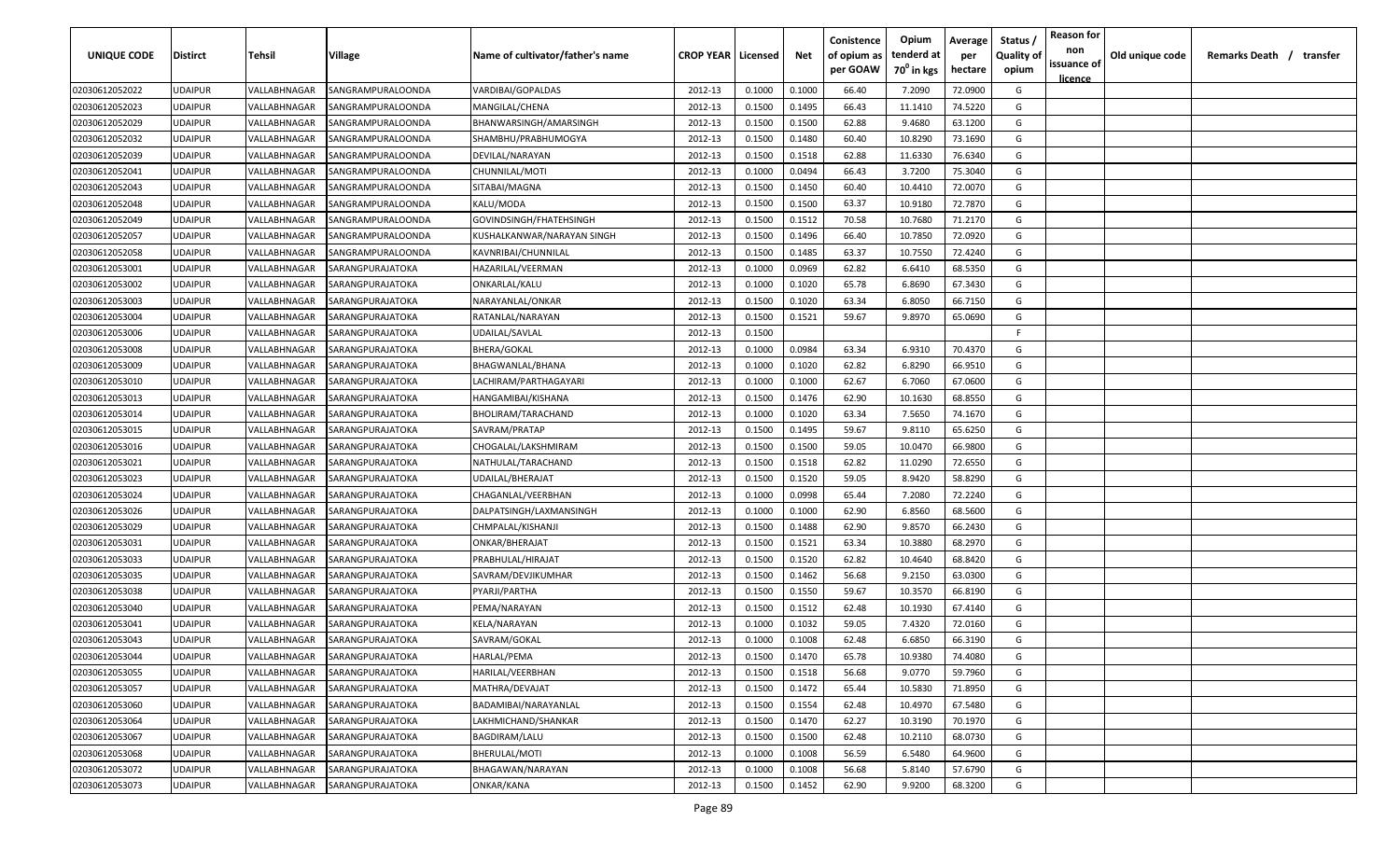| UNIQUE CODE | Distirct | Tehsil | Village | Name of cultivator/father's name | CROP YEAR | Licensed | Net | Conistence of opium as per GOAW | Opium tenderd at 70° in kgs | Average per hectare | Status / Quality of opium | Reason for non issuance of licence | Old unique code | Remarks Death / transfer |
|---|---|---|---|---|---|---|---|---|---|---|---|---|---|---|
| 02030612052022 | UDAIPUR | VALLABHNAGAR | SANGRAMPURALOONDA | VARDIBAI/GOPALDAS | 2012-13 | 0.1000 | 0.1000 | 66.40 | 7.2090 | 72.0900 | G | | | |
| 02030612052023 | UDAIPUR | VALLABHNAGAR | SANGRAMPURALOONDA | MANGILAL/CHENA | 2012-13 | 0.1500 | 0.1495 | 66.43 | 11.1410 | 74.5220 | G | | | |
| 02030612052029 | UDAIPUR | VALLABHNAGAR | SANGRAMPURALOONDA | BHANWARSINGH/AMARSINGH | 2012-13 | 0.1500 | 0.1500 | 62.88 | 9.4680 | 63.1200 | G | | | |
| 02030612052032 | UDAIPUR | VALLABHNAGAR | SANGRAMPURALOONDA | SHAMBHU/PRABHUMOGYA | 2012-13 | 0.1500 | 0.1480 | 60.40 | 10.8290 | 73.1690 | G | | | |
| 02030612052039 | UDAIPUR | VALLABHNAGAR | SANGRAMPURALOONDA | DEVILAL/NARAYAN | 2012-13 | 0.1500 | 0.1518 | 62.88 | 11.6330 | 76.6340 | G | | | |
| 02030612052041 | UDAIPUR | VALLABHNAGAR | SANGRAMPURALOONDA | CHUNNILAL/MOTI | 2012-13 | 0.1000 | 0.0494 | 66.43 | 3.7200 | 75.3040 | G | | | |
| 02030612052043 | UDAIPUR | VALLABHNAGAR | SANGRAMPURALOONDA | SITABAI/MAGNA | 2012-13 | 0.1500 | 0.1450 | 60.40 | 10.4410 | 72.0070 | G | | | |
| 02030612052048 | UDAIPUR | VALLABHNAGAR | SANGRAMPURALOONDA | KALU/MODA | 2012-13 | 0.1500 | 0.1500 | 63.37 | 10.9180 | 72.7870 | G | | | |
| 02030612052049 | UDAIPUR | VALLABHNAGAR | SANGRAMPURALOONDA | GOVINDSINGH/FHATEHSINGH | 2012-13 | 0.1500 | 0.1512 | 70.58 | 10.7680 | 71.2170 | G | | | |
| 02030612052057 | UDAIPUR | VALLABHNAGAR | SANGRAMPURALOONDA | KUSHALKANWAR/NARAYAN SINGH | 2012-13 | 0.1500 | 0.1496 | 66.40 | 10.7850 | 72.0920 | G | | | |
| 02030612052058 | UDAIPUR | VALLABHNAGAR | SANGRAMPURALOONDA | KAVNRIBAI/CHUNNILAL | 2012-13 | 0.1500 | 0.1485 | 63.37 | 10.7550 | 72.4240 | G | | | |
| 02030612053001 | UDAIPUR | VALLABHNAGAR | SARANGPURAJATOKA | HAZARILAL/VEERMAN | 2012-13 | 0.1000 | 0.0969 | 62.82 | 6.6410 | 68.5350 | G | | | |
| 02030612053002 | UDAIPUR | VALLABHNAGAR | SARANGPURAJATOKA | ONKARLAL/KALU | 2012-13 | 0.1000 | 0.1020 | 65.78 | 6.8690 | 67.3430 | G | | | |
| 02030612053003 | UDAIPUR | VALLABHNAGAR | SARANGPURAJATOKA | NARAYANLAL/ONKAR | 2012-13 | 0.1500 | 0.1020 | 63.34 | 6.8050 | 66.7150 | G | | | |
| 02030612053004 | UDAIPUR | VALLABHNAGAR | SARANGPURAJATOKA | RATANLAL/NARAYAN | 2012-13 | 0.1500 | 0.1521 | 59.67 | 9.8970 | 65.0690 | G | | | |
| 02030612053006 | UDAIPUR | VALLABHNAGAR | SARANGPURAJATOKA | UDAILAL/SAVLAL | 2012-13 | 0.1500 | | | | | F | | | |
| 02030612053008 | UDAIPUR | VALLABHNAGAR | SARANGPURAJATOKA | BHERA/GOKAL | 2012-13 | 0.1000 | 0.0984 | 63.34 | 6.9310 | 70.4370 | G | | | |
| 02030612053009 | UDAIPUR | VALLABHNAGAR | SARANGPURAJATOKA | BHAGWANLAL/BHANA | 2012-13 | 0.1000 | 0.1020 | 62.82 | 6.8290 | 66.9510 | G | | | |
| 02030612053010 | UDAIPUR | VALLABHNAGAR | SARANGPURAJATOKA | LACHIRAM/PARTHAGAYARI | 2012-13 | 0.1000 | 0.1000 | 62.67 | 6.7060 | 67.0600 | G | | | |
| 02030612053013 | UDAIPUR | VALLABHNAGAR | SARANGPURAJATOKA | HANGAMIBAI/KISHANA | 2012-13 | 0.1500 | 0.1476 | 62.90 | 10.1630 | 68.8550 | G | | | |
| 02030612053014 | UDAIPUR | VALLABHNAGAR | SARANGPURAJATOKA | BHOLIRAM/TARACHAND | 2012-13 | 0.1000 | 0.1020 | 63.34 | 7.5650 | 74.1670 | G | | | |
| 02030612053015 | UDAIPUR | VALLABHNAGAR | SARANGPURAJATOKA | SAVRAM/PRATAP | 2012-13 | 0.1500 | 0.1495 | 59.67 | 9.8110 | 65.6250 | G | | | |
| 02030612053016 | UDAIPUR | VALLABHNAGAR | SARANGPURAJATOKA | CHOGALAL/LAKSHMIRAM | 2012-13 | 0.1500 | 0.1500 | 59.05 | 10.0470 | 66.9800 | G | | | |
| 02030612053021 | UDAIPUR | VALLABHNAGAR | SARANGPURAJATOKA | NATHULAL/TARACHAND | 2012-13 | 0.1500 | 0.1518 | 62.82 | 11.0290 | 72.6550 | G | | | |
| 02030612053023 | UDAIPUR | VALLABHNAGAR | SARANGPURAJATOKA | UDAILAL/BHERAJAT | 2012-13 | 0.1500 | 0.1520 | 59.05 | 8.9420 | 58.8290 | G | | | |
| 02030612053024 | UDAIPUR | VALLABHNAGAR | SARANGPURAJATOKA | CHAGANLAL/VEERBHAN | 2012-13 | 0.1000 | 0.0998 | 65.44 | 7.2080 | 72.2240 | G | | | |
| 02030612053026 | UDAIPUR | VALLABHNAGAR | SARANGPURAJATOKA | DALPATSINGH/LAXMANSINGH | 2012-13 | 0.1000 | 0.1000 | 62.90 | 6.8560 | 68.5600 | G | | | |
| 02030612053029 | UDAIPUR | VALLABHNAGAR | SARANGPURAJATOKA | CHMPALAL/KISHANJI | 2012-13 | 0.1500 | 0.1488 | 62.90 | 9.8570 | 66.2430 | G | | | |
| 02030612053031 | UDAIPUR | VALLABHNAGAR | SARANGPURAJATOKA | ONKAR/BHERAJAT | 2012-13 | 0.1500 | 0.1521 | 63.34 | 10.3880 | 68.2970 | G | | | |
| 02030612053033 | UDAIPUR | VALLABHNAGAR | SARANGPURAJATOKA | PRABHULAL/HIRAJAT | 2012-13 | 0.1500 | 0.1520 | 62.82 | 10.4640 | 68.8420 | G | | | |
| 02030612053035 | UDAIPUR | VALLABHNAGAR | SARANGPURAJATOKA | SAVRAM/DEVJIKUMHAR | 2012-13 | 0.1500 | 0.1462 | 56.68 | 9.2150 | 63.0300 | G | | | |
| 02030612053038 | UDAIPUR | VALLABHNAGAR | SARANGPURAJATOKA | PYARJI/PARTHA | 2012-13 | 0.1500 | 0.1550 | 59.67 | 10.3570 | 66.8190 | G | | | |
| 02030612053040 | UDAIPUR | VALLABHNAGAR | SARANGPURAJATOKA | PEMA/NARAYAN | 2012-13 | 0.1500 | 0.1512 | 62.48 | 10.1930 | 67.4140 | G | | | |
| 02030612053041 | UDAIPUR | VALLABHNAGAR | SARANGPURAJATOKA | KELA/NARAYAN | 2012-13 | 0.1000 | 0.1032 | 59.05 | 7.4320 | 72.0160 | G | | | |
| 02030612053043 | UDAIPUR | VALLABHNAGAR | SARANGPURAJATOKA | SAVRAM/GOKAL | 2012-13 | 0.1000 | 0.1008 | 62.48 | 6.6850 | 66.3190 | G | | | |
| 02030612053044 | UDAIPUR | VALLABHNAGAR | SARANGPURAJATOKA | HARLAL/PEMA | 2012-13 | 0.1500 | 0.1470 | 65.78 | 10.9380 | 74.4080 | G | | | |
| 02030612053055 | UDAIPUR | VALLABHNAGAR | SARANGPURAJATOKA | HARILAL/VEERBHAN | 2012-13 | 0.1500 | 0.1518 | 56.68 | 9.0770 | 59.7960 | G | | | |
| 02030612053057 | UDAIPUR | VALLABHNAGAR | SARANGPURAJATOKA | MATHRA/DEVAJAT | 2012-13 | 0.1500 | 0.1472 | 65.44 | 10.5830 | 71.8950 | G | | | |
| 02030612053060 | UDAIPUR | VALLABHNAGAR | SARANGPURAJATOKA | BADAMIBAI/NARAYANLAL | 2012-13 | 0.1500 | 0.1554 | 62.48 | 10.4970 | 67.5480 | G | | | |
| 02030612053064 | UDAIPUR | VALLABHNAGAR | SARANGPURAJATOKA | LAKHMICHAND/SHANKAR | 2012-13 | 0.1500 | 0.1470 | 62.27 | 10.3190 | 70.1970 | G | | | |
| 02030612053067 | UDAIPUR | VALLABHNAGAR | SARANGPURAJATOKA | BAGDIRAM/LALU | 2012-13 | 0.1500 | 0.1500 | 62.48 | 10.2110 | 68.0730 | G | | | |
| 02030612053068 | UDAIPUR | VALLABHNAGAR | SARANGPURAJATOKA | BHERULAL/MOTI | 2012-13 | 0.1000 | 0.1008 | 56.59 | 6.5480 | 64.9600 | G | | | |
| 02030612053072 | UDAIPUR | VALLABHNAGAR | SARANGPURAJATOKA | BHAGAWAN/NARAYAN | 2012-13 | 0.1000 | 0.1008 | 56.68 | 5.8140 | 57.6790 | G | | | |
| 02030612053073 | UDAIPUR | VALLABHNAGAR | SARANGPURAJATOKA | ONKAR/KANA | 2012-13 | 0.1500 | 0.1452 | 62.90 | 9.9200 | 68.3200 | G | | | |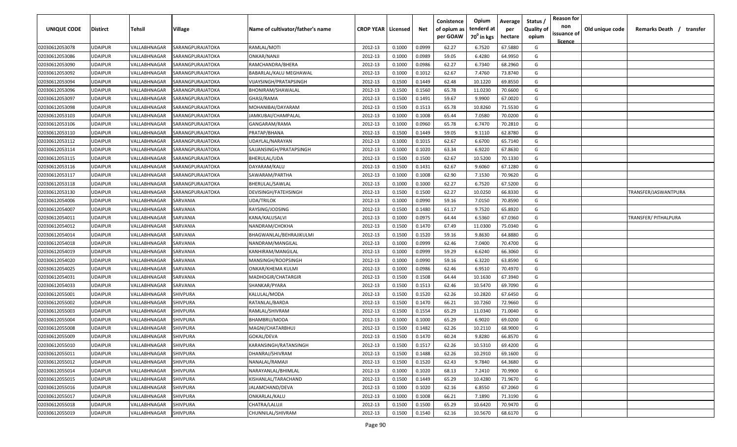| UNIQUE CODE | Distirct | Tehsil | Village | Name of cultivator/father's name | CROP YEAR | Licensed | Net | Conistence of opium as per GOAW | Opium tenderd at 70° in kgs | Average per hectare | Status / Quality of opium | Reason for non issuance of licence | Old unique code | Remarks Death / transfer |
|---|---|---|---|---|---|---|---|---|---|---|---|---|---|---|
| 02030612053078 | UDAIPUR | VALLABHNAGAR | SARANGPURAJATOKA | RAMLAL/MOTI | 2012-13 | 0.1000 | 0.0999 | 62.27 | 6.7520 | 67.5880 | G | | | |
| 02030612053086 | UDAIPUR | VALLABHNAGAR | SARANGPURAJATOKA | ONKAR/NANJI | 2012-13 | 0.1000 | 0.0989 | 59.05 | 6.4280 | 64.9950 | G | | | |
| 02030612053090 | UDAIPUR | VALLABHNAGAR | SARANGPURAJATOKA | RAMCHANDRA/BHERA | 2012-13 | 0.1000 | 0.0986 | 62.27 | 6.7340 | 68.2960 | G | | | |
| 02030612053092 | UDAIPUR | VALLABHNAGAR | SARANGPURAJATOKA | BABARLAL/KALU MEGHAWAL | 2012-13 | 0.1000 | 0.1012 | 62.67 | 7.4760 | 73.8740 | G | | | |
| 02030612053094 | UDAIPUR | VALLABHNAGAR | SARANGPURAJATOKA | VIJAYSINGH/PRATAPSINGH | 2012-13 | 0.1500 | 0.1449 | 62.48 | 10.1220 | 69.8550 | G | | | |
| 02030612053096 | UDAIPUR | VALLABHNAGAR | SARANGPURAJATOKA | BHONIRAM/SHAWALAL | 2012-13 | 0.1500 | 0.1560 | 65.78 | 11.0230 | 70.6600 | G | | | |
| 02030612053097 | UDAIPUR | VALLABHNAGAR | SARANGPURAJATOKA | GHASI/RAMA | 2012-13 | 0.1500 | 0.1491 | 59.67 | 9.9900 | 67.0020 | G | | | |
| 02030612053098 | UDAIPUR | VALLABHNAGAR | SARANGPURAJATOKA | MOHANIBAI/DAYARAM | 2012-13 | 0.1500 | 0.1513 | 65.78 | 10.8260 | 71.5530 | G | | | |
| 02030612053103 | UDAIPUR | VALLABHNAGAR | SARANGPURAJATOKA | JAMKUBAI/CHAMPALAL | 2012-13 | 0.1000 | 0.1008 | 65.44 | 7.0580 | 70.0200 | G | | | |
| 02030612053106 | UDAIPUR | VALLABHNAGAR | SARANGPURAJATOKA | GANGARAM/RAMA | 2012-13 | 0.1000 | 0.0960 | 65.78 | 6.7470 | 70.2810 | G | | | |
| 02030612053110 | UDAIPUR | VALLABHNAGAR | SARANGPURAJATOKA | PRATAP/BHANA | 2012-13 | 0.1500 | 0.1449 | 59.05 | 9.1110 | 62.8780 | G | | | |
| 02030612053112 | UDAIPUR | VALLABHNAGAR | SARANGPURAJATOKA | UDAYLAL/NARAYAN | 2012-13 | 0.1000 | 0.1015 | 62.67 | 6.6700 | 65.7140 | G | | | |
| 02030612053114 | UDAIPUR | VALLABHNAGAR | SARANGPURAJATOKA | SAJJANSINGH/PRATAPSINGH | 2012-13 | 0.1000 | 0.1020 | 63.34 | 6.9220 | 67.8630 | G | | | |
| 02030612053115 | UDAIPUR | VALLABHNAGAR | SARANGPURAJATOKA | BHERULAL/UDA | 2012-13 | 0.1500 | 0.1500 | 62.67 | 10.5200 | 70.1330 | G | | | |
| 02030612053116 | UDAIPUR | VALLABHNAGAR | SARANGPURAJATOKA | DAYARAM/KALU | 2012-13 | 0.1500 | 0.1431 | 62.67 | 9.6060 | 67.1280 | G | | | |
| 02030612053117 | UDAIPUR | VALLABHNAGAR | SARANGPURAJATOKA | SAWARAM/PARTHA | 2012-13 | 0.1000 | 0.1008 | 62.90 | 7.1530 | 70.9620 | G | | | |
| 02030612053118 | UDAIPUR | VALLABHNAGAR | SARANGPURAJATOKA | BHERULAL/SAWLAL | 2012-13 | 0.1000 | 0.1000 | 62.27 | 6.7520 | 67.5200 | G | | | |
| 02030612053130 | UDAIPUR | VALLABHNAGAR | SARANGPURAJATOKA | DEVISINGH/FATEHSINGH | 2012-13 | 0.1500 | 0.1500 | 62.27 | 10.0250 | 66.8330 | G | | | TRANSFER/JASWANTPURA |
| 02030612054006 | UDAIPUR | VALLABHNAGAR | SARVANIA | UDA/TRILOK | 2012-13 | 0.1000 | 0.0990 | 59.16 | 7.0150 | 70.8590 | G | | | |
| 02030612054007 | UDAIPUR | VALLABHNAGAR | SARVANIA | RAYSING/JODSING | 2012-13 | 0.1500 | 0.1480 | 61.17 | 9.7520 | 65.8920 | G | | | |
| 02030612054011 | UDAIPUR | VALLABHNAGAR | SARVANIA | KANA/KALUSALVI | 2012-13 | 0.1000 | 0.0975 | 64.44 | 6.5360 | 67.0360 | G | | | TRANSFER/ PITHALPURA |
| 02030612054012 | UDAIPUR | VALLABHNAGAR | SARVANIA | NANDRAM/CHOKHA | 2012-13 | 0.1500 | 0.1470 | 67.49 | 11.0300 | 75.0340 | G | | | |
| 02030612054014 | UDAIPUR | VALLABHNAGAR | SARVANIA | BHAGWANLAL/BEHRAJIKULMI | 2012-13 | 0.1500 | 0.1520 | 59.16 | 9.8630 | 64.8880 | G | | | |
| 02030612054018 | UDAIPUR | VALLABHNAGAR | SARVANIA | NANDRAM/MANGILAL | 2012-13 | 0.1000 | 0.0999 | 62.46 | 7.0400 | 70.4700 | G | | | |
| 02030612054019 | UDAIPUR | VALLABHNAGAR | SARVANIA | KANHIRAM/MANGILAL | 2012-13 | 0.1000 | 0.0999 | 59.29 | 6.6240 | 66.3060 | G | | | |
| 02030612054020 | UDAIPUR | VALLABHNAGAR | SARVANIA | MANSINGH/ROOPSINGH | 2012-13 | 0.1000 | 0.0990 | 59.16 | 6.3220 | 63.8590 | G | | | |
| 02030612054025 | UDAIPUR | VALLABHNAGAR | SARVANIA | ONKAR/KHEMA KULMI | 2012-13 | 0.1000 | 0.0986 | 62.46 | 6.9510 | 70.4970 | G | | | |
| 02030612054031 | UDAIPUR | VALLABHNAGAR | SARVANIA | MADHOGIR/CHATARGIR | 2012-13 | 0.1500 | 0.1508 | 64.44 | 10.1630 | 67.3940 | G | | | |
| 02030612054033 | UDAIPUR | VALLABHNAGAR | SARVANIA | SHANKAR/PYARA | 2012-13 | 0.1500 | 0.1513 | 62.46 | 10.5470 | 69.7090 | G | | | |
| 02030612055001 | UDAIPUR | VALLABHNAGAR | SHIVPURA | KALULAL/MODA | 2012-13 | 0.1500 | 0.1520 | 62.26 | 10.2820 | 67.6450 | G | | | |
| 02030612055002 | UDAIPUR | VALLABHNAGAR | SHIVPURA | RATANLAL/BARDA | 2012-13 | 0.1500 | 0.1470 | 66.21 | 10.7260 | 72.9660 | G | | | |
| 02030612055003 | UDAIPUR | VALLABHNAGAR | SHIVPURA | RAMLAL/SHIVRAM | 2012-13 | 0.1500 | 0.1554 | 65.29 | 11.0340 | 71.0040 | G | | | |
| 02030612055004 | UDAIPUR | VALLABHNAGAR | SHIVPURA | BHAMBRU/MODA | 2012-13 | 0.1000 | 0.1000 | 65.29 | 6.9020 | 69.0200 | G | | | |
| 02030612055008 | UDAIPUR | VALLABHNAGAR | SHIVPURA | MAGNI/CHATARBHUJ | 2012-13 | 0.1500 | 0.1482 | 62.26 | 10.2110 | 68.9000 | G | | | |
| 02030612055009 | UDAIPUR | VALLABHNAGAR | SHIVPURA | GOKAL/DEVA | 2012-13 | 0.1500 | 0.1470 | 60.24 | 9.8280 | 66.8570 | G | | | |
| 02030612055010 | UDAIPUR | VALLABHNAGAR | SHIVPURA | KARANSINGH/RATANSINGH | 2012-13 | 0.1500 | 0.1517 | 62.26 | 10.5310 | 69.4200 | G | | | |
| 02030612055011 | UDAIPUR | VALLABHNAGAR | SHIVPURA | DHANRAJ/SHIVRAM | 2012-13 | 0.1500 | 0.1488 | 62.26 | 10.2910 | 69.1600 | G | | | |
| 02030612055012 | UDAIPUR | VALLABHNAGAR | SHIVPURA | NANALAL/RAMAJI | 2012-13 | 0.1500 | 0.1520 | 62.43 | 9.7840 | 64.3680 | G | | | |
| 02030612055014 | UDAIPUR | VALLABHNAGAR | SHIVPURA | NARAYANLAL/BHIMLAL | 2012-13 | 0.1000 | 0.1020 | 68.13 | 7.2410 | 70.9900 | G | | | |
| 02030612055015 | UDAIPUR | VALLABHNAGAR | SHIVPURA | KISHANLAL/TARACHAND | 2012-13 | 0.1500 | 0.1449 | 65.29 | 10.4280 | 71.9670 | G | | | |
| 02030612055016 | UDAIPUR | VALLABHNAGAR | SHIVPURA | JALAMCHAND/DEVA | 2012-13 | 0.1000 | 0.1020 | 62.16 | 6.8550 | 67.2060 | G | | | |
| 02030612055017 | UDAIPUR | VALLABHNAGAR | SHIVPURA | ONKARLAL/KALU | 2012-13 | 0.1000 | 0.1008 | 66.21 | 7.1890 | 71.3190 | G | | | |
| 02030612055018 | UDAIPUR | VALLABHNAGAR | SHIVPURA | CHATRA/LALUJI | 2012-13 | 0.1500 | 0.1500 | 65.29 | 10.6420 | 70.9470 | G | | | |
| 02030612055019 | UDAIPUR | VALLABHNAGAR | SHIVPURA | CHUNNILAL/SHIVRAM | 2012-13 | 0.1500 | 0.1540 | 62.16 | 10.5670 | 68.6170 | G | | | |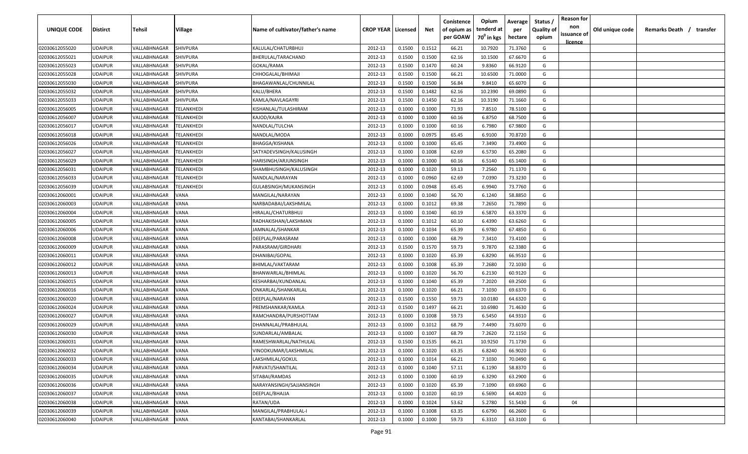| UNIQUE CODE | Distirct | Tehsil | Village | Name of cultivator/father's name | CROP YEAR | Licensed | Net | Conistence of opium as per GOAW | Opium tenderd at 70° in kgs | Average per hectare | Status / Quality of opium | Reason for non issuance of licence | Old unique code | Remarks Death / transfer |
|---|---|---|---|---|---|---|---|---|---|---|---|---|---|---|
| 02030612055020 | UDAIPUR | VALLABHNAGAR | SHIVPURA | KALULAL/CHATURBHUJ | 2012-13 | 0.1500 | 0.1512 | 66.21 | 10.7920 | 71.3760 | G | | | |
| 02030612055021 | UDAIPUR | VALLABHNAGAR | SHIVPURA | BHERULAL/TARACHAND | 2012-13 | 0.1500 | 0.1500 | 62.16 | 10.1500 | 67.6670 | G | | | |
| 02030612055023 | UDAIPUR | VALLABHNAGAR | SHIVPURA | GOKAL/RAMA | 2012-13 | 0.1500 | 0.1470 | 60.24 | 9.8360 | 66.9120 | G | | | |
| 02030612055028 | UDAIPUR | VALLABHNAGAR | SHIVPURA | CHHOGALAL/BHIMAJI | 2012-13 | 0.1500 | 0.1500 | 66.21 | 10.6500 | 71.0000 | G | | | |
| 02030612055030 | UDAIPUR | VALLABHNAGAR | SHIVPURA | BHAGAWANLAL/CHUNNILAL | 2012-13 | 0.1500 | 0.1500 | 56.84 | 9.8410 | 65.6070 | G | | | |
| 02030612055032 | UDAIPUR | VALLABHNAGAR | SHIVPURA | KALU/BHERA | 2012-13 | 0.1500 | 0.1482 | 62.16 | 10.2390 | 69.0890 | G | | | |
| 02030612055033 | UDAIPUR | VALLABHNAGAR | SHIVPURA | KAMLA/NAVLAGAYRI | 2012-13 | 0.1500 | 0.1450 | 62.16 | 10.3190 | 71.1660 | G | | | |
| 02030612056005 | UDAIPUR | VALLABHNAGAR | TELANKHEDI | KISHANLAL/TULASHIRAM | 2012-13 | 0.1000 | 0.1000 | 71.93 | 7.8510 | 78.5100 | G | | | |
| 02030612056007 | UDAIPUR | VALLABHNAGAR | TELANKHEDI | KAJOD/KAJRA | 2012-13 | 0.1000 | 0.1000 | 60.16 | 6.8750 | 68.7500 | G | | | |
| 02030612056017 | UDAIPUR | VALLABHNAGAR | TELANKHEDI | NANDLAL/TULCHA | 2012-13 | 0.1000 | 0.1000 | 60.16 | 6.7980 | 67.9800 | G | | | |
| 02030612056018 | UDAIPUR | VALLABHNAGAR | TELANKHEDI | NANDLAL/MODA | 2012-13 | 0.1000 | 0.0975 | 65.45 | 6.9100 | 70.8720 | G | | | |
| 02030612056026 | UDAIPUR | VALLABHNAGAR | TELANKHEDI | BHAGGA/KISHANA | 2012-13 | 0.1000 | 0.1000 | 65.45 | 7.3490 | 73.4900 | G | | | |
| 02030612056027 | UDAIPUR | VALLABHNAGAR | TELANKHEDI | SATYADEVSINGH/KALUSINGH | 2012-13 | 0.1000 | 0.1008 | 62.69 | 6.5730 | 65.2080 | G | | | |
| 02030612056029 | UDAIPUR | VALLABHNAGAR | TELANKHEDI | HARISINGH/ARJUNSINGH | 2012-13 | 0.1000 | 0.1000 | 60.16 | 6.5140 | 65.1400 | G | | | |
| 02030612056031 | UDAIPUR | VALLABHNAGAR | TELANKHEDI | SHAMBHUSINGH/KALUSINGH | 2012-13 | 0.1000 | 0.1020 | 59.13 | 7.2560 | 71.1370 | G | | | |
| 02030612056033 | UDAIPUR | VALLABHNAGAR | TELANKHEDI | NANDLAL/NARAYAN | 2012-13 | 0.1000 | 0.0960 | 62.69 | 7.0390 | 73.3230 | G | | | |
| 02030612056039 | UDAIPUR | VALLABHNAGAR | TELANKHEDI | GULABSINGH/MUKANSINGH | 2012-13 | 0.1000 | 0.0948 | 65.45 | 6.9940 | 73.7760 | G | | | |
| 02030612060001 | UDAIPUR | VALLABHNAGAR | VANA | MANGILAL/NARAYAN | 2012-13 | 0.1000 | 0.1040 | 56.70 | 6.1240 | 58.8850 | G | | | |
| 02030612060003 | UDAIPUR | VALLABHNAGAR | VANA | NARBADABAI/LAKSHMILAL | 2012-13 | 0.1000 | 0.1012 | 69.38 | 7.2650 | 71.7890 | G | | | |
| 02030612060004 | UDAIPUR | VALLABHNAGAR | VANA | HIRALAL/CHATURBHUJ | 2012-13 | 0.1000 | 0.1040 | 60.19 | 6.5870 | 63.3370 | G | | | |
| 02030612060005 | UDAIPUR | VALLABHNAGAR | VANA | RADHAKISHAN/LAKSHMAN | 2012-13 | 0.1000 | 0.1012 | 60.10 | 6.4390 | 63.6260 | G | | | |
| 02030612060006 | UDAIPUR | VALLABHNAGAR | VANA | JAMNALAL/SHANKAR | 2012-13 | 0.1000 | 0.1034 | 65.39 | 6.9780 | 67.4850 | G | | | |
| 02030612060008 | UDAIPUR | VALLABHNAGAR | VANA | DEEPLAL/PARASRAM | 2012-13 | 0.1000 | 0.1000 | 68.79 | 7.3410 | 73.4100 | G | | | |
| 02030612060009 | UDAIPUR | VALLABHNAGAR | VANA | PARASRAM/GIRDHARI | 2012-13 | 0.1500 | 0.1570 | 59.73 | 9.7870 | 62.3380 | G | | | |
| 02030612060011 | UDAIPUR | VALLABHNAGAR | VANA | DHANIBAI/GOPAL | 2012-13 | 0.1000 | 0.1020 | 65.39 | 6.8290 | 66.9510 | G | | | |
| 02030612060012 | UDAIPUR | VALLABHNAGAR | VANA | BHIMLAL/VAKTARAM | 2012-13 | 0.1000 | 0.1008 | 65.39 | 7.2680 | 72.1030 | G | | | |
| 02030612060013 | UDAIPUR | VALLABHNAGAR | VANA | BHANWARLAL/BHIMLAL | 2012-13 | 0.1000 | 0.1020 | 56.70 | 6.2130 | 60.9120 | G | | | |
| 02030612060015 | UDAIPUR | VALLABHNAGAR | VANA | KESHARBAI/KUNDANLAL | 2012-13 | 0.1000 | 0.1040 | 65.39 | 7.2020 | 69.2500 | G | | | |
| 02030612060016 | UDAIPUR | VALLABHNAGAR | VANA | ONKARLAL/SHANKARLAL | 2012-13 | 0.1000 | 0.1020 | 66.21 | 7.1030 | 69.6370 | G | | | |
| 02030612060020 | UDAIPUR | VALLABHNAGAR | VANA | DEEPLAL/NARAYAN | 2012-13 | 0.1500 | 0.1550 | 59.73 | 10.0180 | 64.6320 | G | | | |
| 02030612060024 | UDAIPUR | VALLABHNAGAR | VANA | PREMSHANKAR/KAMLA | 2012-13 | 0.1500 | 0.1497 | 66.21 | 10.6980 | 71.4630 | G | | | |
| 02030612060027 | UDAIPUR | VALLABHNAGAR | VANA | RAMCHANDRA/PURSHOTTAM | 2012-13 | 0.1000 | 0.1008 | 59.73 | 6.5450 | 64.9310 | G | | | |
| 02030612060029 | UDAIPUR | VALLABHNAGAR | VANA | DHANNALAL/PRABHULAL | 2012-13 | 0.1000 | 0.1012 | 68.79 | 7.4490 | 73.6070 | G | | | |
| 02030612060030 | UDAIPUR | VALLABHNAGAR | VANA | SUNDARLAL/AMBALAL | 2012-13 | 0.1000 | 0.1007 | 68.79 | 7.2620 | 72.1150 | G | | | |
| 02030612060031 | UDAIPUR | VALLABHNAGAR | VANA | RAMESHWARLAL/NATHULAL | 2012-13 | 0.1500 | 0.1535 | 66.21 | 10.9250 | 71.1730 | G | | | |
| 02030612060032 | UDAIPUR | VALLABHNAGAR | VANA | VINODKUMAR/LAKSHMILAL | 2012-13 | 0.1000 | 0.1020 | 63.35 | 6.8240 | 66.9020 | G | | | |
| 02030612060033 | UDAIPUR | VALLABHNAGAR | VANA | LAKSHMILAL/GOKUL | 2012-13 | 0.1000 | 0.1014 | 66.21 | 7.1030 | 70.0490 | G | | | |
| 02030612060034 | UDAIPUR | VALLABHNAGAR | VANA | PARVATI/SHANTILAL | 2012-13 | 0.1000 | 0.1040 | 57.11 | 6.1190 | 58.8370 | G | | | |
| 02030612060035 | UDAIPUR | VALLABHNAGAR | VANA | SITABAI/RAMDAS | 2012-13 | 0.1000 | 0.1000 | 60.19 | 6.3290 | 63.2900 | G | | | |
| 02030612060036 | UDAIPUR | VALLABHNAGAR | VANA | NARAYANSINGH/SAJJANSINGH | 2012-13 | 0.1000 | 0.1020 | 65.39 | 7.1090 | 69.6960 | G | | | |
| 02030612060037 | UDAIPUR | VALLABHNAGAR | VANA | DEEPLAL/BHAJJA | 2012-13 | 0.1000 | 0.1020 | 60.19 | 6.5690 | 64.4020 | G | | | |
| 02030612060038 | UDAIPUR | VALLABHNAGAR | VANA | RATAN/UDA | 2012-13 | 0.1000 | 0.1024 | 53.62 | 5.2780 | 51.5430 | G | 04 | | |
| 02030612060039 | UDAIPUR | VALLABHNAGAR | VANA | MANGILAL/PRABHULAL-I | 2012-13 | 0.1000 | 0.1008 | 63.35 | 6.6790 | 66.2600 | G | | | |
| 02030612060040 | UDAIPUR | VALLABHNAGAR | VANA | KANTABAI/SHANKARLAL | 2012-13 | 0.1000 | 0.1000 | 59.73 | 6.3310 | 63.3100 | G | | | |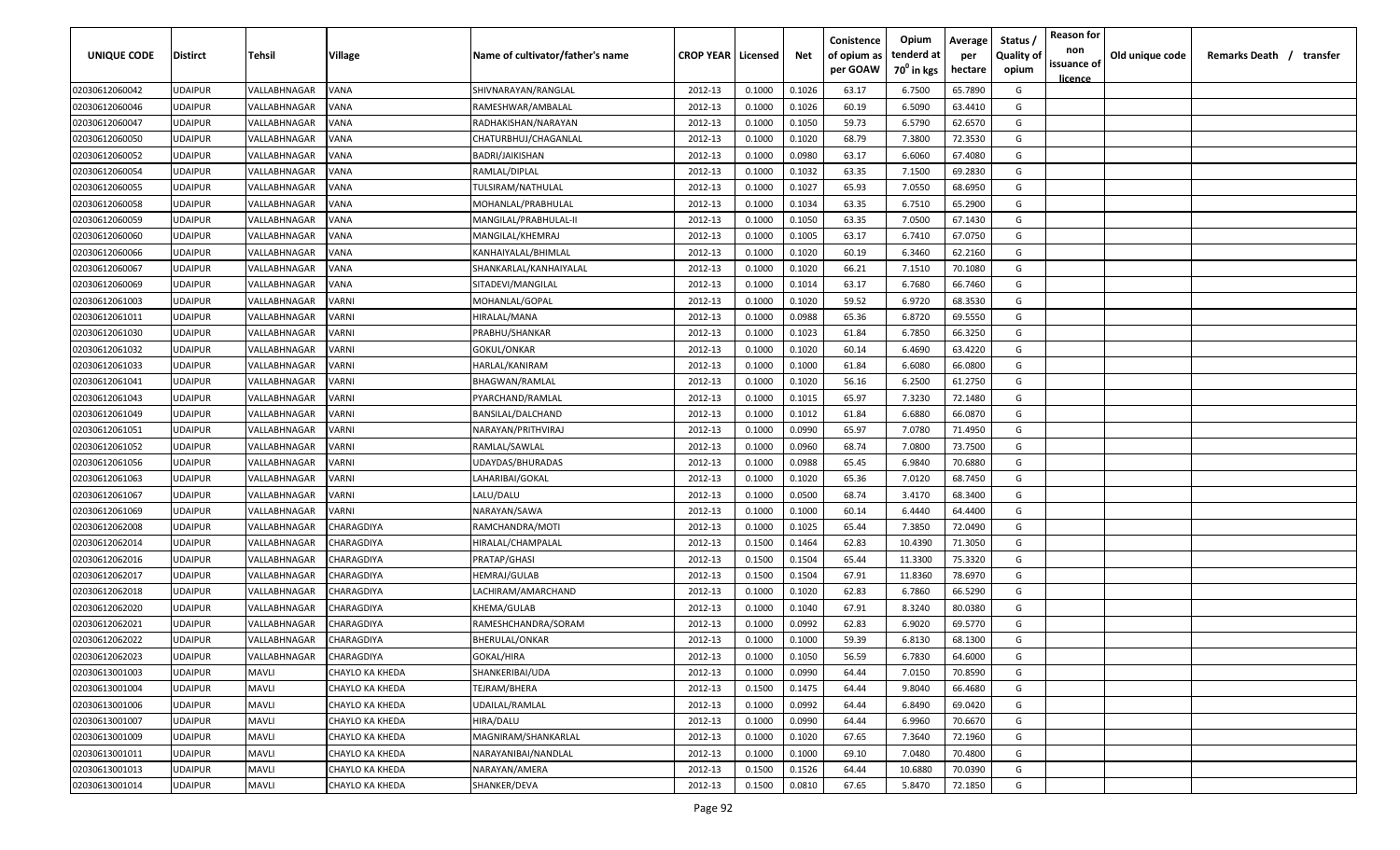| UNIQUE CODE | Distirct | Tehsil | Village | Name of cultivator/father's name | CROP YEAR | Licensed | Net | Conistence of opium as per GOAW | Opium tenderd at 70° in kgs | Average per hectare | Status / Quality of opium | Reason for non issuance of licence | Old unique code | Remarks Death / transfer |
|---|---|---|---|---|---|---|---|---|---|---|---|---|---|---|
| 02030612060042 | UDAIPUR | VALLABHNAGAR | VANA | SHIVNARAYAN/RANGLAL | 2012-13 | 0.1000 | 0.1026 | 63.17 | 6.7500 | 65.7890 | G | | | |
| 02030612060046 | UDAIPUR | VALLABHNAGAR | VANA | RAMESHWAR/AMBALAL | 2012-13 | 0.1000 | 0.1026 | 60.19 | 6.5090 | 63.4410 | G | | | |
| 02030612060047 | UDAIPUR | VALLABHNAGAR | VANA | RADHAKISHAN/NARAYAN | 2012-13 | 0.1000 | 0.1050 | 59.73 | 6.5790 | 62.6570 | G | | | |
| 02030612060050 | UDAIPUR | VALLABHNAGAR | VANA | CHATURBHUJ/CHAGANLAL | 2012-13 | 0.1000 | 0.1020 | 68.79 | 7.3800 | 72.3530 | G | | | |
| 02030612060052 | UDAIPUR | VALLABHNAGAR | VANA | BADRI/JAIKISHAN | 2012-13 | 0.1000 | 0.0980 | 63.17 | 6.6060 | 67.4080 | G | | | |
| 02030612060054 | UDAIPUR | VALLABHNAGAR | VANA | RAMLAL/DIPLAL | 2012-13 | 0.1000 | 0.1032 | 63.35 | 7.1500 | 69.2830 | G | | | |
| 02030612060055 | UDAIPUR | VALLABHNAGAR | VANA | TULSIRAM/NATHULAL | 2012-13 | 0.1000 | 0.1027 | 65.93 | 7.0550 | 68.6950 | G | | | |
| 02030612060058 | UDAIPUR | VALLABHNAGAR | VANA | MOHANLAL/PRABHULAL | 2012-13 | 0.1000 | 0.1034 | 63.35 | 6.7510 | 65.2900 | G | | | |
| 02030612060059 | UDAIPUR | VALLABHNAGAR | VANA | MANGILAL/PRABHULAL-II | 2012-13 | 0.1000 | 0.1050 | 63.35 | 7.0500 | 67.1430 | G | | | |
| 02030612060060 | UDAIPUR | VALLABHNAGAR | VANA | MANGILAL/KHEMRAJ | 2012-13 | 0.1000 | 0.1005 | 63.17 | 6.7410 | 67.0750 | G | | | |
| 02030612060066 | UDAIPUR | VALLABHNAGAR | VANA | KANHAIYALAL/BHIMLAL | 2012-13 | 0.1000 | 0.1020 | 60.19 | 6.3460 | 62.2160 | G | | | |
| 02030612060067 | UDAIPUR | VALLABHNAGAR | VANA | SHANKARLAL/KANHAIYALAL | 2012-13 | 0.1000 | 0.1020 | 66.21 | 7.1510 | 70.1080 | G | | | |
| 02030612060069 | UDAIPUR | VALLABHNAGAR | VANA | SITADEVI/MANGILAL | 2012-13 | 0.1000 | 0.1014 | 63.17 | 6.7680 | 66.7460 | G | | | |
| 02030612061003 | UDAIPUR | VALLABHNAGAR | VARNI | MOHANLAL/GOPAL | 2012-13 | 0.1000 | 0.1020 | 59.52 | 6.9720 | 68.3530 | G | | | |
| 02030612061011 | UDAIPUR | VALLABHNAGAR | VARNI | HIRALAL/MANA | 2012-13 | 0.1000 | 0.0988 | 65.36 | 6.8720 | 69.5550 | G | | | |
| 02030612061030 | UDAIPUR | VALLABHNAGAR | VARNI | PRABHU/SHANKAR | 2012-13 | 0.1000 | 0.1023 | 61.84 | 6.7850 | 66.3250 | G | | | |
| 02030612061032 | UDAIPUR | VALLABHNAGAR | VARNI | GOKUL/ONKAR | 2012-13 | 0.1000 | 0.1020 | 60.14 | 6.4690 | 63.4220 | G | | | |
| 02030612061033 | UDAIPUR | VALLABHNAGAR | VARNI | HARLAL/KANIRAM | 2012-13 | 0.1000 | 0.1000 | 61.84 | 6.6080 | 66.0800 | G | | | |
| 02030612061041 | UDAIPUR | VALLABHNAGAR | VARNI | BHAGWAN/RAMLAL | 2012-13 | 0.1000 | 0.1020 | 56.16 | 6.2500 | 61.2750 | G | | | |
| 02030612061043 | UDAIPUR | VALLABHNAGAR | VARNI | PYARCHAND/RAMLAL | 2012-13 | 0.1000 | 0.1015 | 65.97 | 7.3230 | 72.1480 | G | | | |
| 02030612061049 | UDAIPUR | VALLABHNAGAR | VARNI | BANSILAL/DALCHAND | 2012-13 | 0.1000 | 0.1012 | 61.84 | 6.6880 | 66.0870 | G | | | |
| 02030612061051 | UDAIPUR | VALLABHNAGAR | VARNI | NARAYAN/PRITHVIRAJ | 2012-13 | 0.1000 | 0.0990 | 65.97 | 7.0780 | 71.4950 | G | | | |
| 02030612061052 | UDAIPUR | VALLABHNAGAR | VARNI | RAMLAL/SAWLAL | 2012-13 | 0.1000 | 0.0960 | 68.74 | 7.0800 | 73.7500 | G | | | |
| 02030612061056 | UDAIPUR | VALLABHNAGAR | VARNI | UDAYDAS/BHURADAS | 2012-13 | 0.1000 | 0.0988 | 65.45 | 6.9840 | 70.6880 | G | | | |
| 02030612061063 | UDAIPUR | VALLABHNAGAR | VARNI | LAHARIBAI/GOKAL | 2012-13 | 0.1000 | 0.1020 | 65.36 | 7.0120 | 68.7450 | G | | | |
| 02030612061067 | UDAIPUR | VALLABHNAGAR | VARNI | LALU/DALU | 2012-13 | 0.1000 | 0.0500 | 68.74 | 3.4170 | 68.3400 | G | | | |
| 02030612061069 | UDAIPUR | VALLABHNAGAR | VARNI | NARAYAN/SAWA | 2012-13 | 0.1000 | 0.1000 | 60.14 | 6.4440 | 64.4400 | G | | | |
| 02030612062008 | UDAIPUR | VALLABHNAGAR | CHARAGDIYA | RAMCHANDRA/MOTI | 2012-13 | 0.1000 | 0.1025 | 65.44 | 7.3850 | 72.0490 | G | | | |
| 02030612062014 | UDAIPUR | VALLABHNAGAR | CHARAGDIYA | HIRALAL/CHAMPALAL | 2012-13 | 0.1500 | 0.1464 | 62.83 | 10.4390 | 71.3050 | G | | | |
| 02030612062016 | UDAIPUR | VALLABHNAGAR | CHARAGDIYA | PRATAP/GHASI | 2012-13 | 0.1500 | 0.1504 | 65.44 | 11.3300 | 75.3320 | G | | | |
| 02030612062017 | UDAIPUR | VALLABHNAGAR | CHARAGDIYA | HEMRAJ/GULAB | 2012-13 | 0.1500 | 0.1504 | 67.91 | 11.8360 | 78.6970 | G | | | |
| 02030612062018 | UDAIPUR | VALLABHNAGAR | CHARAGDIYA | LACHIRAM/AMARCHAND | 2012-13 | 0.1000 | 0.1020 | 62.83 | 6.7860 | 66.5290 | G | | | |
| 02030612062020 | UDAIPUR | VALLABHNAGAR | CHARAGDIYA | KHEMA/GULAB | 2012-13 | 0.1000 | 0.1040 | 67.91 | 8.3240 | 80.0380 | G | | | |
| 02030612062021 | UDAIPUR | VALLABHNAGAR | CHARAGDIYA | RAMESHCHANDRA/SORAM | 2012-13 | 0.1000 | 0.0992 | 62.83 | 6.9020 | 69.5770 | G | | | |
| 02030612062022 | UDAIPUR | VALLABHNAGAR | CHARAGDIYA | BHERULAL/ONKAR | 2012-13 | 0.1000 | 0.1000 | 59.39 | 6.8130 | 68.1300 | G | | | |
| 02030612062023 | UDAIPUR | VALLABHNAGAR | CHARAGDIYA | GOKAL/HIRA | 2012-13 | 0.1000 | 0.1050 | 56.59 | 6.7830 | 64.6000 | G | | | |
| 02030613001003 | UDAIPUR | MAVLI | CHAYLO KA KHEDA | SHANKERIBAI/UDA | 2012-13 | 0.1000 | 0.0990 | 64.44 | 7.0150 | 70.8590 | G | | | |
| 02030613001004 | UDAIPUR | MAVLI | CHAYLO KA KHEDA | TEJRAM/BHERA | 2012-13 | 0.1500 | 0.1475 | 64.44 | 9.8040 | 66.4680 | G | | | |
| 02030613001006 | UDAIPUR | MAVLI | CHAYLO KA KHEDA | UDAILAL/RAMLAL | 2012-13 | 0.1000 | 0.0992 | 64.44 | 6.8490 | 69.0420 | G | | | |
| 02030613001007 | UDAIPUR | MAVLI | CHAYLO KA KHEDA | HIRA/DALU | 2012-13 | 0.1000 | 0.0990 | 64.44 | 6.9960 | 70.6670 | G | | | |
| 02030613001009 | UDAIPUR | MAVLI | CHAYLO KA KHEDA | MAGNIRAM/SHANKARLAL | 2012-13 | 0.1000 | 0.1020 | 67.65 | 7.3640 | 72.1960 | G | | | |
| 02030613001011 | UDAIPUR | MAVLI | CHAYLO KA KHEDA | NARAYANIBAI/NANDLAL | 2012-13 | 0.1000 | 0.1000 | 69.10 | 7.0480 | 70.4800 | G | | | |
| 02030613001013 | UDAIPUR | MAVLI | CHAYLO KA KHEDA | NARAYAN/AMERA | 2012-13 | 0.1500 | 0.1526 | 64.44 | 10.6880 | 70.0390 | G | | | |
| 02030613001014 | UDAIPUR | MAVLI | CHAYLO KA KHEDA | SHANKER/DEVA | 2012-13 | 0.1500 | 0.0810 | 67.65 | 5.8470 | 72.1850 | G | | | |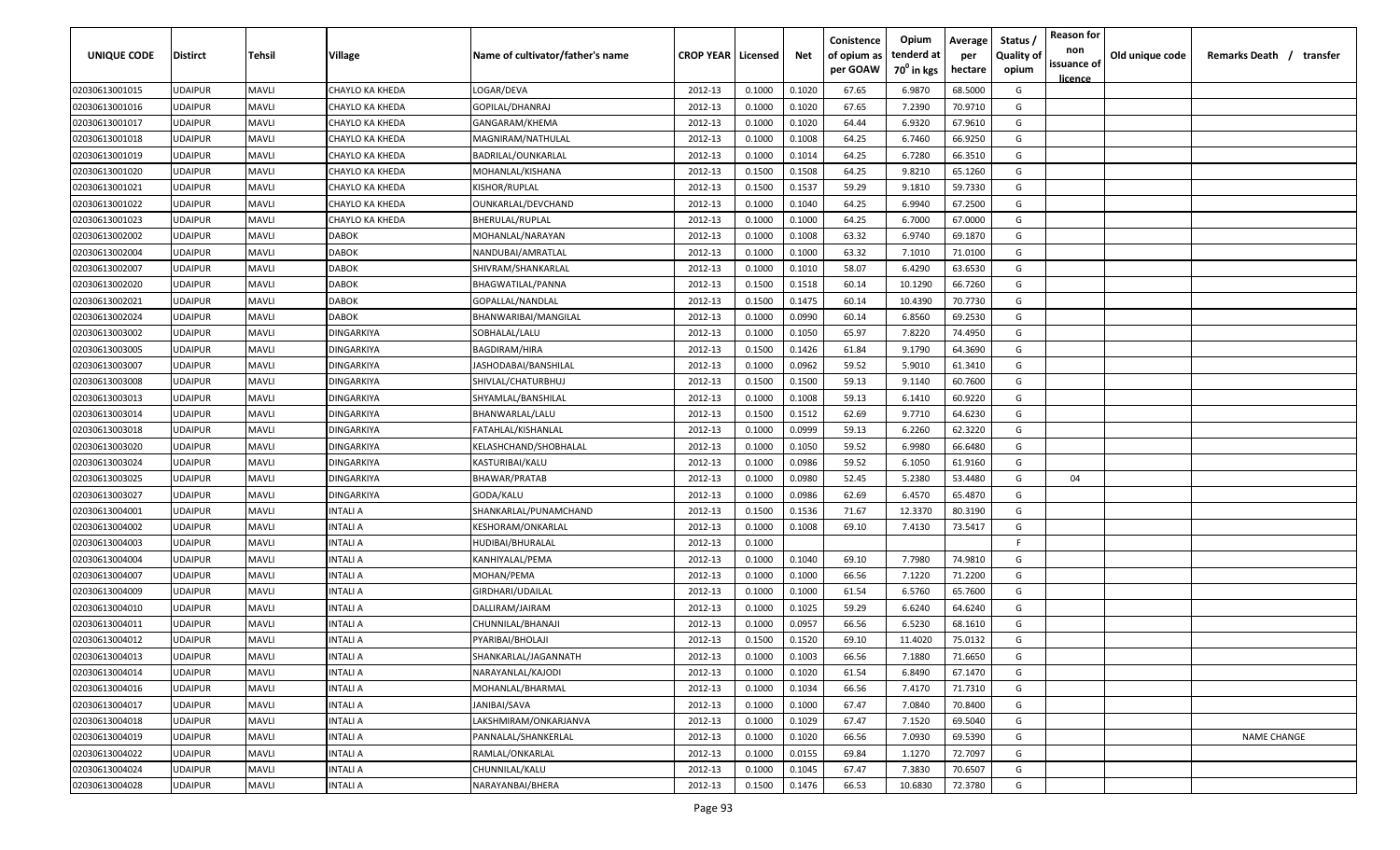| UNIQUE CODE | Distirct | Tehsil | Village | Name of cultivator/father's name | CROP YEAR | Licensed | Net | Conistence of opium as per GOAW | Opium tenderd at 70° in kgs | Average per hectare | Status / Quality of opium | Reason for non issuance of licence | Old unique code | Remarks Death / transfer |
|---|---|---|---|---|---|---|---|---|---|---|---|---|---|---|
| 02030613001015 | UDAIPUR | MAVLI | CHAYLO KA KHEDA | LOGAR/DEVA | 2012-13 | 0.1000 | 0.1020 | 67.65 | 6.9870 | 68.5000 | G | | | |
| 02030613001016 | UDAIPUR | MAVLI | CHAYLO KA KHEDA | GOPILAL/DHANRAJ | 2012-13 | 0.1000 | 0.1020 | 67.65 | 7.2390 | 70.9710 | G | | | |
| 02030613001017 | UDAIPUR | MAVLI | CHAYLO KA KHEDA | GANGARAM/KHEMA | 2012-13 | 0.1000 | 0.1020 | 64.44 | 6.9320 | 67.9610 | G | | | |
| 02030613001018 | UDAIPUR | MAVLI | CHAYLO KA KHEDA | MAGNIRAM/NATHULAL | 2012-13 | 0.1000 | 0.1008 | 64.25 | 6.7460 | 66.9250 | G | | | |
| 02030613001019 | UDAIPUR | MAVLI | CHAYLO KA KHEDA | BADRILAL/OUNKARLAL | 2012-13 | 0.1000 | 0.1014 | 64.25 | 6.7280 | 66.3510 | G | | | |
| 02030613001020 | UDAIPUR | MAVLI | CHAYLO KA KHEDA | MOHANLAL/KISHANA | 2012-13 | 0.1500 | 0.1508 | 64.25 | 9.8210 | 65.1260 | G | | | |
| 02030613001021 | UDAIPUR | MAVLI | CHAYLO KA KHEDA | KISHOR/RUPLAL | 2012-13 | 0.1500 | 0.1537 | 59.29 | 9.1810 | 59.7330 | G | | | |
| 02030613001022 | UDAIPUR | MAVLI | CHAYLO KA KHEDA | OUNKARLAL/DEVCHAND | 2012-13 | 0.1000 | 0.1040 | 64.25 | 6.9940 | 67.2500 | G | | | |
| 02030613001023 | UDAIPUR | MAVLI | CHAYLO KA KHEDA | BHERULAL/RUPLAL | 2012-13 | 0.1000 | 0.1000 | 64.25 | 6.7000 | 67.0000 | G | | | |
| 02030613002002 | UDAIPUR | MAVLI | DABOK | MOHANLAL/NARAYAN | 2012-13 | 0.1000 | 0.1008 | 63.32 | 6.9740 | 69.1870 | G | | | |
| 02030613002004 | UDAIPUR | MAVLI | DABOK | NANDUBAI/AMRATLAL | 2012-13 | 0.1000 | 0.1000 | 63.32 | 7.1010 | 71.0100 | G | | | |
| 02030613002007 | UDAIPUR | MAVLI | DABOK | SHIVRAM/SHANKARLAL | 2012-13 | 0.1000 | 0.1010 | 58.07 | 6.4290 | 63.6530 | G | | | |
| 02030613002020 | UDAIPUR | MAVLI | DABOK | BHAGWATILAL/PANNA | 2012-13 | 0.1500 | 0.1518 | 60.14 | 10.1290 | 66.7260 | G | | | |
| 02030613002021 | UDAIPUR | MAVLI | DABOK | GOPALLAL/NANDLAL | 2012-13 | 0.1500 | 0.1475 | 60.14 | 10.4390 | 70.7730 | G | | | |
| 02030613002024 | UDAIPUR | MAVLI | DABOK | BHANWARIBAI/MANGILAL | 2012-13 | 0.1000 | 0.0990 | 60.14 | 6.8560 | 69.2530 | G | | | |
| 02030613003002 | UDAIPUR | MAVLI | DINGARKIYA | SOBHALAL/LALU | 2012-13 | 0.1000 | 0.1050 | 65.97 | 7.8220 | 74.4950 | G | | | |
| 02030613003005 | UDAIPUR | MAVLI | DINGARKIYA | BAGDIRAM/HIRA | 2012-13 | 0.1500 | 0.1426 | 61.84 | 9.1790 | 64.3690 | G | | | |
| 02030613003007 | UDAIPUR | MAVLI | DINGARKIYA | JASHODABAI/BANSHILAL | 2012-13 | 0.1000 | 0.0962 | 59.52 | 5.9010 | 61.3410 | G | | | |
| 02030613003008 | UDAIPUR | MAVLI | DINGARKIYA | SHIVLAL/CHATURBHUJ | 2012-13 | 0.1500 | 0.1500 | 59.13 | 9.1140 | 60.7600 | G | | | |
| 02030613003013 | UDAIPUR | MAVLI | DINGARKIYA | SHYAMLAL/BANSHILAL | 2012-13 | 0.1000 | 0.1008 | 59.13 | 6.1410 | 60.9220 | G | | | |
| 02030613003014 | UDAIPUR | MAVLI | DINGARKIYA | BHANWARLAL/LALU | 2012-13 | 0.1500 | 0.1512 | 62.69 | 9.7710 | 64.6230 | G | | | |
| 02030613003018 | UDAIPUR | MAVLI | DINGARKIYA | FATAHLAL/KISHANLAL | 2012-13 | 0.1000 | 0.0999 | 59.13 | 6.2260 | 62.3220 | G | | | |
| 02030613003020 | UDAIPUR | MAVLI | DINGARKIYA | KELASHCHAND/SHOBHALAL | 2012-13 | 0.1000 | 0.1050 | 59.52 | 6.9980 | 66.6480 | G | | | |
| 02030613003024 | UDAIPUR | MAVLI | DINGARKIYA | KASTURIBAI/KALU | 2012-13 | 0.1000 | 0.0986 | 59.52 | 6.1050 | 61.9160 | G | | | |
| 02030613003025 | UDAIPUR | MAVLI | DINGARKIYA | BHAWAR/PRATAB | 2012-13 | 0.1000 | 0.0980 | 52.45 | 5.2380 | 53.4480 | G | 04 | | |
| 02030613003027 | UDAIPUR | MAVLI | DINGARKIYA | GODA/KALU | 2012-13 | 0.1000 | 0.0986 | 62.69 | 6.4570 | 65.4870 | G | | | |
| 02030613004001 | UDAIPUR | MAVLI | INTALI A | SHANKARLAL/PUNAMCHAND | 2012-13 | 0.1500 | 0.1536 | 71.67 | 12.3370 | 80.3190 | G | | | |
| 02030613004002 | UDAIPUR | MAVLI | INTALI A | KESHORAM/ONKARLAL | 2012-13 | 0.1000 | 0.1008 | 69.10 | 7.4130 | 73.5417 | G | | | |
| 02030613004003 | UDAIPUR | MAVLI | INTALI A | HUDIBAI/BHURALAL | 2012-13 | 0.1000 | | | | | F | | | |
| 02030613004004 | UDAIPUR | MAVLI | INTALI A | KANHIYALAL/PEMA | 2012-13 | 0.1000 | 0.1040 | 69.10 | 7.7980 | 74.9810 | G | | | |
| 02030613004007 | UDAIPUR | MAVLI | INTALI A | MOHAN/PEMA | 2012-13 | 0.1000 | 0.1000 | 66.56 | 7.1220 | 71.2200 | G | | | |
| 02030613004009 | UDAIPUR | MAVLI | INTALI A | GIRDHARI/UDAILAL | 2012-13 | 0.1000 | 0.1000 | 61.54 | 6.5760 | 65.7600 | G | | | |
| 02030613004010 | UDAIPUR | MAVLI | INTALI A | DALLIRAM/JAIRAM | 2012-13 | 0.1000 | 0.1025 | 59.29 | 6.6240 | 64.6240 | G | | | |
| 02030613004011 | UDAIPUR | MAVLI | INTALI A | CHUNNILAL/BHANAJI | 2012-13 | 0.1000 | 0.0957 | 66.56 | 6.5230 | 68.1610 | G | | | |
| 02030613004012 | UDAIPUR | MAVLI | INTALI A | PYARIBAI/BHOLAJI | 2012-13 | 0.1500 | 0.1520 | 69.10 | 11.4020 | 75.0132 | G | | | |
| 02030613004013 | UDAIPUR | MAVLI | INTALI A | SHANKARLAL/JAGANNATH | 2012-13 | 0.1000 | 0.1003 | 66.56 | 7.1880 | 71.6650 | G | | | |
| 02030613004014 | UDAIPUR | MAVLI | INTALI A | NARAYANLAL/KAJODI | 2012-13 | 0.1000 | 0.1020 | 61.54 | 6.8490 | 67.1470 | G | | | |
| 02030613004016 | UDAIPUR | MAVLI | INTALI A | MOHANLAL/BHARMAL | 2012-13 | 0.1000 | 0.1034 | 66.56 | 7.4170 | 71.7310 | G | | | |
| 02030613004017 | UDAIPUR | MAVLI | INTALI A | JANIBAI/SAVA | 2012-13 | 0.1000 | 0.1000 | 67.47 | 7.0840 | 70.8400 | G | | | |
| 02030613004018 | UDAIPUR | MAVLI | INTALI A | LAKSHMIRAM/ONKARJANVA | 2012-13 | 0.1000 | 0.1029 | 67.47 | 7.1520 | 69.5040 | G | | | |
| 02030613004019 | UDAIPUR | MAVLI | INTALI A | PANNALAL/SHANKERLAL | 2012-13 | 0.1000 | 0.1020 | 66.56 | 7.0930 | 69.5390 | G | | | NAME CHANGE |
| 02030613004022 | UDAIPUR | MAVLI | INTALI A | RAMLAL/ONKARLAL | 2012-13 | 0.1000 | 0.0155 | 69.84 | 1.1270 | 72.7097 | G | | | |
| 02030613004024 | UDAIPUR | MAVLI | INTALI A | CHUNNILAL/KALU | 2012-13 | 0.1000 | 0.1045 | 67.47 | 7.3830 | 70.6507 | G | | | |
| 02030613004028 | UDAIPUR | MAVLI | INTALI A | NARAYANBAI/BHERA | 2012-13 | 0.1500 | 0.1476 | 66.53 | 10.6830 | 72.3780 | G | | | |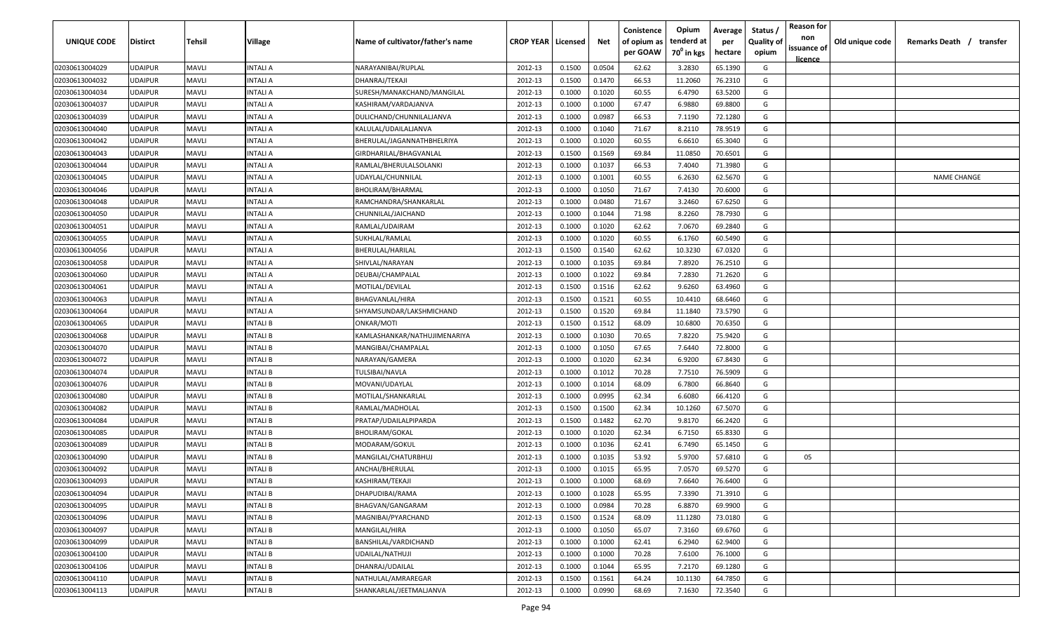| UNIQUE CODE | Distirct | Tehsil | Village | Name of cultivator/father's name | CROP YEAR | Licensed | Net | Conistence of opium as per GOAW | Opium tenderd at $70^0$ in kgs | Average per hectare | Status / Quality of opium | Reason for non issuance of licence | Old unique code | Remarks Death / transfer |
|---|---|---|---|---|---|---|---|---|---|---|---|---|---|---|
| 02030613004029 | UDAIPUR | MAVLI | INTALI A | NARAYANIBAI/RUPLAL | 2012-13 | 0.1500 | 0.0504 | 62.62 | 3.2830 | 65.1390 | G | | | |
| 02030613004032 | UDAIPUR | MAVLI | INTALI A | DHANRAJ/TEKAJI | 2012-13 | 0.1500 | 0.1470 | 66.53 | 11.2060 | 76.2310 | G | | | |
| 02030613004034 | UDAIPUR | MAVLI | INTALI A | SURESH/MANAKCHAND/MANGILAL | 2012-13 | 0.1000 | 0.1020 | 60.55 | 6.4790 | 63.5200 | G | | | |
| 02030613004037 | UDAIPUR | MAVLI | INTALI A | KASHIRAM/VARDAJANVA | 2012-13 | 0.1000 | 0.1000 | 67.47 | 6.9880 | 69.8800 | G | | | |
| 02030613004039 | UDAIPUR | MAVLI | INTALI A | DULICHAND/CHUNNILALJANVA | 2012-13 | 0.1000 | 0.0987 | 66.53 | 7.1190 | 72.1280 | G | | | |
| 02030613004040 | UDAIPUR | MAVLI | INTALI A | KALULAL/UDAILALJANVA | 2012-13 | 0.1000 | 0.1040 | 71.67 | 8.2110 | 78.9519 | G | | | |
| 02030613004042 | UDAIPUR | MAVLI | INTALI A | BHERULAL/JAGANNATHBHELRIYA | 2012-13 | 0.1000 | 0.1020 | 60.55 | 6.6610 | 65.3040 | G | | | |
| 02030613004043 | UDAIPUR | MAVLI | INTALI A | GIRDHARILAL/BHAGVANLAL | 2012-13 | 0.1500 | 0.1569 | 69.84 | 11.0850 | 70.6501 | G | | | |
| 02030613004044 | UDAIPUR | MAVLI | INTALI A | RAMLAL/BHERULALSOLANKI | 2012-13 | 0.1000 | 0.1037 | 66.53 | 7.4040 | 71.3980 | G | | | |
| 02030613004045 | UDAIPUR | MAVLI | INTALI A | UDAYLAL/CHUNNILAL | 2012-13 | 0.1000 | 0.1001 | 60.55 | 6.2630 | 62.5670 | G | | | NAME CHANGE |
| 02030613004046 | UDAIPUR | MAVLI | INTALI A | BHOLIRAM/BHARMAL | 2012-13 | 0.1000 | 0.1050 | 71.67 | 7.4130 | 70.6000 | G | | | |
| 02030613004048 | UDAIPUR | MAVLI | INTALI A | RAMCHANDRA/SHANKARLAL | 2012-13 | 0.1000 | 0.0480 | 71.67 | 3.2460 | 67.6250 | G | | | |
| 02030613004050 | UDAIPUR | MAVLI | INTALI A | CHUNNILAL/JAICHAND | 2012-13 | 0.1000 | 0.1044 | 71.98 | 8.2260 | 78.7930 | G | | | |
| 02030613004051 | UDAIPUR | MAVLI | INTALI A | RAMLAL/UDAIRAM | 2012-13 | 0.1000 | 0.1020 | 62.62 | 7.0670 | 69.2840 | G | | | |
| 02030613004055 | UDAIPUR | MAVLI | INTALI A | SUKHLAL/RAMLAL | 2012-13 | 0.1000 | 0.1020 | 60.55 | 6.1760 | 60.5490 | G | | | |
| 02030613004056 | UDAIPUR | MAVLI | INTALI A | BHERULAL/HARILAL | 2012-13 | 0.1500 | 0.1540 | 62.62 | 10.3230 | 67.0320 | G | | | |
| 02030613004058 | UDAIPUR | MAVLI | INTALI A | SHIVLAL/NARAYAN | 2012-13 | 0.1000 | 0.1035 | 69.84 | 7.8920 | 76.2510 | G | | | |
| 02030613004060 | UDAIPUR | MAVLI | INTALI A | DEUBAI/CHAMPALAL | 2012-13 | 0.1000 | 0.1022 | 69.84 | 7.2830 | 71.2620 | G | | | |
| 02030613004061 | UDAIPUR | MAVLI | INTALI A | MOTILAL/DEVILAL | 2012-13 | 0.1500 | 0.1516 | 62.62 | 9.6260 | 63.4960 | G | | | |
| 02030613004063 | UDAIPUR | MAVLI | INTALI A | BHAGVANLAL/HIRA | 2012-13 | 0.1500 | 0.1521 | 60.55 | 10.4410 | 68.6460 | G | | | |
| 02030613004064 | UDAIPUR | MAVLI | INTALI A | SHYAMSUNDAR/LAKSHMICHAND | 2012-13 | 0.1500 | 0.1520 | 69.84 | 11.1840 | 73.5790 | G | | | |
| 02030613004065 | UDAIPUR | MAVLI | INTALI B | ONKAR/MOTI | 2012-13 | 0.1500 | 0.1512 | 68.09 | 10.6800 | 70.6350 | G | | | |
| 02030613004068 | UDAIPUR | MAVLI | INTALI B | KAMLASHANKAR/NATHUJIMENARIYA | 2012-13 | 0.1000 | 0.1030 | 70.65 | 7.8220 | 75.9420 | G | | | |
| 02030613004070 | UDAIPUR | MAVLI | INTALI B | MANGIBAI/CHAMPALAL | 2012-13 | 0.1000 | 0.1050 | 67.65 | 7.6440 | 72.8000 | G | | | |
| 02030613004072 | UDAIPUR | MAVLI | INTALI B | NARAYAN/GAMERA | 2012-13 | 0.1000 | 0.1020 | 62.34 | 6.9200 | 67.8430 | G | | | |
| 02030613004074 | UDAIPUR | MAVLI | INTALI B | TULSIBAI/NAVLA | 2012-13 | 0.1000 | 0.1012 | 70.28 | 7.7510 | 76.5909 | G | | | |
| 02030613004076 | UDAIPUR | MAVLI | INTALI B | MOVANI/UDAYLAL | 2012-13 | 0.1000 | 0.1014 | 68.09 | 6.7800 | 66.8640 | G | | | |
| 02030613004080 | UDAIPUR | MAVLI | INTALI B | MOTILAL/SHANKARLAL | 2012-13 | 0.1000 | 0.0995 | 62.34 | 6.6080 | 66.4120 | G | | | |
| 02030613004082 | UDAIPUR | MAVLI | INTALI B | RAMLAL/MADHOLAL | 2012-13 | 0.1500 | 0.1500 | 62.34 | 10.1260 | 67.5070 | G | | | |
| 02030613004084 | UDAIPUR | MAVLI | INTALI B | PRATAP/UDAILALPIPARDA | 2012-13 | 0.1500 | 0.1482 | 62.70 | 9.8170 | 66.2420 | G | | | |
| 02030613004085 | UDAIPUR | MAVLI | INTALI B | BHOLIRAM/GOKAL | 2012-13 | 0.1000 | 0.1020 | 62.34 | 6.7150 | 65.8330 | G | | | |
| 02030613004089 | UDAIPUR | MAVLI | INTALI B | MODARAM/GOKUL | 2012-13 | 0.1000 | 0.1036 | 62.41 | 6.7490 | 65.1450 | G | | | |
| 02030613004090 | UDAIPUR | MAVLI | INTALI B | MANGILAL/CHATURBHUJ | 2012-13 | 0.1000 | 0.1035 | 53.92 | 5.9700 | 57.6810 | G | 05 | | |
| 02030613004092 | UDAIPUR | MAVLI | INTALI B | ANCHAI/BHERULAL | 2012-13 | 0.1000 | 0.1015 | 65.95 | 7.0570 | 69.5270 | G | | | |
| 02030613004093 | UDAIPUR | MAVLI | INTALI B | KASHIRAM/TEKAJI | 2012-13 | 0.1000 | 0.1000 | 68.69 | 7.6640 | 76.6400 | G | | | |
| 02030613004094 | UDAIPUR | MAVLI | INTALI B | DHAPUDIBAI/RAMA | 2012-13 | 0.1000 | 0.1028 | 65.95 | 7.3390 | 71.3910 | G | | | |
| 02030613004095 | UDAIPUR | MAVLI | INTALI B | BHAGVAN/GANGARAM | 2012-13 | 0.1000 | 0.0984 | 70.28 | 6.8870 | 69.9900 | G | | | |
| 02030613004096 | UDAIPUR | MAVLI | INTALI B | MAGNIBAI/PYARCHAND | 2012-13 | 0.1500 | 0.1524 | 68.09 | 11.1280 | 73.0180 | G | | | |
| 02030613004097 | UDAIPUR | MAVLI | INTALI B | MANGILAL/HIRA | 2012-13 | 0.1000 | 0.1050 | 65.07 | 7.3160 | 69.6760 | G | | | |
| 02030613004099 | UDAIPUR | MAVLI | INTALI B | BANSHILAL/VARDICHAND | 2012-13 | 0.1000 | 0.1000 | 62.41 | 6.2940 | 62.9400 | G | | | |
| 02030613004100 | UDAIPUR | MAVLI | INTALI B | UDAILAL/NATHUJI | 2012-13 | 0.1000 | 0.1000 | 70.28 | 7.6100 | 76.1000 | G | | | |
| 02030613004106 | UDAIPUR | MAVLI | INTALI B | DHANRAJ/UDAILAL | 2012-13 | 0.1000 | 0.1044 | 65.95 | 7.2170 | 69.1280 | G | | | |
| 02030613004110 | UDAIPUR | MAVLI | INTALI B | NATHULAL/AMRAREGAR | 2012-13 | 0.1500 | 0.1561 | 64.24 | 10.1130 | 64.7850 | G | | | |
| 02030613004113 | UDAIPUR | MAVLI | INTALI B | SHANKARLAL/JEETMALJANVA | 2012-13 | 0.1000 | 0.0990 | 68.69 | 7.1630 | 72.3540 | G | | | |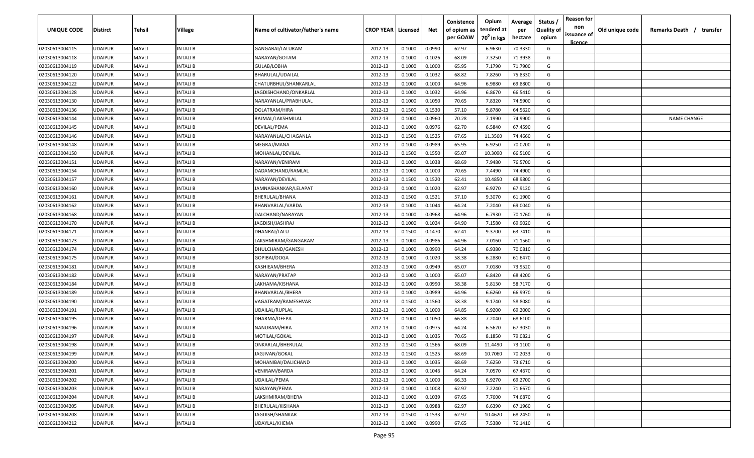| UNIQUE CODE | Distirct | Tehsil | Village | Name of cultivator/father's name | CROP YEAR | Licensed | Net | Conistence of opium as per GOAW | Opium tenderd at 70⁰ in kgs | Average per hectare | Status / Quality of opium | Reason for non issuance of licence | Old unique code | Remarks Death / transfer |
|---|---|---|---|---|---|---|---|---|---|---|---|---|---|---|
| 02030613004115 | UDAIPUR | MAVLI | INTALI B | GANGABAI/LALURAM | 2012-13 | 0.1000 | 0.0990 | 62.97 | 6.9630 | 70.3330 | G | | | |
| 02030613004118 | UDAIPUR | MAVLI | INTALI B | NARAYAN/GOTAM | 2012-13 | 0.1000 | 0.1026 | 68.09 | 7.3250 | 71.3938 | G | | | |
| 02030613004119 | UDAIPUR | MAVLI | INTALI B | GULAB/LOBHA | 2012-13 | 0.1000 | 0.1000 | 65.95 | 7.1790 | 71.7900 | G | | | |
| 02030613004120 | UDAIPUR | MAVLI | INTALI B | BHARULAL/UDAILAL | 2012-13 | 0.1000 | 0.1032 | 68.82 | 7.8260 | 75.8330 | G | | | |
| 02030613004122 | UDAIPUR | MAVLI | INTALI B | CHATURBHUJ/SHANKARLAL | 2012-13 | 0.1000 | 0.1000 | 64.96 | 6.9880 | 69.8800 | G | | | |
| 02030613004128 | UDAIPUR | MAVLI | INTALI B | JAGDISHCHAND/ONKARLAL | 2012-13 | 0.1000 | 0.1032 | 64.96 | 6.8670 | 66.5410 | G | | | |
| 02030613004130 | UDAIPUR | MAVLI | INTALI B | NARAYANLAL/PRABHULAL | 2012-13 | 0.1000 | 0.1050 | 70.65 | 7.8320 | 74.5900 | G | | | |
| 02030613004136 | UDAIPUR | MAVLI | INTALI B | DOLATRAM/HIRA | 2012-13 | 0.1500 | 0.1530 | 57.10 | 9.8780 | 64.5620 | G | | | |
| 02030613004144 | UDAIPUR | MAVLI | INTALI B | RAJMAL/LAKSHMILAL | 2012-13 | 0.1000 | 0.0960 | 70.28 | 7.1990 | 74.9900 | G | | | NAME CHANGE |
| 02030613004145 | UDAIPUR | MAVLI | INTALI B | DEVILAL/PEMA | 2012-13 | 0.1000 | 0.0976 | 62.70 | 6.5840 | 67.4590 | G | | | |
| 02030613004146 | UDAIPUR | MAVLI | INTALI B | NARAYANLAL/CHAGANLA | 2012-13 | 0.1500 | 0.1525 | 67.65 | 11.3560 | 74.4660 | G | | | |
| 02030613004148 | UDAIPUR | MAVLI | INTALI B | MEGRAJ/MANA | 2012-13 | 0.1000 | 0.0989 | 65.95 | 6.9250 | 70.0200 | G | | | |
| 02030613004150 | UDAIPUR | MAVLI | INTALI B | MOHANLAL/DEVILAL | 2012-13 | 0.1500 | 0.1550 | 65.07 | 10.3090 | 66.5100 | G | | | |
| 02030613004151 | UDAIPUR | MAVLI | INTALI B | NARAYAN/VENIRAM | 2012-13 | 0.1000 | 0.1038 | 68.69 | 7.9480 | 76.5700 | G | | | |
| 02030613004154 | UDAIPUR | MAVLI | INTALI B | DADAMCHAND/RAMLAL | 2012-13 | 0.1000 | 0.1000 | 70.65 | 7.4490 | 74.4900 | G | | | |
| 02030613004157 | UDAIPUR | MAVLI | INTALI B | NARAYAN/DEVILAL | 2012-13 | 0.1500 | 0.1520 | 62.41 | 10.4850 | 68.9800 | G | | | |
| 02030613004160 | UDAIPUR | MAVLI | INTALI B | JAMNASHANKAR/LELAPAT | 2012-13 | 0.1000 | 0.1020 | 62.97 | 6.9270 | 67.9120 | G | | | |
| 02030613004161 | UDAIPUR | MAVLI | INTALI B | BHERULAL/BHANA | 2012-13 | 0.1500 | 0.1521 | 57.10 | 9.3070 | 61.1900 | G | | | |
| 02030613004162 | UDAIPUR | MAVLI | INTALI B | BHANVARLAL/VARDA | 2012-13 | 0.1000 | 0.1044 | 64.24 | 7.2040 | 69.0040 | G | | | |
| 02030613004168 | UDAIPUR | MAVLI | INTALI B | DALCHAND/NARAYAN | 2012-13 | 0.1000 | 0.0968 | 64.96 | 6.7930 | 70.1760 | G | | | |
| 02030613004170 | UDAIPUR | MAVLI | INTALI B | JAGDISH/JASHRAJ | 2012-13 | 0.1000 | 0.1024 | 64.90 | 7.1580 | 69.9020 | G | | | |
| 02030613004171 | UDAIPUR | MAVLI | INTALI B | DHANRAJ/LALU | 2012-13 | 0.1500 | 0.1470 | 62.41 | 9.3700 | 63.7410 | G | | | |
| 02030613004173 | UDAIPUR | MAVLI | INTALI B | LAKSHMIRAM/GANGARAM | 2012-13 | 0.1000 | 0.0986 | 64.96 | 7.0160 | 71.1560 | G | | | |
| 02030613004174 | UDAIPUR | MAVLI | INTALI B | DHULCHAND/GANESH | 2012-13 | 0.1000 | 0.0990 | 64.24 | 6.9380 | 70.0810 | G | | | |
| 02030613004175 | UDAIPUR | MAVLI | INTALI B | GOPIBAI/DOGA | 2012-13 | 0.1000 | 0.1020 | 58.38 | 6.2880 | 61.6470 | G | | | |
| 02030613004181 | UDAIPUR | MAVLI | INTALI B | KASHIEAM/BHERA | 2012-13 | 0.1000 | 0.0949 | 65.07 | 7.0180 | 73.9520 | G | | | |
| 02030613004182 | UDAIPUR | MAVLI | INTALI B | NARAYAN/PRATAP | 2012-13 | 0.1000 | 0.1000 | 65.07 | 6.8420 | 68.4200 | G | | | |
| 02030613004184 | UDAIPUR | MAVLI | INTALI B | LAKHAMA/KISHANA | 2012-13 | 0.1000 | 0.0990 | 58.38 | 5.8130 | 58.7170 | G | | | |
| 02030613004189 | UDAIPUR | MAVLI | INTALI B | BHANVARLAL/BHERA | 2012-13 | 0.1000 | 0.0989 | 64.96 | 6.6260 | 66.9970 | G | | | |
| 02030613004190 | UDAIPUR | MAVLI | INTALI B | VAGATRAM/RAMESHVAR | 2012-13 | 0.1500 | 0.1560 | 58.38 | 9.1740 | 58.8080 | G | | | |
| 02030613004191 | UDAIPUR | MAVLI | INTALI B | UDAILAL/RUPLAL | 2012-13 | 0.1000 | 0.1000 | 64.85 | 6.9200 | 69.2000 | G | | | |
| 02030613004195 | UDAIPUR | MAVLI | INTALI B | DHARMA/DEEPA | 2012-13 | 0.1000 | 0.1050 | 66.88 | 7.2040 | 68.6100 | G | | | |
| 02030613004196 | UDAIPUR | MAVLI | INTALI B | NANURAM/HIRA | 2012-13 | 0.1000 | 0.0975 | 64.24 | 6.5620 | 67.3030 | G | | | |
| 02030613004197 | UDAIPUR | MAVLI | INTALI B | MOTILAL/GOKAL | 2012-13 | 0.1000 | 0.1035 | 70.65 | 8.1850 | 79.0821 | G | | | |
| 02030613004198 | UDAIPUR | MAVLI | INTALI B | ONKARLAL/BHERULAL | 2012-13 | 0.1500 | 0.1566 | 68.09 | 11.4490 | 73.1100 | G | | | |
| 02030613004199 | UDAIPUR | MAVLI | INTALI B | JAGJIVAN/GOKAL | 2012-13 | 0.1500 | 0.1525 | 68.69 | 10.7060 | 70.2033 | G | | | |
| 02030613004200 | UDAIPUR | MAVLI | INTALI B | MOHANIBAI/DALICHAND | 2012-13 | 0.1000 | 0.1035 | 68.69 | 7.6250 | 73.6710 | G | | | |
| 02030613004201 | UDAIPUR | MAVLI | INTALI B | VENIRAM/BARDA | 2012-13 | 0.1000 | 0.1046 | 64.24 | 7.0570 | 67.4670 | G | | | |
| 02030613004202 | UDAIPUR | MAVLI | INTALI B | UDAILAL/PEMA | 2012-13 | 0.1000 | 0.1000 | 66.33 | 6.9270 | 69.2700 | G | | | |
| 02030613004203 | UDAIPUR | MAVLI | INTALI B | NARAYAN/PEMA | 2012-13 | 0.1000 | 0.1008 | 62.97 | 7.2240 | 71.6670 | G | | | |
| 02030613004204 | UDAIPUR | MAVLI | INTALI B | LAKSHMIRAM/BHERA | 2012-13 | 0.1000 | 0.1039 | 67.65 | 7.7600 | 74.6870 | G | | | |
| 02030613004205 | UDAIPUR | MAVLI | INTALI B | BHERULAL/KISHANA | 2012-13 | 0.1000 | 0.0988 | 62.97 | 6.6390 | 67.1960 | G | | | |
| 02030613004208 | UDAIPUR | MAVLI | INTALI B | JAGDISH/SHANKAR | 2012-13 | 0.1500 | 0.1533 | 62.97 | 10.4620 | 68.2450 | G | | | |
| 02030613004212 | UDAIPUR | MAVLI | INTALI B | UDAYLAL/KHEMA | 2012-13 | 0.1000 | 0.0990 | 67.65 | 7.5380 | 76.1410 | G | | | |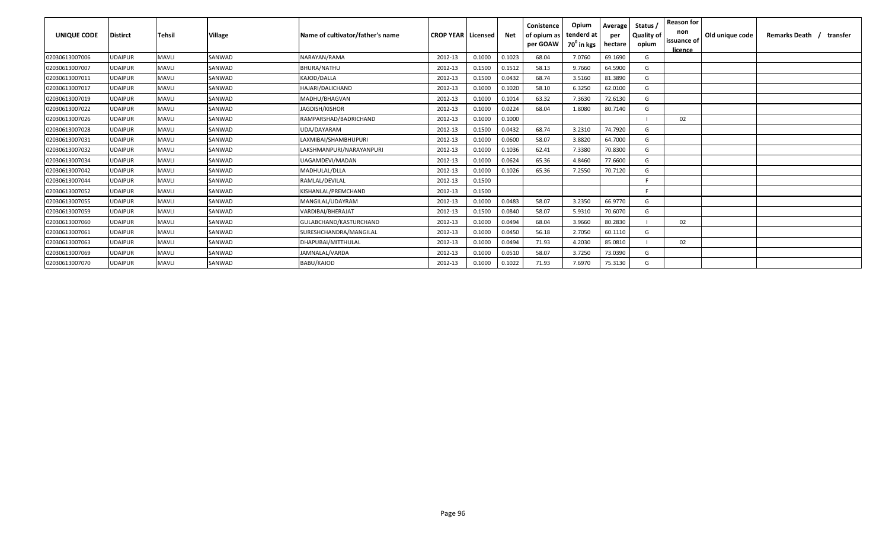| UNIQUE CODE | Distirct | Tehsil | Village | Name of cultivator/father's name | CROP YEAR | Licensed | Net | Conistence of opium as per GOAW | Opium tenderd at $70^0$ in kgs | Average per hectare | Status / Quality of opium | Reason for non issuance of licence | Old unique code | Remarks Death / transfer |
|---|---|---|---|---|---|---|---|---|---|---|---|---|---|---|
| 02030613007006 | UDAIPUR | MAVLI | SANWAD | NARAYAN/RAMA | 2012-13 | 0.1000 | 0.1023 | 68.04 | 7.0760 | 69.1690 | G | | | |
| 02030613007007 | UDAIPUR | MAVLI | SANWAD | BHURA/NATHU | 2012-13 | 0.1500 | 0.1512 | 58.13 | 9.7660 | 64.5900 | G | | | |
| 02030613007011 | UDAIPUR | MAVLI | SANWAD | KAJOD/DALLA | 2012-13 | 0.1500 | 0.0432 | 68.74 | 3.5160 | 81.3890 | G | | | |
| 02030613007017 | UDAIPUR | MAVLI | SANWAD | HAJARI/DALICHAND | 2012-13 | 0.1000 | 0.1020 | 58.10 | 6.3250 | 62.0100 | G | | | |
| 02030613007019 | UDAIPUR | MAVLI | SANWAD | MADHU/BHAGVAN | 2012-13 | 0.1000 | 0.1014 | 63.32 | 7.3630 | 72.6130 | G | | | |
| 02030613007022 | UDAIPUR | MAVLI | SANWAD | JAGDISH/KISHOR | 2012-13 | 0.1000 | 0.0224 | 68.04 | 1.8080 | 80.7140 | G | | | |
| 02030613007026 | UDAIPUR | MAVLI | SANWAD | RAMPARSHAD/BADRICHAND | 2012-13 | 0.1000 | 0.1000 | | | | I | 02 | | |
| 02030613007028 | UDAIPUR | MAVLI | SANWAD | UDA/DAYARAM | 2012-13 | 0.1500 | 0.0432 | 68.74 | 3.2310 | 74.7920 | G | | | |
| 02030613007031 | UDAIPUR | MAVLI | SANWAD | LAXMIBAI/SHAMBHUPURI | 2012-13 | 0.1000 | 0.0600 | 58.07 | 3.8820 | 64.7000 | G | | | |
| 02030613007032 | UDAIPUR | MAVLI | SANWAD | LAKSHMANPURI/NARAYANPURI | 2012-13 | 0.1000 | 0.1036 | 62.41 | 7.3380 | 70.8300 | G | | | |
| 02030613007034 | UDAIPUR | MAVLI | SANWAD | UAGAMDEVI/MADAN | 2012-13 | 0.1000 | 0.0624 | 65.36 | 4.8460 | 77.6600 | G | | | |
| 02030613007042 | UDAIPUR | MAVLI | SANWAD | MADHULAL/DLLA | 2012-13 | 0.1000 | 0.1026 | 65.36 | 7.2550 | 70.7120 | G | | | |
| 02030613007044 | UDAIPUR | MAVLI | SANWAD | RAMLAL/DEVILAL | 2012-13 | 0.1500 | | | | | F | | | |
| 02030613007052 | UDAIPUR | MAVLI | SANWAD | KISHANLAL/PREMCHAND | 2012-13 | 0.1500 | | | | | F | | | |
| 02030613007055 | UDAIPUR | MAVLI | SANWAD | MANGILAL/UDAYRAM | 2012-13 | 0.1000 | 0.0483 | 58.07 | 3.2350 | 66.9770 | G | | | |
| 02030613007059 | UDAIPUR | MAVLI | SANWAD | VARDIBAI/BHERAJAT | 2012-13 | 0.1500 | 0.0840 | 58.07 | 5.9310 | 70.6070 | G | | | |
| 02030613007060 | UDAIPUR | MAVLI | SANWAD | GULABCHAND/KASTURCHAND | 2012-13 | 0.1000 | 0.0494 | 68.04 | 3.9660 | 80.2830 | I | 02 | | |
| 02030613007061 | UDAIPUR | MAVLI | SANWAD | SURESHCHANDRA/MANGILAL | 2012-13 | 0.1000 | 0.0450 | 56.18 | 2.7050 | 60.1110 | G | | | |
| 02030613007063 | UDAIPUR | MAVLI | SANWAD | DHAPUBAI/MITTHULAL | 2012-13 | 0.1000 | 0.0494 | 71.93 | 4.2030 | 85.0810 | I | 02 | | |
| 02030613007069 | UDAIPUR | MAVLI | SANWAD | JAMNALAL/VARDA | 2012-13 | 0.1000 | 0.0510 | 58.07 | 3.7250 | 73.0390 | G | | | |
| 02030613007070 | UDAIPUR | MAVLI | SANWAD | BABU/KAJOD | 2012-13 | 0.1000 | 0.1022 | 71.93 | 7.6970 | 75.3130 | G | | | |